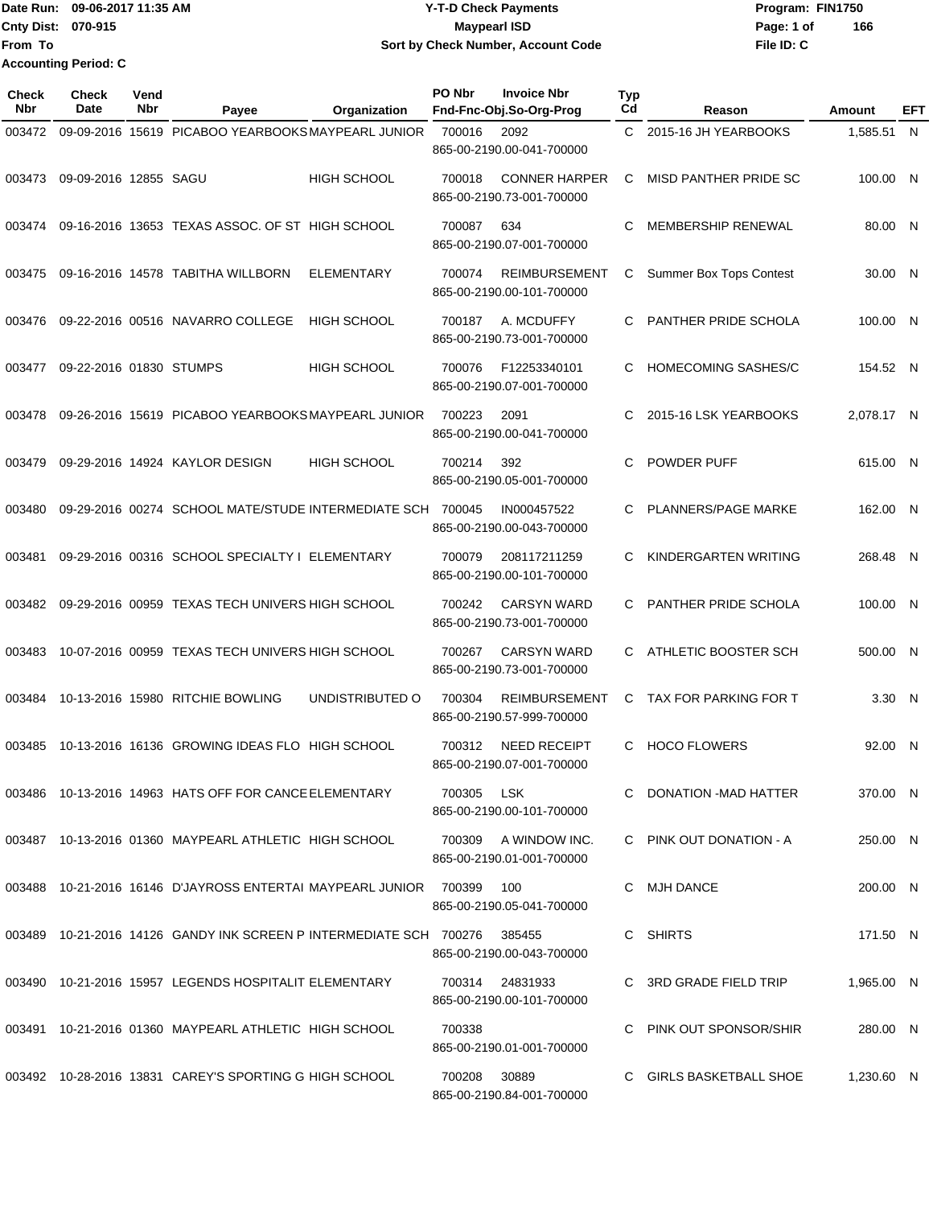Date Run: 09-06-2017 11:35 AM
Cnty Dist: 070-915
From To
Accounting Period: C

**Y-T-D Check Payments**
**Maypearl ISD**
**Sort by Check Number, Account Code**

Program: FIN1750
File ID: C

| Check Nbr | Check Date | Vend Nbr | Payee | Organization | PO Nbr | Invoice Nbr / Fnd-Fnc-Obj.So-Org-Prog | Typ Cd | Reason | Amount | EFT |
|---|---|---|---|---|---|---|---|---|---|---|
| 003472 | 09-09-2016 | 15619 | PICABOO YEARBOOKS | MAYPEARL JUNIOR | 700016 | 2092 / 865-00-2190.00-041-700000 | C | 2015-16 JH YEARBOOKS | 1,585.51 | N |
| 003473 | 09-09-2016 | 12855 | SAGU | HIGH SCHOOL | 700018 | CONNER HARPER / 865-00-2190.73-001-700000 | C | MISD PANTHER PRIDE SC | 100.00 | N |
| 003474 | 09-16-2016 | 13653 | TEXAS ASSOC. OF ST | HIGH SCHOOL | 700087 | 634 / 865-00-2190.07-001-700000 | C | MEMBERSHIP RENEWAL | 80.00 | N |
| 003475 | 09-16-2016 | 14578 | TABITHA WILLBORN | ELEMENTARY | 700074 | REIMBURSEMENT / 865-00-2190.00-101-700000 | C | Summer Box Tops Contest | 30.00 | N |
| 003476 | 09-22-2016 | 00516 | NAVARRO COLLEGE | HIGH SCHOOL | 700187 | A. MCDUFFY / 865-00-2190.73-001-700000 | C | PANTHER PRIDE SCHOLA | 100.00 | N |
| 003477 | 09-22-2016 | 01830 | STUMPS | HIGH SCHOOL | 700076 | F12253340101 / 865-00-2190.07-001-700000 | C | HOMECOMING SASHES/C | 154.52 | N |
| 003478 | 09-26-2016 | 15619 | PICABOO YEARBOOKS | MAYPEARL JUNIOR | 700223 | 2091 / 865-00-2190.00-041-700000 | C | 2015-16 LSK YEARBOOKS | 2,078.17 | N |
| 003479 | 09-29-2016 | 14924 | KAYLOR DESIGN | HIGH SCHOOL | 700214 | 392 / 865-00-2190.05-001-700000 | C | POWDER PUFF | 615.00 | N |
| 003480 | 09-29-2016 | 00274 | SCHOOL MATE/STUDE | INTERMEDIATE SCH | 700045 | IN000457522 / 865-00-2190.00-043-700000 | C | PLANNERS/PAGE MARKE | 162.00 | N |
| 003481 | 09-29-2016 | 00316 | SCHOOL SPECIALTY I | ELEMENTARY | 700079 | 208117211259 / 865-00-2190.00-101-700000 | C | KINDERGARTEN WRITING | 268.48 | N |
| 003482 | 09-29-2016 | 00959 | TEXAS TECH UNIVERS | HIGH SCHOOL | 700242 | CARSYN WARD / 865-00-2190.73-001-700000 | C | PANTHER PRIDE SCHOLA | 100.00 | N |
| 003483 | 10-07-2016 | 00959 | TEXAS TECH UNIVERS | HIGH SCHOOL | 700267 | CARSYN WARD / 865-00-2190.73-001-700000 | C | ATHLETIC BOOSTER SCH | 500.00 | N |
| 003484 | 10-13-2016 | 15980 | RITCHIE BOWLING | UNDISTRIBUTED O | 700304 | REIMBURSEMENT / 865-00-2190.57-999-700000 | C | TAX FOR PARKING FOR T | 3.30 | N |
| 003485 | 10-13-2016 | 16136 | GROWING IDEAS FLO | HIGH SCHOOL | 700312 | NEED RECEIPT / 865-00-2190.07-001-700000 | C | HOCO FLOWERS | 92.00 | N |
| 003486 | 10-13-2016 | 14963 | HATS OFF FOR CANCE | ELEMENTARY | 700305 | LSK / 865-00-2190.00-101-700000 | C | DONATION -MAD HATTER | 370.00 | N |
| 003487 | 10-13-2016 | 01360 | MAYPEARL ATHLETIC | HIGH SCHOOL | 700309 | A WINDOW INC. / 865-00-2190.01-001-700000 | C | PINK OUT DONATION - A | 250.00 | N |
| 003488 | 10-21-2016 | 16146 | D'JAYROSS ENTERTAI | MAYPEARL JUNIOR | 700399 | 100 / 865-00-2190.05-041-700000 | C | MJH DANCE | 200.00 | N |
| 003489 | 10-21-2016 | 14126 | GANDY INK SCREEN P | INTERMEDIATE SCH | 700276 | 385455 / 865-00-2190.00-043-700000 | C | SHIRTS | 171.50 | N |
| 003490 | 10-21-2016 | 15957 | LEGENDS HOSPITALIT | ELEMENTARY | 700314 | 24831933 / 865-00-2190.00-101-700000 | C | 3RD GRADE FIELD TRIP | 1,965.00 | N |
| 003491 | 10-21-2016 | 01360 | MAYPEARL ATHLETIC | HIGH SCHOOL | 700338 | 865-00-2190.01-001-700000 | C | PINK OUT SPONSOR/SHIR | 280.00 | N |
| 003492 | 10-28-2016 | 13831 | CAREY'S SPORTING G | HIGH SCHOOL | 700208 | 30889 / 865-00-2190.84-001-700000 | C | GIRLS BASKETBALL SHOE | 1,230.60 | N |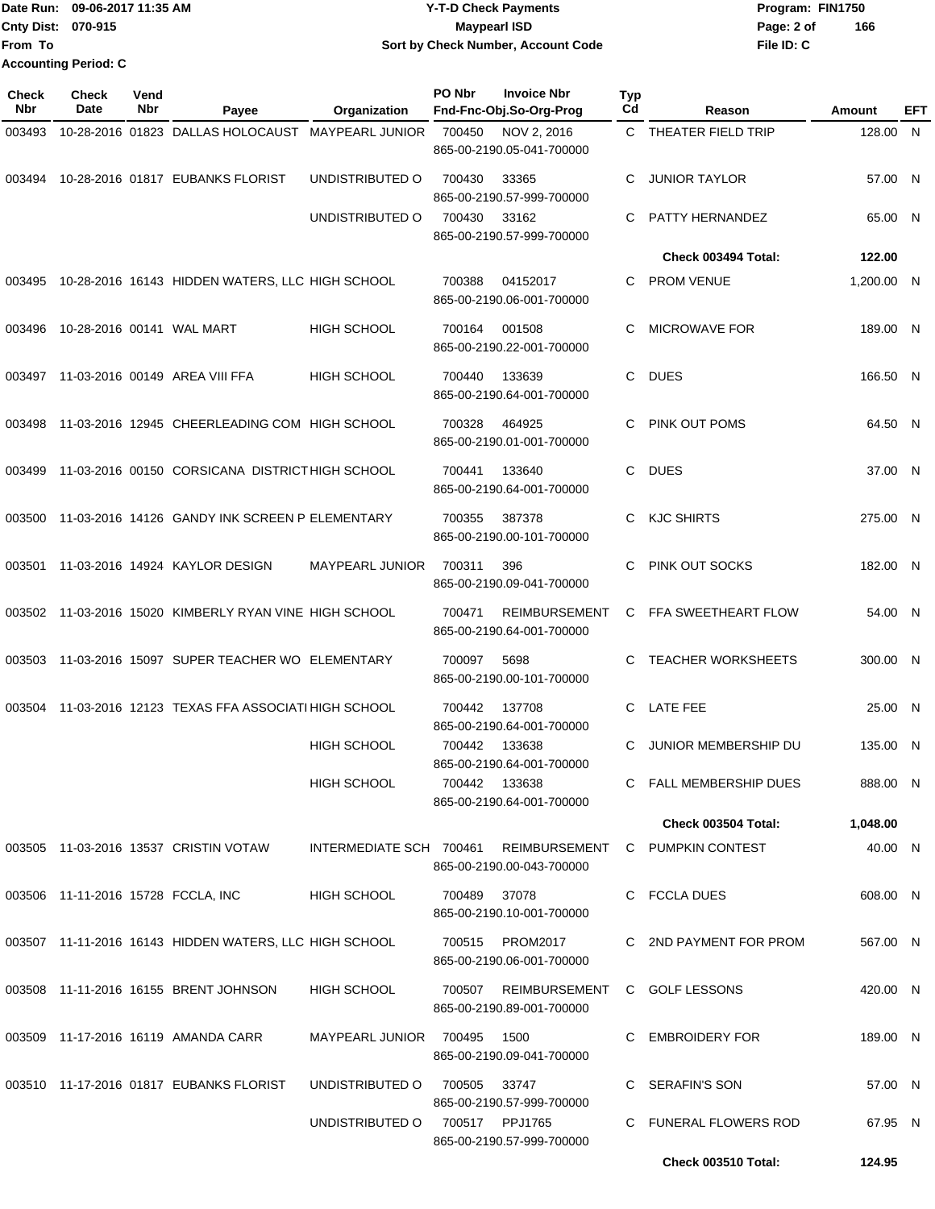Date Run: 09-06-2017 11:35 AM
Cnty Dist: 070-915
From To
Accounting Period: C

**Y-T-D Check Payments**
**Maypearl ISD**
**Sort by Check Number, Account Code**

Program: FIN1750
File ID: C

| Check Nbr | Check Date | Vend Nbr | Payee | Organization | PO Nbr | Invoice Nbr / Fnd-Fnc-Obj.So-Org-Prog | Typ Cd | Reason | Amount | EFT |
|---|---|---|---|---|---|---|---|---|---|---|
| 003493 | 10-28-2016 | 01823 | DALLAS HOLOCAUST | MAYPEARL JUNIOR | 700450 | NOV 2, 2016 865-00-2190.05-041-700000 | C | THEATER FIELD TRIP | 128.00 | N |
| 003494 | 10-28-2016 | 01817 | EUBANKS FLORIST | UNDISTRIBUTED O | 700430 | 33365 865-00-2190.57-999-700000 | C | JUNIOR TAYLOR | 57.00 | N |
| | | | | UNDISTRIBUTED O | 700430 | 33162 865-00-2190.57-999-700000 | C | PATTY HERNANDEZ | 65.00 | N |
| | | | | | | | | **Check 003494 Total:** | **122.00** | |
| 003495 | 10-28-2016 | 16143 | HIDDEN WATERS, LLC | HIGH SCHOOL | 700388 | 04152017 865-00-2190.06-001-700000 | C | PROM VENUE | 1,200.00 | N |
| 003496 | 10-28-2016 | 00141 | WAL MART | HIGH SCHOOL | 700164 | 001508 865-00-2190.22-001-700000 | C | MICROWAVE FOR | 189.00 | N |
| 003497 | 11-03-2016 | 00149 | AREA VIII FFA | HIGH SCHOOL | 700440 | 133639 865-00-2190.64-001-700000 | C | DUES | 166.50 | N |
| 003498 | 11-03-2016 | 12945 | CHEERLEADING COM | HIGH SCHOOL | 700328 | 464925 865-00-2190.01-001-700000 | C | PINK OUT POMS | 64.50 | N |
| 003499 | 11-03-2016 | 00150 | CORSICANA DISTRICT | HIGH SCHOOL | 700441 | 133640 865-00-2190.64-001-700000 | C | DUES | 37.00 | N |
| 003500 | 11-03-2016 | 14126 | GANDY INK SCREEN P | ELEMENTARY | 700355 | 387378 865-00-2190.00-101-700000 | C | KJC SHIRTS | 275.00 | N |
| 003501 | 11-03-2016 | 14924 | KAYLOR DESIGN | MAYPEARL JUNIOR | 700311 | 396 865-00-2190.09-041-700000 | C | PINK OUT SOCKS | 182.00 | N |
| 003502 | 11-03-2016 | 15020 | KIMBERLY RYAN VINE | HIGH SCHOOL | 700471 | REIMBURSEMENT 865-00-2190.64-001-700000 | C | FFA SWEETHEART FLOW | 54.00 | N |
| 003503 | 11-03-2016 | 15097 | SUPER TEACHER WO | ELEMENTARY | 700097 | 5698 865-00-2190.00-101-700000 | C | TEACHER WORKSHEETS | 300.00 | N |
| 003504 | 11-03-2016 | 12123 | TEXAS FFA ASSOCIATI | HIGH SCHOOL | 700442 | 137708 865-00-2190.64-001-700000 | C | LATE FEE | 25.00 | N |
| | | | | HIGH SCHOOL | 700442 | 133638 865-00-2190.64-001-700000 | C | JUNIOR MEMBERSHIP DU | 135.00 | N |
| | | | | HIGH SCHOOL | 700442 | 133638 865-00-2190.64-001-700000 | C | FALL MEMBERSHIP DUES | 888.00 | N |
| | | | | | | | | **Check 003504 Total:** | **1,048.00** | |
| 003505 | 11-03-2016 | 13537 | CRISTIN VOTAW | INTERMEDIATE SCH | 700461 | REIMBURSEMENT 865-00-2190.00-043-700000 | C | PUMPKIN CONTEST | 40.00 | N |
| 003506 | 11-11-2016 | 15728 | FCCLA, INC | HIGH SCHOOL | 700489 | 37078 865-00-2190.10-001-700000 | C | FCCLA DUES | 608.00 | N |
| 003507 | 11-11-2016 | 16143 | HIDDEN WATERS, LLC | HIGH SCHOOL | 700515 | PROM2017 865-00-2190.06-001-700000 | C | 2ND PAYMENT FOR PROM | 567.00 | N |
| 003508 | 11-11-2016 | 16155 | BRENT JOHNSON | HIGH SCHOOL | 700507 | REIMBURSEMENT 865-00-2190.89-001-700000 | C | GOLF LESSONS | 420.00 | N |
| 003509 | 11-17-2016 | 16119 | AMANDA CARR | MAYPEARL JUNIOR | 700495 | 1500 865-00-2190.09-041-700000 | C | EMBROIDERY FOR | 189.00 | N |
| 003510 | 11-17-2016 | 01817 | EUBANKS FLORIST | UNDISTRIBUTED O | 700505 | 33747 865-00-2190.57-999-700000 | C | SERAFIN'S SON | 57.00 | N |
| | | | | UNDISTRIBUTED O | 700517 | PPJ1765 865-00-2190.57-999-700000 | C | FUNERAL FLOWERS ROD | 67.95 | N |
| | | | | | | | | **Check 003510 Total:** | **124.95** | |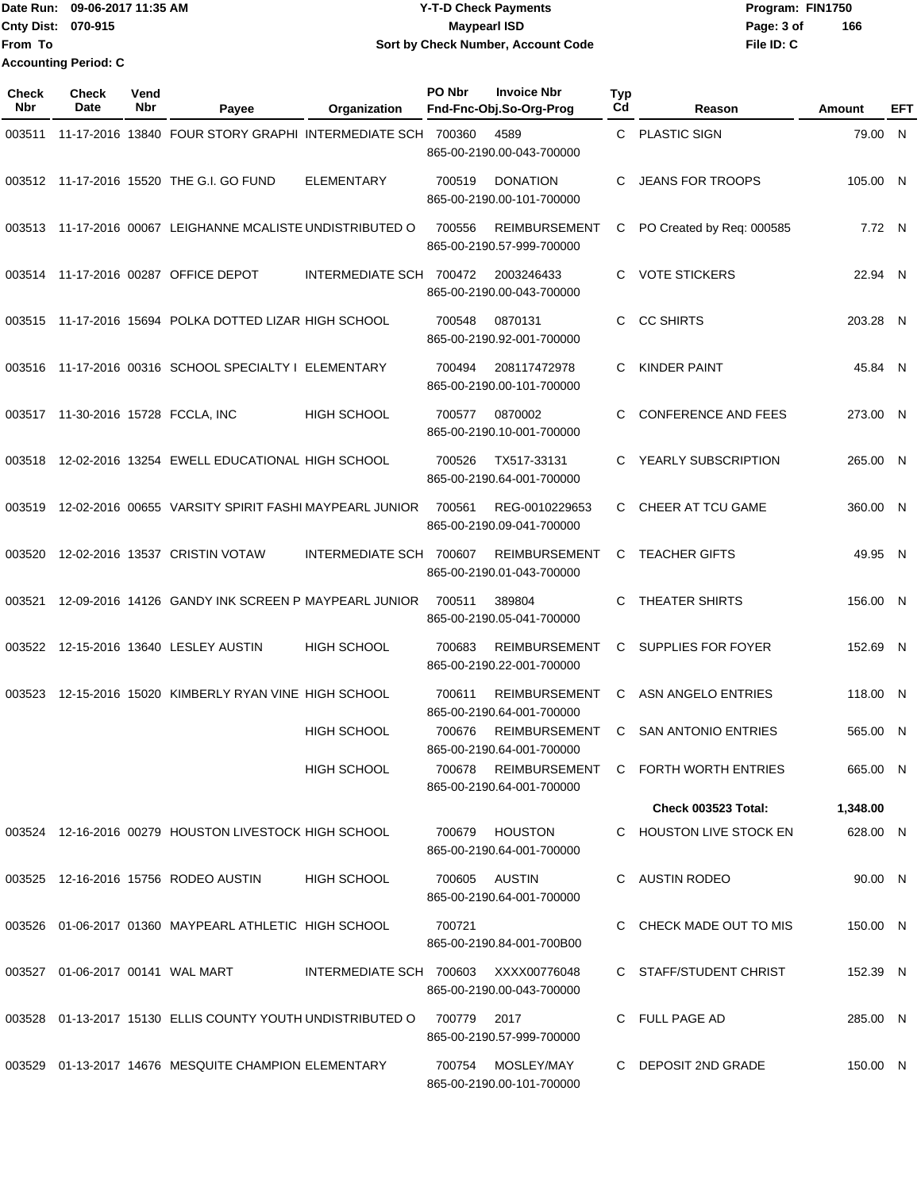Date Run: 09-06-2017 11:35 AM
Cnty Dist: 070-915
From To
Accounting Period: C

# Y-T-D Check Payments
## Maypearl ISD
### Sort by Check Number, Account Code

Program: FIN1750
File ID: C

| Check Nbr | Check Date | Vend Nbr | Payee | Organization | PO Nbr | Invoice Nbr / Fnd-Fnc-Obj.So-Org-Prog | Typ Cd | Reason | Amount | EFT |
|---|---|---|---|---|---|---|---|---|---|---|
| 003511 | 11-17-2016 | 13840 | FOUR STORY GRAPHI | INTERMEDIATE SCH | 700360 | 4589 865-00-2190.00-043-700000 | C | PLASTIC SIGN | 79.00 | N |
| 003512 | 11-17-2016 | 15520 | THE G.I. GO FUND | ELEMENTARY | 700519 | DONATION 865-00-2190.00-101-700000 | C | JEANS FOR TROOPS | 105.00 | N |
| 003513 | 11-17-2016 | 00067 | LEIGHANNE MCALISTE | UNDISTRIBUTED O | 700556 | REIMBURSEMENT 865-00-2190.57-999-700000 | C | PO Created by Req: 000585 | 7.72 | N |
| 003514 | 11-17-2016 | 00287 | OFFICE DEPOT | INTERMEDIATE SCH | 700472 | 2003246433 865-00-2190.00-043-700000 | C | VOTE STICKERS | 22.94 | N |
| 003515 | 11-17-2016 | 15694 | POLKA DOTTED LIZAR | HIGH SCHOOL | 700548 | 0870131 865-00-2190.92-001-700000 | C | CC SHIRTS | 203.28 | N |
| 003516 | 11-17-2016 | 00316 | SCHOOL SPECIALTY I | ELEMENTARY | 700494 | 208117472978 865-00-2190.00-101-700000 | C | KINDER PAINT | 45.84 | N |
| 003517 | 11-30-2016 | 15728 | FCCLA, INC | HIGH SCHOOL | 700577 | 0870002 865-00-2190.10-001-700000 | C | CONFERENCE AND FEES | 273.00 | N |
| 003518 | 12-02-2016 | 13254 | EWELL EDUCATIONAL | HIGH SCHOOL | 700526 | TX517-33131 865-00-2190.64-001-700000 | C | YEARLY SUBSCRIPTION | 265.00 | N |
| 003519 | 12-02-2016 | 00655 | VARSITY SPIRIT FASHI | MAYPEARL JUNIOR | 700561 | REG-0010229653 865-00-2190.09-041-700000 | C | CHEER AT TCU GAME | 360.00 | N |
| 003520 | 12-02-2016 | 13537 | CRISTIN VOTAW | INTERMEDIATE SCH | 700607 | REIMBURSEMENT 865-00-2190.01-043-700000 | C | TEACHER GIFTS | 49.95 | N |
| 003521 | 12-09-2016 | 14126 | GANDY INK SCREEN P | MAYPEARL JUNIOR | 700511 | 389804 865-00-2190.05-041-700000 | C | THEATER SHIRTS | 156.00 | N |
| 003522 | 12-15-2016 | 13640 | LESLEY AUSTIN | HIGH SCHOOL | 700683 | REIMBURSEMENT 865-00-2190.22-001-700000 | C | SUPPLIES FOR FOYER | 152.69 | N |
| 003523 | 12-15-2016 | 15020 | KIMBERLY RYAN VINE | HIGH SCHOOL | 700611 | REIMBURSEMENT 865-00-2190.64-001-700000 | C | ASN ANGELO ENTRIES | 118.00 | N |
| | | | | HIGH SCHOOL | 700676 | REIMBURSEMENT 865-00-2190.64-001-700000 | C | SAN ANTONIO ENTRIES | 565.00 | N |
| | | | | HIGH SCHOOL | 700678 | REIMBURSEMENT 865-00-2190.64-001-700000 | C | FORTH WORTH ENTRIES | 665.00 | N |
| | | | | | | | | **Check 003523 Total:** | **1,348.00** | |
| 003524 | 12-16-2016 | 00279 | HOUSTON LIVESTOCK | HIGH SCHOOL | 700679 | HOUSTON 865-00-2190.64-001-700000 | C | HOUSTON LIVE STOCK EN | 628.00 | N |
| 003525 | 12-16-2016 | 15756 | RODEO AUSTIN | HIGH SCHOOL | 700605 | AUSTIN 865-00-2190.64-001-700000 | C | AUSTIN RODEO | 90.00 | N |
| 003526 | 01-06-2017 | 01360 | MAYPEARL ATHLETIC | HIGH SCHOOL | 700721 | 865-00-2190.84-001-700B00 | C | CHECK MADE OUT TO MIS | 150.00 | N |
| 003527 | 01-06-2017 | 00141 | WAL MART | INTERMEDIATE SCH | 700603 | XXXX00776048 865-00-2190.00-043-700000 | C | STAFF/STUDENT CHRIST | 152.39 | N |
| 003528 | 01-13-2017 | 15130 | ELLIS COUNTY YOUTH | UNDISTRIBUTED O | 700779 | 2017 865-00-2190.57-999-700000 | C | FULL PAGE AD | 285.00 | N |
| 003529 | 01-13-2017 | 14676 | MESQUITE CHAMPION | ELEMENTARY | 700754 | MOSLEY/MAY 865-00-2190.00-101-700000 | C | DEPOSIT 2ND GRADE | 150.00 | N |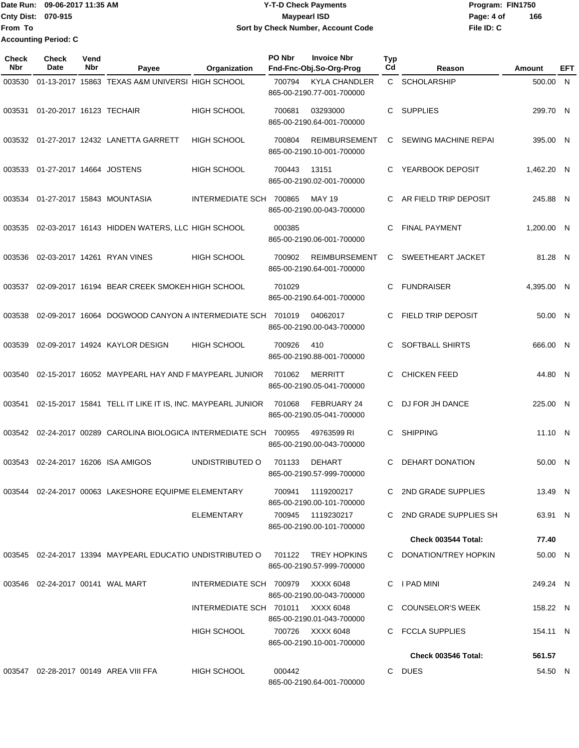Date Run: 09-06-2017 11:35 AM
Cnty Dist: 070-915
From To
Accounting Period: C

**Y-T-D Check Payments**
**Maypearl ISD**
**Sort by Check Number, Account Code**

Program: FIN1750
File ID: C

| Check Nbr | Check Date | Vend Nbr | Payee | Organization | PO Nbr | Invoice Nbr / Fnd-Fnc-Obj.So-Org-Prog | Typ Cd | Reason | Amount | EFT |
|---|---|---|---|---|---|---|---|---|---|---|
| 003530 | 01-13-2017 | 15863 | TEXAS A&M UNIVERSI | HIGH SCHOOL | 700794 | KYLA CHANDLER 865-00-2190.77-001-700000 | C | SCHOLARSHIP | 500.00 | N |
| 003531 | 01-20-2017 | 16123 | TECHAIR | HIGH SCHOOL | 700681 | 03293000 865-00-2190.64-001-700000 | C | SUPPLIES | 299.70 | N |
| 003532 | 01-27-2017 | 12432 | LANETTA GARRETT | HIGH SCHOOL | 700804 | REIMBURSEMENT 865-00-2190.10-001-700000 | C | SEWING MACHINE REPAI | 395.00 | N |
| 003533 | 01-27-2017 | 14664 | JOSTENS | HIGH SCHOOL | 700443 | 13151 865-00-2190.02-001-700000 | C | YEARBOOK DEPOSIT | 1,462.20 | N |
| 003534 | 01-27-2017 | 15843 | MOUNTASIA | INTERMEDIATE SCH | 700865 | MAY 19 865-00-2190.00-043-700000 | C | AR FIELD TRIP DEPOSIT | 245.88 | N |
| 003535 | 02-03-2017 | 16143 | HIDDEN WATERS, LLC | HIGH SCHOOL | 000385 | 865-00-2190.06-001-700000 | C | FINAL PAYMENT | 1,200.00 | N |
| 003536 | 02-03-2017 | 14261 | RYAN VINES | HIGH SCHOOL | 700902 | REIMBURSEMENT 865-00-2190.64-001-700000 | C | SWEETHEART JACKET | 81.28 | N |
| 003537 | 02-09-2017 | 16194 | BEAR CREEK SMOKEH | HIGH SCHOOL | 701029 | 865-00-2190.64-001-700000 | C | FUNDRAISER | 4,395.00 | N |
| 003538 | 02-09-2017 | 16064 | DOGWOOD CANYON A | INTERMEDIATE SCH | 701019 | 04062017 865-00-2190.00-043-700000 | C | FIELD TRIP DEPOSIT | 50.00 | N |
| 003539 | 02-09-2017 | 14924 | KAYLOR DESIGN | HIGH SCHOOL | 700926 | 410 865-00-2190.88-001-700000 | C | SOFTBALL SHIRTS | 666.00 | N |
| 003540 | 02-15-2017 | 16052 | MAYPEARL HAY AND F | MAYPEARL JUNIOR | 701062 | MERRITT 865-00-2190.05-041-700000 | C | CHICKEN FEED | 44.80 | N |
| 003541 | 02-15-2017 | 15841 | TELL IT LIKE IT IS, INC. | MAYPEARL JUNIOR | 701068 | FEBRUARY 24 865-00-2190.05-041-700000 | C | DJ FOR JH DANCE | 225.00 | N |
| 003542 | 02-24-2017 | 00289 | CAROLINA BIOLOGICA | INTERMEDIATE SCH | 700955 | 49763599 RI 865-00-2190.00-043-700000 | C | SHIPPING | 11.10 | N |
| 003543 | 02-24-2017 | 16206 | ISA AMIGOS | UNDISTRIBUTED O | 701133 | DEHART 865-00-2190.57-999-700000 | C | DEHART DONATION | 50.00 | N |
| 003544 | 02-24-2017 | 00063 | LAKESHORE EQUIPME | ELEMENTARY | 700941 | 1119200217 865-00-2190.00-101-700000 | C | 2ND GRADE SUPPLIES | 13.49 | N |
| | | | | ELEMENTARY | 700945 | 1119230217 865-00-2190.00-101-700000 | C | 2ND GRADE SUPPLIES SH | 63.91 | N |
| | | | | | | | | **Check 003544 Total:** | **77.40** | |
| 003545 | 02-24-2017 | 13394 | MAYPEARL EDUCATIO | UNDISTRIBUTED O | 701122 | TREY HOPKINS 865-00-2190.57-999-700000 | C | DONATION/TREY HOPKIN | 50.00 | N |
| 003546 | 02-24-2017 | 00141 | WAL MART | INTERMEDIATE SCH | 700979 | XXXX 6048 865-00-2190.00-043-700000 | C | I PAD MINI | 249.24 | N |
| | | | | INTERMEDIATE SCH | 701011 | XXXX 6048 865-00-2190.01-043-700000 | C | COUNSELOR'S WEEK | 158.22 | N |
| | | | | HIGH SCHOOL | 700726 | XXXX 6048 865-00-2190.10-001-700000 | C | FCCLA SUPPLIES | 154.11 | N |
| | | | | | | | | **Check 003546 Total:** | **561.57** | |
| 003547 | 02-28-2017 | 00149 | AREA VIII FFA | HIGH SCHOOL | 000442 | 865-00-2190.64-001-700000 | C | DUES | 54.50 | N |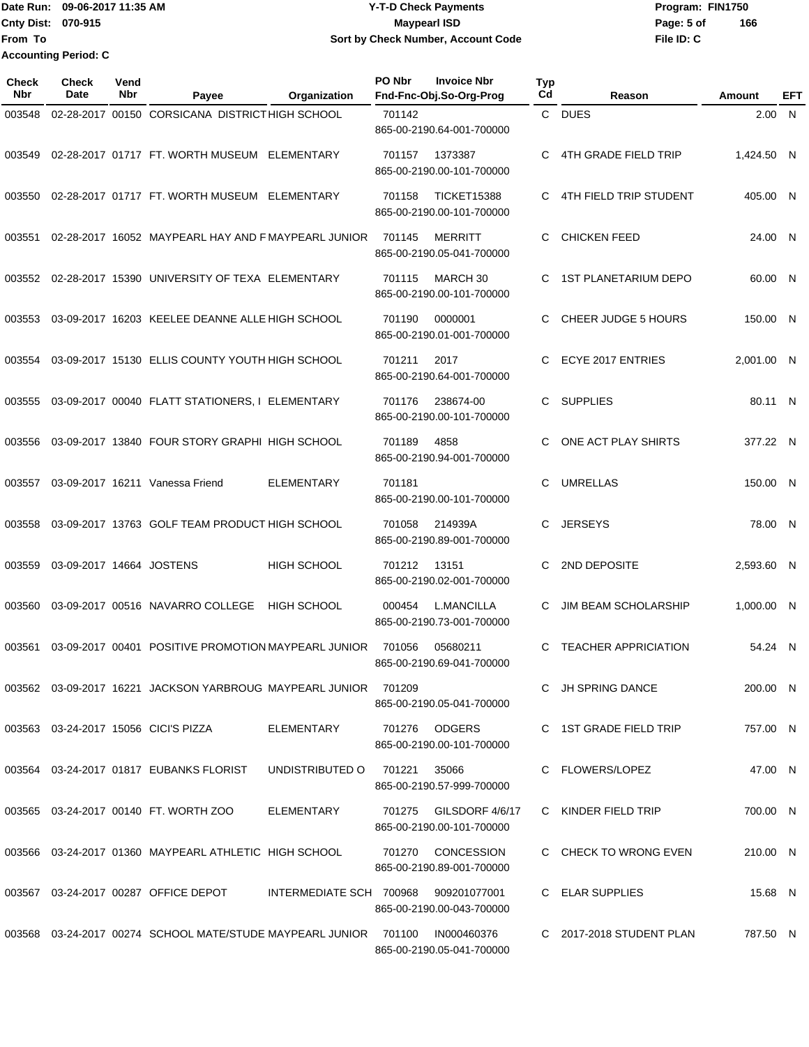Date Run: 09-06-2017 11:35 AM
Cnty Dist: 070-915
From To
Accounting Period: C

**Y-T-D Check Payments**
**Maypearl ISD**
**Sort by Check Number, Account Code**

Program: FIN1750
File ID: C

| Check Nbr | Check Date | Vend Nbr | Payee | Organization | PO Nbr | Invoice Nbr / Fnd-Fnc-Obj.So-Org-Prog | Typ Cd | Reason | Amount | EFT |
|---|---|---|---|---|---|---|---|---|---|---|
| 003548 | 02-28-2017 | 00150 | CORSICANA DISTRICT | HIGH SCHOOL | 701142 | 865-00-2190.64-001-700000 | C | DUES | 2.00 | N |
| 003549 | 02-28-2017 | 01717 | FT. WORTH MUSEUM | ELEMENTARY | 701157 | 1373387 865-00-2190.00-101-700000 | C | 4TH GRADE FIELD TRIP | 1,424.50 | N |
| 003550 | 02-28-2017 | 01717 | FT. WORTH MUSEUM | ELEMENTARY | 701158 | TICKET15388 865-00-2190.00-101-700000 | C | 4TH FIELD TRIP STUDENT | 405.00 | N |
| 003551 | 02-28-2017 | 16052 | MAYPEARL HAY AND F | MAYPEARL JUNIOR | 701145 | MERRITT 865-00-2190.05-041-700000 | C | CHICKEN FEED | 24.00 | N |
| 003552 | 02-28-2017 | 15390 | UNIVERSITY OF TEXA | ELEMENTARY | 701115 | MARCH 30 865-00-2190.00-101-700000 | C | 1ST PLANETARIUM DEPO | 60.00 | N |
| 003553 | 03-09-2017 | 16203 | KEELEE DEANNE ALLE | HIGH SCHOOL | 701190 | 0000001 865-00-2190.01-001-700000 | C | CHEER JUDGE 5 HOURS | 150.00 | N |
| 003554 | 03-09-2017 | 15130 | ELLIS COUNTY YOUTH | HIGH SCHOOL | 701211 | 2017 865-00-2190.64-001-700000 | C | ECYE 2017 ENTRIES | 2,001.00 | N |
| 003555 | 03-09-2017 | 00040 | FLATT STATIONERS, I | ELEMENTARY | 701176 | 238674-00 865-00-2190.00-101-700000 | C | SUPPLIES | 80.11 | N |
| 003556 | 03-09-2017 | 13840 | FOUR STORY GRAPHI | HIGH SCHOOL | 701189 | 4858 865-00-2190.94-001-700000 | C | ONE ACT PLAY SHIRTS | 377.22 | N |
| 003557 | 03-09-2017 | 16211 | Vanessa Friend | ELEMENTARY | 701181 | 865-00-2190.00-101-700000 | C | UMRELLAS | 150.00 | N |
| 003558 | 03-09-2017 | 13763 | GOLF TEAM PRODUCT | HIGH SCHOOL | 701058 | 214939A 865-00-2190.89-001-700000 | C | JERSEYS | 78.00 | N |
| 003559 | 03-09-2017 | 14664 | JOSTENS | HIGH SCHOOL | 701212 | 13151 865-00-2190.02-001-700000 | C | 2ND DEPOSITE | 2,593.60 | N |
| 003560 | 03-09-2017 | 00516 | NAVARRO COLLEGE | HIGH SCHOOL | 000454 | L.MANCILLA 865-00-2190.73-001-700000 | C | JIM BEAM SCHOLARSHIP | 1,000.00 | N |
| 003561 | 03-09-2017 | 00401 | POSITIVE PROMOTION | MAYPEARL JUNIOR | 701056 | 05680211 865-00-2190.69-041-700000 | C | TEACHER APPRICIATION | 54.24 | N |
| 003562 | 03-09-2017 | 16221 | JACKSON YARBROUG | MAYPEARL JUNIOR | 701209 | 865-00-2190.05-041-700000 | C | JH SPRING DANCE | 200.00 | N |
| 003563 | 03-24-2017 | 15056 | CICI'S PIZZA | ELEMENTARY | 701276 | ODGERS 865-00-2190.00-101-700000 | C | 1ST GRADE FIELD TRIP | 757.00 | N |
| 003564 | 03-24-2017 | 01817 | EUBANKS FLORIST | UNDISTRIBUTED O | 701221 | 35066 865-00-2190.57-999-700000 | C | FLOWERS/LOPEZ | 47.00 | N |
| 003565 | 03-24-2017 | 00140 | FT. WORTH ZOO | ELEMENTARY | 701275 | GILSDORF 4/6/17 865-00-2190.00-101-700000 | C | KINDER FIELD TRIP | 700.00 | N |
| 003566 | 03-24-2017 | 01360 | MAYPEARL ATHLETIC | HIGH SCHOOL | 701270 | CONCESSION 865-00-2190.89-001-700000 | C | CHECK TO WRONG EVEN | 210.00 | N |
| 003567 | 03-24-2017 | 00287 | OFFICE DEPOT | INTERMEDIATE SCH | 700968 | 909201077001 865-00-2190.00-043-700000 | C | ELAR SUPPLIES | 15.68 | N |
| 003568 | 03-24-2017 | 00274 | SCHOOL MATE/STUDE | MAYPEARL JUNIOR | 701100 | IN000460376 865-00-2190.05-041-700000 | C | 2017-2018 STUDENT PLAN | 787.50 | N |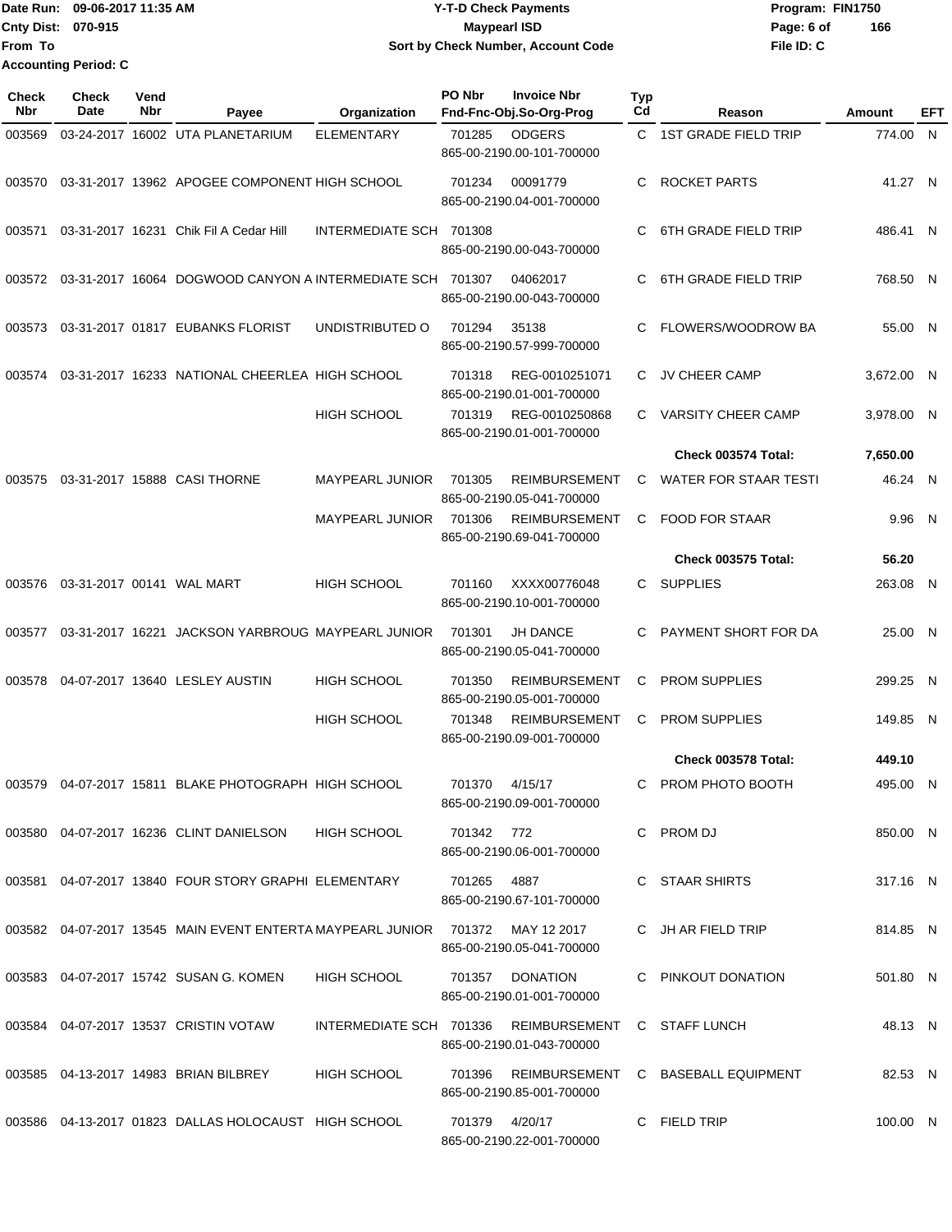Date Run: 09-06-2017 11:35 AM
Cnty Dist: 070-915
From To
Accounting Period: C

**Y-T-D Check Payments**
**Maypearl ISD**
**Sort by Check Number, Account Code**

Program: FIN1750
File ID: C

| Check Nbr | Check Date | Vend Nbr | Payee | Organization | PO Nbr | Invoice Nbr / Fnd-Fnc-Obj.So-Org-Prog | Typ Cd | Reason | Amount | EFT |
|---|---|---|---|---|---|---|---|---|---|---|
| 003569 | 03-24-2017 | 16002 | UTA PLANETARIUM | ELEMENTARY | 701285 | ODGERS 865-00-2190.00-101-700000 | C | 1ST GRADE FIELD TRIP | 774.00 | N |
| 003570 | 03-31-2017 | 13962 | APOGEE COMPONENT | HIGH SCHOOL | 701234 | 00091779 865-00-2190.04-001-700000 | C | ROCKET PARTS | 41.27 | N |
| 003571 | 03-31-2017 | 16231 | Chik Fil A Cedar Hill | INTERMEDIATE SCH | 701308 | 865-00-2190.00-043-700000 | C | 6TH GRADE FIELD TRIP | 486.41 | N |
| 003572 | 03-31-2017 | 16064 | DOGWOOD CANYON A | INTERMEDIATE SCH | 701307 | 04062017 865-00-2190.00-043-700000 | C | 6TH GRADE FIELD TRIP | 768.50 | N |
| 003573 | 03-31-2017 | 01817 | EUBANKS FLORIST | UNDISTRIBUTED O | 701294 | 35138 865-00-2190.57-999-700000 | C | FLOWERS/WOODROW BA | 55.00 | N |
| 003574 | 03-31-2017 | 16233 | NATIONAL CHEERLEA | HIGH SCHOOL | 701318 | REG-0010251071 865-00-2190.01-001-700000 | C | JV CHEER CAMP | 3,672.00 | N |
| | | | | HIGH SCHOOL | 701319 | REG-0010250868 865-00-2190.01-001-700000 | C | VARSITY CHEER CAMP | 3,978.00 | N |
| | | | | | | | | **Check 003574 Total:** | **7,650.00** | |
| 003575 | 03-31-2017 | 15888 | CASI THORNE | MAYPEARL JUNIOR | 701305 | REIMBURSEMENT 865-00-2190.05-041-700000 | C | WATER FOR STAAR TESTI | 46.24 | N |
| | | | | MAYPEARL JUNIOR | 701306 | REIMBURSEMENT 865-00-2190.69-041-700000 | C | FOOD FOR STAAR | 9.96 | N |
| | | | | | | | | **Check 003575 Total:** | **56.20** | |
| 003576 | 03-31-2017 | 00141 | WAL MART | HIGH SCHOOL | 701160 | XXXX00776048 865-00-2190.10-001-700000 | C | SUPPLIES | 263.08 | N |
| 003577 | 03-31-2017 | 16221 | JACKSON YARBROUG | MAYPEARL JUNIOR | 701301 | JH DANCE 865-00-2190.05-041-700000 | C | PAYMENT SHORT FOR DA | 25.00 | N |
| 003578 | 04-07-2017 | 13640 | LESLEY AUSTIN | HIGH SCHOOL | 701350 | REIMBURSEMENT 865-00-2190.05-001-700000 | C | PROM SUPPLIES | 299.25 | N |
| | | | | HIGH SCHOOL | 701348 | REIMBURSEMENT 865-00-2190.09-001-700000 | C | PROM SUPPLIES | 149.85 | N |
| | | | | | | | | **Check 003578 Total:** | **449.10** | |
| 003579 | 04-07-2017 | 15811 | BLAKE PHOTOGRAPH | HIGH SCHOOL | 701370 | 4/15/17 865-00-2190.09-001-700000 | C | PROM PHOTO BOOTH | 495.00 | N |
| 003580 | 04-07-2017 | 16236 | CLINT DANIELSON | HIGH SCHOOL | 701342 | 772 865-00-2190.06-001-700000 | C | PROM DJ | 850.00 | N |
| 003581 | 04-07-2017 | 13840 | FOUR STORY GRAPHI | ELEMENTARY | 701265 | 4887 865-00-2190.67-101-700000 | C | STAAR SHIRTS | 317.16 | N |
| 003582 | 04-07-2017 | 13545 | MAIN EVENT ENTERTA | MAYPEARL JUNIOR | 701372 | MAY 12 2017 865-00-2190.05-041-700000 | C | JH AR FIELD TRIP | 814.85 | N |
| 003583 | 04-07-2017 | 15742 | SUSAN G. KOMEN | HIGH SCHOOL | 701357 | DONATION 865-00-2190.01-001-700000 | C | PINKOUT DONATION | 501.80 | N |
| 003584 | 04-07-2017 | 13537 | CRISTIN VOTAW | INTERMEDIATE SCH | 701336 | REIMBURSEMENT 865-00-2190.01-043-700000 | C | STAFF LUNCH | 48.13 | N |
| 003585 | 04-13-2017 | 14983 | BRIAN BILBREY | HIGH SCHOOL | 701396 | REIMBURSEMENT 865-00-2190.85-001-700000 | C | BASEBALL EQUIPMENT | 82.53 | N |
| 003586 | 04-13-2017 | 01823 | DALLAS HOLOCAUST | HIGH SCHOOL | 701379 | 4/20/17 865-00-2190.22-001-700000 | C | FIELD TRIP | 100.00 | N |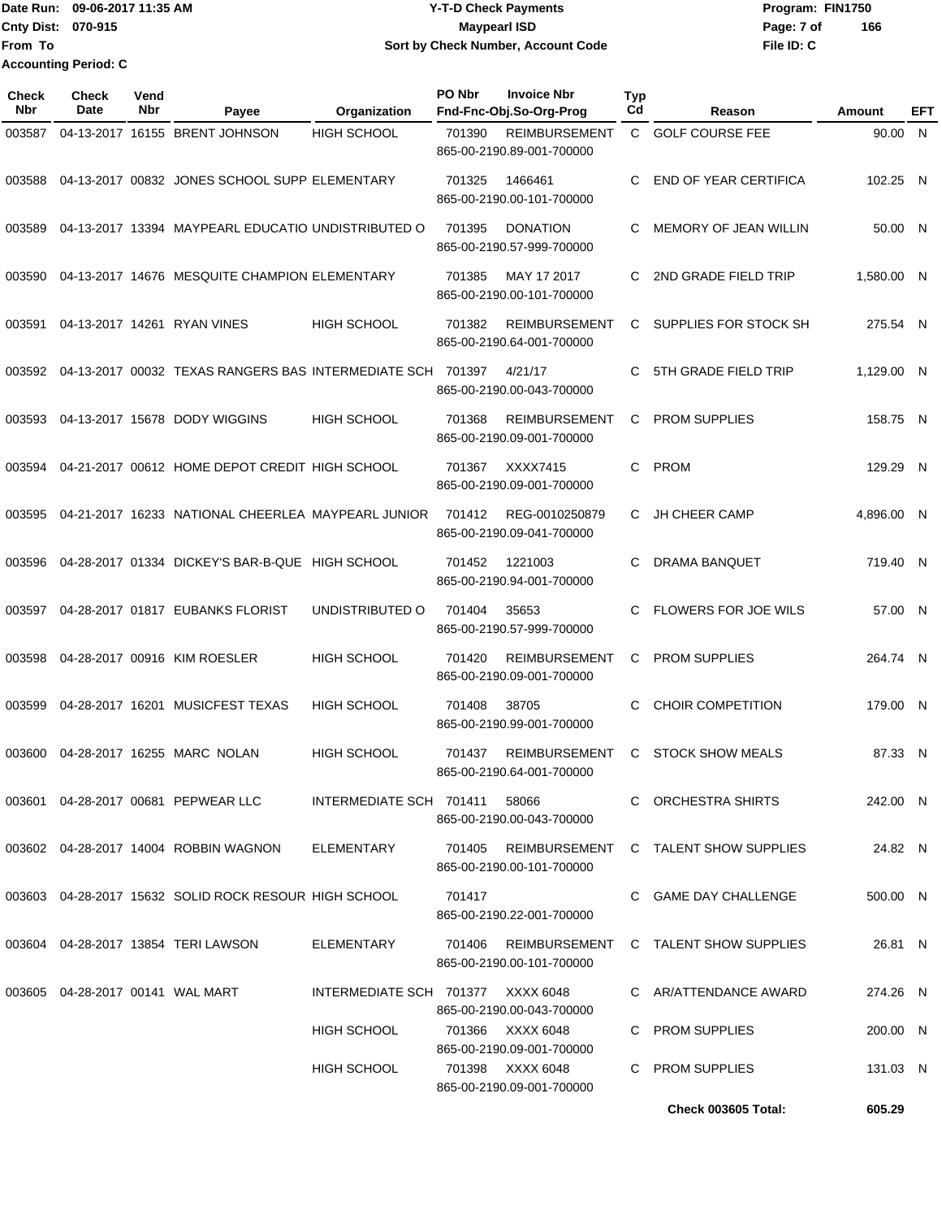Date Run: 09-06-2017 11:35 AM
Cnty Dist: 070-915
From To
Accounting Period: C

# Y-T-D Check Payments
## Maypearl ISD
### Sort by Check Number, Account Code

Program: FIN1750
File ID: C

| Check Nbr | Check Date | Vend Nbr | Payee | Organization | PO Nbr | Invoice Nbr / Fnd-Fnc-Obj.So-Org-Prog | Typ Cd | Reason | Amount | EFT |
|---|---|---|---|---|---|---|---|---|---|---|
| 003587 | 04-13-2017 | 16155 | BRENT JOHNSON | HIGH SCHOOL | 701390 | REIMBURSEMENT 865-00-2190.89-001-700000 | C | GOLF COURSE FEE | 90.00 | N |
| 003588 | 04-13-2017 | 00832 | JONES SCHOOL SUPP | ELEMENTARY | 701325 | 1466461 865-00-2190.00-101-700000 | C | END OF YEAR CERTIFICA | 102.25 | N |
| 003589 | 04-13-2017 | 13394 | MAYPEARL EDUCATIO | UNDISTRIBUTED O | 701395 | DONATION 865-00-2190.57-999-700000 | C | MEMORY OF JEAN WILLIN | 50.00 | N |
| 003590 | 04-13-2017 | 14676 | MESQUITE CHAMPION | ELEMENTARY | 701385 | MAY 17 2017 865-00-2190.00-101-700000 | C | 2ND GRADE FIELD TRIP | 1,580.00 | N |
| 003591 | 04-13-2017 | 14261 | RYAN VINES | HIGH SCHOOL | 701382 | REIMBURSEMENT 865-00-2190.64-001-700000 | C | SUPPLIES FOR STOCK SH | 275.54 | N |
| 003592 | 04-13-2017 | 00032 | TEXAS RANGERS BAS | INTERMEDIATE SCH | 701397 | 4/21/17 865-00-2190.00-043-700000 | C | 5TH GRADE FIELD TRIP | 1,129.00 | N |
| 003593 | 04-13-2017 | 15678 | DODY WIGGINS | HIGH SCHOOL | 701368 | REIMBURSEMENT 865-00-2190.09-001-700000 | C | PROM SUPPLIES | 158.75 | N |
| 003594 | 04-21-2017 | 00612 | HOME DEPOT CREDIT | HIGH SCHOOL | 701367 | XXXX7415 865-00-2190.09-001-700000 | C | PROM | 129.29 | N |
| 003595 | 04-21-2017 | 16233 | NATIONAL CHEERLEA | MAYPEARL JUNIOR | 701412 | REG-0010250879 865-00-2190.09-041-700000 | C | JH CHEER CAMP | 4,896.00 | N |
| 003596 | 04-28-2017 | 01334 | DICKEY'S BAR-B-QUE | HIGH SCHOOL | 701452 | 1221003 865-00-2190.94-001-700000 | C | DRAMA BANQUET | 719.40 | N |
| 003597 | 04-28-2017 | 01817 | EUBANKS FLORIST | UNDISTRIBUTED O | 701404 | 35653 865-00-2190.57-999-700000 | C | FLOWERS FOR JOE WILS | 57.00 | N |
| 003598 | 04-28-2017 | 00916 | KIM ROESLER | HIGH SCHOOL | 701420 | REIMBURSEMENT 865-00-2190.09-001-700000 | C | PROM SUPPLIES | 264.74 | N |
| 003599 | 04-28-2017 | 16201 | MUSICFEST TEXAS | HIGH SCHOOL | 701408 | 38705 865-00-2190.99-001-700000 | C | CHOIR COMPETITION | 179.00 | N |
| 003600 | 04-28-2017 | 16255 | MARC NOLAN | HIGH SCHOOL | 701437 | REIMBURSEMENT 865-00-2190.64-001-700000 | C | STOCK SHOW MEALS | 87.33 | N |
| 003601 | 04-28-2017 | 00681 | PEPWEAR LLC | INTERMEDIATE SCH | 701411 | 58066 865-00-2190.00-043-700000 | C | ORCHESTRA SHIRTS | 242.00 | N |
| 003602 | 04-28-2017 | 14004 | ROBBIN WAGNON | ELEMENTARY | 701405 | REIMBURSEMENT 865-00-2190.00-101-700000 | C | TALENT SHOW SUPPLIES | 24.82 | N |
| 003603 | 04-28-2017 | 15632 | SOLID ROCK RESOUR | HIGH SCHOOL | 701417 | 865-00-2190.22-001-700000 | C | GAME DAY CHALLENGE | 500.00 | N |
| 003604 | 04-28-2017 | 13854 | TERI LAWSON | ELEMENTARY | 701406 | REIMBURSEMENT 865-00-2190.00-101-700000 | C | TALENT SHOW SUPPLIES | 26.81 | N |
| 003605 | 04-28-2017 | 00141 | WAL MART | INTERMEDIATE SCH | 701377 | XXXX 6048 865-00-2190.00-043-700000 | C | AR/ATTENDANCE AWARD | 274.26 | N |
| | | | | HIGH SCHOOL | 701366 | XXXX 6048 865-00-2190.09-001-700000 | C | PROM SUPPLIES | 200.00 | N |
| | | | | HIGH SCHOOL | 701398 | XXXX 6048 865-00-2190.09-001-700000 | C | PROM SUPPLIES | 131.03 | N |
| | | | | | | | | **Check 003605 Total:** | **605.29** | |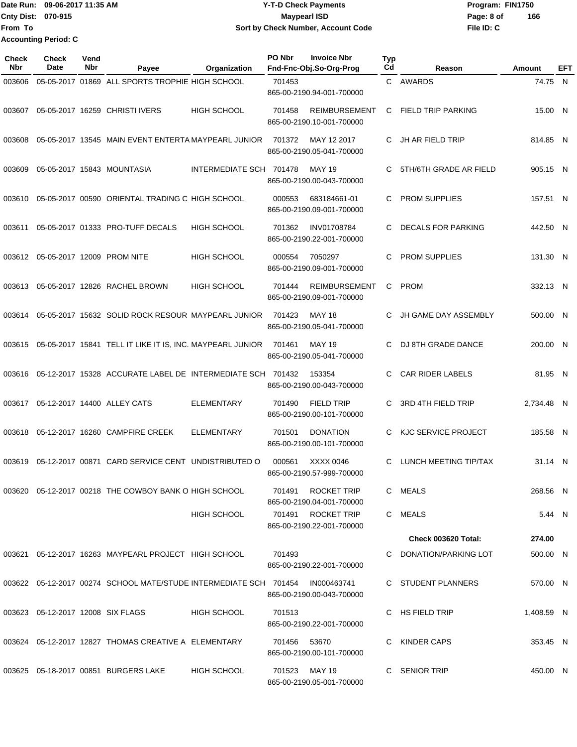Date Run: 09-06-2017 11:35 AM
Cnty Dist: 070-915
From To
Accounting Period: C

**Y-T-D Check Payments**
**Maypearl ISD**
**Sort by Check Number, Account Code**

Program: FIN1750
File ID: C

| Check Nbr | Check Date | Vend Nbr | Payee | Organization | PO Nbr | Invoice Nbr / Fnd-Fnc-Obj.So-Org-Prog | Typ Cd | Reason | Amount | EFT |
|---|---|---|---|---|---|---|---|---|---|---|
| 003606 | 05-05-2017 | 01869 | ALL SPORTS TROPHIE | HIGH SCHOOL | 701453 | 865-00-2190.94-001-700000 | C | AWARDS | 74.75 | N |
| 003607 | 05-05-2017 | 16259 | CHRISTI IVERS | HIGH SCHOOL | 701458 | REIMBURSEMENT 865-00-2190.10-001-700000 | C | FIELD TRIP PARKING | 15.00 | N |
| 003608 | 05-05-2017 | 13545 | MAIN EVENT ENTERTA | MAYPEARL JUNIOR | 701372 | MAY 12 2017 865-00-2190.05-041-700000 | C | JH AR FIELD TRIP | 814.85 | N |
| 003609 | 05-05-2017 | 15843 | MOUNTASIA | INTERMEDIATE SCH | 701478 | MAY 19 865-00-2190.00-043-700000 | C | 5TH/6TH GRADE AR FIELD | 905.15 | N |
| 003610 | 05-05-2017 | 00590 | ORIENTAL TRADING C | HIGH SCHOOL | 000553 | 683184661-01 865-00-2190.09-001-700000 | C | PROM SUPPLIES | 157.51 | N |
| 003611 | 05-05-2017 | 01333 | PRO-TUFF DECALS | HIGH SCHOOL | 701362 | INV01708784 865-00-2190.22-001-700000 | C | DECALS FOR PARKING | 442.50 | N |
| 003612 | 05-05-2017 | 12009 | PROM NITE | HIGH SCHOOL | 000554 | 7050297 865-00-2190.09-001-700000 | C | PROM SUPPLIES | 131.30 | N |
| 003613 | 05-05-2017 | 12826 | RACHEL BROWN | HIGH SCHOOL | 701444 | REIMBURSEMENT 865-00-2190.09-001-700000 | C | PROM | 332.13 | N |
| 003614 | 05-05-2017 | 15632 | SOLID ROCK RESOUR | MAYPEARL JUNIOR | 701423 | MAY 18 865-00-2190.05-041-700000 | C | JH GAME DAY ASSEMBLY | 500.00 | N |
| 003615 | 05-05-2017 | 15841 | TELL IT LIKE IT IS, INC. | MAYPEARL JUNIOR | 701461 | MAY 19 865-00-2190.05-041-700000 | C | DJ 8TH GRADE DANCE | 200.00 | N |
| 003616 | 05-12-2017 | 15328 | ACCURATE LABEL DE | INTERMEDIATE SCH | 701432 | 153354 865-00-2190.00-043-700000 | C | CAR RIDER LABELS | 81.95 | N |
| 003617 | 05-12-2017 | 14400 | ALLEY CATS | ELEMENTARY | 701490 | FIELD TRIP 865-00-2190.00-101-700000 | C | 3RD 4TH FIELD TRIP | 2,734.48 | N |
| 003618 | 05-12-2017 | 16260 | CAMPFIRE CREEK | ELEMENTARY | 701501 | DONATION 865-00-2190.00-101-700000 | C | KJC SERVICE PROJECT | 185.58 | N |
| 003619 | 05-12-2017 | 00871 | CARD SERVICE CENT | UNDISTRIBUTED O | 000561 | XXXX 0046 865-00-2190.57-999-700000 | C | LUNCH MEETING TIP/TAX | 31.14 | N |
| 003620 | 05-12-2017 | 00218 | THE COWBOY BANK O | HIGH SCHOOL | 701491 | ROCKET TRIP 865-00-2190.04-001-700000 | C | MEALS | 268.56 | N |
| | | | | HIGH SCHOOL | 701491 | ROCKET TRIP 865-00-2190.22-001-700000 | C | MEALS | 5.44 | N |
| | | | | | | | | **Check 003620 Total:** | **274.00** | |
| 003621 | 05-12-2017 | 16263 | MAYPEARL PROJECT | HIGH SCHOOL | 701493 | 865-00-2190.22-001-700000 | C | DONATION/PARKING LOT | 500.00 | N |
| 003622 | 05-12-2017 | 00274 | SCHOOL MATE/STUDE | INTERMEDIATE SCH | 701454 | IN000463741 865-00-2190.00-043-700000 | C | STUDENT PLANNERS | 570.00 | N |
| 003623 | 05-12-2017 | 12008 | SIX FLAGS | HIGH SCHOOL | 701513 | 865-00-2190.22-001-700000 | C | HS FIELD TRIP | 1,408.59 | N |
| 003624 | 05-12-2017 | 12827 | THOMAS CREATIVE A | ELEMENTARY | 701456 | 53670 865-00-2190.00-101-700000 | C | KINDER CAPS | 353.45 | N |
| 003625 | 05-18-2017 | 00851 | BURGERS LAKE | HIGH SCHOOL | 701523 | MAY 19 865-00-2190.05-001-700000 | C | SENIOR TRIP | 450.00 | N |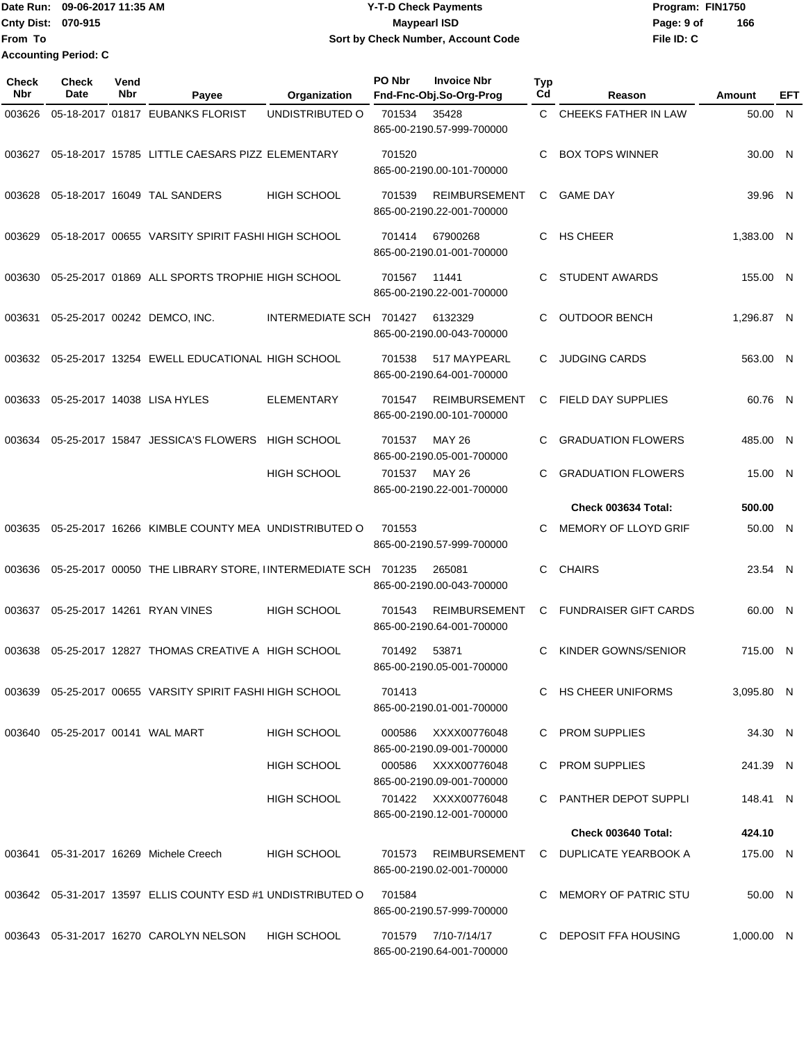**Date Run: 09-06-2017 11:35 AM**
**Cnty Dist: 070-915**
**From To**
**Accounting Period: C**

**Y-T-D Check Payments**
**Maypearl ISD**
**Sort by Check Number, Account Code**

**Program: FIN1750**
**File ID: C**

| Check Nbr | Check Date | Vend Nbr | Payee | Organization | PO Nbr | Invoice Nbr / Fnd-Fnc-Obj.So-Org-Prog | Typ Cd | Reason | Amount | EFT |
|---|---|---|---|---|---|---|---|---|---|---|
| 003626 | 05-18-2017 | 01817 | EUBANKS FLORIST | UNDISTRIBUTED O | 701534 | 35428 865-00-2190.57-999-700000 | C | CHEEKS FATHER IN LAW | 50.00 | N |
| 003627 | 05-18-2017 | 15785 | LITTLE CAESARS PIZZ | ELEMENTARY | 701520 | 865-00-2190.00-101-700000 | C | BOX TOPS WINNER | 30.00 | N |
| 003628 | 05-18-2017 | 16049 | TAL SANDERS | HIGH SCHOOL | 701539 | REIMBURSEMENT 865-00-2190.22-001-700000 | C | GAME DAY | 39.96 | N |
| 003629 | 05-18-2017 | 00655 | VARSITY SPIRIT FASHI | HIGH SCHOOL | 701414 | 67900268 865-00-2190.01-001-700000 | C | HS CHEER | 1,383.00 | N |
| 003630 | 05-25-2017 | 01869 | ALL SPORTS TROPHIE | HIGH SCHOOL | 701567 | 11441 865-00-2190.22-001-700000 | C | STUDENT AWARDS | 155.00 | N |
| 003631 | 05-25-2017 | 00242 | DEMCO, INC. | INTERMEDIATE SCH | 701427 | 6132329 865-00-2190.00-043-700000 | C | OUTDOOR BENCH | 1,296.87 | N |
| 003632 | 05-25-2017 | 13254 | EWELL EDUCATIONAL | HIGH SCHOOL | 701538 | 517 MAYPEARL 865-00-2190.64-001-700000 | C | JUDGING CARDS | 563.00 | N |
| 003633 | 05-25-2017 | 14038 | LISA HYLES | ELEMENTARY | 701547 | REIMBURSEMENT 865-00-2190.00-101-700000 | C | FIELD DAY SUPPLIES | 60.76 | N |
| 003634 | 05-25-2017 | 15847 | JESSICA'S FLOWERS | HIGH SCHOOL | 701537 | MAY 26 865-00-2190.05-001-700000 | C | GRADUATION FLOWERS | 485.00 | N |
| | | | | HIGH SCHOOL | 701537 | MAY 26 865-00-2190.22-001-700000 | C | GRADUATION FLOWERS | 15.00 | N |
| | | | | | | | | **Check 003634 Total:** | **500.00** | |
| 003635 | 05-25-2017 | 16266 | KIMBLE COUNTY MEA | UNDISTRIBUTED O | 701553 | 865-00-2190.57-999-700000 | C | MEMORY OF LLOYD GRIF | 50.00 | N |
| 003636 | 05-25-2017 | 00050 | THE LIBRARY STORE, I | INTERMEDIATE SCH | 701235 | 265081 865-00-2190.00-043-700000 | C | CHAIRS | 23.54 | N |
| 003637 | 05-25-2017 | 14261 | RYAN VINES | HIGH SCHOOL | 701543 | REIMBURSEMENT 865-00-2190.64-001-700000 | C | FUNDRAISER GIFT CARDS | 60.00 | N |
| 003638 | 05-25-2017 | 12827 | THOMAS CREATIVE A | HIGH SCHOOL | 701492 | 53871 865-00-2190.05-001-700000 | C | KINDER GOWNS/SENIOR | 715.00 | N |
| 003639 | 05-25-2017 | 00655 | VARSITY SPIRIT FASHI | HIGH SCHOOL | 701413 | 865-00-2190.01-001-700000 | C | HS CHEER UNIFORMS | 3,095.80 | N |
| 003640 | 05-25-2017 | 00141 | WAL MART | HIGH SCHOOL | 000586 | XXXX00776048 865-00-2190.09-001-700000 | C | PROM SUPPLIES | 34.30 | N |
| | | | | HIGH SCHOOL | 000586 | XXXX00776048 865-00-2190.09-001-700000 | C | PROM SUPPLIES | 241.39 | N |
| | | | | HIGH SCHOOL | 701422 | XXXX00776048 865-00-2190.12-001-700000 | C | PANTHER DEPOT SUPPLI | 148.41 | N |
| | | | | | | | | **Check 003640 Total:** | **424.10** | |
| 003641 | 05-31-2017 | 16269 | Michele Creech | HIGH SCHOOL | 701573 | REIMBURSEMENT 865-00-2190.02-001-700000 | C | DUPLICATE YEARBOOK A | 175.00 | N |
| 003642 | 05-31-2017 | 13597 | ELLIS COUNTY ESD #1 | UNDISTRIBUTED O | 701584 | 865-00-2190.57-999-700000 | C | MEMORY OF PATRIC STU | 50.00 | N |
| 003643 | 05-31-2017 | 16270 | CAROLYN NELSON | HIGH SCHOOL | 701579 | 7/10-7/14/17 865-00-2190.64-001-700000 | C | DEPOSIT FFA HOUSING | 1,000.00 | N |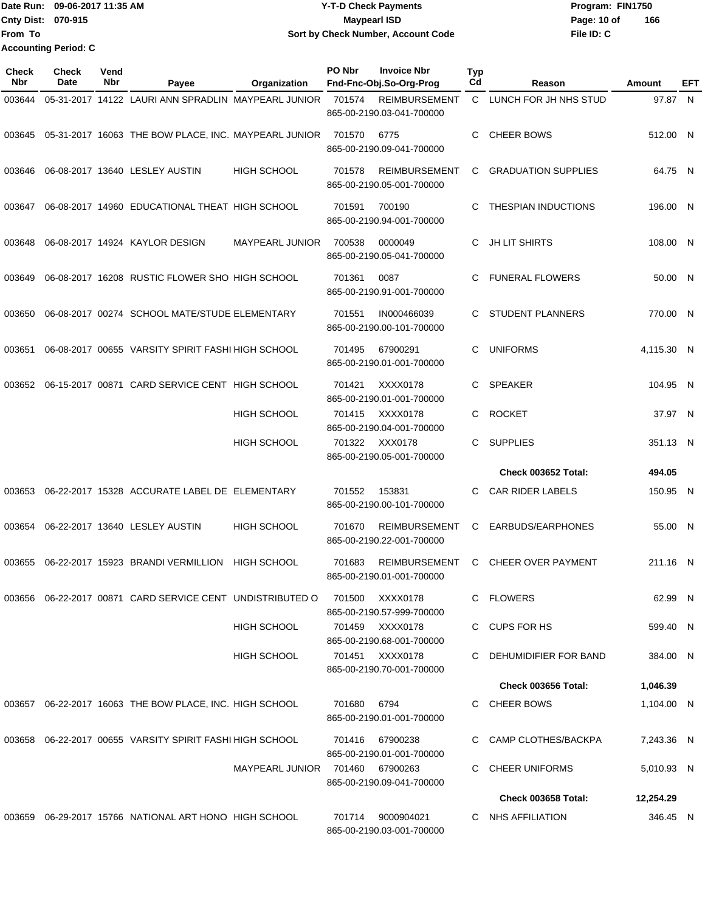Date Run: 09-06-2017 11:35 AM
Cnty Dist: 070-915
From To
Accounting Period: C

# Y-T-D Check Payments
## Maypearl ISD
### Sort by Check Number, Account Code

Program: FIN1750
File ID: C

| Check Nbr | Check Date | Vend Nbr | Payee | Organization | PO Nbr | Invoice Nbr / Fnd-Fnc-Obj.So-Org-Prog | Typ Cd | Reason | Amount | EFT |
|---|---|---|---|---|---|---|---|---|---|---|
| 003644 | 05-31-2017 | 14122 | LAURI ANN SPRADLIN | MAYPEARL JUNIOR | 701574 | REIMBURSEMENT 865-00-2190.03-041-700000 | C | LUNCH FOR JH NHS STUD | 97.87 | N |
| 003645 | 05-31-2017 | 16063 | THE BOW PLACE, INC. | MAYPEARL JUNIOR | 701570 | 6775 865-00-2190.09-041-700000 | C | CHEER BOWS | 512.00 | N |
| 003646 | 06-08-2017 | 13640 | LESLEY AUSTIN | HIGH SCHOOL | 701578 | REIMBURSEMENT 865-00-2190.05-001-700000 | C | GRADUATION SUPPLIES | 64.75 | N |
| 003647 | 06-08-2017 | 14960 | EDUCATIONAL THEAT | HIGH SCHOOL | 701591 | 700190 865-00-2190.94-001-700000 | C | THESPIAN INDUCTIONS | 196.00 | N |
| 003648 | 06-08-2017 | 14924 | KAYLOR DESIGN | MAYPEARL JUNIOR | 700538 | 0000049 865-00-2190.05-041-700000 | C | JH LIT SHIRTS | 108.00 | N |
| 003649 | 06-08-2017 | 16208 | RUSTIC FLOWER SHO | HIGH SCHOOL | 701361 | 0087 865-00-2190.91-001-700000 | C | FUNERAL FLOWERS | 50.00 | N |
| 003650 | 06-08-2017 | 00274 | SCHOOL MATE/STUDE | ELEMENTARY | 701551 | IN000466039 865-00-2190.00-101-700000 | C | STUDENT PLANNERS | 770.00 | N |
| 003651 | 06-08-2017 | 00655 | VARSITY SPIRIT FASHI | HIGH SCHOOL | 701495 | 67900291 865-00-2190.01-001-700000 | C | UNIFORMS | 4,115.30 | N |
| 003652 | 06-15-2017 | 00871 | CARD SERVICE CENT | HIGH SCHOOL | 701421 | XXXX0178 865-00-2190.01-001-700000 | C | SPEAKER | 104.95 | N |
| | | | | HIGH SCHOOL | 701415 | XXXX0178 865-00-2190.04-001-700000 | C | ROCKET | 37.97 | N |
| | | | | HIGH SCHOOL | 701322 | XXX0178 865-00-2190.05-001-700000 | C | SUPPLIES | 351.13 | N |
| | | | | | | | | **Check 003652 Total:** | **494.05** | |
| 003653 | 06-22-2017 | 15328 | ACCURATE LABEL DE | ELEMENTARY | 701552 | 153831 865-00-2190.00-101-700000 | C | CAR RIDER LABELS | 150.95 | N |
| 003654 | 06-22-2017 | 13640 | LESLEY AUSTIN | HIGH SCHOOL | 701670 | REIMBURSEMENT 865-00-2190.22-001-700000 | C | EARBUDS/EARPHONES | 55.00 | N |
| 003655 | 06-22-2017 | 15923 | BRANDI VERMILLION | HIGH SCHOOL | 701683 | REIMBURSEMENT 865-00-2190.01-001-700000 | C | CHEER OVER PAYMENT | 211.16 | N |
| 003656 | 06-22-2017 | 00871 | CARD SERVICE CENT | UNDISTRIBUTED O | 701500 | XXXX0178 865-00-2190.57-999-700000 | C | FLOWERS | 62.99 | N |
| | | | | HIGH SCHOOL | 701459 | XXXX0178 865-00-2190.68-001-700000 | C | CUPS FOR HS | 599.40 | N |
| | | | | HIGH SCHOOL | 701451 | XXXX0178 865-00-2190.70-001-700000 | C | DEHUMIDIFIER FOR BAND | 384.00 | N |
| | | | | | | | | **Check 003656 Total:** | **1,046.39** | |
| 003657 | 06-22-2017 | 16063 | THE BOW PLACE, INC. | HIGH SCHOOL | 701680 | 6794 865-00-2190.01-001-700000 | C | CHEER BOWS | 1,104.00 | N |
| 003658 | 06-22-2017 | 00655 | VARSITY SPIRIT FASHI | HIGH SCHOOL | 701416 | 67900238 865-00-2190.01-001-700000 | C | CAMP CLOTHES/BACKPA | 7,243.36 | N |
| | | | | MAYPEARL JUNIOR | 701460 | 67900263 865-00-2190.09-041-700000 | C | CHEER UNIFORMS | 5,010.93 | N |
| | | | | | | | | **Check 003658 Total:** | **12,254.29** | |
| 003659 | 06-29-2017 | 15766 | NATIONAL ART HONO | HIGH SCHOOL | 701714 | 9000904021 865-00-2190.03-001-700000 | C | NHS AFFILIATION | 346.45 | N |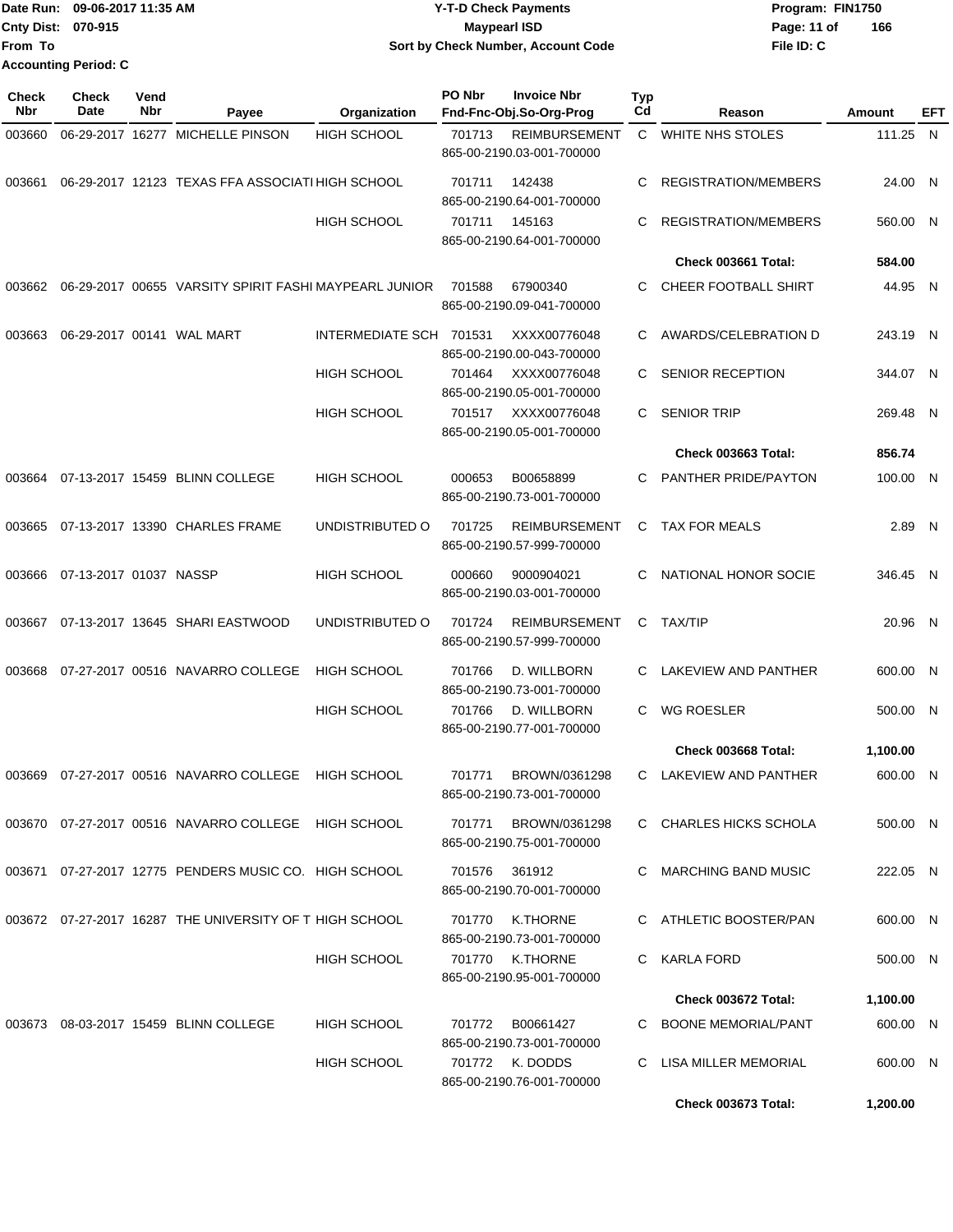Date Run: 09-06-2017 11:35 AM
Cnty Dist: 070-915
From To
Accounting Period: C

**Y-T-D Check Payments**
**Maypearl ISD**
**Sort by Check Number, Account Code**

Program: FIN1750
File ID: C

| Check Nbr | Check Date | Vend Nbr | Payee | Organization | PO Nbr | Invoice Nbr / Fnd-Fnc-Obj.So-Org-Prog | Typ Cd | Reason | Amount | EFT |
|---|---|---|---|---|---|---|---|---|---|---|
| 003660 | 06-29-2017 | 16277 | MICHELLE PINSON | HIGH SCHOOL | 701713 | REIMBURSEMENT 865-00-2190.03-001-700000 | C | WHITE NHS STOLES | 111.25 | N |
| 003661 | 06-29-2017 | 12123 | TEXAS FFA ASSOCIATI | HIGH SCHOOL | 701711 | 142438 865-00-2190.64-001-700000 | C | REGISTRATION/MEMBERS | 24.00 | N |
| | | | | HIGH SCHOOL | 701711 | 145163 865-00-2190.64-001-700000 | C | REGISTRATION/MEMBERS | 560.00 | N |
| | | | | | | | | **Check 003661 Total:** | **584.00** | |
| 003662 | 06-29-2017 | 00655 | VARSITY SPIRIT FASHI | MAYPEARL JUNIOR | 701588 | 67900340 865-00-2190.09-041-700000 | C | CHEER FOOTBALL SHIRT | 44.95 | N |
| 003663 | 06-29-2017 | 00141 | WAL MART | INTERMEDIATE SCH | 701531 | XXXX00776048 865-00-2190.00-043-700000 | C | AWARDS/CELEBRATION D | 243.19 | N |
| | | | | HIGH SCHOOL | 701464 | XXXX00776048 865-00-2190.05-001-700000 | C | SENIOR RECEPTION | 344.07 | N |
| | | | | HIGH SCHOOL | 701517 | XXXX00776048 865-00-2190.05-001-700000 | C | SENIOR TRIP | 269.48 | N |
| | | | | | | | | **Check 003663 Total:** | **856.74** | |
| 003664 | 07-13-2017 | 15459 | BLINN COLLEGE | HIGH SCHOOL | 000653 | B00658899 865-00-2190.73-001-700000 | C | PANTHER PRIDE/PAYTON | 100.00 | N |
| 003665 | 07-13-2017 | 13390 | CHARLES FRAME | UNDISTRIBUTED O | 701725 | REIMBURSEMENT 865-00-2190.57-999-700000 | C | TAX FOR MEALS | 2.89 | N |
| 003666 | 07-13-2017 | 01037 | NASSP | HIGH SCHOOL | 000660 | 9000904021 865-00-2190.03-001-700000 | C | NATIONAL HONOR SOCIE | 346.45 | N |
| 003667 | 07-13-2017 | 13645 | SHARI EASTWOOD | UNDISTRIBUTED O | 701724 | REIMBURSEMENT 865-00-2190.57-999-700000 | C | TAX/TIP | 20.96 | N |
| 003668 | 07-27-2017 | 00516 | NAVARRO COLLEGE | HIGH SCHOOL | 701766 | D. WILLBORN 865-00-2190.73-001-700000 | C | LAKEVIEW AND PANTHER | 600.00 | N |
| | | | | HIGH SCHOOL | 701766 | D. WILLBORN 865-00-2190.77-001-700000 | C | WG ROESLER | 500.00 | N |
| | | | | | | | | **Check 003668 Total:** | **1,100.00** | |
| 003669 | 07-27-2017 | 00516 | NAVARRO COLLEGE | HIGH SCHOOL | 701771 | BROWN/0361298 865-00-2190.73-001-700000 | C | LAKEVIEW AND PANTHER | 600.00 | N |
| 003670 | 07-27-2017 | 00516 | NAVARRO COLLEGE | HIGH SCHOOL | 701771 | BROWN/0361298 865-00-2190.75-001-700000 | C | CHARLES HICKS SCHOLA | 500.00 | N |
| 003671 | 07-27-2017 | 12775 | PENDERS MUSIC CO. | HIGH SCHOOL | 701576 | 361912 865-00-2190.70-001-700000 | C | MARCHING BAND MUSIC | 222.05 | N |
| 003672 | 07-27-2017 | 16287 | THE UNIVERSITY OF T | HIGH SCHOOL | 701770 | K.THORNE 865-00-2190.73-001-700000 | C | ATHLETIC BOOSTER/PAN | 600.00 | N |
| | | | | HIGH SCHOOL | 701770 | K.THORNE 865-00-2190.95-001-700000 | C | KARLA FORD | 500.00 | N |
| | | | | | | | | **Check 003672 Total:** | **1,100.00** | |
| 003673 | 08-03-2017 | 15459 | BLINN COLLEGE | HIGH SCHOOL | 701772 | B00661427 865-00-2190.73-001-700000 | C | BOONE MEMORIAL/PANT | 600.00 | N |
| | | | | HIGH SCHOOL | 701772 | K. DODDS 865-00-2190.76-001-700000 | C | LISA MILLER MEMORIAL | 600.00 | N |
| | | | | | | | | **Check 003673 Total:** | **1,200.00** | |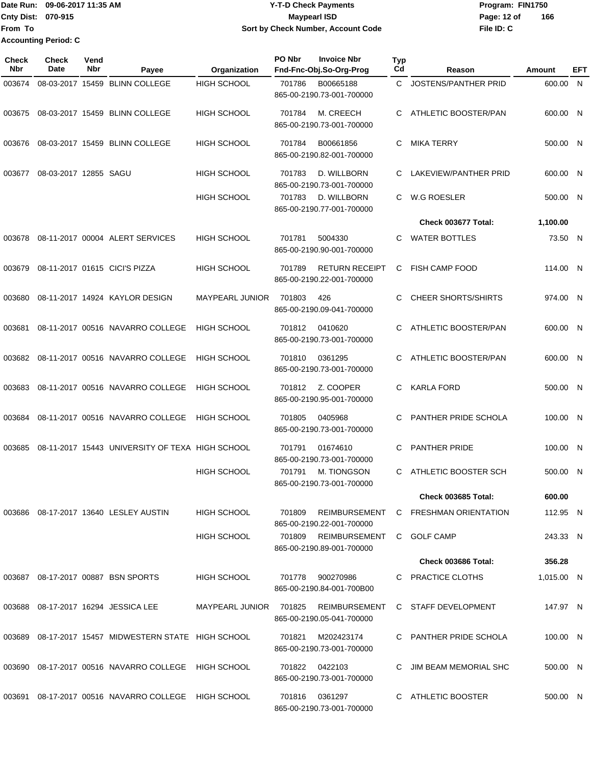Date Run: 09-06-2017 11:35 AM
Cnty Dist: 070-915
From To
Accounting Period: C

**Y-T-D Check Payments**
**Maypearl ISD**
**Sort by Check Number, Account Code**

Program: FIN1750
File ID: C

| Check Nbr | Check Date | Vend Nbr | Payee | Organization | PO Nbr | Invoice Nbr / Fnd-Fnc-Obj.So-Org-Prog | Typ Cd | Reason | Amount | EFT |
|---|---|---|---|---|---|---|---|---|---|---|
| 003674 | 08-03-2017 | 15459 | BLINN COLLEGE | HIGH SCHOOL | 701786 | B00665188 865-00-2190.73-001-700000 | C | JOSTENS/PANTHER PRID | 600.00 | N |
| 003675 | 08-03-2017 | 15459 | BLINN COLLEGE | HIGH SCHOOL | 701784 | M. CREECH 865-00-2190.73-001-700000 | C | ATHLETIC BOOSTER/PAN | 600.00 | N |
| 003676 | 08-03-2017 | 15459 | BLINN COLLEGE | HIGH SCHOOL | 701784 | B00661856 865-00-2190.82-001-700000 | C | MIKA TERRY | 500.00 | N |
| 003677 | 08-03-2017 | 12855 | SAGU | HIGH SCHOOL | 701783 | D. WILLBORN 865-00-2190.73-001-700000 | C | LAKEVIEW/PANTHER PRID | 600.00 | N |
| | | | | HIGH SCHOOL | 701783 | D. WILLBORN 865-00-2190.77-001-700000 | C | W.G ROESLER | 500.00 | N |
| | | | | | | | | **Check 003677 Total:** | **1,100.00** | |
| 003678 | 08-11-2017 | 00004 | ALERT SERVICES | HIGH SCHOOL | 701781 | 5004330 865-00-2190.90-001-700000 | C | WATER BOTTLES | 73.50 | N |
| 003679 | 08-11-2017 | 01615 | CICI'S PIZZA | HIGH SCHOOL | 701789 | RETURN RECEIPT 865-00-2190.22-001-700000 | C | FISH CAMP FOOD | 114.00 | N |
| 003680 | 08-11-2017 | 14924 | KAYLOR DESIGN | MAYPEARL JUNIOR | 701803 | 426 865-00-2190.09-041-700000 | C | CHEER SHORTS/SHIRTS | 974.00 | N |
| 003681 | 08-11-2017 | 00516 | NAVARRO COLLEGE | HIGH SCHOOL | 701812 | 0410620 865-00-2190.73-001-700000 | C | ATHLETIC BOOSTER/PAN | 600.00 | N |
| 003682 | 08-11-2017 | 00516 | NAVARRO COLLEGE | HIGH SCHOOL | 701810 | 0361295 865-00-2190.73-001-700000 | C | ATHLETIC BOOSTER/PAN | 600.00 | N |
| 003683 | 08-11-2017 | 00516 | NAVARRO COLLEGE | HIGH SCHOOL | 701812 | Z. COOPER 865-00-2190.95-001-700000 | C | KARLA FORD | 500.00 | N |
| 003684 | 08-11-2017 | 00516 | NAVARRO COLLEGE | HIGH SCHOOL | 701805 | 0405968 865-00-2190.73-001-700000 | C | PANTHER PRIDE SCHOLA | 100.00 | N |
| 003685 | 08-11-2017 | 15443 | UNIVERSITY OF TEXA | HIGH SCHOOL | 701791 | 01674610 865-00-2190.73-001-700000 | C | PANTHER PRIDE | 100.00 | N |
| | | | | HIGH SCHOOL | 701791 | M. TIONGSON 865-00-2190.73-001-700000 | C | ATHLETIC BOOSTER SCH | 500.00 | N |
| | | | | | | | | **Check 003685 Total:** | **600.00** | |
| 003686 | 08-17-2017 | 13640 | LESLEY AUSTIN | HIGH SCHOOL | 701809 | REIMBURSEMENT 865-00-2190.22-001-700000 | C | FRESHMAN ORIENTATION | 112.95 | N |
| | | | | HIGH SCHOOL | 701809 | REIMBURSEMENT 865-00-2190.89-001-700000 | C | GOLF CAMP | 243.33 | N |
| | | | | | | | | **Check 003686 Total:** | **356.28** | |
| 003687 | 08-17-2017 | 00887 | BSN SPORTS | HIGH SCHOOL | 701778 | 900270986 865-00-2190.84-001-700B00 | C | PRACTICE CLOTHS | 1,015.00 | N |
| 003688 | 08-17-2017 | 16294 | JESSICA LEE | MAYPEARL JUNIOR | 701825 | REIMBURSEMENT 865-00-2190.05-041-700000 | C | STAFF DEVELOPMENT | 147.97 | N |
| 003689 | 08-17-2017 | 15457 | MIDWESTERN STATE | HIGH SCHOOL | 701821 | M202423174 865-00-2190.73-001-700000 | C | PANTHER PRIDE SCHOLA | 100.00 | N |
| 003690 | 08-17-2017 | 00516 | NAVARRO COLLEGE | HIGH SCHOOL | 701822 | 0422103 865-00-2190.73-001-700000 | C | JIM BEAM MEMORIAL SHC | 500.00 | N |
| 003691 | 08-17-2017 | 00516 | NAVARRO COLLEGE | HIGH SCHOOL | 701816 | 0361297 865-00-2190.73-001-700000 | C | ATHLETIC BOOSTER | 500.00 | N |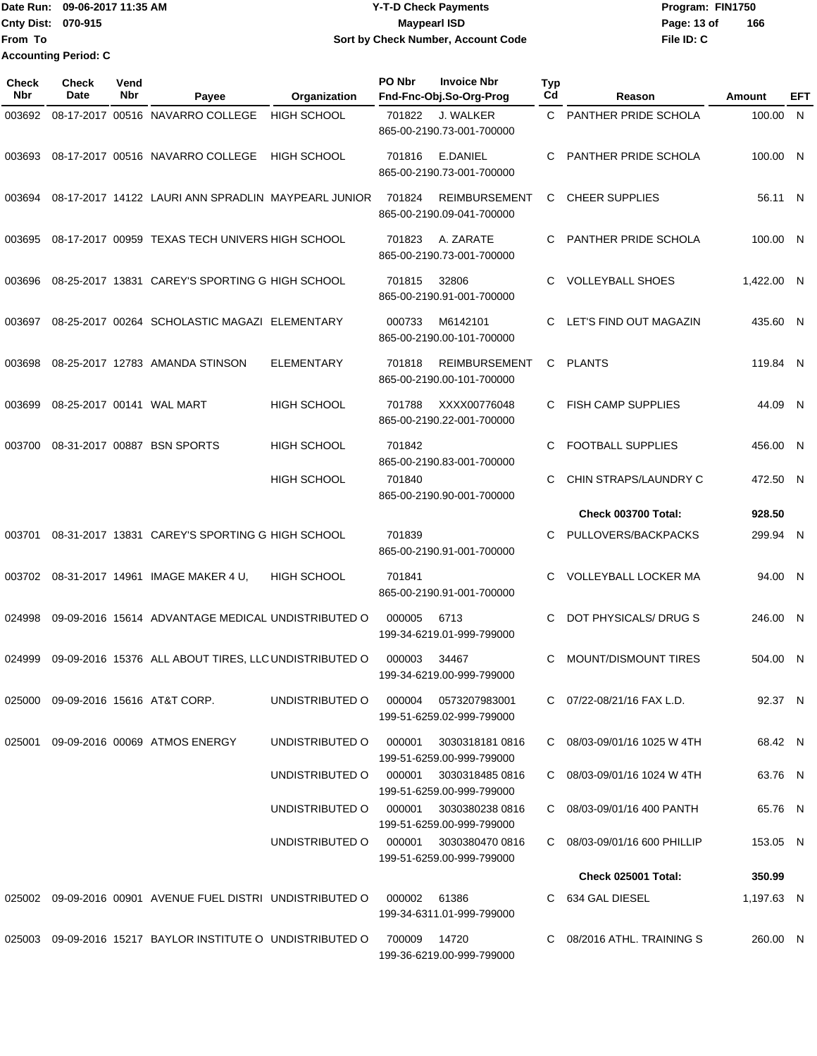Date Run: 09-06-2017 11:35 AM
Cnty Dist: 070-915
From To
Accounting Period: C

**Y-T-D Check Payments**
**Maypearl ISD**
**Sort by Check Number, Account Code**

Program: FIN1750
File ID: C

| Check Nbr | Check Date | Vend Nbr | Payee | Organization | PO Nbr | Invoice Nbr / Fnd-Fnc-Obj.So-Org-Prog | Typ Cd | Reason | Amount | EFT |
|---|---|---|---|---|---|---|---|---|---|---|
| 003692 | 08-17-2017 | 00516 | NAVARRO COLLEGE | HIGH SCHOOL | 701822 | J. WALKER 865-00-2190.73-001-700000 | C | PANTHER PRIDE SCHOLA | 100.00 | N |
| 003693 | 08-17-2017 | 00516 | NAVARRO COLLEGE | HIGH SCHOOL | 701816 | E.DANIEL 865-00-2190.73-001-700000 | C | PANTHER PRIDE SCHOLA | 100.00 | N |
| 003694 | 08-17-2017 | 14122 | LAURI ANN SPRADLIN | MAYPEARL JUNIOR | 701824 | REIMBURSEMENT 865-00-2190.09-041-700000 | C | CHEER SUPPLIES | 56.11 | N |
| 003695 | 08-17-2017 | 00959 | TEXAS TECH UNIVERS | HIGH SCHOOL | 701823 | A. ZARATE 865-00-2190.73-001-700000 | C | PANTHER PRIDE SCHOLA | 100.00 | N |
| 003696 | 08-25-2017 | 13831 | CAREY'S SPORTING G | HIGH SCHOOL | 701815 | 32806 865-00-2190.91-001-700000 | C | VOLLEYBALL SHOES | 1,422.00 | N |
| 003697 | 08-25-2017 | 00264 | SCHOLASTIC MAGAZI | ELEMENTARY | 000733 | M6142101 865-00-2190.00-101-700000 | C | LET'S FIND OUT MAGAZIN | 435.60 | N |
| 003698 | 08-25-2017 | 12783 | AMANDA STINSON | ELEMENTARY | 701818 | REIMBURSEMENT 865-00-2190.00-101-700000 | C | PLANTS | 119.84 | N |
| 003699 | 08-25-2017 | 00141 | WAL MART | HIGH SCHOOL | 701788 | XXXX00776048 865-00-2190.22-001-700000 | C | FISH CAMP SUPPLIES | 44.09 | N |
| 003700 | 08-31-2017 | 00887 | BSN SPORTS | HIGH SCHOOL | 701842 | 865-00-2190.83-001-700000 | C | FOOTBALL SUPPLIES | 456.00 | N |
| | | | | HIGH SCHOOL | 701840 | 865-00-2190.90-001-700000 | C | CHIN STRAPS/LAUNDRY C | 472.50 | N |
| | | | | | | | | **Check 003700 Total:** | **928.50** | |
| 003701 | 08-31-2017 | 13831 | CAREY'S SPORTING G | HIGH SCHOOL | 701839 | 865-00-2190.91-001-700000 | C | PULLOVERS/BACKPACKS | 299.94 | N |
| 003702 | 08-31-2017 | 14961 | IMAGE MAKER 4 U, | HIGH SCHOOL | 701841 | 865-00-2190.91-001-700000 | C | VOLLEYBALL LOCKER MA | 94.00 | N |
| 024998 | 09-09-2016 | 15614 | ADVANTAGE MEDICAL | UNDISTRIBUTED O | 000005 | 6713 199-34-6219.01-999-799000 | C | DOT PHYSICALS/ DRUG S | 246.00 | N |
| 024999 | 09-09-2016 | 15376 | ALL ABOUT TIRES, LLC | UNDISTRIBUTED O | 000003 | 34467 199-34-6219.00-999-799000 | C | MOUNT/DISMOUNT TIRES | 504.00 | N |
| 025000 | 09-09-2016 | 15616 | AT&T CORP. | UNDISTRIBUTED O | 000004 | 0573207983001 199-51-6259.02-999-799000 | C | 07/22-08/21/16 FAX L.D. | 92.37 | N |
| 025001 | 09-09-2016 | 00069 | ATMOS ENERGY | UNDISTRIBUTED O | 000001 | 3030318181 0816 199-51-6259.00-999-799000 | C | 08/03-09/01/16 1025 W 4TH | 68.42 | N |
| | | | | UNDISTRIBUTED O | 000001 | 3030318485 0816 199-51-6259.00-999-799000 | C | 08/03-09/01/16 1024 W 4TH | 63.76 | N |
| | | | | UNDISTRIBUTED O | 000001 | 3030380238 0816 199-51-6259.00-999-799000 | C | 08/03-09/01/16 400 PANTH | 65.76 | N |
| | | | | UNDISTRIBUTED O | 000001 | 3030380470 0816 199-51-6259.00-999-799000 | C | 08/03-09/01/16 600 PHILLIP | 153.05 | N |
| | | | | | | | | **Check 025001 Total:** | **350.99** | |
| 025002 | 09-09-2016 | 00901 | AVENUE FUEL DISTRI | UNDISTRIBUTED O | 000002 | 61386 199-34-6311.01-999-799000 | C | 634 GAL DIESEL | 1,197.63 | N |
| 025003 | 09-09-2016 | 15217 | BAYLOR INSTITUTE O | UNDISTRIBUTED O | 700009 | 14720 199-36-6219.00-999-799000 | C | 08/2016 ATHL. TRAINING S | 260.00 | N |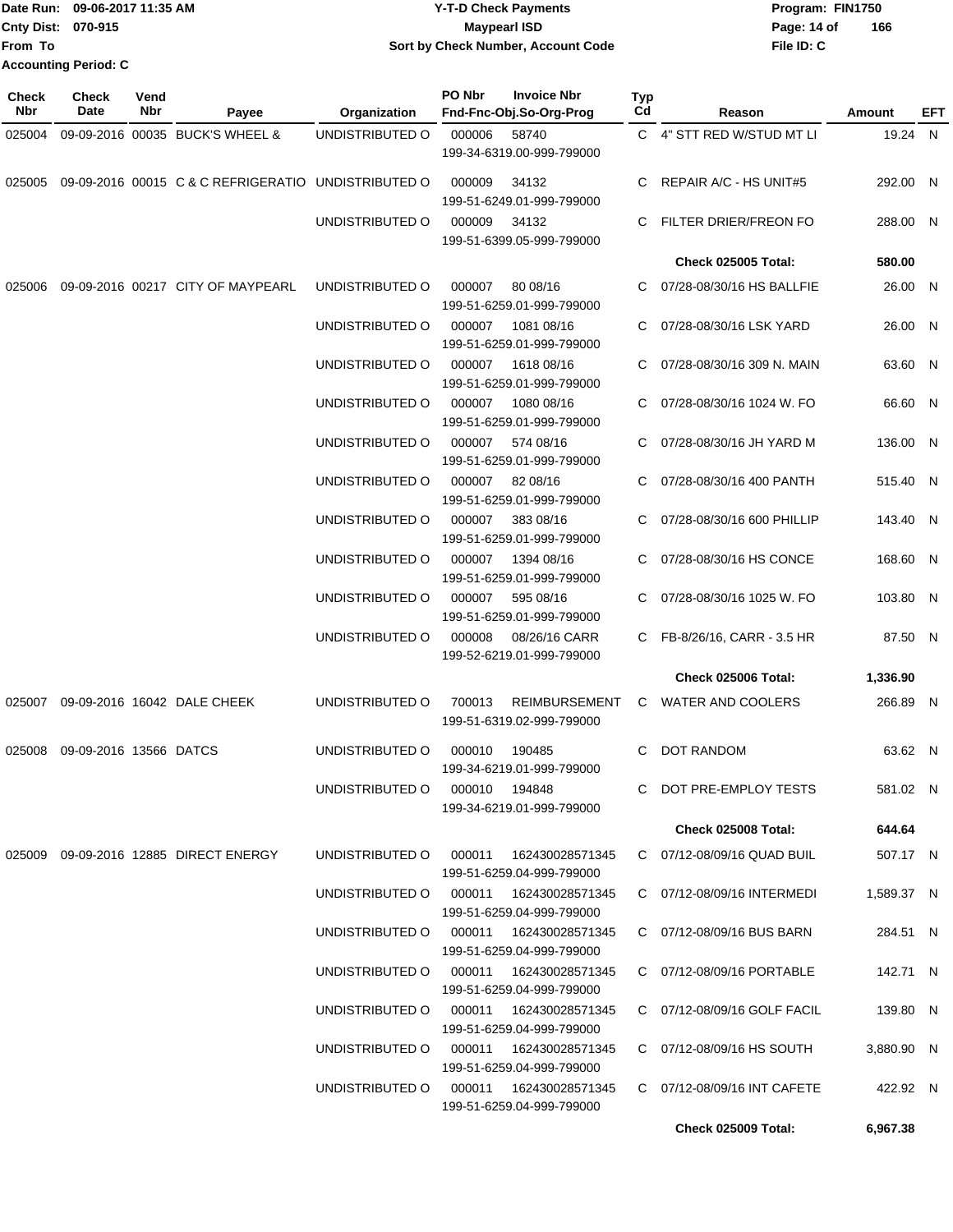Date Run: 09-06-2017 11:35 AM
Cnty Dist: 070-915
From To
Accounting Period: C

**Y-T-D Check Payments**
**Maypearl ISD**
**Sort by Check Number, Account Code**

Program: FIN1750
File ID: C

| Check Nbr | Check Date | Vend Nbr | Payee | Organization | PO Nbr | Invoice Nbr / Fnd-Fnc-Obj.So-Org-Prog | Typ Cd | Reason | Amount | EFT |
|---|---|---|---|---|---|---|---|---|---|---|
| 025004 | 09-09-2016 | 00035 | BUCK'S WHEEL & | UNDISTRIBUTED O | 000006 | 58740 199-34-6319.00-999-799000 | C | 4" STT RED W/STUD MT LI | 19.24 | N |
| 025005 | 09-09-2016 | 00015 | C & C REFRIGERATIO | UNDISTRIBUTED O | 000009 | 34132 199-51-6249.01-999-799000 | C | REPAIR A/C - HS UNIT#5 | 292.00 | N |
| | | | | UNDISTRIBUTED O | 000009 | 34132 199-51-6399.05-999-799000 | C | FILTER DRIER/FREON FO | 288.00 | N |
| | | | | | | | | **Check 025005 Total:** | **580.00** | |
| 025006 | 09-09-2016 | 00217 | CITY OF MAYPEARL | UNDISTRIBUTED O | 000007 | 80 08/16 199-51-6259.01-999-799000 | C | 07/28-08/30/16 HS BALLFIE | 26.00 | N |
| | | | | UNDISTRIBUTED O | 000007 | 1081 08/16 199-51-6259.01-999-799000 | C | 07/28-08/30/16 LSK YARD | 26.00 | N |
| | | | | UNDISTRIBUTED O | 000007 | 1618 08/16 199-51-6259.01-999-799000 | C | 07/28-08/30/16 309 N. MAIN | 63.60 | N |
| | | | | UNDISTRIBUTED O | 000007 | 1080 08/16 199-51-6259.01-999-799000 | C | 07/28-08/30/16 1024 W. FO | 66.60 | N |
| | | | | UNDISTRIBUTED O | 000007 | 574 08/16 199-51-6259.01-999-799000 | C | 07/28-08/30/16 JH YARD M | 136.00 | N |
| | | | | UNDISTRIBUTED O | 000007 | 82 08/16 199-51-6259.01-999-799000 | C | 07/28-08/30/16 400 PANTH | 515.40 | N |
| | | | | UNDISTRIBUTED O | 000007 | 383 08/16 199-51-6259.01-999-799000 | C | 07/28-08/30/16 600 PHILLIP | 143.40 | N |
| | | | | UNDISTRIBUTED O | 000007 | 1394 08/16 199-51-6259.01-999-799000 | C | 07/28-08/30/16 HS CONCE | 168.60 | N |
| | | | | UNDISTRIBUTED O | 000007 | 595 08/16 199-51-6259.01-999-799000 | C | 07/28-08/30/16 1025 W. FO | 103.80 | N |
| | | | | UNDISTRIBUTED O | 000008 | 08/26/16 CARR 199-52-6219.01-999-799000 | C | FB-8/26/16, CARR - 3.5 HR | 87.50 | N |
| | | | | | | | | **Check 025006 Total:** | **1,336.90** | |
| 025007 | 09-09-2016 | 16042 | DALE CHEEK | UNDISTRIBUTED O | 700013 | REIMBURSEMENT 199-51-6319.02-999-799000 | C | WATER AND COOLERS | 266.89 | N |
| 025008 | 09-09-2016 | 13566 | DATCS | UNDISTRIBUTED O | 000010 | 190485 199-34-6219.01-999-799000 | C | DOT RANDOM | 63.62 | N |
| | | | | UNDISTRIBUTED O | 000010 | 194848 199-34-6219.01-999-799000 | C | DOT PRE-EMPLOY TESTS | 581.02 | N |
| | | | | | | | | **Check 025008 Total:** | **644.64** | |
| 025009 | 09-09-2016 | 12885 | DIRECT ENERGY | UNDISTRIBUTED O | 000011 | 162430028571345 199-51-6259.04-999-799000 | C | 07/12-08/09/16 QUAD BUIL | 507.17 | N |
| | | | | UNDISTRIBUTED O | 000011 | 162430028571345 199-51-6259.04-999-799000 | C | 07/12-08/09/16 INTERMEDI | 1,589.37 | N |
| | | | | UNDISTRIBUTED O | 000011 | 162430028571345 199-51-6259.04-999-799000 | C | 07/12-08/09/16 BUS BARN | 284.51 | N |
| | | | | UNDISTRIBUTED O | 000011 | 162430028571345 199-51-6259.04-999-799000 | C | 07/12-08/09/16 PORTABLE | 142.71 | N |
| | | | | UNDISTRIBUTED O | 000011 | 162430028571345 199-51-6259.04-999-799000 | C | 07/12-08/09/16 GOLF FACIL | 139.80 | N |
| | | | | UNDISTRIBUTED O | 000011 | 162430028571345 199-51-6259.04-999-799000 | C | 07/12-08/09/16 HS SOUTH | 3,880.90 | N |
| | | | | UNDISTRIBUTED O | 000011 | 162430028571345 199-51-6259.04-999-799000 | C | 07/12-08/09/16 INT CAFETE | 422.92 | N |
| | | | | | | | | **Check 025009 Total:** | **6,967.38** | |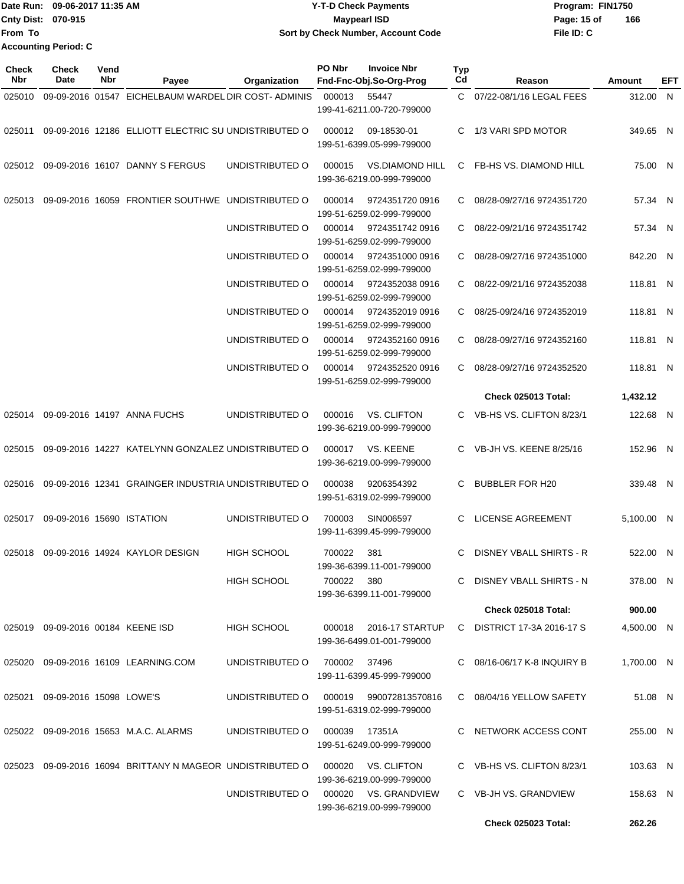Date Run: 09-06-2017 11:35 AM
Cnty Dist: 070-915
From To
Accounting Period: C

**Y-T-D Check Payments**
**Maypearl ISD**
**Sort by Check Number, Account Code**

Program: FIN1750
File ID: C

| Check Nbr | Check Date | Vend Nbr | Payee | Organization | PO Nbr | Invoice Nbr / Fnd-Fnc-Obj.So-Org-Prog | Typ Cd | Reason | Amount | EFT |
|---|---|---|---|---|---|---|---|---|---|---|
| 025010 | 09-09-2016 | 01547 | EICHELBAUM WARDEL | DIR COST- ADMINIS | 000013 | 55447 199-41-6211.00-720-799000 | C | 07/22-08/1/16 LEGAL FEES | 312.00 | N |
| 025011 | 09-09-2016 | 12186 | ELLIOTT ELECTRIC SU | UNDISTRIBUTED O | 000012 | 09-18530-01 199-51-6399.05-999-799000 | C | 1/3 VARI SPD MOTOR | 349.65 | N |
| 025012 | 09-09-2016 | 16107 | DANNY S FERGUS | UNDISTRIBUTED O | 000015 | VS.DIAMOND HILL 199-36-6219.00-999-799000 | C | FB-HS VS. DIAMOND HILL | 75.00 | N |
| 025013 | 09-09-2016 | 16059 | FRONTIER SOUTHWE | UNDISTRIBUTED O | 000014 | 9724351720 0916 199-51-6259.02-999-799000 | C | 08/28-09/27/16 9724351720 | 57.34 | N |
| | | | | UNDISTRIBUTED O | 000014 | 9724351742 0916 199-51-6259.02-999-799000 | C | 08/22-09/21/16 9724351742 | 57.34 | N |
| | | | | UNDISTRIBUTED O | 000014 | 9724351000 0916 199-51-6259.02-999-799000 | C | 08/28-09/27/16 9724351000 | 842.20 | N |
| | | | | UNDISTRIBUTED O | 000014 | 9724352038 0916 199-51-6259.02-999-799000 | C | 08/22-09/21/16 9724352038 | 118.81 | N |
| | | | | UNDISTRIBUTED O | 000014 | 9724352019 0916 199-51-6259.02-999-799000 | C | 08/25-09/24/16 9724352019 | 118.81 | N |
| | | | | UNDISTRIBUTED O | 000014 | 9724352160 0916 199-51-6259.02-999-799000 | C | 08/28-09/27/16 9724352160 | 118.81 | N |
| | | | | UNDISTRIBUTED O | 000014 | 9724352520 0916 199-51-6259.02-999-799000 | C | 08/28-09/27/16 9724352520 | 118.81 | N |
| | | | | | | | | **Check 025013 Total:** | **1,432.12** | |
| 025014 | 09-09-2016 | 14197 | ANNA FUCHS | UNDISTRIBUTED O | 000016 | VS. CLIFTON 199-36-6219.00-999-799000 | C | VB-HS VS. CLIFTON 8/23/1 | 122.68 | N |
| 025015 | 09-09-2016 | 14227 | KATELYNN GONZALEZ | UNDISTRIBUTED O | 000017 | VS. KEENE 199-36-6219.00-999-799000 | C | VB-JH VS. KEENE 8/25/16 | 152.96 | N |
| 025016 | 09-09-2016 | 12341 | GRAINGER INDUSTRIA | UNDISTRIBUTED O | 000038 | 9206354392 199-51-6319.02-999-799000 | C | BUBBLER FOR H20 | 339.48 | N |
| 025017 | 09-09-2016 | 15690 | ISTATION | UNDISTRIBUTED O | 700003 | SIN006597 199-11-6399.45-999-799000 | C | LICENSE AGREEMENT | 5,100.00 | N |
| 025018 | 09-09-2016 | 14924 | KAYLOR DESIGN | HIGH SCHOOL | 700022 | 381 199-36-6399.11-001-799000 | C | DISNEY VBALL SHIRTS - R | 522.00 | N |
| | | | | HIGH SCHOOL | 700022 | 380 199-36-6399.11-001-799000 | C | DISNEY VBALL SHIRTS - N | 378.00 | N |
| | | | | | | | | **Check 025018 Total:** | **900.00** | |
| 025019 | 09-09-2016 | 00184 | KEENE ISD | HIGH SCHOOL | 000018 | 2016-17 STARTUP 199-36-6499.01-001-799000 | C | DISTRICT 17-3A 2016-17 S | 4,500.00 | N |
| 025020 | 09-09-2016 | 16109 | LEARNING.COM | UNDISTRIBUTED O | 700002 | 37496 199-11-6399.45-999-799000 | C | 08/16-06/17 K-8 INQUIRY B | 1,700.00 | N |
| 025021 | 09-09-2016 | 15098 | LOWE'S | UNDISTRIBUTED O | 000019 | 990072813570816 199-51-6319.02-999-799000 | C | 08/04/16 YELLOW SAFETY | 51.08 | N |
| 025022 | 09-09-2016 | 15653 | M.A.C. ALARMS | UNDISTRIBUTED O | 000039 | 17351A 199-51-6249.00-999-799000 | C | NETWORK ACCESS CONT | 255.00 | N |
| 025023 | 09-09-2016 | 16094 | BRITTANY N MAGEOR | UNDISTRIBUTED O | 000020 | VS. CLIFTON 199-36-6219.00-999-799000 | C | VB-HS VS. CLIFTON 8/23/1 | 103.63 | N |
| | | | | UNDISTRIBUTED O | 000020 | VS. GRANDVIEW 199-36-6219.00-999-799000 | C | VB-JH VS. GRANDVIEW | 158.63 | N |
| | | | | | | | | **Check 025023 Total:** | **262.26** | |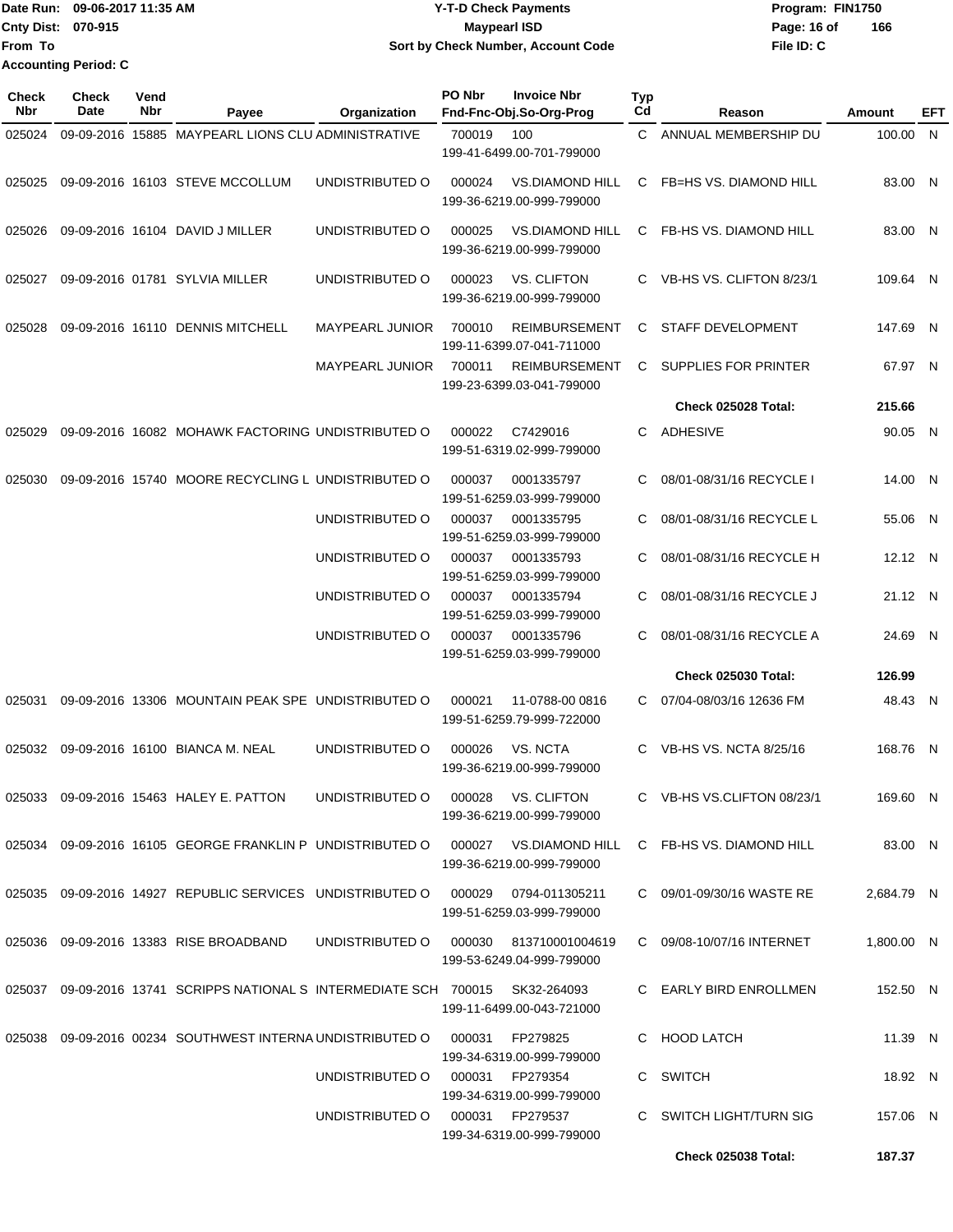Date Run: 09-06-2017 11:35 AM
Cnty Dist: 070-915
From To
Accounting Period: C

**Y-T-D Check Payments**
**Maypearl ISD**
**Sort by Check Number, Account Code**

Program: FIN1750
File ID: C

| Check Nbr | Check Date | Vend Nbr | Payee | Organization | PO Nbr | Invoice Nbr / Fnd-Fnc-Obj.So-Org-Prog | Typ Cd | Reason | Amount | EFT |
|---|---|---|---|---|---|---|---|---|---|---|
| 025024 | 09-09-2016 | 15885 | MAYPEARL LIONS CLU | ADMINISTRATIVE | 700019 | 100<br>199-41-6499.00-701-799000 | C | ANNUAL MEMBERSHIP DU | 100.00 | N |
| 025025 | 09-09-2016 | 16103 | STEVE MCCOLLUM | UNDISTRIBUTED O | 000024 | VS.DIAMOND HILL<br>199-36-6219.00-999-799000 | C | FB=HS VS. DIAMOND HILL | 83.00 | N |
| 025026 | 09-09-2016 | 16104 | DAVID J MILLER | UNDISTRIBUTED O | 000025 | VS.DIAMOND HILL<br>199-36-6219.00-999-799000 | C | FB-HS VS. DIAMOND HILL | 83.00 | N |
| 025027 | 09-09-2016 | 01781 | SYLVIA MILLER | UNDISTRIBUTED O | 000023 | VS. CLIFTON<br>199-36-6219.00-999-799000 | C | VB-HS VS. CLIFTON 8/23/1 | 109.64 | N |
| 025028 | 09-09-2016 | 16110 | DENNIS MITCHELL | MAYPEARL JUNIOR | 700010 | REIMBURSEMENT<br>199-11-6399.07-041-711000 | C | STAFF DEVELOPMENT | 147.69 | N |
| | | | | MAYPEARL JUNIOR | 700011 | REIMBURSEMENT<br>199-23-6399.03-041-799000 | C | SUPPLIES FOR PRINTER | 67.97 | N |
| | | | | | | | | **Check 025028 Total:** | **215.66** | |
| 025029 | 09-09-2016 | 16082 | MOHAWK FACTORING | UNDISTRIBUTED O | 000022 | C7429016<br>199-51-6319.02-999-799000 | C | ADHESIVE | 90.05 | N |
| 025030 | 09-09-2016 | 15740 | MOORE RECYCLING L | UNDISTRIBUTED O | 000037 | 0001335797<br>199-51-6259.03-999-799000 | C | 08/01-08/31/16 RECYCLE I | 14.00 | N |
| | | | | UNDISTRIBUTED O | 000037 | 0001335795<br>199-51-6259.03-999-799000 | C | 08/01-08/31/16 RECYCLE L | 55.06 | N |
| | | | | UNDISTRIBUTED O | 000037 | 0001335793<br>199-51-6259.03-999-799000 | C | 08/01-08/31/16 RECYCLE H | 12.12 | N |
| | | | | UNDISTRIBUTED O | 000037 | 0001335794<br>199-51-6259.03-999-799000 | C | 08/01-08/31/16 RECYCLE J | 21.12 | N |
| | | | | UNDISTRIBUTED O | 000037 | 0001335796<br>199-51-6259.03-999-799000 | C | 08/01-08/31/16 RECYCLE A | 24.69 | N |
| | | | | | | | | **Check 025030 Total:** | **126.99** | |
| 025031 | 09-09-2016 | 13306 | MOUNTAIN PEAK SPE | UNDISTRIBUTED O | 000021 | 11-0788-00 0816<br>199-51-6259.79-999-722000 | C | 07/04-08/03/16 12636 FM | 48.43 | N |
| 025032 | 09-09-2016 | 16100 | BIANCA M. NEAL | UNDISTRIBUTED O | 000026 | VS. NCTA<br>199-36-6219.00-999-799000 | C | VB-HS VS. NCTA 8/25/16 | 168.76 | N |
| 025033 | 09-09-2016 | 15463 | HALEY E. PATTON | UNDISTRIBUTED O | 000028 | VS. CLIFTON<br>199-36-6219.00-999-799000 | C | VB-HS VS.CLIFTON 08/23/1 | 169.60 | N |
| 025034 | 09-09-2016 | 16105 | GEORGE FRANKLIN P | UNDISTRIBUTED O | 000027 | VS.DIAMOND HILL<br>199-36-6219.00-999-799000 | C | FB-HS VS. DIAMOND HILL | 83.00 | N |
| 025035 | 09-09-2016 | 14927 | REPUBLIC SERVICES | UNDISTRIBUTED O | 000029 | 0794-011305211<br>199-51-6259.03-999-799000 | C | 09/01-09/30/16 WASTE RE | 2,684.79 | N |
| 025036 | 09-09-2016 | 13383 | RISE BROADBAND | UNDISTRIBUTED O | 000030 | 813710001004619<br>199-53-6249.04-999-799000 | C | 09/08-10/07/16 INTERNET | 1,800.00 | N |
| 025037 | 09-09-2016 | 13741 | SCRIPPS NATIONAL S | INTERMEDIATE SCH | 700015 | SK32-264093<br>199-11-6499.00-043-721000 | C | EARLY BIRD ENROLLMEN | 152.50 | N |
| 025038 | 09-09-2016 | 00234 | SOUTHWEST INTERNA | UNDISTRIBUTED O | 000031 | FP279825<br>199-34-6319.00-999-799000 | C | HOOD LATCH | 11.39 | N |
| | | | | UNDISTRIBUTED O | 000031 | FP279354<br>199-34-6319.00-999-799000 | C | SWITCH | 18.92 | N |
| | | | | UNDISTRIBUTED O | 000031 | FP279537<br>199-34-6319.00-999-799000 | C | SWITCH LIGHT/TURN SIG | 157.06 | N |
| | | | | | | | | **Check 025038 Total:** | **187.37** | |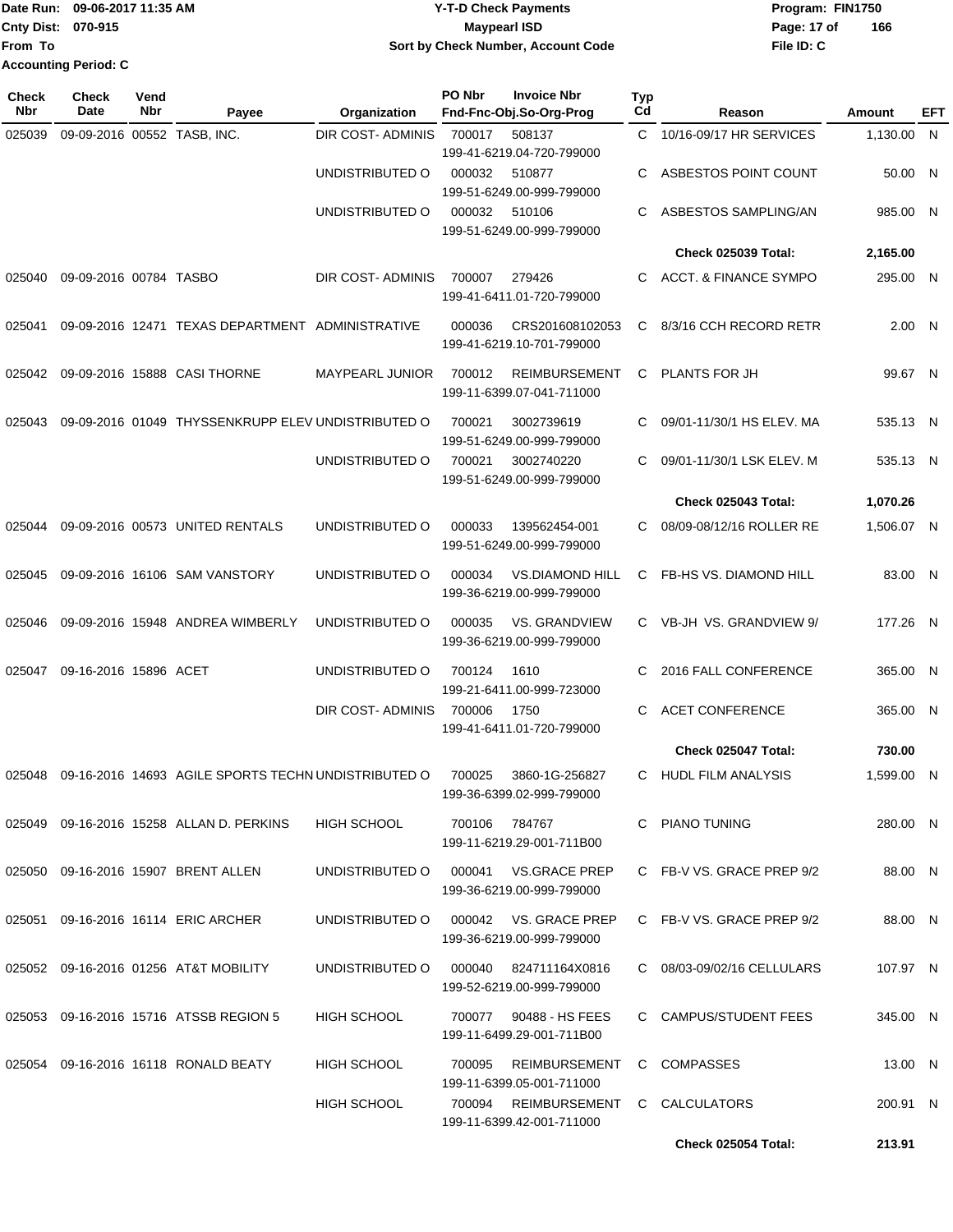Date Run: 09-06-2017 11:35 AM
Cnty Dist: 070-915
From To
Accounting Period: C

**Y-T-D Check Payments**
**Maypearl ISD**
**Sort by Check Number, Account Code**

Program: FIN1750
File ID: C

| Check Nbr | Check Date | Vend Nbr | Payee | Organization | PO Nbr | Invoice Nbr / Fnd-Fnc-Obj.So-Org-Prog | Typ Cd | Reason | Amount | EFT |
|---|---|---|---|---|---|---|---|---|---|---|
| 025039 | 09-09-2016 | 00552 | TASB, INC. | DIR COST- ADMINIS | 700017 | 508137 / 199-41-6219.04-720-799000 | C | 10/16-09/17 HR SERVICES | 1,130.00 | N |
| | | | | UNDISTRIBUTED O | 000032 | 510877 / 199-51-6249.00-999-799000 | C | ASBESTOS POINT COUNT | 50.00 | N |
| | | | | UNDISTRIBUTED O | 000032 | 510106 / 199-51-6249.00-999-799000 | C | ASBESTOS SAMPLING/AN | 985.00 | N |
| | | | | | | | | **Check 025039 Total:** | **2,165.00** | |
| 025040 | 09-09-2016 | 00784 | TASBO | DIR COST- ADMINIS | 700007 | 279426 / 199-41-6411.01-720-799000 | C | ACCT. & FINANCE SYMPO | 295.00 | N |
| 025041 | 09-09-2016 | 12471 | TEXAS DEPARTMENT | ADMINISTRATIVE | 000036 | CRS201608102053 / 199-41-6219.10-701-799000 | C | 8/3/16 CCH RECORD RETR | 2.00 | N |
| 025042 | 09-09-2016 | 15888 | CASI THORNE | MAYPEARL JUNIOR | 700012 | REIMBURSEMENT / 199-11-6399.07-041-711000 | C | PLANTS FOR JH | 99.67 | N |
| 025043 | 09-09-2016 | 01049 | THYSSENKRUPP ELEV | UNDISTRIBUTED O | 700021 | 3002739619 / 199-51-6249.00-999-799000 | C | 09/01-11/30/1 HS ELEV. MA | 535.13 | N |
| | | | | UNDISTRIBUTED O | 700021 | 3002740220 / 199-51-6249.00-999-799000 | C | 09/01-11/30/1 LSK ELEV. M | 535.13 | N |
| | | | | | | | | **Check 025043 Total:** | **1,070.26** | |
| 025044 | 09-09-2016 | 00573 | UNITED RENTALS | UNDISTRIBUTED O | 000033 | 139562454-001 / 199-51-6249.00-999-799000 | C | 08/09-08/12/16 ROLLER RE | 1,506.07 | N |
| 025045 | 09-09-2016 | 16106 | SAM VANSTORY | UNDISTRIBUTED O | 000034 | VS.DIAMOND HILL / 199-36-6219.00-999-799000 | C | FB-HS VS. DIAMOND HILL | 83.00 | N |
| 025046 | 09-09-2016 | 15948 | ANDREA WIMBERLY | UNDISTRIBUTED O | 000035 | VS. GRANDVIEW / 199-36-6219.00-999-799000 | C | VB-JH VS. GRANDVIEW 9/ | 177.26 | N |
| 025047 | 09-16-2016 | 15896 | ACET | UNDISTRIBUTED O | 700124 | 1610 / 199-21-6411.00-999-723000 | C | 2016 FALL CONFERENCE | 365.00 | N |
| | | | | DIR COST- ADMINIS | 700006 | 1750 / 199-41-6411.01-720-799000 | C | ACET CONFERENCE | 365.00 | N |
| | | | | | | | | **Check 025047 Total:** | **730.00** | |
| 025048 | 09-16-2016 | 14693 | AGILE SPORTS TECHN | UNDISTRIBUTED O | 700025 | 3860-1G-256827 / 199-36-6399.02-999-799000 | C | HUDL FILM ANALYSIS | 1,599.00 | N |
| 025049 | 09-16-2016 | 15258 | ALLAN D. PERKINS | HIGH SCHOOL | 700106 | 784767 / 199-11-6219.29-001-711B00 | C | PIANO TUNING | 280.00 | N |
| 025050 | 09-16-2016 | 15907 | BRENT ALLEN | UNDISTRIBUTED O | 000041 | VS.GRACE PREP / 199-36-6219.00-999-799000 | C | FB-V VS. GRACE PREP 9/2 | 88.00 | N |
| 025051 | 09-16-2016 | 16114 | ERIC ARCHER | UNDISTRIBUTED O | 000042 | VS. GRACE PREP / 199-36-6219.00-999-799000 | C | FB-V VS. GRACE PREP 9/2 | 88.00 | N |
| 025052 | 09-16-2016 | 01256 | AT&T MOBILITY | UNDISTRIBUTED O | 000040 | 824711164X0816 / 199-52-6219.00-999-799000 | C | 08/03-09/02/16 CELLULARS | 107.97 | N |
| 025053 | 09-16-2016 | 15716 | ATSSB REGION 5 | HIGH SCHOOL | 700077 | 90488 - HS FEES / 199-11-6499.29-001-711B00 | C | CAMPUS/STUDENT FEES | 345.00 | N |
| 025054 | 09-16-2016 | 16118 | RONALD BEATY | HIGH SCHOOL | 700095 | REIMBURSEMENT / 199-11-6399.05-001-711000 | C | COMPASSES | 13.00 | N |
| | | | | HIGH SCHOOL | 700094 | REIMBURSEMENT / 199-11-6399.42-001-711000 | C | CALCULATORS | 200.91 | N |
| | | | | | | | | **Check 025054 Total:** | **213.91** | |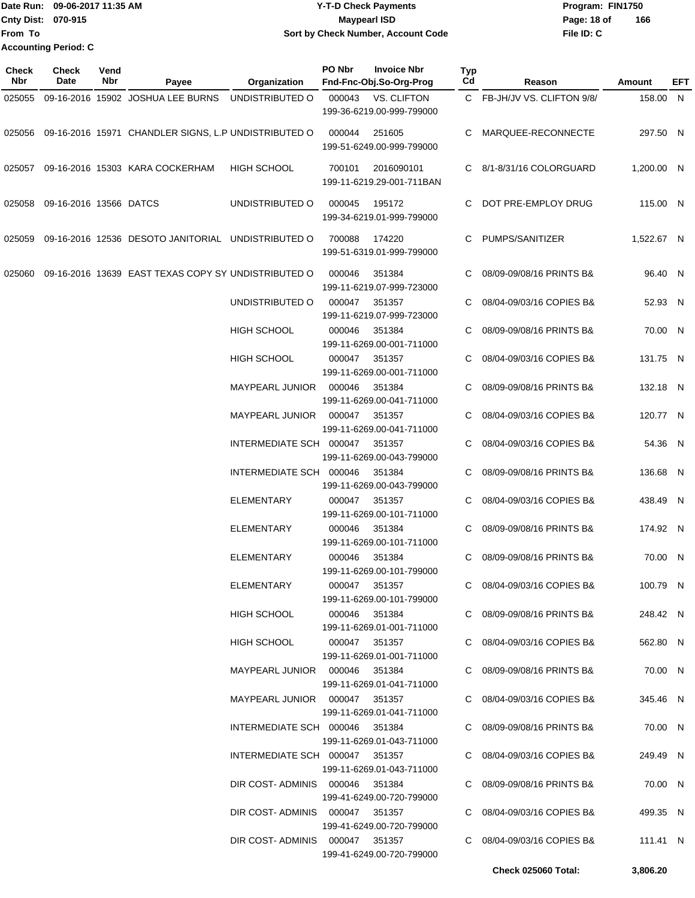Date Run: 09-06-2017 11:35 AM
Cnty Dist: 070-915
From To
Accounting Period: C

**Y-T-D Check Payments**
**Maypearl ISD**
**Sort by Check Number, Account Code**

Program: FIN1750
File ID: C

| Check Nbr | Check Date | Vend Nbr | Payee | Organization | PO Nbr | Invoice Nbr / Fnd-Fnc-Obj.So-Org-Prog | Typ Cd | Reason | Amount | EFT |
|---|---|---|---|---|---|---|---|---|---|---|
| 025055 | 09-16-2016 | 15902 | JOSHUA LEE BURNS | UNDISTRIBUTED O | 000043 | VS. CLIFTON 199-36-6219.00-999-799000 | C | FB-JH/JV VS. CLIFTON 9/8/ | 158.00 | N |
| 025056 | 09-16-2016 | 15971 | CHANDLER SIGNS, L.P | UNDISTRIBUTED O | 000044 | 251605 199-51-6249.00-999-799000 | C | MARQUEE-RECONNECTE | 297.50 | N |
| 025057 | 09-16-2016 | 15303 | KARA COCKERHAM | HIGH SCHOOL | 700101 | 2016090101 199-11-6219.29-001-711BAN | C | 8/1-8/31/16 COLORGUARD | 1,200.00 | N |
| 025058 | 09-16-2016 | 13566 | DATCS | UNDISTRIBUTED O | 000045 | 195172 199-34-6219.01-999-799000 | C | DOT PRE-EMPLOY DRUG | 115.00 | N |
| 025059 | 09-16-2016 | 12536 | DESOTO JANITORIAL | UNDISTRIBUTED O | 700088 | 174220 199-51-6319.01-999-799000 | C | PUMPS/SANITIZER | 1,522.67 | N |
| 025060 | 09-16-2016 | 13639 | EAST TEXAS COPY SY | UNDISTRIBUTED O | 000046 | 351384 199-11-6219.07-999-723000 | C | 08/09-09/08/16 PRINTS B& | 96.40 | N |
| | | | | UNDISTRIBUTED O | 000047 | 351357 199-11-6219.07-999-723000 | C | 08/04-09/03/16 COPIES B& | 52.93 | N |
| | | | | HIGH SCHOOL | 000046 | 351384 199-11-6269.00-001-711000 | C | 08/09-09/08/16 PRINTS B& | 70.00 | N |
| | | | | HIGH SCHOOL | 000047 | 351357 199-11-6269.00-001-711000 | C | 08/04-09/03/16 COPIES B& | 131.75 | N |
| | | | | MAYPEARL JUNIOR | 000046 | 351384 199-11-6269.00-041-711000 | C | 08/09-09/08/16 PRINTS B& | 132.18 | N |
| | | | | MAYPEARL JUNIOR | 000047 | 351357 199-11-6269.00-041-711000 | C | 08/04-09/03/16 COPIES B& | 120.77 | N |
| | | | | INTERMEDIATE SCH | 000047 | 351357 199-11-6269.00-043-799000 | C | 08/04-09/03/16 COPIES B& | 54.36 | N |
| | | | | INTERMEDIATE SCH | 000046 | 351384 199-11-6269.00-043-799000 | C | 08/09-09/08/16 PRINTS B& | 136.68 | N |
| | | | | ELEMENTARY | 000047 | 351357 199-11-6269.00-101-711000 | C | 08/04-09/03/16 COPIES B& | 438.49 | N |
| | | | | ELEMENTARY | 000046 | 351384 199-11-6269.00-101-711000 | C | 08/09-09/08/16 PRINTS B& | 174.92 | N |
| | | | | ELEMENTARY | 000046 | 351384 199-11-6269.00-101-799000 | C | 08/09-09/08/16 PRINTS B& | 70.00 | N |
| | | | | ELEMENTARY | 000047 | 351357 199-11-6269.00-101-799000 | C | 08/04-09/03/16 COPIES B& | 100.79 | N |
| | | | | HIGH SCHOOL | 000046 | 351384 199-11-6269.01-001-711000 | C | 08/09-09/08/16 PRINTS B& | 248.42 | N |
| | | | | HIGH SCHOOL | 000047 | 351357 199-11-6269.01-001-711000 | C | 08/04-09/03/16 COPIES B& | 562.80 | N |
| | | | | MAYPEARL JUNIOR | 000046 | 351384 199-11-6269.01-041-711000 | C | 08/09-09/08/16 PRINTS B& | 70.00 | N |
| | | | | MAYPEARL JUNIOR | 000047 | 351357 199-11-6269.01-041-711000 | C | 08/04-09/03/16 COPIES B& | 345.46 | N |
| | | | | INTERMEDIATE SCH | 000046 | 351384 199-11-6269.01-043-711000 | C | 08/09-09/08/16 PRINTS B& | 70.00 | N |
| | | | | INTERMEDIATE SCH | 000047 | 351357 199-11-6269.01-043-711000 | C | 08/04-09/03/16 COPIES B& | 249.49 | N |
| | | | | DIR COST- ADMINIS | 000046 | 351384 199-41-6249.00-720-799000 | C | 08/09-09/08/16 PRINTS B& | 70.00 | N |
| | | | | DIR COST- ADMINIS | 000047 | 351357 199-41-6249.00-720-799000 | C | 08/04-09/03/16 COPIES B& | 499.35 | N |
| | | | | DIR COST- ADMINIS | 000047 | 351357 199-41-6249.00-720-799000 | C | 08/04-09/03/16 COPIES B& | 111.41 | N |
| | | | | | | | | **Check 025060 Total:** | **3,806.20** | |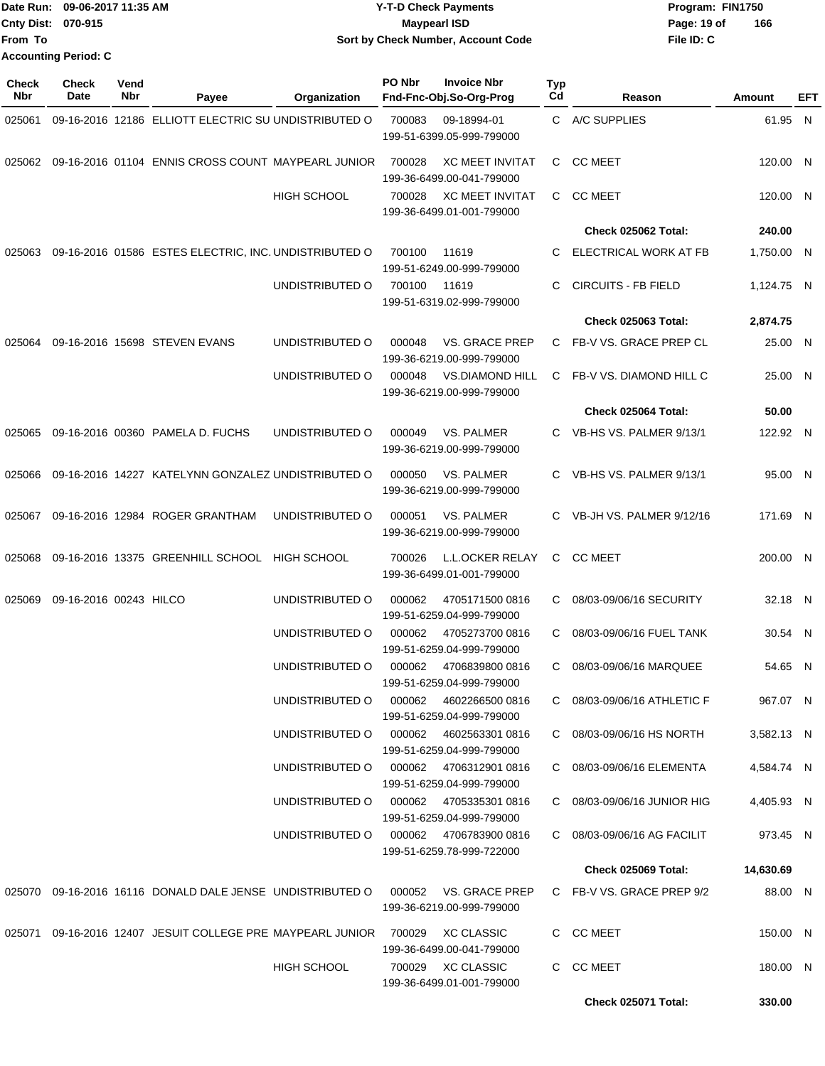Date Run: 09-06-2017 11:35 AM
Cnty Dist: 070-915
From To
Accounting Period: C

**Y-T-D Check Payments**
**Maypearl ISD**
**Sort by Check Number, Account Code**

Program: FIN1750
File ID: C

| Check Nbr | Check Date | Vend Nbr | Payee | Organization | PO Nbr | Invoice Nbr / Fnd-Fnc-Obj.So-Org-Prog | Typ Cd | Reason | Amount | EFT |
|---|---|---|---|---|---|---|---|---|---|---|
| 025061 | 09-16-2016 | 12186 | ELLIOTT ELECTRIC SU | UNDISTRIBUTED O | 700083 | 09-18994-01 199-51-6399.05-999-799000 | C | A/C SUPPLIES | 61.95 | N |
| 025062 | 09-16-2016 | 01104 | ENNIS CROSS COUNT | MAYPEARL JUNIOR | 700028 | XC MEET INVITAT 199-36-6499.00-041-799000 | C | CC MEET | 120.00 | N |
| | | | | HIGH SCHOOL | 700028 | XC MEET INVITAT 199-36-6499.01-001-799000 | C | CC MEET | 120.00 | N |
| | | | | | | | | **Check 025062 Total:** | **240.00** | |
| 025063 | 09-16-2016 | 01586 | ESTES ELECTRIC, INC. | UNDISTRIBUTED O | 700100 | 11619 199-51-6249.00-999-799000 | C | ELECTRICAL WORK AT FB | 1,750.00 | N |
| | | | | UNDISTRIBUTED O | 700100 | 11619 199-51-6319.02-999-799000 | C | CIRCUITS - FB FIELD | 1,124.75 | N |
| | | | | | | | | **Check 025063 Total:** | **2,874.75** | |
| 025064 | 09-16-2016 | 15698 | STEVEN EVANS | UNDISTRIBUTED O | 000048 | VS. GRACE PREP 199-36-6219.00-999-799000 | C | FB-V VS. GRACE PREP CL | 25.00 | N |
| | | | | UNDISTRIBUTED O | 000048 | VS.DIAMOND HILL 199-36-6219.00-999-799000 | C | FB-V VS. DIAMOND HILL C | 25.00 | N |
| | | | | | | | | **Check 025064 Total:** | **50.00** | |
| 025065 | 09-16-2016 | 00360 | PAMELA D. FUCHS | UNDISTRIBUTED O | 000049 | VS. PALMER 199-36-6219.00-999-799000 | C | VB-HS VS. PALMER 9/13/1 | 122.92 | N |
| 025066 | 09-16-2016 | 14227 | KATELYNN GONZALEZ | UNDISTRIBUTED O | 000050 | VS. PALMER 199-36-6219.00-999-799000 | C | VB-HS VS. PALMER 9/13/1 | 95.00 | N |
| 025067 | 09-16-2016 | 12984 | ROGER GRANTHAM | UNDISTRIBUTED O | 000051 | VS. PALMER 199-36-6219.00-999-799000 | C | VB-JH VS. PALMER 9/12/16 | 171.69 | N |
| 025068 | 09-16-2016 | 13375 | GREENHILL SCHOOL | HIGH SCHOOL | 700026 | L.L.OCKER RELAY 199-36-6499.01-001-799000 | C | CC MEET | 200.00 | N |
| 025069 | 09-16-2016 | 00243 | HILCO | UNDISTRIBUTED O | 000062 | 4705171500 0816 199-51-6259.04-999-799000 | C | 08/03-09/06/16 SECURITY | 32.18 | N |
| | | | | UNDISTRIBUTED O | 000062 | 4705273700 0816 199-51-6259.04-999-799000 | C | 08/03-09/06/16 FUEL TANK | 30.54 | N |
| | | | | UNDISTRIBUTED O | 000062 | 4706839800 0816 199-51-6259.04-999-799000 | C | 08/03-09/06/16 MARQUEE | 54.65 | N |
| | | | | UNDISTRIBUTED O | 000062 | 4602266500 0816 199-51-6259.04-999-799000 | C | 08/03-09/06/16 ATHLETIC F | 967.07 | N |
| | | | | UNDISTRIBUTED O | 000062 | 4602563301 0816 199-51-6259.04-999-799000 | C | 08/03-09/06/16 HS NORTH | 3,582.13 | N |
| | | | | UNDISTRIBUTED O | 000062 | 4706312901 0816 199-51-6259.04-999-799000 | C | 08/03-09/06/16 ELEMENTA | 4,584.74 | N |
| | | | | UNDISTRIBUTED O | 000062 | 4705335301 0816 199-51-6259.04-999-799000 | C | 08/03-09/06/16 JUNIOR HIG | 4,405.93 | N |
| | | | | UNDISTRIBUTED O | 000062 | 4706783900 0816 199-51-6259.78-999-722000 | C | 08/03-09/06/16 AG FACILIT | 973.45 | N |
| | | | | | | | | **Check 025069 Total:** | **14,630.69** | |
| 025070 | 09-16-2016 | 16116 | DONALD DALE JENSE | UNDISTRIBUTED O | 000052 | VS. GRACE PREP 199-36-6219.00-999-799000 | C | FB-V VS. GRACE PREP 9/2 | 88.00 | N |
| 025071 | 09-16-2016 | 12407 | JESUIT COLLEGE PRE | MAYPEARL JUNIOR | 700029 | XC CLASSIC 199-36-6499.00-041-799000 | C | CC MEET | 150.00 | N |
| | | | | HIGH SCHOOL | 700029 | XC CLASSIC 199-36-6499.01-001-799000 | C | CC MEET | 180.00 | N |
| | | | | | | | | **Check 025071 Total:** | **330.00** | |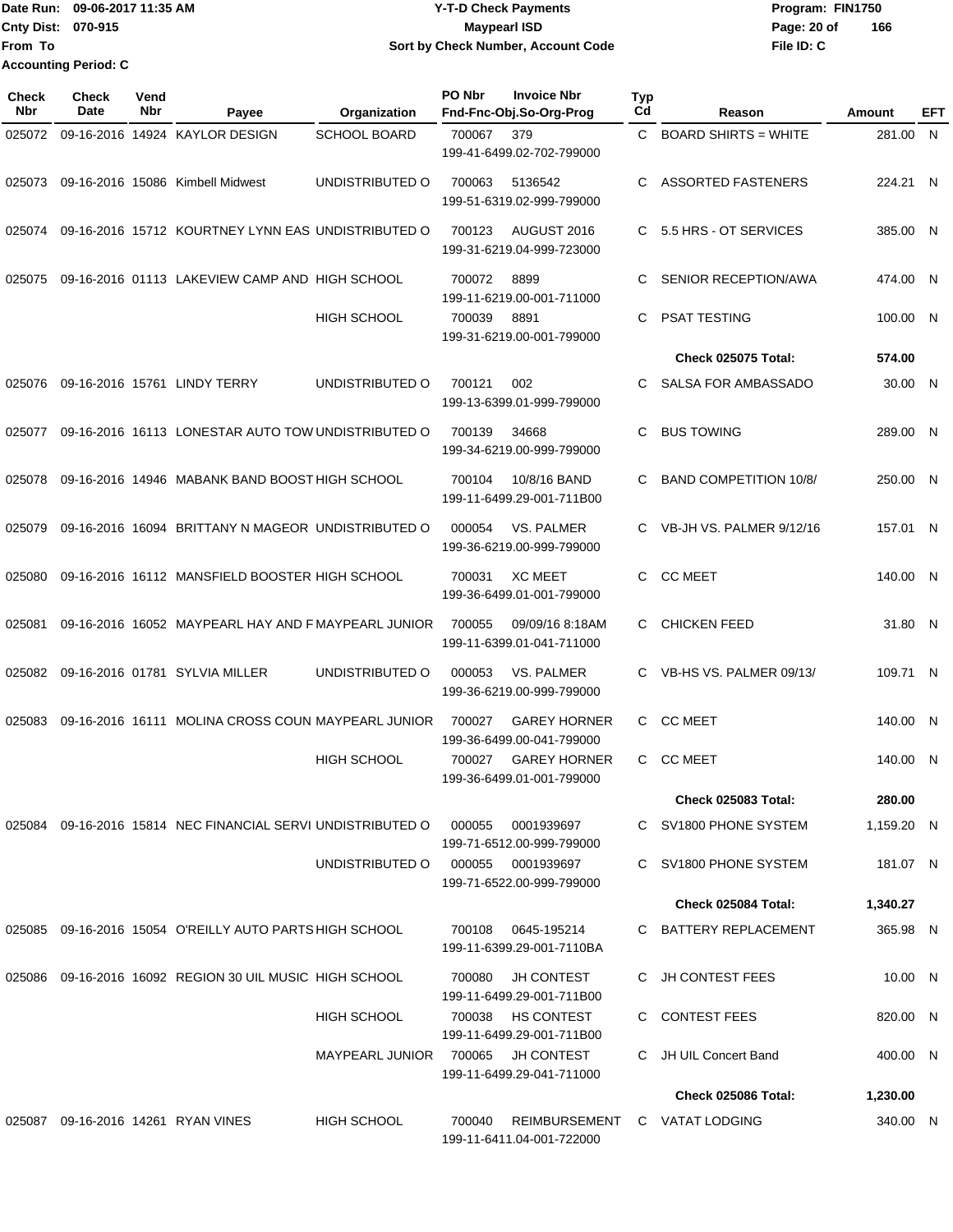Date Run: 09-06-2017 11:35 AM
Cnty Dist: 070-915
From To
Accounting Period: C

**Y-T-D Check Payments**
**Maypearl ISD**
**Sort by Check Number, Account Code**

Program: FIN1750
File ID: C

| Check Nbr | Check Date | Vend Nbr | Payee | Organization | PO Nbr | Invoice Nbr / Fnd-Fnc-Obj.So-Org-Prog | Typ Cd | Reason | Amount | EFT |
|---|---|---|---|---|---|---|---|---|---|---|
| 025072 | 09-16-2016 | 14924 | KAYLOR DESIGN | SCHOOL BOARD | 700067 | 379 / 199-41-6499.02-702-799000 | C | BOARD SHIRTS = WHITE | 281.00 | N |
| 025073 | 09-16-2016 | 15086 | Kimbell Midwest | UNDISTRIBUTED O | 700063 | 5136542 / 199-51-6319.02-999-799000 | C | ASSORTED FASTENERS | 224.21 | N |
| 025074 | 09-16-2016 | 15712 | KOURTNEY LYNN EAS | UNDISTRIBUTED O | 700123 | AUGUST 2016 / 199-31-6219.04-999-723000 | C | 5.5 HRS - OT SERVICES | 385.00 | N |
| 025075 | 09-16-2016 | 01113 | LAKEVIEW CAMP AND | HIGH SCHOOL | 700072 | 8899 / 199-11-6219.00-001-711000 | C | SENIOR RECEPTION/AWA | 474.00 | N |
| | | | | HIGH SCHOOL | 700039 | 8891 / 199-31-6219.00-001-799000 | C | PSAT TESTING | 100.00 | N |
| | | | | | | | | **Check 025075 Total:** | **574.00** | |
| 025076 | 09-16-2016 | 15761 | LINDY TERRY | UNDISTRIBUTED O | 700121 | 002 / 199-13-6399.01-999-799000 | C | SALSA FOR AMBASSADO | 30.00 | N |
| 025077 | 09-16-2016 | 16113 | LONESTAR AUTO TOW | UNDISTRIBUTED O | 700139 | 34668 / 199-34-6219.00-999-799000 | C | BUS TOWING | 289.00 | N |
| 025078 | 09-16-2016 | 14946 | MABANK BAND BOOST | HIGH SCHOOL | 700104 | 10/8/16 BAND / 199-11-6499.29-001-711B00 | C | BAND COMPETITION 10/8/ | 250.00 | N |
| 025079 | 09-16-2016 | 16094 | BRITTANY N MAGEOR | UNDISTRIBUTED O | 000054 | VS. PALMER / 199-36-6219.00-999-799000 | C | VB-JH VS. PALMER 9/12/16 | 157.01 | N |
| 025080 | 09-16-2016 | 16112 | MANSFIELD BOOSTER | HIGH SCHOOL | 700031 | XC MEET / 199-36-6499.01-001-799000 | C | CC MEET | 140.00 | N |
| 025081 | 09-16-2016 | 16052 | MAYPEARL HAY AND F | MAYPEARL JUNIOR | 700055 | 09/09/16 8:18AM / 199-11-6399.01-041-711000 | C | CHICKEN FEED | 31.80 | N |
| 025082 | 09-16-2016 | 01781 | SYLVIA MILLER | UNDISTRIBUTED O | 000053 | VS. PALMER / 199-36-6219.00-999-799000 | C | VB-HS VS. PALMER 09/13/ | 109.71 | N |
| 025083 | 09-16-2016 | 16111 | MOLINA CROSS COUN | MAYPEARL JUNIOR | 700027 | GAREY HORNER / 199-36-6499.00-041-799000 | C | CC MEET | 140.00 | N |
| | | | | HIGH SCHOOL | 700027 | GAREY HORNER / 199-36-6499.01-001-799000 | C | CC MEET | 140.00 | N |
| | | | | | | | | **Check 025083 Total:** | **280.00** | |
| 025084 | 09-16-2016 | 15814 | NEC FINANCIAL SERVI | UNDISTRIBUTED O | 000055 | 0001939697 / 199-71-6512.00-999-799000 | C | SV1800 PHONE SYSTEM | 1,159.20 | N |
| | | | | UNDISTRIBUTED O | 000055 | 0001939697 / 199-71-6522.00-999-799000 | C | SV1800 PHONE SYSTEM | 181.07 | N |
| | | | | | | | | **Check 025084 Total:** | **1,340.27** | |
| 025085 | 09-16-2016 | 15054 | O'REILLY AUTO PARTS | HIGH SCHOOL | 700108 | 0645-195214 / 199-11-6399.29-001-7110BA | C | BATTERY REPLACEMENT | 365.98 | N |
| 025086 | 09-16-2016 | 16092 | REGION 30 UIL MUSIC | HIGH SCHOOL | 700080 | JH CONTEST / 199-11-6499.29-001-711B00 | C | JH CONTEST FEES | 10.00 | N |
| | | | | HIGH SCHOOL | 700038 | HS CONTEST / 199-11-6499.29-001-711B00 | C | CONTEST FEES | 820.00 | N |
| | | | | MAYPEARL JUNIOR | 700065 | JH CONTEST / 199-11-6499.29-041-711000 | C | JH UIL Concert Band | 400.00 | N |
| | | | | | | | | **Check 025086 Total:** | **1,230.00** | |
| 025087 | 09-16-2016 | 14261 | RYAN VINES | HIGH SCHOOL | 700040 | REIMBURSEMENT / 199-11-6411.04-001-722000 | C | VATAT LODGING | 340.00 | N |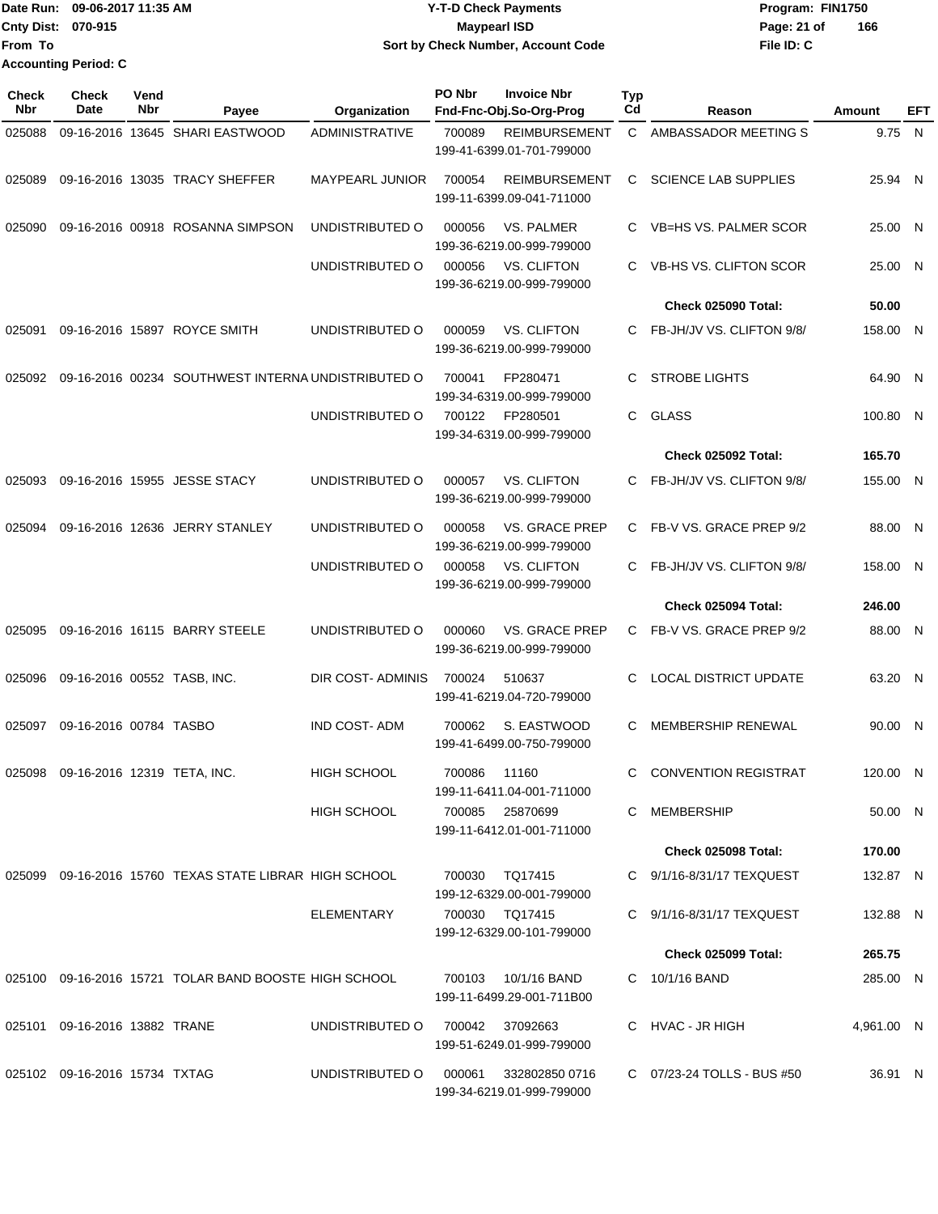Date Run: 09-06-2017 11:35 AM
Cnty Dist: 070-915
From To
Accounting Period: C

**Y-T-D Check Payments**
**Maypearl ISD**
**Sort by Check Number, Account Code**

Program: FIN1750
File ID: C

| Check Nbr | Check Date | Vend Nbr | Payee | Organization | PO Nbr | Invoice Nbr / Fnd-Fnc-Obj.So-Org-Prog | Typ Cd | Reason | Amount | EFT |
|---|---|---|---|---|---|---|---|---|---|---|
| 025088 | 09-16-2016 | 13645 | SHARI EASTWOOD | ADMINISTRATIVE | 700089 | REIMBURSEMENT 199-41-6399.01-701-799000 | C | AMBASSADOR MEETING S | 9.75 | N |
| 025089 | 09-16-2016 | 13035 | TRACY SHEFFER | MAYPEARL JUNIOR | 700054 | REIMBURSEMENT 199-11-6399.09-041-711000 | C | SCIENCE LAB SUPPLIES | 25.94 | N |
| 025090 | 09-16-2016 | 00918 | ROSANNA SIMPSON | UNDISTRIBUTED O | 000056 | VS. PALMER 199-36-6219.00-999-799000 | C | VB=HS VS. PALMER SCOR | 25.00 | N |
| | | | | UNDISTRIBUTED O | 000056 | VS. CLIFTON 199-36-6219.00-999-799000 | C | VB-HS VS. CLIFTON SCOR | 25.00 | N |
| | | | | | | | | **Check 025090 Total:** | **50.00** | |
| 025091 | 09-16-2016 | 15897 | ROYCE SMITH | UNDISTRIBUTED O | 000059 | VS. CLIFTON 199-36-6219.00-999-799000 | C | FB-JH/JV VS. CLIFTON 9/8/ | 158.00 | N |
| 025092 | 09-16-2016 | 00234 | SOUTHWEST INTERNA | UNDISTRIBUTED O | 700041 | FP280471 199-34-6319.00-999-799000 | C | STROBE LIGHTS | 64.90 | N |
| | | | | UNDISTRIBUTED O | 700122 | FP280501 199-34-6319.00-999-799000 | C | GLASS | 100.80 | N |
| | | | | | | | | **Check 025092 Total:** | **165.70** | |
| 025093 | 09-16-2016 | 15955 | JESSE STACY | UNDISTRIBUTED O | 000057 | VS. CLIFTON 199-36-6219.00-999-799000 | C | FB-JH/JV VS. CLIFTON 9/8/ | 155.00 | N |
| 025094 | 09-16-2016 | 12636 | JERRY STANLEY | UNDISTRIBUTED O | 000058 | VS. GRACE PREP 199-36-6219.00-999-799000 | C | FB-V VS. GRACE PREP 9/2 | 88.00 | N |
| | | | | UNDISTRIBUTED O | 000058 | VS. CLIFTON 199-36-6219.00-999-799000 | C | FB-JH/JV VS. CLIFTON 9/8/ | 158.00 | N |
| | | | | | | | | **Check 025094 Total:** | **246.00** | |
| 025095 | 09-16-2016 | 16115 | BARRY STEELE | UNDISTRIBUTED O | 000060 | VS. GRACE PREP 199-36-6219.00-999-799000 | C | FB-V VS. GRACE PREP 9/2 | 88.00 | N |
| 025096 | 09-16-2016 | 00552 | TASB, INC. | DIR COST- ADMINIS | 700024 | 510637 199-41-6219.04-720-799000 | C | LOCAL DISTRICT UPDATE | 63.20 | N |
| 025097 | 09-16-2016 | 00784 | TASBO | IND COST- ADM | 700062 | S. EASTWOOD 199-41-6499.00-750-799000 | C | MEMBERSHIP RENEWAL | 90.00 | N |
| 025098 | 09-16-2016 | 12319 | TETA, INC. | HIGH SCHOOL | 700086 | 11160 199-11-6411.04-001-711000 | C | CONVENTION REGISTRAT | 120.00 | N |
| | | | | HIGH SCHOOL | 700085 | 25870699 199-11-6412.01-001-711000 | C | MEMBERSHIP | 50.00 | N |
| | | | | | | | | **Check 025098 Total:** | **170.00** | |
| 025099 | 09-16-2016 | 15760 | TEXAS STATE LIBRAR | HIGH SCHOOL | 700030 | TQ17415 199-12-6329.00-001-799000 | C | 9/1/16-8/31/17 TEXQUEST | 132.87 | N |
| | | | | ELEMENTARY | 700030 | TQ17415 199-12-6329.00-101-799000 | C | 9/1/16-8/31/17 TEXQUEST | 132.88 | N |
| | | | | | | | | **Check 025099 Total:** | **265.75** | |
| 025100 | 09-16-2016 | 15721 | TOLAR BAND BOOSTE | HIGH SCHOOL | 700103 | 10/1/16 BAND 199-11-6499.29-001-711B00 | C | 10/1/16 BAND | 285.00 | N |
| 025101 | 09-16-2016 | 13882 | TRANE | UNDISTRIBUTED O | 700042 | 37092663 199-51-6249.01-999-799000 | C | HVAC - JR HIGH | 4,961.00 | N |
| 025102 | 09-16-2016 | 15734 | TXTAG | UNDISTRIBUTED O | 000061 | 332802850 0716 199-34-6219.01-999-799000 | C | 07/23-24 TOLLS - BUS #50 | 36.91 | N |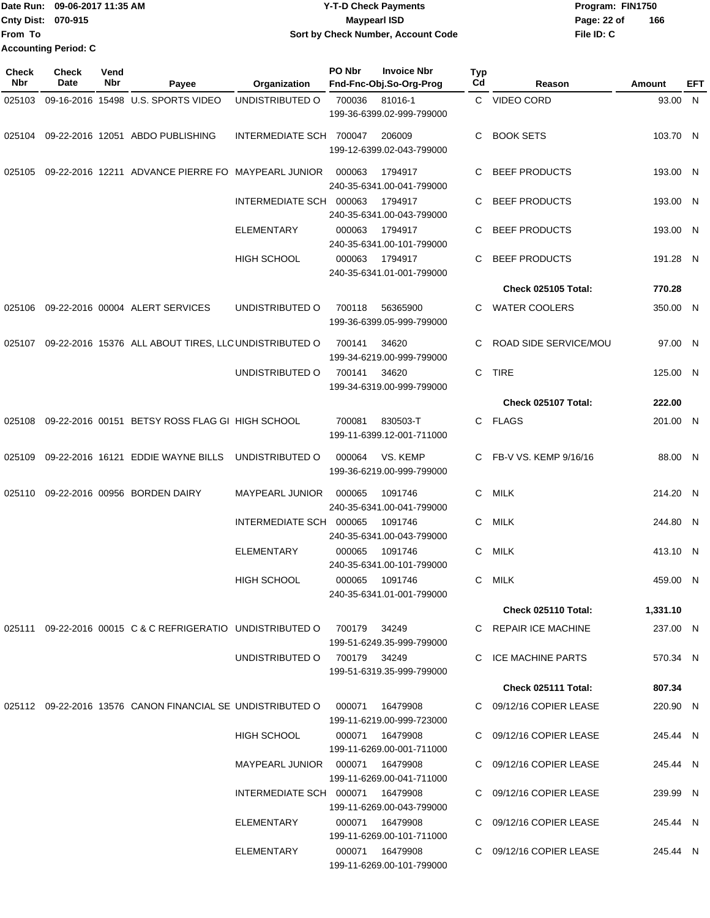Date Run: 09-06-2017 11:35 AM | Y-T-D Check Payments | Program: FIN1750
Cnty Dist: 070-915 | Maypearl ISD
From To | Sort by Check Number, Account Code | File ID: C
Accounting Period: C

| Check Nbr | Check Date | Vend Nbr | Payee | Organization | PO Nbr | Invoice Nbr / Fnd-Fnc-Obj.So-Org-Prog | Typ Cd | Reason | Amount | EFT |
|---|---|---|---|---|---|---|---|---|---|---|
| 025103 | 09-16-2016 | 15498 | U.S. SPORTS VIDEO | UNDISTRIBUTED O | 700036 | 81016-1 199-36-6399.02-999-799000 | C | VIDEO CORD | 93.00 | N |
| 025104 | 09-22-2016 | 12051 | ABDO PUBLISHING | INTERMEDIATE SCH | 700047 | 206009 199-12-6399.02-043-799000 | C | BOOK SETS | 103.70 | N |
| 025105 | 09-22-2016 | 12211 | ADVANCE PIERRE FO | MAYPEARL JUNIOR | 000063 | 1794917 240-35-6341.00-041-799000 | C | BEEF PRODUCTS | 193.00 | N |
| | | | | INTERMEDIATE SCH | 000063 | 1794917 240-35-6341.00-043-799000 | C | BEEF PRODUCTS | 193.00 | N |
| | | | | ELEMENTARY | 000063 | 1794917 240-35-6341.00-101-799000 | C | BEEF PRODUCTS | 193.00 | N |
| | | | | HIGH SCHOOL | 000063 | 1794917 240-35-6341.01-001-799000 | C | BEEF PRODUCTS | 191.28 | N |
| | | | | | | | | **Check 025105 Total:** | **770.28** | |
| 025106 | 09-22-2016 | 00004 | ALERT SERVICES | UNDISTRIBUTED O | 700118 | 56365900 199-36-6399.05-999-799000 | C | WATER COOLERS | 350.00 | N |
| 025107 | 09-22-2016 | 15376 | ALL ABOUT TIRES, LLC | UNDISTRIBUTED O | 700141 | 34620 199-34-6219.00-999-799000 | C | ROAD SIDE SERVICE/MOU | 97.00 | N |
| | | | | UNDISTRIBUTED O | 700141 | 34620 199-34-6319.00-999-799000 | C | TIRE | 125.00 | N |
| | | | | | | | | **Check 025107 Total:** | **222.00** | |
| 025108 | 09-22-2016 | 00151 | BETSY ROSS FLAG GI | HIGH SCHOOL | 700081 | 830503-T 199-11-6399.12-001-711000 | C | FLAGS | 201.00 | N |
| 025109 | 09-22-2016 | 16121 | EDDIE WAYNE BILLS | UNDISTRIBUTED O | 000064 | VS. KEMP 199-36-6219.00-999-799000 | C | FB-V VS. KEMP 9/16/16 | 88.00 | N |
| 025110 | 09-22-2016 | 00956 | BORDEN DAIRY | MAYPEARL JUNIOR | 000065 | 1091746 240-35-6341.00-041-799000 | C | MILK | 214.20 | N |
| | | | | INTERMEDIATE SCH | 000065 | 1091746 240-35-6341.00-043-799000 | C | MILK | 244.80 | N |
| | | | | ELEMENTARY | 000065 | 1091746 240-35-6341.00-101-799000 | C | MILK | 413.10 | N |
| | | | | HIGH SCHOOL | 000065 | 1091746 240-35-6341.01-001-799000 | C | MILK | 459.00 | N |
| | | | | | | | | **Check 025110 Total:** | **1,331.10** | |
| 025111 | 09-22-2016 | 00015 | C & C REFRIGERATIO | UNDISTRIBUTED O | 700179 | 34249 199-51-6249.35-999-799000 | C | REPAIR ICE MACHINE | 237.00 | N |
| | | | | UNDISTRIBUTED O | 700179 | 34249 199-51-6319.35-999-799000 | C | ICE MACHINE PARTS | 570.34 | N |
| | | | | | | | | **Check 025111 Total:** | **807.34** | |
| 025112 | 09-22-2016 | 13576 | CANON FINANCIAL SE | UNDISTRIBUTED O | 000071 | 16479908 199-11-6219.00-999-723000 | C | 09/12/16 COPIER LEASE | 220.90 | N |
| | | | | HIGH SCHOOL | 000071 | 16479908 199-11-6269.00-001-711000 | C | 09/12/16 COPIER LEASE | 245.44 | N |
| | | | | MAYPEARL JUNIOR | 000071 | 16479908 199-11-6269.00-041-711000 | C | 09/12/16 COPIER LEASE | 245.44 | N |
| | | | | INTERMEDIATE SCH | 000071 | 16479908 199-11-6269.00-043-799000 | C | 09/12/16 COPIER LEASE | 239.99 | N |
| | | | | ELEMENTARY | 000071 | 16479908 199-11-6269.00-101-711000 | C | 09/12/16 COPIER LEASE | 245.44 | N |
| | | | | ELEMENTARY | 000071 | 16479908 199-11-6269.00-101-799000 | C | 09/12/16 COPIER LEASE | 245.44 | N |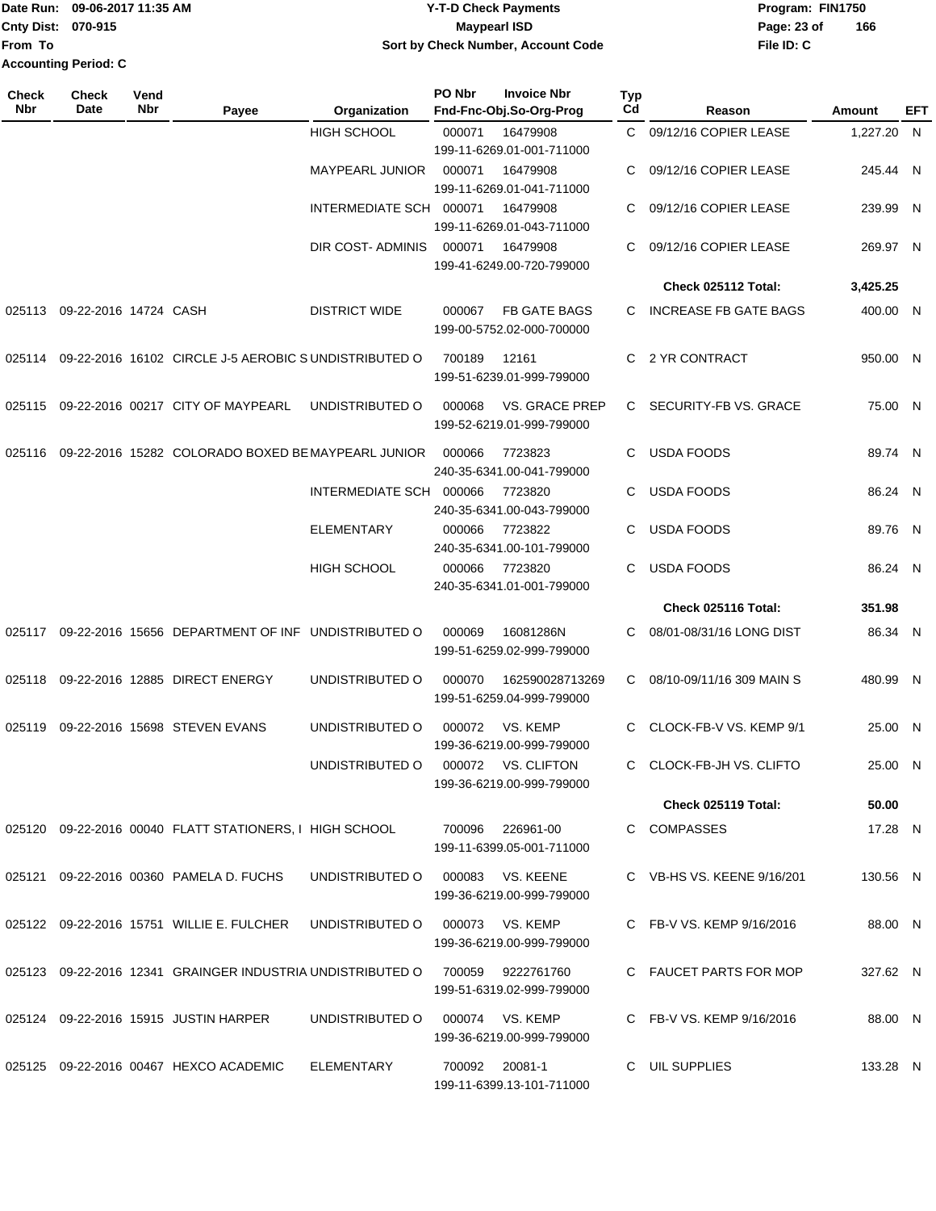Date Run: 09-06-2017 11:35 AM
Cnty Dist: 070-915
From To
Accounting Period: C

**Y-T-D Check Payments**
**Maypearl ISD**
**Sort by Check Number, Account Code**

Program: FIN1750
File ID: C

| Check Nbr | Check Date | Vend Nbr | Payee | Organization | PO Nbr | Invoice Nbr / Fnd-Fnc-Obj.So-Org-Prog | Typ Cd | Reason | Amount | EFT |
|---|---|---|---|---|---|---|---|---|---|---|
| | | | | HIGH SCHOOL | 000071 | 16479908 199-11-6269.01-001-711000 | C | 09/12/16 COPIER LEASE | 1,227.20 | N |
| | | | | MAYPEARL JUNIOR | 000071 | 16479908 199-11-6269.01-041-711000 | C | 09/12/16 COPIER LEASE | 245.44 | N |
| | | | | INTERMEDIATE SCH | 000071 | 16479908 199-11-6269.01-043-711000 | C | 09/12/16 COPIER LEASE | 239.99 | N |
| | | | | DIR COST- ADMINIS | 000071 | 16479908 199-41-6249.00-720-799000 | C | 09/12/16 COPIER LEASE | 269.97 | N |
| | | | | | | | | **Check 025112 Total:** | **3,425.25** | |
| 025113 | 09-22-2016 | 14724 | CASH | DISTRICT WIDE | 000067 | FB GATE BAGS 199-00-5752.02-000-700000 | C | INCREASE FB GATE BAGS | 400.00 | N |
| 025114 | 09-22-2016 | 16102 | CIRCLE J-5 AEROBIC S | UNDISTRIBUTED O | 700189 | 12161 199-51-6239.01-999-799000 | C | 2 YR CONTRACT | 950.00 | N |
| 025115 | 09-22-2016 | 00217 | CITY OF MAYPEARL | UNDISTRIBUTED O | 000068 | VS. GRACE PREP 199-52-6219.01-999-799000 | C | SECURITY-FB VS. GRACE | 75.00 | N |
| 025116 | 09-22-2016 | 15282 | COLORADO BOXED BE | MAYPEARL JUNIOR | 000066 | 7723823 240-35-6341.00-041-799000 | C | USDA FOODS | 89.74 | N |
| | | | | INTERMEDIATE SCH | 000066 | 7723820 240-35-6341.00-043-799000 | C | USDA FOODS | 86.24 | N |
| | | | | ELEMENTARY | 000066 | 7723822 240-35-6341.00-101-799000 | C | USDA FOODS | 89.76 | N |
| | | | | HIGH SCHOOL | 000066 | 7723820 240-35-6341.01-001-799000 | C | USDA FOODS | 86.24 | N |
| | | | | | | | | **Check 025116 Total:** | **351.98** | |
| 025117 | 09-22-2016 | 15656 | DEPARTMENT OF INF | UNDISTRIBUTED O | 000069 | 16081286N 199-51-6259.02-999-799000 | C | 08/01-08/31/16 LONG DIST | 86.34 | N |
| 025118 | 09-22-2016 | 12885 | DIRECT ENERGY | UNDISTRIBUTED O | 000070 | 162590028713269 199-51-6259.04-999-799000 | C | 08/10-09/11/16 309 MAIN S | 480.99 | N |
| 025119 | 09-22-2016 | 15698 | STEVEN EVANS | UNDISTRIBUTED O | 000072 | VS. KEMP 199-36-6219.00-999-799000 | C | CLOCK-FB-V VS. KEMP 9/1 | 25.00 | N |
| | | | | UNDISTRIBUTED O | 000072 | VS. CLIFTON 199-36-6219.00-999-799000 | C | CLOCK-FB-JH VS. CLIFTO | 25.00 | N |
| | | | | | | | | **Check 025119 Total:** | **50.00** | |
| 025120 | 09-22-2016 | 00040 | FLATT STATIONERS, I | HIGH SCHOOL | 700096 | 226961-00 199-11-6399.05-001-711000 | C | COMPASSES | 17.28 | N |
| 025121 | 09-22-2016 | 00360 | PAMELA D. FUCHS | UNDISTRIBUTED O | 000083 | VS. KEENE 199-36-6219.00-999-799000 | C | VB-HS VS. KEENE 9/16/201 | 130.56 | N |
| 025122 | 09-22-2016 | 15751 | WILLIE E. FULCHER | UNDISTRIBUTED O | 000073 | VS. KEMP 199-36-6219.00-999-799000 | C | FB-V VS. KEMP 9/16/2016 | 88.00 | N |
| 025123 | 09-22-2016 | 12341 | GRAINGER INDUSTRIA | UNDISTRIBUTED O | 700059 | 9222761760 199-51-6319.02-999-799000 | C | FAUCET PARTS FOR MOP | 327.62 | N |
| 025124 | 09-22-2016 | 15915 | JUSTIN HARPER | UNDISTRIBUTED O | 000074 | VS. KEMP 199-36-6219.00-999-799000 | C | FB-V VS. KEMP 9/16/2016 | 88.00 | N |
| 025125 | 09-22-2016 | 00467 | HEXCO ACADEMIC | ELEMENTARY | 700092 | 20081-1 199-11-6399.13-101-711000 | C | UIL SUPPLIES | 133.28 | N |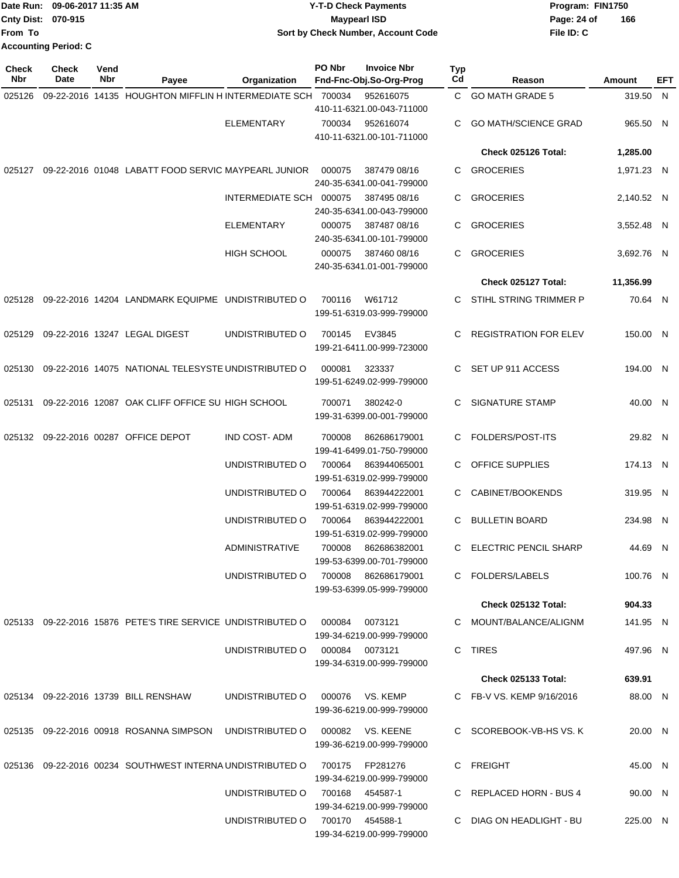Date Run: 09-06-2017 11:35 AM
Cnty Dist: 070-915
From To
Accounting Period: C

# Y-T-D Check Payments
## Maypearl ISD
### Sort by Check Number, Account Code

Program: FIN1750
File ID: C

| Check Nbr | Check Date | Vend Nbr | Payee | Organization | PO Nbr / Fnd-Fnc-Obj.So-Org-Prog | Invoice Nbr | Typ Cd | Reason | Amount | EFT |
|---|---|---|---|---|---|---|---|---|---|---|
| 025126 | 09-22-2016 | 14135 | HOUGHTON MIFFLIN H | INTERMEDIATE SCH | 700034 / 410-11-6321.00-043-711000 | 952616075 | C | GO MATH GRADE 5 | 319.50 | N |
| | | | | ELEMENTARY | 700034 / 410-11-6321.00-101-711000 | 952616074 | C | GO MATH/SCIENCE GRAD | 965.50 | N |
| | | | | | | | | **Check 025126 Total:** | **1,285.00** | |
| 025127 | 09-22-2016 | 01048 | LABATT FOOD SERVIC | MAYPEARL JUNIOR | 000075 / 240-35-6341.00-041-799000 | 387479 08/16 | C | GROCERIES | 1,971.23 | N |
| | | | | INTERMEDIATE SCH | 000075 / 240-35-6341.00-043-799000 | 387495 08/16 | C | GROCERIES | 2,140.52 | N |
| | | | | ELEMENTARY | 000075 / 240-35-6341.00-101-799000 | 387487 08/16 | C | GROCERIES | 3,552.48 | N |
| | | | | HIGH SCHOOL | 000075 / 240-35-6341.01-001-799000 | 387460 08/16 | C | GROCERIES | 3,692.76 | N |
| | | | | | | | | **Check 025127 Total:** | **11,356.99** | |
| 025128 | 09-22-2016 | 14204 | LANDMARK EQUIPME | UNDISTRIBUTED O | 700116 / 199-51-6319.03-999-799000 | W61712 | C | STIHL STRING TRIMMER P | 70.64 | N |
| 025129 | 09-22-2016 | 13247 | LEGAL DIGEST | UNDISTRIBUTED O | 700145 / 199-21-6411.00-999-723000 | EV3845 | C | REGISTRATION FOR ELEV | 150.00 | N |
| 025130 | 09-22-2016 | 14075 | NATIONAL TELESYSTE | UNDISTRIBUTED O | 000081 / 199-51-6249.02-999-799000 | 323337 | C | SET UP 911 ACCESS | 194.00 | N |
| 025131 | 09-22-2016 | 12087 | OAK CLIFF OFFICE SU | HIGH SCHOOL | 700071 / 199-31-6399.00-001-799000 | 380242-0 | C | SIGNATURE STAMP | 40.00 | N |
| 025132 | 09-22-2016 | 00287 | OFFICE DEPOT | IND COST- ADM | 700008 / 199-41-6499.01-750-799000 | 862686179001 | C | FOLDERS/POST-ITS | 29.82 | N |
| | | | | UNDISTRIBUTED O | 700064 / 199-51-6319.02-999-799000 | 863944065001 | C | OFFICE SUPPLIES | 174.13 | N |
| | | | | UNDISTRIBUTED O | 700064 / 199-51-6319.02-999-799000 | 863944222001 | C | CABINET/BOOKENDS | 319.95 | N |
| | | | | UNDISTRIBUTED O | 700064 / 199-51-6319.02-999-799000 | 863944222001 | C | BULLETIN BOARD | 234.98 | N |
| | | | | ADMINISTRATIVE | 700008 / 199-53-6399.00-701-799000 | 862686382001 | C | ELECTRIC PENCIL SHARP | 44.69 | N |
| | | | | UNDISTRIBUTED O | 700008 / 199-53-6399.05-999-799000 | 862686179001 | C | FOLDERS/LABELS | 100.76 | N |
| | | | | | | | | **Check 025132 Total:** | **904.33** | |
| 025133 | 09-22-2016 | 15876 | PETE'S TIRE SERVICE | UNDISTRIBUTED O | 000084 / 199-34-6219.00-999-799000 | 0073121 | C | MOUNT/BALANCE/ALIGNM | 141.95 | N |
| | | | | UNDISTRIBUTED O | 000084 / 199-34-6319.00-999-799000 | 0073121 | C | TIRES | 497.96 | N |
| | | | | | | | | **Check 025133 Total:** | **639.91** | |
| 025134 | 09-22-2016 | 13739 | BILL RENSHAW | UNDISTRIBUTED O | 000076 / 199-36-6219.00-999-799000 | VS. KEMP | C | FB-V VS. KEMP 9/16/2016 | 88.00 | N |
| 025135 | 09-22-2016 | 00918 | ROSANNA SIMPSON | UNDISTRIBUTED O | 000082 / 199-36-6219.00-999-799000 | VS. KEENE | C | SCOREBOOK-VB-HS VS. K | 20.00 | N |
| 025136 | 09-22-2016 | 00234 | SOUTHWEST INTERNA | UNDISTRIBUTED O | 700175 / 199-34-6219.00-999-799000 | FP281276 | C | FREIGHT | 45.00 | N |
| | | | | UNDISTRIBUTED O | 700168 / 199-34-6219.00-999-799000 | 454587-1 | C | REPLACED HORN - BUS 4 | 90.00 | N |
| | | | | UNDISTRIBUTED O | 700170 / 199-34-6219.00-999-799000 | 454588-1 | C | DIAG ON HEADLIGHT - BU | 225.00 | N |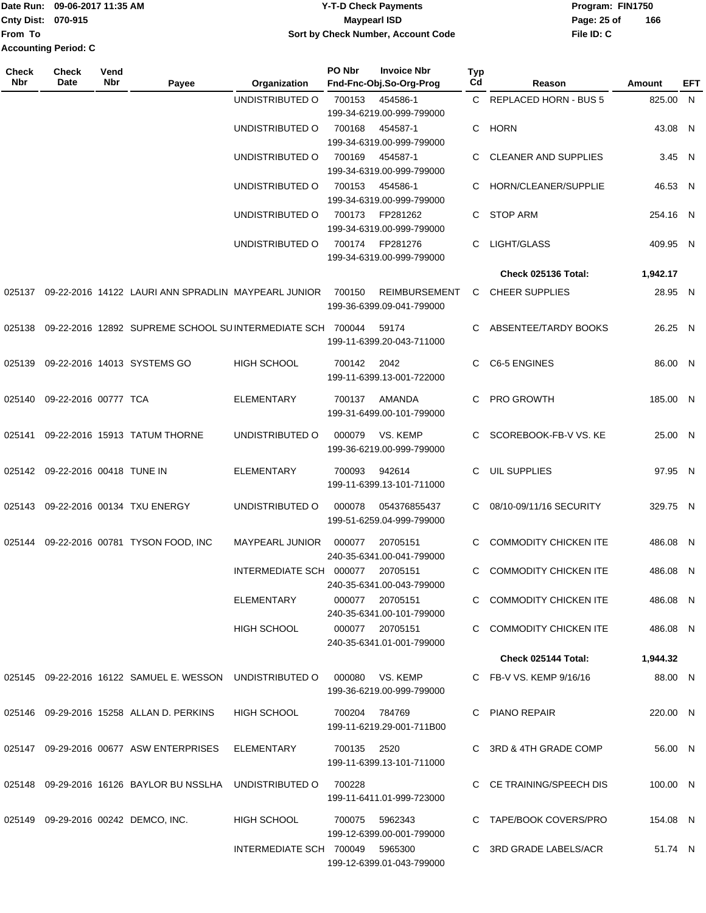Date Run: 09-06-2017 11:35 AM
Cnty Dist: 070-915
From To
Accounting Period: C

**Y-T-D Check Payments**
**Maypearl ISD**
**Sort by Check Number, Account Code**

Program: FIN1750
File ID: C

| Check Nbr | Check Date | Vend Nbr | Payee | Organization | PO Nbr | Invoice Nbr / Fnd-Fnc-Obj.So-Org-Prog | Typ Cd | Reason | Amount | EFT |
|---|---|---|---|---|---|---|---|---|---|---|
| | | | | UNDISTRIBUTED O | 700153 | 454586-1 199-34-6219.00-999-799000 | C | REPLACED HORN - BUS 5 | 825.00 | N |
| | | | | UNDISTRIBUTED O | 700168 | 454587-1 199-34-6319.00-999-799000 | C | HORN | 43.08 | N |
| | | | | UNDISTRIBUTED O | 700169 | 454587-1 199-34-6319.00-999-799000 | C | CLEANER AND SUPPLIES | 3.45 | N |
| | | | | UNDISTRIBUTED O | 700153 | 454586-1 199-34-6319.00-999-799000 | C | HORN/CLEANER/SUPPLIE | 46.53 | N |
| | | | | UNDISTRIBUTED O | 700173 | FP281262 199-34-6319.00-999-799000 | C | STOP ARM | 254.16 | N |
| | | | | UNDISTRIBUTED O | 700174 | FP281276 199-34-6319.00-999-799000 | C | LIGHT/GLASS | 409.95 | N |
| | | | | | | | | **Check 025136 Total:** | **1,942.17** | |
| 025137 | 09-22-2016 | 14122 | LAURI ANN SPRADLIN | MAYPEARL JUNIOR | 700150 | REIMBURSEMENT 199-36-6399.09-041-799000 | C | CHEER SUPPLIES | 28.95 | N |
| 025138 | 09-22-2016 | 12892 | SUPREME SCHOOL SU | INTERMEDIATE SCH | 700044 | 59174 199-11-6399.20-043-711000 | C | ABSENTEE/TARDY BOOKS | 26.25 | N |
| 025139 | 09-22-2016 | 14013 | SYSTEMS GO | HIGH SCHOOL | 700142 | 2042 199-11-6399.13-001-722000 | C | C6-5 ENGINES | 86.00 | N |
| 025140 | 09-22-2016 | 00777 | TCA | ELEMENTARY | 700137 | AMANDA 199-31-6499.00-101-799000 | C | PRO GROWTH | 185.00 | N |
| 025141 | 09-22-2016 | 15913 | TATUM THORNE | UNDISTRIBUTED O | 000079 | VS. KEMP 199-36-6219.00-999-799000 | C | SCOREBOOK-FB-V VS. KE | 25.00 | N |
| 025142 | 09-22-2016 | 00418 | TUNE IN | ELEMENTARY | 700093 | 942614 199-11-6399.13-101-711000 | C | UIL SUPPLIES | 97.95 | N |
| 025143 | 09-22-2016 | 00134 | TXU ENERGY | UNDISTRIBUTED O | 000078 | 054376855437 199-51-6259.04-999-799000 | C | 08/10-09/11/16 SECURITY | 329.75 | N |
| 025144 | 09-22-2016 | 00781 | TYSON FOOD, INC | MAYPEARL JUNIOR | 000077 | 20705151 240-35-6341.00-041-799000 | C | COMMODITY CHICKEN ITE | 486.08 | N |
| | | | | INTERMEDIATE SCH | 000077 | 20705151 240-35-6341.00-043-799000 | C | COMMODITY CHICKEN ITE | 486.08 | N |
| | | | | ELEMENTARY | 000077 | 20705151 240-35-6341.00-101-799000 | C | COMMODITY CHICKEN ITE | 486.08 | N |
| | | | | HIGH SCHOOL | 000077 | 20705151 240-35-6341.01-001-799000 | C | COMMODITY CHICKEN ITE | 486.08 | N |
| | | | | | | | | **Check 025144 Total:** | **1,944.32** | |
| 025145 | 09-22-2016 | 16122 | SAMUEL E. WESSON | UNDISTRIBUTED O | 000080 | VS. KEMP 199-36-6219.00-999-799000 | C | FB-V VS. KEMP 9/16/16 | 88.00 | N |
| 025146 | 09-29-2016 | 15258 | ALLAN D. PERKINS | HIGH SCHOOL | 700204 | 784769 199-11-6219.29-001-711B00 | C | PIANO REPAIR | 220.00 | N |
| 025147 | 09-29-2016 | 00677 | ASW ENTERPRISES | ELEMENTARY | 700135 | 2520 199-11-6399.13-101-711000 | C | 3RD & 4TH GRADE COMP | 56.00 | N |
| 025148 | 09-29-2016 | 16126 | BAYLOR BU NSSLHA | UNDISTRIBUTED O | 700228 | 199-11-6411.01-999-723000 | C | CE TRAINING/SPEECH DIS | 100.00 | N |
| 025149 | 09-29-2016 | 00242 | DEMCO, INC. | HIGH SCHOOL | 700075 | 5962343 199-12-6399.00-001-799000 | C | TAPE/BOOK COVERS/PRO | 154.08 | N |
| | | | | INTERMEDIATE SCH | 700049 | 5965300 199-12-6399.01-043-799000 | C | 3RD GRADE LABELS/ACR | 51.74 | N |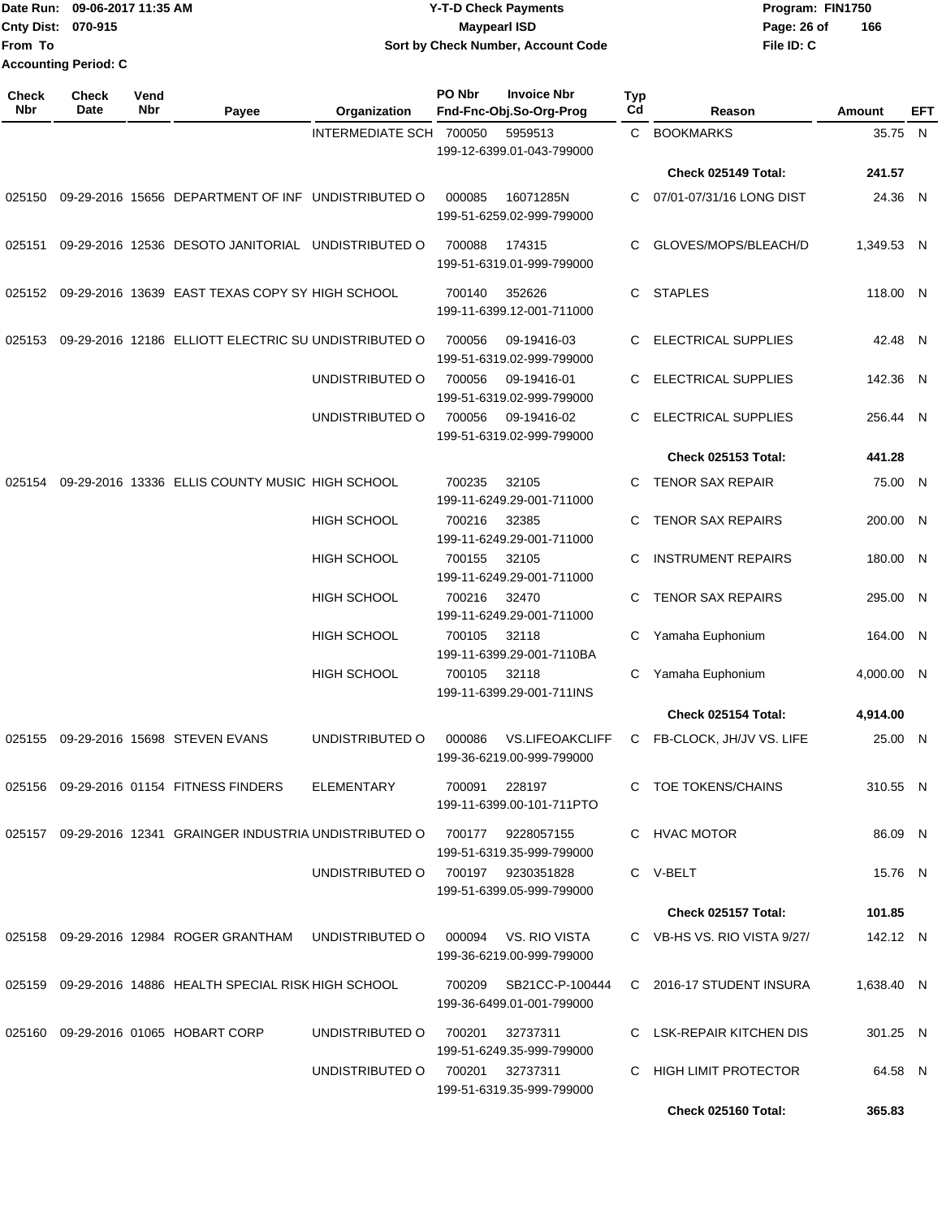Date Run: 09-06-2017 11:35 AM
Cnty Dist: 070-915
From To
Accounting Period: C

**Y-T-D Check Payments**
**Maypearl ISD**
**Sort by Check Number, Account Code**

Program: FIN1750
File ID: C

| Check Nbr | Check Date | Vend Nbr | Payee | Organization | PO Nbr | Invoice Nbr / Fnd-Fnc-Obj.So-Org-Prog | Typ Cd | Reason | Amount | EFT |
|---|---|---|---|---|---|---|---|---|---|---|
| | | | | INTERMEDIATE SCH | 700050 | 5959513 199-12-6399.01-043-799000 | C | BOOKMARKS | 35.75 | N |
| | | | | | | | | **Check 025149 Total:** | **241.57** | |
| 025150 | 09-29-2016 | 15656 | DEPARTMENT OF INF | UNDISTRIBUTED O | 000085 | 16071285N 199-51-6259.02-999-799000 | C | 07/01-07/31/16 LONG DIST | 24.36 | N |
| 025151 | 09-29-2016 | 12536 | DESOTO JANITORIAL | UNDISTRIBUTED O | 700088 | 174315 199-51-6319.01-999-799000 | C | GLOVES/MOPS/BLEACH/D | 1,349.53 | N |
| 025152 | 09-29-2016 | 13639 | EAST TEXAS COPY SY | HIGH SCHOOL | 700140 | 352626 199-11-6399.12-001-711000 | C | STAPLES | 118.00 | N |
| 025153 | 09-29-2016 | 12186 | ELLIOTT ELECTRIC SU | UNDISTRIBUTED O | 700056 | 09-19416-03 199-51-6319.02-999-799000 | C | ELECTRICAL SUPPLIES | 42.48 | N |
| | | | | UNDISTRIBUTED O | 700056 | 09-19416-01 199-51-6319.02-999-799000 | C | ELECTRICAL SUPPLIES | 142.36 | N |
| | | | | UNDISTRIBUTED O | 700056 | 09-19416-02 199-51-6319.02-999-799000 | C | ELECTRICAL SUPPLIES | 256.44 | N |
| | | | | | | | | **Check 025153 Total:** | **441.28** | |
| 025154 | 09-29-2016 | 13336 | ELLIS COUNTY MUSIC | HIGH SCHOOL | 700235 | 32105 199-11-6249.29-001-711000 | C | TENOR SAX REPAIR | 75.00 | N |
| | | | | HIGH SCHOOL | 700216 | 32385 199-11-6249.29-001-711000 | C | TENOR SAX REPAIRS | 200.00 | N |
| | | | | HIGH SCHOOL | 700155 | 32105 199-11-6249.29-001-711000 | C | INSTRUMENT REPAIRS | 180.00 | N |
| | | | | HIGH SCHOOL | 700216 | 32470 199-11-6249.29-001-711000 | C | TENOR SAX REPAIRS | 295.00 | N |
| | | | | HIGH SCHOOL | 700105 | 32118 199-11-6399.29-001-7110BA | C | Yamaha Euphonium | 164.00 | N |
| | | | | HIGH SCHOOL | 700105 | 32118 199-11-6399.29-001-711INS | C | Yamaha Euphonium | 4,000.00 | N |
| | | | | | | | | **Check 025154 Total:** | **4,914.00** | |
| 025155 | 09-29-2016 | 15698 | STEVEN EVANS | UNDISTRIBUTED O | 000086 | VS.LIFEOAKCLIFF 199-36-6219.00-999-799000 | C | FB-CLOCK, JH/JV VS. LIFE | 25.00 | N |
| 025156 | 09-29-2016 | 01154 | FITNESS FINDERS | ELEMENTARY | 700091 | 228197 199-11-6399.00-101-711PTO | C | TOE TOKENS/CHAINS | 310.55 | N |
| 025157 | 09-29-2016 | 12341 | GRAINGER INDUSTRIA | UNDISTRIBUTED O | 700177 | 9228057155 199-51-6319.35-999-799000 | C | HVAC MOTOR | 86.09 | N |
| | | | | UNDISTRIBUTED O | 700197 | 9230351828 199-51-6399.05-999-799000 | C | V-BELT | 15.76 | N |
| | | | | | | | | **Check 025157 Total:** | **101.85** | |
| 025158 | 09-29-2016 | 12984 | ROGER GRANTHAM | UNDISTRIBUTED O | 000094 | VS. RIO VISTA 199-36-6219.00-999-799000 | C | VB-HS VS. RIO VISTA 9/27/ | 142.12 | N |
| 025159 | 09-29-2016 | 14886 | HEALTH SPECIAL RISK | HIGH SCHOOL | 700209 | SB21CC-P-100444 199-36-6499.01-001-799000 | C | 2016-17 STUDENT INSURA | 1,638.40 | N |
| 025160 | 09-29-2016 | 01065 | HOBART CORP | UNDISTRIBUTED O | 700201 | 32737311 199-51-6249.35-999-799000 | C | LSK-REPAIR KITCHEN DIS | 301.25 | N |
| | | | | UNDISTRIBUTED O | 700201 | 32737311 199-51-6319.35-999-799000 | C | HIGH LIMIT PROTECTOR | 64.58 | N |
| | | | | | | | | **Check 025160 Total:** | **365.83** | |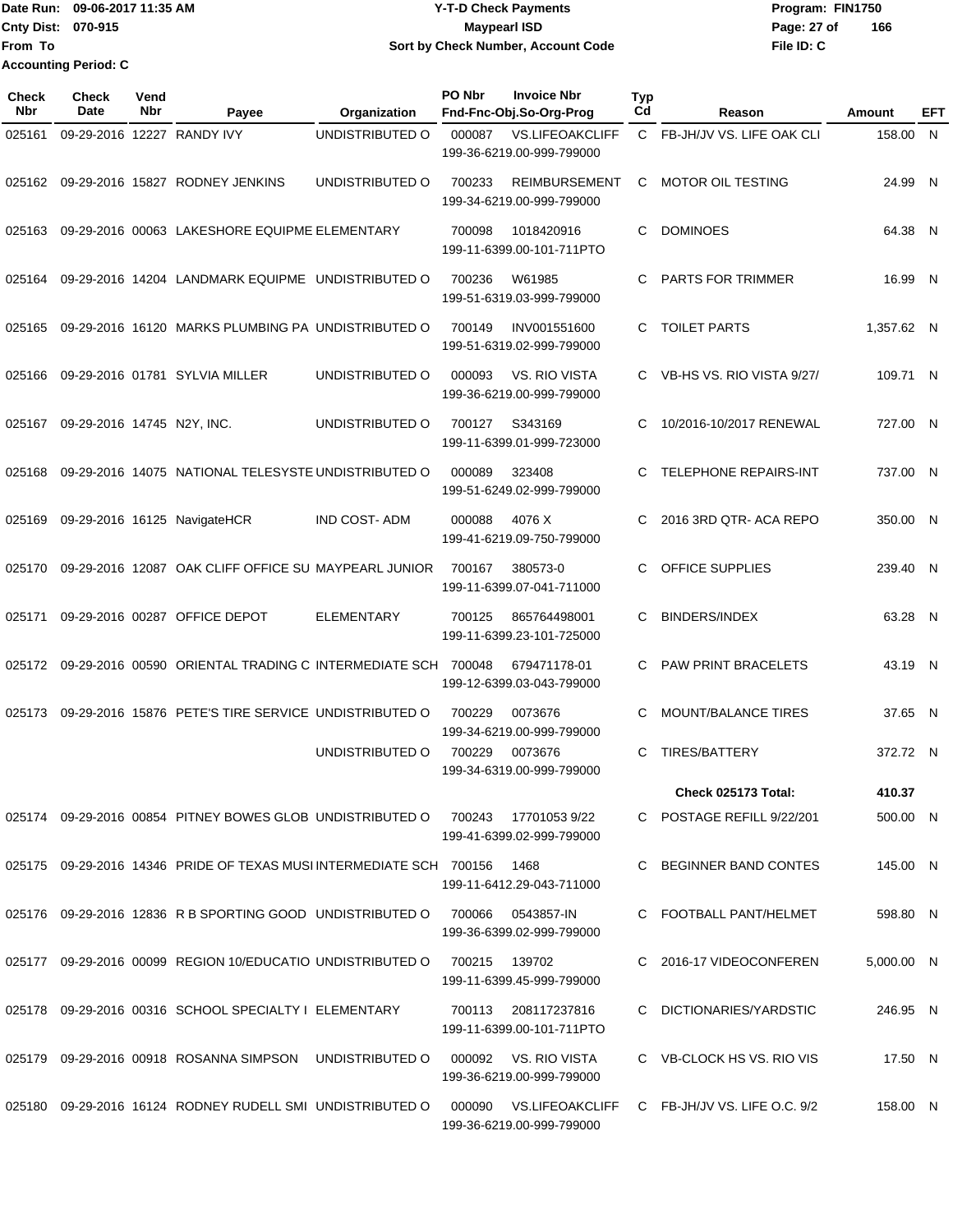Date Run: 09-06-2017 11:35 AM
Cnty Dist: 070-915
From To
Accounting Period: C

# Y-T-D Check Payments
## Maypearl ISD
### Sort by Check Number, Account Code

Program: FIN1750
File ID: C

| Check Nbr | Check Date | Vend Nbr | Payee | Organization | PO Nbr | Invoice Nbr / Fnd-Fnc-Obj.So-Org-Prog | Typ Cd | Reason | Amount | EFT |
|---|---|---|---|---|---|---|---|---|---|---|
| 025161 | 09-29-2016 | 12227 | RANDY IVY | UNDISTRIBUTED O | 000087 | VS.LIFEOAKCLIFF 199-36-6219.00-999-799000 | C | FB-JH/JV VS. LIFE OAK CLI | 158.00 | N |
| 025162 | 09-29-2016 | 15827 | RODNEY JENKINS | UNDISTRIBUTED O | 700233 | REIMBURSEMENT 199-34-6219.00-999-799000 | C | MOTOR OIL TESTING | 24.99 | N |
| 025163 | 09-29-2016 | 00063 | LAKESHORE EQUIPME | ELEMENTARY | 700098 | 1018420916 199-11-6399.00-101-711PTO | C | DOMINOES | 64.38 | N |
| 025164 | 09-29-2016 | 14204 | LANDMARK EQUIPME | UNDISTRIBUTED O | 700236 | W61985 199-51-6319.03-999-799000 | C | PARTS FOR TRIMMER | 16.99 | N |
| 025165 | 09-29-2016 | 16120 | MARKS PLUMBING PA | UNDISTRIBUTED O | 700149 | INV001551600 199-51-6319.02-999-799000 | C | TOILET PARTS | 1,357.62 | N |
| 025166 | 09-29-2016 | 01781 | SYLVIA MILLER | UNDISTRIBUTED O | 000093 | VS. RIO VISTA 199-36-6219.00-999-799000 | C | VB-HS VS. RIO VISTA 9/27/ | 109.71 | N |
| 025167 | 09-29-2016 | 14745 | N2Y, INC. | UNDISTRIBUTED O | 700127 | S343169 199-11-6399.01-999-723000 | C | 10/2016-10/2017 RENEWAL | 727.00 | N |
| 025168 | 09-29-2016 | 14075 | NATIONAL TELESYSTE | UNDISTRIBUTED O | 000089 | 323408 199-51-6249.02-999-799000 | C | TELEPHONE REPAIRS-INT | 737.00 | N |
| 025169 | 09-29-2016 | 16125 | NavigateHCR | IND COST- ADM | 000088 | 4076 X 199-41-6219.09-750-799000 | C | 2016 3RD QTR- ACA REPO | 350.00 | N |
| 025170 | 09-29-2016 | 12087 | OAK CLIFF OFFICE SU | MAYPEARL JUNIOR | 700167 | 380573-0 199-11-6399.07-041-711000 | C | OFFICE SUPPLIES | 239.40 | N |
| 025171 | 09-29-2016 | 00287 | OFFICE DEPOT | ELEMENTARY | 700125 | 865764498001 199-11-6399.23-101-725000 | C | BINDERS/INDEX | 63.28 | N |
| 025172 | 09-29-2016 | 00590 | ORIENTAL TRADING C | INTERMEDIATE SCH | 700048 | 679471178-01 199-12-6399.03-043-799000 | C | PAW PRINT BRACELETS | 43.19 | N |
| 025173 | 09-29-2016 | 15876 | PETE'S TIRE SERVICE | UNDISTRIBUTED O | 700229 | 0073676 199-34-6219.00-999-799000 | C | MOUNT/BALANCE TIRES | 37.65 | N |
| | | | | UNDISTRIBUTED O | 700229 | 0073676 199-34-6319.00-999-799000 | C | TIRES/BATTERY | 372.72 | N |
| | | | | | | | | **Check 025173 Total:** | **410.37** | |
| 025174 | 09-29-2016 | 00854 | PITNEY BOWES GLOB | UNDISTRIBUTED O | 700243 | 17701053 9/22 199-41-6399.02-999-799000 | C | POSTAGE REFILL 9/22/201 | 500.00 | N |
| 025175 | 09-29-2016 | 14346 | PRIDE OF TEXAS MUSI | INTERMEDIATE SCH | 700156 | 1468 199-11-6412.29-043-711000 | C | BEGINNER BAND CONTES | 145.00 | N |
| 025176 | 09-29-2016 | 12836 | R B SPORTING GOOD | UNDISTRIBUTED O | 700066 | 0543857-IN 199-36-6399.02-999-799000 | C | FOOTBALL PANT/HELMET | 598.80 | N |
| 025177 | 09-29-2016 | 00099 | REGION 10/EDUCATIO | UNDISTRIBUTED O | 700215 | 139702 199-11-6399.45-999-799000 | C | 2016-17 VIDEOCONFEREN | 5,000.00 | N |
| 025178 | 09-29-2016 | 00316 | SCHOOL SPECIALTY I | ELEMENTARY | 700113 | 208117237816 199-11-6399.00-101-711PTO | C | DICTIONARIES/YARDSTIC | 246.95 | N |
| 025179 | 09-29-2016 | 00918 | ROSANNA SIMPSON | UNDISTRIBUTED O | 000092 | VS. RIO VISTA 199-36-6219.00-999-799000 | C | VB-CLOCK HS VS. RIO VIS | 17.50 | N |
| 025180 | 09-29-2016 | 16124 | RODNEY RUDELL SMI | UNDISTRIBUTED O | 000090 | VS.LIFEOAKCLIFF 199-36-6219.00-999-799000 | C | FB-JH/JV VS. LIFE O.C. 9/2 | 158.00 | N |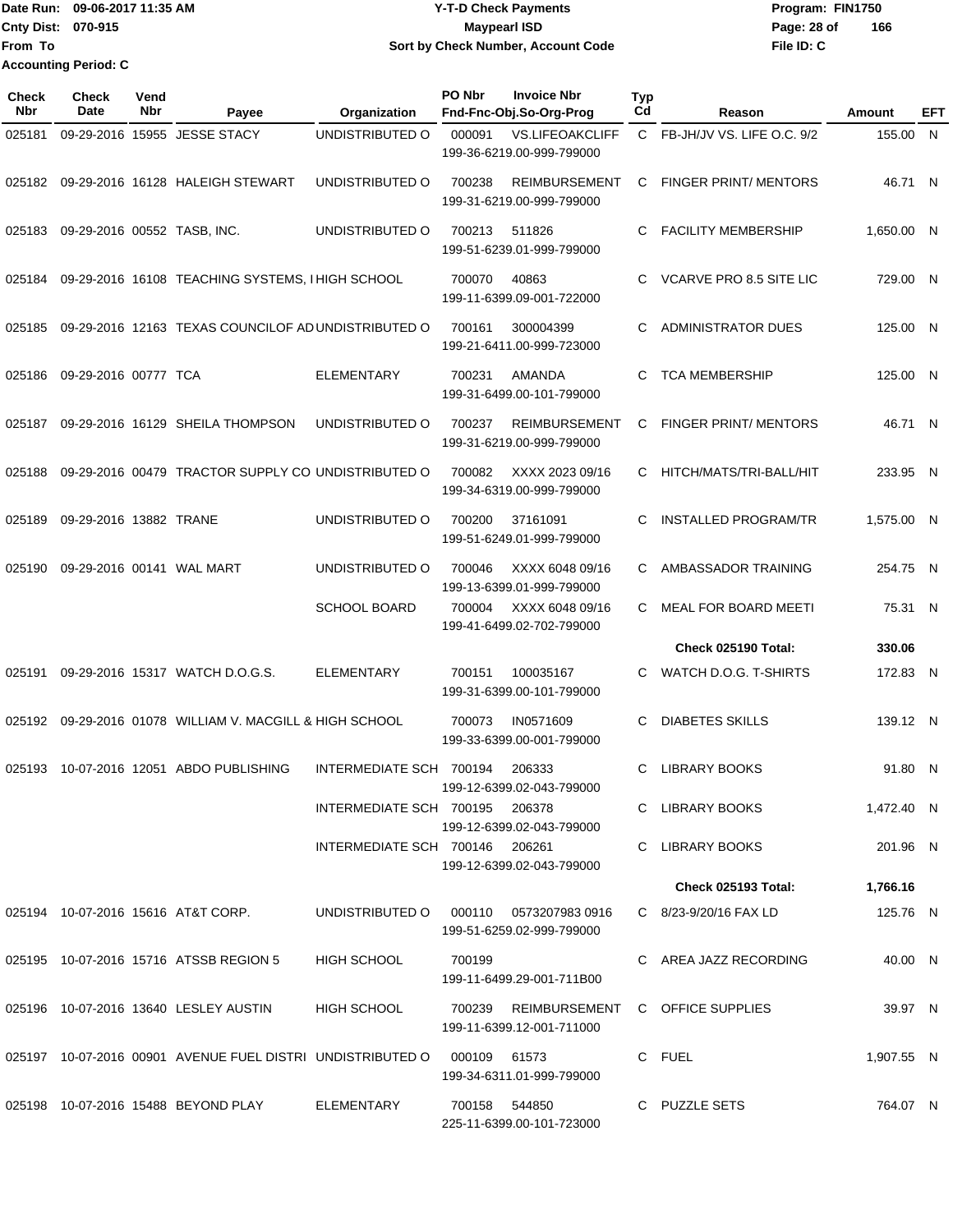Date Run: 09-06-2017 11:35 AM
Cnty Dist: 070-915
From To
Accounting Period: C

**Y-T-D Check Payments**
**Maypearl ISD**
**Sort by Check Number, Account Code**

Program: FIN1750
File ID: C

| Check Nbr | Check Date | Vend Nbr | Payee | Organization | PO Nbr | Invoice Nbr / Fnd-Fnc-Obj.So-Org-Prog | Typ Cd | Reason | Amount | EFT |
|---|---|---|---|---|---|---|---|---|---|---|
| 025181 | 09-29-2016 | 15955 | JESSE STACY | UNDISTRIBUTED O | 000091 | VS.LIFEOAKCLIFF 199-36-6219.00-999-799000 | C | FB-JH/JV VS. LIFE O.C. 9/2 | 155.00 | N |
| 025182 | 09-29-2016 | 16128 | HALEIGH STEWART | UNDISTRIBUTED O | 700238 | REIMBURSEMENT 199-31-6219.00-999-799000 | C | FINGER PRINT/ MENTORS | 46.71 | N |
| 025183 | 09-29-2016 | 00552 | TASB, INC. | UNDISTRIBUTED O | 700213 | 511826 199-51-6239.01-999-799000 | C | FACILITY MEMBERSHIP | 1,650.00 | N |
| 025184 | 09-29-2016 | 16108 | TEACHING SYSTEMS, I | HIGH SCHOOL | 700070 | 40863 199-11-6399.09-001-722000 | C | VCARVE PRO 8.5 SITE LIC | 729.00 | N |
| 025185 | 09-29-2016 | 12163 | TEXAS COUNCILOF AD | UNDISTRIBUTED O | 700161 | 300004399 199-21-6411.00-999-723000 | C | ADMINISTRATOR DUES | 125.00 | N |
| 025186 | 09-29-2016 | 00777 | TCA | ELEMENTARY | 700231 | AMANDA 199-31-6499.00-101-799000 | C | TCA MEMBERSHIP | 125.00 | N |
| 025187 | 09-29-2016 | 16129 | SHEILA THOMPSON | UNDISTRIBUTED O | 700237 | REIMBURSEMENT 199-31-6219.00-999-799000 | C | FINGER PRINT/ MENTORS | 46.71 | N |
| 025188 | 09-29-2016 | 00479 | TRACTOR SUPPLY CO | UNDISTRIBUTED O | 700082 | XXXX 2023 09/16 199-34-6319.00-999-799000 | C | HITCH/MATS/TRI-BALL/HIT | 233.95 | N |
| 025189 | 09-29-2016 | 13882 | TRANE | UNDISTRIBUTED O | 700200 | 37161091 199-51-6249.01-999-799000 | C | INSTALLED PROGRAM/TR | 1,575.00 | N |
| 025190 | 09-29-2016 | 00141 | WAL MART | UNDISTRIBUTED O | 700046 | XXXX 6048 09/16 199-13-6399.01-999-799000 | C | AMBASSADOR TRAINING | 254.75 | N |
| | | | | SCHOOL BOARD | 700004 | XXXX 6048 09/16 199-41-6499.02-702-799000 | C | MEAL FOR BOARD MEETI | 75.31 | N |
| | | | | | | | | **Check 025190 Total:** | **330.06** | |
| 025191 | 09-29-2016 | 15317 | WATCH D.O.G.S. | ELEMENTARY | 700151 | 100035167 199-31-6399.00-101-799000 | C | WATCH D.O.G. T-SHIRTS | 172.83 | N |
| 025192 | 09-29-2016 | 01078 | WILLIAM V. MACGILL & | HIGH SCHOOL | 700073 | IN0571609 199-33-6399.00-001-799000 | C | DIABETES SKILLS | 139.12 | N |
| 025193 | 10-07-2016 | 12051 | ABDO PUBLISHING | INTERMEDIATE SCH | 700194 | 206333 199-12-6399.02-043-799000 | C | LIBRARY BOOKS | 91.80 | N |
| | | | | INTERMEDIATE SCH | 700195 | 206378 199-12-6399.02-043-799000 | C | LIBRARY BOOKS | 1,472.40 | N |
| | | | | INTERMEDIATE SCH | 700146 | 206261 199-12-6399.02-043-799000 | C | LIBRARY BOOKS | 201.96 | N |
| | | | | | | | | **Check 025193 Total:** | **1,766.16** | |
| 025194 | 10-07-2016 | 15616 | AT&T CORP. | UNDISTRIBUTED O | 000110 | 0573207983 0916 199-51-6259.02-999-799000 | C | 8/23-9/20/16 FAX LD | 125.76 | N |
| 025195 | 10-07-2016 | 15716 | ATSSB REGION 5 | HIGH SCHOOL | 700199 | 199-11-6499.29-001-711B00 | C | AREA JAZZ RECORDING | 40.00 | N |
| 025196 | 10-07-2016 | 13640 | LESLEY AUSTIN | HIGH SCHOOL | 700239 | REIMBURSEMENT 199-11-6399.12-001-711000 | C | OFFICE SUPPLIES | 39.97 | N |
| 025197 | 10-07-2016 | 00901 | AVENUE FUEL DISTRI | UNDISTRIBUTED O | 000109 | 61573 199-34-6311.01-999-799000 | C | FUEL | 1,907.55 | N |
| 025198 | 10-07-2016 | 15488 | BEYOND PLAY | ELEMENTARY | 700158 | 544850 225-11-6399.00-101-723000 | C | PUZZLE SETS | 764.07 | N |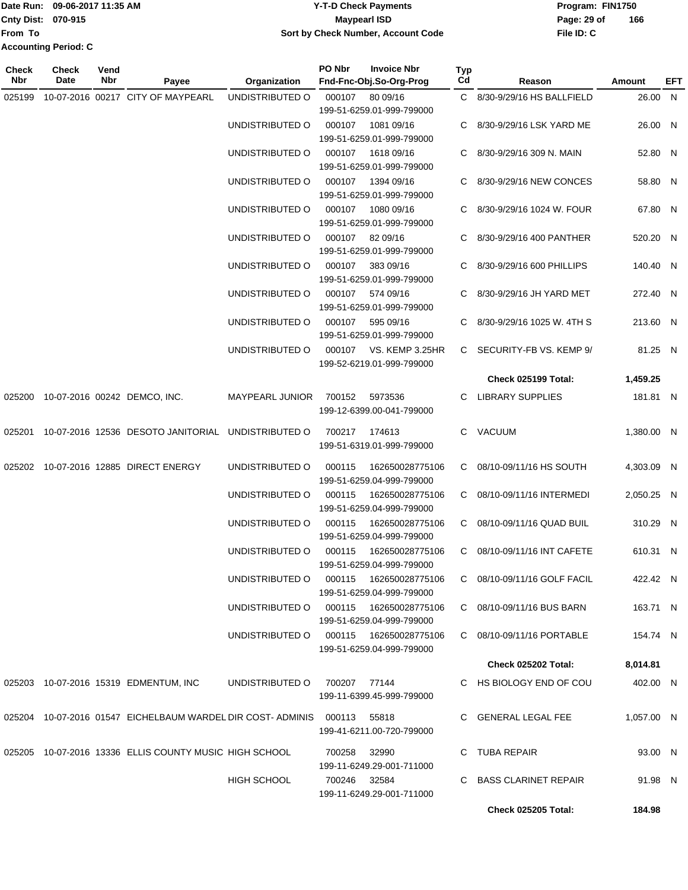Date Run: 09-06-2017 11:35 AM
Cnty Dist: 070-915
From To
Accounting Period: C

**Y-T-D Check Payments**
**Maypearl ISD**
**Sort by Check Number, Account Code**

Program: FIN1750
File ID: C

| Check Nbr | Check Date | Vend Nbr | Payee | Organization | PO Nbr | Invoice Nbr / Fnd-Fnc-Obj.So-Org-Prog | Typ Cd | Reason | Amount | EFT |
|---|---|---|---|---|---|---|---|---|---|---|
| 025199 | 10-07-2016 | 00217 | CITY OF MAYPEARL | UNDISTRIBUTED O | 000107 | 80 09/16<br>199-51-6259.01-999-799000 | C | 8/30-9/29/16 HS BALLFIELD | 26.00 | N |
| | | | | UNDISTRIBUTED O | 000107 | 1081 09/16<br>199-51-6259.01-999-799000 | C | 8/30-9/29/16 LSK YARD ME | 26.00 | N |
| | | | | UNDISTRIBUTED O | 000107 | 1618 09/16<br>199-51-6259.01-999-799000 | C | 8/30-9/29/16 309 N. MAIN | 52.80 | N |
| | | | | UNDISTRIBUTED O | 000107 | 1394 09/16<br>199-51-6259.01-999-799000 | C | 8/30-9/29/16 NEW CONCES | 58.80 | N |
| | | | | UNDISTRIBUTED O | 000107 | 1080 09/16<br>199-51-6259.01-999-799000 | C | 8/30-9/29/16 1024 W. FOUR | 67.80 | N |
| | | | | UNDISTRIBUTED O | 000107 | 82 09/16<br>199-51-6259.01-999-799000 | C | 8/30-9/29/16 400 PANTHER | 520.20 | N |
| | | | | UNDISTRIBUTED O | 000107 | 383 09/16<br>199-51-6259.01-999-799000 | C | 8/30-9/29/16 600 PHILLIPS | 140.40 | N |
| | | | | UNDISTRIBUTED O | 000107 | 574 09/16<br>199-51-6259.01-999-799000 | C | 8/30-9/29/16 JH YARD MET | 272.40 | N |
| | | | | UNDISTRIBUTED O | 000107 | 595 09/16<br>199-51-6259.01-999-799000 | C | 8/30-9/29/16 1025 W. 4TH S | 213.60 | N |
| | | | | UNDISTRIBUTED O | 000107 | VS. KEMP 3.25HR<br>199-52-6219.01-999-799000 | C | SECURITY-FB VS. KEMP 9/ | 81.25 | N |
| | | | | | | | | **Check 025199 Total:** | **1,459.25** | |
| 025200 | 10-07-2016 | 00242 | DEMCO, INC. | MAYPEARL JUNIOR | 700152 | 5973536<br>199-12-6399.00-041-799000 | C | LIBRARY SUPPLIES | 181.81 | N |
| 025201 | 10-07-2016 | 12536 | DESOTO JANITORIAL | UNDISTRIBUTED O | 700217 | 174613<br>199-51-6319.01-999-799000 | C | VACUUM | 1,380.00 | N |
| 025202 | 10-07-2016 | 12885 | DIRECT ENERGY | UNDISTRIBUTED O | 000115 | 162650028775106<br>199-51-6259.04-999-799000 | C | 08/10-09/11/16 HS SOUTH | 4,303.09 | N |
| | | | | UNDISTRIBUTED O | 000115 | 162650028775106<br>199-51-6259.04-999-799000 | C | 08/10-09/11/16 INTERMEDI | 2,050.25 | N |
| | | | | UNDISTRIBUTED O | 000115 | 162650028775106<br>199-51-6259.04-999-799000 | C | 08/10-09/11/16 QUAD BUIL | 310.29 | N |
| | | | | UNDISTRIBUTED O | 000115 | 162650028775106<br>199-51-6259.04-999-799000 | C | 08/10-09/11/16 INT CAFETE | 610.31 | N |
| | | | | UNDISTRIBUTED O | 000115 | 162650028775106<br>199-51-6259.04-999-799000 | C | 08/10-09/11/16 GOLF FACIL | 422.42 | N |
| | | | | UNDISTRIBUTED O | 000115 | 162650028775106<br>199-51-6259.04-999-799000 | C | 08/10-09/11/16 BUS BARN | 163.71 | N |
| | | | | UNDISTRIBUTED O | 000115 | 162650028775106<br>199-51-6259.04-999-799000 | C | 08/10-09/11/16 PORTABLE | 154.74 | N |
| | | | | | | | | **Check 025202 Total:** | **8,014.81** | |
| 025203 | 10-07-2016 | 15319 | EDMENTUM, INC | UNDISTRIBUTED O | 700207 | 77144<br>199-11-6399.45-999-799000 | C | HS BIOLOGY END OF COU | 402.00 | N |
| 025204 | 10-07-2016 | 01547 | EICHELBAUM WARDEL | DIR COST- ADMINIS | 000113 | 55818<br>199-41-6211.00-720-799000 | C | GENERAL LEGAL FEE | 1,057.00 | N |
| 025205 | 10-07-2016 | 13336 | ELLIS COUNTY MUSIC | HIGH SCHOOL | 700258 | 32990<br>199-11-6249.29-001-711000 | C | TUBA REPAIR | 93.00 | N |
| | | | | HIGH SCHOOL | 700246 | 32584<br>199-11-6249.29-001-711000 | C | BASS CLARINET REPAIR | 91.98 | N |
| | | | | | | | | **Check 025205 Total:** | **184.98** | |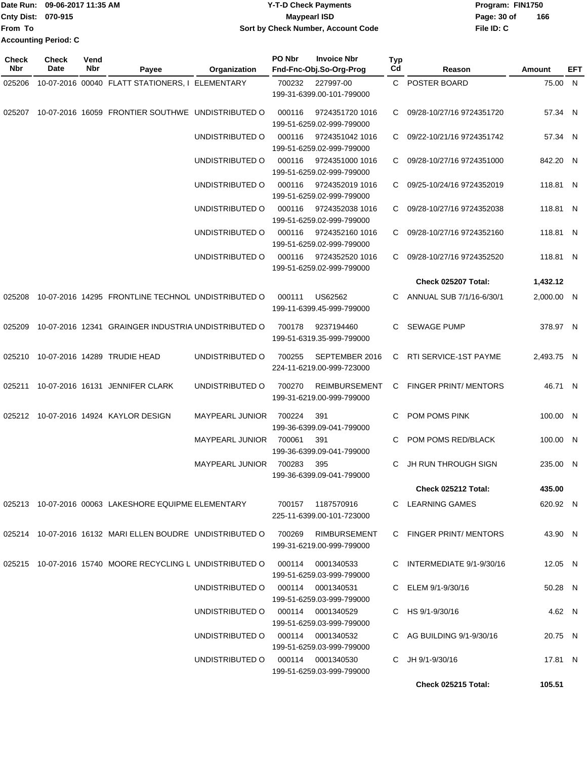Date Run: 09-06-2017 11:35 AM
Cnty Dist: 070-915
From To
Accounting Period: C

# Y-T-D Check Payments
## Maypearl ISD
### Sort by Check Number, Account Code

Program: FIN1750
File ID: C

| Check Nbr | Check Date | Vend Nbr | Payee | Organization | PO Nbr | Invoice Nbr / Fnd-Fnc-Obj.So-Org-Prog | Typ Cd | Reason | Amount | EFT |
|---|---|---|---|---|---|---|---|---|---|---|
| 025206 | 10-07-2016 | 00040 | FLATT STATIONERS, I | ELEMENTARY | 700232 | 227997-00 199-31-6399.00-101-799000 | C | POSTER BOARD | 75.00 | N |
| 025207 | 10-07-2016 | 16059 | FRONTIER SOUTHWE | UNDISTRIBUTED O | 000116 | 9724351720 1016 199-51-6259.02-999-799000 | C | 09/28-10/27/16 9724351720 | 57.34 | N |
| | | | | UNDISTRIBUTED O | 000116 | 9724351042 1016 199-51-6259.02-999-799000 | C | 09/22-10/21/16 9724351742 | 57.34 | N |
| | | | | UNDISTRIBUTED O | 000116 | 9724351000 1016 199-51-6259.02-999-799000 | C | 09/28-10/27/16 9724351000 | 842.20 | N |
| | | | | UNDISTRIBUTED O | 000116 | 9724352019 1016 199-51-6259.02-999-799000 | C | 09/25-10/24/16 9724352019 | 118.81 | N |
| | | | | UNDISTRIBUTED O | 000116 | 9724352038 1016 199-51-6259.02-999-799000 | C | 09/28-10/27/16 9724352038 | 118.81 | N |
| | | | | UNDISTRIBUTED O | 000116 | 9724352160 1016 199-51-6259.02-999-799000 | C | 09/28-10/27/16 9724352160 | 118.81 | N |
| | | | | UNDISTRIBUTED O | 000116 | 9724352520 1016 199-51-6259.02-999-799000 | C | 09/28-10/27/16 9724352520 | 118.81 | N |
| | | | | | | | | **Check 025207 Total:** | **1,432.12** | |
| 025208 | 10-07-2016 | 14295 | FRONTLINE TECHNOL | UNDISTRIBUTED O | 000111 | US62562 199-11-6399.45-999-799000 | C | ANNUAL SUB 7/1/16-6/30/1 | 2,000.00 | N |
| 025209 | 10-07-2016 | 12341 | GRAINGER INDUSTRIA | UNDISTRIBUTED O | 700178 | 9237194460 199-51-6319.35-999-799000 | C | SEWAGE PUMP | 378.97 | N |
| 025210 | 10-07-2016 | 14289 | TRUDIE HEAD | UNDISTRIBUTED O | 700255 | SEPTEMBER 2016 224-11-6219.00-999-723000 | C | RTI SERVICE-1ST PAYME | 2,493.75 | N |
| 025211 | 10-07-2016 | 16131 | JENNIFER CLARK | UNDISTRIBUTED O | 700270 | REIMBURSEMENT 199-31-6219.00-999-799000 | C | FINGER PRINT/ MENTORS | 46.71 | N |
| 025212 | 10-07-2016 | 14924 | KAYLOR DESIGN | MAYPEARL JUNIOR | 700224 | 391 199-36-6399.09-041-799000 | C | POM POMS PINK | 100.00 | N |
| | | | | MAYPEARL JUNIOR | 700061 | 391 199-36-6399.09-041-799000 | C | POM POMS RED/BLACK | 100.00 | N |
| | | | | MAYPEARL JUNIOR | 700283 | 395 199-36-6399.09-041-799000 | C | JH RUN THROUGH SIGN | 235.00 | N |
| | | | | | | | | **Check 025212 Total:** | **435.00** | |
| 025213 | 10-07-2016 | 00063 | LAKESHORE EQUIPME | ELEMENTARY | 700157 | 1187570916 225-11-6399.00-101-723000 | C | LEARNING GAMES | 620.92 | N |
| 025214 | 10-07-2016 | 16132 | MARI ELLEN BOUDRE | UNDISTRIBUTED O | 700269 | RIMBURSEMENT 199-31-6219.00-999-799000 | C | FINGER PRINT/ MENTORS | 43.90 | N |
| 025215 | 10-07-2016 | 15740 | MOORE RECYCLING L | UNDISTRIBUTED O | 000114 | 0001340533 199-51-6259.03-999-799000 | C | INTERMEDIATE 9/1-9/30/16 | 12.05 | N |
| | | | | UNDISTRIBUTED O | 000114 | 0001340531 199-51-6259.03-999-799000 | C | ELEM 9/1-9/30/16 | 50.28 | N |
| | | | | UNDISTRIBUTED O | 000114 | 0001340529 199-51-6259.03-999-799000 | C | HS 9/1-9/30/16 | 4.62 | N |
| | | | | UNDISTRIBUTED O | 000114 | 0001340532 199-51-6259.03-999-799000 | C | AG BUILDING 9/1-9/30/16 | 20.75 | N |
| | | | | UNDISTRIBUTED O | 000114 | 0001340530 199-51-6259.03-999-799000 | C | JH 9/1-9/30/16 | 17.81 | N |
| | | | | | | | | **Check 025215 Total:** | **105.51** | |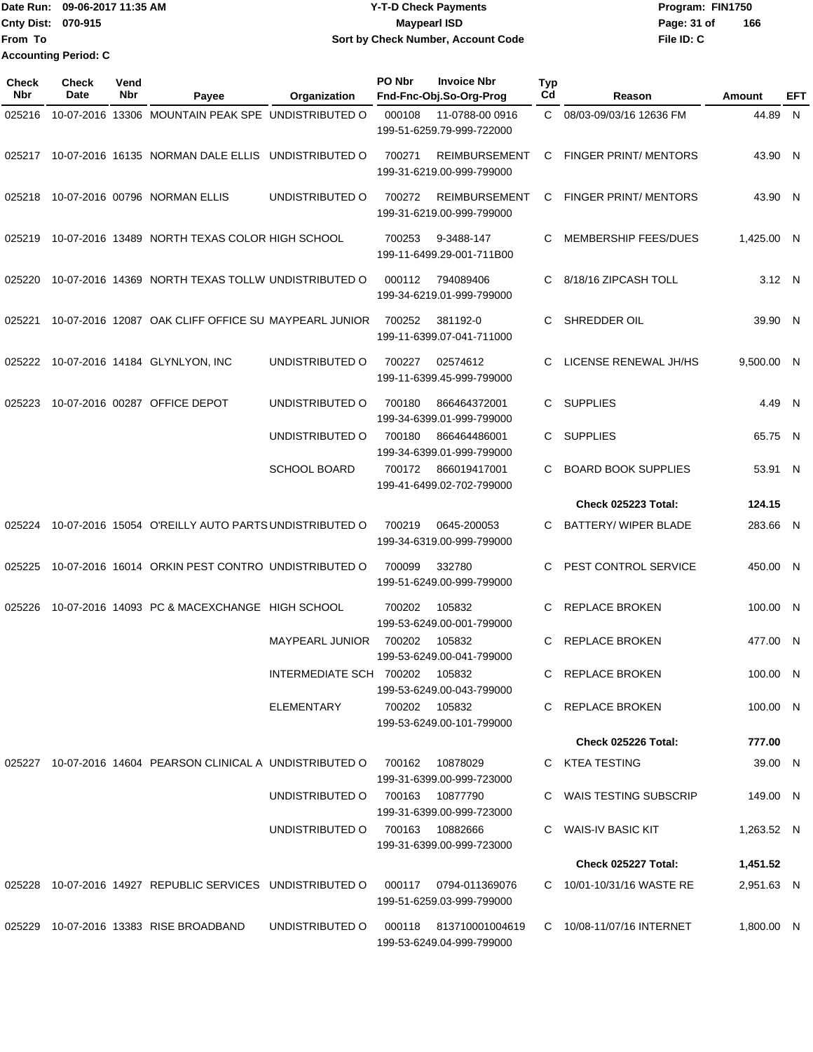Date Run: 09-06-2017 11:35 AM
Cnty Dist: 070-915
From To
Accounting Period: C

**Y-T-D Check Payments**
**Maypearl ISD**
**Sort by Check Number, Account Code**

Program: FIN1750
File ID: C

| Check Nbr | Check Date | Vend Nbr | Payee | Organization | PO Nbr | Invoice Nbr / Fnd-Fnc-Obj.So-Org-Prog | Typ Cd | Reason | Amount | EFT |
|---|---|---|---|---|---|---|---|---|---|---|
| 025216 | 10-07-2016 | 13306 | MOUNTAIN PEAK SPE | UNDISTRIBUTED O | 000108 | 11-0788-00 0916 / 199-51-6259.79-999-722000 | C | 08/03-09/03/16 12636 FM | 44.89 | N |
| 025217 | 10-07-2016 | 16135 | NORMAN DALE ELLIS | UNDISTRIBUTED O | 700271 | REIMBURSEMENT / 199-31-6219.00-999-799000 | C | FINGER PRINT/ MENTORS | 43.90 | N |
| 025218 | 10-07-2016 | 00796 | NORMAN ELLIS | UNDISTRIBUTED O | 700272 | REIMBURSEMENT / 199-31-6219.00-999-799000 | C | FINGER PRINT/ MENTORS | 43.90 | N |
| 025219 | 10-07-2016 | 13489 | NORTH TEXAS COLOR | HIGH SCHOOL | 700253 | 9-3488-147 / 199-11-6499.29-001-711B00 | C | MEMBERSHIP FEES/DUES | 1,425.00 | N |
| 025220 | 10-07-2016 | 14369 | NORTH TEXAS TOLLW | UNDISTRIBUTED O | 000112 | 794089406 / 199-34-6219.01-999-799000 | C | 8/18/16 ZIPCASH TOLL | 3.12 | N |
| 025221 | 10-07-2016 | 12087 | OAK CLIFF OFFICE SU | MAYPEARL JUNIOR | 700252 | 381192-0 / 199-11-6399.07-041-711000 | C | SHREDDER OIL | 39.90 | N |
| 025222 | 10-07-2016 | 14184 | GLYNLYON, INC | UNDISTRIBUTED O | 700227 | 02574612 / 199-11-6399.45-999-799000 | C | LICENSE RENEWAL JH/HS | 9,500.00 | N |
| 025223 | 10-07-2016 | 00287 | OFFICE DEPOT | UNDISTRIBUTED O | 700180 | 866464372001 / 199-34-6399.01-999-799000 | C | SUPPLIES | 4.49 | N |
| | | | | UNDISTRIBUTED O | 700180 | 866464486001 / 199-34-6399.01-999-799000 | C | SUPPLIES | 65.75 | N |
| | | | | SCHOOL BOARD | 700172 | 866019417001 / 199-41-6499.02-702-799000 | C | BOARD BOOK SUPPLIES | 53.91 | N |
| | | | | | | | | **Check 025223 Total:** | **124.15** | |
| 025224 | 10-07-2016 | 15054 | O'REILLY AUTO PARTS | UNDISTRIBUTED O | 700219 | 0645-200053 / 199-34-6319.00-999-799000 | C | BATTERY/ WIPER BLADE | 283.66 | N |
| 025225 | 10-07-2016 | 16014 | ORKIN PEST CONTRO | UNDISTRIBUTED O | 700099 | 332780 / 199-51-6249.00-999-799000 | C | PEST CONTROL SERVICE | 450.00 | N |
| 025226 | 10-07-2016 | 14093 | PC & MACEXCHANGE | HIGH SCHOOL | 700202 | 105832 / 199-53-6249.00-001-799000 | C | REPLACE BROKEN | 100.00 | N |
| | | | | MAYPEARL JUNIOR | 700202 | 105832 / 199-53-6249.00-041-799000 | C | REPLACE BROKEN | 477.00 | N |
| | | | | INTERMEDIATE SCH | 700202 | 105832 / 199-53-6249.00-043-799000 | C | REPLACE BROKEN | 100.00 | N |
| | | | | ELEMENTARY | 700202 | 105832 / 199-53-6249.00-101-799000 | C | REPLACE BROKEN | 100.00 | N |
| | | | | | | | | **Check 025226 Total:** | **777.00** | |
| 025227 | 10-07-2016 | 14604 | PEARSON CLINICAL A | UNDISTRIBUTED O | 700162 | 10878029 / 199-31-6399.00-999-723000 | C | KTEA TESTING | 39.00 | N |
| | | | | UNDISTRIBUTED O | 700163 | 10877790 / 199-31-6399.00-999-723000 | C | WAIS TESTING SUBSCRIP | 149.00 | N |
| | | | | UNDISTRIBUTED O | 700163 | 10882666 / 199-31-6399.00-999-723000 | C | WAIS-IV BASIC KIT | 1,263.52 | N |
| | | | | | | | | **Check 025227 Total:** | **1,451.52** | |
| 025228 | 10-07-2016 | 14927 | REPUBLIC SERVICES | UNDISTRIBUTED O | 000117 | 0794-011369076 / 199-51-6259.03-999-799000 | C | 10/01-10/31/16 WASTE RE | 2,951.63 | N |
| 025229 | 10-07-2016 | 13383 | RISE BROADBAND | UNDISTRIBUTED O | 000118 | 813710001004619 / 199-53-6249.04-999-799000 | C | 10/08-11/07/16 INTERNET | 1,800.00 | N |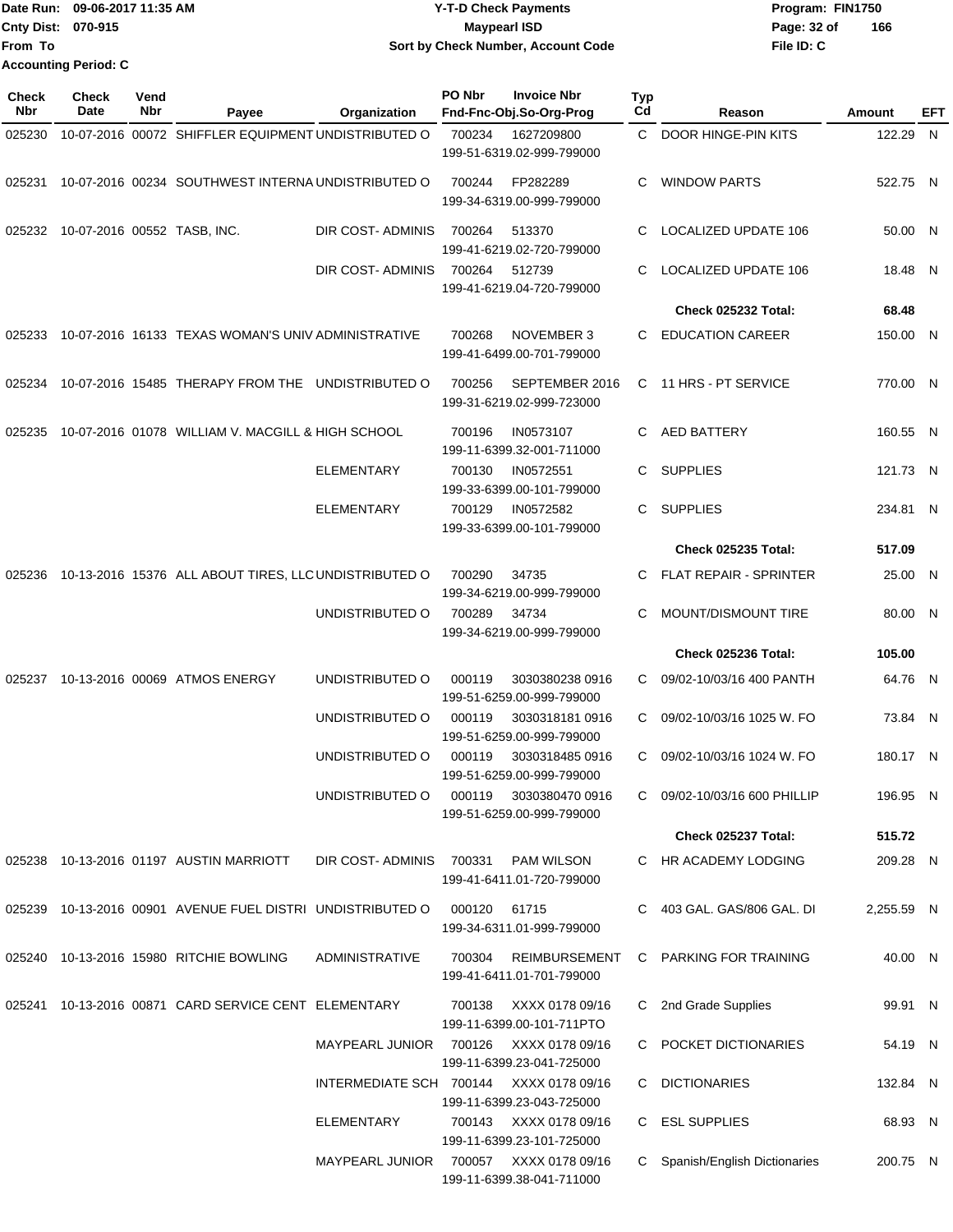Date Run: 09-06-2017 11:35 AM
Cnty Dist: 070-915
From To
Accounting Period: C

**Y-T-D Check Payments**
**Maypearl ISD**
**Sort by Check Number, Account Code**

Program: FIN1750
File ID: C

| Check Nbr | Check Date | Vend Nbr | Payee | Organization | PO Nbr | Invoice Nbr / Fnd-Fnc-Obj.So-Org-Prog | Typ Cd | Reason | Amount | EFT |
|---|---|---|---|---|---|---|---|---|---|---|
| 025230 | 10-07-2016 | 00072 | SHIFFLER EQUIPMENT | UNDISTRIBUTED O | 700234 | 1627209800 199-51-6319.02-999-799000 | C | DOOR HINGE-PIN KITS | 122.29 | N |
| 025231 | 10-07-2016 | 00234 | SOUTHWEST INTERNA | UNDISTRIBUTED O | 700244 | FP282289 199-34-6319.00-999-799000 | C | WINDOW PARTS | 522.75 | N |
| 025232 | 10-07-2016 | 00552 | TASB, INC. | DIR COST- ADMINIS | 700264 | 513370 199-41-6219.02-720-799000 | C | LOCALIZED UPDATE 106 | 50.00 | N |
| | | | | DIR COST- ADMINIS | 700264 | 512739 199-41-6219.04-720-799000 | C | LOCALIZED UPDATE 106 | 18.48 | N |
| | | | | | | | | **Check 025232 Total:** | **68.48** | |
| 025233 | 10-07-2016 | 16133 | TEXAS WOMAN'S UNIV | ADMINISTRATIVE | 700268 | NOVEMBER 3 199-41-6499.00-701-799000 | C | EDUCATION CAREER | 150.00 | N |
| 025234 | 10-07-2016 | 15485 | THERAPY FROM THE | UNDISTRIBUTED O | 700256 | SEPTEMBER 2016 199-31-6219.02-999-723000 | C | 11 HRS - PT SERVICE | 770.00 | N |
| 025235 | 10-07-2016 | 01078 | WILLIAM V. MACGILL & | HIGH SCHOOL | 700196 | IN0573107 199-11-6399.32-001-711000 | C | AED BATTERY | 160.55 | N |
| | | | | ELEMENTARY | 700130 | IN0572551 199-33-6399.00-101-799000 | C | SUPPLIES | 121.73 | N |
| | | | | ELEMENTARY | 700129 | IN0572582 199-33-6399.00-101-799000 | C | SUPPLIES | 234.81 | N |
| | | | | | | | | **Check 025235 Total:** | **517.09** | |
| 025236 | 10-13-2016 | 15376 | ALL ABOUT TIRES, LLC | UNDISTRIBUTED O | 700290 | 34735 199-34-6219.00-999-799000 | C | FLAT REPAIR - SPRINTER | 25.00 | N |
| | | | | UNDISTRIBUTED O | 700289 | 34734 199-34-6219.00-999-799000 | C | MOUNT/DISMOUNT TIRE | 80.00 | N |
| | | | | | | | | **Check 025236 Total:** | **105.00** | |
| 025237 | 10-13-2016 | 00069 | ATMOS ENERGY | UNDISTRIBUTED O | 000119 | 3030380238 0916 199-51-6259.00-999-799000 | C | 09/02-10/03/16 400 PANTH | 64.76 | N |
| | | | | UNDISTRIBUTED O | 000119 | 3030318181 0916 199-51-6259.00-999-799000 | C | 09/02-10/03/16 1025 W. FO | 73.84 | N |
| | | | | UNDISTRIBUTED O | 000119 | 3030318485 0916 199-51-6259.00-999-799000 | C | 09/02-10/03/16 1024 W. FO | 180.17 | N |
| | | | | UNDISTRIBUTED O | 000119 | 3030380470 0916 199-51-6259.00-999-799000 | C | 09/02-10/03/16 600 PHILLIP | 196.95 | N |
| | | | | | | | | **Check 025237 Total:** | **515.72** | |
| 025238 | 10-13-2016 | 01197 | AUSTIN MARRIOTT | DIR COST- ADMINIS | 700331 | PAM WILSON 199-41-6411.01-720-799000 | C | HR ACADEMY LODGING | 209.28 | N |
| 025239 | 10-13-2016 | 00901 | AVENUE FUEL DISTRI | UNDISTRIBUTED O | 000120 | 61715 199-34-6311.01-999-799000 | C | 403 GAL. GAS/806 GAL. DI | 2,255.59 | N |
| 025240 | 10-13-2016 | 15980 | RITCHIE BOWLING | ADMINISTRATIVE | 700304 | REIMBURSEMENT 199-41-6411.01-701-799000 | C | PARKING FOR TRAINING | 40.00 | N |
| 025241 | 10-13-2016 | 00871 | CARD SERVICE CENT | ELEMENTARY | 700138 | XXXX 0178 09/16 199-11-6399.00-101-711PTO | C | 2nd Grade Supplies | 99.91 | N |
| | | | | MAYPEARL JUNIOR | 700126 | XXXX 0178 09/16 199-11-6399.23-041-725000 | C | POCKET DICTIONARIES | 54.19 | N |
| | | | | INTERMEDIATE SCH | 700144 | XXXX 0178 09/16 199-11-6399.23-043-725000 | C | DICTIONARIES | 132.84 | N |
| | | | | ELEMENTARY | 700143 | XXXX 0178 09/16 199-11-6399.23-101-725000 | C | ESL SUPPLIES | 68.93 | N |
| | | | | MAYPEARL JUNIOR | 700057 | XXXX 0178 09/16 199-11-6399.38-041-711000 | C | Spanish/English Dictionaries | 200.75 | N |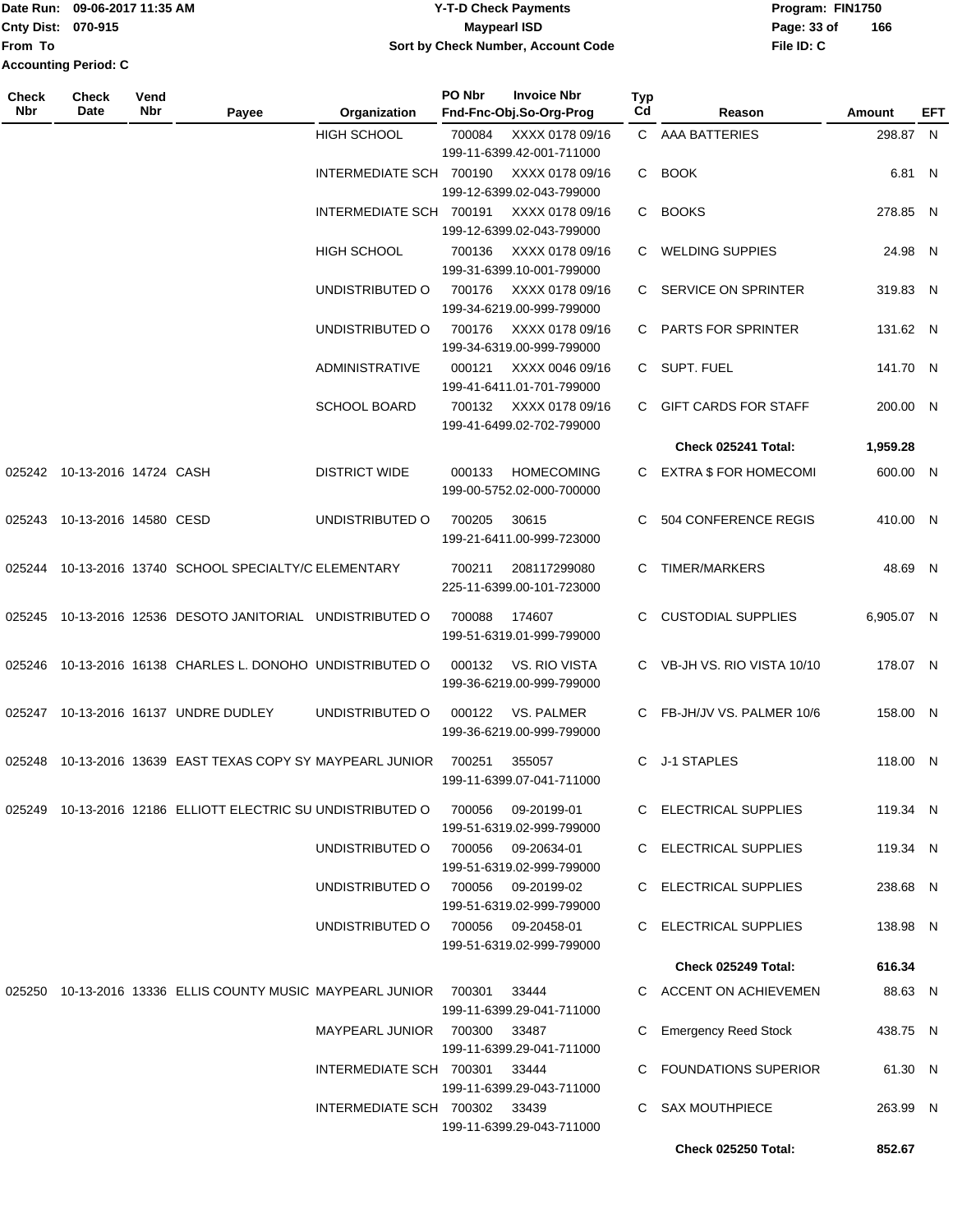Date Run: 09-06-2017 11:35 AM
Cnty Dist: 070-915
From To
Accounting Period: C

**Y-T-D Check Payments**
**Maypearl ISD**
**Sort by Check Number, Account Code**

Program: FIN1750
File ID: C

| Check Nbr | Check Date | Vend Nbr | Payee | Organization | PO Nbr | Invoice Nbr / Fnd-Fnc-Obj.So-Org-Prog | Typ Cd | Reason | Amount | EFT |
|---|---|---|---|---|---|---|---|---|---|---|
| | | | | HIGH SCHOOL | 700084 | XXXX 0178 09/16<br>199-11-6399.42-001-711000 | C | AAA BATTERIES | 298.87 | N |
| | | | | INTERMEDIATE SCH | 700190 | XXXX 0178 09/16<br>199-12-6399.02-043-799000 | C | BOOK | 6.81 | N |
| | | | | INTERMEDIATE SCH | 700191 | XXXX 0178 09/16<br>199-12-6399.02-043-799000 | C | BOOKS | 278.85 | N |
| | | | | HIGH SCHOOL | 700136 | XXXX 0178 09/16<br>199-31-6399.10-001-799000 | C | WELDING SUPPIES | 24.98 | N |
| | | | | UNDISTRIBUTED O | 700176 | XXXX 0178 09/16<br>199-34-6219.00-999-799000 | C | SERVICE ON SPRINTER | 319.83 | N |
| | | | | UNDISTRIBUTED O | 700176 | XXXX 0178 09/16<br>199-34-6319.00-999-799000 | C | PARTS FOR SPRINTER | 131.62 | N |
| | | | | ADMINISTRATIVE | 000121 | XXXX 0046 09/16<br>199-41-6411.01-701-799000 | C | SUPT. FUEL | 141.70 | N |
| | | | | SCHOOL BOARD | 700132 | XXXX 0178 09/16<br>199-41-6499.02-702-799000 | C | GIFT CARDS FOR STAFF | 200.00 | N |
| | | | | | | | | **Check 025241 Total:** | **1,959.28** | |
| 025242 | 10-13-2016 | 14724 | CASH | DISTRICT WIDE | 000133 | HOMECOMING<br>199-00-5752.02-000-700000 | C | EXTRA $ FOR HOMECOMI | 600.00 | N |
| 025243 | 10-13-2016 | 14580 | CESD | UNDISTRIBUTED O | 700205 | 30615<br>199-21-6411.00-999-723000 | C | 504 CONFERENCE REGIS | 410.00 | N |
| 025244 | 10-13-2016 | 13740 | SCHOOL SPECIALTY/C | ELEMENTARY | 700211 | 208117299080<br>225-11-6399.00-101-723000 | C | TIMER/MARKERS | 48.69 | N |
| 025245 | 10-13-2016 | 12536 | DESOTO JANITORIAL | UNDISTRIBUTED O | 700088 | 174607<br>199-51-6319.01-999-799000 | C | CUSTODIAL SUPPLIES | 6,905.07 | N |
| 025246 | 10-13-2016 | 16138 | CHARLES L. DONOHO | UNDISTRIBUTED O | 000132 | VS. RIO VISTA<br>199-36-6219.00-999-799000 | C | VB-JH VS. RIO VISTA 10/10 | 178.07 | N |
| 025247 | 10-13-2016 | 16137 | UNDRE DUDLEY | UNDISTRIBUTED O | 000122 | VS. PALMER<br>199-36-6219.00-999-799000 | C | FB-JH/JV VS. PALMER 10/6 | 158.00 | N |
| 025248 | 10-13-2016 | 13639 | EAST TEXAS COPY SY | MAYPEARL JUNIOR | 700251 | 355057<br>199-11-6399.07-041-711000 | C | J-1 STAPLES | 118.00 | N |
| 025249 | 10-13-2016 | 12186 | ELLIOTT ELECTRIC SU | UNDISTRIBUTED O | 700056 | 09-20199-01<br>199-51-6319.02-999-799000 | C | ELECTRICAL SUPPLIES | 119.34 | N |
| | | | | UNDISTRIBUTED O | 700056 | 09-20634-01<br>199-51-6319.02-999-799000 | C | ELECTRICAL SUPPLIES | 119.34 | N |
| | | | | UNDISTRIBUTED O | 700056 | 09-20199-02<br>199-51-6319.02-999-799000 | C | ELECTRICAL SUPPLIES | 238.68 | N |
| | | | | UNDISTRIBUTED O | 700056 | 09-20458-01<br>199-51-6319.02-999-799000 | C | ELECTRICAL SUPPLIES | 138.98 | N |
| | | | | | | | | **Check 025249 Total:** | **616.34** | |
| 025250 | 10-13-2016 | 13336 | ELLIS COUNTY MUSIC | MAYPEARL JUNIOR | 700301 | 33444<br>199-11-6399.29-041-711000 | C | ACCENT ON ACHIEVEMEN | 88.63 | N |
| | | | | MAYPEARL JUNIOR | 700300 | 33487<br>199-11-6399.29-041-711000 | C | Emergency Reed Stock | 438.75 | N |
| | | | | INTERMEDIATE SCH | 700301 | 33444<br>199-11-6399.29-043-711000 | C | FOUNDATIONS SUPERIOR | 61.30 | N |
| | | | | INTERMEDIATE SCH | 700302 | 33439<br>199-11-6399.29-043-711000 | C | SAX MOUTHPIECE | 263.99 | N |
| | | | | | | | | **Check 025250 Total:** | **852.67** | |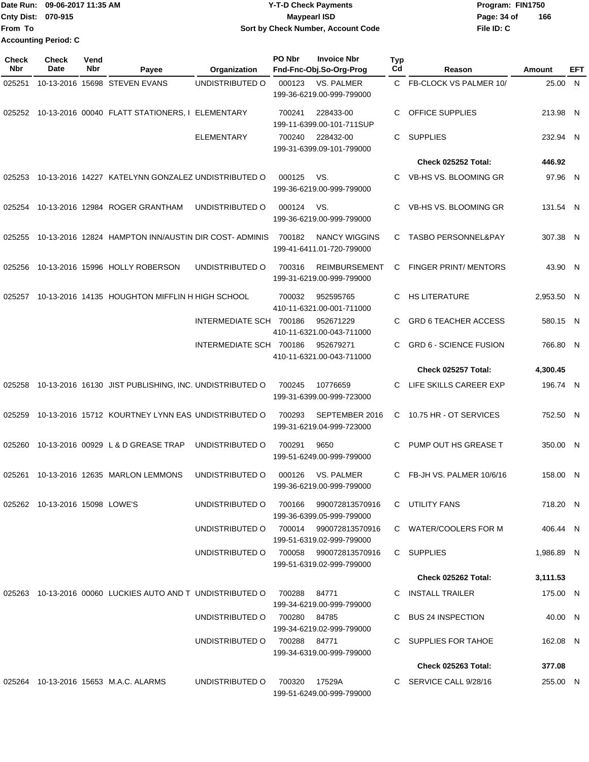Date Run: 09-06-2017 11:35 AM
Cnty Dist: 070-915
From To
Accounting Period: C

# Y-T-D Check Payments
## Maypearl ISD
### Sort by Check Number, Account Code

Program: FIN1750
File ID: C

| Check Nbr | Check Date | Vend Nbr | Payee | Organization | PO Nbr | Invoice Nbr / Fnd-Fnc-Obj.So-Org-Prog | Typ Cd | Reason | Amount | EFT |
|---|---|---|---|---|---|---|---|---|---|---|
| 025251 | 10-13-2016 | 15698 | STEVEN EVANS | UNDISTRIBUTED O | 000123 | VS. PALMER 199-36-6219.00-999-799000 | C | FB-CLOCK VS PALMER 10/ | 25.00 | N |
| 025252 | 10-13-2016 | 00040 | FLATT STATIONERS, I | ELEMENTARY | 700241 | 228433-00 199-11-6399.00-101-711SUP | C | OFFICE SUPPLIES | 213.98 | N |
| | | | | ELEMENTARY | 700240 | 228432-00 199-31-6399.09-101-799000 | C | SUPPLIES | 232.94 | N |
| | | | | | | | | **Check 025252 Total:** | **446.92** | |
| 025253 | 10-13-2016 | 14227 | KATELYNN GONZALEZ | UNDISTRIBUTED O | 000125 | VS. 199-36-6219.00-999-799000 | C | VB-HS VS. BLOOMING GR | 97.96 | N |
| 025254 | 10-13-2016 | 12984 | ROGER GRANTHAM | UNDISTRIBUTED O | 000124 | VS. 199-36-6219.00-999-799000 | C | VB-HS VS. BLOOMING GR | 131.54 | N |
| 025255 | 10-13-2016 | 12824 | HAMPTON INN/AUSTIN | DIR COST- ADMINIS | 700182 | NANCY WIGGINS 199-41-6411.01-720-799000 | C | TASBO PERSONNEL&PAY | 307.38 | N |
| 025256 | 10-13-2016 | 15996 | HOLLY ROBERSON | UNDISTRIBUTED O | 700316 | REIMBURSEMENT 199-31-6219.00-999-799000 | C | FINGER PRINT/ MENTORS | 43.90 | N |
| 025257 | 10-13-2016 | 14135 | HOUGHTON MIFFLIN H | HIGH SCHOOL | 700032 | 952595765 410-11-6321.00-001-711000 | C | HS LITERATURE | 2,953.50 | N |
| | | | | INTERMEDIATE SCH | 700186 | 952671229 410-11-6321.00-043-711000 | C | GRD 6 TEACHER ACCESS | 580.15 | N |
| | | | | INTERMEDIATE SCH | 700186 | 952679271 410-11-6321.00-043-711000 | C | GRD 6 - SCIENCE FUSION | 766.80 | N |
| | | | | | | | | **Check 025257 Total:** | **4,300.45** | |
| 025258 | 10-13-2016 | 16130 | JIST PUBLISHING, INC. | UNDISTRIBUTED O | 700245 | 10776659 199-31-6399.00-999-723000 | C | LIFE SKILLS CAREER EXP | 196.74 | N |
| 025259 | 10-13-2016 | 15712 | KOURTNEY LYNN EAS | UNDISTRIBUTED O | 700293 | SEPTEMBER 2016 199-31-6219.04-999-723000 | C | 10.75 HR - OT SERVICES | 752.50 | N |
| 025260 | 10-13-2016 | 00929 | L & D GREASE TRAP | UNDISTRIBUTED O | 700291 | 9650 199-51-6249.00-999-799000 | C | PUMP OUT HS GREASE T | 350.00 | N |
| 025261 | 10-13-2016 | 12635 | MARLON LEMMONS | UNDISTRIBUTED O | 000126 | VS. PALMER 199-36-6219.00-999-799000 | C | FB-JH VS. PALMER 10/6/16 | 158.00 | N |
| 025262 | 10-13-2016 | 15098 | LOWE'S | UNDISTRIBUTED O | 700166 | 990072813570916 199-36-6399.05-999-799000 | C | UTILITY FANS | 718.20 | N |
| | | | | UNDISTRIBUTED O | 700014 | 990072813570916 199-51-6319.02-999-799000 | C | WATER/COOLERS FOR M | 406.44 | N |
| | | | | UNDISTRIBUTED O | 700058 | 990072813570916 199-51-6319.02-999-799000 | C | SUPPLIES | 1,986.89 | N |
| | | | | | | | | **Check 025262 Total:** | **3,111.53** | |
| 025263 | 10-13-2016 | 00060 | LUCKIES AUTO AND T | UNDISTRIBUTED O | 700288 | 84771 199-34-6219.00-999-799000 | C | INSTALL TRAILER | 175.00 | N |
| | | | | UNDISTRIBUTED O | 700280 | 84785 199-34-6219.02-999-799000 | C | BUS 24 INSPECTION | 40.00 | N |
| | | | | UNDISTRIBUTED O | 700288 | 84771 199-34-6319.00-999-799000 | C | SUPPLIES FOR TAHOE | 162.08 | N |
| | | | | | | | | **Check 025263 Total:** | **377.08** | |
| 025264 | 10-13-2016 | 15653 | M.A.C. ALARMS | UNDISTRIBUTED O | 700320 | 17529A 199-51-6249.00-999-799000 | C | SERVICE CALL 9/28/16 | 255.00 | N |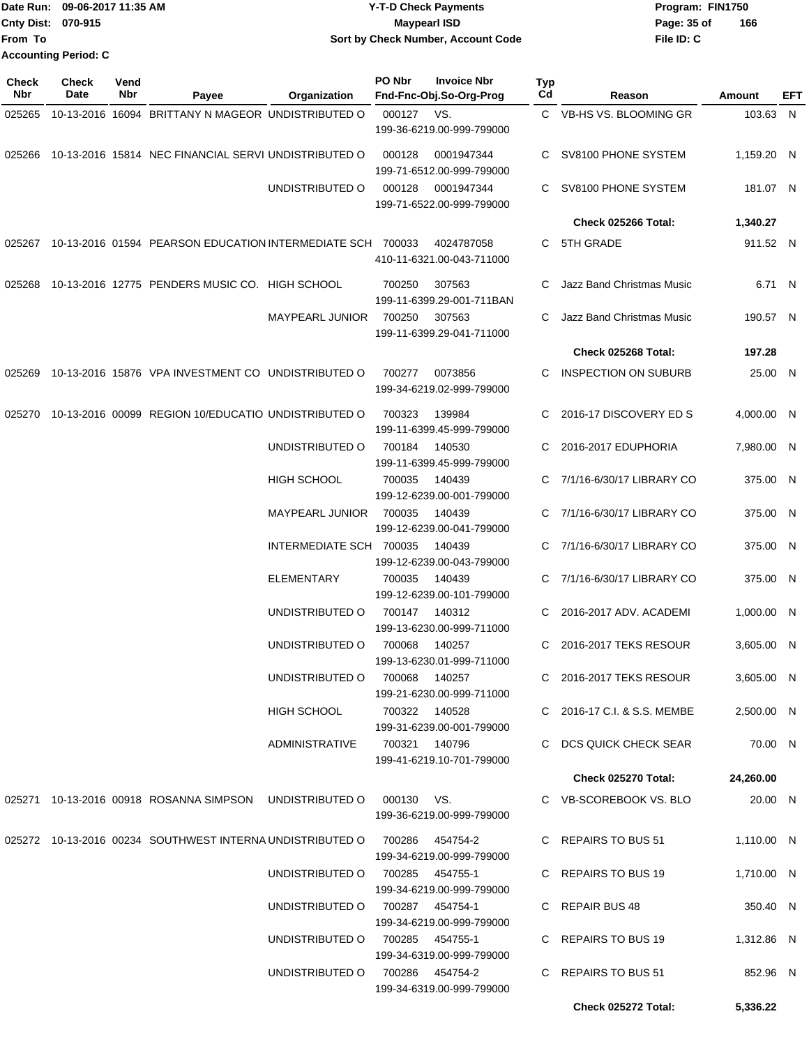Date Run: 09-06-2017 11:35 AM
Cnty Dist: 070-915
From To
Accounting Period: C

**Y-T-D Check Payments**
**Maypearl ISD**
**Sort by Check Number, Account Code**

Program: FIN1750
File ID: C

| Check Nbr | Check Date | Vend Nbr | Payee | Organization | PO Nbr | Invoice Nbr / Fnd-Fnc-Obj.So-Org-Prog | Typ Cd | Reason | Amount | EFT |
|---|---|---|---|---|---|---|---|---|---|---|
| 025265 | 10-13-2016 | 16094 | BRITTANY N MAGEOR | UNDISTRIBUTED O | 000127 | VS. 199-36-6219.00-999-799000 | C | VB-HS VS. BLOOMING GR | 103.63 | N |
| 025266 | 10-13-2016 | 15814 | NEC FINANCIAL SERVI | UNDISTRIBUTED O | 000128 | 0001947344 199-71-6512.00-999-799000 | C | SV8100 PHONE SYSTEM | 1,159.20 | N |
| | | | | UNDISTRIBUTED O | 000128 | 0001947344 199-71-6522.00-999-799000 | C | SV8100 PHONE SYSTEM | 181.07 | N |
| | | | | | | | | **Check 025266 Total:** | **1,340.27** | |
| 025267 | 10-13-2016 | 01594 | PEARSON EDUCATION | INTERMEDIATE SCH | 700033 | 4024787058 410-11-6321.00-043-711000 | C | 5TH GRADE | 911.52 | N |
| 025268 | 10-13-2016 | 12775 | PENDERS MUSIC CO. | HIGH SCHOOL | 700250 | 307563 199-11-6399.29-001-711BAN | C | Jazz Band Christmas Music | 6.71 | N |
| | | | | MAYPEARL JUNIOR | 700250 | 307563 199-11-6399.29-041-711000 | C | Jazz Band Christmas Music | 190.57 | N |
| | | | | | | | | **Check 025268 Total:** | **197.28** | |
| 025269 | 10-13-2016 | 15876 | VPA INVESTMENT CO | UNDISTRIBUTED O | 700277 | 0073856 199-34-6219.02-999-799000 | C | INSPECTION ON SUBURB | 25.00 | N |
| 025270 | 10-13-2016 | 00099 | REGION 10/EDUCATIO | UNDISTRIBUTED O | 700323 | 139984 199-11-6399.45-999-799000 | C | 2016-17 DISCOVERY ED S | 4,000.00 | N |
| | | | | UNDISTRIBUTED O | 700184 | 140530 199-11-6399.45-999-799000 | C | 2016-2017 EDUPHORIA | 7,980.00 | N |
| | | | | HIGH SCHOOL | 700035 | 140439 199-12-6239.00-001-799000 | C | 7/1/16-6/30/17 LIBRARY CO | 375.00 | N |
| | | | | MAYPEARL JUNIOR | 700035 | 140439 199-12-6239.00-041-799000 | C | 7/1/16-6/30/17 LIBRARY CO | 375.00 | N |
| | | | | INTERMEDIATE SCH | 700035 | 140439 199-12-6239.00-043-799000 | C | 7/1/16-6/30/17 LIBRARY CO | 375.00 | N |
| | | | | ELEMENTARY | 700035 | 140439 199-12-6239.00-101-799000 | C | 7/1/16-6/30/17 LIBRARY CO | 375.00 | N |
| | | | | UNDISTRIBUTED O | 700147 | 140312 199-13-6230.00-999-711000 | C | 2016-2017 ADV. ACADEMI | 1,000.00 | N |
| | | | | UNDISTRIBUTED O | 700068 | 140257 199-13-6230.01-999-711000 | C | 2016-2017 TEKS RESOUR | 3,605.00 | N |
| | | | | UNDISTRIBUTED O | 700068 | 140257 199-21-6230.00-999-711000 | C | 2016-2017 TEKS RESOUR | 3,605.00 | N |
| | | | | HIGH SCHOOL | 700322 | 140528 199-31-6239.00-001-799000 | C | 2016-17 C.I. & S.S. MEMBE | 2,500.00 | N |
| | | | | ADMINISTRATIVE | 700321 | 140796 199-41-6219.10-701-799000 | C | DCS QUICK CHECK SEAR | 70.00 | N |
| | | | | | | | | **Check 025270 Total:** | **24,260.00** | |
| 025271 | 10-13-2016 | 00918 | ROSANNA SIMPSON | UNDISTRIBUTED O | 000130 | VS. 199-36-6219.00-999-799000 | C | VB-SCOREBOOK VS. BLO | 20.00 | N |
| 025272 | 10-13-2016 | 00234 | SOUTHWEST INTERNA | UNDISTRIBUTED O | 700286 | 454754-2 199-34-6219.00-999-799000 | C | REPAIRS TO BUS 51 | 1,110.00 | N |
| | | | | UNDISTRIBUTED O | 700285 | 454755-1 199-34-6219.00-999-799000 | C | REPAIRS TO BUS 19 | 1,710.00 | N |
| | | | | UNDISTRIBUTED O | 700287 | 454754-1 199-34-6219.00-999-799000 | C | REPAIR BUS 48 | 350.40 | N |
| | | | | UNDISTRIBUTED O | 700285 | 454755-1 199-34-6319.00-999-799000 | C | REPAIRS TO BUS 19 | 1,312.86 | N |
| | | | | UNDISTRIBUTED O | 700286 | 454754-2 199-34-6319.00-999-799000 | C | REPAIRS TO BUS 51 | 852.96 | N |
| | | | | | | | | **Check 025272 Total:** | **5,336.22** | |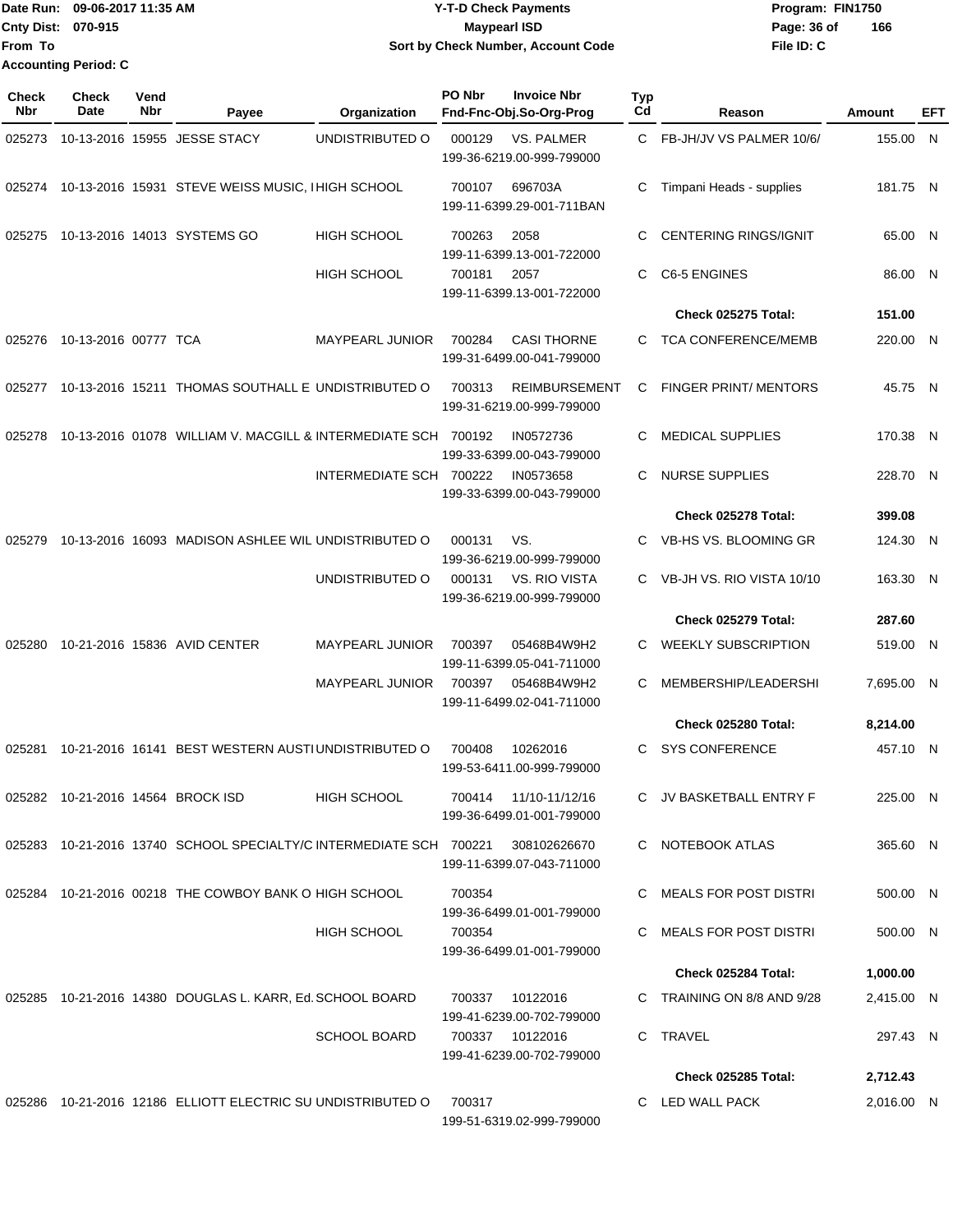Date Run: 09-06-2017 11:35 AM
Cnty Dist: 070-915
From To
Accounting Period: C

**Y-T-D Check Payments**
**Maypearl ISD**
**Sort by Check Number, Account Code**

Program: FIN1750
File ID: C

| Check Nbr | Check Date | Vend Nbr | Payee | Organization | PO Nbr | Invoice Nbr / Fnd-Fnc-Obj.So-Org-Prog | Typ Cd | Reason | Amount | EFT |
|---|---|---|---|---|---|---|---|---|---|---|
| 025273 | 10-13-2016 | 15955 | JESSE STACY | UNDISTRIBUTED O | 000129 | VS. PALMER 199-36-6219.00-999-799000 | C | FB-JH/JV VS PALMER 10/6/ | 155.00 | N |
| 025274 | 10-13-2016 | 15931 | STEVE WEISS MUSIC, I | HIGH SCHOOL | 700107 | 696703A 199-11-6399.29-001-711BAN | C | Timpani Heads - supplies | 181.75 | N |
| 025275 | 10-13-2016 | 14013 | SYSTEMS GO | HIGH SCHOOL | 700263 | 2058 199-11-6399.13-001-722000 | C | CENTERING RINGS/IGNIT | 65.00 | N |
| | | | | HIGH SCHOOL | 700181 | 2057 199-11-6399.13-001-722000 | C | C6-5 ENGINES | 86.00 | N |
| | | | | | | | | **Check 025275 Total:** | **151.00** | |
| 025276 | 10-13-2016 | 00777 | TCA | MAYPEARL JUNIOR | 700284 | CASI THORNE 199-31-6499.00-041-799000 | C | TCA CONFERENCE/MEMB | 220.00 | N |
| 025277 | 10-13-2016 | 15211 | THOMAS SOUTHALL E | UNDISTRIBUTED O | 700313 | REIMBURSEMENT 199-31-6219.00-999-799000 | C | FINGER PRINT/ MENTORS | 45.75 | N |
| 025278 | 10-13-2016 | 01078 | WILLIAM V. MACGILL & | INTERMEDIATE SCH | 700192 | IN0572736 199-33-6399.00-043-799000 | C | MEDICAL SUPPLIES | 170.38 | N |
| | | | | INTERMEDIATE SCH | 700222 | IN0573658 199-33-6399.00-043-799000 | C | NURSE SUPPLIES | 228.70 | N |
| | | | | | | | | **Check 025278 Total:** | **399.08** | |
| 025279 | 10-13-2016 | 16093 | MADISON ASHLEE WIL | UNDISTRIBUTED O | 000131 | VS. 199-36-6219.00-999-799000 | C | VB-HS VS. BLOOMING GR | 124.30 | N |
| | | | | UNDISTRIBUTED O | 000131 | VS. RIO VISTA 199-36-6219.00-999-799000 | C | VB-JH VS. RIO VISTA 10/10 | 163.30 | N |
| | | | | | | | | **Check 025279 Total:** | **287.60** | |
| 025280 | 10-21-2016 | 15836 | AVID CENTER | MAYPEARL JUNIOR | 700397 | 05468B4W9H2 199-11-6399.05-041-711000 | C | WEEKLY SUBSCRIPTION | 519.00 | N |
| | | | | MAYPEARL JUNIOR | 700397 | 05468B4W9H2 199-11-6499.02-041-711000 | C | MEMBERSHIP/LEADERSHI | 7,695.00 | N |
| | | | | | | | | **Check 025280 Total:** | **8,214.00** | |
| 025281 | 10-21-2016 | 16141 | BEST WESTERN AUSTI | UNDISTRIBUTED O | 700408 | 10262016 199-53-6411.00-999-799000 | C | SYS CONFERENCE | 457.10 | N |
| 025282 | 10-21-2016 | 14564 | BROCK ISD | HIGH SCHOOL | 700414 | 11/10-11/12/16 199-36-6499.01-001-799000 | C | JV BASKETBALL ENTRY F | 225.00 | N |
| 025283 | 10-21-2016 | 13740 | SCHOOL SPECIALTY/C | INTERMEDIATE SCH | 700221 | 308102626670 199-11-6399.07-043-711000 | C | NOTEBOOK ATLAS | 365.60 | N |
| 025284 | 10-21-2016 | 00218 | THE COWBOY BANK O | HIGH SCHOOL | 700354 | 199-36-6499.01-001-799000 | C | MEALS FOR POST DISTRI | 500.00 | N |
| | | | | HIGH SCHOOL | 700354 | 199-36-6499.01-001-799000 | C | MEALS FOR POST DISTRI | 500.00 | N |
| | | | | | | | | **Check 025284 Total:** | **1,000.00** | |
| 025285 | 10-21-2016 | 14380 | DOUGLAS L. KARR, Ed. | SCHOOL BOARD | 700337 | 10122016 199-41-6239.00-702-799000 | C | TRAINING ON 8/8 AND 9/28 | 2,415.00 | N |
| | | | | SCHOOL BOARD | 700337 | 10122016 199-41-6239.00-702-799000 | C | TRAVEL | 297.43 | N |
| | | | | | | | | **Check 025285 Total:** | **2,712.43** | |
| 025286 | 10-21-2016 | 12186 | ELLIOTT ELECTRIC SU | UNDISTRIBUTED O | 700317 | 199-51-6319.02-999-799000 | C | LED WALL PACK | 2,016.00 | N |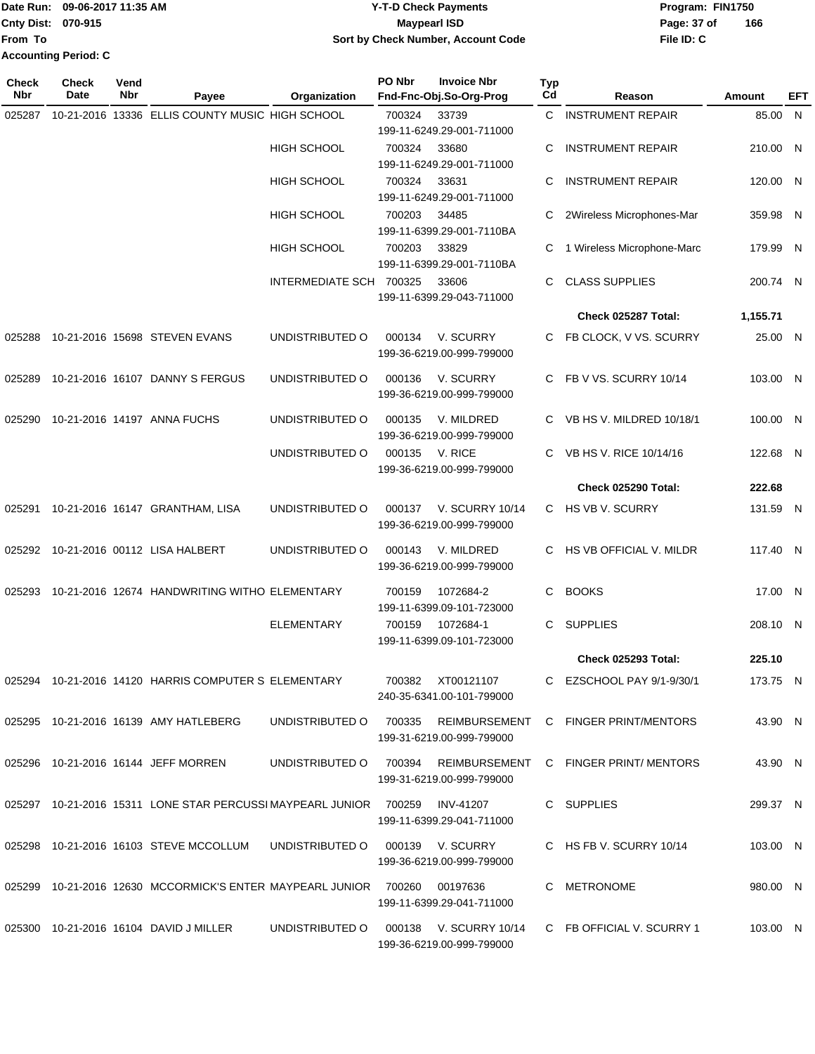Date Run: 09-06-2017 11:35 AM
Cnty Dist: 070-915
From To
Accounting Period: C

**Y-T-D Check Payments**
**Maypearl ISD**
**Sort by Check Number, Account Code**

Program: FIN1750
File ID: C

| Check Nbr | Check Date | Vend Nbr | Payee | Organization | PO Nbr | Invoice Nbr / Fnd-Fnc-Obj.So-Org-Prog | Typ Cd | Reason | Amount | EFT |
|---|---|---|---|---|---|---|---|---|---|---|
| 025287 | 10-21-2016 | 13336 | ELLIS COUNTY MUSIC | HIGH SCHOOL | 700324 | 33739 / 199-11-6249.29-001-711000 | C | INSTRUMENT REPAIR | 85.00 | N |
| | | | | HIGH SCHOOL | 700324 | 33680 / 199-11-6249.29-001-711000 | C | INSTRUMENT REPAIR | 210.00 | N |
| | | | | HIGH SCHOOL | 700324 | 33631 / 199-11-6249.29-001-711000 | C | INSTRUMENT REPAIR | 120.00 | N |
| | | | | HIGH SCHOOL | 700203 | 34485 / 199-11-6399.29-001-7110BA | C | 2Wireless Microphones-Mar | 359.98 | N |
| | | | | HIGH SCHOOL | 700203 | 33829 / 199-11-6399.29-001-7110BA | C | 1 Wireless Microphone-Marc | 179.99 | N |
| | | | | INTERMEDIATE SCH | 700325 | 33606 / 199-11-6399.29-043-711000 | C | CLASS SUPPLIES | 200.74 | N |
| | | | | | | | | **Check 025287 Total:** | **1,155.71** | |
| 025288 | 10-21-2016 | 15698 | STEVEN EVANS | UNDISTRIBUTED O | 000134 | V. SCURRY / 199-36-6219.00-999-799000 | C | FB CLOCK, V VS. SCURRY | 25.00 | N |
| 025289 | 10-21-2016 | 16107 | DANNY S FERGUS | UNDISTRIBUTED O | 000136 | V. SCURRY / 199-36-6219.00-999-799000 | C | FB V VS. SCURRY 10/14 | 103.00 | N |
| 025290 | 10-21-2016 | 14197 | ANNA FUCHS | UNDISTRIBUTED O | 000135 | V. MILDRED / 199-36-6219.00-999-799000 | C | VB HS V. MILDRED 10/18/1 | 100.00 | N |
| | | | | UNDISTRIBUTED O | 000135 | V. RICE / 199-36-6219.00-999-799000 | C | VB HS V. RICE 10/14/16 | 122.68 | N |
| | | | | | | | | **Check 025290 Total:** | **222.68** | |
| 025291 | 10-21-2016 | 16147 | GRANTHAM, LISA | UNDISTRIBUTED O | 000137 | V. SCURRY 10/14 / 199-36-6219.00-999-799000 | C | HS VB V. SCURRY | 131.59 | N |
| 025292 | 10-21-2016 | 00112 | LISA HALBERT | UNDISTRIBUTED O | 000143 | V. MILDRED / 199-36-6219.00-999-799000 | C | HS VB OFFICIAL V. MILDR | 117.40 | N |
| 025293 | 10-21-2016 | 12674 | HANDWRITING WITHO | ELEMENTARY | 700159 | 1072684-2 / 199-11-6399.09-101-723000 | C | BOOKS | 17.00 | N |
| | | | | ELEMENTARY | 700159 | 1072684-1 / 199-11-6399.09-101-723000 | C | SUPPLIES | 208.10 | N |
| | | | | | | | | **Check 025293 Total:** | **225.10** | |
| 025294 | 10-21-2016 | 14120 | HARRIS COMPUTER S | ELEMENTARY | 700382 | XT00121107 / 240-35-6341.00-101-799000 | C | EZSCHOOL PAY 9/1-9/30/1 | 173.75 | N |
| 025295 | 10-21-2016 | 16139 | AMY HATLEBERG | UNDISTRIBUTED O | 700335 | REIMBURSEMENT / 199-31-6219.00-999-799000 | C | FINGER PRINT/MENTORS | 43.90 | N |
| 025296 | 10-21-2016 | 16144 | JEFF MORREN | UNDISTRIBUTED O | 700394 | REIMBURSEMENT / 199-31-6219.00-999-799000 | C | FINGER PRINT/ MENTORS | 43.90 | N |
| 025297 | 10-21-2016 | 15311 | LONE STAR PERCUSSI | MAYPEARL JUNIOR | 700259 | INV-41207 / 199-11-6399.29-041-711000 | C | SUPPLIES | 299.37 | N |
| 025298 | 10-21-2016 | 16103 | STEVE MCCOLLUM | UNDISTRIBUTED O | 000139 | V. SCURRY / 199-36-6219.00-999-799000 | C | HS FB V. SCURRY 10/14 | 103.00 | N |
| 025299 | 10-21-2016 | 12630 | MCCORMICK'S ENTER | MAYPEARL JUNIOR | 700260 | 00197636 / 199-11-6399.29-041-711000 | C | METRONOME | 980.00 | N |
| 025300 | 10-21-2016 | 16104 | DAVID J MILLER | UNDISTRIBUTED O | 000138 | V. SCURRY 10/14 / 199-36-6219.00-999-799000 | C | FB OFFICIAL V. SCURRY 1 | 103.00 | N |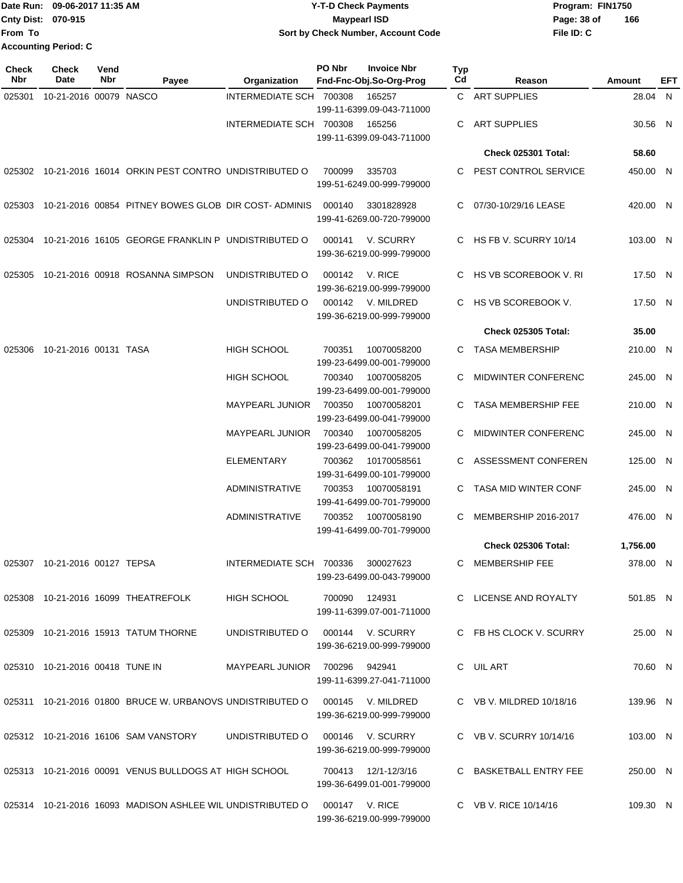Date Run: 09-06-2017 11:35 AM
Cnty Dist: 070-915
From To
Accounting Period: C

# Y-T-D Check Payments
## Maypearl ISD
### Sort by Check Number, Account Code

Program: FIN1750
File ID: C

| Check Nbr | Check Date | Vend Nbr | Payee | Organization | PO Nbr | Invoice Nbr / Fnd-Fnc-Obj.So-Org-Prog | Typ Cd | Reason | Amount | EFT |
|---|---|---|---|---|---|---|---|---|---|---|
| 025301 | 10-21-2016 | 00079 | NASCO | INTERMEDIATE SCH | 700308 | 165257 / 199-11-6399.09-043-711000 | C | ART SUPPLIES | 28.04 | N |
| | | | | INTERMEDIATE SCH | 700308 | 165256 / 199-11-6399.09-043-711000 | C | ART SUPPLIES | 30.56 | N |
| | | | | | | | | **Check 025301 Total:** | **58.60** | |
| 025302 | 10-21-2016 | 16014 | ORKIN PEST CONTRO | UNDISTRIBUTED O | 700099 | 335703 / 199-51-6249.00-999-799000 | C | PEST CONTROL SERVICE | 450.00 | N |
| 025303 | 10-21-2016 | 00854 | PITNEY BOWES GLOB | DIR COST- ADMINIS | 000140 | 3301828928 / 199-41-6269.00-720-799000 | C | 07/30-10/29/16 LEASE | 420.00 | N |
| 025304 | 10-21-2016 | 16105 | GEORGE FRANKLIN P | UNDISTRIBUTED O | 000141 | V. SCURRY / 199-36-6219.00-999-799000 | C | HS FB V. SCURRY 10/14 | 103.00 | N |
| 025305 | 10-21-2016 | 00918 | ROSANNA SIMPSON | UNDISTRIBUTED O | 000142 | V. RICE / 199-36-6219.00-999-799000 | C | HS VB SCOREBOOK V. RI | 17.50 | N |
| | | | | UNDISTRIBUTED O | 000142 | V. MILDRED / 199-36-6219.00-999-799000 | C | HS VB SCOREBOOK V. | 17.50 | N |
| | | | | | | | | **Check 025305 Total:** | **35.00** | |
| 025306 | 10-21-2016 | 00131 | TASA | HIGH SCHOOL | 700351 | 10070058200 / 199-23-6499.00-001-799000 | C | TASA MEMBERSHIP | 210.00 | N |
| | | | | HIGH SCHOOL | 700340 | 10070058205 / 199-23-6499.00-001-799000 | C | MIDWINTER CONFERENC | 245.00 | N |
| | | | | MAYPEARL JUNIOR | 700350 | 10070058201 / 199-23-6499.00-041-799000 | C | TASA MEMBERSHIP FEE | 210.00 | N |
| | | | | MAYPEARL JUNIOR | 700340 | 10070058205 / 199-23-6499.00-041-799000 | C | MIDWINTER CONFERENC | 245.00 | N |
| | | | | ELEMENTARY | 700362 | 10170058561 / 199-31-6499.00-101-799000 | C | ASSESSMENT CONFEREN | 125.00 | N |
| | | | | ADMINISTRATIVE | 700353 | 10070058191 / 199-41-6499.00-701-799000 | C | TASA MID WINTER CONF | 245.00 | N |
| | | | | ADMINISTRATIVE | 700352 | 10070058190 / 199-41-6499.00-701-799000 | C | MEMBERSHIP 2016-2017 | 476.00 | N |
| | | | | | | | | **Check 025306 Total:** | **1,756.00** | |
| 025307 | 10-21-2016 | 00127 | TEPSA | INTERMEDIATE SCH | 700336 | 300027623 / 199-23-6499.00-043-799000 | C | MEMBERSHIP FEE | 378.00 | N |
| 025308 | 10-21-2016 | 16099 | THEATREFOLK | HIGH SCHOOL | 700090 | 124931 / 199-11-6399.07-001-711000 | C | LICENSE AND ROYALTY | 501.85 | N |
| 025309 | 10-21-2016 | 15913 | TATUM THORNE | UNDISTRIBUTED O | 000144 | V. SCURRY / 199-36-6219.00-999-799000 | C | FB HS CLOCK V. SCURRY | 25.00 | N |
| 025310 | 10-21-2016 | 00418 | TUNE IN | MAYPEARL JUNIOR | 700296 | 942941 / 199-11-6399.27-041-711000 | C | UIL ART | 70.60 | N |
| 025311 | 10-21-2016 | 01800 | BRUCE W. URBANOVS | UNDISTRIBUTED O | 000145 | V. MILDRED / 199-36-6219.00-999-799000 | C | VB V. MILDRED 10/18/16 | 139.96 | N |
| 025312 | 10-21-2016 | 16106 | SAM VANSTORY | UNDISTRIBUTED O | 000146 | V. SCURRY / 199-36-6219.00-999-799000 | C | VB V. SCURRY 10/14/16 | 103.00 | N |
| 025313 | 10-21-2016 | 00091 | VENUS BULLDOGS AT | HIGH SCHOOL | 700413 | 12/1-12/3/16 / 199-36-6499.01-001-799000 | C | BASKETBALL ENTRY FEE | 250.00 | N |
| 025314 | 10-21-2016 | 16093 | MADISON ASHLEE WIL | UNDISTRIBUTED O | 000147 | V. RICE / 199-36-6219.00-999-799000 | C | VB V. RICE 10/14/16 | 109.30 | N |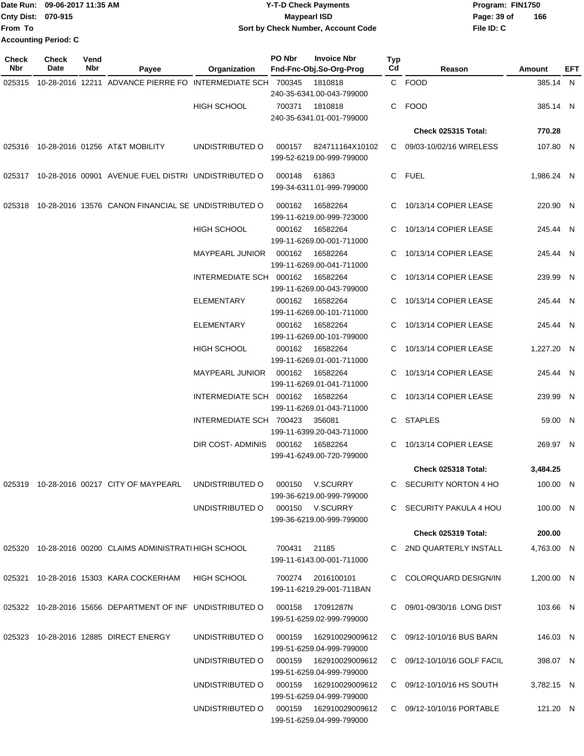Date Run: 09-06-2017 11:35 AM
Cnty Dist: 070-915
From To
Accounting Period: C

# Y-T-D Check Payments
## Maypearl ISD
### Sort by Check Number, Account Code

Program: FIN1750
File ID: C

| Check Nbr | Check Date | Vend Nbr | Payee | Organization | PO Nbr | Invoice Nbr / Fnd-Fnc-Obj.So-Org-Prog | Typ Cd | Reason | Amount | EFT |
|---|---|---|---|---|---|---|---|---|---|---|
| 025315 | 10-28-2016 | 12211 | ADVANCE PIERRE FO | INTERMEDIATE SCH | 700345 | 1810818 240-35-6341.00-043-799000 | C | FOOD | 385.14 | N |
| | | | | HIGH SCHOOL | 700371 | 1810818 240-35-6341.01-001-799000 | C | FOOD | 385.14 | N |
| | | | | | | | | **Check 025315 Total:** | **770.28** | |
| 025316 | 10-28-2016 | 01256 | AT&T MOBILITY | UNDISTRIBUTED O | 000157 | 824711164X10102 199-52-6219.00-999-799000 | C | 09/03-10/02/16 WIRELESS | 107.80 | N |
| 025317 | 10-28-2016 | 00901 | AVENUE FUEL DISTRI | UNDISTRIBUTED O | 000148 | 61863 199-34-6311.01-999-799000 | C | FUEL | 1,986.24 | N |
| 025318 | 10-28-2016 | 13576 | CANON FINANCIAL SE | UNDISTRIBUTED O | 000162 | 16582264 199-11-6219.00-999-723000 | C | 10/13/14 COPIER LEASE | 220.90 | N |
| | | | | HIGH SCHOOL | 000162 | 16582264 199-11-6269.00-001-711000 | C | 10/13/14 COPIER LEASE | 245.44 | N |
| | | | | MAYPEARL JUNIOR | 000162 | 16582264 199-11-6269.00-041-711000 | C | 10/13/14 COPIER LEASE | 245.44 | N |
| | | | | INTERMEDIATE SCH | 000162 | 16582264 199-11-6269.00-043-799000 | C | 10/13/14 COPIER LEASE | 239.99 | N |
| | | | | ELEMENTARY | 000162 | 16582264 199-11-6269.00-101-711000 | C | 10/13/14 COPIER LEASE | 245.44 | N |
| | | | | ELEMENTARY | 000162 | 16582264 199-11-6269.00-101-799000 | C | 10/13/14 COPIER LEASE | 245.44 | N |
| | | | | HIGH SCHOOL | 000162 | 16582264 199-11-6269.01-001-711000 | C | 10/13/14 COPIER LEASE | 1,227.20 | N |
| | | | | MAYPEARL JUNIOR | 000162 | 16582264 199-11-6269.01-041-711000 | C | 10/13/14 COPIER LEASE | 245.44 | N |
| | | | | INTERMEDIATE SCH | 000162 | 16582264 199-11-6269.01-043-711000 | C | 10/13/14 COPIER LEASE | 239.99 | N |
| | | | | INTERMEDIATE SCH | 700423 | 356081 199-11-6399.20-043-711000 | C | STAPLES | 59.00 | N |
| | | | | DIR COST- ADMINIS | 000162 | 16582264 199-41-6249.00-720-799000 | C | 10/13/14 COPIER LEASE | 269.97 | N |
| | | | | | | | | **Check 025318 Total:** | **3,484.25** | |
| 025319 | 10-28-2016 | 00217 | CITY OF MAYPEARL | UNDISTRIBUTED O | 000150 | V.SCURRY 199-36-6219.00-999-799000 | C | SECURITY NORTON 4 HO | 100.00 | N |
| | | | | UNDISTRIBUTED O | 000150 | V.SCURRY 199-36-6219.00-999-799000 | C | SECURITY PAKULA 4 HOU | 100.00 | N |
| | | | | | | | | **Check 025319 Total:** | **200.00** | |
| 025320 | 10-28-2016 | 00200 | CLAIMS ADMINISTRATI | HIGH SCHOOL | 700431 | 21185 199-11-6143.00-001-711000 | C | 2ND QUARTERLY INSTALL | 4,763.00 | N |
| 025321 | 10-28-2016 | 15303 | KARA COCKERHAM | HIGH SCHOOL | 700274 | 2016100101 199-11-6219.29-001-711BAN | C | COLORQUARD DESIGN/IN | 1,200.00 | N |
| 025322 | 10-28-2016 | 15656 | DEPARTMENT OF INF | UNDISTRIBUTED O | 000158 | 17091287N 199-51-6259.02-999-799000 | C | 09/01-09/30/16 LONG DIST | 103.66 | N |
| 025323 | 10-28-2016 | 12885 | DIRECT ENERGY | UNDISTRIBUTED O | 000159 | 162910029009612 199-51-6259.04-999-799000 | C | 09/12-10/10/16 BUS BARN | 146.03 | N |
| | | | | UNDISTRIBUTED O | 000159 | 162910029009612 199-51-6259.04-999-799000 | C | 09/12-10/10/16 GOLF FACIL | 398.07 | N |
| | | | | UNDISTRIBUTED O | 000159 | 162910029009612 199-51-6259.04-999-799000 | C | 09/12-10/10/16 HS SOUTH | 3,782.15 | N |
| | | | | UNDISTRIBUTED O | 000159 | 162910029009612 199-51-6259.04-999-799000 | C | 09/12-10/10/16 PORTABLE | 121.20 | N |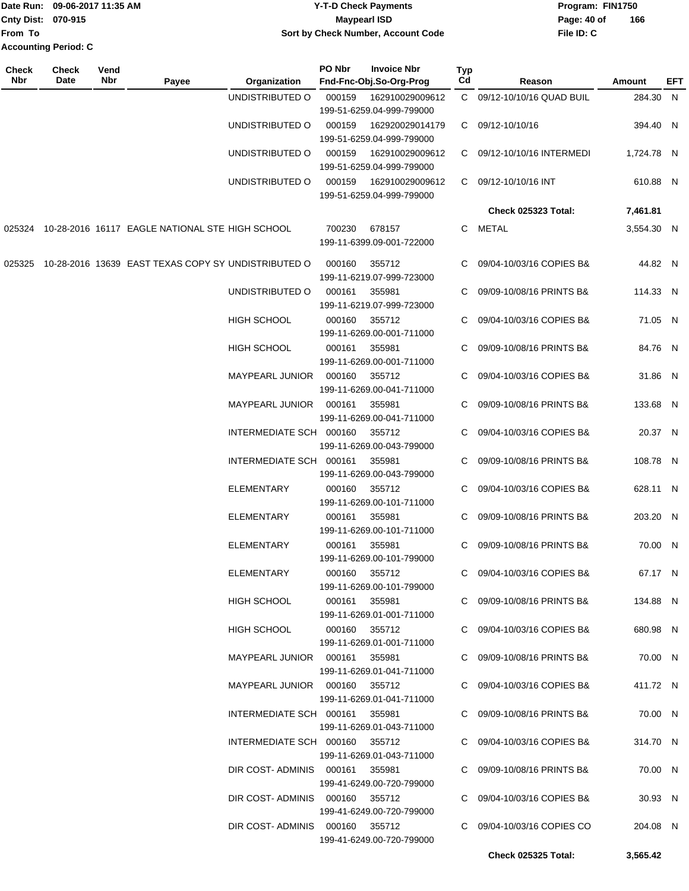Date Run: 09-06-2017 11:35 AM
Cnty Dist: 070-915
From To
Accounting Period: C

**Y-T-D Check Payments**
**Maypearl ISD**
**Sort by Check Number, Account Code**

Program: FIN1750
File ID: C

| Check Nbr | Check Date | Vend Nbr | Payee | Organization | PO Nbr | Invoice Nbr / Fnd-Fnc-Obj.So-Org-Prog | Typ Cd | Reason | Amount | EFT |
|---|---|---|---|---|---|---|---|---|---|---|
| | | | | UNDISTRIBUTED O | 000159 | 162910029009612 199-51-6259.04-999-799000 | C | 09/12-10/10/16 QUAD BUIL | 284.30 | N |
| | | | | UNDISTRIBUTED O | 000159 | 162920029014179 199-51-6259.04-999-799000 | C | 09/12-10/10/16 | 394.40 | N |
| | | | | UNDISTRIBUTED O | 000159 | 162910029009612 199-51-6259.04-999-799000 | C | 09/12-10/10/16 INTERMEDI | 1,724.78 | N |
| | | | | UNDISTRIBUTED O | 000159 | 162910029009612 199-51-6259.04-999-799000 | C | 09/12-10/10/16 INT | 610.88 | N |
| | | | | | | | | **Check 025323 Total:** | **7,461.81** | |
| 025324 | 10-28-2016 | 16117 | EAGLE NATIONAL STE | HIGH SCHOOL | 700230 | 678157 199-11-6399.09-001-722000 | C | METAL | 3,554.30 | N |
| 025325 | 10-28-2016 | 13639 | EAST TEXAS COPY SY | UNDISTRIBUTED O | 000160 | 355712 199-11-6219.07-999-723000 | C | 09/04-10/03/16 COPIES B& | 44.82 | N |
| | | | | UNDISTRIBUTED O | 000161 | 355981 199-11-6219.07-999-723000 | C | 09/09-10/08/16 PRINTS B& | 114.33 | N |
| | | | | HIGH SCHOOL | 000160 | 355712 199-11-6269.00-001-711000 | C | 09/04-10/03/16 COPIES B& | 71.05 | N |
| | | | | HIGH SCHOOL | 000161 | 355981 199-11-6269.00-001-711000 | C | 09/09-10/08/16 PRINTS B& | 84.76 | N |
| | | | | MAYPEARL JUNIOR | 000160 | 355712 199-11-6269.00-041-711000 | C | 09/04-10/03/16 COPIES B& | 31.86 | N |
| | | | | MAYPEARL JUNIOR | 000161 | 355981 199-11-6269.00-041-711000 | C | 09/09-10/08/16 PRINTS B& | 133.68 | N |
| | | | | INTERMEDIATE SCH | 000160 | 355712 199-11-6269.00-043-799000 | C | 09/04-10/03/16 COPIES B& | 20.37 | N |
| | | | | INTERMEDIATE SCH | 000161 | 355981 199-11-6269.00-043-799000 | C | 09/09-10/08/16 PRINTS B& | 108.78 | N |
| | | | | ELEMENTARY | 000160 | 355712 199-11-6269.00-101-711000 | C | 09/04-10/03/16 COPIES B& | 628.11 | N |
| | | | | ELEMENTARY | 000161 | 355981 199-11-6269.00-101-711000 | C | 09/09-10/08/16 PRINTS B& | 203.20 | N |
| | | | | ELEMENTARY | 000161 | 355981 199-11-6269.00-101-799000 | C | 09/09-10/08/16 PRINTS B& | 70.00 | N |
| | | | | ELEMENTARY | 000160 | 355712 199-11-6269.00-101-799000 | C | 09/04-10/03/16 COPIES B& | 67.17 | N |
| | | | | HIGH SCHOOL | 000161 | 355981 199-11-6269.01-001-711000 | C | 09/09-10/08/16 PRINTS B& | 134.88 | N |
| | | | | HIGH SCHOOL | 000160 | 355712 199-11-6269.01-001-711000 | C | 09/04-10/03/16 COPIES B& | 680.98 | N |
| | | | | MAYPEARL JUNIOR | 000161 | 355981 199-11-6269.01-041-711000 | C | 09/09-10/08/16 PRINTS B& | 70.00 | N |
| | | | | MAYPEARL JUNIOR | 000160 | 355712 199-11-6269.01-041-711000 | C | 09/04-10/03/16 COPIES B& | 411.72 | N |
| | | | | INTERMEDIATE SCH | 000161 | 355981 199-11-6269.01-043-711000 | C | 09/09-10/08/16 PRINTS B& | 70.00 | N |
| | | | | INTERMEDIATE SCH | 000160 | 355712 199-11-6269.01-043-711000 | C | 09/04-10/03/16 COPIES B& | 314.70 | N |
| | | | | DIR COST- ADMINIS | 000161 | 355981 199-41-6249.00-720-799000 | C | 09/09-10/08/16 PRINTS B& | 70.00 | N |
| | | | | DIR COST- ADMINIS | 000160 | 355712 199-41-6249.00-720-799000 | C | 09/04-10/03/16 COPIES B& | 30.93 | N |
| | | | | DIR COST- ADMINIS | 000160 | 355712 199-41-6249.00-720-799000 | C | 09/04-10/03/16 COPIES CO | 204.08 | N |
| | | | | | | | | **Check 025325 Total:** | **3,565.42** | |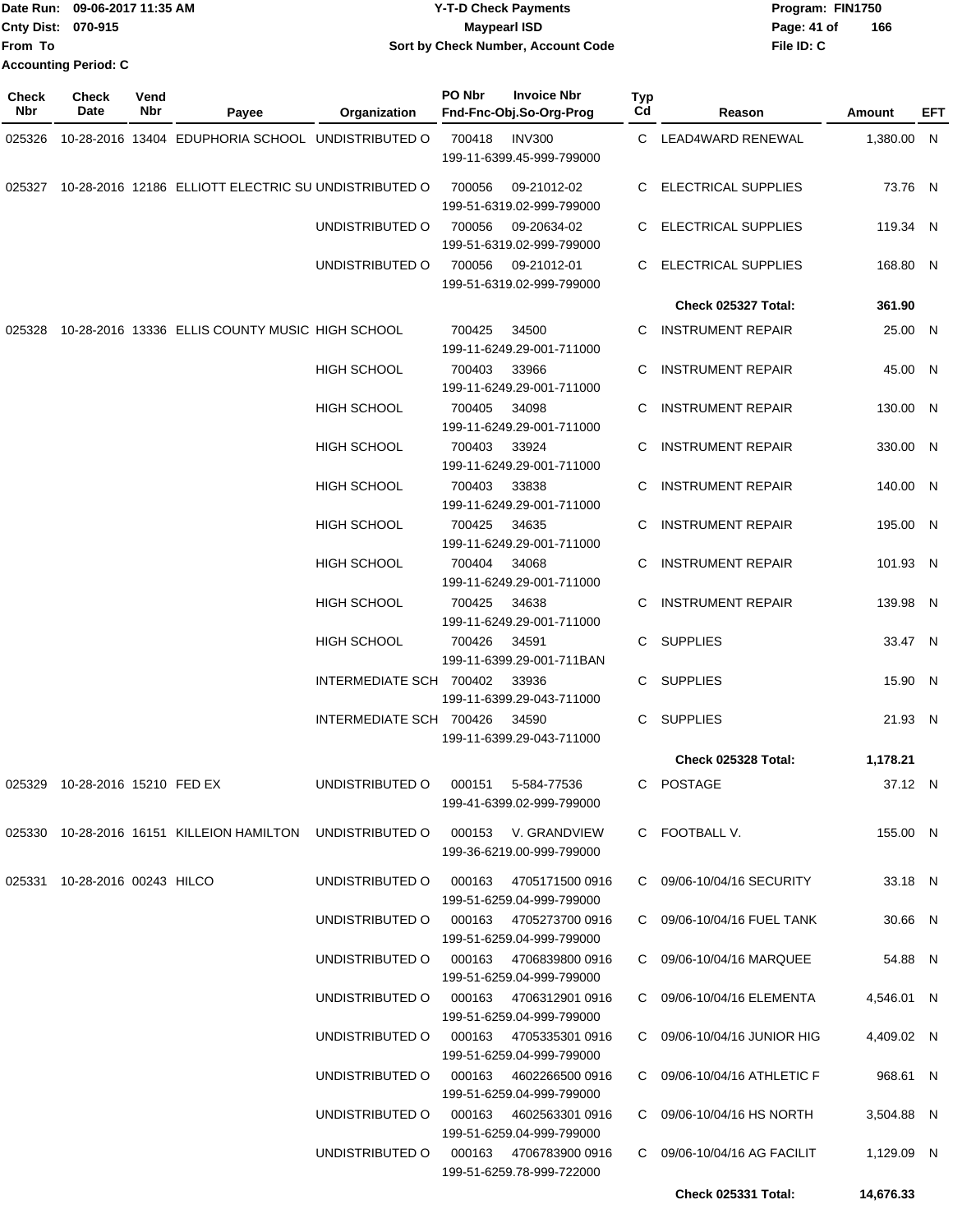Date Run: 09-06-2017 11:35 AM
Cnty Dist: 070-915
From To
Accounting Period: C

**Y-T-D Check Payments**
**Maypearl ISD**
**Sort by Check Number, Account Code**

Program: FIN1750
File ID: C

| Check Nbr | Check Date | Vend Nbr | Payee | Organization | PO Nbr | Invoice Nbr / Fnd-Fnc-Obj.So-Org-Prog | Typ Cd | Reason | Amount | EFT |
|---|---|---|---|---|---|---|---|---|---|---|
| 025326 | 10-28-2016 | 13404 | EDUPHORIA SCHOOL | UNDISTRIBUTED O | 700418 | INV300 199-11-6399.45-999-799000 | C | LEAD4WARD RENEWAL | 1,380.00 | N |
| 025327 | 10-28-2016 | 12186 | ELLIOTT ELECTRIC SU | UNDISTRIBUTED O | 700056 | 09-21012-02 199-51-6319.02-999-799000 | C | ELECTRICAL SUPPLIES | 73.76 | N |
| | | | | UNDISTRIBUTED O | 700056 | 09-20634-02 199-51-6319.02-999-799000 | C | ELECTRICAL SUPPLIES | 119.34 | N |
| | | | | UNDISTRIBUTED O | 700056 | 09-21012-01 199-51-6319.02-999-799000 | C | ELECTRICAL SUPPLIES | 168.80 | N |
| | | | | | | | | **Check 025327 Total:** | **361.90** | |
| 025328 | 10-28-2016 | 13336 | ELLIS COUNTY MUSIC | HIGH SCHOOL | 700425 | 34500 199-11-6249.29-001-711000 | C | INSTRUMENT REPAIR | 25.00 | N |
| | | | | HIGH SCHOOL | 700403 | 33966 199-11-6249.29-001-711000 | C | INSTRUMENT REPAIR | 45.00 | N |
| | | | | HIGH SCHOOL | 700405 | 34098 199-11-6249.29-001-711000 | C | INSTRUMENT REPAIR | 130.00 | N |
| | | | | HIGH SCHOOL | 700403 | 33924 199-11-6249.29-001-711000 | C | INSTRUMENT REPAIR | 330.00 | N |
| | | | | HIGH SCHOOL | 700403 | 33838 199-11-6249.29-001-711000 | C | INSTRUMENT REPAIR | 140.00 | N |
| | | | | HIGH SCHOOL | 700425 | 34635 199-11-6249.29-001-711000 | C | INSTRUMENT REPAIR | 195.00 | N |
| | | | | HIGH SCHOOL | 700404 | 34068 199-11-6249.29-001-711000 | C | INSTRUMENT REPAIR | 101.93 | N |
| | | | | HIGH SCHOOL | 700425 | 34638 199-11-6249.29-001-711000 | C | INSTRUMENT REPAIR | 139.98 | N |
| | | | | HIGH SCHOOL | 700426 | 34591 199-11-6399.29-001-711BAN | C | SUPPLIES | 33.47 | N |
| | | | | INTERMEDIATE SCH | 700402 | 33936 199-11-6399.29-043-711000 | C | SUPPLIES | 15.90 | N |
| | | | | INTERMEDIATE SCH | 700426 | 34590 199-11-6399.29-043-711000 | C | SUPPLIES | 21.93 | N |
| | | | | | | | | **Check 025328 Total:** | **1,178.21** | |
| 025329 | 10-28-2016 | 15210 | FED EX | UNDISTRIBUTED O | 000151 | 5-584-77536 199-41-6399.02-999-799000 | C | POSTAGE | 37.12 | N |
| 025330 | 10-28-2016 | 16151 | KILLEION HAMILTON | UNDISTRIBUTED O | 000153 | V. GRANDVIEW 199-36-6219.00-999-799000 | C | FOOTBALL V. | 155.00 | N |
| 025331 | 10-28-2016 | 00243 | HILCO | UNDISTRIBUTED O | 000163 | 4705171500 0916 199-51-6259.04-999-799000 | C | 09/06-10/04/16 SECURITY | 33.18 | N |
| | | | | UNDISTRIBUTED O | 000163 | 4705273700 0916 199-51-6259.04-999-799000 | C | 09/06-10/04/16 FUEL TANK | 30.66 | N |
| | | | | UNDISTRIBUTED O | 000163 | 4706839800 0916 199-51-6259.04-999-799000 | C | 09/06-10/04/16 MARQUEE | 54.88 | N |
| | | | | UNDISTRIBUTED O | 000163 | 4706312901 0916 199-51-6259.04-999-799000 | C | 09/06-10/04/16 ELEMENTA | 4,546.01 | N |
| | | | | UNDISTRIBUTED O | 000163 | 4705335301 0916 199-51-6259.04-999-799000 | C | 09/06-10/04/16 JUNIOR HIG | 4,409.02 | N |
| | | | | UNDISTRIBUTED O | 000163 | 4602266500 0916 199-51-6259.04-999-799000 | C | 09/06-10/04/16 ATHLETIC F | 968.61 | N |
| | | | | UNDISTRIBUTED O | 000163 | 4602563301 0916 199-51-6259.04-999-799000 | C | 09/06-10/04/16 HS NORTH | 3,504.88 | N |
| | | | | UNDISTRIBUTED O | 000163 | 4706783900 0916 199-51-6259.78-999-722000 | C | 09/06-10/04/16 AG FACILIT | 1,129.09 | N |
| | | | | | | | | **Check 025331 Total:** | **14,676.33** | |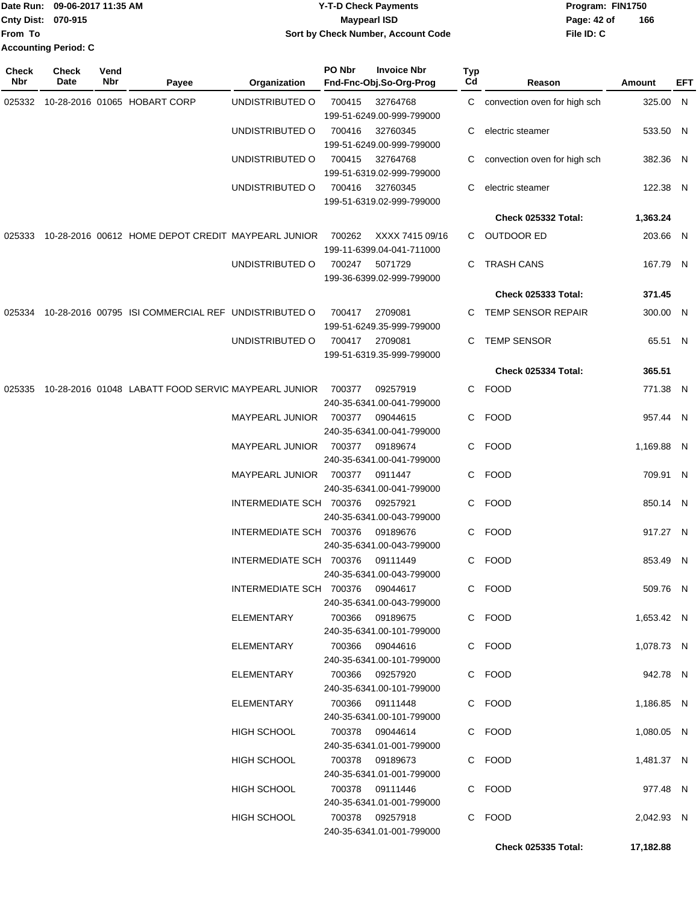Date Run: 09-06-2017 11:35 AM
Cnty Dist: 070-915
From To
Accounting Period: C

# Y-T-D Check Payments
## Maypearl ISD
### Sort by Check Number, Account Code

Program: FIN1750
File ID: C

| Check Nbr | Check Date | Vend Nbr | Payee | Organization | PO Nbr | Invoice Nbr / Fnd-Fnc-Obj.So-Org-Prog | Typ Cd | Reason | Amount | EFT |
|---|---|---|---|---|---|---|---|---|---|---|
| 025332 | 10-28-2016 | 01065 | HOBART CORP | UNDISTRIBUTED O | 700415 | 32764768 199-51-6249.00-999-799000 | C | convection oven for high sch | 325.00 | N |
| | | | | UNDISTRIBUTED O | 700416 | 32760345 199-51-6249.00-999-799000 | C | electric steamer | 533.50 | N |
| | | | | UNDISTRIBUTED O | 700415 | 32764768 199-51-6319.02-999-799000 | C | convection oven for high sch | 382.36 | N |
| | | | | UNDISTRIBUTED O | 700416 | 32760345 199-51-6319.02-999-799000 | C | electric steamer | 122.38 | N |
| | | | | | | | | **Check 025332 Total:** | **1,363.24** | |
| 025333 | 10-28-2016 | 00612 | HOME DEPOT CREDIT | MAYPEARL JUNIOR | 700262 | XXXX 7415 09/16 199-11-6399.04-041-711000 | C | OUTDOOR ED | 203.66 | N |
| | | | | UNDISTRIBUTED O | 700247 | 5071729 199-36-6399.02-999-799000 | C | TRASH CANS | 167.79 | N |
| | | | | | | | | **Check 025333 Total:** | **371.45** | |
| 025334 | 10-28-2016 | 00795 | ISI COMMERCIAL REF | UNDISTRIBUTED O | 700417 | 2709081 199-51-6249.35-999-799000 | C | TEMP SENSOR REPAIR | 300.00 | N |
| | | | | UNDISTRIBUTED O | 700417 | 2709081 199-51-6319.35-999-799000 | C | TEMP SENSOR | 65.51 | N |
| | | | | | | | | **Check 025334 Total:** | **365.51** | |
| 025335 | 10-28-2016 | 01048 | LABATT FOOD SERVIC | MAYPEARL JUNIOR | 700377 | 09257919 240-35-6341.00-041-799000 | C | FOOD | 771.38 | N |
| | | | | MAYPEARL JUNIOR | 700377 | 09044615 240-35-6341.00-041-799000 | C | FOOD | 957.44 | N |
| | | | | MAYPEARL JUNIOR | 700377 | 09189674 240-35-6341.00-041-799000 | C | FOOD | 1,169.88 | N |
| | | | | MAYPEARL JUNIOR | 700377 | 0911447 240-35-6341.00-041-799000 | C | FOOD | 709.91 | N |
| | | | | INTERMEDIATE SCH | 700376 | 09257921 240-35-6341.00-043-799000 | C | FOOD | 850.14 | N |
| | | | | INTERMEDIATE SCH | 700376 | 09189676 240-35-6341.00-043-799000 | C | FOOD | 917.27 | N |
| | | | | INTERMEDIATE SCH | 700376 | 09111449 240-35-6341.00-043-799000 | C | FOOD | 853.49 | N |
| | | | | INTERMEDIATE SCH | 700376 | 09044617 240-35-6341.00-043-799000 | C | FOOD | 509.76 | N |
| | | | | ELEMENTARY | 700366 | 09189675 240-35-6341.00-101-799000 | C | FOOD | 1,653.42 | N |
| | | | | ELEMENTARY | 700366 | 09044616 240-35-6341.00-101-799000 | C | FOOD | 1,078.73 | N |
| | | | | ELEMENTARY | 700366 | 09257920 240-35-6341.00-101-799000 | C | FOOD | 942.78 | N |
| | | | | ELEMENTARY | 700366 | 09111448 240-35-6341.00-101-799000 | C | FOOD | 1,186.85 | N |
| | | | | HIGH SCHOOL | 700378 | 09044614 240-35-6341.01-001-799000 | C | FOOD | 1,080.05 | N |
| | | | | HIGH SCHOOL | 700378 | 09189673 240-35-6341.01-001-799000 | C | FOOD | 1,481.37 | N |
| | | | | HIGH SCHOOL | 700378 | 09111446 240-35-6341.01-001-799000 | C | FOOD | 977.48 | N |
| | | | | HIGH SCHOOL | 700378 | 09257918 240-35-6341.01-001-799000 | C | FOOD | 2,042.93 | N |
| | | | | | | | | **Check 025335 Total:** | **17,182.88** | |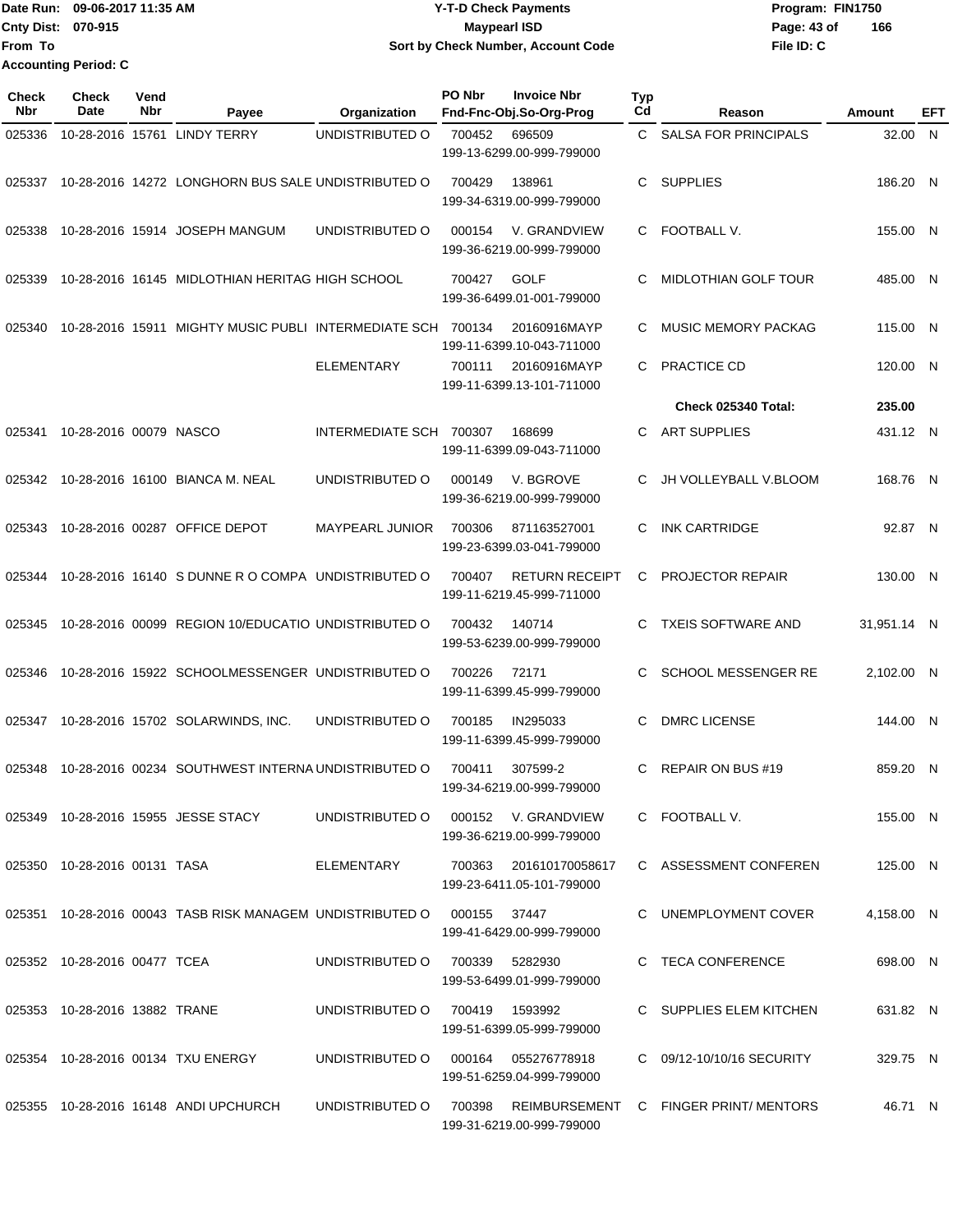Date Run: 09-06-2017 11:35 AM
Cnty Dist: 070-915
From To
Accounting Period: C

**Y-T-D Check Payments**
**Maypearl ISD**
**Sort by Check Number, Account Code**

Program: FIN1750
File ID: C

| Check Nbr | Check Date | Vend Nbr | Payee | Organization | PO Nbr | Invoice Nbr / Fnd-Fnc-Obj.So-Org-Prog | Typ Cd | Reason | Amount | EFT |
|---|---|---|---|---|---|---|---|---|---|---|
| 025336 | 10-28-2016 | 15761 | LINDY TERRY | UNDISTRIBUTED O | 700452 | 696509 / 199-13-6299.00-999-799000 | C | SALSA FOR PRINCIPALS | 32.00 | N |
| 025337 | 10-28-2016 | 14272 | LONGHORN BUS SALE | UNDISTRIBUTED O | 700429 | 138961 / 199-34-6319.00-999-799000 | C | SUPPLIES | 186.20 | N |
| 025338 | 10-28-2016 | 15914 | JOSEPH MANGUM | UNDISTRIBUTED O | 000154 | V. GRANDVIEW / 199-36-6219.00-999-799000 | C | FOOTBALL V. | 155.00 | N |
| 025339 | 10-28-2016 | 16145 | MIDLOTHIAN HERITAG | HIGH SCHOOL | 700427 | GOLF / 199-36-6499.01-001-799000 | C | MIDLOTHIAN GOLF TOUR | 485.00 | N |
| 025340 | 10-28-2016 | 15911 | MIGHTY MUSIC PUBLI | INTERMEDIATE SCH | 700134 | 20160916MAYP / 199-11-6399.10-043-711000 | C | MUSIC MEMORY PACKAG | 115.00 | N |
| | | | | ELEMENTARY | 700111 | 20160916MAYP / 199-11-6399.13-101-711000 | C | PRACTICE CD | 120.00 | N |
| | | | | | | | | **Check 025340 Total:** | **235.00** | |
| 025341 | 10-28-2016 | 00079 | NASCO | INTERMEDIATE SCH | 700307 | 168699 / 199-11-6399.09-043-711000 | C | ART SUPPLIES | 431.12 | N |
| 025342 | 10-28-2016 | 16100 | BIANCA M. NEAL | UNDISTRIBUTED O | 000149 | V. BGROVE / 199-36-6219.00-999-799000 | C | JH VOLLEYBALL V.BLOOM | 168.76 | N |
| 025343 | 10-28-2016 | 00287 | OFFICE DEPOT | MAYPEARL JUNIOR | 700306 | 871163527001 / 199-23-6399.03-041-799000 | C | INK CARTRIDGE | 92.87 | N |
| 025344 | 10-28-2016 | 16140 | S DUNNE R O COMPA | UNDISTRIBUTED O | 700407 | RETURN RECEIPT / 199-11-6219.45-999-711000 | C | PROJECTOR REPAIR | 130.00 | N |
| 025345 | 10-28-2016 | 00099 | REGION 10/EDUCATIO | UNDISTRIBUTED O | 700432 | 140714 / 199-53-6239.00-999-799000 | C | TXEIS SOFTWARE AND | 31,951.14 | N |
| 025346 | 10-28-2016 | 15922 | SCHOOLMESSENGER | UNDISTRIBUTED O | 700226 | 72171 / 199-11-6399.45-999-799000 | C | SCHOOL MESSENGER RE | 2,102.00 | N |
| 025347 | 10-28-2016 | 15702 | SOLARWINDS, INC. | UNDISTRIBUTED O | 700185 | IN295033 / 199-11-6399.45-999-799000 | C | DMRC LICENSE | 144.00 | N |
| 025348 | 10-28-2016 | 00234 | SOUTHWEST INTERNA | UNDISTRIBUTED O | 700411 | 307599-2 / 199-34-6219.00-999-799000 | C | REPAIR ON BUS #19 | 859.20 | N |
| 025349 | 10-28-2016 | 15955 | JESSE STACY | UNDISTRIBUTED O | 000152 | V. GRANDVIEW / 199-36-6219.00-999-799000 | C | FOOTBALL V. | 155.00 | N |
| 025350 | 10-28-2016 | 00131 | TASA | ELEMENTARY | 700363 | 201610170058617 / 199-23-6411.05-101-799000 | C | ASSESSMENT CONFEREN | 125.00 | N |
| 025351 | 10-28-2016 | 00043 | TASB RISK MANAGEM | UNDISTRIBUTED O | 000155 | 37447 / 199-41-6429.00-999-799000 | C | UNEMPLOYMENT COVER | 4,158.00 | N |
| 025352 | 10-28-2016 | 00477 | TCEA | UNDISTRIBUTED O | 700339 | 5282930 / 199-53-6499.01-999-799000 | C | TECA CONFERENCE | 698.00 | N |
| 025353 | 10-28-2016 | 13882 | TRANE | UNDISTRIBUTED O | 700419 | 1593992 / 199-51-6399.05-999-799000 | C | SUPPLIES ELEM KITCHEN | 631.82 | N |
| 025354 | 10-28-2016 | 00134 | TXU ENERGY | UNDISTRIBUTED O | 000164 | 055276778918 / 199-51-6259.04-999-799000 | C | 09/12-10/10/16 SECURITY | 329.75 | N |
| 025355 | 10-28-2016 | 16148 | ANDI UPCHURCH | UNDISTRIBUTED O | 700398 | REIMBURSEMENT / 199-31-6219.00-999-799000 | C | FINGER PRINT/ MENTORS | 46.71 | N |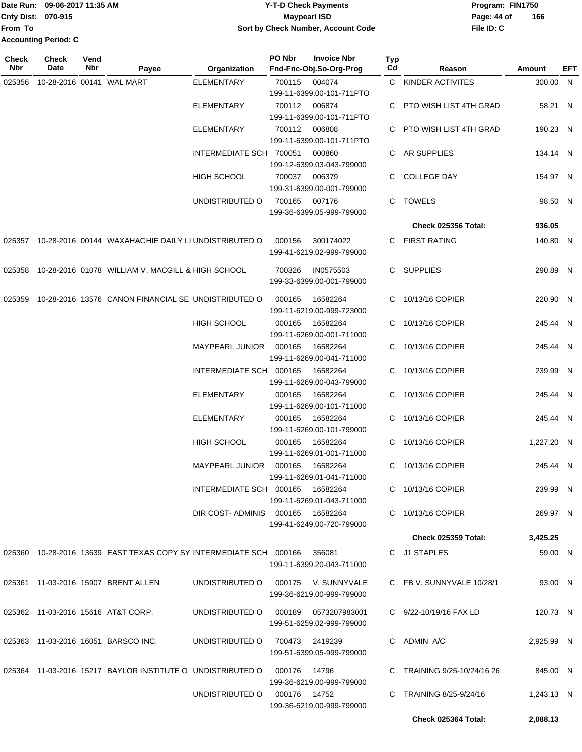Date Run: 09-06-2017 11:35 AM
Cnty Dist: 070-915
From To
Accounting Period: C

**Y-T-D Check Payments**
**Maypearl ISD**
**Sort by Check Number, Account Code**

Program: FIN1750
File ID: C

| Check Nbr | Check Date | Vend Nbr | Payee | Organization | PO Nbr | Invoice Nbr / Fnd-Fnc-Obj.So-Org-Prog | Typ Cd | Reason | Amount | EFT |
|---|---|---|---|---|---|---|---|---|---|---|
| 025356 | 10-28-2016 | 00141 | WAL MART | ELEMENTARY | 700115 | 004074<br>199-11-6399.00-101-711PTO | C | KINDER ACTIVITES | 300.00 | N |
| | | | | ELEMENTARY | 700112 | 006874<br>199-11-6399.00-101-711PTO | C | PTO WISH LIST 4TH GRAD | 58.21 | N |
| | | | | ELEMENTARY | 700112 | 006808<br>199-11-6399.00-101-711PTO | C | PTO WISH LIST 4TH GRAD | 190.23 | N |
| | | | | INTERMEDIATE SCH | 700051 | 000860<br>199-12-6399.03-043-799000 | C | AR SUPPLIES | 134.14 | N |
| | | | | HIGH SCHOOL | 700037 | 006379<br>199-31-6399.00-001-799000 | C | COLLEGE DAY | 154.97 | N |
| | | | | UNDISTRIBUTED O | 700165 | 007176<br>199-36-6399.05-999-799000 | C | TOWELS | 98.50 | N |
| | | | | | | | | **Check 025356 Total:** | **936.05** | |
| 025357 | 10-28-2016 | 00144 | WAXAHACHIE DAILY LI | UNDISTRIBUTED O | 000156 | 300174022<br>199-41-6219.02-999-799000 | C | FIRST RATING | 140.80 | N |
| 025358 | 10-28-2016 | 01078 | WILLIAM V. MACGILL & | HIGH SCHOOL | 700326 | IN0575503<br>199-33-6399.00-001-799000 | C | SUPPLIES | 290.89 | N |
| 025359 | 10-28-2016 | 13576 | CANON FINANCIAL SE | UNDISTRIBUTED O | 000165 | 16582264<br>199-11-6219.00-999-723000 | C | 10/13/16 COPIER | 220.90 | N |
| | | | | HIGH SCHOOL | 000165 | 16582264<br>199-11-6269.00-001-711000 | C | 10/13/16 COPIER | 245.44 | N |
| | | | | MAYPEARL JUNIOR | 000165 | 16582264<br>199-11-6269.00-041-711000 | C | 10/13/16 COPIER | 245.44 | N |
| | | | | INTERMEDIATE SCH | 000165 | 16582264<br>199-11-6269.00-043-799000 | C | 10/13/16 COPIER | 239.99 | N |
| | | | | ELEMENTARY | 000165 | 16582264<br>199-11-6269.00-101-711000 | C | 10/13/16 COPIER | 245.44 | N |
| | | | | ELEMENTARY | 000165 | 16582264<br>199-11-6269.00-101-799000 | C | 10/13/16 COPIER | 245.44 | N |
| | | | | HIGH SCHOOL | 000165 | 16582264<br>199-11-6269.01-001-711000 | C | 10/13/16 COPIER | 1,227.20 | N |
| | | | | MAYPEARL JUNIOR | 000165 | 16582264<br>199-11-6269.01-041-711000 | C | 10/13/16 COPIER | 245.44 | N |
| | | | | INTERMEDIATE SCH | 000165 | 16582264<br>199-11-6269.01-043-711000 | C | 10/13/16 COPIER | 239.99 | N |
| | | | | DIR COST- ADMINIS | 000165 | 16582264<br>199-41-6249.00-720-799000 | C | 10/13/16 COPIER | 269.97 | N |
| | | | | | | | | **Check 025359 Total:** | **3,425.25** | |
| 025360 | 10-28-2016 | 13639 | EAST TEXAS COPY SY | INTERMEDIATE SCH | 000166 | 356081<br>199-11-6399.20-043-711000 | C | J1 STAPLES | 59.00 | N |
| 025361 | 11-03-2016 | 15907 | BRENT ALLEN | UNDISTRIBUTED O | 000175 | V. SUNNYVALE<br>199-36-6219.00-999-799000 | C | FB V. SUNNYVALE 10/28/1 | 93.00 | N |
| 025362 | 11-03-2016 | 15616 | AT&T CORP. | UNDISTRIBUTED O | 000189 | 0573207983001<br>199-51-6259.02-999-799000 | C | 9/22-10/19/16 FAX LD | 120.73 | N |
| 025363 | 11-03-2016 | 16051 | BARSCO INC. | UNDISTRIBUTED O | 700473 | 2419239<br>199-51-6399.05-999-799000 | C | ADMIN A/C | 2,925.99 | N |
| 025364 | 11-03-2016 | 15217 | BAYLOR INSTITUTE O | UNDISTRIBUTED O | 000176 | 14796<br>199-36-6219.00-999-799000 | C | TRAINING 9/25-10/24/16 26 | 845.00 | N |
| | | | | UNDISTRIBUTED O | 000176 | 14752<br>199-36-6219.00-999-799000 | C | TRAINING 8/25-9/24/16 | 1,243.13 | N |
| | | | | | | | | **Check 025364 Total:** | **2,088.13** | |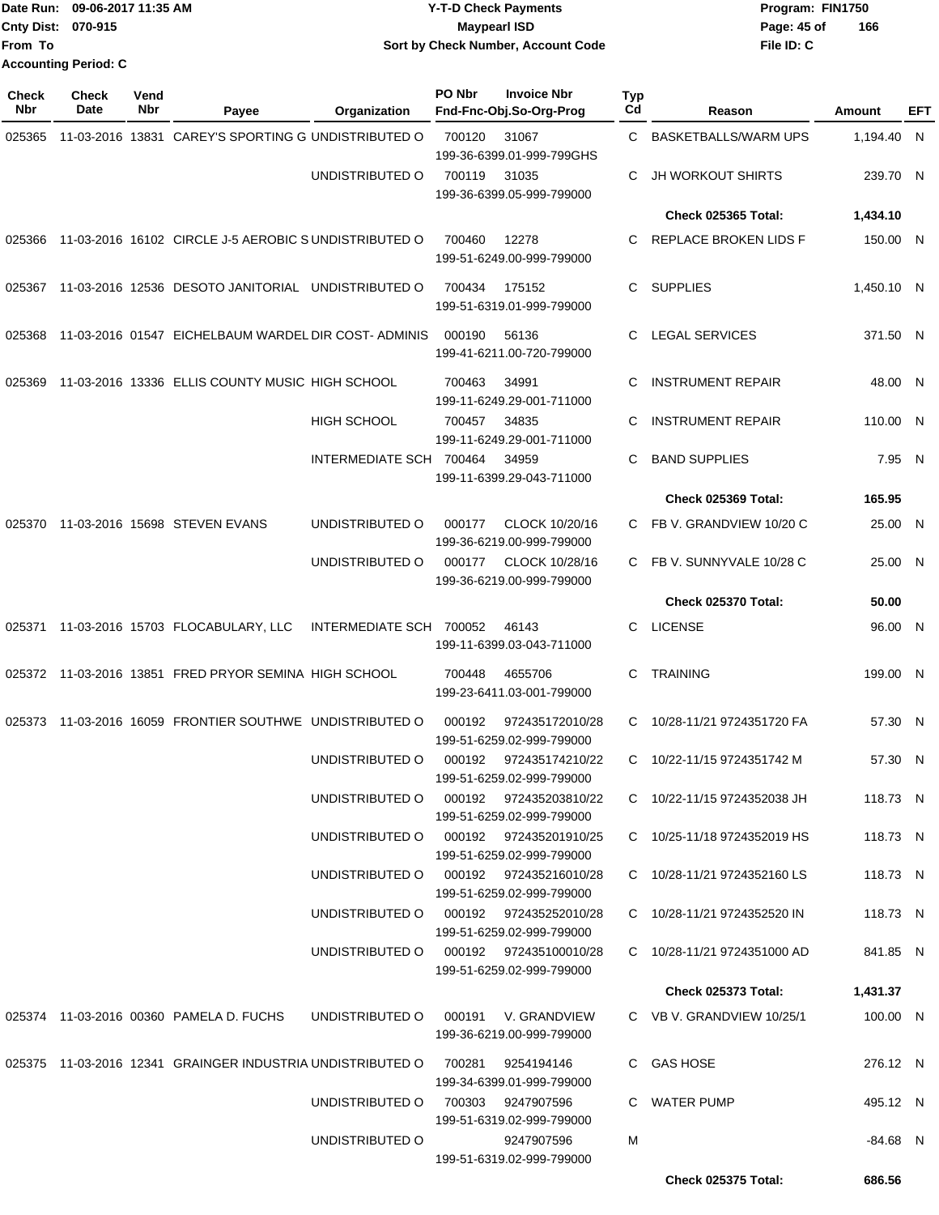Date Run: 09-06-2017 11:35 AM
Cnty Dist: 070-915
From To
Accounting Period: C

**Y-T-D Check Payments**
**Maypearl ISD**
**Sort by Check Number, Account Code**

Program: FIN1750
File ID: C

| Check Nbr | Check Date | Vend Nbr | Payee | Organization | PO Nbr | Invoice Nbr / Fnd-Fnc-Obj.So-Org-Prog | Typ Cd | Reason | Amount | EFT |
|---|---|---|---|---|---|---|---|---|---|---|
| 025365 | 11-03-2016 | 13831 | CAREY'S SPORTING G | UNDISTRIBUTED O | 700120 | 31067 199-36-6399.01-999-799GHS | C | BASKETBALLS/WARM UPS | 1,194.40 | N |
| | | | | UNDISTRIBUTED O | 700119 | 31035 199-36-6399.05-999-799000 | C | JH WORKOUT SHIRTS | 239.70 | N |
| | | | | | | | | **Check 025365 Total:** | **1,434.10** | |
| 025366 | 11-03-2016 | 16102 | CIRCLE J-5 AEROBIC S | UNDISTRIBUTED O | 700460 | 12278 199-51-6249.00-999-799000 | C | REPLACE BROKEN LIDS F | 150.00 | N |
| 025367 | 11-03-2016 | 12536 | DESOTO JANITORIAL | UNDISTRIBUTED O | 700434 | 175152 199-51-6319.01-999-799000 | C | SUPPLIES | 1,450.10 | N |
| 025368 | 11-03-2016 | 01547 | EICHELBAUM WARDEL | DIR COST- ADMINIS | 000190 | 56136 199-41-6211.00-720-799000 | C | LEGAL SERVICES | 371.50 | N |
| 025369 | 11-03-2016 | 13336 | ELLIS COUNTY MUSIC | HIGH SCHOOL | 700463 | 34991 199-11-6249.29-001-711000 | C | INSTRUMENT REPAIR | 48.00 | N |
| | | | | HIGH SCHOOL | 700457 | 34835 199-11-6249.29-001-711000 | C | INSTRUMENT REPAIR | 110.00 | N |
| | | | | INTERMEDIATE SCH | 700464 | 34959 199-11-6399.29-043-711000 | C | BAND SUPPLIES | 7.95 | N |
| | | | | | | | | **Check 025369 Total:** | **165.95** | |
| 025370 | 11-03-2016 | 15698 | STEVEN EVANS | UNDISTRIBUTED O | 000177 | CLOCK 10/20/16 199-36-6219.00-999-799000 | C | FB V. GRANDVIEW 10/20 C | 25.00 | N |
| | | | | UNDISTRIBUTED O | 000177 | CLOCK 10/28/16 199-36-6219.00-999-799000 | C | FB V. SUNNYVALE 10/28 C | 25.00 | N |
| | | | | | | | | **Check 025370 Total:** | **50.00** | |
| 025371 | 11-03-2016 | 15703 | FLOCABULARY, LLC | INTERMEDIATE SCH | 700052 | 46143 199-11-6399.03-043-711000 | C | LICENSE | 96.00 | N |
| 025372 | 11-03-2016 | 13851 | FRED PRYOR SEMINA | HIGH SCHOOL | 700448 | 4655706 199-23-6411.03-001-799000 | C | TRAINING | 199.00 | N |
| 025373 | 11-03-2016 | 16059 | FRONTIER SOUTHWE | UNDISTRIBUTED O | 000192 | 972435172010/28 199-51-6259.02-999-799000 | C | 10/28-11/21 9724351720 FA | 57.30 | N |
| | | | | UNDISTRIBUTED O | 000192 | 972435174210/22 199-51-6259.02-999-799000 | C | 10/22-11/15 9724351742 M | 57.30 | N |
| | | | | UNDISTRIBUTED O | 000192 | 972435203810/22 199-51-6259.02-999-799000 | C | 10/22-11/15 9724352038 JH | 118.73 | N |
| | | | | UNDISTRIBUTED O | 000192 | 972435201910/25 199-51-6259.02-999-799000 | C | 10/25-11/18 9724352019 HS | 118.73 | N |
| | | | | UNDISTRIBUTED O | 000192 | 972435216010/28 199-51-6259.02-999-799000 | C | 10/28-11/21 9724352160 LS | 118.73 | N |
| | | | | UNDISTRIBUTED O | 000192 | 972435252010/28 199-51-6259.02-999-799000 | C | 10/28-11/21 9724352520 IN | 118.73 | N |
| | | | | UNDISTRIBUTED O | 000192 | 972435100010/28 199-51-6259.02-999-799000 | C | 10/28-11/21 9724351000 AD | 841.85 | N |
| | | | | | | | | **Check 025373 Total:** | **1,431.37** | |
| 025374 | 11-03-2016 | 00360 | PAMELA D. FUCHS | UNDISTRIBUTED O | 000191 | V. GRANDVIEW 199-36-6219.00-999-799000 | C | VB V. GRANDVIEW 10/25/1 | 100.00 | N |
| 025375 | 11-03-2016 | 12341 | GRAINGER INDUSTRIA | UNDISTRIBUTED O | 700281 | 9254194146 199-34-6399.01-999-799000 | C | GAS HOSE | 276.12 | N |
| | | | | UNDISTRIBUTED O | 700303 | 9247907596 199-51-6319.02-999-799000 | C | WATER PUMP | 495.12 | N |
| | | | | UNDISTRIBUTED O | | 9247907596 199-51-6319.02-999-799000 | M | | -84.68 | N |
| | | | | | | | | **Check 025375 Total:** | **686.56** | |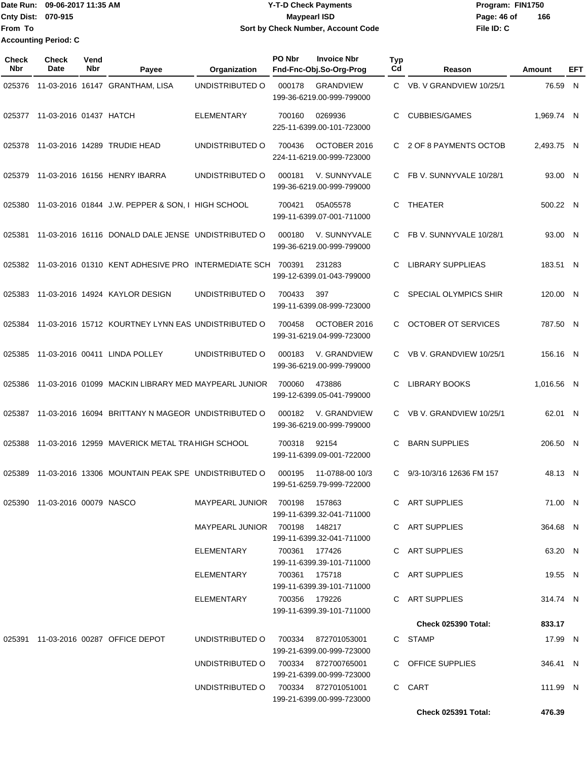Date Run: 09-06-2017 11:35 AM
Cnty Dist: 070-915
From To
Accounting Period: C

# Y-T-D Check Payments
## Maypearl ISD
### Sort by Check Number, Account Code

Program: FIN1750
File ID: C

| Check Nbr | Check Date | Vend Nbr | Payee | Organization | PO Nbr | Invoice Nbr / Fnd-Fnc-Obj.So-Org-Prog | Typ Cd | Reason | Amount | EFT |
|---|---|---|---|---|---|---|---|---|---|---|
| 025376 | 11-03-2016 | 16147 | GRANTHAM, LISA | UNDISTRIBUTED O | 000178 | GRANDVIEW 199-36-6219.00-999-799000 | C | VB. V GRANDVIEW 10/25/1 | 76.59 | N |
| 025377 | 11-03-2016 | 01437 | HATCH | ELEMENTARY | 700160 | 0269936 225-11-6399.00-101-723000 | C | CUBBIES/GAMES | 1,969.74 | N |
| 025378 | 11-03-2016 | 14289 | TRUDIE HEAD | UNDISTRIBUTED O | 700436 | OCTOBER 2016 224-11-6219.00-999-723000 | C | 2 OF 8 PAYMENTS OCTOB | 2,493.75 | N |
| 025379 | 11-03-2016 | 16156 | HENRY IBARRA | UNDISTRIBUTED O | 000181 | V. SUNNYVALE 199-36-6219.00-999-799000 | C | FB V. SUNNYVALE 10/28/1 | 93.00 | N |
| 025380 | 11-03-2016 | 01844 | J.W. PEPPER & SON, I | HIGH SCHOOL | 700421 | 05A05578 199-11-6399.07-001-711000 | C | THEATER | 500.22 | N |
| 025381 | 11-03-2016 | 16116 | DONALD DALE JENSE | UNDISTRIBUTED O | 000180 | V. SUNNYVALE 199-36-6219.00-999-799000 | C | FB V. SUNNYVALE 10/28/1 | 93.00 | N |
| 025382 | 11-03-2016 | 01310 | KENT ADHESIVE PRO | INTERMEDIATE SCH | 700391 | 231283 199-12-6399.01-043-799000 | C | LIBRARY SUPPLIEAS | 183.51 | N |
| 025383 | 11-03-2016 | 14924 | KAYLOR DESIGN | UNDISTRIBUTED O | 700433 | 397 199-11-6399.08-999-723000 | C | SPECIAL OLYMPICS SHIR | 120.00 | N |
| 025384 | 11-03-2016 | 15712 | KOURTNEY LYNN EAS | UNDISTRIBUTED O | 700458 | OCTOBER 2016 199-31-6219.04-999-723000 | C | OCTOBER OT SERVICES | 787.50 | N |
| 025385 | 11-03-2016 | 00411 | LINDA POLLEY | UNDISTRIBUTED O | 000183 | V. GRANDVIEW 199-36-6219.00-999-799000 | C | VB V. GRANDVIEW 10/25/1 | 156.16 | N |
| 025386 | 11-03-2016 | 01099 | MACKIN LIBRARY MED | MAYPEARL JUNIOR | 700060 | 473886 199-12-6399.05-041-799000 | C | LIBRARY BOOKS | 1,016.56 | N |
| 025387 | 11-03-2016 | 16094 | BRITTANY N MAGEOR | UNDISTRIBUTED O | 000182 | V. GRANDVIEW 199-36-6219.00-999-799000 | C | VB V. GRANDVIEW 10/25/1 | 62.01 | N |
| 025388 | 11-03-2016 | 12959 | MAVERICK METAL TRA | HIGH SCHOOL | 700318 | 92154 199-11-6399.09-001-722000 | C | BARN SUPPLIES | 206.50 | N |
| 025389 | 11-03-2016 | 13306 | MOUNTAIN PEAK SPE | UNDISTRIBUTED O | 000195 | 11-0788-00 10/3 199-51-6259.79-999-722000 | C | 9/3-10/3/16 12636 FM 157 | 48.13 | N |
| 025390 | 11-03-2016 | 00079 | NASCO | MAYPEARL JUNIOR | 700198 | 157863 199-11-6399.32-041-711000 | C | ART SUPPLIES | 71.00 | N |
| | | | | MAYPEARL JUNIOR | 700198 | 148217 199-11-6399.32-041-711000 | C | ART SUPPLIES | 364.68 | N |
| | | | | ELEMENTARY | 700361 | 177426 199-11-6399.39-101-711000 | C | ART SUPPLIES | 63.20 | N |
| | | | | ELEMENTARY | 700361 | 175718 199-11-6399.39-101-711000 | C | ART SUPPLIES | 19.55 | N |
| | | | | ELEMENTARY | 700356 | 179226 199-11-6399.39-101-711000 | C | ART SUPPLIES | 314.74 | N |
| | | | | | | | | **Check 025390 Total:** | **833.17** | |
| 025391 | 11-03-2016 | 00287 | OFFICE DEPOT | UNDISTRIBUTED O | 700334 | 872701053001 199-21-6399.00-999-723000 | C | STAMP | 17.99 | N |
| | | | | UNDISTRIBUTED O | 700334 | 872700765001 199-21-6399.00-999-723000 | C | OFFICE SUPPLIES | 346.41 | N |
| | | | | UNDISTRIBUTED O | 700334 | 872701051001 199-21-6399.00-999-723000 | C | CART | 111.99 | N |
| | | | | | | | | **Check 025391 Total:** | **476.39** | |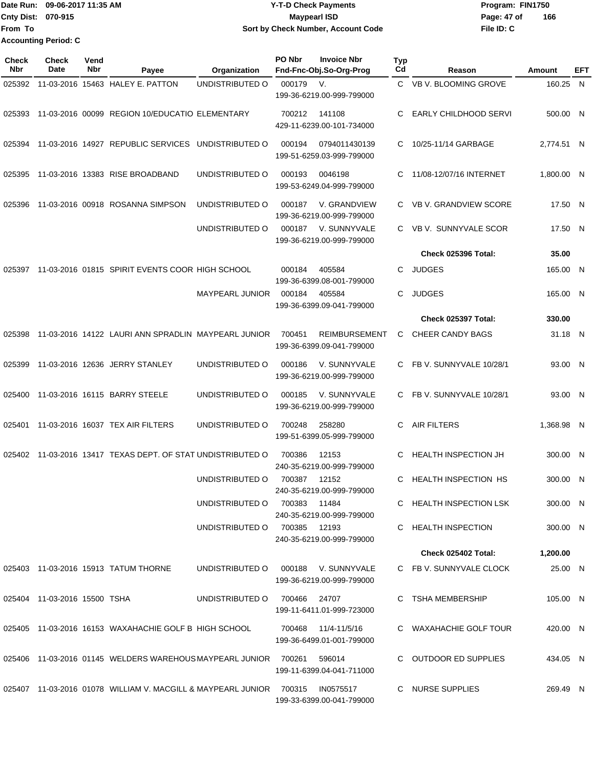Date Run: 09-06-2017 11:35 AM
Cnty Dist: 070-915
From To
Accounting Period: C

# Y-T-D Check Payments
## Maypearl ISD
### Sort by Check Number, Account Code

Program: FIN1750
File ID: C

| Check Nbr | Check Date | Vend Nbr | Payee | Organization | PO Nbr | Invoice Nbr / Fnd-Fnc-Obj.So-Org-Prog | Typ Cd | Reason | Amount | EFT |
|---|---|---|---|---|---|---|---|---|---|---|
| 025392 | 11-03-2016 | 15463 | HALEY E. PATTON | UNDISTRIBUTED O | 000179 | V. 199-36-6219.00-999-799000 | C | VB V. BLOOMING GROVE | 160.25 | N |
| 025393 | 11-03-2016 | 00099 | REGION 10/EDUCATIO | ELEMENTARY | 700212 | 141108 429-11-6239.00-101-734000 | C | EARLY CHILDHOOD SERVI | 500.00 | N |
| 025394 | 11-03-2016 | 14927 | REPUBLIC SERVICES | UNDISTRIBUTED O | 000194 | 0794011430139 199-51-6259.03-999-799000 | C | 10/25-11/14 GARBAGE | 2,774.51 | N |
| 025395 | 11-03-2016 | 13383 | RISE BROADBAND | UNDISTRIBUTED O | 000193 | 0046198 199-53-6249.04-999-799000 | C | 11/08-12/07/16 INTERNET | 1,800.00 | N |
| 025396 | 11-03-2016 | 00918 | ROSANNA SIMPSON | UNDISTRIBUTED O | 000187 | V. GRANDVIEW 199-36-6219.00-999-799000 | C | VB V. GRANDVIEW SCORE | 17.50 | N |
| | | | | UNDISTRIBUTED O | 000187 | V. SUNNYVALE 199-36-6219.00-999-799000 | C | VB V. SUNNYVALE SCOR | 17.50 | N |
| | | | | | | | | **Check 025396 Total:** | **35.00** | |
| 025397 | 11-03-2016 | 01815 | SPIRIT EVENTS COOR | HIGH SCHOOL | 000184 | 405584 199-36-6399.08-001-799000 | C | JUDGES | 165.00 | N |
| | | | | MAYPEARL JUNIOR | 000184 | 405584 199-36-6399.09-041-799000 | C | JUDGES | 165.00 | N |
| | | | | | | | | **Check 025397 Total:** | **330.00** | |
| 025398 | 11-03-2016 | 14122 | LAURI ANN SPRADLIN | MAYPEARL JUNIOR | 700451 | REIMBURSEMENT 199-36-6399.09-041-799000 | C | CHEER CANDY BAGS | 31.18 | N |
| 025399 | 11-03-2016 | 12636 | JERRY STANLEY | UNDISTRIBUTED O | 000186 | V. SUNNYVALE 199-36-6219.00-999-799000 | C | FB V. SUNNYVALE 10/28/1 | 93.00 | N |
| 025400 | 11-03-2016 | 16115 | BARRY STEELE | UNDISTRIBUTED O | 000185 | V. SUNNYVALE 199-36-6219.00-999-799000 | C | FB V. SUNNYVALE 10/28/1 | 93.00 | N |
| 025401 | 11-03-2016 | 16037 | TEX AIR FILTERS | UNDISTRIBUTED O | 700248 | 258280 199-51-6399.05-999-799000 | C | AIR FILTERS | 1,368.98 | N |
| 025402 | 11-03-2016 | 13417 | TEXAS DEPT. OF STAT | UNDISTRIBUTED O | 700386 | 12153 240-35-6219.00-999-799000 | C | HEALTH INSPECTION JH | 300.00 | N |
| | | | | UNDISTRIBUTED O | 700387 | 12152 240-35-6219.00-999-799000 | C | HEALTH INSPECTION HS | 300.00 | N |
| | | | | UNDISTRIBUTED O | 700383 | 11484 240-35-6219.00-999-799000 | C | HEALTH INSPECTION LSK | 300.00 | N |
| | | | | UNDISTRIBUTED O | 700385 | 12193 240-35-6219.00-999-799000 | C | HEALTH INSPECTION | 300.00 | N |
| | | | | | | | | **Check 025402 Total:** | **1,200.00** | |
| 025403 | 11-03-2016 | 15913 | TATUM THORNE | UNDISTRIBUTED O | 000188 | V. SUNNYVALE 199-36-6219.00-999-799000 | C | FB V. SUNNYVALE CLOCK | 25.00 | N |
| 025404 | 11-03-2016 | 15500 | TSHA | UNDISTRIBUTED O | 700466 | 24707 199-11-6411.01-999-723000 | C | TSHA MEMBERSHIP | 105.00 | N |
| 025405 | 11-03-2016 | 16153 | WAXAHACHIE GOLF B | HIGH SCHOOL | 700468 | 11/4-11/5/16 199-36-6499.01-001-799000 | C | WAXAHACHIE GOLF TOUR | 420.00 | N |
| 025406 | 11-03-2016 | 01145 | WELDERS WAREHOUS | MAYPEARL JUNIOR | 700261 | 596014 199-11-6399.04-041-711000 | C | OUTDOOR ED SUPPLIES | 434.05 | N |
| 025407 | 11-03-2016 | 01078 | WILLIAM V. MACGILL & | MAYPEARL JUNIOR | 700315 | IN0575517 199-33-6399.00-041-799000 | C | NURSE SUPPLIES | 269.49 | N |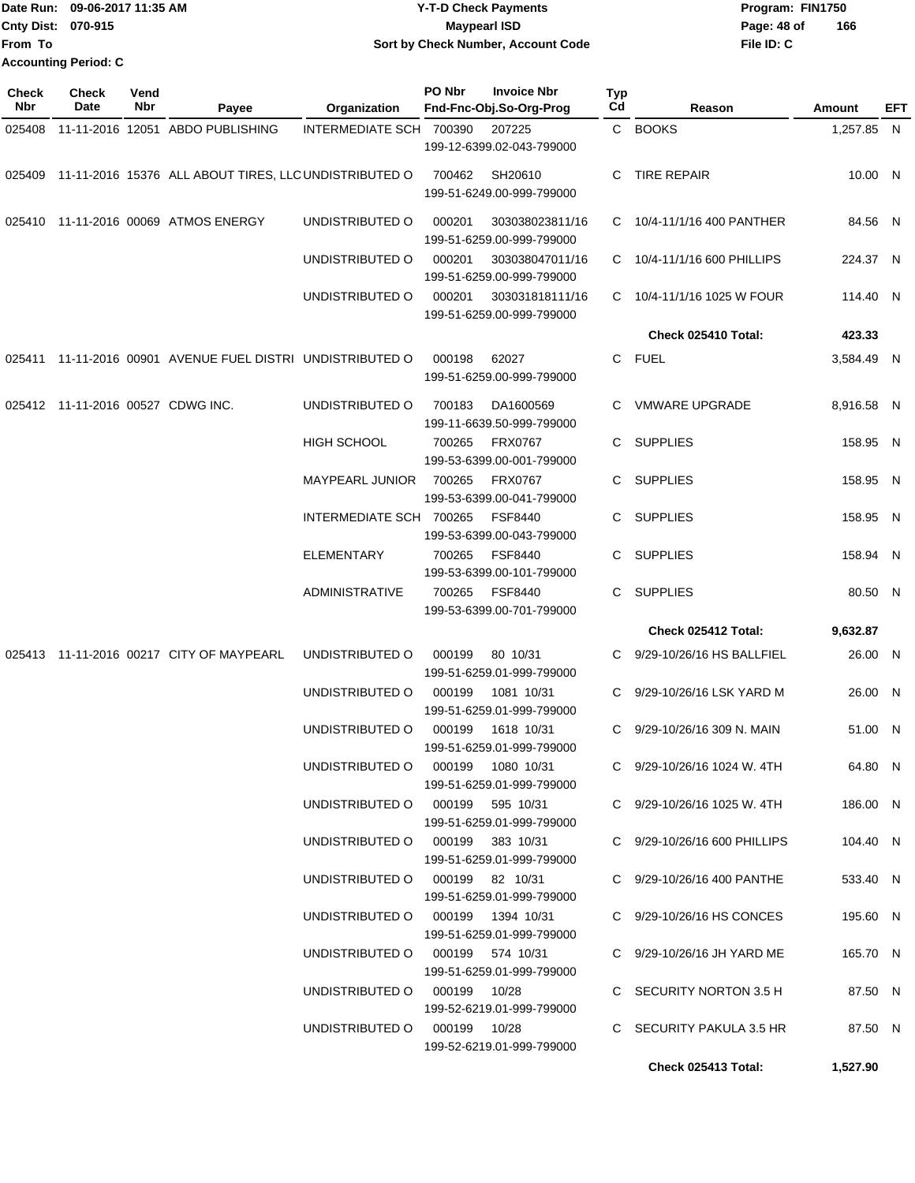Date Run: 09-06-2017 11:35 AM
Cnty Dist: 070-915
From To
Accounting Period: C

**Y-T-D Check Payments**
**Maypearl ISD**
**Sort by Check Number, Account Code**

Program: FIN1750
File ID: C

| Check Nbr | Check Date | Vend Nbr | Payee | Organization | PO Nbr | Invoice Nbr / Fnd-Fnc-Obj.So-Org-Prog | Typ Cd | Reason | Amount | EFT |
|---|---|---|---|---|---|---|---|---|---|---|
| 025408 | 11-11-2016 | 12051 | ABDO PUBLISHING | INTERMEDIATE SCH | 700390 | 207225 199-12-6399.02-043-799000 | C | BOOKS | 1,257.85 | N |
| 025409 | 11-11-2016 | 15376 | ALL ABOUT TIRES, LLC | UNDISTRIBUTED O | 700462 | SH20610 199-51-6249.00-999-799000 | C | TIRE REPAIR | 10.00 | N |
| 025410 | 11-11-2016 | 00069 | ATMOS ENERGY | UNDISTRIBUTED O | 000201 | 303038023811/16 199-51-6259.00-999-799000 | C | 10/4-11/1/16 400 PANTHER | 84.56 | N |
| | | | | UNDISTRIBUTED O | 000201 | 303038047011/16 199-51-6259.00-999-799000 | C | 10/4-11/1/16 600 PHILLIPS | 224.37 | N |
| | | | | UNDISTRIBUTED O | 000201 | 303031818111/16 199-51-6259.00-999-799000 | C | 10/4-11/1/16 1025 W FOUR | 114.40 | N |
| | | | | | | | | **Check 025410 Total:** | **423.33** | |
| 025411 | 11-11-2016 | 00901 | AVENUE FUEL DISTRI | UNDISTRIBUTED O | 000198 | 62027 199-51-6259.00-999-799000 | C | FUEL | 3,584.49 | N |
| 025412 | 11-11-2016 | 00527 | CDWG INC. | UNDISTRIBUTED O | 700183 | DA1600569 199-11-6639.50-999-799000 | C | VMWARE UPGRADE | 8,916.58 | N |
| | | | | HIGH SCHOOL | 700265 | FRX0767 199-53-6399.00-001-799000 | C | SUPPLIES | 158.95 | N |
| | | | | MAYPEARL JUNIOR | 700265 | FRX0767 199-53-6399.00-041-799000 | C | SUPPLIES | 158.95 | N |
| | | | | INTERMEDIATE SCH | 700265 | FSF8440 199-53-6399.00-043-799000 | C | SUPPLIES | 158.95 | N |
| | | | | ELEMENTARY | 700265 | FSF8440 199-53-6399.00-101-799000 | C | SUPPLIES | 158.94 | N |
| | | | | ADMINISTRATIVE | 700265 | FSF8440 199-53-6399.00-701-799000 | C | SUPPLIES | 80.50 | N |
| | | | | | | | | **Check 025412 Total:** | **9,632.87** | |
| 025413 | 11-11-2016 | 00217 | CITY OF MAYPEARL | UNDISTRIBUTED O | 000199 | 80 10/31 199-51-6259.01-999-799000 | C | 9/29-10/26/16 HS BALLFIEL | 26.00 | N |
| | | | | UNDISTRIBUTED O | 000199 | 1081 10/31 199-51-6259.01-999-799000 | C | 9/29-10/26/16 LSK YARD M | 26.00 | N |
| | | | | UNDISTRIBUTED O | 000199 | 1618 10/31 199-51-6259.01-999-799000 | C | 9/29-10/26/16 309 N. MAIN | 51.00 | N |
| | | | | UNDISTRIBUTED O | 000199 | 1080 10/31 199-51-6259.01-999-799000 | C | 9/29-10/26/16 1024 W. 4TH | 64.80 | N |
| | | | | UNDISTRIBUTED O | 000199 | 595 10/31 199-51-6259.01-999-799000 | C | 9/29-10/26/16 1025 W. 4TH | 186.00 | N |
| | | | | UNDISTRIBUTED O | 000199 | 383 10/31 199-51-6259.01-999-799000 | C | 9/29-10/26/16 600 PHILLIPS | 104.40 | N |
| | | | | UNDISTRIBUTED O | 000199 | 82 10/31 199-51-6259.01-999-799000 | C | 9/29-10/26/16 400 PANTHE | 533.40 | N |
| | | | | UNDISTRIBUTED O | 000199 | 1394 10/31 199-51-6259.01-999-799000 | C | 9/29-10/26/16 HS CONCES | 195.60 | N |
| | | | | UNDISTRIBUTED O | 000199 | 574 10/31 199-51-6259.01-999-799000 | C | 9/29-10/26/16 JH YARD ME | 165.70 | N |
| | | | | UNDISTRIBUTED O | 000199 | 10/28 199-52-6219.01-999-799000 | C | SECURITY NORTON 3.5 H | 87.50 | N |
| | | | | UNDISTRIBUTED O | 000199 | 10/28 199-52-6219.01-999-799000 | C | SECURITY PAKULA 3.5 HR | 87.50 | N |
| | | | | | | | | **Check 025413 Total:** | **1,527.90** | |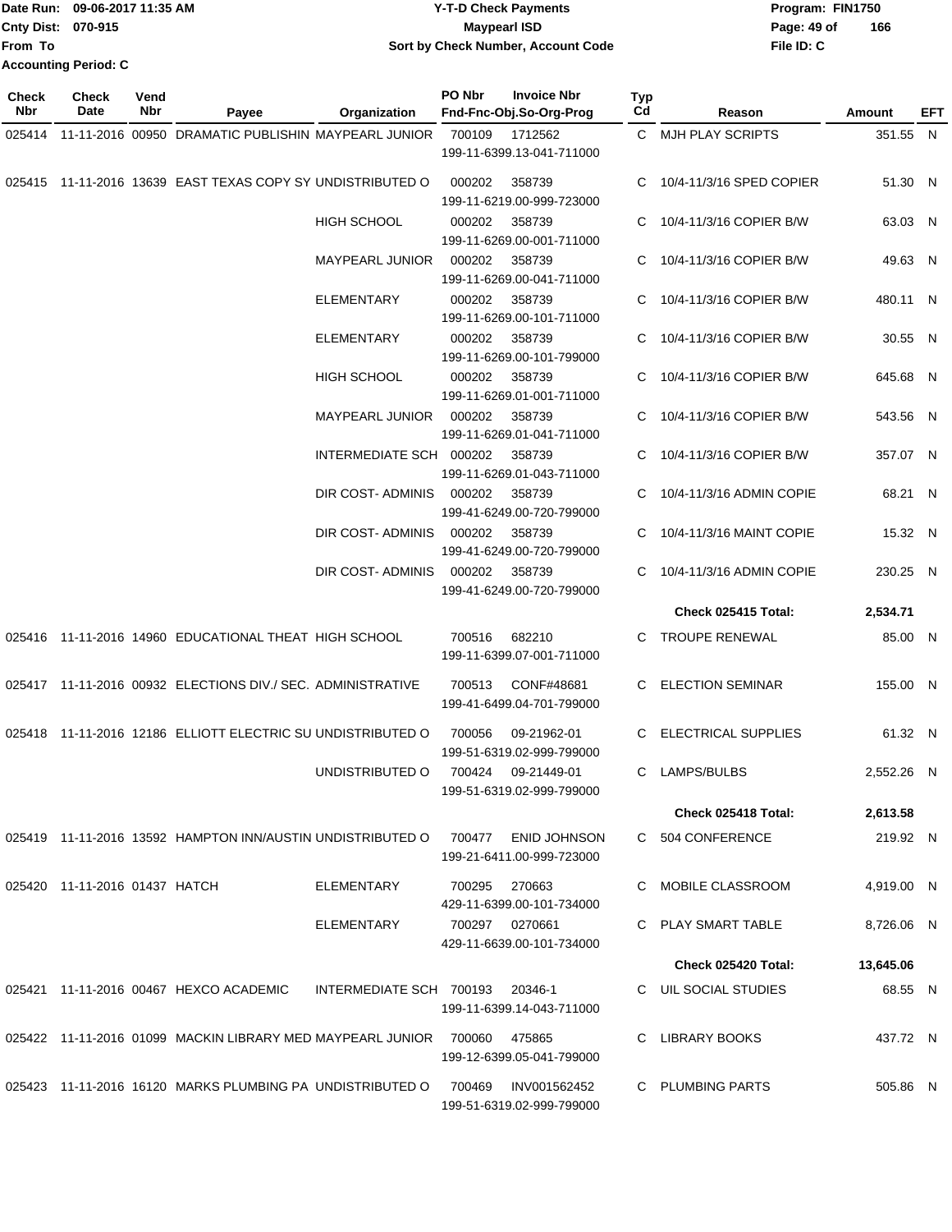Date Run: 09-06-2017 11:35 AM
Cnty Dist: 070-915
From To
Accounting Period: C

# Y-T-D Check Payments
## Maypearl ISD
### Sort by Check Number, Account Code

Program: FIN1750
File ID: C

| Check Nbr | Check Date | Vend Nbr | Payee | Organization | PO Nbr | Invoice Nbr / Fnd-Fnc-Obj.So-Org-Prog | Typ Cd | Reason | Amount | EFT |
|---|---|---|---|---|---|---|---|---|---|---|
| 025414 | 11-11-2016 | 00950 | DRAMATIC PUBLISHIN | MAYPEARL JUNIOR | 700109 | 1712562 199-11-6399.13-041-711000 | C | MJH PLAY SCRIPTS | 351.55 | N |
| 025415 | 11-11-2016 | 13639 | EAST TEXAS COPY SY | UNDISTRIBUTED O | 000202 | 358739 199-11-6219.00-999-723000 | C | 10/4-11/3/16 SPED COPIER | 51.30 | N |
| | | | | HIGH SCHOOL | 000202 | 358739 199-11-6269.00-001-711000 | C | 10/4-11/3/16 COPIER B/W | 63.03 | N |
| | | | | MAYPEARL JUNIOR | 000202 | 358739 199-11-6269.00-041-711000 | C | 10/4-11/3/16 COPIER B/W | 49.63 | N |
| | | | | ELEMENTARY | 000202 | 358739 199-11-6269.00-101-711000 | C | 10/4-11/3/16 COPIER B/W | 480.11 | N |
| | | | | ELEMENTARY | 000202 | 358739 199-11-6269.00-101-799000 | C | 10/4-11/3/16 COPIER B/W | 30.55 | N |
| | | | | HIGH SCHOOL | 000202 | 358739 199-11-6269.01-001-711000 | C | 10/4-11/3/16 COPIER B/W | 645.68 | N |
| | | | | MAYPEARL JUNIOR | 000202 | 358739 199-11-6269.01-041-711000 | C | 10/4-11/3/16 COPIER B/W | 543.56 | N |
| | | | | INTERMEDIATE SCH | 000202 | 358739 199-11-6269.01-043-711000 | C | 10/4-11/3/16 COPIER B/W | 357.07 | N |
| | | | | DIR COST- ADMINIS | 000202 | 358739 199-41-6249.00-720-799000 | C | 10/4-11/3/16 ADMIN COPIE | 68.21 | N |
| | | | | DIR COST- ADMINIS | 000202 | 358739 199-41-6249.00-720-799000 | C | 10/4-11/3/16 MAINT COPIE | 15.32 | N |
| | | | | DIR COST- ADMINIS | 000202 | 358739 199-41-6249.00-720-799000 | C | 10/4-11/3/16 ADMIN COPIE | 230.25 | N |
| | | | | | | | | **Check 025415 Total:** | **2,534.71** | |
| 025416 | 11-11-2016 | 14960 | EDUCATIONAL THEAT | HIGH SCHOOL | 700516 | 682210 199-11-6399.07-001-711000 | C | TROUPE RENEWAL | 85.00 | N |
| 025417 | 11-11-2016 | 00932 | ELECTIONS DIV./ SEC. | ADMINISTRATIVE | 700513 | CONF#48681 199-41-6499.04-701-799000 | C | ELECTION SEMINAR | 155.00 | N |
| 025418 | 11-11-2016 | 12186 | ELLIOTT ELECTRIC SU | UNDISTRIBUTED O | 700056 | 09-21962-01 199-51-6319.02-999-799000 | C | ELECTRICAL SUPPLIES | 61.32 | N |
| | | | | UNDISTRIBUTED O | 700424 | 09-21449-01 199-51-6319.02-999-799000 | C | LAMPS/BULBS | 2,552.26 | N |
| | | | | | | | | **Check 025418 Total:** | **2,613.58** | |
| 025419 | 11-11-2016 | 13592 | HAMPTON INN/AUSTIN | UNDISTRIBUTED O | 700477 | ENID JOHNSON 199-21-6411.00-999-723000 | C | 504 CONFERENCE | 219.92 | N |
| 025420 | 11-11-2016 | 01437 | HATCH | ELEMENTARY | 700295 | 270663 429-11-6399.00-101-734000 | C | MOBILE CLASSROOM | 4,919.00 | N |
| | | | | ELEMENTARY | 700297 | 0270661 429-11-6639.00-101-734000 | C | PLAY SMART TABLE | 8,726.06 | N |
| | | | | | | | | **Check 025420 Total:** | **13,645.06** | |
| 025421 | 11-11-2016 | 00467 | HEXCO ACADEMIC | INTERMEDIATE SCH | 700193 | 20346-1 199-11-6399.14-043-711000 | C | UIL SOCIAL STUDIES | 68.55 | N |
| 025422 | 11-11-2016 | 01099 | MACKIN LIBRARY MED | MAYPEARL JUNIOR | 700060 | 475865 199-12-6399.05-041-799000 | C | LIBRARY BOOKS | 437.72 | N |
| 025423 | 11-11-2016 | 16120 | MARKS PLUMBING PA | UNDISTRIBUTED O | 700469 | INV001562452 199-51-6319.02-999-799000 | C | PLUMBING PARTS | 505.86 | N |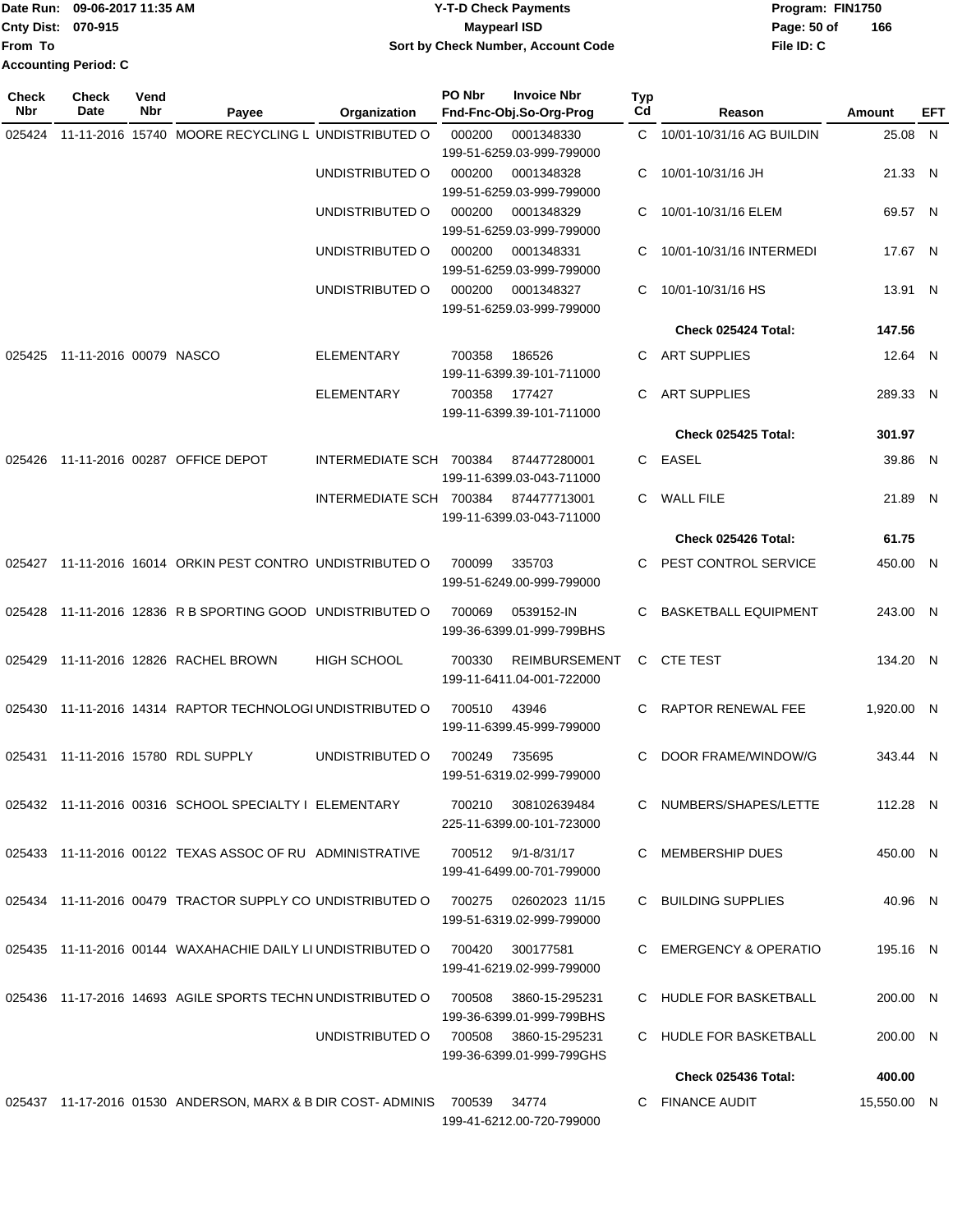Date Run: 09-06-2017 11:35 AM
Cnty Dist: 070-915
From To
Accounting Period: C

# Y-T-D Check Payments
## Maypearl ISD
### Sort by Check Number, Account Code

Program: FIN1750
File ID: C

| Check Nbr | Check Date | Vend Nbr | Payee | Organization | PO Nbr | Invoice Nbr / Fnd-Fnc-Obj.So-Org-Prog | Typ Cd | Reason | Amount | EFT |
|---|---|---|---|---|---|---|---|---|---|---|
| 025424 | 11-11-2016 | 15740 | MOORE RECYCLING L | UNDISTRIBUTED O | 000200 | 0001348330 199-51-6259.03-999-799000 | C | 10/01-10/31/16 AG BUILDIN | 25.08 | N |
| | | | | UNDISTRIBUTED O | 000200 | 0001348328 199-51-6259.03-999-799000 | C | 10/01-10/31/16 JH | 21.33 | N |
| | | | | UNDISTRIBUTED O | 000200 | 0001348329 199-51-6259.03-999-799000 | C | 10/01-10/31/16 ELEM | 69.57 | N |
| | | | | UNDISTRIBUTED O | 000200 | 0001348331 199-51-6259.03-999-799000 | C | 10/01-10/31/16 INTERMEDI | 17.67 | N |
| | | | | UNDISTRIBUTED O | 000200 | 0001348327 199-51-6259.03-999-799000 | C | 10/01-10/31/16 HS | 13.91 | N |
| | | | | | | | | **Check 025424 Total:** | **147.56** | |
| 025425 | 11-11-2016 | 00079 | NASCO | ELEMENTARY | 700358 | 186526 199-11-6399.39-101-711000 | C | ART SUPPLIES | 12.64 | N |
| | | | | ELEMENTARY | 700358 | 177427 199-11-6399.39-101-711000 | C | ART SUPPLIES | 289.33 | N |
| | | | | | | | | **Check 025425 Total:** | **301.97** | |
| 025426 | 11-11-2016 | 00287 | OFFICE DEPOT | INTERMEDIATE SCH | 700384 | 874477280001 199-11-6399.03-043-711000 | C | EASEL | 39.86 | N |
| | | | | INTERMEDIATE SCH | 700384 | 874477713001 199-11-6399.03-043-711000 | C | WALL FILE | 21.89 | N |
| | | | | | | | | **Check 025426 Total:** | **61.75** | |
| 025427 | 11-11-2016 | 16014 | ORKIN PEST CONTRO | UNDISTRIBUTED O | 700099 | 335703 199-51-6249.00-999-799000 | C | PEST CONTROL SERVICE | 450.00 | N |
| 025428 | 11-11-2016 | 12836 | R B SPORTING GOOD | UNDISTRIBUTED O | 700069 | 0539152-IN 199-36-6399.01-999-799BHS | C | BASKETBALL EQUIPMENT | 243.00 | N |
| 025429 | 11-11-2016 | 12826 | RACHEL BROWN | HIGH SCHOOL | 700330 | REIMBURSEMENT 199-11-6411.04-001-722000 | C | CTE TEST | 134.20 | N |
| 025430 | 11-11-2016 | 14314 | RAPTOR TECHNOLOGI | UNDISTRIBUTED O | 700510 | 43946 199-11-6399.45-999-799000 | C | RAPTOR RENEWAL FEE | 1,920.00 | N |
| 025431 | 11-11-2016 | 15780 | RDL SUPPLY | UNDISTRIBUTED O | 700249 | 735695 199-51-6319.02-999-799000 | C | DOOR FRAME/WINDOW/G | 343.44 | N |
| 025432 | 11-11-2016 | 00316 | SCHOOL SPECIALTY I | ELEMENTARY | 700210 | 308102639484 225-11-6399.00-101-723000 | C | NUMBERS/SHAPES/LETTE | 112.28 | N |
| 025433 | 11-11-2016 | 00122 | TEXAS ASSOC OF RU | ADMINISTRATIVE | 700512 | 9/1-8/31/17 199-41-6499.00-701-799000 | C | MEMBERSHIP DUES | 450.00 | N |
| 025434 | 11-11-2016 | 00479 | TRACTOR SUPPLY CO | UNDISTRIBUTED O | 700275 | 02602023 11/15 199-51-6319.02-999-799000 | C | BUILDING SUPPLIES | 40.96 | N |
| 025435 | 11-11-2016 | 00144 | WAXAHACHIE DAILY LI | UNDISTRIBUTED O | 700420 | 300177581 199-41-6219.02-999-799000 | C | EMERGENCY & OPERATIO | 195.16 | N |
| 025436 | 11-17-2016 | 14693 | AGILE SPORTS TECHN | UNDISTRIBUTED O | 700508 | 3860-15-295231 199-36-6399.01-999-799BHS | C | HUDLE FOR BASKETBALL | 200.00 | N |
| | | | | UNDISTRIBUTED O | 700508 | 3860-15-295231 199-36-6399.01-999-799GHS | C | HUDLE FOR BASKETBALL | 200.00 | N |
| | | | | | | | | **Check 025436 Total:** | **400.00** | |
| 025437 | 11-17-2016 | 01530 | ANDERSON, MARX & B | DIR COST- ADMINIS | 700539 | 34774 199-41-6212.00-720-799000 | C | FINANCE AUDIT | 15,550.00 | N |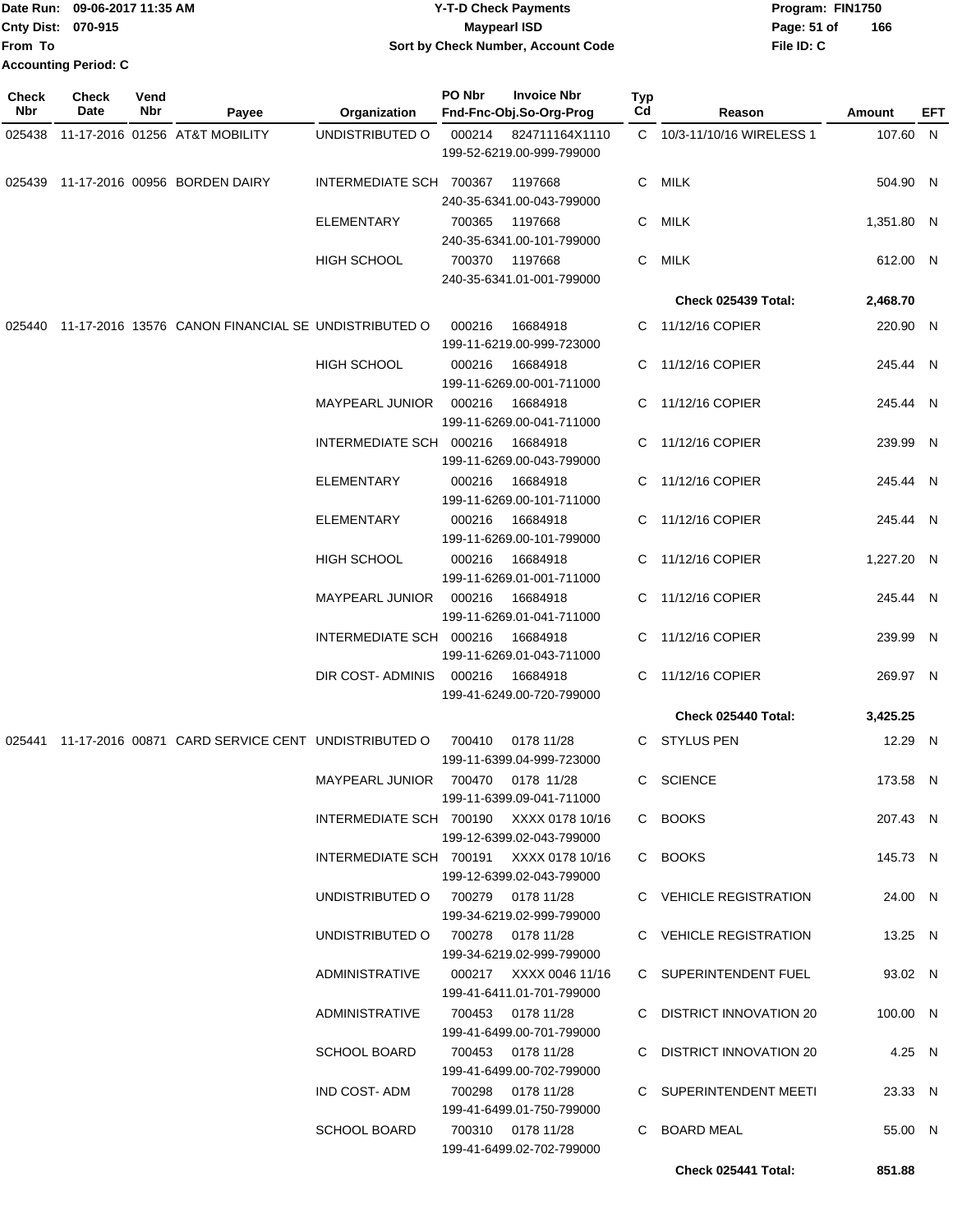Date Run: 09-06-2017 11:35 AM
Cnty Dist: 070-915
From To
Accounting Period: C

**Y-T-D Check Payments**
**Maypearl ISD**
**Sort by Check Number, Account Code**

Program: FIN1750
File ID: C

| Check Nbr | Check Date | Vend Nbr | Payee | Organization | PO Nbr | Invoice Nbr / Fnd-Fnc-Obj.So-Org-Prog | Typ Cd | Reason | Amount | EFT |
|---|---|---|---|---|---|---|---|---|---|---|
| 025438 | 11-17-2016 | 01256 | AT&T MOBILITY | UNDISTRIBUTED O | 000214 | 824711164X1110 / 199-52-6219.00-999-799000 | C | 10/3-11/10/16 WIRELESS 1 | 107.60 | N |
| 025439 | 11-17-2016 | 00956 | BORDEN DAIRY | INTERMEDIATE SCH | 700367 | 1197668 / 240-35-6341.00-043-799000 | C | MILK | 504.90 | N |
| | | | | ELEMENTARY | 700365 | 1197668 / 240-35-6341.00-101-799000 | C | MILK | 1,351.80 | N |
| | | | | HIGH SCHOOL | 700370 | 1197668 / 240-35-6341.01-001-799000 | C | MILK | 612.00 | N |
| | | | | | | | | **Check 025439 Total:** | **2,468.70** | |
| 025440 | 11-17-2016 | 13576 | CANON FINANCIAL SE | UNDISTRIBUTED O | 000216 | 16684918 / 199-11-6219.00-999-723000 | C | 11/12/16 COPIER | 220.90 | N |
| | | | | HIGH SCHOOL | 000216 | 16684918 / 199-11-6269.00-001-711000 | C | 11/12/16 COPIER | 245.44 | N |
| | | | | MAYPEARL JUNIOR | 000216 | 16684918 / 199-11-6269.00-041-711000 | C | 11/12/16 COPIER | 245.44 | N |
| | | | | INTERMEDIATE SCH | 000216 | 16684918 / 199-11-6269.00-043-799000 | C | 11/12/16 COPIER | 239.99 | N |
| | | | | ELEMENTARY | 000216 | 16684918 / 199-11-6269.00-101-711000 | C | 11/12/16 COPIER | 245.44 | N |
| | | | | ELEMENTARY | 000216 | 16684918 / 199-11-6269.00-101-799000 | C | 11/12/16 COPIER | 245.44 | N |
| | | | | HIGH SCHOOL | 000216 | 16684918 / 199-11-6269.01-001-711000 | C | 11/12/16 COPIER | 1,227.20 | N |
| | | | | MAYPEARL JUNIOR | 000216 | 16684918 / 199-11-6269.01-041-711000 | C | 11/12/16 COPIER | 245.44 | N |
| | | | | INTERMEDIATE SCH | 000216 | 16684918 / 199-11-6269.01-043-711000 | C | 11/12/16 COPIER | 239.99 | N |
| | | | | DIR COST- ADMINIS | 000216 | 16684918 / 199-41-6249.00-720-799000 | C | 11/12/16 COPIER | 269.97 | N |
| | | | | | | | | **Check 025440 Total:** | **3,425.25** | |
| 025441 | 11-17-2016 | 00871 | CARD SERVICE CENT | UNDISTRIBUTED O | 700410 | 0178 11/28 / 199-11-6399.04-999-723000 | C | STYLUS PEN | 12.29 | N |
| | | | | MAYPEARL JUNIOR | 700470 | 0178 11/28 / 199-11-6399.09-041-711000 | C | SCIENCE | 173.58 | N |
| | | | | INTERMEDIATE SCH | 700190 | XXXX 0178 10/16 / 199-12-6399.02-043-799000 | C | BOOKS | 207.43 | N |
| | | | | INTERMEDIATE SCH | 700191 | XXXX 0178 10/16 / 199-12-6399.02-043-799000 | C | BOOKS | 145.73 | N |
| | | | | UNDISTRIBUTED O | 700279 | 0178 11/28 / 199-34-6219.02-999-799000 | C | VEHICLE REGISTRATION | 24.00 | N |
| | | | | UNDISTRIBUTED O | 700278 | 0178 11/28 / 199-34-6219.02-999-799000 | C | VEHICLE REGISTRATION | 13.25 | N |
| | | | | ADMINISTRATIVE | 000217 | XXXX 0046 11/16 / 199-41-6411.01-701-799000 | C | SUPERINTENDENT FUEL | 93.02 | N |
| | | | | ADMINISTRATIVE | 700453 | 0178 11/28 / 199-41-6499.00-701-799000 | C | DISTRICT INNOVATION 20 | 100.00 | N |
| | | | | SCHOOL BOARD | 700453 | 0178 11/28 / 199-41-6499.00-702-799000 | C | DISTRICT INNOVATION 20 | 4.25 | N |
| | | | | IND COST- ADM | 700298 | 0178 11/28 / 199-41-6499.01-750-799000 | C | SUPERINTENDENT MEETI | 23.33 | N |
| | | | | SCHOOL BOARD | 700310 | 0178 11/28 / 199-41-6499.02-702-799000 | C | BOARD MEAL | 55.00 | N |
| | | | | | | | | **Check 025441 Total:** | **851.88** | |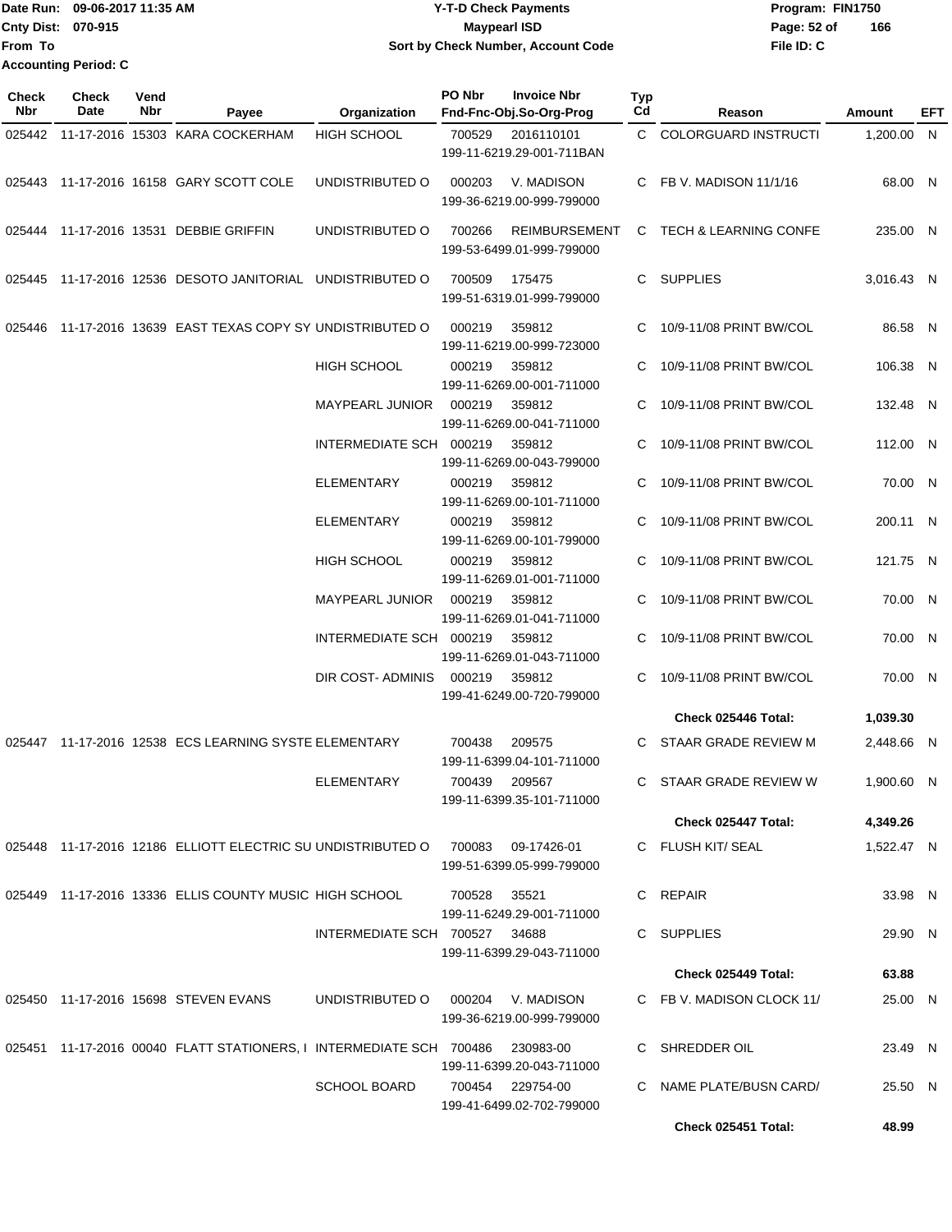Date Run: 09-06-2017 11:35 AM
Cnty Dist: 070-915
From To
Accounting Period: C

# Y-T-D Check Payments
## Maypearl ISD
### Sort by Check Number, Account Code

Program: FIN1750
File ID: C

| Check Nbr | Check Date | Vend Nbr | Payee | Organization | PO Nbr | Invoice Nbr / Fnd-Fnc-Obj.So-Org-Prog | Typ Cd | Reason | Amount | EFT |
|---|---|---|---|---|---|---|---|---|---|---|
| 025442 | 11-17-2016 | 15303 | KARA COCKERHAM | HIGH SCHOOL | 700529 | 2016110101 / 199-11-6219.29-001-711BAN | C | COLORGUARD INSTRUCTI | 1,200.00 | N |
| 025443 | 11-17-2016 | 16158 | GARY SCOTT COLE | UNDISTRIBUTED O | 000203 | V. MADISON / 199-36-6219.00-999-799000 | C | FB V. MADISON 11/1/16 | 68.00 | N |
| 025444 | 11-17-2016 | 13531 | DEBBIE GRIFFIN | UNDISTRIBUTED O | 700266 | REIMBURSEMENT / 199-53-6499.01-999-799000 | C | TECH & LEARNING CONFE | 235.00 | N |
| 025445 | 11-17-2016 | 12536 | DESOTO JANITORIAL | UNDISTRIBUTED O | 700509 | 175475 / 199-51-6319.01-999-799000 | C | SUPPLIES | 3,016.43 | N |
| 025446 | 11-17-2016 | 13639 | EAST TEXAS COPY SY | UNDISTRIBUTED O | 000219 | 359812 / 199-11-6219.00-999-723000 | C | 10/9-11/08 PRINT BW/COL | 86.58 | N |
| | | | | HIGH SCHOOL | 000219 | 359812 / 199-11-6269.00-001-711000 | C | 10/9-11/08 PRINT BW/COL | 106.38 | N |
| | | | | MAYPEARL JUNIOR | 000219 | 359812 / 199-11-6269.00-041-711000 | C | 10/9-11/08 PRINT BW/COL | 132.48 | N |
| | | | | INTERMEDIATE SCH | 000219 | 359812 / 199-11-6269.00-043-799000 | C | 10/9-11/08 PRINT BW/COL | 112.00 | N |
| | | | | ELEMENTARY | 000219 | 359812 / 199-11-6269.00-101-711000 | C | 10/9-11/08 PRINT BW/COL | 70.00 | N |
| | | | | ELEMENTARY | 000219 | 359812 / 199-11-6269.00-101-799000 | C | 10/9-11/08 PRINT BW/COL | 200.11 | N |
| | | | | HIGH SCHOOL | 000219 | 359812 / 199-11-6269.01-001-711000 | C | 10/9-11/08 PRINT BW/COL | 121.75 | N |
| | | | | MAYPEARL JUNIOR | 000219 | 359812 / 199-11-6269.01-041-711000 | C | 10/9-11/08 PRINT BW/COL | 70.00 | N |
| | | | | INTERMEDIATE SCH | 000219 | 359812 / 199-11-6269.01-043-711000 | C | 10/9-11/08 PRINT BW/COL | 70.00 | N |
| | | | | DIR COST- ADMINIS | 000219 | 359812 / 199-41-6249.00-720-799000 | C | 10/9-11/08 PRINT BW/COL | 70.00 | N |
| | | | | | | | | **Check 025446 Total:** | **1,039.30** | |
| 025447 | 11-17-2016 | 12538 | ECS LEARNING SYSTE | ELEMENTARY | 700438 | 209575 / 199-11-6399.04-101-711000 | C | STAAR GRADE REVIEW M | 2,448.66 | N |
| | | | | ELEMENTARY | 700439 | 209567 / 199-11-6399.35-101-711000 | C | STAAR GRADE REVIEW W | 1,900.60 | N |
| | | | | | | | | **Check 025447 Total:** | **4,349.26** | |
| 025448 | 11-17-2016 | 12186 | ELLIOTT ELECTRIC SU | UNDISTRIBUTED O | 700083 | 09-17426-01 / 199-51-6399.05-999-799000 | C | FLUSH KIT/ SEAL | 1,522.47 | N |
| 025449 | 11-17-2016 | 13336 | ELLIS COUNTY MUSIC | HIGH SCHOOL | 700528 | 35521 / 199-11-6249.29-001-711000 | C | REPAIR | 33.98 | N |
| | | | | INTERMEDIATE SCH | 700527 | 34688 / 199-11-6399.29-043-711000 | C | SUPPLIES | 29.90 | N |
| | | | | | | | | **Check 025449 Total:** | **63.88** | |
| 025450 | 11-17-2016 | 15698 | STEVEN EVANS | UNDISTRIBUTED O | 000204 | V. MADISON / 199-36-6219.00-999-799000 | C | FB V. MADISON CLOCK 11/ | 25.00 | N |
| 025451 | 11-17-2016 | 00040 | FLATT STATIONERS, I | INTERMEDIATE SCH | 700486 | 230983-00 / 199-11-6399.20-043-711000 | C | SHREDDER OIL | 23.49 | N |
| | | | | SCHOOL BOARD | 700454 | 229754-00 / 199-41-6499.02-702-799000 | C | NAME PLATE/BUSN CARD/ | 25.50 | N |
| | | | | | | | | **Check 025451 Total:** | **48.99** | |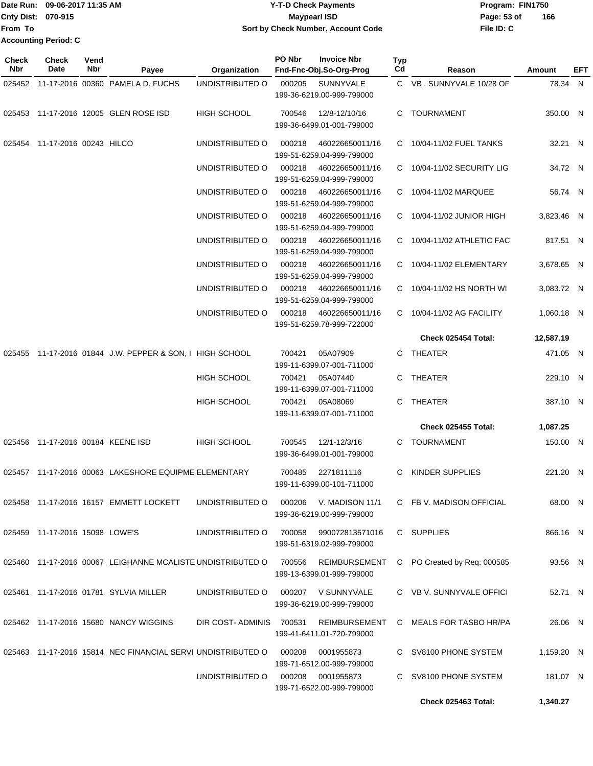Date Run: 09-06-2017 11:35 AM
Cnty Dist: 070-915
From To
Accounting Period: C

**Y-T-D Check Payments**
**Maypearl ISD**
**Sort by Check Number, Account Code**

Program: FIN1750
File ID: C

| Check Nbr | Check Date | Vend Nbr | Payee | Organization | PO Nbr | Invoice Nbr / Fnd-Fnc-Obj.So-Org-Prog | Typ Cd | Reason | Amount | EFT |
|---|---|---|---|---|---|---|---|---|---|---|
| 025452 | 11-17-2016 | 00360 | PAMELA D. FUCHS | UNDISTRIBUTED O | 000205 | SUNNYVALE 199-36-6219.00-999-799000 | C | VB . SUNNYVALE 10/28 OF | 78.34 | N |
| 025453 | 11-17-2016 | 12005 | GLEN ROSE ISD | HIGH SCHOOL | 700546 | 12/8-12/10/16 199-36-6499.01-001-799000 | C | TOURNAMENT | 350.00 | N |
| 025454 | 11-17-2016 | 00243 | HILCO | UNDISTRIBUTED O | 000218 | 460226650011/16 199-51-6259.04-999-799000 | C | 10/04-11/02 FUEL TANKS | 32.21 | N |
| | | | | UNDISTRIBUTED O | 000218 | 460226650011/16 199-51-6259.04-999-799000 | C | 10/04-11/02 SECURITY LIG | 34.72 | N |
| | | | | UNDISTRIBUTED O | 000218 | 460226650011/16 199-51-6259.04-999-799000 | C | 10/04-11/02 MARQUEE | 56.74 | N |
| | | | | UNDISTRIBUTED O | 000218 | 460226650011/16 199-51-6259.04-999-799000 | C | 10/04-11/02 JUNIOR HIGH | 3,823.46 | N |
| | | | | UNDISTRIBUTED O | 000218 | 460226650011/16 199-51-6259.04-999-799000 | C | 10/04-11/02 ATHLETIC FAC | 817.51 | N |
| | | | | UNDISTRIBUTED O | 000218 | 460226650011/16 199-51-6259.04-999-799000 | C | 10/04-11/02 ELEMENTARY | 3,678.65 | N |
| | | | | UNDISTRIBUTED O | 000218 | 460226650011/16 199-51-6259.04-999-799000 | C | 10/04-11/02 HS NORTH WI | 3,083.72 | N |
| | | | | UNDISTRIBUTED O | 000218 | 460226650011/16 199-51-6259.78-999-722000 | C | 10/04-11/02 AG FACILITY | 1,060.18 | N |
| | | | | | | | | **Check 025454 Total:** | **12,587.19** | |
| 025455 | 11-17-2016 | 01844 | J.W. PEPPER & SON, I | HIGH SCHOOL | 700421 | 05A07909 199-11-6399.07-001-711000 | C | THEATER | 471.05 | N |
| | | | | HIGH SCHOOL | 700421 | 05A07440 199-11-6399.07-001-711000 | C | THEATER | 229.10 | N |
| | | | | HIGH SCHOOL | 700421 | 05A08069 199-11-6399.07-001-711000 | C | THEATER | 387.10 | N |
| | | | | | | | | **Check 025455 Total:** | **1,087.25** | |
| 025456 | 11-17-2016 | 00184 | KEENE ISD | HIGH SCHOOL | 700545 | 12/1-12/3/16 199-36-6499.01-001-799000 | C | TOURNAMENT | 150.00 | N |
| 025457 | 11-17-2016 | 00063 | LAKESHORE EQUIPME | ELEMENTARY | 700485 | 2271811116 199-11-6399.00-101-711000 | C | KINDER SUPPLIES | 221.20 | N |
| 025458 | 11-17-2016 | 16157 | EMMETT LOCKETT | UNDISTRIBUTED O | 000206 | V. MADISON 11/1 199-36-6219.00-999-799000 | C | FB V. MADISON OFFICIAL | 68.00 | N |
| 025459 | 11-17-2016 | 15098 | LOWE'S | UNDISTRIBUTED O | 700058 | 990072813571016 199-51-6319.02-999-799000 | C | SUPPLIES | 866.16 | N |
| 025460 | 11-17-2016 | 00067 | LEIGHANNE MCALISTE | UNDISTRIBUTED O | 700556 | REIMBURSEMENT 199-13-6399.01-999-799000 | C | PO Created by Req: 000585 | 93.56 | N |
| 025461 | 11-17-2016 | 01781 | SYLVIA MILLER | UNDISTRIBUTED O | 000207 | V SUNNYVALE 199-36-6219.00-999-799000 | C | VB V. SUNNYVALE OFFICI | 52.71 | N |
| 025462 | 11-17-2016 | 15680 | NANCY WIGGINS | DIR COST- ADMINIS | 700531 | REIMBURSEMENT 199-41-6411.01-720-799000 | C | MEALS FOR TASBO HR/PA | 26.06 | N |
| 025463 | 11-17-2016 | 15814 | NEC FINANCIAL SERVI | UNDISTRIBUTED O | 000208 | 0001955873 199-71-6512.00-999-799000 | C | SV8100 PHONE SYSTEM | 1,159.20 | N |
| | | | | UNDISTRIBUTED O | 000208 | 0001955873 199-71-6522.00-999-799000 | C | SV8100 PHONE SYSTEM | 181.07 | N |
| | | | | | | | | **Check 025463 Total:** | **1,340.27** | |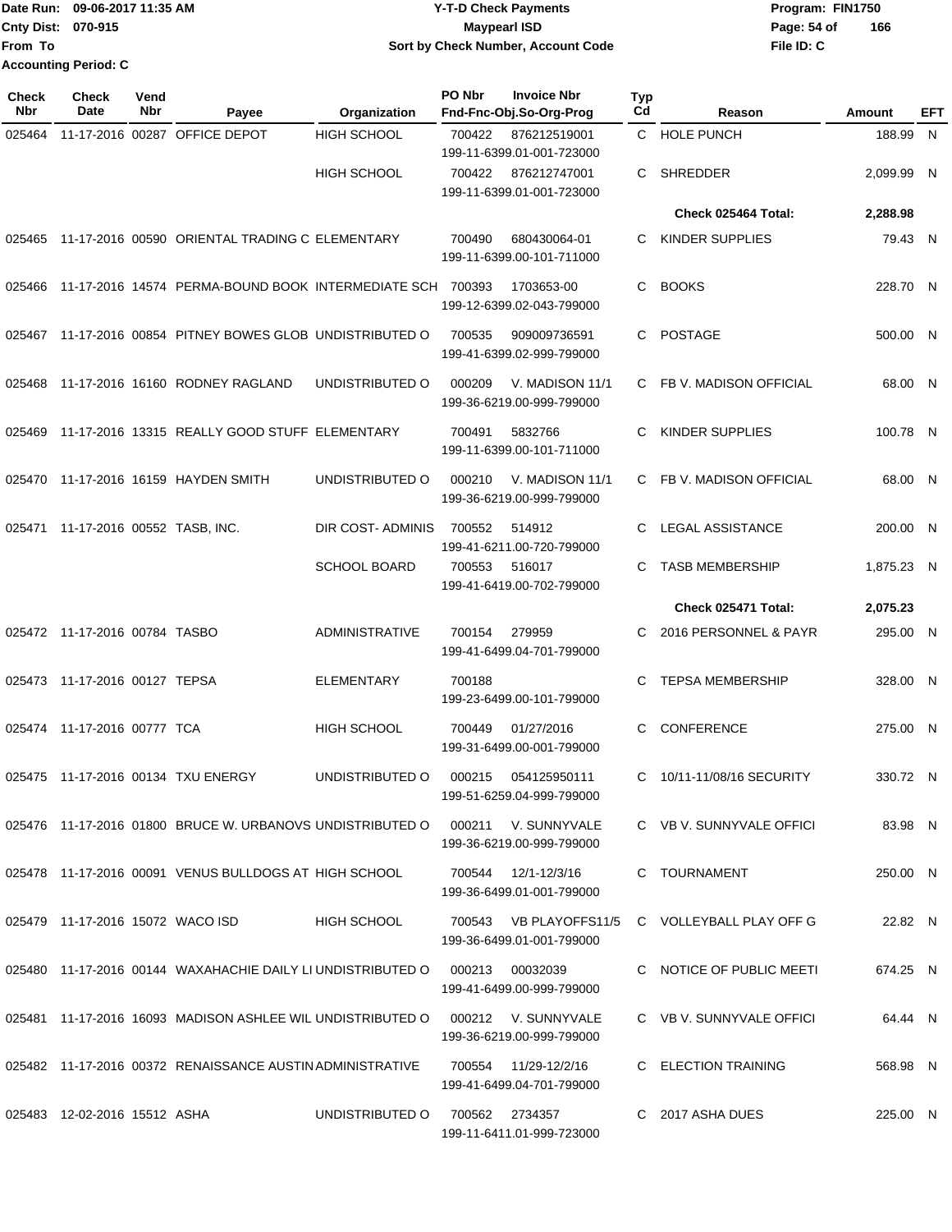Date Run: 09-06-2017 11:35 AM
Cnty Dist: 070-915
From To
Accounting Period: C

**Y-T-D Check Payments**
**Maypearl ISD**
**Sort by Check Number, Account Code**

Program: FIN1750
File ID: C

| Check Nbr | Check Date | Vend Nbr | Payee | Organization | PO Nbr | Invoice Nbr / Fnd-Fnc-Obj.So-Org-Prog | Typ Cd | Reason | Amount | EFT |
|---|---|---|---|---|---|---|---|---|---|---|
| 025464 | 11-17-2016 | 00287 | OFFICE DEPOT | HIGH SCHOOL | 700422 | 876212519001 199-11-6399.01-001-723000 | C | HOLE PUNCH | 188.99 | N |
| | | | | HIGH SCHOOL | 700422 | 876212747001 199-11-6399.01-001-723000 | C | SHREDDER | 2,099.99 | N |
| | | | | | | | | **Check 025464 Total:** | **2,288.98** | |
| 025465 | 11-17-2016 | 00590 | ORIENTAL TRADING C | ELEMENTARY | 700490 | 680430064-01 199-11-6399.00-101-711000 | C | KINDER SUPPLIES | 79.43 | N |
| 025466 | 11-17-2016 | 14574 | PERMA-BOUND BOOK | INTERMEDIATE SCH | 700393 | 1703653-00 199-12-6399.02-043-799000 | C | BOOKS | 228.70 | N |
| 025467 | 11-17-2016 | 00854 | PITNEY BOWES GLOB | UNDISTRIBUTED O | 700535 | 909009736591 199-41-6399.02-999-799000 | C | POSTAGE | 500.00 | N |
| 025468 | 11-17-2016 | 16160 | RODNEY RAGLAND | UNDISTRIBUTED O | 000209 | V. MADISON 11/1 199-36-6219.00-999-799000 | C | FB V. MADISON OFFICIAL | 68.00 | N |
| 025469 | 11-17-2016 | 13315 | REALLY GOOD STUFF | ELEMENTARY | 700491 | 5832766 199-11-6399.00-101-711000 | C | KINDER SUPPLIES | 100.78 | N |
| 025470 | 11-17-2016 | 16159 | HAYDEN SMITH | UNDISTRIBUTED O | 000210 | V. MADISON 11/1 199-36-6219.00-999-799000 | C | FB V. MADISON OFFICIAL | 68.00 | N |
| 025471 | 11-17-2016 | 00552 | TASB, INC. | DIR COST- ADMINIS | 700552 | 514912 199-41-6211.00-720-799000 | C | LEGAL ASSISTANCE | 200.00 | N |
| | | | | SCHOOL BOARD | 700553 | 516017 199-41-6419.00-702-799000 | C | TASB MEMBERSHIP | 1,875.23 | N |
| | | | | | | | | **Check 025471 Total:** | **2,075.23** | |
| 025472 | 11-17-2016 | 00784 | TASBO | ADMINISTRATIVE | 700154 | 279959 199-41-6499.04-701-799000 | C | 2016 PERSONNEL & PAYR | 295.00 | N |
| 025473 | 11-17-2016 | 00127 | TEPSA | ELEMENTARY | 700188 | 199-23-6499.00-101-799000 | C | TEPSA MEMBERSHIP | 328.00 | N |
| 025474 | 11-17-2016 | 00777 | TCA | HIGH SCHOOL | 700449 | 01/27/2016 199-31-6499.00-001-799000 | C | CONFERENCE | 275.00 | N |
| 025475 | 11-17-2016 | 00134 | TXU ENERGY | UNDISTRIBUTED O | 000215 | 054125950111 199-51-6259.04-999-799000 | C | 10/11-11/08/16 SECURITY | 330.72 | N |
| 025476 | 11-17-2016 | 01800 | BRUCE W. URBANOVS | UNDISTRIBUTED O | 000211 | V. SUNNYVALE 199-36-6219.00-999-799000 | C | VB V. SUNNYVALE OFFICI | 83.98 | N |
| 025478 | 11-17-2016 | 00091 | VENUS BULLDOGS AT | HIGH SCHOOL | 700544 | 12/1-12/3/16 199-36-6499.01-001-799000 | C | TOURNAMENT | 250.00 | N |
| 025479 | 11-17-2016 | 15072 | WACO ISD | HIGH SCHOOL | 700543 | VB PLAYOFFS11/5 199-36-6499.01-001-799000 | C | VOLLEYBALL PLAY OFF G | 22.82 | N |
| 025480 | 11-17-2016 | 00144 | WAXAHACHIE DAILY LI | UNDISTRIBUTED O | 000213 | 00032039 199-41-6499.00-999-799000 | C | NOTICE OF PUBLIC MEETI | 674.25 | N |
| 025481 | 11-17-2016 | 16093 | MADISON ASHLEE WIL | UNDISTRIBUTED O | 000212 | V. SUNNYVALE 199-36-6219.00-999-799000 | C | VB V. SUNNYVALE OFFICI | 64.44 | N |
| 025482 | 11-17-2016 | 00372 | RENAISSANCE AUSTIN | ADMINISTRATIVE | 700554 | 11/29-12/2/16 199-41-6499.04-701-799000 | C | ELECTION TRAINING | 568.98 | N |
| 025483 | 12-02-2016 | 15512 | ASHA | UNDISTRIBUTED O | 700562 | 2734357 199-11-6411.01-999-723000 | C | 2017 ASHA DUES | 225.00 | N |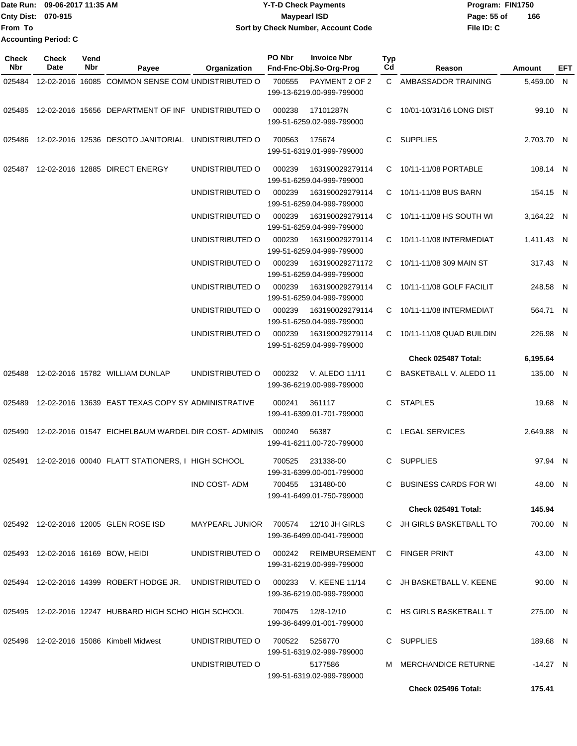Date Run: 09-06-2017 11:35 AM
Cnty Dist: 070-915
From To
Accounting Period: C

**Y-T-D Check Payments**
**Maypearl ISD**
**Sort by Check Number, Account Code**

Program: FIN1750
File ID: C

| Check Nbr | Check Date | Vend Nbr | Payee | Organization | PO Nbr | Invoice Nbr / Fnd-Fnc-Obj.So-Org-Prog | Typ Cd | Reason | Amount | EFT |
|---|---|---|---|---|---|---|---|---|---|---|
| 025484 | 12-02-2016 | 16085 | COMMON SENSE COM | UNDISTRIBUTED O | 700555 | PAYMENT 2 OF 2 199-13-6219.00-999-799000 | C | AMBASSADOR TRAINING | 5,459.00 | N |
| 025485 | 12-02-2016 | 15656 | DEPARTMENT OF INF | UNDISTRIBUTED O | 000238 | 17101287N 199-51-6259.02-999-799000 | C | 10/01-10/31/16 LONG DIST | 99.10 | N |
| 025486 | 12-02-2016 | 12536 | DESOTO JANITORIAL | UNDISTRIBUTED O | 700563 | 175674 199-51-6319.01-999-799000 | C | SUPPLIES | 2,703.70 | N |
| 025487 | 12-02-2016 | 12885 | DIRECT ENERGY | UNDISTRIBUTED O | 000239 | 163190029279114 199-51-6259.04-999-799000 | C | 10/11-11/08 PORTABLE | 108.14 | N |
| | | | | UNDISTRIBUTED O | 000239 | 163190029279114 199-51-6259.04-999-799000 | C | 10/11-11/08 BUS BARN | 154.15 | N |
| | | | | UNDISTRIBUTED O | 000239 | 163190029279114 199-51-6259.04-999-799000 | C | 10/11-11/08 HS SOUTH WI | 3,164.22 | N |
| | | | | UNDISTRIBUTED O | 000239 | 163190029279114 199-51-6259.04-999-799000 | C | 10/11-11/08 INTERMEDIAT | 1,411.43 | N |
| | | | | UNDISTRIBUTED O | 000239 | 163190029271172 199-51-6259.04-999-799000 | C | 10/11-11/08 309 MAIN ST | 317.43 | N |
| | | | | UNDISTRIBUTED O | 000239 | 163190029279114 199-51-6259.04-999-799000 | C | 10/11-11/08 GOLF FACILIT | 248.58 | N |
| | | | | UNDISTRIBUTED O | 000239 | 163190029279114 199-51-6259.04-999-799000 | C | 10/11-11/08 INTERMEDIAT | 564.71 | N |
| | | | | UNDISTRIBUTED O | 000239 | 163190029279114 199-51-6259.04-999-799000 | C | 10/11-11/08 QUAD BUILDIN | 226.98 | N |
| | | | | | | | | **Check 025487 Total:** | **6,195.64** | |
| 025488 | 12-02-2016 | 15782 | WILLIAM DUNLAP | UNDISTRIBUTED O | 000232 | V. ALEDO 11/11 199-36-6219.00-999-799000 | C | BASKETBALL V. ALEDO 11 | 135.00 | N |
| 025489 | 12-02-2016 | 13639 | EAST TEXAS COPY SY | ADMINISTRATIVE | 000241 | 361117 199-41-6399.01-701-799000 | C | STAPLES | 19.68 | N |
| 025490 | 12-02-2016 | 01547 | EICHELBAUM WARDEL | DIR COST- ADMINIS | 000240 | 56387 199-41-6211.00-720-799000 | C | LEGAL SERVICES | 2,649.88 | N |
| 025491 | 12-02-2016 | 00040 | FLATT STATIONERS, I | HIGH SCHOOL | 700525 | 231338-00 199-31-6399.00-001-799000 | C | SUPPLIES | 97.94 | N |
| | | | | IND COST- ADM | 700455 | 131480-00 199-41-6499.01-750-799000 | C | BUSINESS CARDS FOR WI | 48.00 | N |
| | | | | | | | | **Check 025491 Total:** | **145.94** | |
| 025492 | 12-02-2016 | 12005 | GLEN ROSE ISD | MAYPEARL JUNIOR | 700574 | 12/10 JH GIRLS 199-36-6499.00-041-799000 | C | JH GIRLS BASKETBALL TO | 700.00 | N |
| 025493 | 12-02-2016 | 16169 | BOW, HEIDI | UNDISTRIBUTED O | 000242 | REIMBURSEMENT 199-31-6219.00-999-799000 | C | FINGER PRINT | 43.00 | N |
| 025494 | 12-02-2016 | 14399 | ROBERT HODGE JR. | UNDISTRIBUTED O | 000233 | V. KEENE 11/14 199-36-6219.00-999-799000 | C | JH BASKETBALL V. KEENE | 90.00 | N |
| 025495 | 12-02-2016 | 12247 | HUBBARD HIGH SCHO | HIGH SCHOOL | 700475 | 12/8-12/10 199-36-6499.01-001-799000 | C | HS GIRLS BASKETBALL T | 275.00 | N |
| 025496 | 12-02-2016 | 15086 | Kimbell Midwest | UNDISTRIBUTED O | 700522 | 5256770 199-51-6319.02-999-799000 | C | SUPPLIES | 189.68 | N |
| | | | | UNDISTRIBUTED O | | 5177586 199-51-6319.02-999-799000 | M | MERCHANDICE RETURNE | -14.27 | N |
| | | | | | | | | **Check 025496 Total:** | **175.41** | |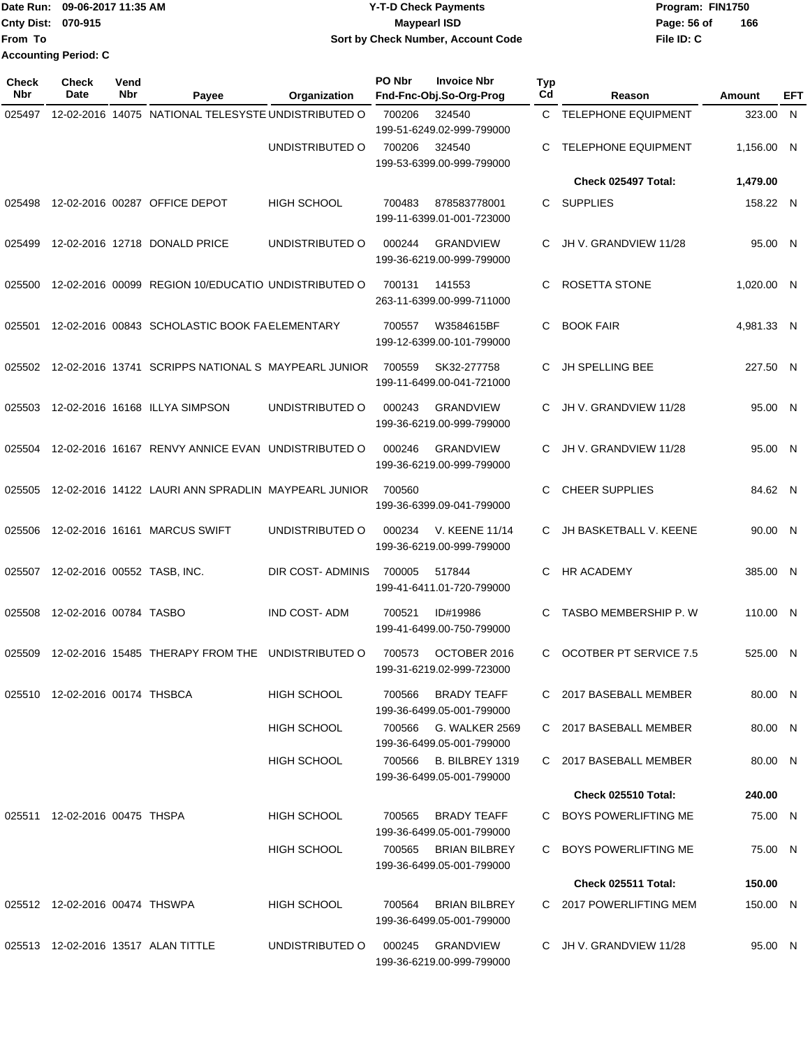Date Run: 09-06-2017 11:35 AM
Cnty Dist: 070-915
From To
Accounting Period: C

**Y-T-D Check Payments**
**Maypearl ISD**
**Sort by Check Number, Account Code**

Program: FIN1750
File ID: C

| Check Nbr | Check Date | Vend Nbr | Payee | Organization | PO Nbr | Invoice Nbr / Fnd-Fnc-Obj.So-Org-Prog | Typ Cd | Reason | Amount | EFT |
|---|---|---|---|---|---|---|---|---|---|---|
| 025497 | 12-02-2016 | 14075 | NATIONAL TELESYSTE | UNDISTRIBUTED O | 700206 | 324540 199-51-6249.02-999-799000 | C | TELEPHONE EQUIPMENT | 323.00 | N |
| | | | | UNDISTRIBUTED O | 700206 | 324540 199-53-6399.00-999-799000 | C | TELEPHONE EQUIPMENT | 1,156.00 | N |
| | | | | | | | | **Check 025497 Total:** | **1,479.00** | |
| 025498 | 12-02-2016 | 00287 | OFFICE DEPOT | HIGH SCHOOL | 700483 | 878583778001 199-11-6399.01-001-723000 | C | SUPPLIES | 158.22 | N |
| 025499 | 12-02-2016 | 12718 | DONALD PRICE | UNDISTRIBUTED O | 000244 | GRANDVIEW 199-36-6219.00-999-799000 | C | JH V. GRANDVIEW 11/28 | 95.00 | N |
| 025500 | 12-02-2016 | 00099 | REGION 10/EDUCATIO | UNDISTRIBUTED O | 700131 | 141553 263-11-6399.00-999-711000 | C | ROSETTA STONE | 1,020.00 | N |
| 025501 | 12-02-2016 | 00843 | SCHOLASTIC BOOK FA | ELEMENTARY | 700557 | W3584615BF 199-12-6399.00-101-799000 | C | BOOK FAIR | 4,981.33 | N |
| 025502 | 12-02-2016 | 13741 | SCRIPPS NATIONAL S | MAYPEARL JUNIOR | 700559 | SK32-277758 199-11-6499.00-041-721000 | C | JH SPELLING BEE | 227.50 | N |
| 025503 | 12-02-2016 | 16168 | ILLYA SIMPSON | UNDISTRIBUTED O | 000243 | GRANDVIEW 199-36-6219.00-999-799000 | C | JH V. GRANDVIEW 11/28 | 95.00 | N |
| 025504 | 12-02-2016 | 16167 | RENVY ANNICE EVAN | UNDISTRIBUTED O | 000246 | GRANDVIEW 199-36-6219.00-999-799000 | C | JH V. GRANDVIEW 11/28 | 95.00 | N |
| 025505 | 12-02-2016 | 14122 | LAURI ANN SPRADLIN | MAYPEARL JUNIOR | 700560 | 199-36-6399.09-041-799000 | C | CHEER SUPPLIES | 84.62 | N |
| 025506 | 12-02-2016 | 16161 | MARCUS SWIFT | UNDISTRIBUTED O | 000234 | V. KEENE 11/14 199-36-6219.00-999-799000 | C | JH BASKETBALL V. KEENE | 90.00 | N |
| 025507 | 12-02-2016 | 00552 | TASB, INC. | DIR COST- ADMINIS | 700005 | 517844 199-41-6411.01-720-799000 | C | HR ACADEMY | 385.00 | N |
| 025508 | 12-02-2016 | 00784 | TASBO | IND COST- ADM | 700521 | ID#19986 199-41-6499.00-750-799000 | C | TASBO MEMBERSHIP P. W | 110.00 | N |
| 025509 | 12-02-2016 | 15485 | THERAPY FROM THE | UNDISTRIBUTED O | 700573 | OCTOBER 2016 199-31-6219.02-999-723000 | C | OCOTBER PT SERVICE 7.5 | 525.00 | N |
| 025510 | 12-02-2016 | 00174 | THSBCA | HIGH SCHOOL | 700566 | BRADY TEAFF 199-36-6499.05-001-799000 | C | 2017 BASEBALL MEMBER | 80.00 | N |
| | | | | HIGH SCHOOL | 700566 | G. WALKER 2569 199-36-6499.05-001-799000 | C | 2017 BASEBALL MEMBER | 80.00 | N |
| | | | | HIGH SCHOOL | 700566 | B. BILBREY 1319 199-36-6499.05-001-799000 | C | 2017 BASEBALL MEMBER | 80.00 | N |
| | | | | | | | | **Check 025510 Total:** | **240.00** | |
| 025511 | 12-02-2016 | 00475 | THSPA | HIGH SCHOOL | 700565 | BRADY TEAFF 199-36-6499.05-001-799000 | C | BOYS POWERLIFTING ME | 75.00 | N |
| | | | | HIGH SCHOOL | 700565 | BRIAN BILBREY 199-36-6499.05-001-799000 | C | BOYS POWERLIFTING ME | 75.00 | N |
| | | | | | | | | **Check 025511 Total:** | **150.00** | |
| 025512 | 12-02-2016 | 00474 | THSWPA | HIGH SCHOOL | 700564 | BRIAN BILBREY 199-36-6499.05-001-799000 | C | 2017 POWERLIFTING MEM | 150.00 | N |
| 025513 | 12-02-2016 | 13517 | ALAN TITTLE | UNDISTRIBUTED O | 000245 | GRANDVIEW 199-36-6219.00-999-799000 | C | JH V. GRANDVIEW 11/28 | 95.00 | N |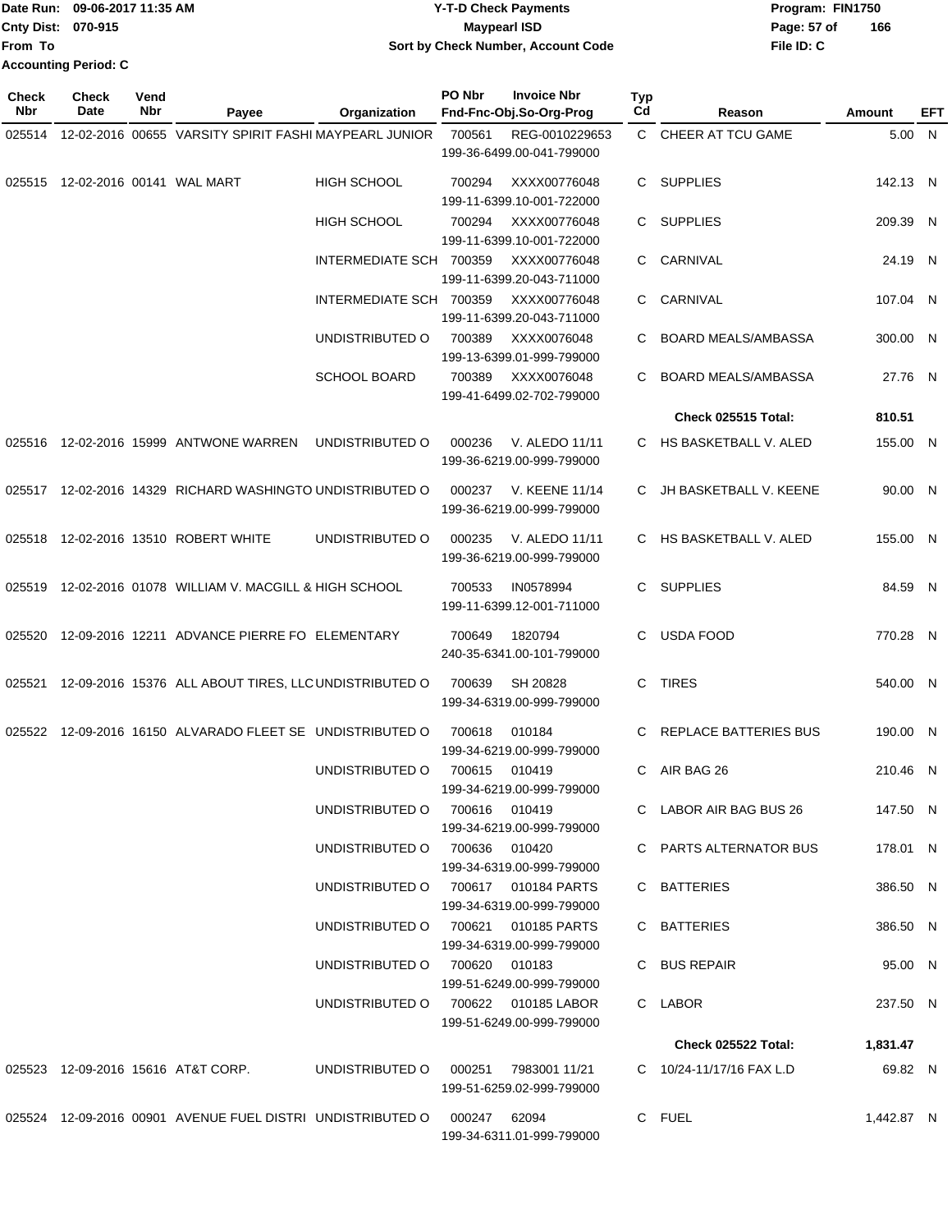Date Run: 09-06-2017 11:35 AM
Cnty Dist: 070-915
From To
Accounting Period: C

**Y-T-D Check Payments**
**Maypearl ISD**
**Sort by Check Number, Account Code**

Program: FIN1750
File ID: C

| Check Nbr | Check Date | Vend Nbr | Payee | Organization | PO Nbr | Invoice Nbr / Fnd-Fnc-Obj.So-Org-Prog | Typ Cd | Reason | Amount | EFT |
|---|---|---|---|---|---|---|---|---|---|---|
| 025514 | 12-02-2016 | 00655 | VARSITY SPIRIT FASHI | MAYPEARL JUNIOR | 700561 | REG-0010229653 199-36-6499.00-041-799000 | C | CHEER AT TCU GAME | 5.00 | N |
| 025515 | 12-02-2016 | 00141 | WAL MART | HIGH SCHOOL | 700294 | XXXX00776048 199-11-6399.10-001-722000 | C | SUPPLIES | 142.13 | N |
| | | | | HIGH SCHOOL | 700294 | XXXX00776048 199-11-6399.10-001-722000 | C | SUPPLIES | 209.39 | N |
| | | | | INTERMEDIATE SCH | 700359 | XXXX00776048 199-11-6399.20-043-711000 | C | CARNIVAL | 24.19 | N |
| | | | | INTERMEDIATE SCH | 700359 | XXXX00776048 199-11-6399.20-043-711000 | C | CARNIVAL | 107.04 | N |
| | | | | UNDISTRIBUTED O | 700389 | XXXX0076048 199-13-6399.01-999-799000 | C | BOARD MEALS/AMBASSA | 300.00 | N |
| | | | | SCHOOL BOARD | 700389 | XXXX0076048 199-41-6499.02-702-799000 | C | BOARD MEALS/AMBASSA | 27.76 | N |
| | | | | | | | | **Check 025515 Total:** | **810.51** | |
| 025516 | 12-02-2016 | 15999 | ANTWONE WARREN | UNDISTRIBUTED O | 000236 | V. ALEDO 11/11 199-36-6219.00-999-799000 | C | HS BASKETBALL V. ALED | 155.00 | N |
| 025517 | 12-02-2016 | 14329 | RICHARD WASHINGTO | UNDISTRIBUTED O | 000237 | V. KEENE 11/14 199-36-6219.00-999-799000 | C | JH BASKETBALL V. KEENE | 90.00 | N |
| 025518 | 12-02-2016 | 13510 | ROBERT WHITE | UNDISTRIBUTED O | 000235 | V. ALEDO 11/11 199-36-6219.00-999-799000 | C | HS BASKETBALL V. ALED | 155.00 | N |
| 025519 | 12-02-2016 | 01078 | WILLIAM V. MACGILL & | HIGH SCHOOL | 700533 | IN0578994 199-11-6399.12-001-711000 | C | SUPPLIES | 84.59 | N |
| 025520 | 12-09-2016 | 12211 | ADVANCE PIERRE FO | ELEMENTARY | 700649 | 1820794 240-35-6341.00-101-799000 | C | USDA FOOD | 770.28 | N |
| 025521 | 12-09-2016 | 15376 | ALL ABOUT TIRES, LLC | UNDISTRIBUTED O | 700639 | SH 20828 199-34-6319.00-999-799000 | C | TIRES | 540.00 | N |
| 025522 | 12-09-2016 | 16150 | ALVARADO FLEET SE | UNDISTRIBUTED O | 700618 | 010184 199-34-6219.00-999-799000 | C | REPLACE BATTERIES BUS | 190.00 | N |
| | | | | UNDISTRIBUTED O | 700615 | 010419 199-34-6219.00-999-799000 | C | AIR BAG 26 | 210.46 | N |
| | | | | UNDISTRIBUTED O | 700616 | 010419 199-34-6219.00-999-799000 | C | LABOR AIR BAG BUS 26 | 147.50 | N |
| | | | | UNDISTRIBUTED O | 700636 | 010420 199-34-6319.00-999-799000 | C | PARTS ALTERNATOR BUS | 178.01 | N |
| | | | | UNDISTRIBUTED O | 700617 | 010184 PARTS 199-34-6319.00-999-799000 | C | BATTERIES | 386.50 | N |
| | | | | UNDISTRIBUTED O | 700621 | 010185 PARTS 199-34-6319.00-999-799000 | C | BATTERIES | 386.50 | N |
| | | | | UNDISTRIBUTED O | 700620 | 010183 199-51-6249.00-999-799000 | C | BUS REPAIR | 95.00 | N |
| | | | | UNDISTRIBUTED O | 700622 | 010185 LABOR 199-51-6249.00-999-799000 | C | LABOR | 237.50 | N |
| | | | | | | | | **Check 025522 Total:** | **1,831.47** | |
| 025523 | 12-09-2016 | 15616 | AT&T CORP. | UNDISTRIBUTED O | 000251 | 7983001 11/21 199-51-6259.02-999-799000 | C | 10/24-11/17/16 FAX L.D | 69.82 | N |
| 025524 | 12-09-2016 | 00901 | AVENUE FUEL DISTRI | UNDISTRIBUTED O | 000247 | 62094 199-34-6311.01-999-799000 | C | FUEL | 1,442.87 | N |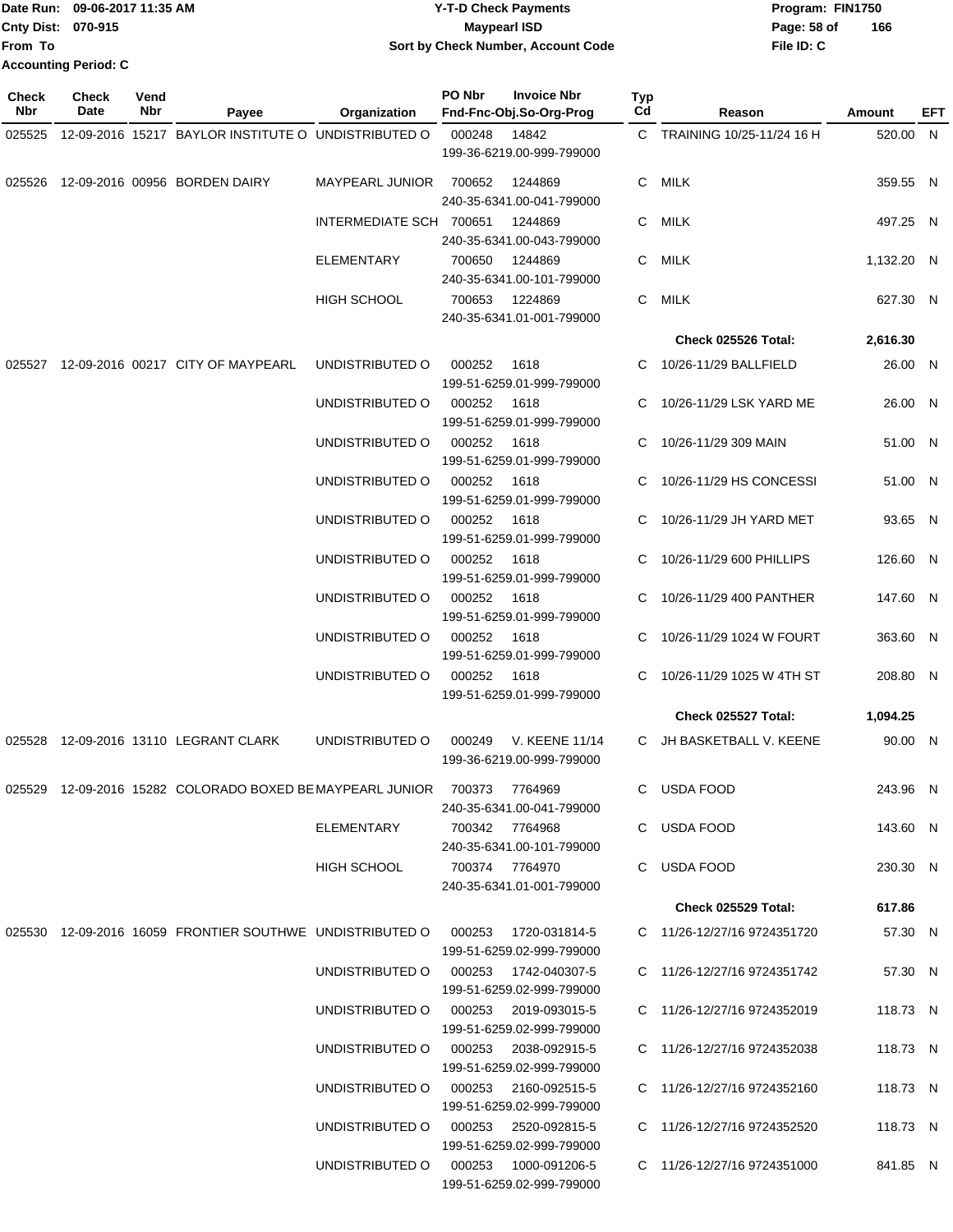Date Run: 09-06-2017 11:35 AM
Cnty Dist: 070-915
From To
Accounting Period: C

# Y-T-D Check Payments
## Maypearl ISD
### Sort by Check Number, Account Code

Program: FIN1750
File ID: C

| Check Nbr | Check Date | Vend Nbr | Payee | Organization | PO Nbr | Invoice Nbr / Fnd-Fnc-Obj.So-Org-Prog | Typ Cd | Reason | Amount | EFT |
|---|---|---|---|---|---|---|---|---|---|---|
| 025525 | 12-09-2016 | 15217 | BAYLOR INSTITUTE O | UNDISTRIBUTED O | 000248 | 14842 199-36-6219.00-999-799000 | C | TRAINING 10/25-11/24 16 H | 520.00 | N |
| 025526 | 12-09-2016 | 00956 | BORDEN DAIRY | MAYPEARL JUNIOR | 700652 | 1244869 240-35-6341.00-041-799000 | C | MILK | 359.55 | N |
| | | | | INTERMEDIATE SCH | 700651 | 1244869 240-35-6341.00-043-799000 | C | MILK | 497.25 | N |
| | | | | ELEMENTARY | 700650 | 1244869 240-35-6341.00-101-799000 | C | MILK | 1,132.20 | N |
| | | | | HIGH SCHOOL | 700653 | 1224869 240-35-6341.01-001-799000 | C | MILK | 627.30 | N |
| | | | | | | | | **Check 025526 Total:** | **2,616.30** | |
| 025527 | 12-09-2016 | 00217 | CITY OF MAYPEARL | UNDISTRIBUTED O | 000252 | 1618 199-51-6259.01-999-799000 | C | 10/26-11/29 BALLFIELD | 26.00 | N |
| | | | | UNDISTRIBUTED O | 000252 | 1618 199-51-6259.01-999-799000 | C | 10/26-11/29 LSK YARD ME | 26.00 | N |
| | | | | UNDISTRIBUTED O | 000252 | 1618 199-51-6259.01-999-799000 | C | 10/26-11/29 309 MAIN | 51.00 | N |
| | | | | UNDISTRIBUTED O | 000252 | 1618 199-51-6259.01-999-799000 | C | 10/26-11/29 HS CONCESSI | 51.00 | N |
| | | | | UNDISTRIBUTED O | 000252 | 1618 199-51-6259.01-999-799000 | C | 10/26-11/29 JH YARD MET | 93.65 | N |
| | | | | UNDISTRIBUTED O | 000252 | 1618 199-51-6259.01-999-799000 | C | 10/26-11/29 600 PHILLIPS | 126.60 | N |
| | | | | UNDISTRIBUTED O | 000252 | 1618 199-51-6259.01-999-799000 | C | 10/26-11/29 400 PANTHER | 147.60 | N |
| | | | | UNDISTRIBUTED O | 000252 | 1618 199-51-6259.01-999-799000 | C | 10/26-11/29 1024 W FOURT | 363.60 | N |
| | | | | UNDISTRIBUTED O | 000252 | 1618 199-51-6259.01-999-799000 | C | 10/26-11/29 1025 W 4TH ST | 208.80 | N |
| | | | | | | | | **Check 025527 Total:** | **1,094.25** | |
| 025528 | 12-09-2016 | 13110 | LEGRANT CLARK | UNDISTRIBUTED O | 000249 | V. KEENE 11/14 199-36-6219.00-999-799000 | C | JH BASKETBALL V. KEENE | 90.00 | N |
| 025529 | 12-09-2016 | 15282 | COLORADO BOXED BE | MAYPEARL JUNIOR | 700373 | 7764969 240-35-6341.00-041-799000 | C | USDA FOOD | 243.96 | N |
| | | | | ELEMENTARY | 700342 | 7764968 240-35-6341.00-101-799000 | C | USDA FOOD | 143.60 | N |
| | | | | HIGH SCHOOL | 700374 | 7764970 240-35-6341.01-001-799000 | C | USDA FOOD | 230.30 | N |
| | | | | | | | | **Check 025529 Total:** | **617.86** | |
| 025530 | 12-09-2016 | 16059 | FRONTIER SOUTHWE | UNDISTRIBUTED O | 000253 | 1720-031814-5 199-51-6259.02-999-799000 | C | 11/26-12/27/16 9724351720 | 57.30 | N |
| | | | | UNDISTRIBUTED O | 000253 | 1742-040307-5 199-51-6259.02-999-799000 | C | 11/26-12/27/16 9724351742 | 57.30 | N |
| | | | | UNDISTRIBUTED O | 000253 | 2019-093015-5 199-51-6259.02-999-799000 | C | 11/26-12/27/16 9724352019 | 118.73 | N |
| | | | | UNDISTRIBUTED O | 000253 | 2038-092915-5 199-51-6259.02-999-799000 | C | 11/26-12/27/16 9724352038 | 118.73 | N |
| | | | | UNDISTRIBUTED O | 000253 | 2160-092515-5 199-51-6259.02-999-799000 | C | 11/26-12/27/16 9724352160 | 118.73 | N |
| | | | | UNDISTRIBUTED O | 000253 | 2520-092815-5 199-51-6259.02-999-799000 | C | 11/26-12/27/16 9724352520 | 118.73 | N |
| | | | | UNDISTRIBUTED O | 000253 | 1000-091206-5 199-51-6259.02-999-799000 | C | 11/26-12/27/16 9724351000 | 841.85 | N |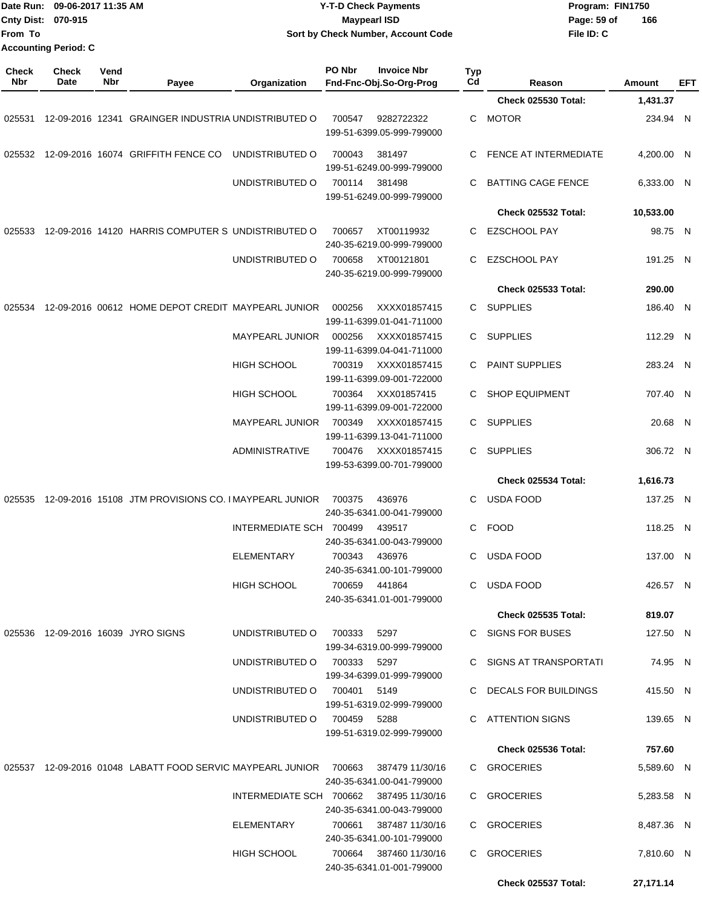| Check Nbr | Check Date | Vend Nbr | Payee | Organization | PO Nbr | Invoice Nbr / Fnd-Fnc-Obj.So-Org-Prog | Typ Cd | Reason | Amount | EFT |
|---|---|---|---|---|---|---|---|---|---|---|
| | | | | | | | | **Check 025530 Total:** | **1,431.37** | |
| 025531 | 12-09-2016 | 12341 | GRAINGER INDUSTRIA | UNDISTRIBUTED O | 700547 | 9282722322 / 199-51-6399.05-999-799000 | C | MOTOR | 234.94 | N |
| 025532 | 12-09-2016 | 16074 | GRIFFITH FENCE CO | UNDISTRIBUTED O | 700043 | 381497 / 199-51-6249.00-999-799000 | C | FENCE AT INTERMEDIATE | 4,200.00 | N |
| | | | | UNDISTRIBUTED O | 700114 | 381498 / 199-51-6249.00-999-799000 | C | BATTING CAGE FENCE | 6,333.00 | N |
| | | | | | | | | **Check 025532 Total:** | **10,533.00** | |
| 025533 | 12-09-2016 | 14120 | HARRIS COMPUTER S | UNDISTRIBUTED O | 700657 | XT00119932 / 240-35-6219.00-999-799000 | C | EZSCHOOL PAY | 98.75 | N |
| | | | | UNDISTRIBUTED O | 700658 | XT00121801 / 240-35-6219.00-999-799000 | C | EZSCHOOL PAY | 191.25 | N |
| | | | | | | | | **Check 025533 Total:** | **290.00** | |
| 025534 | 12-09-2016 | 00612 | HOME DEPOT CREDIT | MAYPEARL JUNIOR | 000256 | XXXX01857415 / 199-11-6399.01-041-711000 | C | SUPPLIES | 186.40 | N |
| | | | | MAYPEARL JUNIOR | 000256 | XXXX01857415 / 199-11-6399.04-041-711000 | C | SUPPLIES | 112.29 | N |
| | | | | HIGH SCHOOL | 700319 | XXXX01857415 / 199-11-6399.09-001-722000 | C | PAINT SUPPLIES | 283.24 | N |
| | | | | HIGH SCHOOL | 700364 | XXX01857415 / 199-11-6399.09-001-722000 | C | SHOP EQUIPMENT | 707.40 | N |
| | | | | MAYPEARL JUNIOR | 700349 | XXXX01857415 / 199-11-6399.13-041-711000 | C | SUPPLIES | 20.68 | N |
| | | | | ADMINISTRATIVE | 700476 | XXXX01857415 / 199-53-6399.00-701-799000 | C | SUPPLIES | 306.72 | N |
| | | | | | | | | **Check 025534 Total:** | **1,616.73** | |
| 025535 | 12-09-2016 | 15108 | JTM PROVISIONS CO. I | MAYPEARL JUNIOR | 700375 | 436976 / 240-35-6341.00-041-799000 | C | USDA FOOD | 137.25 | N |
| | | | | INTERMEDIATE SCH | 700499 | 439517 / 240-35-6341.00-043-799000 | C | FOOD | 118.25 | N |
| | | | | ELEMENTARY | 700343 | 436976 / 240-35-6341.00-101-799000 | C | USDA FOOD | 137.00 | N |
| | | | | HIGH SCHOOL | 700659 | 441864 / 240-35-6341.01-001-799000 | C | USDA FOOD | 426.57 | N |
| | | | | | | | | **Check 025535 Total:** | **819.07** | |
| 025536 | 12-09-2016 | 16039 | JYRO SIGNS | UNDISTRIBUTED O | 700333 | 5297 / 199-34-6319.00-999-799000 | C | SIGNS FOR BUSES | 127.50 | N |
| | | | | UNDISTRIBUTED O | 700333 | 5297 / 199-34-6399.01-999-799000 | C | SIGNS AT TRANSPORTATI | 74.95 | N |
| | | | | UNDISTRIBUTED O | 700401 | 5149 / 199-51-6319.02-999-799000 | C | DECALS FOR BUILDINGS | 415.50 | N |
| | | | | UNDISTRIBUTED O | 700459 | 5288 / 199-51-6319.02-999-799000 | C | ATTENTION SIGNS | 139.65 | N |
| | | | | | | | | **Check 025536 Total:** | **757.60** | |
| 025537 | 12-09-2016 | 01048 | LABATT FOOD SERVIC | MAYPEARL JUNIOR | 700663 | 387479 11/30/16 / 240-35-6341.00-041-799000 | C | GROCERIES | 5,589.60 | N |
| | | | | INTERMEDIATE SCH | 700662 | 387495 11/30/16 / 240-35-6341.00-043-799000 | C | GROCERIES | 5,283.58 | N |
| | | | | ELEMENTARY | 700661 | 387487 11/30/16 / 240-35-6341.00-101-799000 | C | GROCERIES | 8,487.36 | N |
| | | | | HIGH SCHOOL | 700664 | 387460 11/30/16 / 240-35-6341.01-001-799000 | C | GROCERIES | 7,810.60 | N |
| | | | | | | | | **Check 025537 Total:** | **27,171.14** | |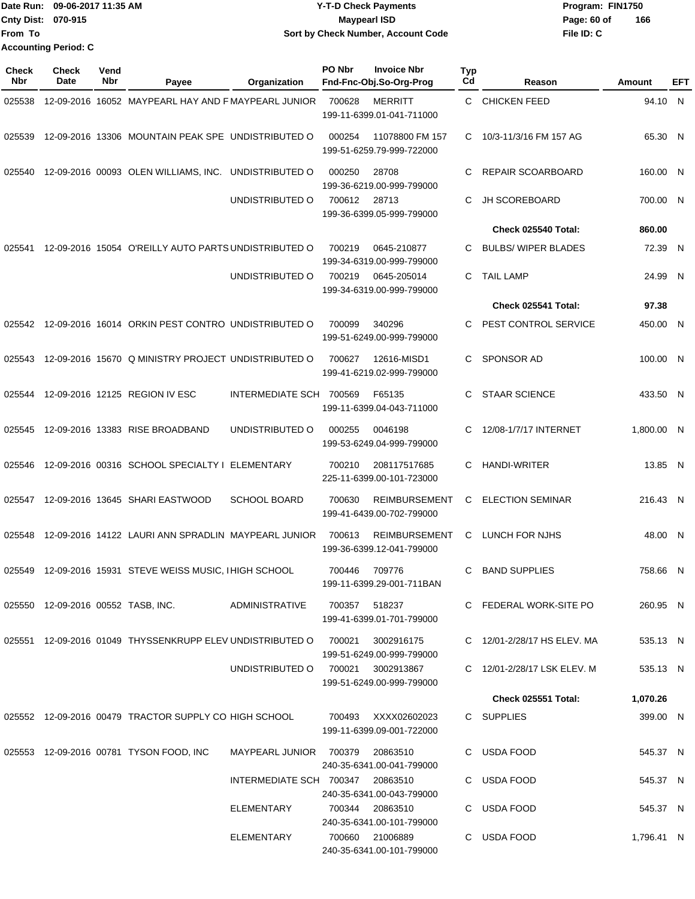Date Run: 09-06-2017 11:35 AM
Cnty Dist: 070-915
From To
Accounting Period: C

**Y-T-D Check Payments**
**Maypearl ISD**
**Sort by Check Number, Account Code**

Program: FIN1750
File ID: C

| Check Nbr | Check Date | Vend Nbr | Payee | Organization | PO Nbr | Invoice Nbr / Fnd-Fnc-Obj.So-Org-Prog | Typ Cd | Reason | Amount | EFT |
|---|---|---|---|---|---|---|---|---|---|---|
| 025538 | 12-09-2016 | 16052 | MAYPEARL HAY AND F | MAYPEARL JUNIOR | 700628 | MERRITT 199-11-6399.01-041-711000 | C | CHICKEN FEED | 94.10 | N |
| 025539 | 12-09-2016 | 13306 | MOUNTAIN PEAK SPE | UNDISTRIBUTED O | 000254 | 11078800 FM 157 199-51-6259.79-999-722000 | C | 10/3-11/3/16 FM 157 AG | 65.30 | N |
| 025540 | 12-09-2016 | 00093 | OLEN WILLIAMS, INC. | UNDISTRIBUTED O | 000250 | 28708 199-36-6219.00-999-799000 | C | REPAIR SCOARBOARD | 160.00 | N |
| | | | | UNDISTRIBUTED O | 700612 | 28713 199-36-6399.05-999-799000 | C | JH SCOREBOARD | 700.00 | N |
| | | | | | | | | **Check 025540 Total:** | **860.00** | |
| 025541 | 12-09-2016 | 15054 | O'REILLY AUTO PARTS | UNDISTRIBUTED O | 700219 | 0645-210877 199-34-6319.00-999-799000 | C | BULBS/ WIPER BLADES | 72.39 | N |
| | | | | UNDISTRIBUTED O | 700219 | 0645-205014 199-34-6319.00-999-799000 | C | TAIL LAMP | 24.99 | N |
| | | | | | | | | **Check 025541 Total:** | **97.38** | |
| 025542 | 12-09-2016 | 16014 | ORKIN PEST CONTRO | UNDISTRIBUTED O | 700099 | 340296 199-51-6249.00-999-799000 | C | PEST CONTROL SERVICE | 450.00 | N |
| 025543 | 12-09-2016 | 15670 | Q MINISTRY PROJECT | UNDISTRIBUTED O | 700627 | 12616-MISD1 199-41-6219.02-999-799000 | C | SPONSOR AD | 100.00 | N |
| 025544 | 12-09-2016 | 12125 | REGION IV ESC | INTERMEDIATE SCH | 700569 | F65135 199-11-6399.04-043-711000 | C | STAAR SCIENCE | 433.50 | N |
| 025545 | 12-09-2016 | 13383 | RISE BROADBAND | UNDISTRIBUTED O | 000255 | 0046198 199-53-6249.04-999-799000 | C | 12/08-1/7/17 INTERNET | 1,800.00 | N |
| 025546 | 12-09-2016 | 00316 | SCHOOL SPECIALTY I | ELEMENTARY | 700210 | 208117517685 225-11-6399.00-101-723000 | C | HANDI-WRITER | 13.85 | N |
| 025547 | 12-09-2016 | 13645 | SHARI EASTWOOD | SCHOOL BOARD | 700630 | REIMBURSEMENT 199-41-6439.00-702-799000 | C | ELECTION SEMINAR | 216.43 | N |
| 025548 | 12-09-2016 | 14122 | LAURI ANN SPRADLIN | MAYPEARL JUNIOR | 700613 | REIMBURSEMENT 199-36-6399.12-041-799000 | C | LUNCH FOR NJHS | 48.00 | N |
| 025549 | 12-09-2016 | 15931 | STEVE WEISS MUSIC, I | HIGH SCHOOL | 700446 | 709776 199-11-6399.29-001-711BAN | C | BAND SUPPLIES | 758.66 | N |
| 025550 | 12-09-2016 | 00552 | TASB, INC. | ADMINISTRATIVE | 700357 | 518237 199-41-6399.01-701-799000 | C | FEDERAL WORK-SITE PO | 260.95 | N |
| 025551 | 12-09-2016 | 01049 | THYSSENKRUPP ELEV | UNDISTRIBUTED O | 700021 | 3002916175 199-51-6249.00-999-799000 | C | 12/01-2/28/17 HS ELEV. MA | 535.13 | N |
| | | | | UNDISTRIBUTED O | 700021 | 3002913867 199-51-6249.00-999-799000 | C | 12/01-2/28/17 LSK ELEV. M | 535.13 | N |
| | | | | | | | | **Check 025551 Total:** | **1,070.26** | |
| 025552 | 12-09-2016 | 00479 | TRACTOR SUPPLY CO | HIGH SCHOOL | 700493 | XXXX02602023 199-11-6399.09-001-722000 | C | SUPPLIES | 399.00 | N |
| 025553 | 12-09-2016 | 00781 | TYSON FOOD, INC | MAYPEARL JUNIOR | 700379 | 20863510 240-35-6341.00-041-799000 | C | USDA FOOD | 545.37 | N |
| | | | | INTERMEDIATE SCH | 700347 | 20863510 240-35-6341.00-043-799000 | C | USDA FOOD | 545.37 | N |
| | | | | ELEMENTARY | 700344 | 20863510 240-35-6341.00-101-799000 | C | USDA FOOD | 545.37 | N |
| | | | | ELEMENTARY | 700660 | 21006889 240-35-6341.00-101-799000 | C | USDA FOOD | 1,796.41 | N |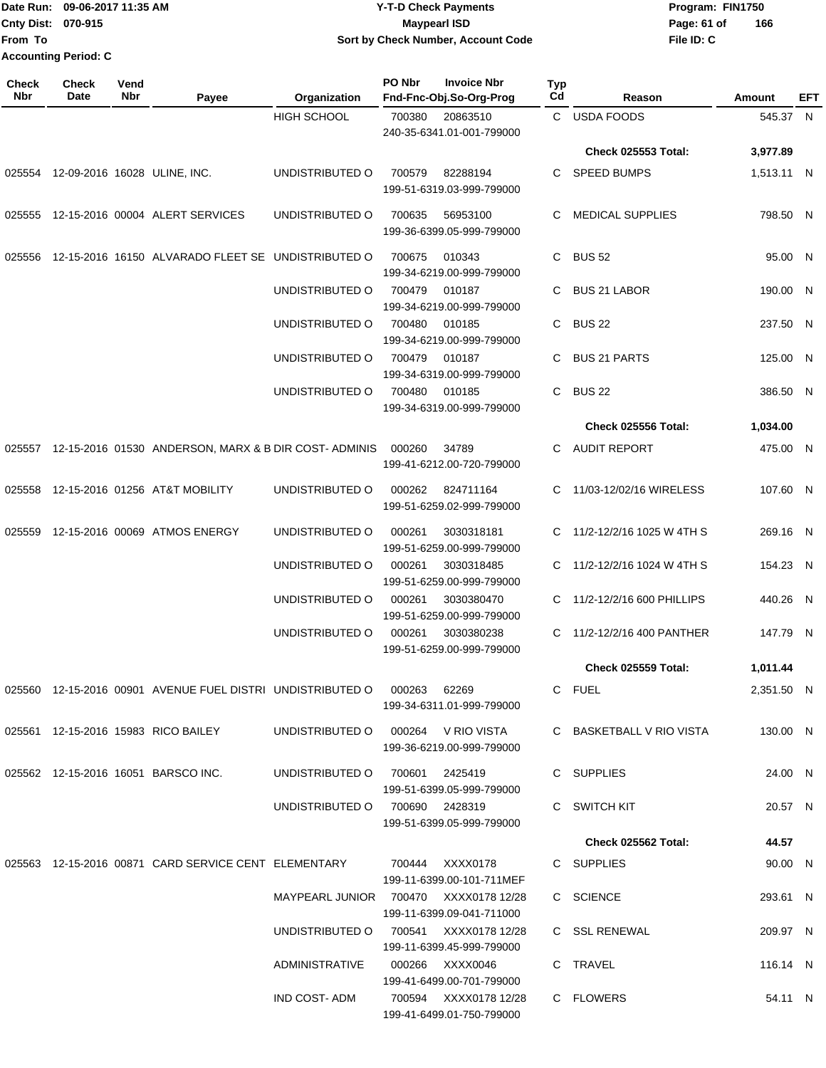Date Run: 09-06-2017 11:35 AM
Cnty Dist: 070-915
From To
Accounting Period: C

# Y-T-D Check Payments
## Maypearl ISD
### Sort by Check Number, Account Code

Program: FIN1750
File ID: C

| Check Nbr | Check Date | Vend Nbr | Payee | Organization | PO Nbr | Invoice Nbr / Fnd-Fnc-Obj.So-Org-Prog | Typ Cd | Reason | Amount | EFT |
|---|---|---|---|---|---|---|---|---|---|---|
| | | | | HIGH SCHOOL | 700380 | 20863510 240-35-6341.01-001-799000 | C | USDA FOODS | 545.37 | N |
| | | | | | | | | Check 025553 Total: | 3,977.89 | |
| 025554 | 12-09-2016 | 16028 | ULINE, INC. | UNDISTRIBUTED O | 700579 | 82288194 199-51-6319.03-999-799000 | C | SPEED BUMPS | 1,513.11 | N |
| 025555 | 12-15-2016 | 00004 | ALERT SERVICES | UNDISTRIBUTED O | 700635 | 56953100 199-36-6399.05-999-799000 | C | MEDICAL SUPPLIES | 798.50 | N |
| 025556 | 12-15-2016 | 16150 | ALVARADO FLEET SE | UNDISTRIBUTED O | 700675 | 010343 199-34-6219.00-999-799000 | C | BUS 52 | 95.00 | N |
| | | | | UNDISTRIBUTED O | 700479 | 010187 199-34-6219.00-999-799000 | C | BUS 21 LABOR | 190.00 | N |
| | | | | UNDISTRIBUTED O | 700480 | 010185 199-34-6219.00-999-799000 | C | BUS 22 | 237.50 | N |
| | | | | UNDISTRIBUTED O | 700479 | 010187 199-34-6319.00-999-799000 | C | BUS 21 PARTS | 125.00 | N |
| | | | | UNDISTRIBUTED O | 700480 | 010185 199-34-6319.00-999-799000 | C | BUS 22 | 386.50 | N |
| | | | | | | | | Check 025556 Total: | 1,034.00 | |
| 025557 | 12-15-2016 | 01530 | ANDERSON, MARX & B | DIR COST- ADMINIS | 000260 | 34789 199-41-6212.00-720-799000 | C | AUDIT REPORT | 475.00 | N |
| 025558 | 12-15-2016 | 01256 | AT&T MOBILITY | UNDISTRIBUTED O | 000262 | 824711164 199-51-6259.02-999-799000 | C | 11/03-12/02/16 WIRELESS | 107.60 | N |
| 025559 | 12-15-2016 | 00069 | ATMOS ENERGY | UNDISTRIBUTED O | 000261 | 3030318181 199-51-6259.00-999-799000 | C | 11/2-12/2/16 1025 W 4TH S | 269.16 | N |
| | | | | UNDISTRIBUTED O | 000261 | 3030318485 199-51-6259.00-999-799000 | C | 11/2-12/2/16 1024 W 4TH S | 154.23 | N |
| | | | | UNDISTRIBUTED O | 000261 | 3030380470 199-51-6259.00-999-799000 | C | 11/2-12/2/16 600 PHILLIPS | 440.26 | N |
| | | | | UNDISTRIBUTED O | 000261 | 3030380238 199-51-6259.00-999-799000 | C | 11/2-12/2/16 400 PANTHER | 147.79 | N |
| | | | | | | | | Check 025559 Total: | 1,011.44 | |
| 025560 | 12-15-2016 | 00901 | AVENUE FUEL DISTRI | UNDISTRIBUTED O | 000263 | 62269 199-34-6311.01-999-799000 | C | FUEL | 2,351.50 | N |
| 025561 | 12-15-2016 | 15983 | RICO BAILEY | UNDISTRIBUTED O | 000264 | V RIO VISTA 199-36-6219.00-999-799000 | C | BASKETBALL V RIO VISTA | 130.00 | N |
| 025562 | 12-15-2016 | 16051 | BARSCO INC. | UNDISTRIBUTED O | 700601 | 2425419 199-51-6399.05-999-799000 | C | SUPPLIES | 24.00 | N |
| | | | | UNDISTRIBUTED O | 700690 | 2428319 199-51-6399.05-999-799000 | C | SWITCH KIT | 20.57 | N |
| | | | | | | | | Check 025562 Total: | 44.57 | |
| 025563 | 12-15-2016 | 00871 | CARD SERVICE CENT | ELEMENTARY | 700444 | XXXX0178 199-11-6399.00-101-711MEF | C | SUPPLIES | 90.00 | N |
| | | | | MAYPEARL JUNIOR | 700470 | XXXX0178 12/28 199-11-6399.09-041-711000 | C | SCIENCE | 293.61 | N |
| | | | | UNDISTRIBUTED O | 700541 | XXXX0178 12/28 199-11-6399.45-999-799000 | C | SSL RENEWAL | 209.97 | N |
| | | | | ADMINISTRATIVE | 000266 | XXXX0046 199-41-6499.00-701-799000 | C | TRAVEL | 116.14 | N |
| | | | | IND COST- ADM | 700594 | XXXX0178 12/28 199-41-6499.01-750-799000 | C | FLOWERS | 54.11 | N |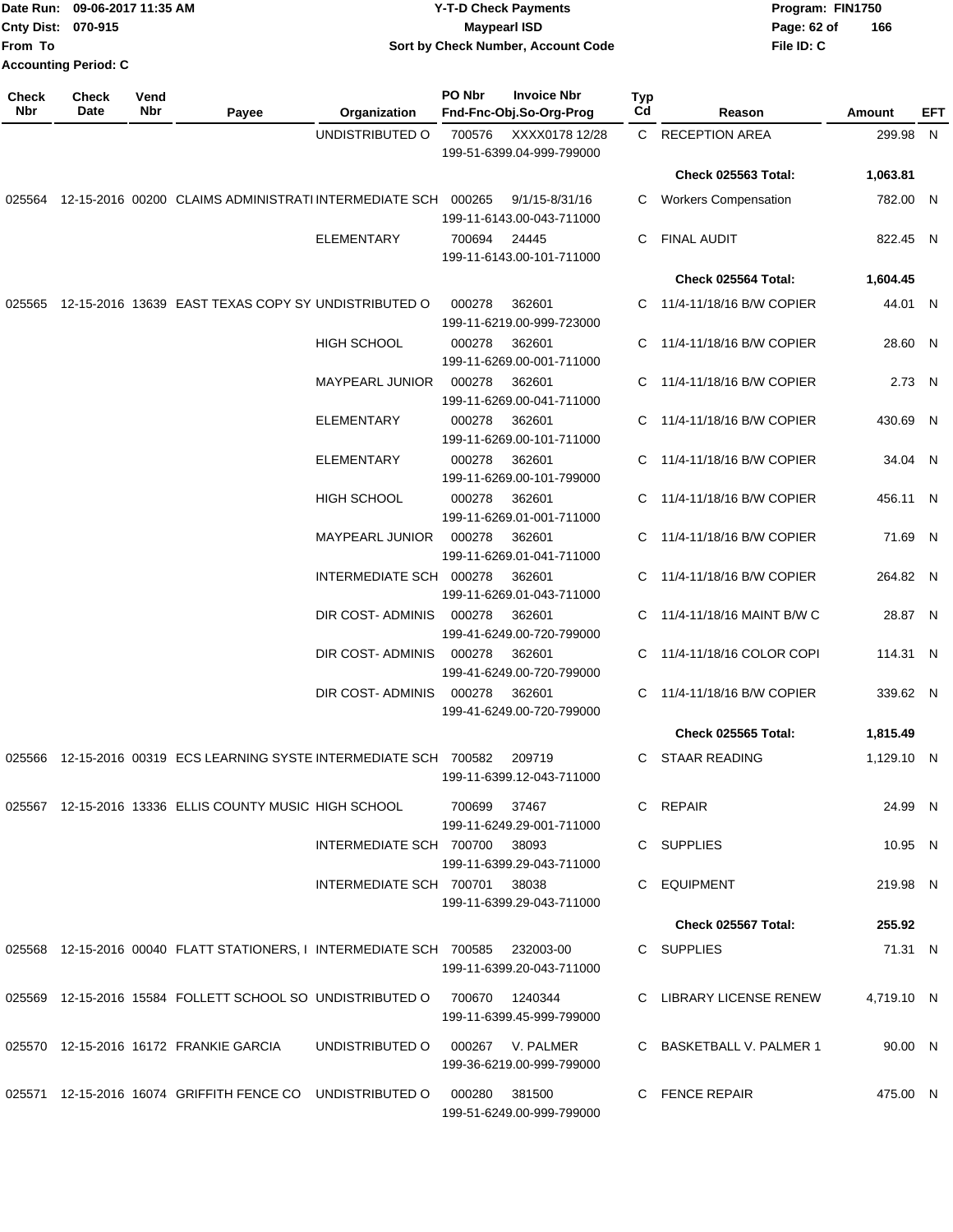Date Run: 09-06-2017 11:35 AM
Cnty Dist: 070-915
From To
Accounting Period: C

**Y-T-D Check Payments**
**Maypearl ISD**
**Sort by Check Number, Account Code**

Program: FIN1750
File ID: C

| Check Nbr | Check Date | Vend Nbr | Payee | Organization | PO Nbr | Invoice Nbr / Fnd-Fnc-Obj.So-Org-Prog | Typ Cd | Reason | Amount | EFT |
|---|---|---|---|---|---|---|---|---|---|---|
| | | | | UNDISTRIBUTED O | 700576 | XXXX0178 12/28 199-51-6399.04-999-799000 | C | RECEPTION AREA | 299.98 | N |
| | | | | | | | | **Check 025563 Total:** | **1,063.81** | |
| 025564 | 12-15-2016 | 00200 | CLAIMS ADMINISTRATI | INTERMEDIATE SCH | 000265 | 9/1/15-8/31/16 199-11-6143.00-043-711000 | C | Workers Compensation | 782.00 | N |
| | | | | ELEMENTARY | 700694 | 24445 199-11-6143.00-101-711000 | C | FINAL AUDIT | 822.45 | N |
| | | | | | | | | **Check 025564 Total:** | **1,604.45** | |
| 025565 | 12-15-2016 | 13639 | EAST TEXAS COPY SY | UNDISTRIBUTED O | 000278 | 362601 199-11-6219.00-999-723000 | C | 11/4-11/18/16 B/W COPIER | 44.01 | N |
| | | | | HIGH SCHOOL | 000278 | 362601 199-11-6269.00-001-711000 | C | 11/4-11/18/16 B/W COPIER | 28.60 | N |
| | | | | MAYPEARL JUNIOR | 000278 | 362601 199-11-6269.00-041-711000 | C | 11/4-11/18/16 B/W COPIER | 2.73 | N |
| | | | | ELEMENTARY | 000278 | 362601 199-11-6269.00-101-711000 | C | 11/4-11/18/16 B/W COPIER | 430.69 | N |
| | | | | ELEMENTARY | 000278 | 362601 199-11-6269.00-101-799000 | C | 11/4-11/18/16 B/W COPIER | 34.04 | N |
| | | | | HIGH SCHOOL | 000278 | 362601 199-11-6269.01-001-711000 | C | 11/4-11/18/16 B/W COPIER | 456.11 | N |
| | | | | MAYPEARL JUNIOR | 000278 | 362601 199-11-6269.01-041-711000 | C | 11/4-11/18/16 B/W COPIER | 71.69 | N |
| | | | | INTERMEDIATE SCH | 000278 | 362601 199-11-6269.01-043-711000 | C | 11/4-11/18/16 B/W COPIER | 264.82 | N |
| | | | | DIR COST- ADMINIS | 000278 | 362601 199-41-6249.00-720-799000 | C | 11/4-11/18/16 MAINT B/W C | 28.87 | N |
| | | | | DIR COST- ADMINIS | 000278 | 362601 199-41-6249.00-720-799000 | C | 11/4-11/18/16 COLOR COPI | 114.31 | N |
| | | | | DIR COST- ADMINIS | 000278 | 362601 199-41-6249.00-720-799000 | C | 11/4-11/18/16 B/W COPIER | 339.62 | N |
| | | | | | | | | **Check 025565 Total:** | **1,815.49** | |
| 025566 | 12-15-2016 | 00319 | ECS LEARNING SYSTE | INTERMEDIATE SCH | 700582 | 209719 199-11-6399.12-043-711000 | C | STAAR READING | 1,129.10 | N |
| 025567 | 12-15-2016 | 13336 | ELLIS COUNTY MUSIC | HIGH SCHOOL | 700699 | 37467 199-11-6249.29-001-711000 | C | REPAIR | 24.99 | N |
| | | | | INTERMEDIATE SCH | 700700 | 38093 199-11-6399.29-043-711000 | C | SUPPLIES | 10.95 | N |
| | | | | INTERMEDIATE SCH | 700701 | 38038 199-11-6399.29-043-711000 | C | EQUIPMENT | 219.98 | N |
| | | | | | | | | **Check 025567 Total:** | **255.92** | |
| 025568 | 12-15-2016 | 00040 | FLATT STATIONERS, I | INTERMEDIATE SCH | 700585 | 232003-00 199-11-6399.20-043-711000 | C | SUPPLIES | 71.31 | N |
| 025569 | 12-15-2016 | 15584 | FOLLETT SCHOOL SO | UNDISTRIBUTED O | 700670 | 1240344 199-11-6399.45-999-799000 | C | LIBRARY LICENSE RENEW | 4,719.10 | N |
| 025570 | 12-15-2016 | 16172 | FRANKIE GARCIA | UNDISTRIBUTED O | 000267 | V. PALMER 199-36-6219.00-999-799000 | C | BASKETBALL V. PALMER 1 | 90.00 | N |
| 025571 | 12-15-2016 | 16074 | GRIFFITH FENCE CO | UNDISTRIBUTED O | 000280 | 381500 199-51-6249.00-999-799000 | C | FENCE REPAIR | 475.00 | N |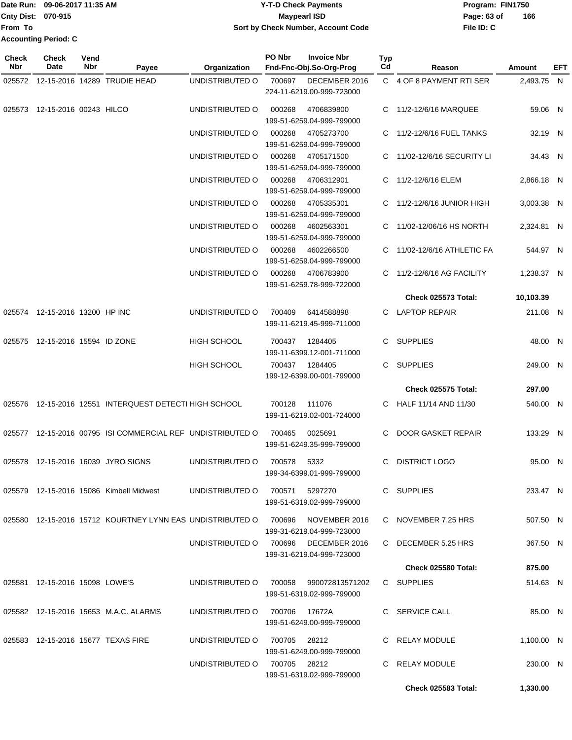Date Run: 09-06-2017 11:35 AM
Cnty Dist: 070-915
From To
Accounting Period: C

# Y-T-D Check Payments
## Maypearl ISD
### Sort by Check Number, Account Code

Program: FIN1750
File ID: C

| Check Nbr | Check Date | Vend Nbr | Payee | Organization | PO Nbr | Invoice Nbr / Fnd-Fnc-Obj.So-Org-Prog | Typ Cd | Reason | Amount | EFT |
|---|---|---|---|---|---|---|---|---|---|---|
| 025572 | 12-15-2016 | 14289 | TRUDIE HEAD | UNDISTRIBUTED O | 700697 | DECEMBER 2016 224-11-6219.00-999-723000 | C | 4 OF 8 PAYMENT RTI SER | 2,493.75 | N |
| 025573 | 12-15-2016 | 00243 | HILCO | UNDISTRIBUTED O | 000268 | 4706839800 199-51-6259.04-999-799000 | C | 11/2-12/6/16 MARQUEE | 59.06 | N |
| | | | | UNDISTRIBUTED O | 000268 | 4705273700 199-51-6259.04-999-799000 | C | 11/2-12/6/16 FUEL TANKS | 32.19 | N |
| | | | | UNDISTRIBUTED O | 000268 | 4705171500 199-51-6259.04-999-799000 | C | 11/02-12/6/16 SECURITY LI | 34.43 | N |
| | | | | UNDISTRIBUTED O | 000268 | 4706312901 199-51-6259.04-999-799000 | C | 11/2-12/6/16 ELEM | 2,866.18 | N |
| | | | | UNDISTRIBUTED O | 000268 | 4705335301 199-51-6259.04-999-799000 | C | 11/2-12/6/16 JUNIOR HIGH | 3,003.38 | N |
| | | | | UNDISTRIBUTED O | 000268 | 4602563301 199-51-6259.04-999-799000 | C | 11/02-12/06/16 HS NORTH | 2,324.81 | N |
| | | | | UNDISTRIBUTED O | 000268 | 4602266500 199-51-6259.04-999-799000 | C | 11/02-12/6/16 ATHLETIC FA | 544.97 | N |
| | | | | UNDISTRIBUTED O | 000268 | 4706783900 199-51-6259.78-999-722000 | C | 11/2-12/6/16 AG FACILITY | 1,238.37 | N |
| | | | | | | | | **Check 025573 Total:** | **10,103.39** | |
| 025574 | 12-15-2016 | 13200 | HP INC | UNDISTRIBUTED O | 700409 | 6414588898 199-11-6219.45-999-711000 | C | LAPTOP REPAIR | 211.08 | N |
| 025575 | 12-15-2016 | 15594 | ID ZONE | HIGH SCHOOL | 700437 | 1284405 199-11-6399.12-001-711000 | C | SUPPLIES | 48.00 | N |
| | | | | HIGH SCHOOL | 700437 | 1284405 199-12-6399.00-001-799000 | C | SUPPLIES | 249.00 | N |
| | | | | | | | | **Check 025575 Total:** | **297.00** | |
| 025576 | 12-15-2016 | 12551 | INTERQUEST DETECTI | HIGH SCHOOL | 700128 | 111076 199-11-6219.02-001-724000 | C | HALF 11/14 AND 11/30 | 540.00 | N |
| 025577 | 12-15-2016 | 00795 | ISI COMMERCIAL REF | UNDISTRIBUTED O | 700465 | 0025691 199-51-6249.35-999-799000 | C | DOOR GASKET REPAIR | 133.29 | N |
| 025578 | 12-15-2016 | 16039 | JYRO SIGNS | UNDISTRIBUTED O | 700578 | 5332 199-34-6399.01-999-799000 | C | DISTRICT LOGO | 95.00 | N |
| 025579 | 12-15-2016 | 15086 | Kimbell Midwest | UNDISTRIBUTED O | 700571 | 5297270 199-51-6319.02-999-799000 | C | SUPPLIES | 233.47 | N |
| 025580 | 12-15-2016 | 15712 | KOURTNEY LYNN EAS | UNDISTRIBUTED O | 700696 | NOVEMBER 2016 199-31-6219.04-999-723000 | C | NOVEMBER 7.25 HRS | 507.50 | N |
| | | | | UNDISTRIBUTED O | 700696 | DECEMBER 2016 199-31-6219.04-999-723000 | C | DECEMBER 5.25 HRS | 367.50 | N |
| | | | | | | | | **Check 025580 Total:** | **875.00** | |
| 025581 | 12-15-2016 | 15098 | LOWE'S | UNDISTRIBUTED O | 700058 | 990072813571202 199-51-6319.02-999-799000 | C | SUPPLIES | 514.63 | N |
| 025582 | 12-15-2016 | 15653 | M.A.C. ALARMS | UNDISTRIBUTED O | 700706 | 17672A 199-51-6249.00-999-799000 | C | SERVICE CALL | 85.00 | N |
| 025583 | 12-15-2016 | 15677 | TEXAS FIRE | UNDISTRIBUTED O | 700705 | 28212 199-51-6249.00-999-799000 | C | RELAY MODULE | 1,100.00 | N |
| | | | | UNDISTRIBUTED O | 700705 | 28212 199-51-6319.02-999-799000 | C | RELAY MODULE | 230.00 | N |
| | | | | | | | | **Check 025583 Total:** | **1,330.00** | |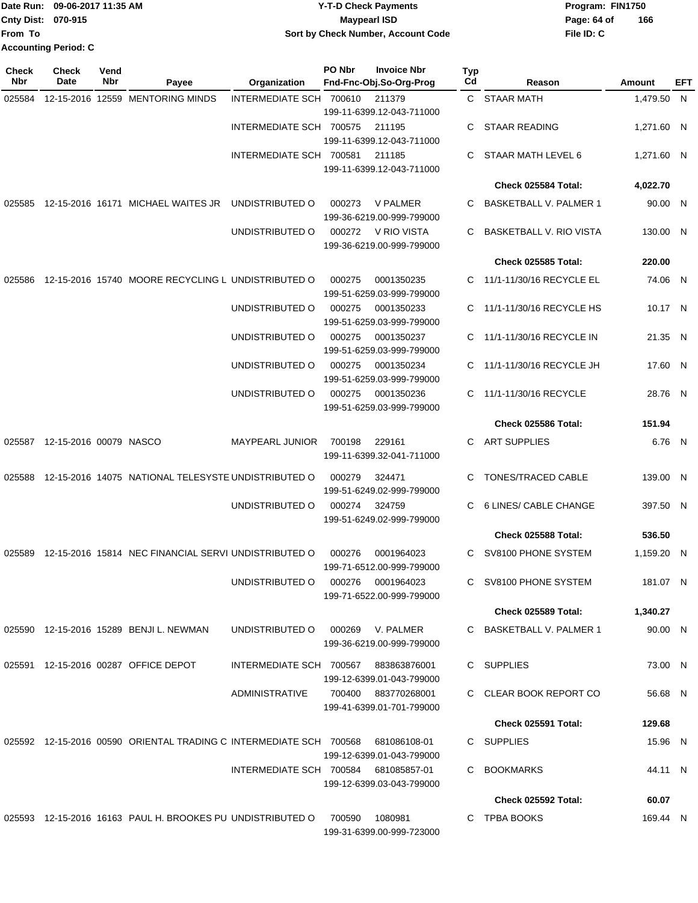Date Run: 09-06-2017 11:35 AM
Cnty Dist: 070-915
From To
Accounting Period: C

**Y-T-D Check Payments**
**Maypearl ISD**
**Sort by Check Number, Account Code**

Program: FIN1750
File ID: C

| Check Nbr | Check Date | Vend Nbr | Payee | Organization | PO Nbr | Invoice Nbr / Fnd-Fnc-Obj.So-Org-Prog | Typ Cd | Reason | Amount | EFT |
|---|---|---|---|---|---|---|---|---|---|---|
| 025584 | 12-15-2016 | 12559 | MENTORING MINDS | INTERMEDIATE SCH | 700610 | 211379 / 199-11-6399.12-043-711000 | C | STAAR MATH | 1,479.50 | N |
| | | | | INTERMEDIATE SCH | 700575 | 211195 / 199-11-6399.12-043-711000 | C | STAAR READING | 1,271.60 | N |
| | | | | INTERMEDIATE SCH | 700581 | 211185 / 199-11-6399.12-043-711000 | C | STAAR MATH LEVEL 6 | 1,271.60 | N |
| | | | | | | | | **Check 025584 Total:** | **4,022.70** | |
| 025585 | 12-15-2016 | 16171 | MICHAEL WAITES JR | UNDISTRIBUTED O | 000273 | V PALMER / 199-36-6219.00-999-799000 | C | BASKETBALL V. PALMER 1 | 90.00 | N |
| | | | | UNDISTRIBUTED O | 000272 | V RIO VISTA / 199-36-6219.00-999-799000 | C | BASKETBALL V. RIO VISTA | 130.00 | N |
| | | | | | | | | **Check 025585 Total:** | **220.00** | |
| 025586 | 12-15-2016 | 15740 | MOORE RECYCLING L | UNDISTRIBUTED O | 000275 | 0001350235 / 199-51-6259.03-999-799000 | C | 11/1-11/30/16 RECYCLE EL | 74.06 | N |
| | | | | UNDISTRIBUTED O | 000275 | 0001350233 / 199-51-6259.03-999-799000 | C | 11/1-11/30/16 RECYCLE HS | 10.17 | N |
| | | | | UNDISTRIBUTED O | 000275 | 0001350237 / 199-51-6259.03-999-799000 | C | 11/1-11/30/16 RECYCLE IN | 21.35 | N |
| | | | | UNDISTRIBUTED O | 000275 | 0001350234 / 199-51-6259.03-999-799000 | C | 11/1-11/30/16 RECYCLE JH | 17.60 | N |
| | | | | UNDISTRIBUTED O | 000275 | 0001350236 / 199-51-6259.03-999-799000 | C | 11/1-11/30/16 RECYCLE | 28.76 | N |
| | | | | | | | | **Check 025586 Total:** | **151.94** | |
| 025587 | 12-15-2016 | 00079 | NASCO | MAYPEARL JUNIOR | 700198 | 229161 / 199-11-6399.32-041-711000 | C | ART SUPPLIES | 6.76 | N |
| 025588 | 12-15-2016 | 14075 | NATIONAL TELESYSTE | UNDISTRIBUTED O | 000279 | 324471 / 199-51-6249.02-999-799000 | C | TONES/TRACED CABLE | 139.00 | N |
| | | | | UNDISTRIBUTED O | 000274 | 324759 / 199-51-6249.02-999-799000 | C | 6 LINES/ CABLE CHANGE | 397.50 | N |
| | | | | | | | | **Check 025588 Total:** | **536.50** | |
| 025589 | 12-15-2016 | 15814 | NEC FINANCIAL SERVI | UNDISTRIBUTED O | 000276 | 0001964023 / 199-71-6512.00-999-799000 | C | SV8100 PHONE SYSTEM | 1,159.20 | N |
| | | | | UNDISTRIBUTED O | 000276 | 0001964023 / 199-71-6522.00-999-799000 | C | SV8100 PHONE SYSTEM | 181.07 | N |
| | | | | | | | | **Check 025589 Total:** | **1,340.27** | |
| 025590 | 12-15-2016 | 15289 | BENJI L. NEWMAN | UNDISTRIBUTED O | 000269 | V. PALMER / 199-36-6219.00-999-799000 | C | BASKETBALL V. PALMER 1 | 90.00 | N |
| 025591 | 12-15-2016 | 00287 | OFFICE DEPOT | INTERMEDIATE SCH | 700567 | 883863876001 / 199-12-6399.01-043-799000 | C | SUPPLIES | 73.00 | N |
| | | | | ADMINISTRATIVE | 700400 | 883770268001 / 199-41-6399.01-701-799000 | C | CLEAR BOOK REPORT CO | 56.68 | N |
| | | | | | | | | **Check 025591 Total:** | **129.68** | |
| 025592 | 12-15-2016 | 00590 | ORIENTAL TRADING C | INTERMEDIATE SCH | 700568 | 681086108-01 / 199-12-6399.01-043-799000 | C | SUPPLIES | 15.96 | N |
| | | | | INTERMEDIATE SCH | 700584 | 681085857-01 / 199-12-6399.03-043-799000 | C | BOOKMARKS | 44.11 | N |
| | | | | | | | | **Check 025592 Total:** | **60.07** | |
| 025593 | 12-15-2016 | 16163 | PAUL H. BROOKES PU | UNDISTRIBUTED O | 700590 | 1080981 / 199-31-6399.00-999-723000 | C | TPBA BOOKS | 169.44 | N |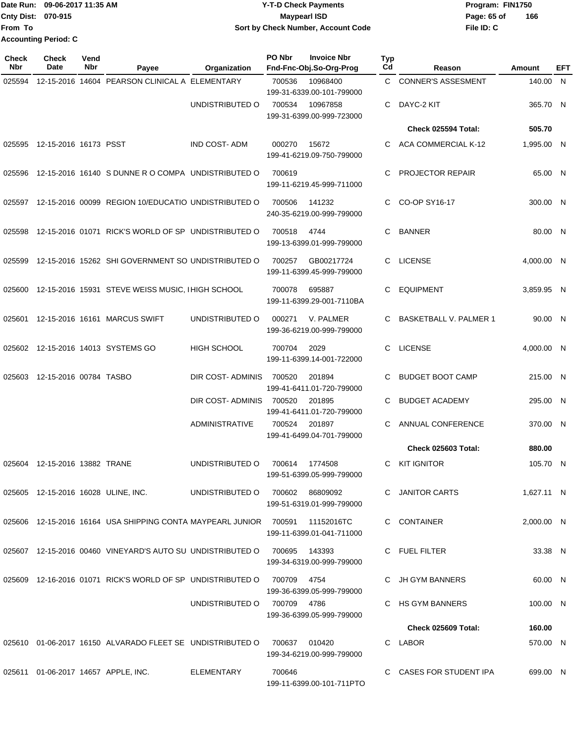Date Run: 09-06-2017 11:35 AM
Cnty Dist: 070-915
From To
Accounting Period: C

# Y-T-D Check Payments
## Maypearl ISD
### Sort by Check Number, Account Code

Program: FIN1750
File ID: C

| Check Nbr | Check Date | Vend Nbr | Payee | Organization | PO Nbr | Invoice Nbr / Fnd-Fnc-Obj.So-Org-Prog | Typ Cd | Reason | Amount | EFT |
|---|---|---|---|---|---|---|---|---|---|---|
| 025594 | 12-15-2016 | 14604 | PEARSON CLINICAL A | ELEMENTARY | 700536 | 10968400 / 199-31-6339.00-101-799000 | C | CONNER'S ASSESMENT | 140.00 | N |
| | | | | UNDISTRIBUTED O | 700534 | 10967858 / 199-31-6399.00-999-723000 | C | DAYC-2 KIT | 365.70 | N |
| | | | | | | | | **Check 025594 Total:** | **505.70** | |
| 025595 | 12-15-2016 | 16173 | PSST | IND COST- ADM | 000270 | 15672 / 199-41-6219.09-750-799000 | C | ACA COMMERCIAL K-12 | 1,995.00 | N |
| 025596 | 12-15-2016 | 16140 | S DUNNE R O COMPA | UNDISTRIBUTED O | 700619 | 199-11-6219.45-999-711000 | C | PROJECTOR REPAIR | 65.00 | N |
| 025597 | 12-15-2016 | 00099 | REGION 10/EDUCATIO | UNDISTRIBUTED O | 700506 | 141232 / 240-35-6219.00-999-799000 | C | CO-OP SY16-17 | 300.00 | N |
| 025598 | 12-15-2016 | 01071 | RICK'S WORLD OF SP | UNDISTRIBUTED O | 700518 | 4744 / 199-13-6399.01-999-799000 | C | BANNER | 80.00 | N |
| 025599 | 12-15-2016 | 15262 | SHI GOVERNMENT SO | UNDISTRIBUTED O | 700257 | GB00217724 / 199-11-6399.45-999-799000 | C | LICENSE | 4,000.00 | N |
| 025600 | 12-15-2016 | 15931 | STEVE WEISS MUSIC, I | HIGH SCHOOL | 700078 | 695887 / 199-11-6399.29-001-7110BA | C | EQUIPMENT | 3,859.95 | N |
| 025601 | 12-15-2016 | 16161 | MARCUS SWIFT | UNDISTRIBUTED O | 000271 | V. PALMER / 199-36-6219.00-999-799000 | C | BASKETBALL V. PALMER 1 | 90.00 | N |
| 025602 | 12-15-2016 | 14013 | SYSTEMS GO | HIGH SCHOOL | 700704 | 2029 / 199-11-6399.14-001-722000 | C | LICENSE | 4,000.00 | N |
| 025603 | 12-15-2016 | 00784 | TASBO | DIR COST- ADMINIS | 700520 | 201894 / 199-41-6411.01-720-799000 | C | BUDGET BOOT CAMP | 215.00 | N |
| | | | | DIR COST- ADMINIS | 700520 | 201895 / 199-41-6411.01-720-799000 | C | BUDGET ACADEMY | 295.00 | N |
| | | | | ADMINISTRATIVE | 700524 | 201897 / 199-41-6499.04-701-799000 | C | ANNUAL CONFERENCE | 370.00 | N |
| | | | | | | | | **Check 025603 Total:** | **880.00** | |
| 025604 | 12-15-2016 | 13882 | TRANE | UNDISTRIBUTED O | 700614 | 1774508 / 199-51-6399.05-999-799000 | C | KIT IGNITOR | 105.70 | N |
| 025605 | 12-15-2016 | 16028 | ULINE, INC. | UNDISTRIBUTED O | 700602 | 86809092 / 199-51-6319.01-999-799000 | C | JANITOR CARTS | 1,627.11 | N |
| 025606 | 12-15-2016 | 16164 | USA SHIPPING CONTA | MAYPEARL JUNIOR | 700591 | 11152016TC / 199-11-6399.01-041-711000 | C | CONTAINER | 2,000.00 | N |
| 025607 | 12-15-2016 | 00460 | VINEYARD'S AUTO SU | UNDISTRIBUTED O | 700695 | 143393 / 199-34-6319.00-999-799000 | C | FUEL FILTER | 33.38 | N |
| 025609 | 12-16-2016 | 01071 | RICK'S WORLD OF SP | UNDISTRIBUTED O | 700709 | 4754 / 199-36-6399.05-999-799000 | C | JH GYM BANNERS | 60.00 | N |
| | | | | UNDISTRIBUTED O | 700709 | 4786 / 199-36-6399.05-999-799000 | C | HS GYM BANNERS | 100.00 | N |
| | | | | | | | | **Check 025609 Total:** | **160.00** | |
| 025610 | 01-06-2017 | 16150 | ALVARADO FLEET SE | UNDISTRIBUTED O | 700637 | 010420 / 199-34-6219.00-999-799000 | C | LABOR | 570.00 | N |
| 025611 | 01-06-2017 | 14657 | APPLE, INC. | ELEMENTARY | 700646 | 199-11-6399.00-101-711PTO | C | CASES FOR STUDENT IPA | 699.00 | N |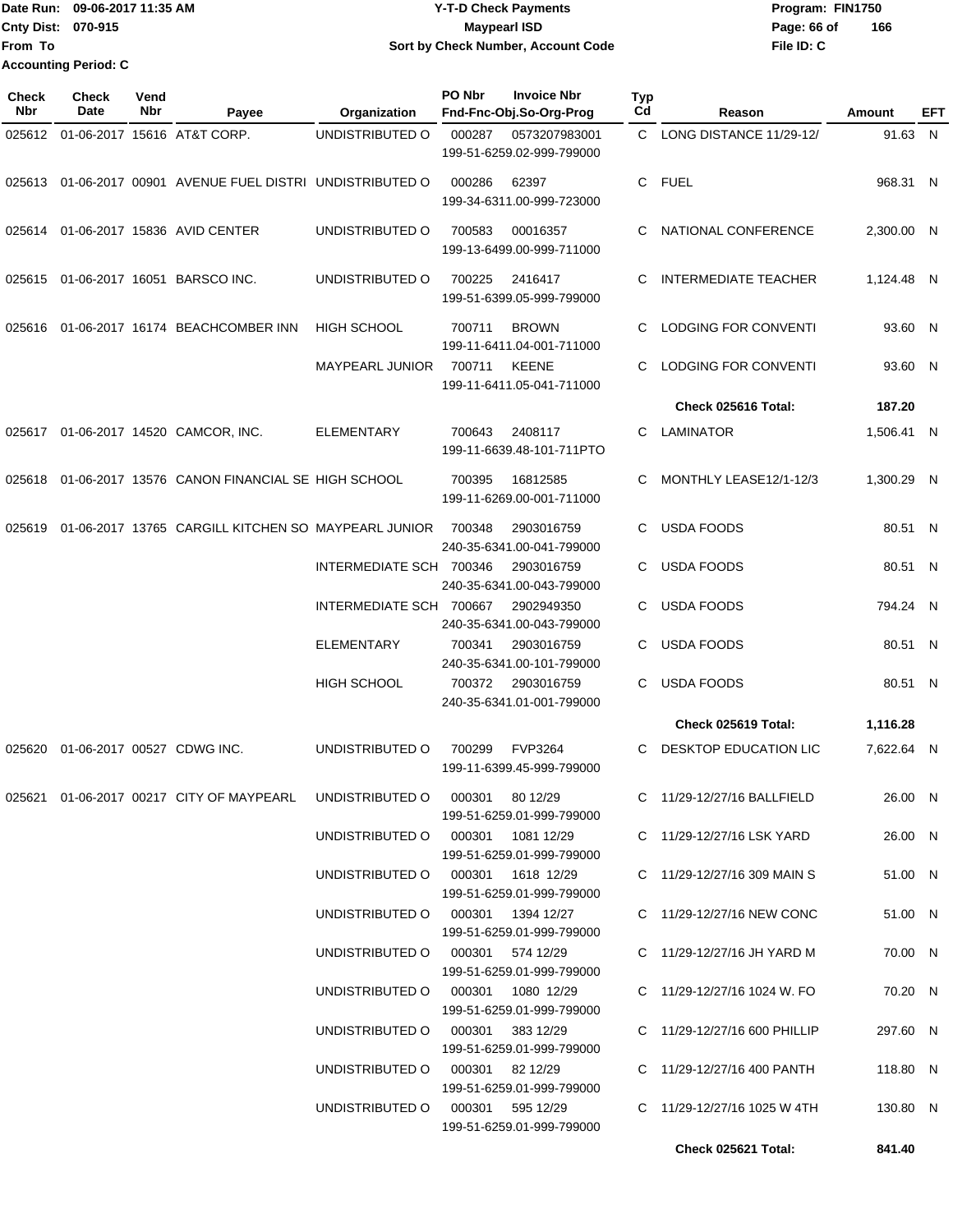Date Run: 09-06-2017 11:35 AM
Cnty Dist: 070-915
From To
Accounting Period: C

**Y-T-D Check Payments**
**Maypearl ISD**
**Sort by Check Number, Account Code**

Program: FIN1750
File ID: C

| Check Nbr | Check Date | Vend Nbr | Payee | Organization | PO Nbr | Invoice Nbr / Fnd-Fnc-Obj.So-Org-Prog | Typ Cd | Reason | Amount | EFT |
|---|---|---|---|---|---|---|---|---|---|---|
| 025612 | 01-06-2017 | 15616 | AT&T CORP. | UNDISTRIBUTED O | 000287 | 0573207983001 199-51-6259.02-999-799000 | C | LONG DISTANCE 11/29-12/ | 91.63 | N |
| 025613 | 01-06-2017 | 00901 | AVENUE FUEL DISTRI | UNDISTRIBUTED O | 000286 | 62397 199-34-6311.00-999-723000 | C | FUEL | 968.31 | N |
| 025614 | 01-06-2017 | 15836 | AVID CENTER | UNDISTRIBUTED O | 700583 | 00016357 199-13-6499.00-999-711000 | C | NATIONAL CONFERENCE | 2,300.00 | N |
| 025615 | 01-06-2017 | 16051 | BARSCO INC. | UNDISTRIBUTED O | 700225 | 2416417 199-51-6399.05-999-799000 | C | INTERMEDIATE TEACHER | 1,124.48 | N |
| 025616 | 01-06-2017 | 16174 | BEACHCOMBER INN | HIGH SCHOOL | 700711 | BROWN 199-11-6411.04-001-711000 | C | LODGING FOR CONVENTI | 93.60 | N |
| | | | | MAYPEARL JUNIOR | 700711 | KEENE 199-11-6411.05-041-711000 | C | LODGING FOR CONVENTI | 93.60 | N |
| | | | | | | | | **Check 025616 Total:** | **187.20** | |
| 025617 | 01-06-2017 | 14520 | CAMCOR, INC. | ELEMENTARY | 700643 | 2408117 199-11-6639.48-101-711PTO | C | LAMINATOR | 1,506.41 | N |
| 025618 | 01-06-2017 | 13576 | CANON FINANCIAL SE | HIGH SCHOOL | 700395 | 16812585 199-11-6269.00-001-711000 | C | MONTHLY LEASE12/1-12/3 | 1,300.29 | N |
| 025619 | 01-06-2017 | 13765 | CARGILL KITCHEN SO | MAYPEARL JUNIOR | 700348 | 2903016759 240-35-6341.00-041-799000 | C | USDA FOODS | 80.51 | N |
| | | | | INTERMEDIATE SCH | 700346 | 2903016759 240-35-6341.00-043-799000 | C | USDA FOODS | 80.51 | N |
| | | | | INTERMEDIATE SCH | 700667 | 2902949350 240-35-6341.00-043-799000 | C | USDA FOODS | 794.24 | N |
| | | | | ELEMENTARY | 700341 | 2903016759 240-35-6341.00-101-799000 | C | USDA FOODS | 80.51 | N |
| | | | | HIGH SCHOOL | 700372 | 2903016759 240-35-6341.01-001-799000 | C | USDA FOODS | 80.51 | N |
| | | | | | | | | **Check 025619 Total:** | **1,116.28** | |
| 025620 | 01-06-2017 | 00527 | CDWG INC. | UNDISTRIBUTED O | 700299 | FVP3264 199-11-6399.45-999-799000 | C | DESKTOP EDUCATION LIC | 7,622.64 | N |
| 025621 | 01-06-2017 | 00217 | CITY OF MAYPEARL | UNDISTRIBUTED O | 000301 | 80 12/29 199-51-6259.01-999-799000 | C | 11/29-12/27/16 BALLFIELD | 26.00 | N |
| | | | | UNDISTRIBUTED O | 000301 | 1081 12/29 199-51-6259.01-999-799000 | C | 11/29-12/27/16 LSK YARD | 26.00 | N |
| | | | | UNDISTRIBUTED O | 000301 | 1618 12/29 199-51-6259.01-999-799000 | C | 11/29-12/27/16 309 MAIN S | 51.00 | N |
| | | | | UNDISTRIBUTED O | 000301 | 1394 12/27 199-51-6259.01-999-799000 | C | 11/29-12/27/16 NEW CONC | 51.00 | N |
| | | | | UNDISTRIBUTED O | 000301 | 574 12/29 199-51-6259.01-999-799000 | C | 11/29-12/27/16 JH YARD M | 70.00 | N |
| | | | | UNDISTRIBUTED O | 000301 | 1080 12/29 199-51-6259.01-999-799000 | C | 11/29-12/27/16 1024 W. FO | 70.20 | N |
| | | | | UNDISTRIBUTED O | 000301 | 383 12/29 199-51-6259.01-999-799000 | C | 11/29-12/27/16 600 PHILLIP | 297.60 | N |
| | | | | UNDISTRIBUTED O | 000301 | 82 12/29 199-51-6259.01-999-799000 | C | 11/29-12/27/16 400 PANTH | 118.80 | N |
| | | | | UNDISTRIBUTED O | 000301 | 595 12/29 199-51-6259.01-999-799000 | C | 11/29-12/27/16 1025 W 4TH | 130.80 | N |
| | | | | | | | | **Check 025621 Total:** | **841.40** | |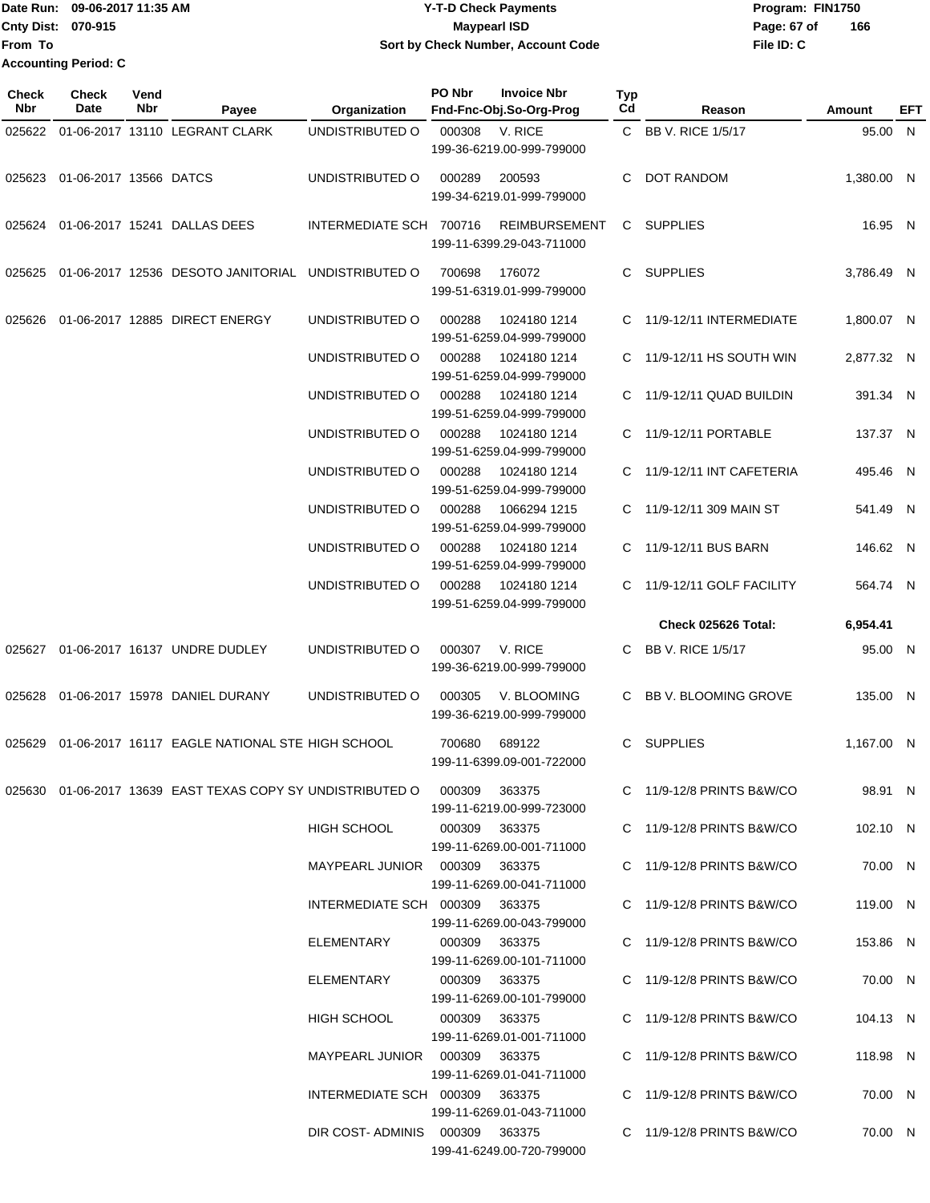Date Run: 09-06-2017 11:35 AM
Cnty Dist: 070-915
From To
Accounting Period: C

**Y-T-D Check Payments**
**Maypearl ISD**
**Sort by Check Number, Account Code**

Program: FIN1750
File ID: C

| Check Nbr | Check Date | Vend Nbr | Payee | Organization | PO Nbr | Invoice Nbr / Fnd-Fnc-Obj.So-Org-Prog | Typ Cd | Reason | Amount | EFT |
|---|---|---|---|---|---|---|---|---|---|---|
| 025622 | 01-06-2017 | 13110 | LEGRANT CLARK | UNDISTRIBUTED O | 000308 | V. RICE 199-36-6219.00-999-799000 | C | BB V. RICE 1/5/17 | 95.00 | N |
| 025623 | 01-06-2017 | 13566 | DATCS | UNDISTRIBUTED O | 000289 | 200593 199-34-6219.01-999-799000 | C | DOT RANDOM | 1,380.00 | N |
| 025624 | 01-06-2017 | 15241 | DALLAS DEES | INTERMEDIATE SCH | 700716 | REIMBURSEMENT 199-11-6399.29-043-711000 | C | SUPPLIES | 16.95 | N |
| 025625 | 01-06-2017 | 12536 | DESOTO JANITORIAL | UNDISTRIBUTED O | 700698 | 176072 199-51-6319.01-999-799000 | C | SUPPLIES | 3,786.49 | N |
| 025626 | 01-06-2017 | 12885 | DIRECT ENERGY | UNDISTRIBUTED O | 000288 | 1024180 1214 199-51-6259.04-999-799000 | C | 11/9-12/11 INTERMEDIATE | 1,800.07 | N |
| | | | | UNDISTRIBUTED O | 000288 | 1024180 1214 199-51-6259.04-999-799000 | C | 11/9-12/11 HS SOUTH WIN | 2,877.32 | N |
| | | | | UNDISTRIBUTED O | 000288 | 1024180 1214 199-51-6259.04-999-799000 | C | 11/9-12/11 QUAD BUILDIN | 391.34 | N |
| | | | | UNDISTRIBUTED O | 000288 | 1024180 1214 199-51-6259.04-999-799000 | C | 11/9-12/11 PORTABLE | 137.37 | N |
| | | | | UNDISTRIBUTED O | 000288 | 1024180 1214 199-51-6259.04-999-799000 | C | 11/9-12/11 INT CAFETERIA | 495.46 | N |
| | | | | UNDISTRIBUTED O | 000288 | 1066294 1215 199-51-6259.04-999-799000 | C | 11/9-12/11 309 MAIN ST | 541.49 | N |
| | | | | UNDISTRIBUTED O | 000288 | 1024180 1214 199-51-6259.04-999-799000 | C | 11/9-12/11 BUS BARN | 146.62 | N |
| | | | | UNDISTRIBUTED O | 000288 | 1024180 1214 199-51-6259.04-999-799000 | C | 11/9-12/11 GOLF FACILITY | 564.74 | N |
| | | | | | | | | **Check 025626 Total:** | **6,954.41** | |
| 025627 | 01-06-2017 | 16137 | UNDRE DUDLEY | UNDISTRIBUTED O | 000307 | V. RICE 199-36-6219.00-999-799000 | C | BB V. RICE 1/5/17 | 95.00 | N |
| 025628 | 01-06-2017 | 15978 | DANIEL DURANY | UNDISTRIBUTED O | 000305 | V. BLOOMING 199-36-6219.00-999-799000 | C | BB V. BLOOMING GROVE | 135.00 | N |
| 025629 | 01-06-2017 | 16117 | EAGLE NATIONAL STE | HIGH SCHOOL | 700680 | 689122 199-11-6399.09-001-722000 | C | SUPPLIES | 1,167.00 | N |
| 025630 | 01-06-2017 | 13639 | EAST TEXAS COPY SY | UNDISTRIBUTED O | 000309 | 363375 199-11-6219.00-999-723000 | C | 11/9-12/8 PRINTS B&W/CO | 98.91 | N |
| | | | | HIGH SCHOOL | 000309 | 363375 199-11-6269.00-001-711000 | C | 11/9-12/8 PRINTS B&W/CO | 102.10 | N |
| | | | | MAYPEARL JUNIOR | 000309 | 363375 199-11-6269.00-041-711000 | C | 11/9-12/8 PRINTS B&W/CO | 70.00 | N |
| | | | | INTERMEDIATE SCH | 000309 | 363375 199-11-6269.00-043-799000 | C | 11/9-12/8 PRINTS B&W/CO | 119.00 | N |
| | | | | ELEMENTARY | 000309 | 363375 199-11-6269.00-101-711000 | C | 11/9-12/8 PRINTS B&W/CO | 153.86 | N |
| | | | | ELEMENTARY | 000309 | 363375 199-11-6269.00-101-799000 | C | 11/9-12/8 PRINTS B&W/CO | 70.00 | N |
| | | | | HIGH SCHOOL | 000309 | 363375 199-11-6269.01-001-711000 | C | 11/9-12/8 PRINTS B&W/CO | 104.13 | N |
| | | | | MAYPEARL JUNIOR | 000309 | 363375 199-11-6269.01-041-711000 | C | 11/9-12/8 PRINTS B&W/CO | 118.98 | N |
| | | | | INTERMEDIATE SCH | 000309 | 363375 199-11-6269.01-043-711000 | C | 11/9-12/8 PRINTS B&W/CO | 70.00 | N |
| | | | | DIR COST- ADMINIS | 000309 | 363375 199-41-6249.00-720-799000 | C | 11/9-12/8 PRINTS B&W/CO | 70.00 | N |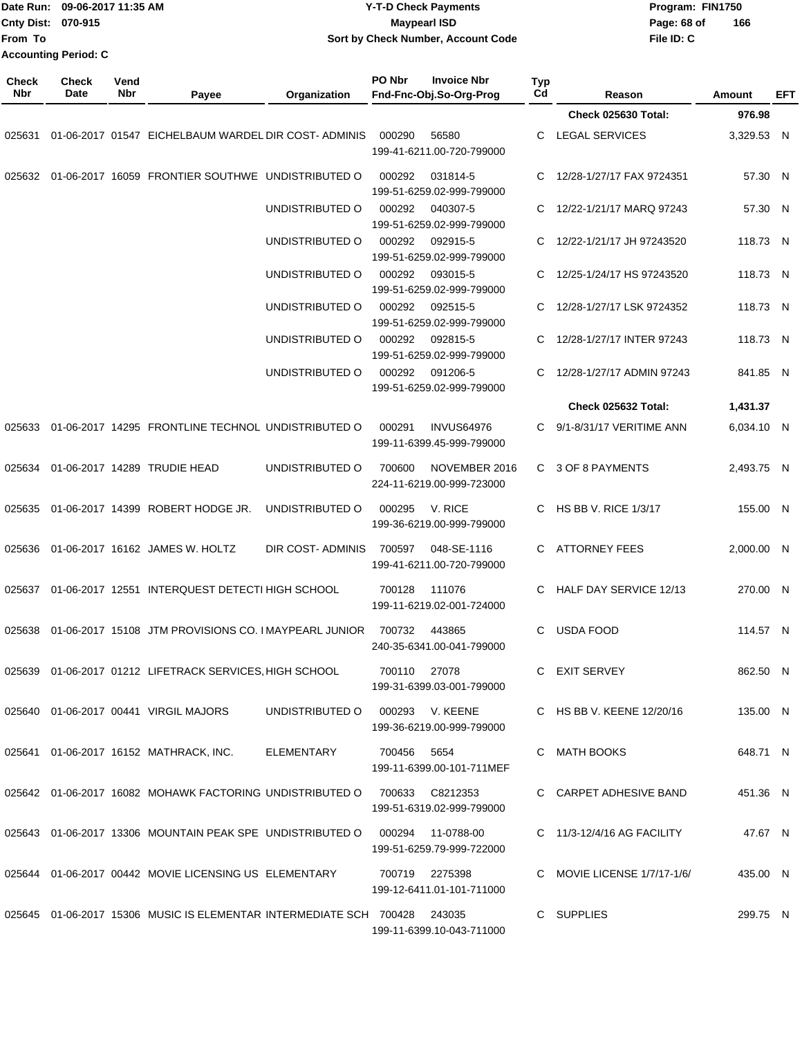Date Run: 09-06-2017 11:35 AM
Cnty Dist: 070-915
From To
Accounting Period: C

# Y-T-D Check Payments
## Maypearl ISD
### Sort by Check Number, Account Code

Program: FIN1750
File ID: C

| Check Nbr | Check Date | Vend Nbr | Payee | Organization | PO Nbr | Invoice Nbr / Fnd-Fnc-Obj.So-Org-Prog | Typ Cd | Reason | Amount | EFT |
|---|---|---|---|---|---|---|---|---|---|---|
| | | | | | | | | Check 025630 Total: | 976.98 | |
| 025631 | 01-06-2017 | 01547 | EICHELBAUM WARDEL | DIR COST- ADMINIS | 000290 | 56580 199-41-6211.00-720-799000 | C | LEGAL SERVICES | 3,329.53 | N |
| 025632 | 01-06-2017 | 16059 | FRONTIER SOUTHWE | UNDISTRIBUTED O | 000292 | 031814-5 199-51-6259.02-999-799000 | C | 12/28-1/27/17 FAX 9724351 | 57.30 | N |
| | | | | UNDISTRIBUTED O | 000292 | 040307-5 199-51-6259.02-999-799000 | C | 12/22-1/21/17 MARQ 97243 | 57.30 | N |
| | | | | UNDISTRIBUTED O | 000292 | 092915-5 199-51-6259.02-999-799000 | C | 12/22-1/21/17 JH 97243520 | 118.73 | N |
| | | | | UNDISTRIBUTED O | 000292 | 093015-5 199-51-6259.02-999-799000 | C | 12/25-1/24/17 HS 97243520 | 118.73 | N |
| | | | | UNDISTRIBUTED O | 000292 | 092515-5 199-51-6259.02-999-799000 | C | 12/28-1/27/17 LSK 9724352 | 118.73 | N |
| | | | | UNDISTRIBUTED O | 000292 | 092815-5 199-51-6259.02-999-799000 | C | 12/28-1/27/17 INTER 97243 | 118.73 | N |
| | | | | UNDISTRIBUTED O | 000292 | 091206-5 199-51-6259.02-999-799000 | C | 12/28-1/27/17 ADMIN 97243 | 841.85 | N |
| | | | | | | | | Check 025632 Total: | 1,431.37 | |
| 025633 | 01-06-2017 | 14295 | FRONTLINE TECHNOL | UNDISTRIBUTED O | 000291 | INVUS64976 199-11-6399.45-999-799000 | C | 9/1-8/31/17 VERITIME ANN | 6,034.10 | N |
| 025634 | 01-06-2017 | 14289 | TRUDIE HEAD | UNDISTRIBUTED O | 700600 | NOVEMBER 2016 224-11-6219.00-999-723000 | C | 3 OF 8 PAYMENTS | 2,493.75 | N |
| 025635 | 01-06-2017 | 14399 | ROBERT HODGE JR. | UNDISTRIBUTED O | 000295 | V. RICE 199-36-6219.00-999-799000 | C | HS BB V. RICE 1/3/17 | 155.00 | N |
| 025636 | 01-06-2017 | 16162 | JAMES W. HOLTZ | DIR COST- ADMINIS | 700597 | 048-SE-1116 199-41-6211.00-720-799000 | C | ATTORNEY FEES | 2,000.00 | N |
| 025637 | 01-06-2017 | 12551 | INTERQUEST DETECTI | HIGH SCHOOL | 700128 | 111076 199-11-6219.02-001-724000 | C | HALF DAY SERVICE 12/13 | 270.00 | N |
| 025638 | 01-06-2017 | 15108 | JTM PROVISIONS CO. I | MAYPEARL JUNIOR | 700732 | 443865 240-35-6341.00-041-799000 | C | USDA FOOD | 114.57 | N |
| 025639 | 01-06-2017 | 01212 | LIFETRACK SERVICES, | HIGH SCHOOL | 700110 | 27078 199-31-6399.03-001-799000 | C | EXIT SERVEY | 862.50 | N |
| 025640 | 01-06-2017 | 00441 | VIRGIL MAJORS | UNDISTRIBUTED O | 000293 | V. KEENE 199-36-6219.00-999-799000 | C | HS BB V. KEENE 12/20/16 | 135.00 | N |
| 025641 | 01-06-2017 | 16152 | MATHRACK, INC. | ELEMENTARY | 700456 | 5654 199-11-6399.00-101-711MEF | C | MATH BOOKS | 648.71 | N |
| 025642 | 01-06-2017 | 16082 | MOHAWK FACTORING | UNDISTRIBUTED O | 700633 | C8212353 199-51-6319.02-999-799000 | C | CARPET ADHESIVE BAND | 451.36 | N |
| 025643 | 01-06-2017 | 13306 | MOUNTAIN PEAK SPE | UNDISTRIBUTED O | 000294 | 11-0788-00 199-51-6259.79-999-722000 | C | 11/3-12/4/16 AG FACILITY | 47.67 | N |
| 025644 | 01-06-2017 | 00442 | MOVIE LICENSING US | ELEMENTARY | 700719 | 2275398 199-12-6411.01-101-711000 | C | MOVIE LICENSE 1/7/17-1/6/ | 435.00 | N |
| 025645 | 01-06-2017 | 15306 | MUSIC IS ELEMENTAR | INTERMEDIATE SCH | 700428 | 243035 199-11-6399.10-043-711000 | C | SUPPLIES | 299.75 | N |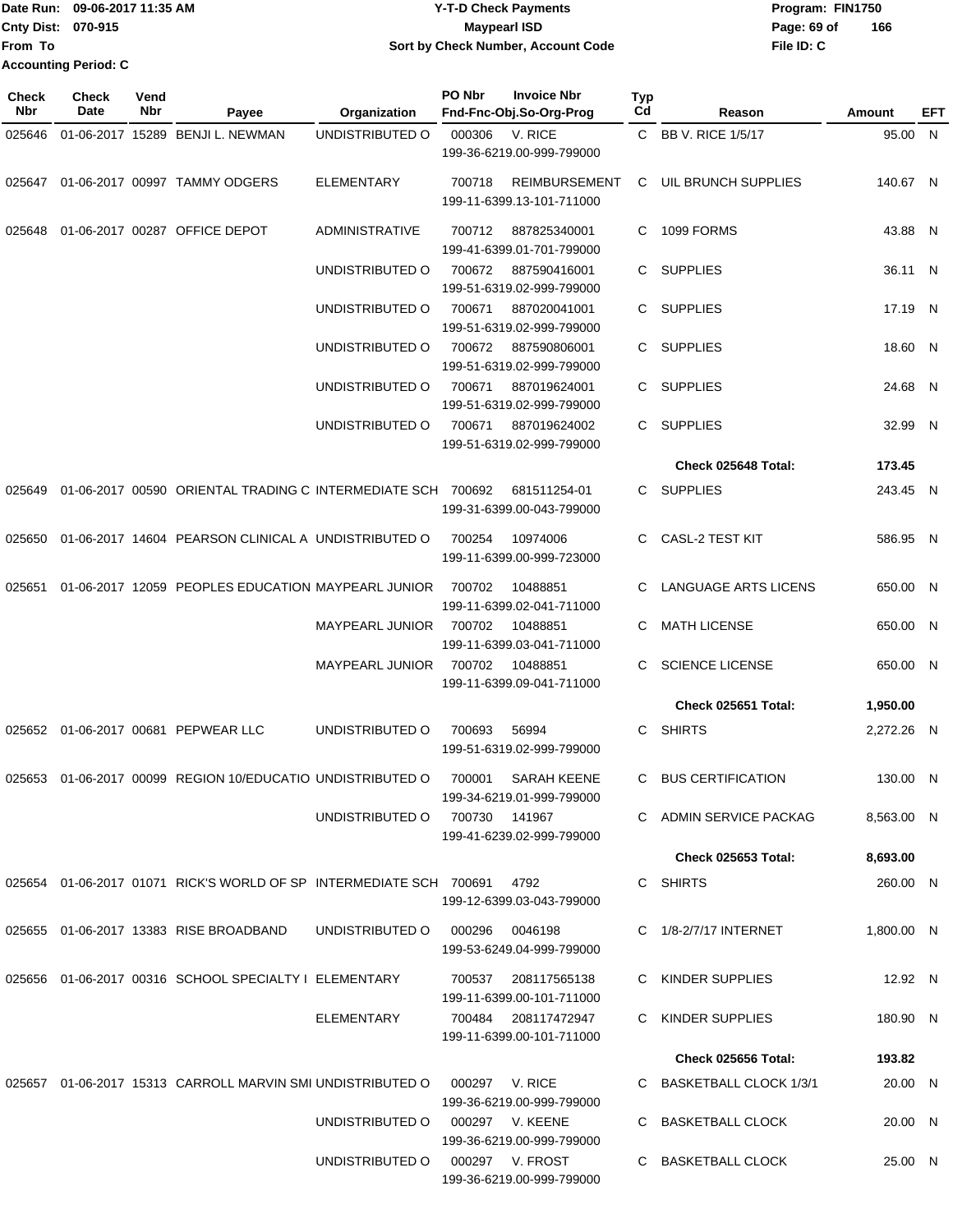Date Run: 09-06-2017 11:35 AM
Cnty Dist: 070-915
From To
Accounting Period: C

# Y-T-D Check Payments
## Maypearl ISD
### Sort by Check Number, Account Code

Program: FIN1750
File ID: C

| Check Nbr | Check Date | Vend Nbr | Payee | Organization | PO Nbr | Invoice Nbr / Fnd-Fnc-Obj.So-Org-Prog | Typ Cd | Reason | Amount | EFT |
|---|---|---|---|---|---|---|---|---|---|---|
| 025646 | 01-06-2017 | 15289 | BENJI L. NEWMAN | UNDISTRIBUTED O | 000306 | V. RICE 199-36-6219.00-999-799000 | C | BB V. RICE 1/5/17 | 95.00 | N |
| 025647 | 01-06-2017 | 00997 | TAMMY ODGERS | ELEMENTARY | 700718 | REIMBURSEMENT 199-11-6399.13-101-711000 | C | UIL BRUNCH SUPPLIES | 140.67 | N |
| 025648 | 01-06-2017 | 00287 | OFFICE DEPOT | ADMINISTRATIVE | 700712 | 887825340001 199-41-6399.01-701-799000 | C | 1099 FORMS | 43.88 | N |
| | | | | UNDISTRIBUTED O | 700672 | 887590416001 199-51-6319.02-999-799000 | C | SUPPLIES | 36.11 | N |
| | | | | UNDISTRIBUTED O | 700671 | 887020041001 199-51-6319.02-999-799000 | C | SUPPLIES | 17.19 | N |
| | | | | UNDISTRIBUTED O | 700672 | 887590806001 199-51-6319.02-999-799000 | C | SUPPLIES | 18.60 | N |
| | | | | UNDISTRIBUTED O | 700671 | 887019624001 199-51-6319.02-999-799000 | C | SUPPLIES | 24.68 | N |
| | | | | UNDISTRIBUTED O | 700671 | 887019624002 199-51-6319.02-999-799000 | C | SUPPLIES | 32.99 | N |
| | | | | | | | | **Check 025648 Total:** | **173.45** | |
| 025649 | 01-06-2017 | 00590 | ORIENTAL TRADING C | INTERMEDIATE SCH | 700692 | 681511254-01 199-31-6399.00-043-799000 | C | SUPPLIES | 243.45 | N |
| 025650 | 01-06-2017 | 14604 | PEARSON CLINICAL A | UNDISTRIBUTED O | 700254 | 10974006 199-11-6399.00-999-723000 | C | CASL-2 TEST KIT | 586.95 | N |
| 025651 | 01-06-2017 | 12059 | PEOPLES EDUCATION | MAYPEARL JUNIOR | 700702 | 10488851 199-11-6399.02-041-711000 | C | LANGUAGE ARTS LICENS | 650.00 | N |
| | | | | MAYPEARL JUNIOR | 700702 | 10488851 199-11-6399.03-041-711000 | C | MATH LICENSE | 650.00 | N |
| | | | | MAYPEARL JUNIOR | 700702 | 10488851 199-11-6399.09-041-711000 | C | SCIENCE LICENSE | 650.00 | N |
| | | | | | | | | **Check 025651 Total:** | **1,950.00** | |
| 025652 | 01-06-2017 | 00681 | PEPWEAR LLC | UNDISTRIBUTED O | 700693 | 56994 199-51-6319.02-999-799000 | C | SHIRTS | 2,272.26 | N |
| 025653 | 01-06-2017 | 00099 | REGION 10/EDUCATIO | UNDISTRIBUTED O | 700001 | SARAH KEENE 199-34-6219.01-999-799000 | C | BUS CERTIFICATION | 130.00 | N |
| | | | | UNDISTRIBUTED O | 700730 | 141967 199-41-6239.02-999-799000 | C | ADMIN SERVICE PACKAG | 8,563.00 | N |
| | | | | | | | | **Check 025653 Total:** | **8,693.00** | |
| 025654 | 01-06-2017 | 01071 | RICK'S WORLD OF SP | INTERMEDIATE SCH | 700691 | 4792 199-12-6399.03-043-799000 | C | SHIRTS | 260.00 | N |
| 025655 | 01-06-2017 | 13383 | RISE BROADBAND | UNDISTRIBUTED O | 000296 | 0046198 199-53-6249.04-999-799000 | C | 1/8-2/7/17 INTERNET | 1,800.00 | N |
| 025656 | 01-06-2017 | 00316 | SCHOOL SPECIALTY I | ELEMENTARY | 700537 | 208117565138 199-11-6399.00-101-711000 | C | KINDER SUPPLIES | 12.92 | N |
| | | | | ELEMENTARY | 700484 | 208117472947 199-11-6399.00-101-711000 | C | KINDER SUPPLIES | 180.90 | N |
| | | | | | | | | **Check 025656 Total:** | **193.82** | |
| 025657 | 01-06-2017 | 15313 | CARROLL MARVIN SMI | UNDISTRIBUTED O | 000297 | V. RICE 199-36-6219.00-999-799000 | C | BASKETBALL CLOCK 1/3/1 | 20.00 | N |
| | | | | UNDISTRIBUTED O | 000297 | V. KEENE 199-36-6219.00-999-799000 | C | BASKETBALL CLOCK | 20.00 | N |
| | | | | UNDISTRIBUTED O | 000297 | V. FROST 199-36-6219.00-999-799000 | C | BASKETBALL CLOCK | 25.00 | N |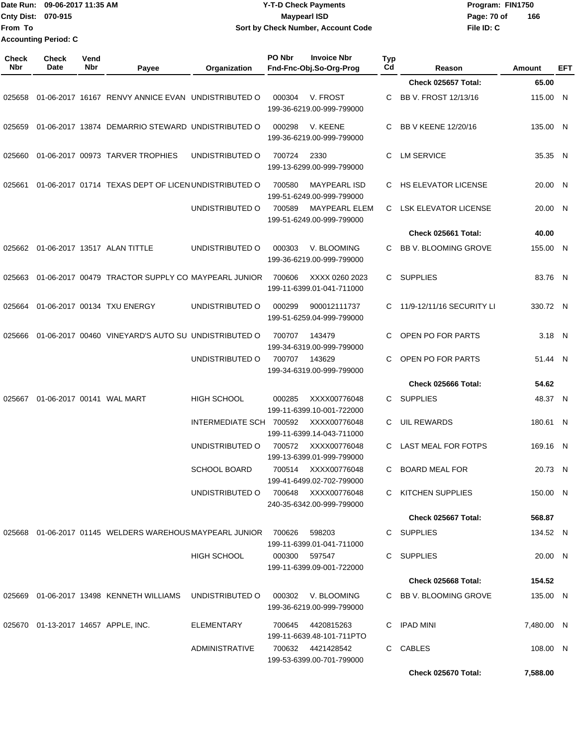Date Run: 09-06-2017 11:35 AM
Cnty Dist: 070-915
From To
Accounting Period: C

**Y-T-D Check Payments**
**Maypearl ISD**
**Sort by Check Number, Account Code**

Program: FIN1750
File ID: C

| Check Nbr | Check Date | Vend Nbr | Payee | Organization | PO Nbr | Invoice Nbr / Fnd-Fnc-Obj.So-Org-Prog | Typ Cd | Reason | Amount | EFT |
|---|---|---|---|---|---|---|---|---|---|---|
| | | | | | | | | **Check 025657 Total:** | **65.00** | |
| 025658 | 01-06-2017 | 16167 | RENVY ANNICE EVAN | UNDISTRIBUTED O | 000304 | V. FROST 199-36-6219.00-999-799000 | C | BB V. FROST 12/13/16 | 115.00 | N |
| 025659 | 01-06-2017 | 13874 | DEMARRIO STEWARD | UNDISTRIBUTED O | 000298 | V. KEENE 199-36-6219.00-999-799000 | C | BB V KEENE 12/20/16 | 135.00 | N |
| 025660 | 01-06-2017 | 00973 | TARVER TROPHIES | UNDISTRIBUTED O | 700724 | 2330 199-13-6299.00-999-799000 | C | LM SERVICE | 35.35 | N |
| 025661 | 01-06-2017 | 01714 | TEXAS DEPT OF LICEN | UNDISTRIBUTED O | 700580 | MAYPEARL ISD 199-51-6249.00-999-799000 | C | HS ELEVATOR LICENSE | 20.00 | N |
| | | | | UNDISTRIBUTED O | 700589 | MAYPEARL ELEM 199-51-6249.00-999-799000 | C | LSK ELEVATOR LICENSE | 20.00 | N |
| | | | | | | | | **Check 025661 Total:** | **40.00** | |
| 025662 | 01-06-2017 | 13517 | ALAN TITTLE | UNDISTRIBUTED O | 000303 | V. BLOOMING 199-36-6219.00-999-799000 | C | BB V. BLOOMING GROVE | 155.00 | N |
| 025663 | 01-06-2017 | 00479 | TRACTOR SUPPLY CO | MAYPEARL JUNIOR | 700606 | XXXX 0260 2023 199-11-6399.01-041-711000 | C | SUPPLIES | 83.76 | N |
| 025664 | 01-06-2017 | 00134 | TXU ENERGY | UNDISTRIBUTED O | 000299 | 900012111737 199-51-6259.04-999-799000 | C | 11/9-12/11/16 SECURITY LI | 330.72 | N |
| 025666 | 01-06-2017 | 00460 | VINEYARD'S AUTO SU | UNDISTRIBUTED O | 700707 | 143479 199-34-6319.00-999-799000 | C | OPEN PO FOR PARTS | 3.18 | N |
| | | | | UNDISTRIBUTED O | 700707 | 143629 199-34-6319.00-999-799000 | C | OPEN PO FOR PARTS | 51.44 | N |
| | | | | | | | | **Check 025666 Total:** | **54.62** | |
| 025667 | 01-06-2017 | 00141 | WAL MART | HIGH SCHOOL | 000285 | XXXX00776048 199-11-6399.10-001-722000 | C | SUPPLIES | 48.37 | N |
| | | | | INTERMEDIATE SCH | 700592 | XXXX00776048 199-11-6399.14-043-711000 | C | UIL REWARDS | 180.61 | N |
| | | | | UNDISTRIBUTED O | 700572 | XXXX00776048 199-13-6399.01-999-799000 | C | LAST MEAL FOR FOTPS | 169.16 | N |
| | | | | SCHOOL BOARD | 700514 | XXXX00776048 199-41-6499.02-702-799000 | C | BOARD MEAL FOR | 20.73 | N |
| | | | | UNDISTRIBUTED O | 700648 | XXXX00776048 240-35-6342.00-999-799000 | C | KITCHEN SUPPLIES | 150.00 | N |
| | | | | | | | | **Check 025667 Total:** | **568.87** | |
| 025668 | 01-06-2017 | 01145 | WELDERS WAREHOUS | MAYPEARL JUNIOR | 700626 | 598203 199-11-6399.01-041-711000 | C | SUPPLIES | 134.52 | N |
| | | | | HIGH SCHOOL | 000300 | 597547 199-11-6399.09-001-722000 | C | SUPPLIES | 20.00 | N |
| | | | | | | | | **Check 025668 Total:** | **154.52** | |
| 025669 | 01-06-2017 | 13498 | KENNETH WILLIAMS | UNDISTRIBUTED O | 000302 | V. BLOOMING 199-36-6219.00-999-799000 | C | BB V. BLOOMING GROVE | 135.00 | N |
| 025670 | 01-13-2017 | 14657 | APPLE, INC. | ELEMENTARY | 700645 | 4420815263 199-11-6639.48-101-711PTO | C | IPAD MINI | 7,480.00 | N |
| | | | | ADMINISTRATIVE | 700632 | 4421428542 199-53-6399.00-701-799000 | C | CABLES | 108.00 | N |
| | | | | | | | | **Check 025670 Total:** | **7,588.00** | |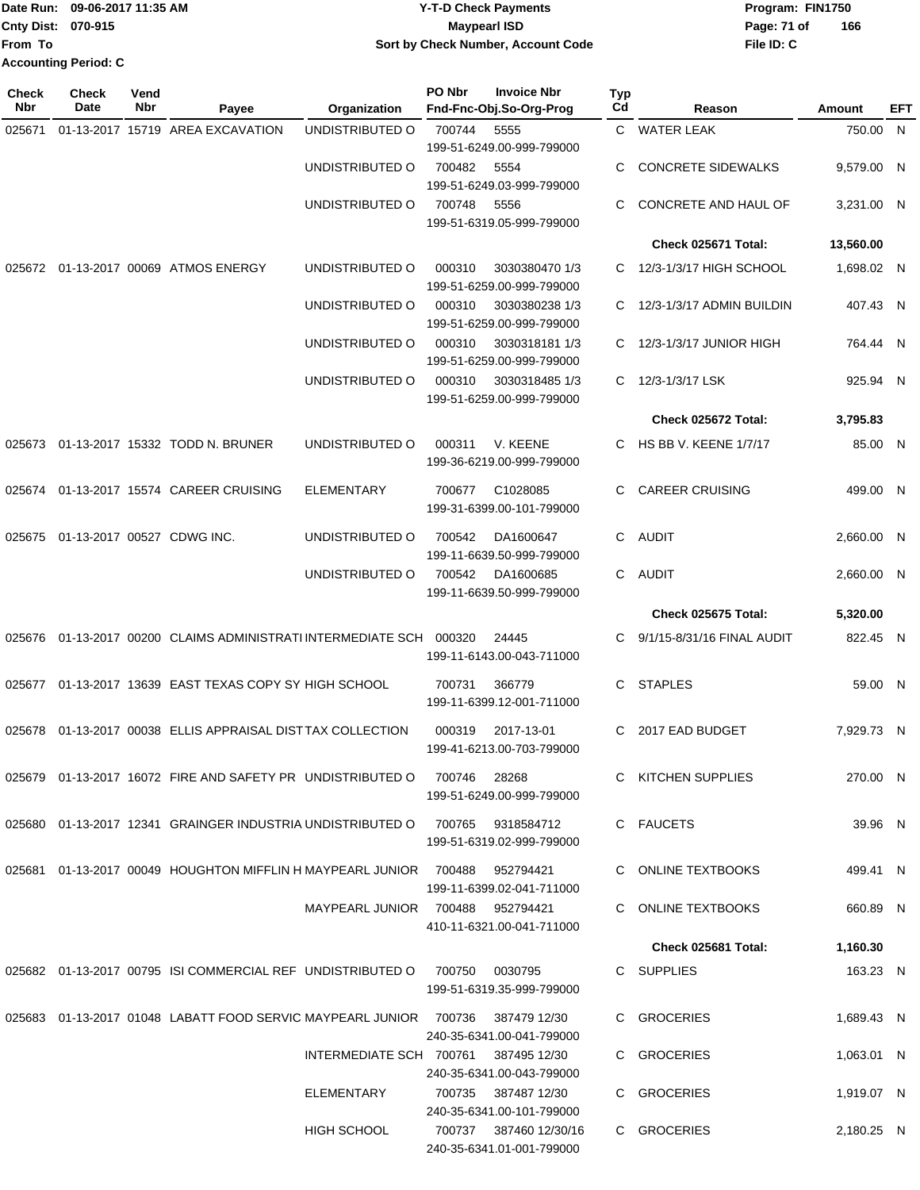Date Run: 09-06-2017 11:35 AM
Cnty Dist: 070-915
From To
Accounting Period: C

# Y-T-D Check Payments
## Maypearl ISD
### Sort by Check Number, Account Code

Program: FIN1750
File ID: C

| Check Nbr | Check Date | Vend Nbr | Payee | Organization | PO Nbr | Invoice Nbr Fnd-Fnc-Obj.So-Org-Prog | Typ Cd | Reason | Amount | EFT |
|---|---|---|---|---|---|---|---|---|---|---|
| 025671 | 01-13-2017 | 15719 | AREA EXCAVATION | UNDISTRIBUTED O | 700744 | 5555 199-51-6249.00-999-799000 | C | WATER LEAK | 750.00 | N |
| | | | | UNDISTRIBUTED O | 700482 | 5554 199-51-6249.03-999-799000 | C | CONCRETE SIDEWALKS | 9,579.00 | N |
| | | | | UNDISTRIBUTED O | 700748 | 5556 199-51-6319.05-999-799000 | C | CONCRETE AND HAUL OF | 3,231.00 | N |
| | | | | | | | | **Check 025671 Total:** | **13,560.00** | |
| 025672 | 01-13-2017 | 00069 | ATMOS ENERGY | UNDISTRIBUTED O | 000310 | 3030380470 1/3 199-51-6259.00-999-799000 | C | 12/3-1/3/17 HIGH SCHOOL | 1,698.02 | N |
| | | | | UNDISTRIBUTED O | 000310 | 3030380238 1/3 199-51-6259.00-999-799000 | C | 12/3-1/3/17 ADMIN BUILDIN | 407.43 | N |
| | | | | UNDISTRIBUTED O | 000310 | 3030318181 1/3 199-51-6259.00-999-799000 | C | 12/3-1/3/17 JUNIOR HIGH | 764.44 | N |
| | | | | UNDISTRIBUTED O | 000310 | 3030318485 1/3 199-51-6259.00-999-799000 | C | 12/3-1/3/17 LSK | 925.94 | N |
| | | | | | | | | **Check 025672 Total:** | **3,795.83** | |
| 025673 | 01-13-2017 | 15332 | TODD N. BRUNER | UNDISTRIBUTED O | 000311 | V. KEENE 199-36-6219.00-999-799000 | C | HS BB V. KEENE 1/7/17 | 85.00 | N |
| 025674 | 01-13-2017 | 15574 | CAREER CRUISING | ELEMENTARY | 700677 | C1028085 199-31-6399.00-101-799000 | C | CAREER CRUISING | 499.00 | N |
| 025675 | 01-13-2017 | 00527 | CDWG INC. | UNDISTRIBUTED O | 700542 | DA1600647 199-11-6639.50-999-799000 | C | AUDIT | 2,660.00 | N |
| | | | | UNDISTRIBUTED O | 700542 | DA1600685 199-11-6639.50-999-799000 | C | AUDIT | 2,660.00 | N |
| | | | | | | | | **Check 025675 Total:** | **5,320.00** | |
| 025676 | 01-13-2017 | 00200 | CLAIMS ADMINISTRATI | INTERMEDIATE SCH | 000320 | 24445 199-11-6143.00-043-711000 | C | 9/1/15-8/31/16 FINAL AUDIT | 822.45 | N |
| 025677 | 01-13-2017 | 13639 | EAST TEXAS COPY SY | HIGH SCHOOL | 700731 | 366779 199-11-6399.12-001-711000 | C | STAPLES | 59.00 | N |
| 025678 | 01-13-2017 | 00038 | ELLIS APPRAISAL DIST | TAX COLLECTION | 000319 | 2017-13-01 199-41-6213.00-703-799000 | C | 2017 EAD BUDGET | 7,929.73 | N |
| 025679 | 01-13-2017 | 16072 | FIRE AND SAFETY PR | UNDISTRIBUTED O | 700746 | 28268 199-51-6249.00-999-799000 | C | KITCHEN SUPPLIES | 270.00 | N |
| 025680 | 01-13-2017 | 12341 | GRAINGER INDUSTRIA | UNDISTRIBUTED O | 700765 | 9318584712 199-51-6319.02-999-799000 | C | FAUCETS | 39.96 | N |
| 025681 | 01-13-2017 | 00049 | HOUGHTON MIFFLIN H | MAYPEARL JUNIOR | 700488 | 952794421 199-11-6399.02-041-711000 | C | ONLINE TEXTBOOKS | 499.41 | N |
| | | | | MAYPEARL JUNIOR | 700488 | 952794421 410-11-6321.00-041-711000 | C | ONLINE TEXTBOOKS | 660.89 | N |
| | | | | | | | | **Check 025681 Total:** | **1,160.30** | |
| 025682 | 01-13-2017 | 00795 | ISI COMMERCIAL REF | UNDISTRIBUTED O | 700750 | 0030795 199-51-6319.35-999-799000 | C | SUPPLIES | 163.23 | N |
| 025683 | 01-13-2017 | 01048 | LABATT FOOD SERVIC | MAYPEARL JUNIOR | 700736 | 387479 12/30 240-35-6341.00-041-799000 | C | GROCERIES | 1,689.43 | N |
| | | | | INTERMEDIATE SCH | 700761 | 387495 12/30 240-35-6341.00-043-799000 | C | GROCERIES | 1,063.01 | N |
| | | | | ELEMENTARY | 700735 | 387487 12/30 240-35-6341.00-101-799000 | C | GROCERIES | 1,919.07 | N |
| | | | | HIGH SCHOOL | 700737 | 387460 12/30/16 240-35-6341.01-001-799000 | C | GROCERIES | 2,180.25 | N |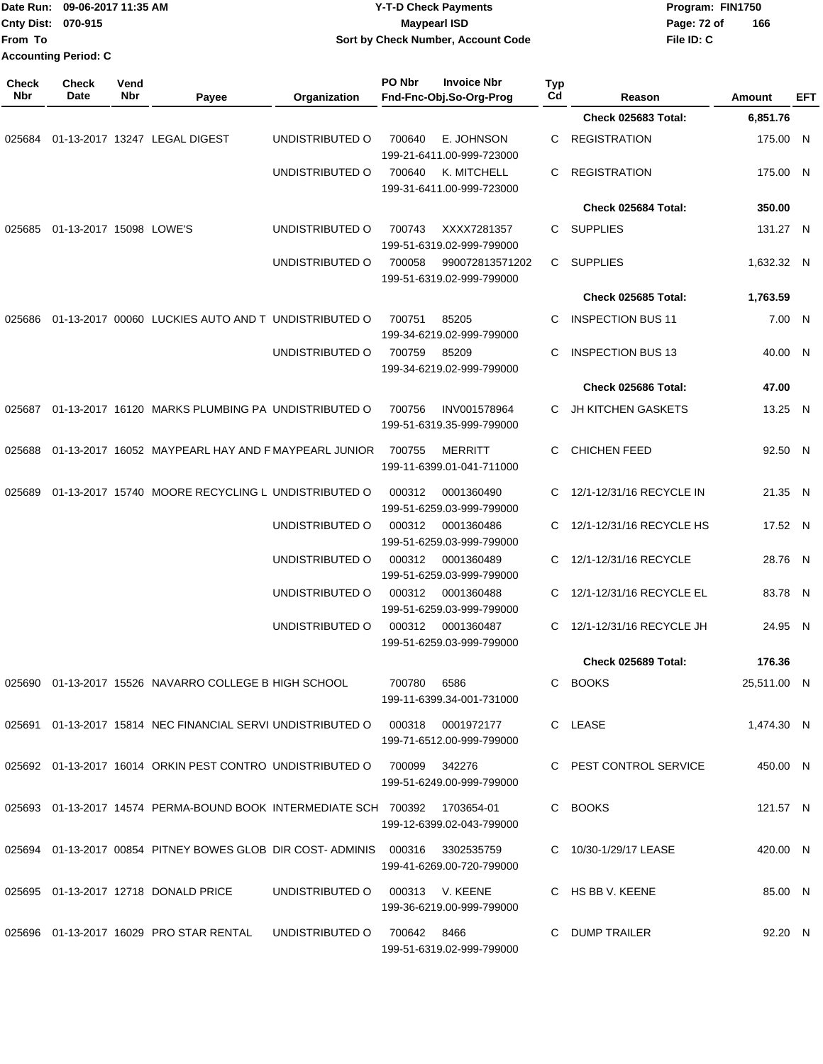Date Run: 09-06-2017 11:35 AM
Cnty Dist: 070-915
From To
Accounting Period: C

**Y-T-D Check Payments**
**Maypearl ISD**
**Sort by Check Number, Account Code**

Program: FIN1750
File ID: C

| Check Nbr | Check Date | Vend Nbr | Payee | Organization | PO Nbr | Invoice Nbr / Fnd-Fnc-Obj.So-Org-Prog | Typ Cd | Reason | Amount | EFT |
|---|---|---|---|---|---|---|---|---|---|---|
| | | | | | | | | **Check 025683 Total:** | **6,851.76** | |
| 025684 | 01-13-2017 | 13247 | LEGAL DIGEST | UNDISTRIBUTED O | 700640 | E. JOHNSON 199-21-6411.00-999-723000 | C | REGISTRATION | 175.00 | N |
| | | | | UNDISTRIBUTED O | 700640 | K. MITCHELL 199-31-6411.00-999-723000 | C | REGISTRATION | 175.00 | N |
| | | | | | | | | **Check 025684 Total:** | **350.00** | |
| 025685 | 01-13-2017 | 15098 | LOWE'S | UNDISTRIBUTED O | 700743 | XXXX7281357 199-51-6319.02-999-799000 | C | SUPPLIES | 131.27 | N |
| | | | | UNDISTRIBUTED O | 700058 | 990072813571202 199-51-6319.02-999-799000 | C | SUPPLIES | 1,632.32 | N |
| | | | | | | | | **Check 025685 Total:** | **1,763.59** | |
| 025686 | 01-13-2017 | 00060 | LUCKIES AUTO AND T | UNDISTRIBUTED O | 700751 | 85205 199-34-6219.02-999-799000 | C | INSPECTION BUS 11 | 7.00 | N |
| | | | | UNDISTRIBUTED O | 700759 | 85209 199-34-6219.02-999-799000 | C | INSPECTION BUS 13 | 40.00 | N |
| | | | | | | | | **Check 025686 Total:** | **47.00** | |
| 025687 | 01-13-2017 | 16120 | MARKS PLUMBING PA | UNDISTRIBUTED O | 700756 | INV001578964 199-51-6319.35-999-799000 | C | JH KITCHEN GASKETS | 13.25 | N |
| 025688 | 01-13-2017 | 16052 | MAYPEARL HAY AND F | MAYPEARL JUNIOR | 700755 | MERRITT 199-11-6399.01-041-711000 | C | CHICHEN FEED | 92.50 | N |
| 025689 | 01-13-2017 | 15740 | MOORE RECYCLING L | UNDISTRIBUTED O | 000312 | 0001360490 199-51-6259.03-999-799000 | C | 12/1-12/31/16 RECYCLE IN | 21.35 | N |
| | | | | UNDISTRIBUTED O | 000312 | 0001360486 199-51-6259.03-999-799000 | C | 12/1-12/31/16 RECYCLE HS | 17.52 | N |
| | | | | UNDISTRIBUTED O | 000312 | 0001360489 199-51-6259.03-999-799000 | C | 12/1-12/31/16 RECYCLE | 28.76 | N |
| | | | | UNDISTRIBUTED O | 000312 | 0001360488 199-51-6259.03-999-799000 | C | 12/1-12/31/16 RECYCLE EL | 83.78 | N |
| | | | | UNDISTRIBUTED O | 000312 | 0001360487 199-51-6259.03-999-799000 | C | 12/1-12/31/16 RECYCLE JH | 24.95 | N |
| | | | | | | | | **Check 025689 Total:** | **176.36** | |
| 025690 | 01-13-2017 | 15526 | NAVARRO COLLEGE B | HIGH SCHOOL | 700780 | 6586 199-11-6399.34-001-731000 | C | BOOKS | 25,511.00 | N |
| 025691 | 01-13-2017 | 15814 | NEC FINANCIAL SERVI | UNDISTRIBUTED O | 000318 | 0001972177 199-71-6512.00-999-799000 | C | LEASE | 1,474.30 | N |
| 025692 | 01-13-2017 | 16014 | ORKIN PEST CONTRO | UNDISTRIBUTED O | 700099 | 342276 199-51-6249.00-999-799000 | C | PEST CONTROL SERVICE | 450.00 | N |
| 025693 | 01-13-2017 | 14574 | PERMA-BOUND BOOK | INTERMEDIATE SCH | 700392 | 1703654-01 199-12-6399.02-043-799000 | C | BOOKS | 121.57 | N |
| 025694 | 01-13-2017 | 00854 | PITNEY BOWES GLOB | DIR COST- ADMINIS | 000316 | 3302535759 199-41-6269.00-720-799000 | C | 10/30-1/29/17 LEASE | 420.00 | N |
| 025695 | 01-13-2017 | 12718 | DONALD PRICE | UNDISTRIBUTED O | 000313 | V. KEENE 199-36-6219.00-999-799000 | C | HS BB V. KEENE | 85.00 | N |
| 025696 | 01-13-2017 | 16029 | PRO STAR RENTAL | UNDISTRIBUTED O | 700642 | 8466 199-51-6319.02-999-799000 | C | DUMP TRAILER | 92.20 | N |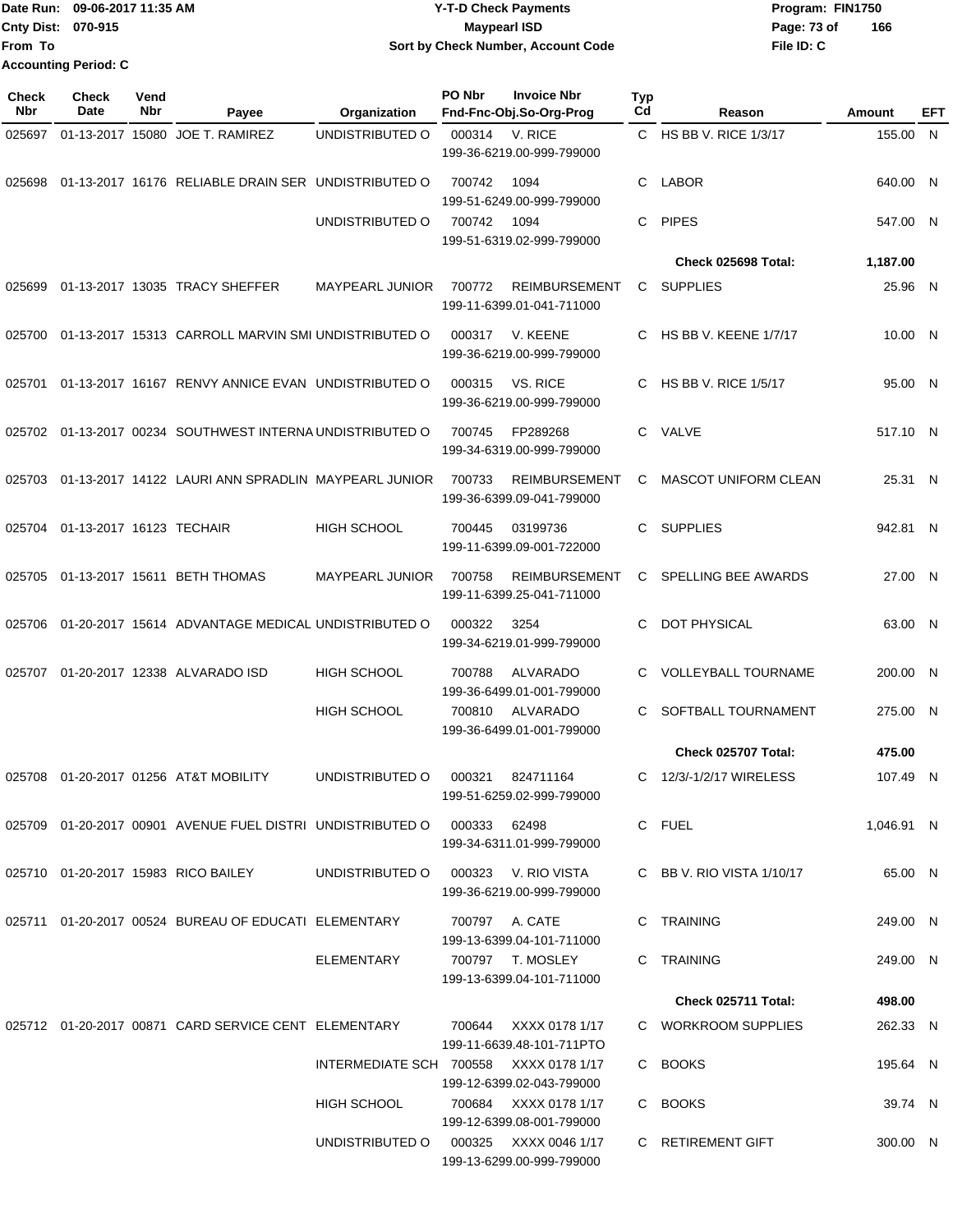Date Run: 09-06-2017 11:35 AM
Cnty Dist: 070-915
From To
Accounting Period: C

# Y-T-D Check Payments
## Maypearl ISD
### Sort by Check Number, Account Code

Program: FIN1750
File ID: C

| Check Nbr | Check Date | Vend Nbr | Payee | Organization | PO Nbr | Invoice Nbr / Fnd-Fnc-Obj.So-Org-Prog | Typ Cd | Reason | Amount | EFT |
|---|---|---|---|---|---|---|---|---|---|---|
| 025697 | 01-13-2017 | 15080 | JOE T. RAMIREZ | UNDISTRIBUTED O | 000314 | V. RICE 199-36-6219.00-999-799000 | C | HS BB V. RICE 1/3/17 | 155.00 | N |
| 025698 | 01-13-2017 | 16176 | RELIABLE DRAIN SER | UNDISTRIBUTED O | 700742 | 1094 199-51-6249.00-999-799000 | C | LABOR | 640.00 | N |
| | | | | UNDISTRIBUTED O | 700742 | 1094 199-51-6319.02-999-799000 | C | PIPES | 547.00 | N |
| | | | | | | | | **Check 025698 Total:** | **1,187.00** | |
| 025699 | 01-13-2017 | 13035 | TRACY SHEFFER | MAYPEARL JUNIOR | 700772 | REIMBURSEMENT 199-11-6399.01-041-711000 | C | SUPPLIES | 25.96 | N |
| 025700 | 01-13-2017 | 15313 | CARROLL MARVIN SMI | UNDISTRIBUTED O | 000317 | V. KEENE 199-36-6219.00-999-799000 | C | HS BB V. KEENE 1/7/17 | 10.00 | N |
| 025701 | 01-13-2017 | 16167 | RENVY ANNICE EVAN | UNDISTRIBUTED O | 000315 | VS. RICE 199-36-6219.00-999-799000 | C | HS BB V. RICE 1/5/17 | 95.00 | N |
| 025702 | 01-13-2017 | 00234 | SOUTHWEST INTERNA | UNDISTRIBUTED O | 700745 | FP289268 199-34-6319.00-999-799000 | C | VALVE | 517.10 | N |
| 025703 | 01-13-2017 | 14122 | LAURI ANN SPRADLIN | MAYPEARL JUNIOR | 700733 | REIMBURSEMENT 199-36-6399.09-041-799000 | C | MASCOT UNIFORM CLEAN | 25.31 | N |
| 025704 | 01-13-2017 | 16123 | TECHAIR | HIGH SCHOOL | 700445 | 03199736 199-11-6399.09-001-722000 | C | SUPPLIES | 942.81 | N |
| 025705 | 01-13-2017 | 15611 | BETH THOMAS | MAYPEARL JUNIOR | 700758 | REIMBURSEMENT 199-11-6399.25-041-711000 | C | SPELLING BEE AWARDS | 27.00 | N |
| 025706 | 01-20-2017 | 15614 | ADVANTAGE MEDICAL | UNDISTRIBUTED O | 000322 | 3254 199-34-6219.01-999-799000 | C | DOT PHYSICAL | 63.00 | N |
| 025707 | 01-20-2017 | 12338 | ALVARADO ISD | HIGH SCHOOL | 700788 | ALVARADO 199-36-6499.01-001-799000 | C | VOLLEYBALL TOURNAME | 200.00 | N |
| | | | | HIGH SCHOOL | 700810 | ALVARADO 199-36-6499.01-001-799000 | C | SOFTBALL TOURNAMENT | 275.00 | N |
| | | | | | | | | **Check 025707 Total:** | **475.00** | |
| 025708 | 01-20-2017 | 01256 | AT&T MOBILITY | UNDISTRIBUTED O | 000321 | 824711164 199-51-6259.02-999-799000 | C | 12/3/-1/2/17 WIRELESS | 107.49 | N |
| 025709 | 01-20-2017 | 00901 | AVENUE FUEL DISTRI | UNDISTRIBUTED O | 000333 | 62498 199-34-6311.01-999-799000 | C | FUEL | 1,046.91 | N |
| 025710 | 01-20-2017 | 15983 | RICO BAILEY | UNDISTRIBUTED O | 000323 | V. RIO VISTA 199-36-6219.00-999-799000 | C | BB V. RIO VISTA 1/10/17 | 65.00 | N |
| 025711 | 01-20-2017 | 00524 | BUREAU OF EDUCATI | ELEMENTARY | 700797 | A. CATE 199-13-6399.04-101-711000 | C | TRAINING | 249.00 | N |
| | | | | ELEMENTARY | 700797 | T. MOSLEY 199-13-6399.04-101-711000 | C | TRAINING | 249.00 | N |
| | | | | | | | | **Check 025711 Total:** | **498.00** | |
| 025712 | 01-20-2017 | 00871 | CARD SERVICE CENT | ELEMENTARY | 700644 | XXXX 0178 1/17 199-11-6639.48-101-711PTO | C | WORKROOM SUPPLIES | 262.33 | N |
| | | | | INTERMEDIATE SCH | 700558 | XXXX 0178 1/17 199-12-6399.02-043-799000 | C | BOOKS | 195.64 | N |
| | | | | HIGH SCHOOL | 700684 | XXXX 0178 1/17 199-12-6399.08-001-799000 | C | BOOKS | 39.74 | N |
| | | | | UNDISTRIBUTED O | 000325 | XXXX 0046 1/17 199-13-6299.00-999-799000 | C | RETIREMENT GIFT | 300.00 | N |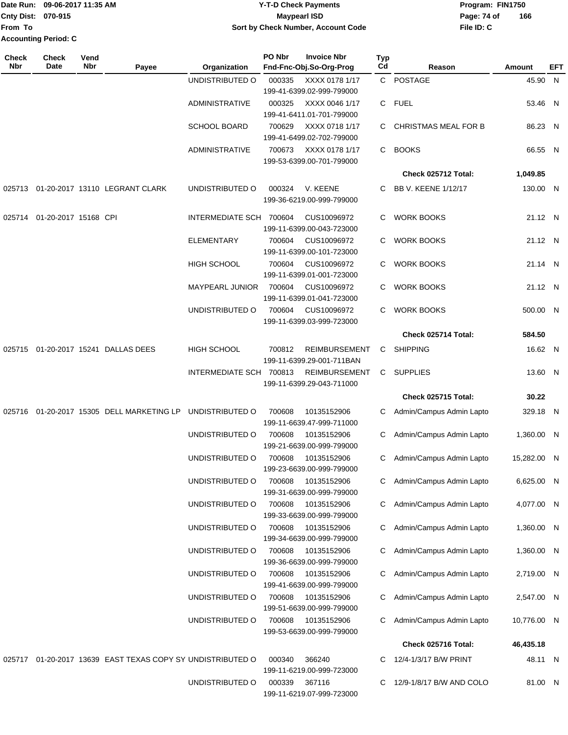Date Run: 09-06-2017 11:35 AM
Cnty Dist: 070-915
From To
Accounting Period: C

# Y-T-D Check Payments
## Maypearl ISD
### Sort by Check Number, Account Code

Program: FIN1750
File ID: C

| Check Nbr | Check Date | Vend Nbr | Payee | Organization | PO Nbr | Invoice Nbr / Fnd-Fnc-Obj.So-Org-Prog | Typ Cd | Reason | Amount | EFT |
|---|---|---|---|---|---|---|---|---|---|---|
| | | | | UNDISTRIBUTED O | 000335 | XXXX 0178 1/17 199-41-6399.02-999-799000 | C | POSTAGE | 45.90 | N |
| | | | | ADMINISTRATIVE | 000325 | XXXX 0046 1/17 199-41-6411.01-701-799000 | C | FUEL | 53.46 | N |
| | | | | SCHOOL BOARD | 700629 | XXXX 0718 1/17 199-41-6499.02-702-799000 | C | CHRISTMAS MEAL FOR B | 86.23 | N |
| | | | | ADMINISTRATIVE | 700673 | XXXX 0178 1/17 199-53-6399.00-701-799000 | C | BOOKS | 66.55 | N |
| | | | | | | | | **Check 025712 Total:** | **1,049.85** | |
| 025713 | 01-20-2017 | 13110 | LEGRANT CLARK | UNDISTRIBUTED O | 000324 | V. KEENE 199-36-6219.00-999-799000 | C | BB V. KEENE 1/12/17 | 130.00 | N |
| 025714 | 01-20-2017 | 15168 | CPI | INTERMEDIATE SCH | 700604 | CUS10096972 199-11-6399.00-043-723000 | C | WORK BOOKS | 21.12 | N |
| | | | | ELEMENTARY | 700604 | CUS10096972 199-11-6399.00-101-723000 | C | WORK BOOKS | 21.12 | N |
| | | | | HIGH SCHOOL | 700604 | CUS10096972 199-11-6399.01-001-723000 | C | WORK BOOKS | 21.14 | N |
| | | | | MAYPEARL JUNIOR | 700604 | CUS10096972 199-11-6399.01-041-723000 | C | WORK BOOKS | 21.12 | N |
| | | | | UNDISTRIBUTED O | 700604 | CUS10096972 199-11-6399.03-999-723000 | C | WORK BOOKS | 500.00 | N |
| | | | | | | | | **Check 025714 Total:** | **584.50** | |
| 025715 | 01-20-2017 | 15241 | DALLAS DEES | HIGH SCHOOL | 700812 | REIMBURSEMENT 199-11-6399.29-001-711BAN | C | SHIPPING | 16.62 | N |
| | | | | INTERMEDIATE SCH | 700813 | REIMBURSEMENT 199-11-6399.29-043-711000 | C | SUPPLIES | 13.60 | N |
| | | | | | | | | **Check 025715 Total:** | **30.22** | |
| 025716 | 01-20-2017 | 15305 | DELL MARKETING LP | UNDISTRIBUTED O | 700608 | 10135152906 199-11-6639.47-999-711000 | C | Admin/Campus Admin Lapto | 329.18 | N |
| | | | | UNDISTRIBUTED O | 700608 | 10135152906 199-21-6639.00-999-799000 | C | Admin/Campus Admin Lapto | 1,360.00 | N |
| | | | | UNDISTRIBUTED O | 700608 | 10135152906 199-23-6639.00-999-799000 | C | Admin/Campus Admin Lapto | 15,282.00 | N |
| | | | | UNDISTRIBUTED O | 700608 | 10135152906 199-31-6639.00-999-799000 | C | Admin/Campus Admin Lapto | 6,625.00 | N |
| | | | | UNDISTRIBUTED O | 700608 | 10135152906 199-33-6639.00-999-799000 | C | Admin/Campus Admin Lapto | 4,077.00 | N |
| | | | | UNDISTRIBUTED O | 700608 | 10135152906 199-34-6639.00-999-799000 | C | Admin/Campus Admin Lapto | 1,360.00 | N |
| | | | | UNDISTRIBUTED O | 700608 | 10135152906 199-36-6639.00-999-799000 | C | Admin/Campus Admin Lapto | 1,360.00 | N |
| | | | | UNDISTRIBUTED O | 700608 | 10135152906 199-41-6639.00-999-799000 | C | Admin/Campus Admin Lapto | 2,719.00 | N |
| | | | | UNDISTRIBUTED O | 700608 | 10135152906 199-51-6639.00-999-799000 | C | Admin/Campus Admin Lapto | 2,547.00 | N |
| | | | | UNDISTRIBUTED O | 700608 | 10135152906 199-53-6639.00-999-799000 | C | Admin/Campus Admin Lapto | 10,776.00 | N |
| | | | | | | | | **Check 025716 Total:** | **46,435.18** | |
| 025717 | 01-20-2017 | 13639 | EAST TEXAS COPY SY | UNDISTRIBUTED O | 000340 | 366240 199-11-6219.00-999-723000 | C | 12/4-1/3/17 B/W PRINT | 48.11 | N |
| | | | | UNDISTRIBUTED O | 000339 | 367116 199-11-6219.07-999-723000 | C | 12/9-1/8/17 B/W AND COLO | 81.00 | N |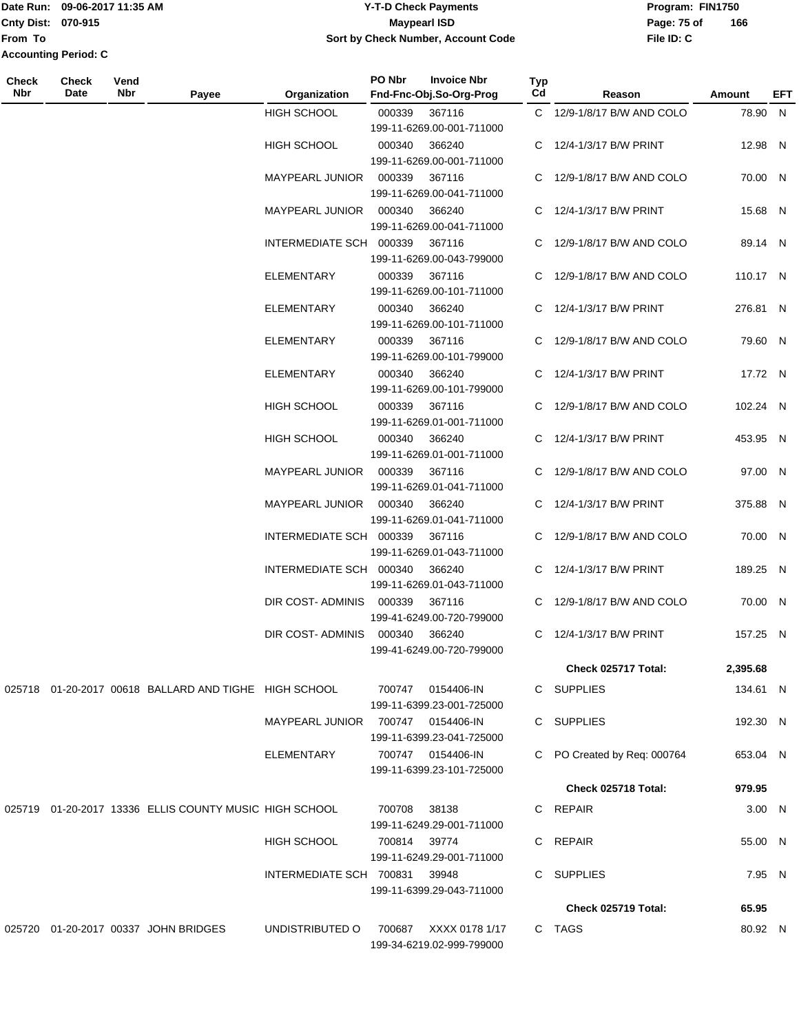Date Run: 09-06-2017 11:35 AM
Cnty Dist: 070-915
From To
Accounting Period: C

# Y-T-D Check Payments
## Maypearl ISD
### Sort by Check Number, Account Code

Program: FIN1750
File ID: C

| Check Nbr | Check Date | Vend Nbr | Payee | Organization | PO Nbr | Invoice Nbr / Fnd-Fnc-Obj.So-Org-Prog | Typ Cd | Reason | Amount | EFT |
|---|---|---|---|---|---|---|---|---|---|---|
| | | | | HIGH SCHOOL | 000339 | 367116 199-11-6269.00-001-711000 | C | 12/9-1/8/17 B/W AND COLO | 78.90 | N |
| | | | | HIGH SCHOOL | 000340 | 366240 199-11-6269.00-001-711000 | C | 12/4-1/3/17 B/W PRINT | 12.98 | N |
| | | | | MAYPEARL JUNIOR | 000339 | 367116 199-11-6269.00-041-711000 | C | 12/9-1/8/17 B/W AND COLO | 70.00 | N |
| | | | | MAYPEARL JUNIOR | 000340 | 366240 199-11-6269.00-041-711000 | C | 12/4-1/3/17 B/W PRINT | 15.68 | N |
| | | | | INTERMEDIATE SCH | 000339 | 367116 199-11-6269.00-043-799000 | C | 12/9-1/8/17 B/W AND COLO | 89.14 | N |
| | | | | ELEMENTARY | 000339 | 367116 199-11-6269.00-101-711000 | C | 12/9-1/8/17 B/W AND COLO | 110.17 | N |
| | | | | ELEMENTARY | 000340 | 366240 199-11-6269.00-101-711000 | C | 12/4-1/3/17 B/W PRINT | 276.81 | N |
| | | | | ELEMENTARY | 000339 | 367116 199-11-6269.00-101-799000 | C | 12/9-1/8/17 B/W AND COLO | 79.60 | N |
| | | | | ELEMENTARY | 000340 | 366240 199-11-6269.00-101-799000 | C | 12/4-1/3/17 B/W PRINT | 17.72 | N |
| | | | | HIGH SCHOOL | 000339 | 367116 199-11-6269.01-001-711000 | C | 12/9-1/8/17 B/W AND COLO | 102.24 | N |
| | | | | HIGH SCHOOL | 000340 | 366240 199-11-6269.01-001-711000 | C | 12/4-1/3/17 B/W PRINT | 453.95 | N |
| | | | | MAYPEARL JUNIOR | 000339 | 367116 199-11-6269.01-041-711000 | C | 12/9-1/8/17 B/W AND COLO | 97.00 | N |
| | | | | MAYPEARL JUNIOR | 000340 | 366240 199-11-6269.01-041-711000 | C | 12/4-1/3/17 B/W PRINT | 375.88 | N |
| | | | | INTERMEDIATE SCH | 000339 | 367116 199-11-6269.01-043-711000 | C | 12/9-1/8/17 B/W AND COLO | 70.00 | N |
| | | | | INTERMEDIATE SCH | 000340 | 366240 199-11-6269.01-043-711000 | C | 12/4-1/3/17 B/W PRINT | 189.25 | N |
| | | | | DIR COST- ADMINIS | 000339 | 367116 199-41-6249.00-720-799000 | C | 12/9-1/8/17 B/W AND COLO | 70.00 | N |
| | | | | DIR COST- ADMINIS | 000340 | 366240 199-41-6249.00-720-799000 | C | 12/4-1/3/17 B/W PRINT | 157.25 | N |
| | | | | | | | | **Check 025717 Total:** | **2,395.68** | |
| 025718 | 01-20-2017 | 00618 | BALLARD AND TIGHE | HIGH SCHOOL | 700747 | 0154406-IN 199-11-6399.23-001-725000 | C | SUPPLIES | 134.61 | N |
| | | | | MAYPEARL JUNIOR | 700747 | 0154406-IN 199-11-6399.23-041-725000 | C | SUPPLIES | 192.30 | N |
| | | | | ELEMENTARY | 700747 | 0154406-IN 199-11-6399.23-101-725000 | C | PO Created by Req: 000764 | 653.04 | N |
| | | | | | | | | **Check 025718 Total:** | **979.95** | |
| 025719 | 01-20-2017 | 13336 | ELLIS COUNTY MUSIC | HIGH SCHOOL | 700708 | 38138 199-11-6249.29-001-711000 | C | REPAIR | 3.00 | N |
| | | | | HIGH SCHOOL | 700814 | 39774 199-11-6249.29-001-711000 | C | REPAIR | 55.00 | N |
| | | | | INTERMEDIATE SCH | 700831 | 39948 199-11-6399.29-043-711000 | C | SUPPLIES | 7.95 | N |
| | | | | | | | | **Check 025719 Total:** | **65.95** | |
| 025720 | 01-20-2017 | 00337 | JOHN BRIDGES | UNDISTRIBUTED O | 700687 | XXXX 0178 1/17 199-34-6219.02-999-799000 | C | TAGS | 80.92 | N |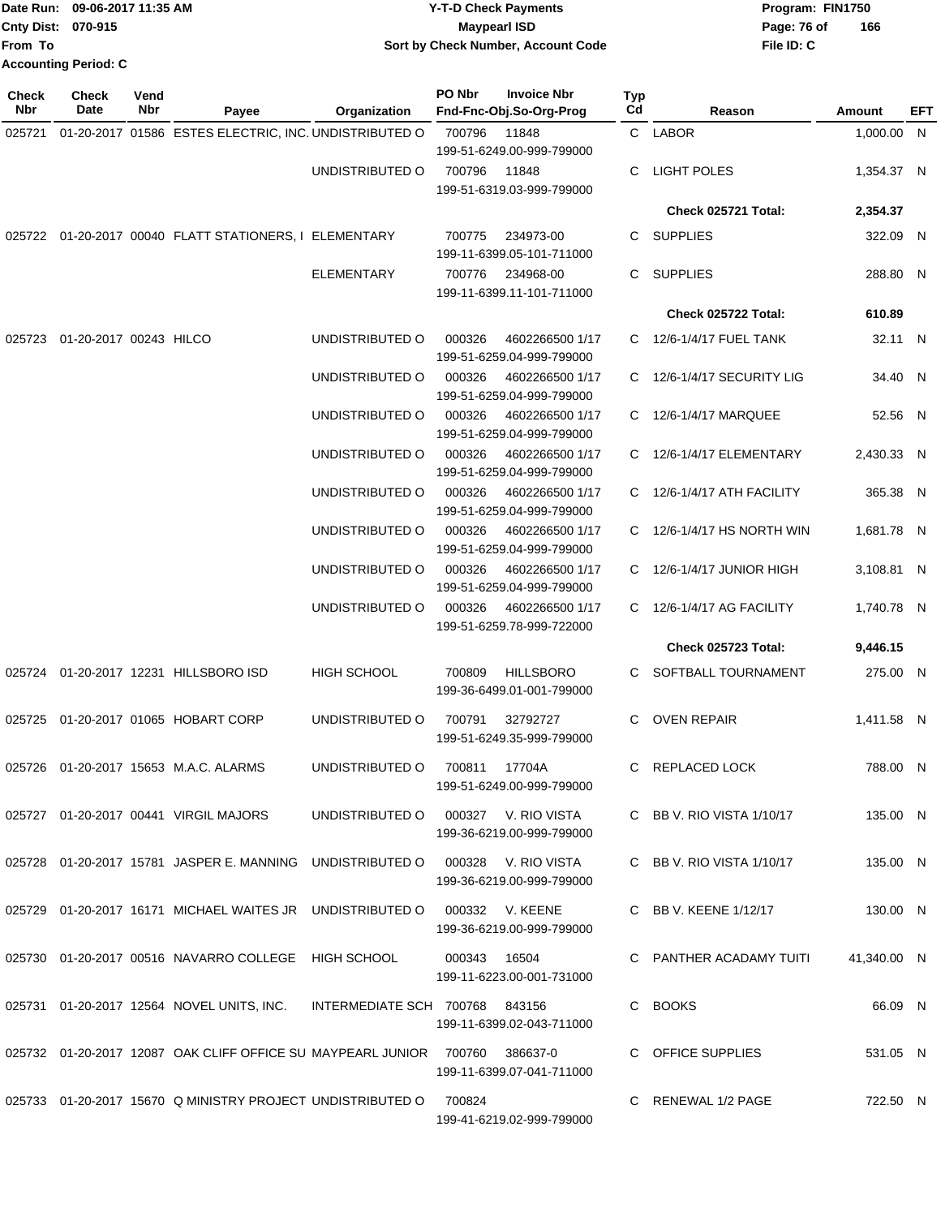Date Run: 09-06-2017 11:35 AM
Cnty Dist: 070-915
From To
Accounting Period: C

**Y-T-D Check Payments**
**Maypearl ISD**
**Sort by Check Number, Account Code**

Program: FIN1750
File ID: C

| Check Nbr | Check Date | Vend Nbr | Payee | Organization | PO Nbr | Invoice Nbr / Fnd-Fnc-Obj.So-Org-Prog | Typ Cd | Reason | Amount | EFT |
|---|---|---|---|---|---|---|---|---|---|---|
| 025721 | 01-20-2017 | 01586 | ESTES ELECTRIC, INC. | UNDISTRIBUTED O | 700796 | 11848 199-51-6249.00-999-799000 | C | LABOR | 1,000.00 | N |
| | | | | UNDISTRIBUTED O | 700796 | 11848 199-51-6319.03-999-799000 | C | LIGHT POLES | 1,354.37 | N |
| | | | | | | | | **Check 025721 Total:** | **2,354.37** | |
| 025722 | 01-20-2017 | 00040 | FLATT STATIONERS, I | ELEMENTARY | 700775 | 234973-00 199-11-6399.05-101-711000 | C | SUPPLIES | 322.09 | N |
| | | | | ELEMENTARY | 700776 | 234968-00 199-11-6399.11-101-711000 | C | SUPPLIES | 288.80 | N |
| | | | | | | | | **Check 025722 Total:** | **610.89** | |
| 025723 | 01-20-2017 | 00243 | HILCO | UNDISTRIBUTED O | 000326 | 4602266500 1/17 199-51-6259.04-999-799000 | C | 12/6-1/4/17 FUEL TANK | 32.11 | N |
| | | | | UNDISTRIBUTED O | 000326 | 4602266500 1/17 199-51-6259.04-999-799000 | C | 12/6-1/4/17 SECURITY LIG | 34.40 | N |
| | | | | UNDISTRIBUTED O | 000326 | 4602266500 1/17 199-51-6259.04-999-799000 | C | 12/6-1/4/17 MARQUEE | 52.56 | N |
| | | | | UNDISTRIBUTED O | 000326 | 4602266500 1/17 199-51-6259.04-999-799000 | C | 12/6-1/4/17 ELEMENTARY | 2,430.33 | N |
| | | | | UNDISTRIBUTED O | 000326 | 4602266500 1/17 199-51-6259.04-999-799000 | C | 12/6-1/4/17 ATH FACILITY | 365.38 | N |
| | | | | UNDISTRIBUTED O | 000326 | 4602266500 1/17 199-51-6259.04-999-799000 | C | 12/6-1/4/17 HS NORTH WIN | 1,681.78 | N |
| | | | | UNDISTRIBUTED O | 000326 | 4602266500 1/17 199-51-6259.04-999-799000 | C | 12/6-1/4/17 JUNIOR HIGH | 3,108.81 | N |
| | | | | UNDISTRIBUTED O | 000326 | 4602266500 1/17 199-51-6259.78-999-722000 | C | 12/6-1/4/17 AG FACILITY | 1,740.78 | N |
| | | | | | | | | **Check 025723 Total:** | **9,446.15** | |
| 025724 | 01-20-2017 | 12231 | HILLSBORO ISD | HIGH SCHOOL | 700809 | HILLSBORO 199-36-6499.01-001-799000 | C | SOFTBALL TOURNAMENT | 275.00 | N |
| 025725 | 01-20-2017 | 01065 | HOBART CORP | UNDISTRIBUTED O | 700791 | 32792727 199-51-6249.35-999-799000 | C | OVEN REPAIR | 1,411.58 | N |
| 025726 | 01-20-2017 | 15653 | M.A.C. ALARMS | UNDISTRIBUTED O | 700811 | 17704A 199-51-6249.00-999-799000 | C | REPLACED LOCK | 788.00 | N |
| 025727 | 01-20-2017 | 00441 | VIRGIL MAJORS | UNDISTRIBUTED O | 000327 | V. RIO VISTA 199-36-6219.00-999-799000 | C | BB V. RIO VISTA 1/10/17 | 135.00 | N |
| 025728 | 01-20-2017 | 15781 | JASPER E. MANNING | UNDISTRIBUTED O | 000328 | V. RIO VISTA 199-36-6219.00-999-799000 | C | BB V. RIO VISTA 1/10/17 | 135.00 | N |
| 025729 | 01-20-2017 | 16171 | MICHAEL WAITES JR | UNDISTRIBUTED O | 000332 | V. KEENE 199-36-6219.00-999-799000 | C | BB V. KEENE 1/12/17 | 130.00 | N |
| 025730 | 01-20-2017 | 00516 | NAVARRO COLLEGE | HIGH SCHOOL | 000343 | 16504 199-11-6223.00-001-731000 | C | PANTHER ACADAMY TUITI | 41,340.00 | N |
| 025731 | 01-20-2017 | 12564 | NOVEL UNITS, INC. | INTERMEDIATE SCH | 700768 | 843156 199-11-6399.02-043-711000 | C | BOOKS | 66.09 | N |
| 025732 | 01-20-2017 | 12087 | OAK CLIFF OFFICE SU | MAYPEARL JUNIOR | 700760 | 386637-0 199-11-6399.07-041-711000 | C | OFFICE SUPPLIES | 531.05 | N |
| 025733 | 01-20-2017 | 15670 | Q MINISTRY PROJECT | UNDISTRIBUTED O | 700824 | 199-41-6219.02-999-799000 | C | RENEWAL 1/2 PAGE | 722.50 | N |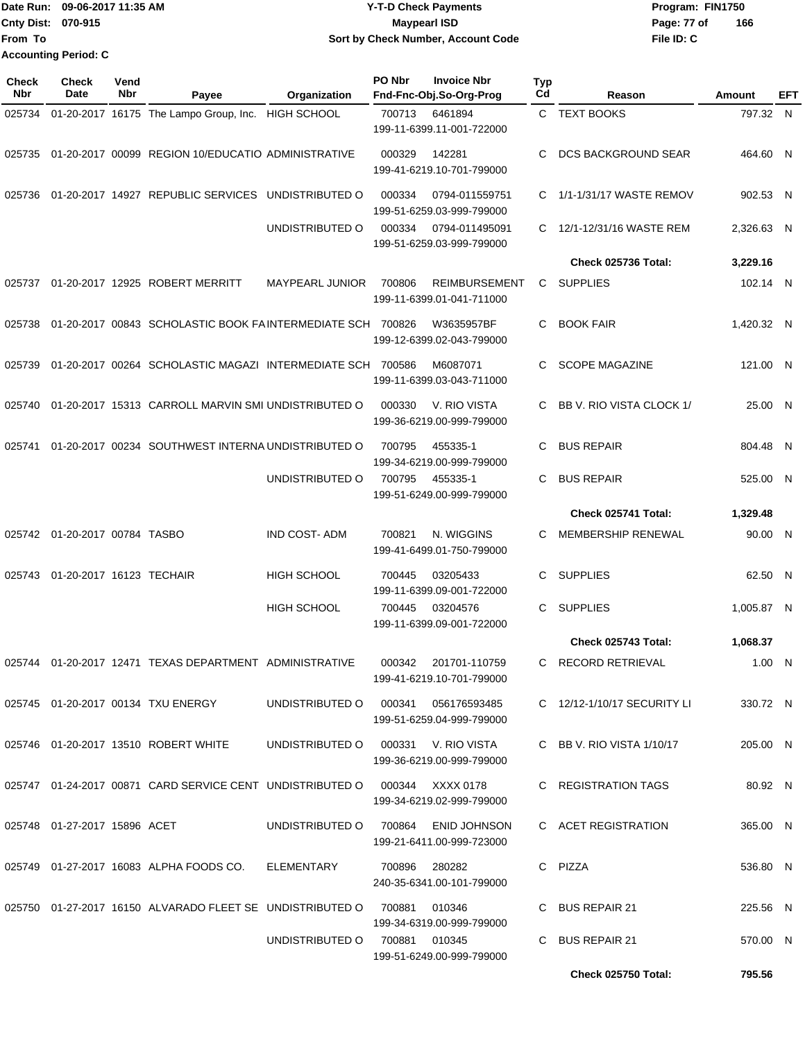Date Run: 09-06-2017 11:35 AM
Cnty Dist: 070-915
From To
Accounting Period: C

**Y-T-D Check Payments**
**Maypearl ISD**
**Sort by Check Number, Account Code**

Program: FIN1750
File ID: C

| Check Nbr | Check Date | Vend Nbr | Payee | Organization | PO Nbr | Invoice Nbr / Fnd-Fnc-Obj.So-Org-Prog | Typ Cd | Reason | Amount | EFT |
|---|---|---|---|---|---|---|---|---|---|---|
| 025734 | 01-20-2017 | 16175 | The Lampo Group, Inc. | HIGH SCHOOL | 700713 | 6461894 / 199-11-6399.11-001-722000 | C | TEXT BOOKS | 797.32 | N |
| 025735 | 01-20-2017 | 00099 | REGION 10/EDUCATIO | ADMINISTRATIVE | 000329 | 142281 / 199-41-6219.10-701-799000 | C | DCS BACKGROUND SEAR | 464.60 | N |
| 025736 | 01-20-2017 | 14927 | REPUBLIC SERVICES | UNDISTRIBUTED O | 000334 | 0794-011559751 / 199-51-6259.03-999-799000 | C | 1/1-1/31/17 WASTE REMOV | 902.53 | N |
| | | | | UNDISTRIBUTED O | 000334 | 0794-011495091 / 199-51-6259.03-999-799000 | C | 12/1-12/31/16 WASTE REM | 2,326.63 | N |
| | | | | | | | | **Check 025736 Total:** | **3,229.16** | |
| 025737 | 01-20-2017 | 12925 | ROBERT MERRITT | MAYPEARL JUNIOR | 700806 | REIMBURSEMENT / 199-11-6399.01-041-711000 | C | SUPPLIES | 102.14 | N |
| 025738 | 01-20-2017 | 00843 | SCHOLASTIC BOOK FA | INTERMEDIATE SCH | 700826 | W3635957BF / 199-12-6399.02-043-799000 | C | BOOK FAIR | 1,420.32 | N |
| 025739 | 01-20-2017 | 00264 | SCHOLASTIC MAGAZI | INTERMEDIATE SCH | 700586 | M6087071 / 199-11-6399.03-043-711000 | C | SCOPE MAGAZINE | 121.00 | N |
| 025740 | 01-20-2017 | 15313 | CARROLL MARVIN SMI | UNDISTRIBUTED O | 000330 | V. RIO VISTA / 199-36-6219.00-999-799000 | C | BB V. RIO VISTA CLOCK 1/ | 25.00 | N |
| 025741 | 01-20-2017 | 00234 | SOUTHWEST INTERNA | UNDISTRIBUTED O | 700795 | 455335-1 / 199-34-6219.00-999-799000 | C | BUS REPAIR | 804.48 | N |
| | | | | UNDISTRIBUTED O | 700795 | 455335-1 / 199-51-6249.00-999-799000 | C | BUS REPAIR | 525.00 | N |
| | | | | | | | | **Check 025741 Total:** | **1,329.48** | |
| 025742 | 01-20-2017 | 00784 | TASBO | IND COST- ADM | 700821 | N. WIGGINS / 199-41-6499.01-750-799000 | C | MEMBERSHIP RENEWAL | 90.00 | N |
| 025743 | 01-20-2017 | 16123 | TECHAIR | HIGH SCHOOL | 700445 | 03205433 / 199-11-6399.09-001-722000 | C | SUPPLIES | 62.50 | N |
| | | | | HIGH SCHOOL | 700445 | 03204576 / 199-11-6399.09-001-722000 | C | SUPPLIES | 1,005.87 | N |
| | | | | | | | | **Check 025743 Total:** | **1,068.37** | |
| 025744 | 01-20-2017 | 12471 | TEXAS DEPARTMENT | ADMINISTRATIVE | 000342 | 201701-110759 / 199-41-6219.10-701-799000 | C | RECORD RETRIEVAL | 1.00 | N |
| 025745 | 01-20-2017 | 00134 | TXU ENERGY | UNDISTRIBUTED O | 000341 | 056176593485 / 199-51-6259.04-999-799000 | C | 12/12-1/10/17 SECURITY LI | 330.72 | N |
| 025746 | 01-20-2017 | 13510 | ROBERT WHITE | UNDISTRIBUTED O | 000331 | V. RIO VISTA / 199-36-6219.00-999-799000 | C | BB V. RIO VISTA 1/10/17 | 205.00 | N |
| 025747 | 01-24-2017 | 00871 | CARD SERVICE CENT | UNDISTRIBUTED O | 000344 | XXXX 0178 / 199-34-6219.02-999-799000 | C | REGISTRATION TAGS | 80.92 | N |
| 025748 | 01-27-2017 | 15896 | ACET | UNDISTRIBUTED O | 700864 | ENID JOHNSON / 199-21-6411.00-999-723000 | C | ACET REGISTRATION | 365.00 | N |
| 025749 | 01-27-2017 | 16083 | ALPHA FOODS CO. | ELEMENTARY | 700896 | 280282 / 240-35-6341.00-101-799000 | C | PIZZA | 536.80 | N |
| 025750 | 01-27-2017 | 16150 | ALVARADO FLEET SE | UNDISTRIBUTED O | 700881 | 010346 / 199-34-6319.00-999-799000 | C | BUS REPAIR 21 | 225.56 | N |
| | | | | UNDISTRIBUTED O | 700881 | 010345 / 199-51-6249.00-999-799000 | C | BUS REPAIR 21 | 570.00 | N |
| | | | | | | | | **Check 025750 Total:** | **795.56** | |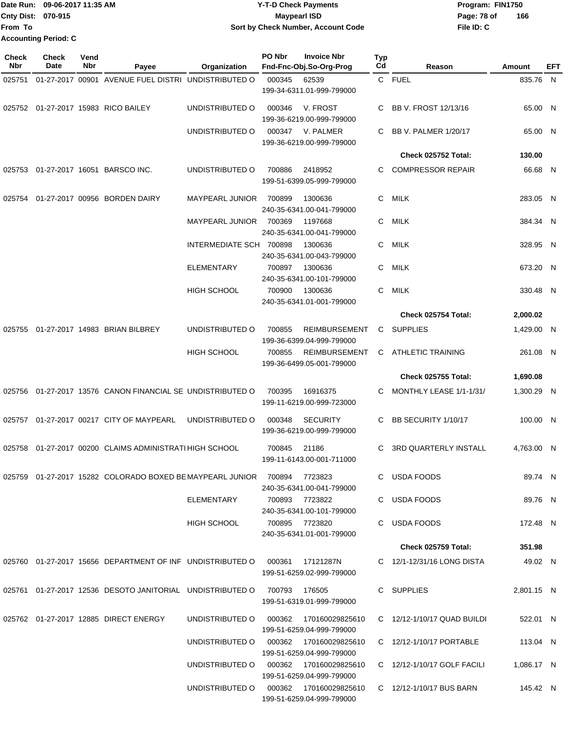Date Run: 09-06-2017 11:35 AM
Cnty Dist: 070-915
From To
Accounting Period: C

# Y-T-D Check Payments
## Maypearl ISD
### Sort by Check Number, Account Code

Program: FIN1750
File ID: C

| Check Nbr | Check Date | Vend Nbr | Payee | Organization | PO Nbr | Invoice Nbr / Fnd-Fnc-Obj.So-Org-Prog | Typ Cd | Reason | Amount | EFT |
|---|---|---|---|---|---|---|---|---|---|---|
| 025751 | 01-27-2017 | 00901 | AVENUE FUEL DISTRI | UNDISTRIBUTED O | 000345 | 62539 199-34-6311.01-999-799000 | C | FUEL | 835.76 | N |
| 025752 | 01-27-2017 | 15983 | RICO BAILEY | UNDISTRIBUTED O | 000346 | V. FROST 199-36-6219.00-999-799000 | C | BB V. FROST 12/13/16 | 65.00 | N |
| | | | | UNDISTRIBUTED O | 000347 | V. PALMER 199-36-6219.00-999-799000 | C | BB V. PALMER 1/20/17 | 65.00 | N |
| | | | | | | | | **Check 025752 Total:** | **130.00** | |
| 025753 | 01-27-2017 | 16051 | BARSCO INC. | UNDISTRIBUTED O | 700886 | 2418952 199-51-6399.05-999-799000 | C | COMPRESSOR REPAIR | 66.68 | N |
| 025754 | 01-27-2017 | 00956 | BORDEN DAIRY | MAYPEARL JUNIOR | 700899 | 1300636 240-35-6341.00-041-799000 | C | MILK | 283.05 | N |
| | | | | MAYPEARL JUNIOR | 700369 | 1197668 240-35-6341.00-041-799000 | C | MILK | 384.34 | N |
| | | | | INTERMEDIATE SCH | 700898 | 1300636 240-35-6341.00-043-799000 | C | MILK | 328.95 | N |
| | | | | ELEMENTARY | 700897 | 1300636 240-35-6341.00-101-799000 | C | MILK | 673.20 | N |
| | | | | HIGH SCHOOL | 700900 | 1300636 240-35-6341.01-001-799000 | C | MILK | 330.48 | N |
| | | | | | | | | **Check 025754 Total:** | **2,000.02** | |
| 025755 | 01-27-2017 | 14983 | BRIAN BILBREY | UNDISTRIBUTED O | 700855 | REIMBURSEMENT 199-36-6399.04-999-799000 | C | SUPPLIES | 1,429.00 | N |
| | | | | HIGH SCHOOL | 700855 | REIMBURSEMENT 199-36-6499.05-001-799000 | C | ATHLETIC TRAINING | 261.08 | N |
| | | | | | | | | **Check 025755 Total:** | **1,690.08** | |
| 025756 | 01-27-2017 | 13576 | CANON FINANCIAL SE | UNDISTRIBUTED O | 700395 | 16916375 199-11-6219.00-999-723000 | C | MONTHLY LEASE 1/1-1/31/ | 1,300.29 | N |
| 025757 | 01-27-2017 | 00217 | CITY OF MAYPEARL | UNDISTRIBUTED O | 000348 | SECURITY 199-36-6219.00-999-799000 | C | BB SECURITY 1/10/17 | 100.00 | N |
| 025758 | 01-27-2017 | 00200 | CLAIMS ADMINISTRATI | HIGH SCHOOL | 700845 | 21186 199-11-6143.00-001-711000 | C | 3RD QUARTERLY INSTALL | 4,763.00 | N |
| 025759 | 01-27-2017 | 15282 | COLORADO BOXED BE | MAYPEARL JUNIOR | 700894 | 7723823 240-35-6341.00-041-799000 | C | USDA FOODS | 89.74 | N |
| | | | | ELEMENTARY | 700893 | 7723822 240-35-6341.00-101-799000 | C | USDA FOODS | 89.76 | N |
| | | | | HIGH SCHOOL | 700895 | 7723820 240-35-6341.01-001-799000 | C | USDA FOODS | 172.48 | N |
| | | | | | | | | **Check 025759 Total:** | **351.98** | |
| 025760 | 01-27-2017 | 15656 | DEPARTMENT OF INF | UNDISTRIBUTED O | 000361 | 17121287N 199-51-6259.02-999-799000 | C | 12/1-12/31/16 LONG DISTA | 49.02 | N |
| 025761 | 01-27-2017 | 12536 | DESOTO JANITORIAL | UNDISTRIBUTED O | 700793 | 176505 199-51-6319.01-999-799000 | C | SUPPLIES | 2,801.15 | N |
| 025762 | 01-27-2017 | 12885 | DIRECT ENERGY | UNDISTRIBUTED O | 000362 | 170160029825610 199-51-6259.04-999-799000 | C | 12/12-1/10/17 QUAD BUILDI | 522.01 | N |
| | | | | UNDISTRIBUTED O | 000362 | 170160029825610 199-51-6259.04-999-799000 | C | 12/12-1/10/17 PORTABLE | 113.04 | N |
| | | | | UNDISTRIBUTED O | 000362 | 170160029825610 199-51-6259.04-999-799000 | C | 12/12-1/10/17 GOLF FACILI | 1,086.17 | N |
| | | | | UNDISTRIBUTED O | 000362 | 170160029825610 199-51-6259.04-999-799000 | C | 12/12-1/10/17 BUS BARN | 145.42 | N |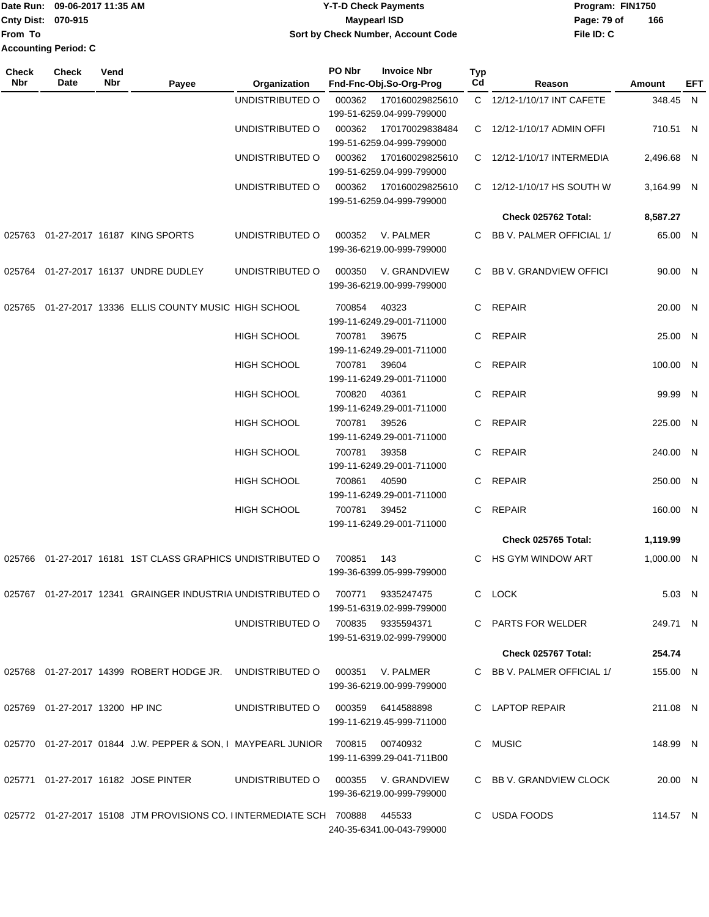Date Run: 09-06-2017 11:35 AM
Cnty Dist: 070-915
From To
Accounting Period: C

# Y-T-D Check Payments
## Maypearl ISD
### Sort by Check Number, Account Code

Program: FIN1750
File ID: C

| Check Nbr | Check Date | Vend Nbr | Payee | Organization | PO Nbr | Invoice Nbr / Fnd-Fnc-Obj.So-Org-Prog | Typ Cd | Reason | Amount | EFT |
|---|---|---|---|---|---|---|---|---|---|---|
| | | | | UNDISTRIBUTED O | 000362 | 170160029825610 199-51-6259.04-999-799000 | C | 12/12-1/10/17 INT CAFETE | 348.45 | N |
| | | | | UNDISTRIBUTED O | 000362 | 170170029838484 199-51-6259.04-999-799000 | C | 12/12-1/10/17 ADMIN OFFI | 710.51 | N |
| | | | | UNDISTRIBUTED O | 000362 | 170160029825610 199-51-6259.04-999-799000 | C | 12/12-1/10/17 INTERMEDIA | 2,496.68 | N |
| | | | | UNDISTRIBUTED O | 000362 | 170160029825610 199-51-6259.04-999-799000 | C | 12/12-1/10/17 HS SOUTH W | 3,164.99 | N |
| | | | | | | | | **Check 025762 Total:** | **8,587.27** | |
| 025763 | 01-27-2017 | 16187 | KING SPORTS | UNDISTRIBUTED O | 000352 | V. PALMER 199-36-6219.00-999-799000 | C | BB V. PALMER OFFICIAL 1/ | 65.00 | N |
| 025764 | 01-27-2017 | 16137 | UNDRE DUDLEY | UNDISTRIBUTED O | 000350 | V. GRANDVIEW 199-36-6219.00-999-799000 | C | BB V. GRANDVIEW OFFICI | 90.00 | N |
| 025765 | 01-27-2017 | 13336 | ELLIS COUNTY MUSIC | HIGH SCHOOL | 700854 | 40323 199-11-6249.29-001-711000 | C | REPAIR | 20.00 | N |
| | | | | HIGH SCHOOL | 700781 | 39675 199-11-6249.29-001-711000 | C | REPAIR | 25.00 | N |
| | | | | HIGH SCHOOL | 700781 | 39604 199-11-6249.29-001-711000 | C | REPAIR | 100.00 | N |
| | | | | HIGH SCHOOL | 700820 | 40361 199-11-6249.29-001-711000 | C | REPAIR | 99.99 | N |
| | | | | HIGH SCHOOL | 700781 | 39526 199-11-6249.29-001-711000 | C | REPAIR | 225.00 | N |
| | | | | HIGH SCHOOL | 700781 | 39358 199-11-6249.29-001-711000 | C | REPAIR | 240.00 | N |
| | | | | HIGH SCHOOL | 700861 | 40590 199-11-6249.29-001-711000 | C | REPAIR | 250.00 | N |
| | | | | HIGH SCHOOL | 700781 | 39452 199-11-6249.29-001-711000 | C | REPAIR | 160.00 | N |
| | | | | | | | | **Check 025765 Total:** | **1,119.99** | |
| 025766 | 01-27-2017 | 16181 | 1ST CLASS GRAPHICS | UNDISTRIBUTED O | 700851 | 143 199-36-6399.05-999-799000 | C | HS GYM WINDOW ART | 1,000.00 | N |
| 025767 | 01-27-2017 | 12341 | GRAINGER INDUSTRIA | UNDISTRIBUTED O | 700771 | 9335247475 199-51-6319.02-999-799000 | C | LOCK | 5.03 | N |
| | | | | UNDISTRIBUTED O | 700835 | 9335594371 199-51-6319.02-999-799000 | C | PARTS FOR WELDER | 249.71 | N |
| | | | | | | | | **Check 025767 Total:** | **254.74** | |
| 025768 | 01-27-2017 | 14399 | ROBERT HODGE JR. | UNDISTRIBUTED O | 000351 | V. PALMER 199-36-6219.00-999-799000 | C | BB V. PALMER OFFICIAL 1/ | 155.00 | N |
| 025769 | 01-27-2017 | 13200 | HP INC | UNDISTRIBUTED O | 000359 | 6414588898 199-11-6219.45-999-711000 | C | LAPTOP REPAIR | 211.08 | N |
| 025770 | 01-27-2017 | 01844 | J.W. PEPPER & SON, I | MAYPEARL JUNIOR | 700815 | 00740932 199-11-6399.29-041-711B00 | C | MUSIC | 148.99 | N |
| 025771 | 01-27-2017 | 16182 | JOSE PINTER | UNDISTRIBUTED O | 000355 | V. GRANDVIEW 199-36-6219.00-999-799000 | C | BB V. GRANDVIEW CLOCK | 20.00 | N |
| 025772 | 01-27-2017 | 15108 | JTM PROVISIONS CO. I | INTERMEDIATE SCH | 700888 | 445533 240-35-6341.00-043-799000 | C | USDA FOODS | 114.57 | N |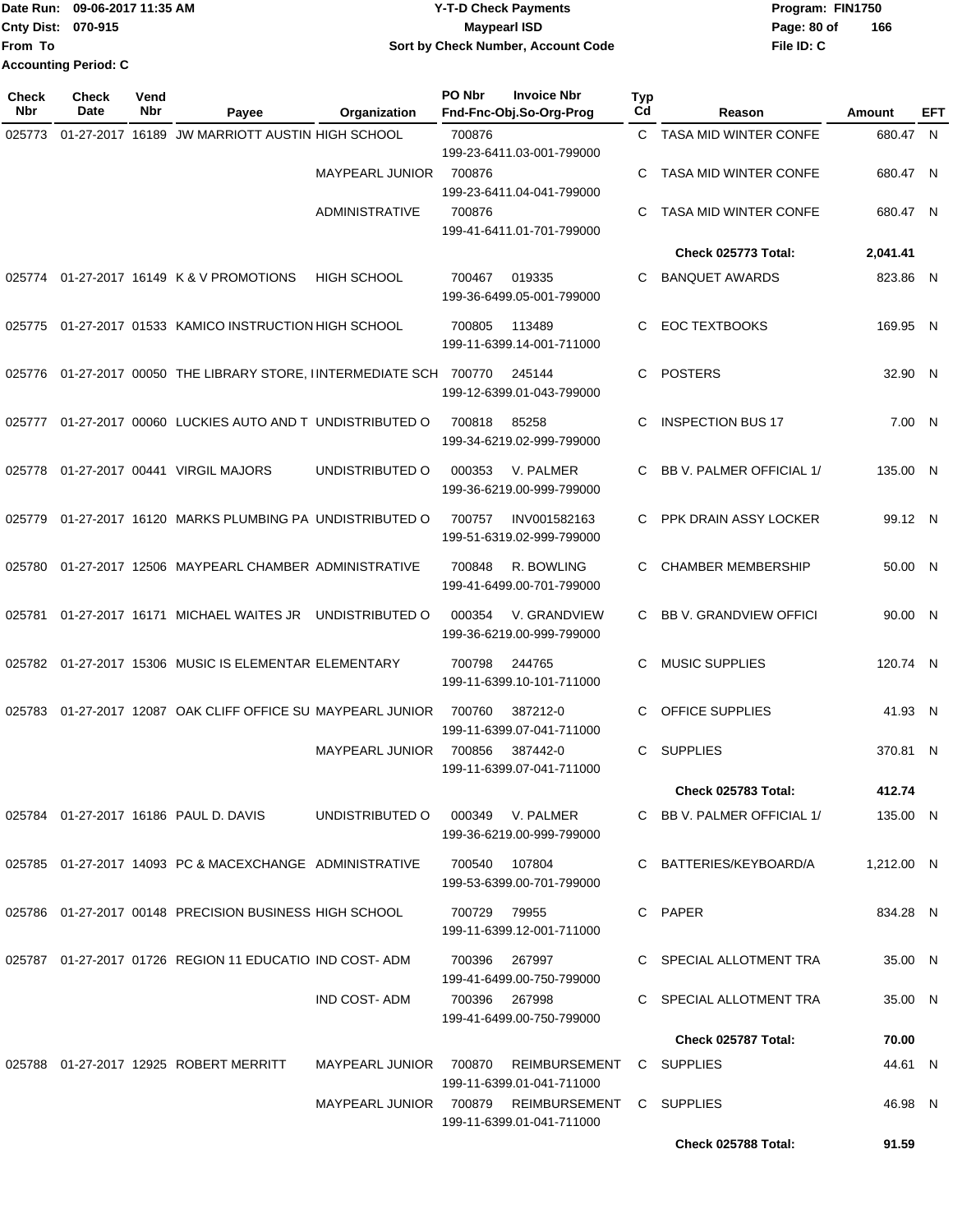Date Run: 09-06-2017 11:35 AM
Cnty Dist: 070-915
From To
Accounting Period: C

# Y-T-D Check Payments
## Maypearl ISD
### Sort by Check Number, Account Code

Program: FIN1750
File ID: C

| Check Nbr | Check Date | Vend Nbr | Payee | Organization | PO Nbr | Invoice Nbr / Fnd-Fnc-Obj.So-Org-Prog | Typ Cd | Reason | Amount | EFT |
|---|---|---|---|---|---|---|---|---|---|---|
| 025773 | 01-27-2017 | 16189 | JW MARRIOTT AUSTIN | HIGH SCHOOL | 700876 | 199-23-6411.03-001-799000 | C | TASA MID WINTER CONFE | 680.47 | N |
| | | | | MAYPEARL JUNIOR | 700876 | 199-23-6411.04-041-799000 | C | TASA MID WINTER CONFE | 680.47 | N |
| | | | | ADMINISTRATIVE | 700876 | 199-41-6411.01-701-799000 | C | TASA MID WINTER CONFE | 680.47 | N |
| | | | | | | | | **Check 025773 Total:** | **2,041.41** | |
| 025774 | 01-27-2017 | 16149 | K & V PROMOTIONS | HIGH SCHOOL | 700467 | 019335 199-36-6499.05-001-799000 | C | BANQUET AWARDS | 823.86 | N |
| 025775 | 01-27-2017 | 01533 | KAMICO INSTRUCTION | HIGH SCHOOL | 700805 | 113489 199-11-6399.14-001-711000 | C | EOC TEXTBOOKS | 169.95 | N |
| 025776 | 01-27-2017 | 00050 | THE LIBRARY STORE, I | INTERMEDIATE SCH | 700770 | 245144 199-12-6399.01-043-799000 | C | POSTERS | 32.90 | N |
| 025777 | 01-27-2017 | 00060 | LUCKIES AUTO AND T | UNDISTRIBUTED O | 700818 | 85258 199-34-6219.02-999-799000 | C | INSPECTION BUS 17 | 7.00 | N |
| 025778 | 01-27-2017 | 00441 | VIRGIL MAJORS | UNDISTRIBUTED O | 000353 | V. PALMER 199-36-6219.00-999-799000 | C | BB V. PALMER OFFICIAL 1/ | 135.00 | N |
| 025779 | 01-27-2017 | 16120 | MARKS PLUMBING PA | UNDISTRIBUTED O | 700757 | INV001582163 199-51-6319.02-999-799000 | C | PPK DRAIN ASSY LOCKER | 99.12 | N |
| 025780 | 01-27-2017 | 12506 | MAYPEARL CHAMBER | ADMINISTRATIVE | 700848 | R. BOWLING 199-41-6499.00-701-799000 | C | CHAMBER MEMBERSHIP | 50.00 | N |
| 025781 | 01-27-2017 | 16171 | MICHAEL WAITES JR | UNDISTRIBUTED O | 000354 | V. GRANDVIEW 199-36-6219.00-999-799000 | C | BB V. GRANDVIEW OFFICI | 90.00 | N |
| 025782 | 01-27-2017 | 15306 | MUSIC IS ELEMENTAR | ELEMENTARY | 700798 | 244765 199-11-6399.10-101-711000 | C | MUSIC SUPPLIES | 120.74 | N |
| 025783 | 01-27-2017 | 12087 | OAK CLIFF OFFICE SU | MAYPEARL JUNIOR | 700760 | 387212-0 199-11-6399.07-041-711000 | C | OFFICE SUPPLIES | 41.93 | N |
| | | | | MAYPEARL JUNIOR | 700856 | 387442-0 199-11-6399.07-041-711000 | C | SUPPLIES | 370.81 | N |
| | | | | | | | | **Check 025783 Total:** | **412.74** | |
| 025784 | 01-27-2017 | 16186 | PAUL D. DAVIS | UNDISTRIBUTED O | 000349 | V. PALMER 199-36-6219.00-999-799000 | C | BB V. PALMER OFFICIAL 1/ | 135.00 | N |
| 025785 | 01-27-2017 | 14093 | PC & MACEXCHANGE | ADMINISTRATIVE | 700540 | 107804 199-53-6399.00-701-799000 | C | BATTERIES/KEYBOARD/A | 1,212.00 | N |
| 025786 | 01-27-2017 | 00148 | PRECISION BUSINESS | HIGH SCHOOL | 700729 | 79955 199-11-6399.12-001-711000 | C | PAPER | 834.28 | N |
| 025787 | 01-27-2017 | 01726 | REGION 11 EDUCATIO | IND COST- ADM | 700396 | 267997 199-41-6499.00-750-799000 | C | SPECIAL ALLOTMENT TRA | 35.00 | N |
| | | | | IND COST- ADM | 700396 | 267998 199-41-6499.00-750-799000 | C | SPECIAL ALLOTMENT TRA | 35.00 | N |
| | | | | | | | | **Check 025787 Total:** | **70.00** | |
| 025788 | 01-27-2017 | 12925 | ROBERT MERRITT | MAYPEARL JUNIOR | 700870 | REIMBURSEMENT 199-11-6399.01-041-711000 | C | SUPPLIES | 44.61 | N |
| | | | | MAYPEARL JUNIOR | 700879 | REIMBURSEMENT 199-11-6399.01-041-711000 | C | SUPPLIES | 46.98 | N |
| | | | | | | | | **Check 025788 Total:** | **91.59** | |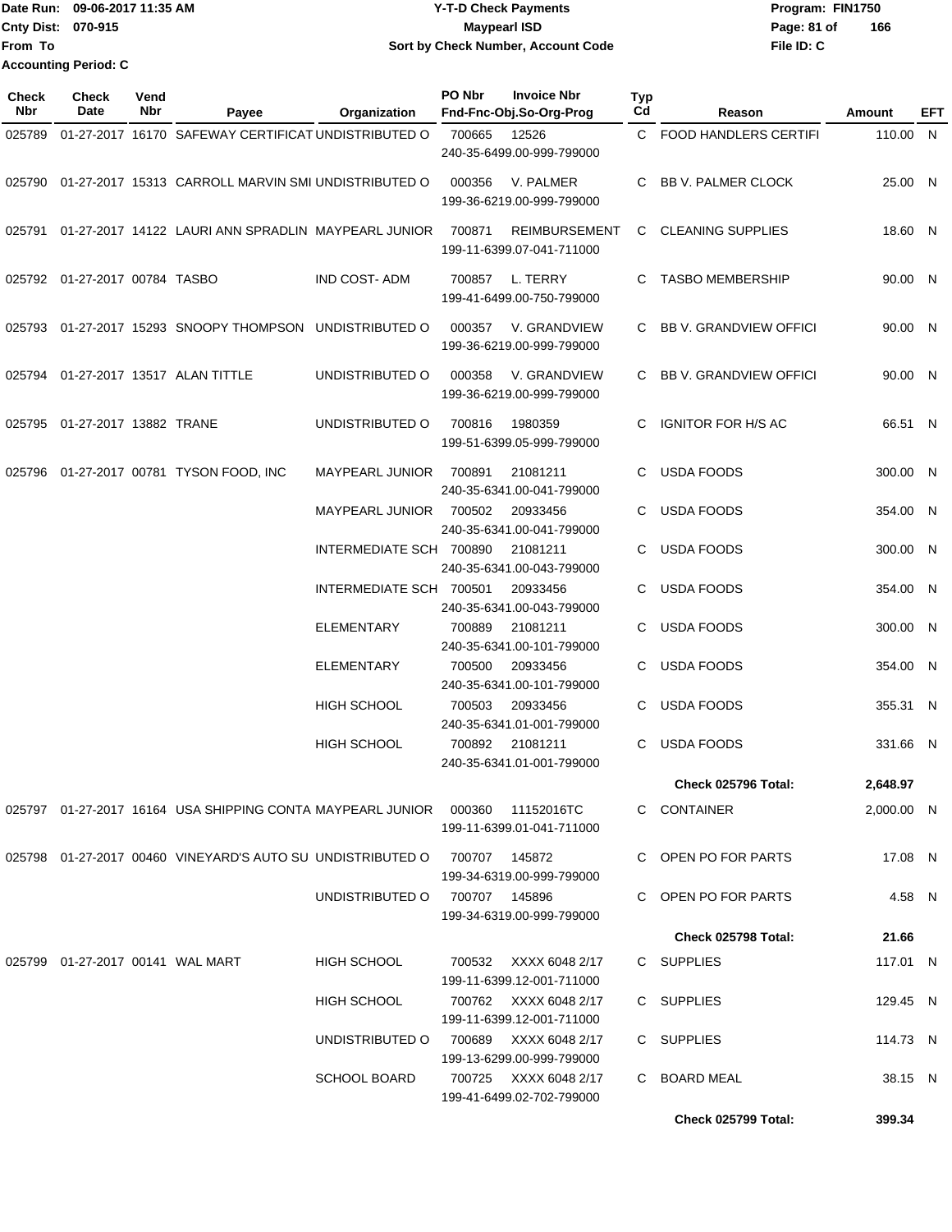Date Run: 09-06-2017 11:35 AM
Cnty Dist: 070-915
From To
Accounting Period: C

**Y-T-D Check Payments**
**Maypearl ISD**
**Sort by Check Number, Account Code**

Program: FIN1750
File ID: C

| Check Nbr | Check Date | Vend Nbr | Payee | Organization | PO Nbr | Invoice Nbr / Fnd-Fnc-Obj.So-Org-Prog | Typ Cd | Reason | Amount | EFT |
|---|---|---|---|---|---|---|---|---|---|---|
| 025789 | 01-27-2017 | 16170 | SAFEWAY CERTIFICAT | UNDISTRIBUTED O | 700665 | 12526 / 240-35-6499.00-999-799000 | C | FOOD HANDLERS CERTIFI | 110.00 | N |
| 025790 | 01-27-2017 | 15313 | CARROLL MARVIN SMI | UNDISTRIBUTED O | 000356 | V. PALMER / 199-36-6219.00-999-799000 | C | BB V. PALMER CLOCK | 25.00 | N |
| 025791 | 01-27-2017 | 14122 | LAURI ANN SPRADLIN | MAYPEARL JUNIOR | 700871 | REIMBURSEMENT / 199-11-6399.07-041-711000 | C | CLEANING SUPPLIES | 18.60 | N |
| 025792 | 01-27-2017 | 00784 | TASBO | IND COST- ADM | 700857 | L. TERRY / 199-41-6499.00-750-799000 | C | TASBO MEMBERSHIP | 90.00 | N |
| 025793 | 01-27-2017 | 15293 | SNOOPY THOMPSON | UNDISTRIBUTED O | 000357 | V. GRANDVIEW / 199-36-6219.00-999-799000 | C | BB V. GRANDVIEW OFFICI | 90.00 | N |
| 025794 | 01-27-2017 | 13517 | ALAN TITTLE | UNDISTRIBUTED O | 000358 | V. GRANDVIEW / 199-36-6219.00-999-799000 | C | BB V. GRANDVIEW OFFICI | 90.00 | N |
| 025795 | 01-27-2017 | 13882 | TRANE | UNDISTRIBUTED O | 700816 | 1980359 / 199-51-6399.05-999-799000 | C | IGNITOR FOR H/S AC | 66.51 | N |
| 025796 | 01-27-2017 | 00781 | TYSON FOOD, INC | MAYPEARL JUNIOR | 700891 | 21081211 / 240-35-6341.00-041-799000 | C | USDA FOODS | 300.00 | N |
| | | | | MAYPEARL JUNIOR | 700502 | 20933456 / 240-35-6341.00-041-799000 | C | USDA FOODS | 354.00 | N |
| | | | | INTERMEDIATE SCH | 700890 | 21081211 / 240-35-6341.00-043-799000 | C | USDA FOODS | 300.00 | N |
| | | | | INTERMEDIATE SCH | 700501 | 20933456 / 240-35-6341.00-043-799000 | C | USDA FOODS | 354.00 | N |
| | | | | ELEMENTARY | 700889 | 21081211 / 240-35-6341.00-101-799000 | C | USDA FOODS | 300.00 | N |
| | | | | ELEMENTARY | 700500 | 20933456 / 240-35-6341.00-101-799000 | C | USDA FOODS | 354.00 | N |
| | | | | HIGH SCHOOL | 700503 | 20933456 / 240-35-6341.01-001-799000 | C | USDA FOODS | 355.31 | N |
| | | | | HIGH SCHOOL | 700892 | 21081211 / 240-35-6341.01-001-799000 | C | USDA FOODS | 331.66 | N |
| | | | | | | | | **Check 025796 Total:** | **2,648.97** | |
| 025797 | 01-27-2017 | 16164 | USA SHIPPING CONTA | MAYPEARL JUNIOR | 000360 | 11152016TC / 199-11-6399.01-041-711000 | C | CONTAINER | 2,000.00 | N |
| 025798 | 01-27-2017 | 00460 | VINEYARD'S AUTO SU | UNDISTRIBUTED O | 700707 | 145872 / 199-34-6319.00-999-799000 | C | OPEN PO FOR PARTS | 17.08 | N |
| | | | | UNDISTRIBUTED O | 700707 | 145896 / 199-34-6319.00-999-799000 | C | OPEN PO FOR PARTS | 4.58 | N |
| | | | | | | | | **Check 025798 Total:** | **21.66** | |
| 025799 | 01-27-2017 | 00141 | WAL MART | HIGH SCHOOL | 700532 | XXXX 6048 2/17 / 199-11-6399.12-001-711000 | C | SUPPLIES | 117.01 | N |
| | | | | HIGH SCHOOL | 700762 | XXXX 6048 2/17 / 199-11-6399.12-001-711000 | C | SUPPLIES | 129.45 | N |
| | | | | UNDISTRIBUTED O | 700689 | XXXX 6048 2/17 / 199-13-6299.00-999-799000 | C | SUPPLIES | 114.73 | N |
| | | | | SCHOOL BOARD | 700725 | XXXX 6048 2/17 / 199-41-6499.02-702-799000 | C | BOARD MEAL | 38.15 | N |
| | | | | | | | | **Check 025799 Total:** | **399.34** | |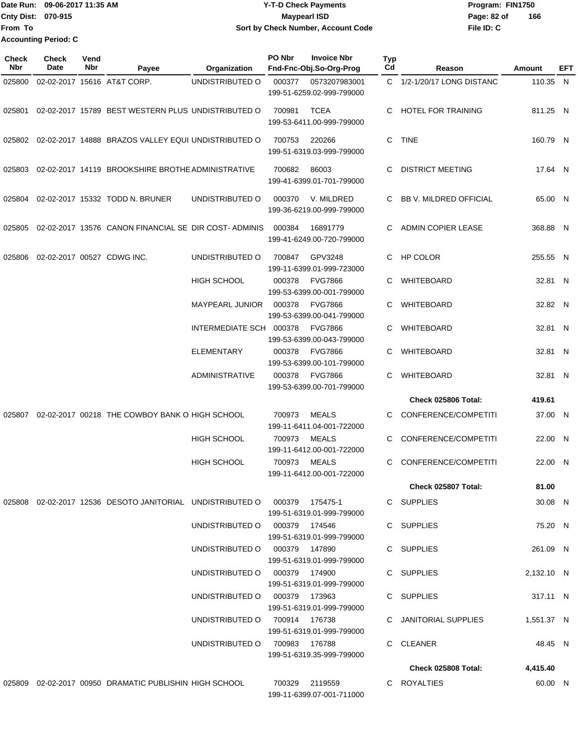**Date Run:** 09-06-2017 11:35 AM
**Cnty Dist:** 070-915
**From To**
**Accounting Period:** C

# Y-T-D Check Payments
## Maypearl ISD
### Sort by Check Number, Account Code

**Program:** FIN1750
**File ID:** C

| Check Nbr | Check Date | Vend Nbr | Payee | Organization | PO Nbr | Invoice Nbr / Fnd-Fnc-Obj.So-Org-Prog | Typ Cd | Reason | Amount | EFT |
|---|---|---|---|---|---|---|---|---|---|---|
| 025800 | 02-02-2017 | 15616 | AT&T CORP. | UNDISTRIBUTED O | 000377 | 0573207983001 199-51-6259.02-999-799000 | C | 1/2-1/20/17 LONG DISTANC | 110.35 | N |
| 025801 | 02-02-2017 | 15789 | BEST WESTERN PLUS | UNDISTRIBUTED O | 700981 | TCEA 199-53-6411.00-999-799000 | C | HOTEL FOR TRAINING | 811.25 | N |
| 025802 | 02-02-2017 | 14888 | BRAZOS VALLEY EQUI | UNDISTRIBUTED O | 700753 | 220266 199-51-6319.03-999-799000 | C | TINE | 160.79 | N |
| 025803 | 02-02-2017 | 14119 | BROOKSHIRE BROTHE | ADMINISTRATIVE | 700682 | 86003 199-41-6399.01-701-799000 | C | DISTRICT MEETING | 17.64 | N |
| 025804 | 02-02-2017 | 15332 | TODD N. BRUNER | UNDISTRIBUTED O | 000370 | V. MILDRED 199-36-6219.00-999-799000 | C | BB V. MILDRED OFFICIAL | 65.00 | N |
| 025805 | 02-02-2017 | 13576 | CANON FINANCIAL SE | DIR COST- ADMINIS | 000384 | 16891779 199-41-6249.00-720-799000 | C | ADMIN COPIER LEASE | 368.88 | N |
| 025806 | 02-02-2017 | 00527 | CDWG INC. | UNDISTRIBUTED O | 700847 | GPV3248 199-11-6399.01-999-723000 | C | HP COLOR | 255.55 | N |
| | | | | HIGH SCHOOL | 000378 | FVG7866 199-53-6399.00-001-799000 | C | WHITEBOARD | 32.81 | N |
| | | | | MAYPEARL JUNIOR | 000378 | FVG7866 199-53-6399.00-041-799000 | C | WHITEBOARD | 32.82 | N |
| | | | | INTERMEDIATE SCH | 000378 | FVG7866 199-53-6399.00-043-799000 | C | WHITEBOARD | 32.81 | N |
| | | | | ELEMENTARY | 000378 | FVG7866 199-53-6399.00-101-799000 | C | WHITEBOARD | 32.81 | N |
| | | | | ADMINISTRATIVE | 000378 | FVG7866 199-53-6399.00-701-799000 | C | WHITEBOARD | 32.81 | N |
| | | | | | | | | **Check 025806 Total:** | **419.61** | |
| 025807 | 02-02-2017 | 00218 | THE COWBOY BANK O | HIGH SCHOOL | 700973 | MEALS 199-11-6411.04-001-722000 | C | CONFERENCE/COMPETITI | 37.00 | N |
| | | | | HIGH SCHOOL | 700973 | MEALS 199-11-6412.00-001-722000 | C | CONFERENCE/COMPETITI | 22.00 | N |
| | | | | HIGH SCHOOL | 700973 | MEALS 199-11-6412.00-001-722000 | C | CONFERENCE/COMPETITI | 22.00 | N |
| | | | | | | | | **Check 025807 Total:** | **81.00** | |
| 025808 | 02-02-2017 | 12536 | DESOTO JANITORIAL | UNDISTRIBUTED O | 000379 | 175475-1 199-51-6319.01-999-799000 | C | SUPPLIES | 30.08 | N |
| | | | | UNDISTRIBUTED O | 000379 | 174546 199-51-6319.01-999-799000 | C | SUPPLIES | 75.20 | N |
| | | | | UNDISTRIBUTED O | 000379 | 147890 199-51-6319.01-999-799000 | C | SUPPLIES | 261.09 | N |
| | | | | UNDISTRIBUTED O | 000379 | 174900 199-51-6319.01-999-799000 | C | SUPPLIES | 2,132.10 | N |
| | | | | UNDISTRIBUTED O | 000379 | 173963 199-51-6319.01-999-799000 | C | SUPPLIES | 317.11 | N |
| | | | | UNDISTRIBUTED O | 700914 | 176738 199-51-6319.01-999-799000 | C | JANITORIAL SUPPLIES | 1,551.37 | N |
| | | | | UNDISTRIBUTED O | 700983 | 176788 199-51-6319.35-999-799000 | C | CLEANER | 48.45 | N |
| | | | | | | | | **Check 025808 Total:** | **4,415.40** | |
| 025809 | 02-02-2017 | 00950 | DRAMATIC PUBLISHIN | HIGH SCHOOL | 700329 | 2119559 199-11-6399.07-001-711000 | C | ROYALTIES | 60.00 | N |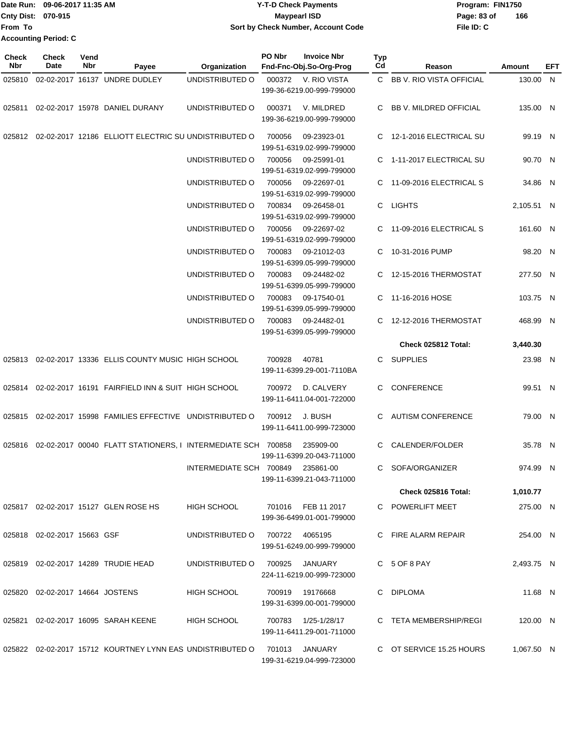Date Run: 09-06-2017 11:35 AM
Cnty Dist: 070-915
From To
Accounting Period: C

# Y-T-D Check Payments
## Maypearl ISD
### Sort by Check Number, Account Code

Program: FIN1750
File ID: C

| Check Nbr | Check Date | Vend Nbr | Payee | Organization | PO Nbr | Invoice Nbr / Fnd-Fnc-Obj.So-Org-Prog | Typ Cd | Reason | Amount | EFT |
|---|---|---|---|---|---|---|---|---|---|---|
| 025810 | 02-02-2017 | 16137 | UNDRE DUDLEY | UNDISTRIBUTED O | 000372 | V. RIO VISTA 199-36-6219.00-999-799000 | C | BB V. RIO VISTA OFFICIAL | 130.00 | N |
| 025811 | 02-02-2017 | 15978 | DANIEL DURANY | UNDISTRIBUTED O | 000371 | V. MILDRED 199-36-6219.00-999-799000 | C | BB V. MILDRED OFFICIAL | 135.00 | N |
| 025812 | 02-02-2017 | 12186 | ELLIOTT ELECTRIC SU | UNDISTRIBUTED O | 700056 | 09-23923-01 199-51-6319.02-999-799000 | C | 12-1-2016 ELECTRICAL SU | 99.19 | N |
| | | | | UNDISTRIBUTED O | 700056 | 09-25991-01 199-51-6319.02-999-799000 | C | 1-11-2017 ELECTRICAL SU | 90.70 | N |
| | | | | UNDISTRIBUTED O | 700056 | 09-22697-01 199-51-6319.02-999-799000 | C | 11-09-2016 ELECTRICAL S | 34.86 | N |
| | | | | UNDISTRIBUTED O | 700834 | 09-26458-01 199-51-6319.02-999-799000 | C | LIGHTS | 2,105.51 | N |
| | | | | UNDISTRIBUTED O | 700056 | 09-22697-02 199-51-6319.02-999-799000 | C | 11-09-2016 ELECTRICAL S | 161.60 | N |
| | | | | UNDISTRIBUTED O | 700083 | 09-21012-03 199-51-6399.05-999-799000 | C | 10-31-2016 PUMP | 98.20 | N |
| | | | | UNDISTRIBUTED O | 700083 | 09-24482-02 199-51-6399.05-999-799000 | C | 12-15-2016 THERMOSTAT | 277.50 | N |
| | | | | UNDISTRIBUTED O | 700083 | 09-17540-01 199-51-6399.05-999-799000 | C | 11-16-2016 HOSE | 103.75 | N |
| | | | | UNDISTRIBUTED O | 700083 | 09-24482-01 199-51-6399.05-999-799000 | C | 12-12-2016 THERMOSTAT | 468.99 | N |
| | | | | | | | | **Check 025812 Total:** | **3,440.30** | |
| 025813 | 02-02-2017 | 13336 | ELLIS COUNTY MUSIC | HIGH SCHOOL | 700928 | 40781 199-11-6399.29-001-7110BA | C | SUPPLIES | 23.98 | N |
| 025814 | 02-02-2017 | 16191 | FAIRFIELD INN & SUIT | HIGH SCHOOL | 700972 | D. CALVERY 199-11-6411.04-001-722000 | C | CONFERENCE | 99.51 | N |
| 025815 | 02-02-2017 | 15998 | FAMILIES EFFECTIVE | UNDISTRIBUTED O | 700912 | J. BUSH 199-11-6411.00-999-723000 | C | AUTISM CONFERENCE | 79.00 | N |
| 025816 | 02-02-2017 | 00040 | FLATT STATIONERS, I | INTERMEDIATE SCH | 700858 | 235909-00 199-11-6399.20-043-711000 | C | CALENDER/FOLDER | 35.78 | N |
| | | | | INTERMEDIATE SCH | 700849 | 235861-00 199-11-6399.21-043-711000 | C | SOFA/ORGANIZER | 974.99 | N |
| | | | | | | | | **Check 025816 Total:** | **1,010.77** | |
| 025817 | 02-02-2017 | 15127 | GLEN ROSE HS | HIGH SCHOOL | 701016 | FEB 11 2017 199-36-6499.01-001-799000 | C | POWERLIFT MEET | 275.00 | N |
| 025818 | 02-02-2017 | 15663 | GSF | UNDISTRIBUTED O | 700722 | 4065195 199-51-6249.00-999-799000 | C | FIRE ALARM REPAIR | 254.00 | N |
| 025819 | 02-02-2017 | 14289 | TRUDIE HEAD | UNDISTRIBUTED O | 700925 | JANUARY 224-11-6219.00-999-723000 | C | 5 OF 8 PAY | 2,493.75 | N |
| 025820 | 02-02-2017 | 14664 | JOSTENS | HIGH SCHOOL | 700919 | 19176668 199-31-6399.00-001-799000 | C | DIPLOMA | 11.68 | N |
| 025821 | 02-02-2017 | 16095 | SARAH KEENE | HIGH SCHOOL | 700783 | 1/25-1/28/17 199-11-6411.29-001-711000 | C | TETA MEMBERSHIP/REGI | 120.00 | N |
| 025822 | 02-02-2017 | 15712 | KOURTNEY LYNN EAS | UNDISTRIBUTED O | 701013 | JANUARY 199-31-6219.04-999-723000 | C | OT SERVICE 15.25 HOURS | 1,067.50 | N |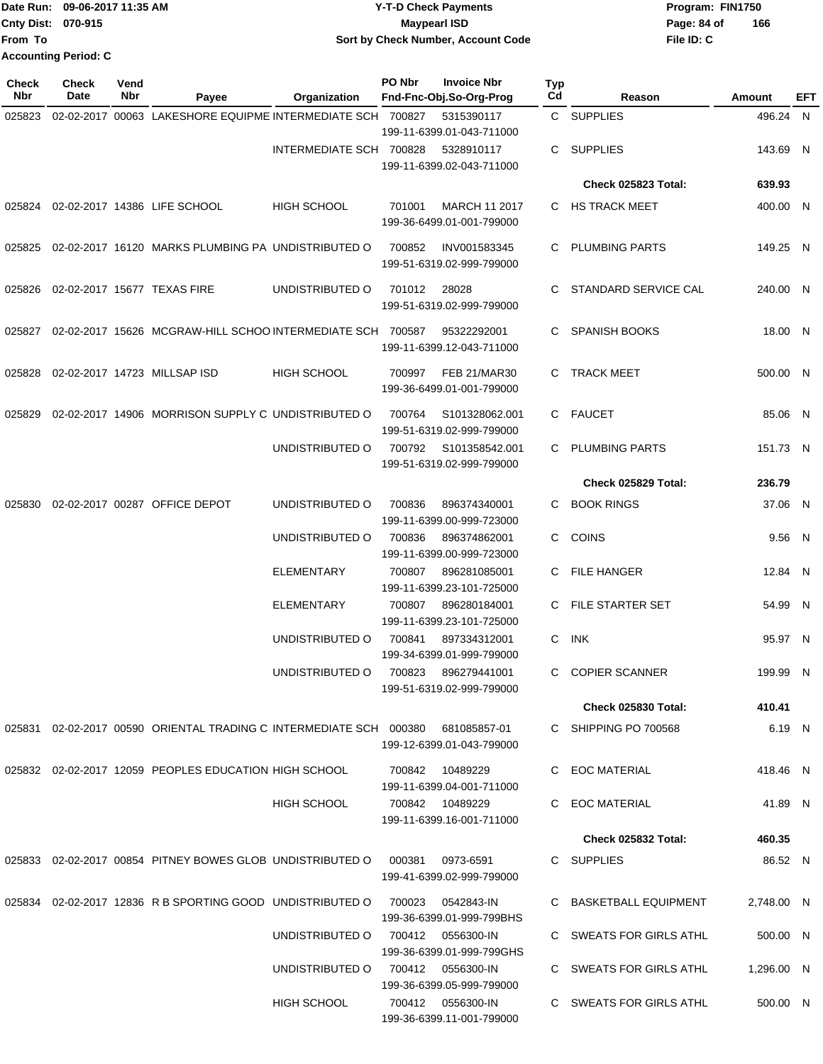Date Run: 09-06-2017 11:35 AM
Cnty Dist: 070-915
From To
Accounting Period: C

# Y-T-D Check Payments
## Maypearl ISD
### Sort by Check Number, Account Code

Program: FIN1750
File ID: C

| Check Nbr | Check Date | Vend Nbr | Payee | Organization | PO Nbr | Invoice Nbr / Fnd-Fnc-Obj.So-Org-Prog | Typ Cd | Reason | Amount | EFT |
|---|---|---|---|---|---|---|---|---|---|---|
| 025823 | 02-02-2017 | 00063 | LAKESHORE EQUIPME | INTERMEDIATE SCH | 700827 | 5315390117 199-11-6399.01-043-711000 | C | SUPPLIES | 496.24 | N |
| | | | | INTERMEDIATE SCH | 700828 | 5328910117 199-11-6399.02-043-711000 | C | SUPPLIES | 143.69 | N |
| | | | | | | | | **Check 025823 Total:** | **639.93** | |
| 025824 | 02-02-2017 | 14386 | LIFE SCHOOL | HIGH SCHOOL | 701001 | MARCH 11 2017 199-36-6499.01-001-799000 | C | HS TRACK MEET | 400.00 | N |
| 025825 | 02-02-2017 | 16120 | MARKS PLUMBING PA | UNDISTRIBUTED O | 700852 | INV001583345 199-51-6319.02-999-799000 | C | PLUMBING PARTS | 149.25 | N |
| 025826 | 02-02-2017 | 15677 | TEXAS FIRE | UNDISTRIBUTED O | 701012 | 28028 199-51-6319.02-999-799000 | C | STANDARD SERVICE CAL | 240.00 | N |
| 025827 | 02-02-2017 | 15626 | MCGRAW-HILL SCHOO | INTERMEDIATE SCH | 700587 | 95322292001 199-11-6399.12-043-711000 | C | SPANISH BOOKS | 18.00 | N |
| 025828 | 02-02-2017 | 14723 | MILLSAP ISD | HIGH SCHOOL | 700997 | FEB 21/MAR30 199-36-6499.01-001-799000 | C | TRACK MEET | 500.00 | N |
| 025829 | 02-02-2017 | 14906 | MORRISON SUPPLY C | UNDISTRIBUTED O | 700764 | S101328062.001 199-51-6319.02-999-799000 | C | FAUCET | 85.06 | N |
| | | | | UNDISTRIBUTED O | 700792 | S101358542.001 199-51-6319.02-999-799000 | C | PLUMBING PARTS | 151.73 | N |
| | | | | | | | | **Check 025829 Total:** | **236.79** | |
| 025830 | 02-02-2017 | 00287 | OFFICE DEPOT | UNDISTRIBUTED O | 700836 | 896374340001 199-11-6399.00-999-723000 | C | BOOK RINGS | 37.06 | N |
| | | | | UNDISTRIBUTED O | 700836 | 896374862001 199-11-6399.00-999-723000 | C | COINS | 9.56 | N |
| | | | | ELEMENTARY | 700807 | 896281085001 199-11-6399.23-101-725000 | C | FILE HANGER | 12.84 | N |
| | | | | ELEMENTARY | 700807 | 896280184001 199-11-6399.23-101-725000 | C | FILE STARTER SET | 54.99 | N |
| | | | | UNDISTRIBUTED O | 700841 | 897334312001 199-34-6399.01-999-799000 | C | INK | 95.97 | N |
| | | | | UNDISTRIBUTED O | 700823 | 896279441001 199-51-6319.02-999-799000 | C | COPIER SCANNER | 199.99 | N |
| | | | | | | | | **Check 025830 Total:** | **410.41** | |
| 025831 | 02-02-2017 | 00590 | ORIENTAL TRADING C | INTERMEDIATE SCH | 000380 | 681085857-01 199-12-6399.01-043-799000 | C | SHIPPING PO 700568 | 6.19 | N |
| 025832 | 02-02-2017 | 12059 | PEOPLES EDUCATION | HIGH SCHOOL | 700842 | 10489229 199-11-6399.04-001-711000 | C | EOC MATERIAL | 418.46 | N |
| | | | | HIGH SCHOOL | 700842 | 10489229 199-11-6399.16-001-711000 | C | EOC MATERIAL | 41.89 | N |
| | | | | | | | | **Check 025832 Total:** | **460.35** | |
| 025833 | 02-02-2017 | 00854 | PITNEY BOWES GLOB | UNDISTRIBUTED O | 000381 | 0973-6591 199-41-6399.02-999-799000 | C | SUPPLIES | 86.52 | N |
| 025834 | 02-02-2017 | 12836 | R B SPORTING GOOD | UNDISTRIBUTED O | 700023 | 0542843-IN 199-36-6399.01-999-799BHS | C | BASKETBALL EQUIPMENT | 2,748.00 | N |
| | | | | UNDISTRIBUTED O | 700412 | 0556300-IN 199-36-6399.01-999-799GHS | C | SWEATS FOR GIRLS ATHL | 500.00 | N |
| | | | | UNDISTRIBUTED O | 700412 | 0556300-IN 199-36-6399.05-999-799000 | C | SWEATS FOR GIRLS ATHL | 1,296.00 | N |
| | | | | HIGH SCHOOL | 700412 | 0556300-IN 199-36-6399.11-001-799000 | C | SWEATS FOR GIRLS ATHL | 500.00 | N |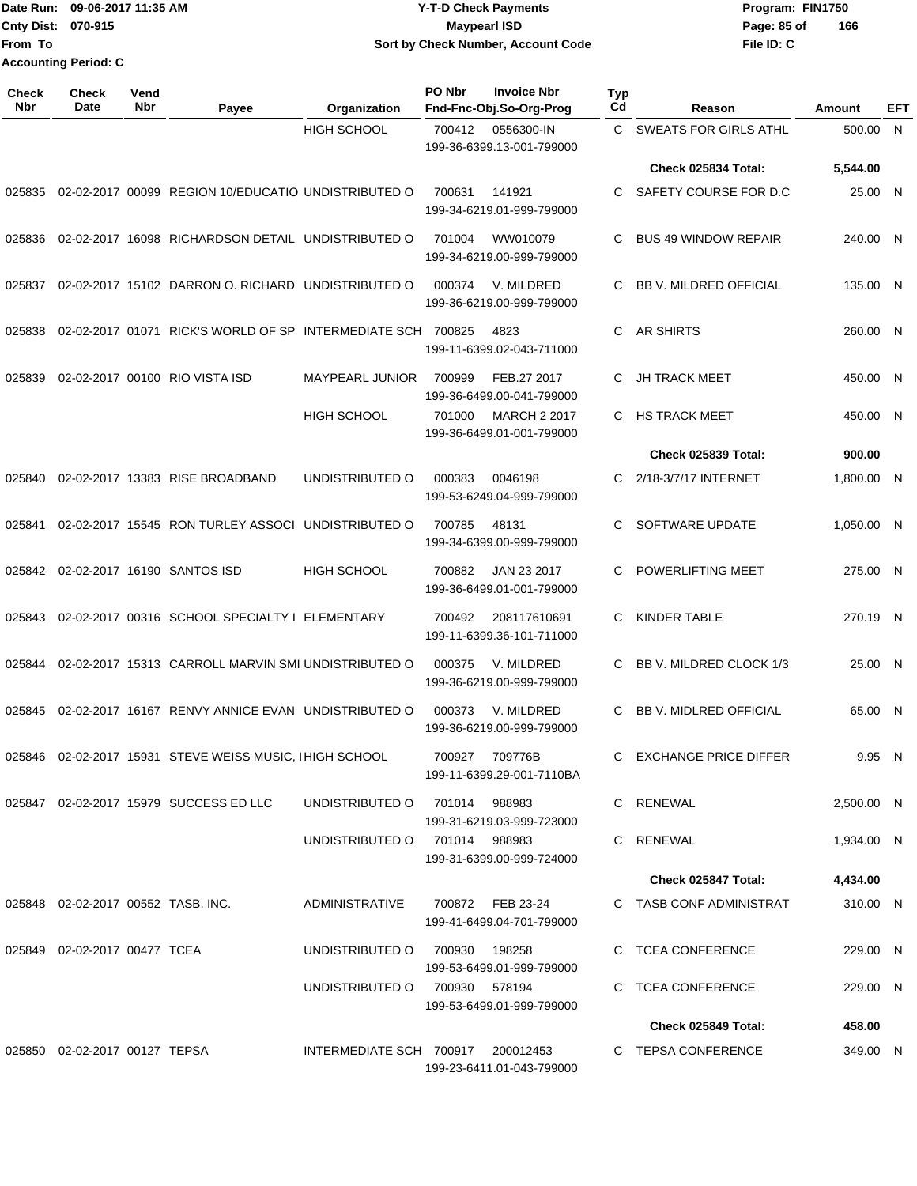Date Run: 09-06-2017 11:35 AM
Cnty Dist: 070-915
From To
Accounting Period: C

**Y-T-D Check Payments**
**Maypearl ISD**
**Sort by Check Number, Account Code**

Program: FIN1750
File ID: C

| Check Nbr | Check Date | Vend Nbr | Payee | Organization | PO Nbr | Invoice Nbr / Fnd-Fnc-Obj.So-Org-Prog | Typ Cd | Reason | Amount | EFT |
|---|---|---|---|---|---|---|---|---|---|---|
| | | | | HIGH SCHOOL | 700412 | 0556300-IN 199-36-6399.13-001-799000 | C | SWEATS FOR GIRLS ATHL | 500.00 | N |
| | | | | | | | | **Check 025834 Total:** | **5,544.00** | |
| 025835 | 02-02-2017 | 00099 | REGION 10/EDUCATIO | UNDISTRIBUTED O | 700631 | 141921 199-34-6219.01-999-799000 | C | SAFETY COURSE FOR D.C | 25.00 | N |
| 025836 | 02-02-2017 | 16098 | RICHARDSON DETAIL | UNDISTRIBUTED O | 701004 | WW010079 199-34-6219.00-999-799000 | C | BUS 49 WINDOW REPAIR | 240.00 | N |
| 025837 | 02-02-2017 | 15102 | DARRON O. RICHARD | UNDISTRIBUTED O | 000374 | V. MILDRED 199-36-6219.00-999-799000 | C | BB V. MILDRED OFFICIAL | 135.00 | N |
| 025838 | 02-02-2017 | 01071 | RICK'S WORLD OF SP | INTERMEDIATE SCH | 700825 | 4823 199-11-6399.02-043-711000 | C | AR SHIRTS | 260.00 | N |
| 025839 | 02-02-2017 | 00100 | RIO VISTA ISD | MAYPEARL JUNIOR | 700999 | FEB.27 2017 199-36-6499.00-041-799000 | C | JH TRACK MEET | 450.00 | N |
| | | | | HIGH SCHOOL | 701000 | MARCH 2 2017 199-36-6499.01-001-799000 | C | HS TRACK MEET | 450.00 | N |
| | | | | | | | | **Check 025839 Total:** | **900.00** | |
| 025840 | 02-02-2017 | 13383 | RISE BROADBAND | UNDISTRIBUTED O | 000383 | 0046198 199-53-6249.04-999-799000 | C | 2/18-3/7/17 INTERNET | 1,800.00 | N |
| 025841 | 02-02-2017 | 15545 | RON TURLEY ASSOCI | UNDISTRIBUTED O | 700785 | 48131 199-34-6399.00-999-799000 | C | SOFTWARE UPDATE | 1,050.00 | N |
| 025842 | 02-02-2017 | 16190 | SANTOS ISD | HIGH SCHOOL | 700882 | JAN 23 2017 199-36-6499.01-001-799000 | C | POWERLIFTING MEET | 275.00 | N |
| 025843 | 02-02-2017 | 00316 | SCHOOL SPECIALTY I | ELEMENTARY | 700492 | 208117610691 199-11-6399.36-101-711000 | C | KINDER TABLE | 270.19 | N |
| 025844 | 02-02-2017 | 15313 | CARROLL MARVIN SMI | UNDISTRIBUTED O | 000375 | V. MILDRED 199-36-6219.00-999-799000 | C | BB V. MILDRED CLOCK 1/3 | 25.00 | N |
| 025845 | 02-02-2017 | 16167 | RENVY ANNICE EVAN | UNDISTRIBUTED O | 000373 | V. MILDRED 199-36-6219.00-999-799000 | C | BB V. MIDLRED OFFICIAL | 65.00 | N |
| 025846 | 02-02-2017 | 15931 | STEVE WEISS MUSIC, I | HIGH SCHOOL | 700927 | 709776B 199-11-6399.29-001-7110BA | C | EXCHANGE PRICE DIFFER | 9.95 | N |
| 025847 | 02-02-2017 | 15979 | SUCCESS ED LLC | UNDISTRIBUTED O | 701014 | 988983 199-31-6219.03-999-723000 | C | RENEWAL | 2,500.00 | N |
| | | | | UNDISTRIBUTED O | 701014 | 988983 199-31-6399.00-999-724000 | C | RENEWAL | 1,934.00 | N |
| | | | | | | | | **Check 025847 Total:** | **4,434.00** | |
| 025848 | 02-02-2017 | 00552 | TASB, INC. | ADMINISTRATIVE | 700872 | FEB 23-24 199-41-6499.04-701-799000 | C | TASB CONF ADMINISTRAT | 310.00 | N |
| 025849 | 02-02-2017 | 00477 | TCEA | UNDISTRIBUTED O | 700930 | 198258 199-53-6499.01-999-799000 | C | TCEA CONFERENCE | 229.00 | N |
| | | | | UNDISTRIBUTED O | 700930 | 578194 199-53-6499.01-999-799000 | C | TCEA CONFERENCE | 229.00 | N |
| | | | | | | | | **Check 025849 Total:** | **458.00** | |
| 025850 | 02-02-2017 | 00127 | TEPSA | INTERMEDIATE SCH | 700917 | 200012453 199-23-6411.01-043-799000 | C | TEPSA CONFERENCE | 349.00 | N |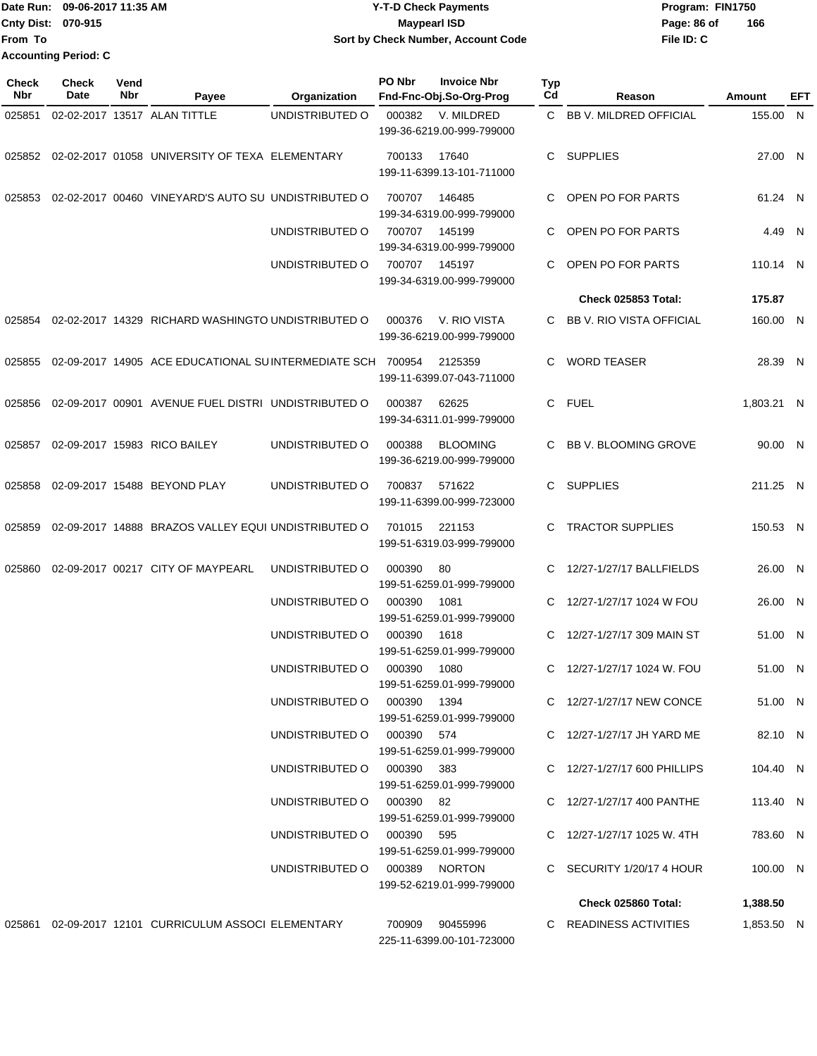Date Run: 09-06-2017 11:35 AM
Cnty Dist: 070-915
From To
Accounting Period: C

**Y-T-D Check Payments**
**Maypearl ISD**
**Sort by Check Number, Account Code**

Program: FIN1750
File ID: C

| Check Nbr | Check Date | Vend Nbr | Payee | Organization | PO Nbr | Invoice Nbr Fnd-Fnc-Obj.So-Org-Prog | Typ Cd | Reason | Amount | EFT |
|---|---|---|---|---|---|---|---|---|---|---|
| 025851 | 02-02-2017 | 13517 | ALAN TITTLE | UNDISTRIBUTED O | 000382 | V. MILDRED 199-36-6219.00-999-799000 | C | BB V. MILDRED OFFICIAL | 155.00 | N |
| 025852 | 02-02-2017 | 01058 | UNIVERSITY OF TEXA | ELEMENTARY | 700133 | 17640 199-11-6399.13-101-711000 | C | SUPPLIES | 27.00 | N |
| 025853 | 02-02-2017 | 00460 | VINEYARD'S AUTO SU | UNDISTRIBUTED O | 700707 | 146485 199-34-6319.00-999-799000 | C | OPEN PO FOR PARTS | 61.24 | N |
| | | | | UNDISTRIBUTED O | 700707 | 145199 199-34-6319.00-999-799000 | C | OPEN PO FOR PARTS | 4.49 | N |
| | | | | UNDISTRIBUTED O | 700707 | 145197 199-34-6319.00-999-799000 | C | OPEN PO FOR PARTS | 110.14 | N |
| | | | | | | | | **Check 025853 Total:** | **175.87** | |
| 025854 | 02-02-2017 | 14329 | RICHARD WASHINGTO | UNDISTRIBUTED O | 000376 | V. RIO VISTA 199-36-6219.00-999-799000 | C | BB V. RIO VISTA OFFICIAL | 160.00 | N |
| 025855 | 02-09-2017 | 14905 | ACE EDUCATIONAL SU | INTERMEDIATE SCH | 700954 | 2125359 199-11-6399.07-043-711000 | C | WORD TEASER | 28.39 | N |
| 025856 | 02-09-2017 | 00901 | AVENUE FUEL DISTRI | UNDISTRIBUTED O | 000387 | 62625 199-34-6311.01-999-799000 | C | FUEL | 1,803.21 | N |
| 025857 | 02-09-2017 | 15983 | RICO BAILEY | UNDISTRIBUTED O | 000388 | BLOOMING 199-36-6219.00-999-799000 | C | BB V. BLOOMING GROVE | 90.00 | N |
| 025858 | 02-09-2017 | 15488 | BEYOND PLAY | UNDISTRIBUTED O | 700837 | 571622 199-11-6399.00-999-723000 | C | SUPPLIES | 211.25 | N |
| 025859 | 02-09-2017 | 14888 | BRAZOS VALLEY EQUI | UNDISTRIBUTED O | 701015 | 221153 199-51-6319.03-999-799000 | C | TRACTOR SUPPLIES | 150.53 | N |
| 025860 | 02-09-2017 | 00217 | CITY OF MAYPEARL | UNDISTRIBUTED O | 000390 | 80 199-51-6259.01-999-799000 | C | 12/27-1/27/17 BALLFIELDS | 26.00 | N |
| | | | | UNDISTRIBUTED O | 000390 | 1081 199-51-6259.01-999-799000 | C | 12/27-1/27/17 1024 W FOU | 26.00 | N |
| | | | | UNDISTRIBUTED O | 000390 | 1618 199-51-6259.01-999-799000 | C | 12/27-1/27/17 309 MAIN ST | 51.00 | N |
| | | | | UNDISTRIBUTED O | 000390 | 1080 199-51-6259.01-999-799000 | C | 12/27-1/27/17 1024 W. FOU | 51.00 | N |
| | | | | UNDISTRIBUTED O | 000390 | 1394 199-51-6259.01-999-799000 | C | 12/27-1/27/17 NEW CONCE | 51.00 | N |
| | | | | UNDISTRIBUTED O | 000390 | 574 199-51-6259.01-999-799000 | C | 12/27-1/27/17 JH YARD ME | 82.10 | N |
| | | | | UNDISTRIBUTED O | 000390 | 383 199-51-6259.01-999-799000 | C | 12/27-1/27/17 600 PHILLIPS | 104.40 | N |
| | | | | UNDISTRIBUTED O | 000390 | 82 199-51-6259.01-999-799000 | C | 12/27-1/27/17 400 PANTHE | 113.40 | N |
| | | | | UNDISTRIBUTED O | 000390 | 595 199-51-6259.01-999-799000 | C | 12/27-1/27/17 1025 W. 4TH | 783.60 | N |
| | | | | UNDISTRIBUTED O | 000389 | NORTON 199-52-6219.01-999-799000 | C | SECURITY 1/20/17 4 HOUR | 100.00 | N |
| | | | | | | | | **Check 025860 Total:** | **1,388.50** | |
| 025861 | 02-09-2017 | 12101 | CURRICULUM ASSOCI | ELEMENTARY | 700909 | 90455996 225-11-6399.00-101-723000 | C | READINESS ACTIVITIES | 1,853.50 | N |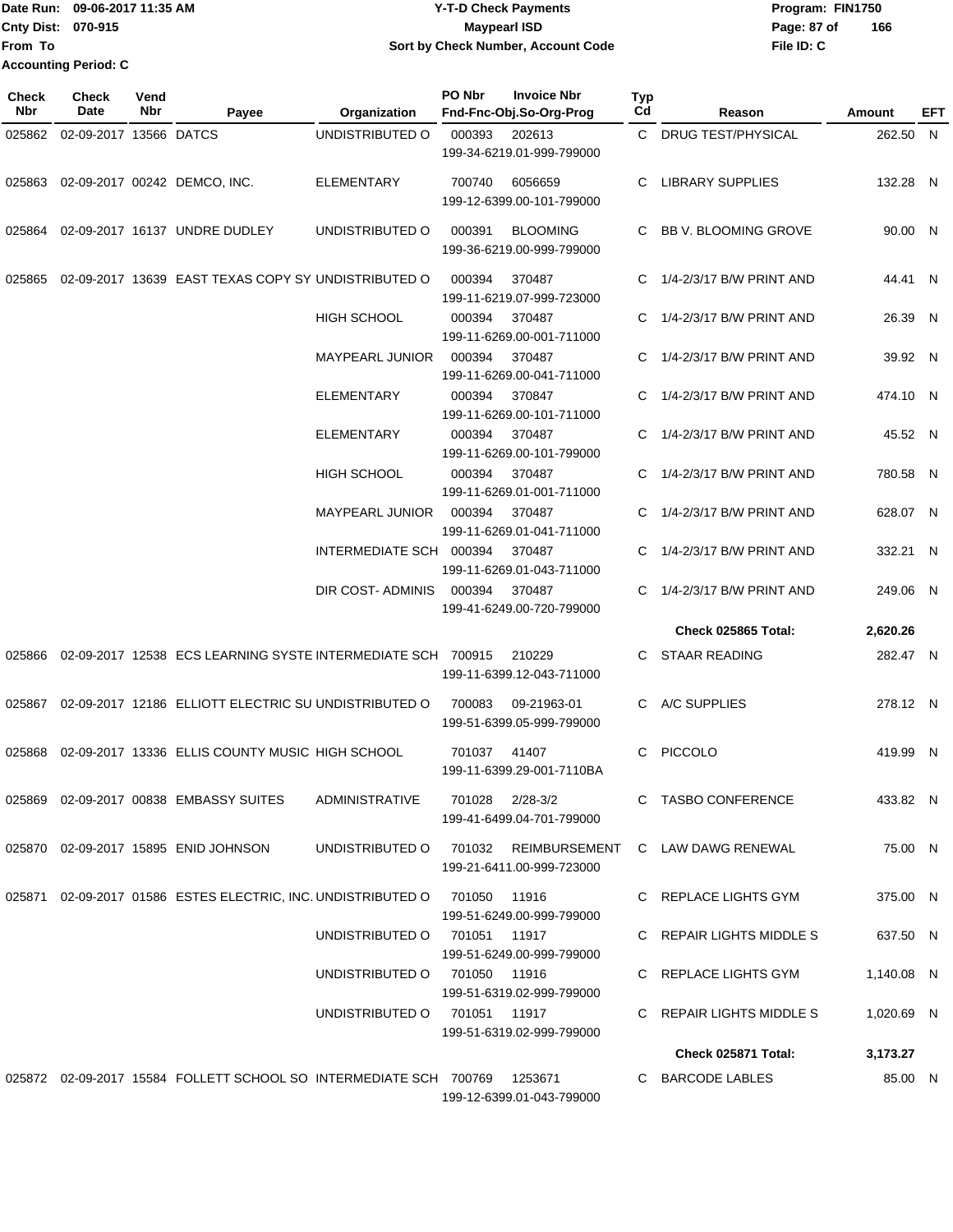Date Run: 09-06-2017 11:35 AM
Cnty Dist: 070-915
From To
Accounting Period: C

# Y-T-D Check Payments
## Maypearl ISD
### Sort by Check Number, Account Code

Program: FIN1750
File ID: C

| Check Nbr | Check Date | Vend Nbr | Payee | Organization | PO Nbr | Invoice Nbr / Fnd-Fnc-Obj.So-Org-Prog | Typ Cd | Reason | Amount | EFT |
|---|---|---|---|---|---|---|---|---|---|---|
| 025862 | 02-09-2017 | 13566 | DATCS | UNDISTRIBUTED O | 000393 | 202613 / 199-34-6219.01-999-799000 | C | DRUG TEST/PHYSICAL | 262.50 | N |
| 025863 | 02-09-2017 | 00242 | DEMCO, INC. | ELEMENTARY | 700740 | 6056659 / 199-12-6399.00-101-799000 | C | LIBRARY SUPPLIES | 132.28 | N |
| 025864 | 02-09-2017 | 16137 | UNDRE DUDLEY | UNDISTRIBUTED O | 000391 | BLOOMING / 199-36-6219.00-999-799000 | C | BB V. BLOOMING GROVE | 90.00 | N |
| 025865 | 02-09-2017 | 13639 | EAST TEXAS COPY SY | UNDISTRIBUTED O | 000394 | 370487 / 199-11-6219.07-999-723000 | C | 1/4-2/3/17 B/W PRINT AND | 44.41 | N |
| | | | | HIGH SCHOOL | 000394 | 370487 / 199-11-6269.00-001-711000 | C | 1/4-2/3/17 B/W PRINT AND | 26.39 | N |
| | | | | MAYPEARL JUNIOR | 000394 | 370487 / 199-11-6269.00-041-711000 | C | 1/4-2/3/17 B/W PRINT AND | 39.92 | N |
| | | | | ELEMENTARY | 000394 | 370847 / 199-11-6269.00-101-711000 | C | 1/4-2/3/17 B/W PRINT AND | 474.10 | N |
| | | | | ELEMENTARY | 000394 | 370487 / 199-11-6269.00-101-799000 | C | 1/4-2/3/17 B/W PRINT AND | 45.52 | N |
| | | | | HIGH SCHOOL | 000394 | 370487 / 199-11-6269.01-001-711000 | C | 1/4-2/3/17 B/W PRINT AND | 780.58 | N |
| | | | | MAYPEARL JUNIOR | 000394 | 370487 / 199-11-6269.01-041-711000 | C | 1/4-2/3/17 B/W PRINT AND | 628.07 | N |
| | | | | INTERMEDIATE SCH | 000394 | 370487 / 199-11-6269.01-043-711000 | C | 1/4-2/3/17 B/W PRINT AND | 332.21 | N |
| | | | | DIR COST- ADMINIS | 000394 | 370487 / 199-41-6249.00-720-799000 | C | 1/4-2/3/17 B/W PRINT AND | 249.06 | N |
| | | | | | | | | **Check 025865 Total:** | **2,620.26** | |
| 025866 | 02-09-2017 | 12538 | ECS LEARNING SYSTE | INTERMEDIATE SCH | 700915 | 210229 / 199-11-6399.12-043-711000 | C | STAAR READING | 282.47 | N |
| 025867 | 02-09-2017 | 12186 | ELLIOTT ELECTRIC SU | UNDISTRIBUTED O | 700083 | 09-21963-01 / 199-51-6399.05-999-799000 | C | A/C SUPPLIES | 278.12 | N |
| 025868 | 02-09-2017 | 13336 | ELLIS COUNTY MUSIC | HIGH SCHOOL | 701037 | 41407 / 199-11-6399.29-001-7110BA | C | PICCOLO | 419.99 | N |
| 025869 | 02-09-2017 | 00838 | EMBASSY SUITES | ADMINISTRATIVE | 701028 | 2/28-3/2 / 199-41-6499.04-701-799000 | C | TASBO CONFERENCE | 433.82 | N |
| 025870 | 02-09-2017 | 15895 | ENID JOHNSON | UNDISTRIBUTED O | 701032 | REIMBURSEMENT / 199-21-6411.00-999-723000 | C | LAW DAWG RENEWAL | 75.00 | N |
| 025871 | 02-09-2017 | 01586 | ESTES ELECTRIC, INC. | UNDISTRIBUTED O | 701050 | 11916 / 199-51-6249.00-999-799000 | C | REPLACE LIGHTS GYM | 375.00 | N |
| | | | | UNDISTRIBUTED O | 701051 | 11917 / 199-51-6249.00-999-799000 | C | REPAIR LIGHTS MIDDLE S | 637.50 | N |
| | | | | UNDISTRIBUTED O | 701050 | 11916 / 199-51-6319.02-999-799000 | C | REPLACE LIGHTS GYM | 1,140.08 | N |
| | | | | UNDISTRIBUTED O | 701051 | 11917 / 199-51-6319.02-999-799000 | C | REPAIR LIGHTS MIDDLE S | 1,020.69 | N |
| | | | | | | | | **Check 025871 Total:** | **3,173.27** | |
| 025872 | 02-09-2017 | 15584 | FOLLETT SCHOOL SO | INTERMEDIATE SCH | 700769 | 1253671 / 199-12-6399.01-043-799000 | C | BARCODE LABLES | 85.00 | N |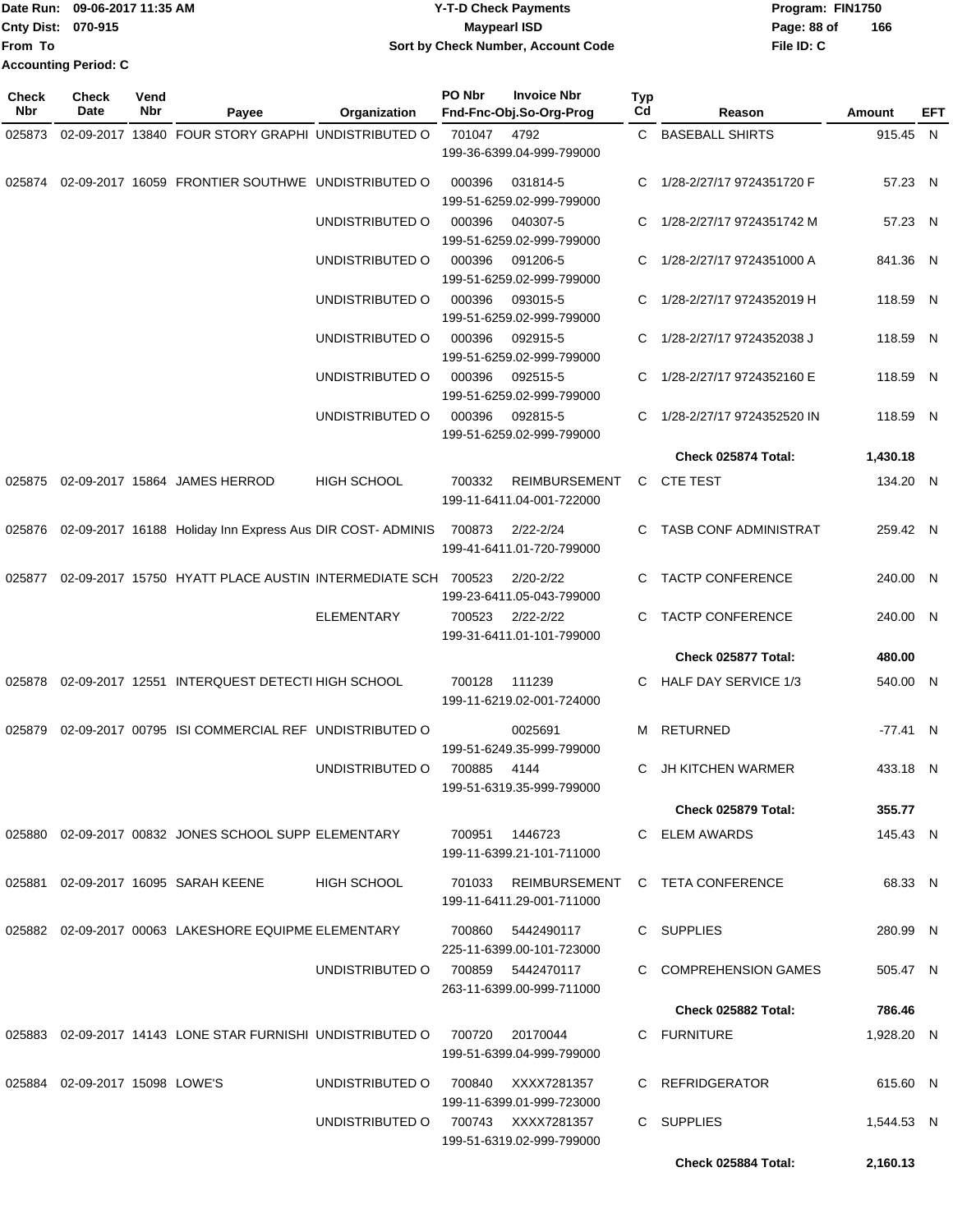Date Run: 09-06-2017 11:35 AM
Cnty Dist: 070-915
From To
Accounting Period: C

# Y-T-D Check Payments
## Maypearl ISD
### Sort by Check Number, Account Code

Program: FIN1750
File ID: C

| Check Nbr | Check Date | Vend Nbr | Payee | Organization | PO Nbr | Invoice Nbr / Fnd-Fnc-Obj.So-Org-Prog | Typ Cd | Reason | Amount | EFT |
|---|---|---|---|---|---|---|---|---|---|---|
| 025873 | 02-09-2017 | 13840 | FOUR STORY GRAPHI | UNDISTRIBUTED O | 701047 | 4792 / 199-36-6399.04-999-799000 | C | BASEBALL SHIRTS | 915.45 | N |
| 025874 | 02-09-2017 | 16059 | FRONTIER SOUTHWE | UNDISTRIBUTED O | 000396 | 031814-5 / 199-51-6259.02-999-799000 | C | 1/28-2/27/17 9724351720 F | 57.23 | N |
| | | | | UNDISTRIBUTED O | 000396 | 040307-5 / 199-51-6259.02-999-799000 | C | 1/28-2/27/17 9724351742 M | 57.23 | N |
| | | | | UNDISTRIBUTED O | 000396 | 091206-5 / 199-51-6259.02-999-799000 | C | 1/28-2/27/17 9724351000 A | 841.36 | N |
| | | | | UNDISTRIBUTED O | 000396 | 093015-5 / 199-51-6259.02-999-799000 | C | 1/28-2/27/17 9724352019 H | 118.59 | N |
| | | | | UNDISTRIBUTED O | 000396 | 092915-5 / 199-51-6259.02-999-799000 | C | 1/28-2/27/17 9724352038 J | 118.59 | N |
| | | | | UNDISTRIBUTED O | 000396 | 092515-5 / 199-51-6259.02-999-799000 | C | 1/28-2/27/17 9724352160 E | 118.59 | N |
| | | | | UNDISTRIBUTED O | 000396 | 092815-5 / 199-51-6259.02-999-799000 | C | 1/28-2/27/17 9724352520 IN | 118.59 | N |
| | | | | | | | | **Check 025874 Total:** | **1,430.18** | |
| 025875 | 02-09-2017 | 15864 | JAMES HERROD | HIGH SCHOOL | 700332 | REIMBURSEMENT / 199-11-6411.04-001-722000 | C | CTE TEST | 134.20 | N |
| 025876 | 02-09-2017 | 16188 | Holiday Inn Express Aus | DIR COST- ADMINIS | 700873 | 2/22-2/24 / 199-41-6411.01-720-799000 | C | TASB CONF ADMINISTRAT | 259.42 | N |
| 025877 | 02-09-2017 | 15750 | HYATT PLACE AUSTIN | INTERMEDIATE SCH | 700523 | 2/20-2/22 / 199-23-6411.05-043-799000 | C | TACTP CONFERENCE | 240.00 | N |
| | | | | ELEMENTARY | 700523 | 2/22-2/22 / 199-31-6411.01-101-799000 | C | TACTP CONFERENCE | 240.00 | N |
| | | | | | | | | **Check 025877 Total:** | **480.00** | |
| 025878 | 02-09-2017 | 12551 | INTERQUEST DETECTI | HIGH SCHOOL | 700128 | 111239 / 199-11-6219.02-001-724000 | C | HALF DAY SERVICE 1/3 | 540.00 | N |
| 025879 | 02-09-2017 | 00795 | ISI COMMERCIAL REF | UNDISTRIBUTED O | | 0025691 / 199-51-6249.35-999-799000 | M | RETURNED | -77.41 | N |
| | | | | UNDISTRIBUTED O | 700885 | 4144 / 199-51-6319.35-999-799000 | C | JH KITCHEN WARMER | 433.18 | N |
| | | | | | | | | **Check 025879 Total:** | **355.77** | |
| 025880 | 02-09-2017 | 00832 | JONES SCHOOL SUPP | ELEMENTARY | 700951 | 1446723 / 199-11-6399.21-101-711000 | C | ELEM AWARDS | 145.43 | N |
| 025881 | 02-09-2017 | 16095 | SARAH KEENE | HIGH SCHOOL | 701033 | REIMBURSEMENT / 199-11-6411.29-001-711000 | C | TETA CONFERENCE | 68.33 | N |
| 025882 | 02-09-2017 | 00063 | LAKESHORE EQUIPME | ELEMENTARY | 700860 | 5442490117 / 225-11-6399.00-101-723000 | C | SUPPLIES | 280.99 | N |
| | | | | UNDISTRIBUTED O | 700859 | 5442470117 / 263-11-6399.00-999-711000 | C | COMPREHENSION GAMES | 505.47 | N |
| | | | | | | | | **Check 025882 Total:** | **786.46** | |
| 025883 | 02-09-2017 | 14143 | LONE STAR FURNISHI | UNDISTRIBUTED O | 700720 | 20170044 / 199-51-6399.04-999-799000 | C | FURNITURE | 1,928.20 | N |
| 025884 | 02-09-2017 | 15098 | LOWE'S | UNDISTRIBUTED O | 700840 | XXXX7281357 / 199-11-6399.01-999-723000 | C | REFRIDGERATOR | 615.60 | N |
| | | | | UNDISTRIBUTED O | 700743 | XXXX7281357 / 199-51-6319.02-999-799000 | C | SUPPLIES | 1,544.53 | N |
| | | | | | | | | **Check 025884 Total:** | **2,160.13** | |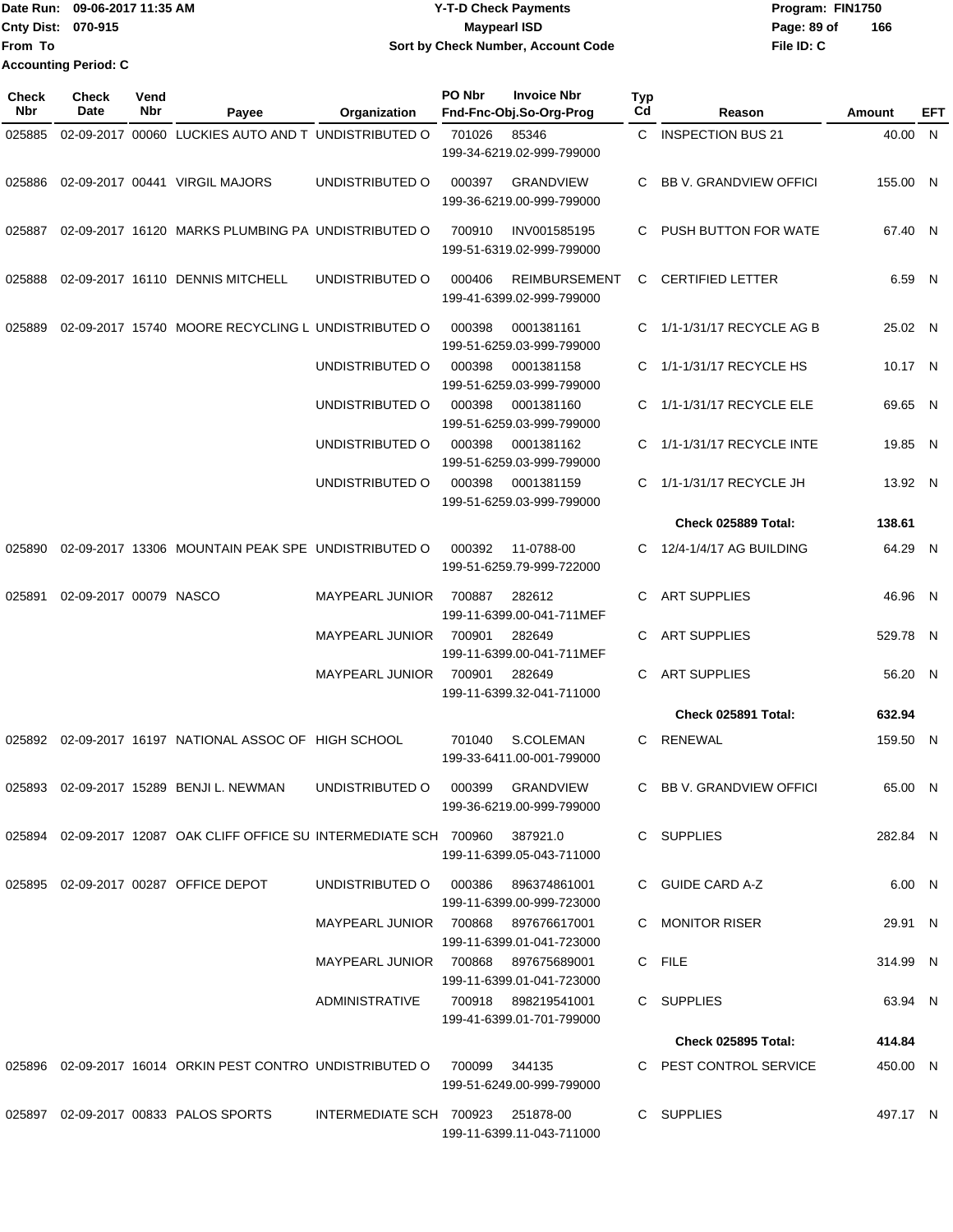Date Run: 09-06-2017 11:35 AM
Cnty Dist: 070-915
From To
Accounting Period: C

**Y-T-D Check Payments**
**Maypearl ISD**
**Sort by Check Number, Account Code**

Program: FIN1750
File ID: C

| Check Nbr | Check Date | Vend Nbr | Payee | Organization | PO Nbr | Invoice Nbr Fnd-Fnc-Obj.So-Org-Prog | Typ Cd | Reason | Amount | EFT |
|---|---|---|---|---|---|---|---|---|---|---|
| 025885 | 02-09-2017 | 00060 | LUCKIES AUTO AND T | UNDISTRIBUTED O | 701026 | 85346 199-34-6219.02-999-799000 | C | INSPECTION BUS 21 | 40.00 | N |
| 025886 | 02-09-2017 | 00441 | VIRGIL MAJORS | UNDISTRIBUTED O | 000397 | GRANDVIEW 199-36-6219.00-999-799000 | C | BB V. GRANDVIEW OFFICI | 155.00 | N |
| 025887 | 02-09-2017 | 16120 | MARKS PLUMBING PA | UNDISTRIBUTED O | 700910 | INV001585195 199-51-6319.02-999-799000 | C | PUSH BUTTON FOR WATE | 67.40 | N |
| 025888 | 02-09-2017 | 16110 | DENNIS MITCHELL | UNDISTRIBUTED O | 000406 | REIMBURSEMENT 199-41-6399.02-999-799000 | C | CERTIFIED LETTER | 6.59 | N |
| 025889 | 02-09-2017 | 15740 | MOORE RECYCLING L | UNDISTRIBUTED O | 000398 | 0001381161 199-51-6259.03-999-799000 | C | 1/1-1/31/17 RECYCLE AG B | 25.02 | N |
| | | | | UNDISTRIBUTED O | 000398 | 0001381158 199-51-6259.03-999-799000 | C | 1/1-1/31/17 RECYCLE HS | 10.17 | N |
| | | | | UNDISTRIBUTED O | 000398 | 0001381160 199-51-6259.03-999-799000 | C | 1/1-1/31/17 RECYCLE ELE | 69.65 | N |
| | | | | UNDISTRIBUTED O | 000398 | 0001381162 199-51-6259.03-999-799000 | C | 1/1-1/31/17 RECYCLE INTE | 19.85 | N |
| | | | | UNDISTRIBUTED O | 000398 | 0001381159 199-51-6259.03-999-799000 | C | 1/1-1/31/17 RECYCLE JH | 13.92 | N |
| | | | | | | | | **Check 025889 Total:** | **138.61** | |
| 025890 | 02-09-2017 | 13306 | MOUNTAIN PEAK SPE | UNDISTRIBUTED O | 000392 | 11-0788-00 199-51-6259.79-999-722000 | C | 12/4-1/4/17 AG BUILDING | 64.29 | N |
| 025891 | 02-09-2017 | 00079 | NASCO | MAYPEARL JUNIOR | 700887 | 282612 199-11-6399.00-041-711MEF | C | ART SUPPLIES | 46.96 | N |
| | | | | MAYPEARL JUNIOR | 700901 | 282649 199-11-6399.00-041-711MEF | C | ART SUPPLIES | 529.78 | N |
| | | | | MAYPEARL JUNIOR | 700901 | 282649 199-11-6399.32-041-711000 | C | ART SUPPLIES | 56.20 | N |
| | | | | | | | | **Check 025891 Total:** | **632.94** | |
| 025892 | 02-09-2017 | 16197 | NATIONAL ASSOC OF | HIGH SCHOOL | 701040 | S.COLEMAN 199-33-6411.00-001-799000 | C | RENEWAL | 159.50 | N |
| 025893 | 02-09-2017 | 15289 | BENJI L. NEWMAN | UNDISTRIBUTED O | 000399 | GRANDVIEW 199-36-6219.00-999-799000 | C | BB V. GRANDVIEW OFFICI | 65.00 | N |
| 025894 | 02-09-2017 | 12087 | OAK CLIFF OFFICE SU | INTERMEDIATE SCH | 700960 | 387921.0 199-11-6399.05-043-711000 | C | SUPPLIES | 282.84 | N |
| 025895 | 02-09-2017 | 00287 | OFFICE DEPOT | UNDISTRIBUTED O | 000386 | 896374861001 199-11-6399.00-999-723000 | C | GUIDE CARD A-Z | 6.00 | N |
| | | | | MAYPEARL JUNIOR | 700868 | 897676617001 199-11-6399.01-041-723000 | C | MONITOR RISER | 29.91 | N |
| | | | | MAYPEARL JUNIOR | 700868 | 897675689001 199-11-6399.01-041-723000 | C | FILE | 314.99 | N |
| | | | | ADMINISTRATIVE | 700918 | 898219541001 199-41-6399.01-701-799000 | C | SUPPLIES | 63.94 | N |
| | | | | | | | | **Check 025895 Total:** | **414.84** | |
| 025896 | 02-09-2017 | 16014 | ORKIN PEST CONTRO | UNDISTRIBUTED O | 700099 | 344135 199-51-6249.00-999-799000 | C | PEST CONTROL SERVICE | 450.00 | N |
| 025897 | 02-09-2017 | 00833 | PALOS SPORTS | INTERMEDIATE SCH | 700923 | 251878-00 199-11-6399.11-043-711000 | C | SUPPLIES | 497.17 | N |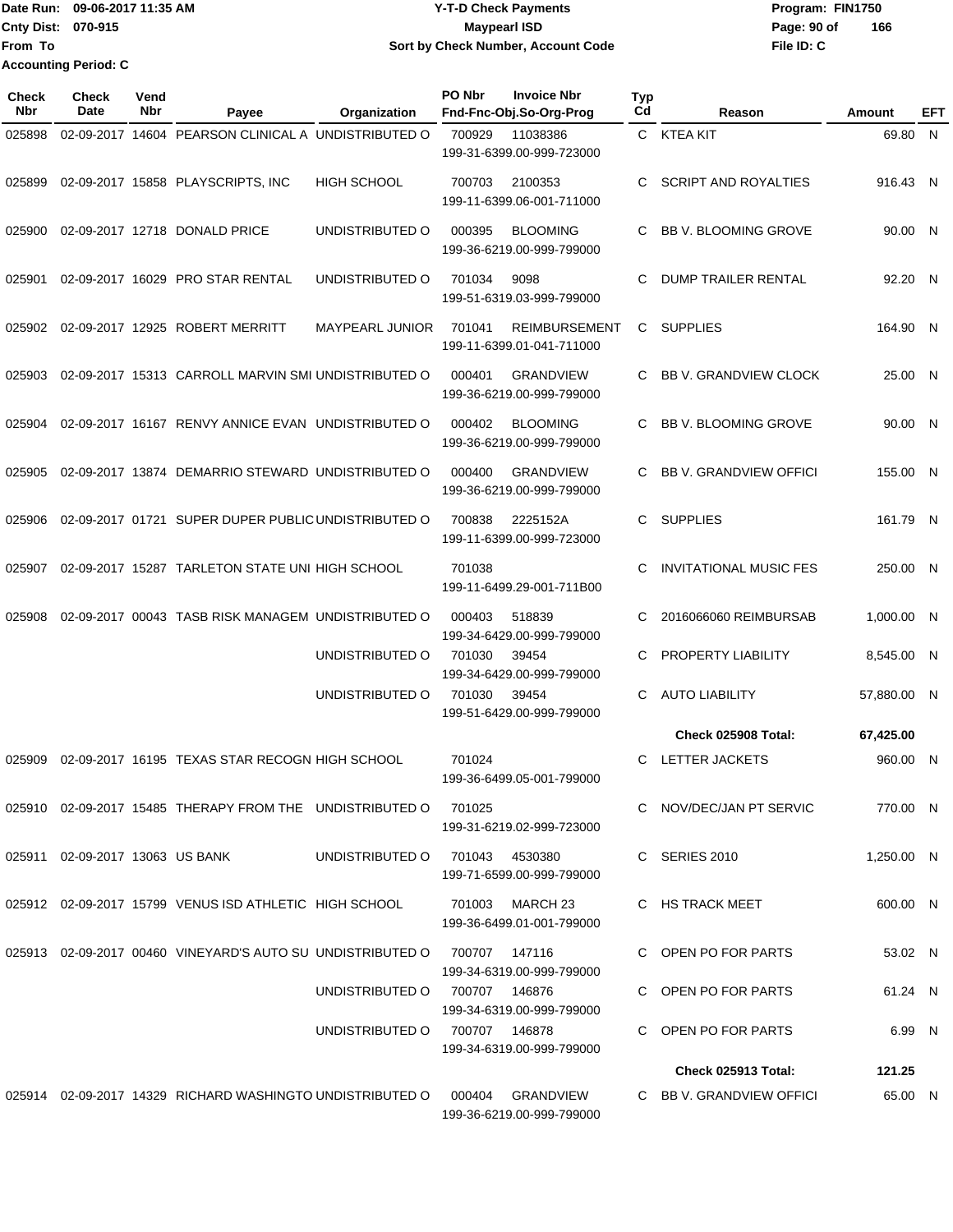Date Run: 09-06-2017 11:35 AM
Cnty Dist: 070-915
From To
Accounting Period: C

**Y-T-D Check Payments**
**Maypearl ISD**
**Sort by Check Number, Account Code**

Program: FIN1750
File ID: C

| Check Nbr | Check Date | Vend Nbr | Payee | Organization | PO Nbr | Invoice Nbr / Fnd-Fnc-Obj.So-Org-Prog | Typ Cd | Reason | Amount | EFT |
|---|---|---|---|---|---|---|---|---|---|---|
| 025898 | 02-09-2017 | 14604 | PEARSON CLINICAL A | UNDISTRIBUTED O | 700929 | 11038386 / 199-31-6399.00-999-723000 | C | KTEA KIT | 69.80 | N |
| 025899 | 02-09-2017 | 15858 | PLAYSCRIPTS, INC | HIGH SCHOOL | 700703 | 2100353 / 199-11-6399.06-001-711000 | C | SCRIPT AND ROYALTIES | 916.43 | N |
| 025900 | 02-09-2017 | 12718 | DONALD PRICE | UNDISTRIBUTED O | 000395 | BLOOMING / 199-36-6219.00-999-799000 | C | BB V. BLOOMING GROVE | 90.00 | N |
| 025901 | 02-09-2017 | 16029 | PRO STAR RENTAL | UNDISTRIBUTED O | 701034 | 9098 / 199-51-6319.03-999-799000 | C | DUMP TRAILER RENTAL | 92.20 | N |
| 025902 | 02-09-2017 | 12925 | ROBERT MERRITT | MAYPEARL JUNIOR | 701041 | REIMBURSEMENT / 199-11-6399.01-041-711000 | C | SUPPLIES | 164.90 | N |
| 025903 | 02-09-2017 | 15313 | CARROLL MARVIN SMI | UNDISTRIBUTED O | 000401 | GRANDVIEW / 199-36-6219.00-999-799000 | C | BB V. GRANDVIEW CLOCK | 25.00 | N |
| 025904 | 02-09-2017 | 16167 | RENVY ANNICE EVAN | UNDISTRIBUTED O | 000402 | BLOOMING / 199-36-6219.00-999-799000 | C | BB V. BLOOMING GROVE | 90.00 | N |
| 025905 | 02-09-2017 | 13874 | DEMARRIO STEWARD | UNDISTRIBUTED O | 000400 | GRANDVIEW / 199-36-6219.00-999-799000 | C | BB V. GRANDVIEW OFFICI | 155.00 | N |
| 025906 | 02-09-2017 | 01721 | SUPER DUPER PUBLIC | UNDISTRIBUTED O | 700838 | 2225152A / 199-11-6399.00-999-723000 | C | SUPPLIES | 161.79 | N |
| 025907 | 02-09-2017 | 15287 | TARLETON STATE UNI | HIGH SCHOOL | 701038 | 199-11-6499.29-001-711B00 | C | INVITATIONAL MUSIC FES | 250.00 | N |
| 025908 | 02-09-2017 | 00043 | TASB RISK MANAGEM | UNDISTRIBUTED O | 000403 | 518839 / 199-34-6429.00-999-799000 | C | 2016066060 REIMBURSAB | 1,000.00 | N |
| | | | | UNDISTRIBUTED O | 701030 | 39454 / 199-34-6429.00-999-799000 | C | PROPERTY LIABILITY | 8,545.00 | N |
| | | | | UNDISTRIBUTED O | 701030 | 39454 / 199-51-6429.00-999-799000 | C | AUTO LIABILITY | 57,880.00 | N |
| | | | | | | | | **Check 025908 Total:** | **67,425.00** | |
| 025909 | 02-09-2017 | 16195 | TEXAS STAR RECOGN | HIGH SCHOOL | 701024 | 199-36-6499.05-001-799000 | C | LETTER JACKETS | 960.00 | N |
| 025910 | 02-09-2017 | 15485 | THERAPY FROM THE | UNDISTRIBUTED O | 701025 | 199-31-6219.02-999-723000 | C | NOV/DEC/JAN PT SERVIC | 770.00 | N |
| 025911 | 02-09-2017 | 13063 | US BANK | UNDISTRIBUTED O | 701043 | 4530380 / 199-71-6599.00-999-799000 | C | SERIES 2010 | 1,250.00 | N |
| 025912 | 02-09-2017 | 15799 | VENUS ISD ATHLETIC | HIGH SCHOOL | 701003 | MARCH 23 / 199-36-6499.01-001-799000 | C | HS TRACK MEET | 600.00 | N |
| 025913 | 02-09-2017 | 00460 | VINEYARD'S AUTO SU | UNDISTRIBUTED O | 700707 | 147116 / 199-34-6319.00-999-799000 | C | OPEN PO FOR PARTS | 53.02 | N |
| | | | | UNDISTRIBUTED O | 700707 | 146876 / 199-34-6319.00-999-799000 | C | OPEN PO FOR PARTS | 61.24 | N |
| | | | | UNDISTRIBUTED O | 700707 | 146878 / 199-34-6319.00-999-799000 | C | OPEN PO FOR PARTS | 6.99 | N |
| | | | | | | | | **Check 025913 Total:** | **121.25** | |
| 025914 | 02-09-2017 | 14329 | RICHARD WASHINGTO | UNDISTRIBUTED O | 000404 | GRANDVIEW / 199-36-6219.00-999-799000 | C | BB V. GRANDVIEW OFFICI | 65.00 | N |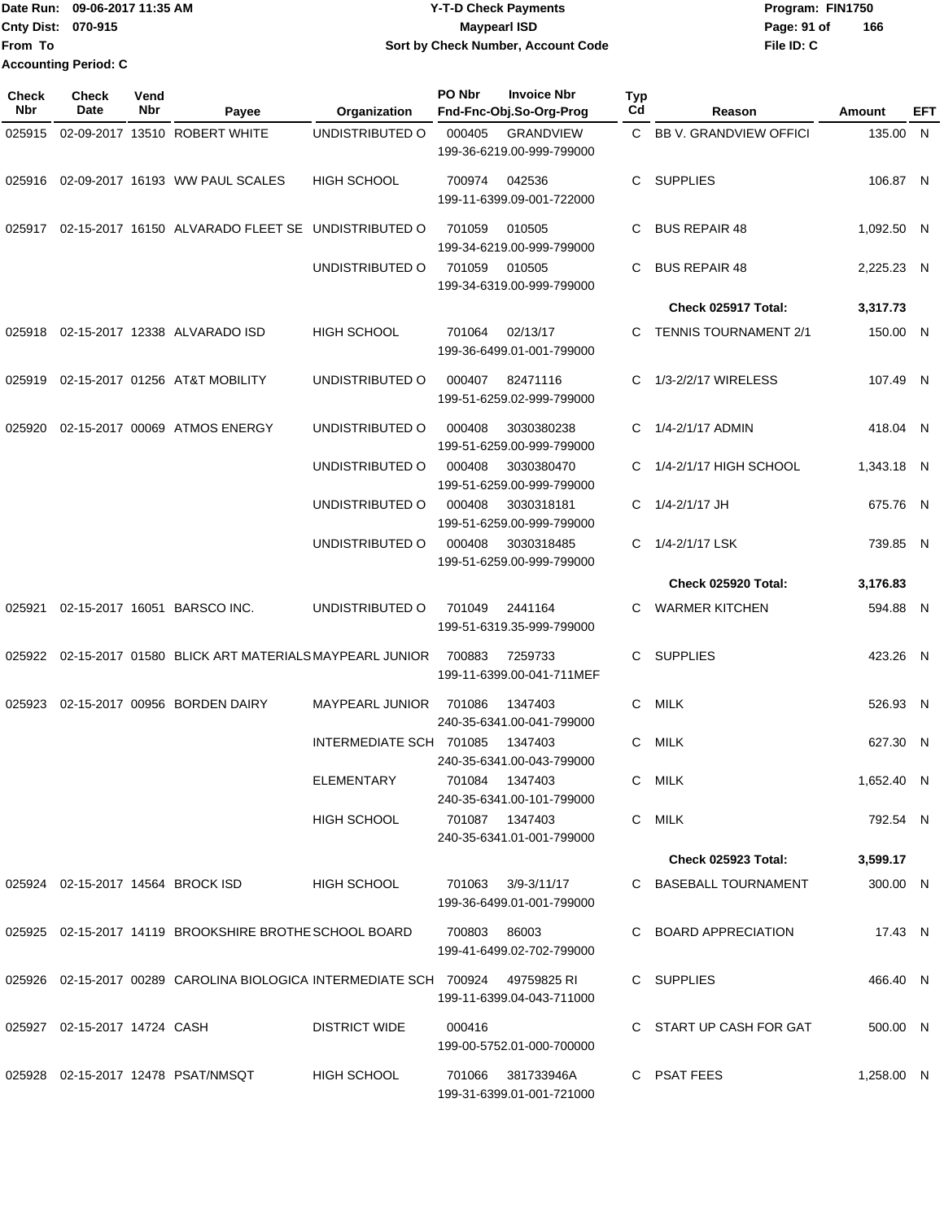Date Run: 09-06-2017 11:35 AM
Cnty Dist: 070-915
From To
Accounting Period: C

**Y-T-D Check Payments**
**Maypearl ISD**
**Sort by Check Number, Account Code**

Program: FIN1750
File ID: C

| Check Nbr | Check Date | Vend Nbr | Payee | Organization | PO Nbr | Invoice Nbr Fnd-Fnc-Obj.So-Org-Prog | Typ Cd | Reason | Amount | EFT |
|---|---|---|---|---|---|---|---|---|---|---|
| 025915 | 02-09-2017 | 13510 | ROBERT WHITE | UNDISTRIBUTED O | 000405 | GRANDVIEW 199-36-6219.00-999-799000 | C | BB V. GRANDVIEW OFFICI | 135.00 | N |
| 025916 | 02-09-2017 | 16193 | WW PAUL SCALES | HIGH SCHOOL | 700974 | 042536 199-11-6399.09-001-722000 | C | SUPPLIES | 106.87 | N |
| 025917 | 02-15-2017 | 16150 | ALVARADO FLEET SE | UNDISTRIBUTED O | 701059 | 010505 199-34-6219.00-999-799000 | C | BUS REPAIR 48 | 1,092.50 | N |
| | | | | UNDISTRIBUTED O | 701059 | 010505 199-34-6319.00-999-799000 | C | BUS REPAIR 48 | 2,225.23 | N |
| | | | | | | | | **Check 025917 Total:** | **3,317.73** | |
| 025918 | 02-15-2017 | 12338 | ALVARADO ISD | HIGH SCHOOL | 701064 | 02/13/17 199-36-6499.01-001-799000 | C | TENNIS TOURNAMENT 2/1 | 150.00 | N |
| 025919 | 02-15-2017 | 01256 | AT&T MOBILITY | UNDISTRIBUTED O | 000407 | 82471116 199-51-6259.02-999-799000 | C | 1/3-2/2/17 WIRELESS | 107.49 | N |
| 025920 | 02-15-2017 | 00069 | ATMOS ENERGY | UNDISTRIBUTED O | 000408 | 3030380238 199-51-6259.00-999-799000 | C | 1/4-2/1/17 ADMIN | 418.04 | N |
| | | | | UNDISTRIBUTED O | 000408 | 3030380470 199-51-6259.00-999-799000 | C | 1/4-2/1/17 HIGH SCHOOL | 1,343.18 | N |
| | | | | UNDISTRIBUTED O | 000408 | 3030318181 199-51-6259.00-999-799000 | C | 1/4-2/1/17 JH | 675.76 | N |
| | | | | UNDISTRIBUTED O | 000408 | 3030318485 199-51-6259.00-999-799000 | C | 1/4-2/1/17 LSK | 739.85 | N |
| | | | | | | | | **Check 025920 Total:** | **3,176.83** | |
| 025921 | 02-15-2017 | 16051 | BARSCO INC. | UNDISTRIBUTED O | 701049 | 2441164 199-51-6319.35-999-799000 | C | WARMER KITCHEN | 594.88 | N |
| 025922 | 02-15-2017 | 01580 | BLICK ART MATERIALS | MAYPEARL JUNIOR | 700883 | 7259733 199-11-6399.00-041-711MEF | C | SUPPLIES | 423.26 | N |
| 025923 | 02-15-2017 | 00956 | BORDEN DAIRY | MAYPEARL JUNIOR | 701086 | 1347403 240-35-6341.00-041-799000 | C | MILK | 526.93 | N |
| | | | | INTERMEDIATE SCH | 701085 | 1347403 240-35-6341.00-043-799000 | C | MILK | 627.30 | N |
| | | | | ELEMENTARY | 701084 | 1347403 240-35-6341.00-101-799000 | C | MILK | 1,652.40 | N |
| | | | | HIGH SCHOOL | 701087 | 1347403 240-35-6341.01-001-799000 | C | MILK | 792.54 | N |
| | | | | | | | | **Check 025923 Total:** | **3,599.17** | |
| 025924 | 02-15-2017 | 14564 | BROCK ISD | HIGH SCHOOL | 701063 | 3/9-3/11/17 199-36-6499.01-001-799000 | C | BASEBALL TOURNAMENT | 300.00 | N |
| 025925 | 02-15-2017 | 14119 | BROOKSHIRE BROTHE | SCHOOL BOARD | 700803 | 86003 199-41-6499.02-702-799000 | C | BOARD APPRECIATION | 17.43 | N |
| 025926 | 02-15-2017 | 00289 | CAROLINA BIOLOGICA | INTERMEDIATE SCH | 700924 | 49759825 RI 199-11-6399.04-043-711000 | C | SUPPLIES | 466.40 | N |
| 025927 | 02-15-2017 | 14724 | CASH | DISTRICT WIDE | 000416 | 199-00-5752.01-000-700000 | C | START UP CASH FOR GAT | 500.00 | N |
| 025928 | 02-15-2017 | 12478 | PSAT/NMSQT | HIGH SCHOOL | 701066 | 381733946A 199-31-6399.01-001-721000 | C | PSAT FEES | 1,258.00 | N |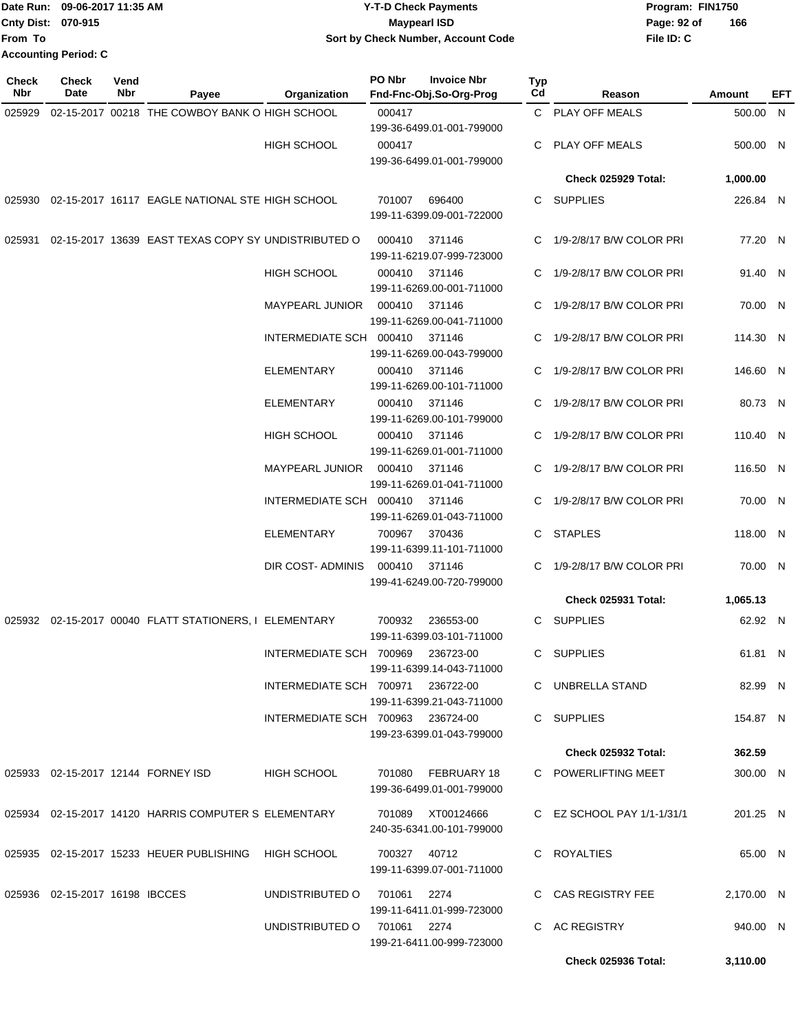Date Run: 09-06-2017 11:35 AM
Cnty Dist: 070-915
From To
Accounting Period: C

# Y-T-D Check Payments
## Maypearl ISD
### Sort by Check Number, Account Code

Program: FIN1750
File ID: C

| Check Nbr | Check Date | Vend Nbr | Payee | Organization | PO Nbr | Invoice Nbr / Fnd-Fnc-Obj.So-Org-Prog | Typ Cd | Reason | Amount | EFT |
|---|---|---|---|---|---|---|---|---|---|---|
| 025929 | 02-15-2017 | 00218 | THE COWBOY BANK O | HIGH SCHOOL | 000417 | 199-36-6499.01-001-799000 | C | PLAY OFF MEALS | 500.00 | N |
| | | | | HIGH SCHOOL | 000417 | 199-36-6499.01-001-799000 | C | PLAY OFF MEALS | 500.00 | N |
| | | | | | | | | **Check 025929 Total:** | **1,000.00** | |
| 025930 | 02-15-2017 | 16117 | EAGLE NATIONAL STE | HIGH SCHOOL | 701007 | 696400 199-11-6399.09-001-722000 | C | SUPPLIES | 226.84 | N |
| 025931 | 02-15-2017 | 13639 | EAST TEXAS COPY SY | UNDISTRIBUTED O | 000410 | 371146 199-11-6219.07-999-723000 | C | 1/9-2/8/17 B/W COLOR PRI | 77.20 | N |
| | | | | HIGH SCHOOL | 000410 | 371146 199-11-6269.00-001-711000 | C | 1/9-2/8/17 B/W COLOR PRI | 91.40 | N |
| | | | | MAYPEARL JUNIOR | 000410 | 371146 199-11-6269.00-041-711000 | C | 1/9-2/8/17 B/W COLOR PRI | 70.00 | N |
| | | | | INTERMEDIATE SCH | 000410 | 371146 199-11-6269.00-043-799000 | C | 1/9-2/8/17 B/W COLOR PRI | 114.30 | N |
| | | | | ELEMENTARY | 000410 | 371146 199-11-6269.00-101-711000 | C | 1/9-2/8/17 B/W COLOR PRI | 146.60 | N |
| | | | | ELEMENTARY | 000410 | 371146 199-11-6269.00-101-799000 | C | 1/9-2/8/17 B/W COLOR PRI | 80.73 | N |
| | | | | HIGH SCHOOL | 000410 | 371146 199-11-6269.01-001-711000 | C | 1/9-2/8/17 B/W COLOR PRI | 110.40 | N |
| | | | | MAYPEARL JUNIOR | 000410 | 371146 199-11-6269.01-041-711000 | C | 1/9-2/8/17 B/W COLOR PRI | 116.50 | N |
| | | | | INTERMEDIATE SCH | 000410 | 371146 199-11-6269.01-043-711000 | C | 1/9-2/8/17 B/W COLOR PRI | 70.00 | N |
| | | | | ELEMENTARY | 700967 | 370436 199-11-6399.11-101-711000 | C | STAPLES | 118.00 | N |
| | | | | DIR COST- ADMINIS | 000410 | 371146 199-41-6249.00-720-799000 | C | 1/9-2/8/17 B/W COLOR PRI | 70.00 | N |
| | | | | | | | | **Check 025931 Total:** | **1,065.13** | |
| 025932 | 02-15-2017 | 00040 | FLATT STATIONERS, I | ELEMENTARY | 700932 | 236553-00 199-11-6399.03-101-711000 | C | SUPPLIES | 62.92 | N |
| | | | | INTERMEDIATE SCH | 700969 | 236723-00 199-11-6399.14-043-711000 | C | SUPPLIES | 61.81 | N |
| | | | | INTERMEDIATE SCH | 700971 | 236722-00 199-11-6399.21-043-711000 | C | UNBRELLA STAND | 82.99 | N |
| | | | | INTERMEDIATE SCH | 700963 | 236724-00 199-23-6399.01-043-799000 | C | SUPPLIES | 154.87 | N |
| | | | | | | | | **Check 025932 Total:** | **362.59** | |
| 025933 | 02-15-2017 | 12144 | FORNEY ISD | HIGH SCHOOL | 701080 | FEBRUARY 18 199-36-6499.01-001-799000 | C | POWERLIFTING MEET | 300.00 | N |
| 025934 | 02-15-2017 | 14120 | HARRIS COMPUTER S | ELEMENTARY | 701089 | XT00124666 240-35-6341.00-101-799000 | C | EZ SCHOOL PAY 1/1-1/31/1 | 201.25 | N |
| 025935 | 02-15-2017 | 15233 | HEUER PUBLISHING | HIGH SCHOOL | 700327 | 40712 199-11-6399.07-001-711000 | C | ROYALTIES | 65.00 | N |
| 025936 | 02-15-2017 | 16198 | IBCCES | UNDISTRIBUTED O | 701061 | 2274 199-11-6411.01-999-723000 | C | CAS REGISTRY FEE | 2,170.00 | N |
| | | | | UNDISTRIBUTED O | 701061 | 2274 199-21-6411.00-999-723000 | C | AC REGISTRY | 940.00 | N |
| | | | | | | | | **Check 025936 Total:** | **3,110.00** | |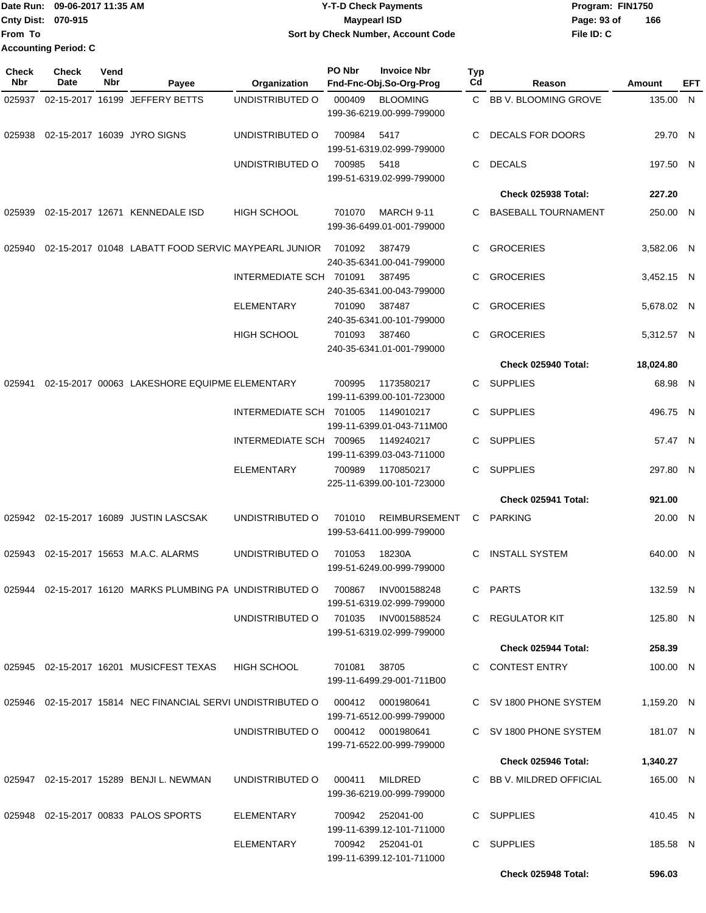Date Run: 09-06-2017 11:35 AM
Cnty Dist: 070-915
From To
Accounting Period: C

**Y-T-D Check Payments**
**Maypearl ISD**
**Sort by Check Number, Account Code**

Program: FIN1750
File ID: C

| Check Nbr | Check Date | Vend Nbr | Payee | Organization | PO Nbr | Invoice Nbr / Fnd-Fnc-Obj.So-Org-Prog | Typ Cd | Reason | Amount | EFT |
|---|---|---|---|---|---|---|---|---|---|---|
| 025937 | 02-15-2017 | 16199 | JEFFERY BETTS | UNDISTRIBUTED O | 000409 | BLOOMING<br>199-36-6219.00-999-799000 | C | BB V. BLOOMING GROVE | 135.00 | N |
| 025938 | 02-15-2017 | 16039 | JYRO SIGNS | UNDISTRIBUTED O | 700984 | 5417<br>199-51-6319.02-999-799000 | C | DECALS FOR DOORS | 29.70 | N |
| | | | | UNDISTRIBUTED O | 700985 | 5418<br>199-51-6319.02-999-799000 | C | DECALS | 197.50 | N |
| | | | | | | | | **Check 025938 Total:** | **227.20** | |
| 025939 | 02-15-2017 | 12671 | KENNEDALE ISD | HIGH SCHOOL | 701070 | MARCH 9-11<br>199-36-6499.01-001-799000 | C | BASEBALL TOURNAMENT | 250.00 | N |
| 025940 | 02-15-2017 | 01048 | LABATT FOOD SERVIC | MAYPEARL JUNIOR | 701092 | 387479<br>240-35-6341.00-041-799000 | C | GROCERIES | 3,582.06 | N |
| | | | | INTERMEDIATE SCH | 701091 | 387495<br>240-35-6341.00-043-799000 | C | GROCERIES | 3,452.15 | N |
| | | | | ELEMENTARY | 701090 | 387487<br>240-35-6341.00-101-799000 | C | GROCERIES | 5,678.02 | N |
| | | | | HIGH SCHOOL | 701093 | 387460<br>240-35-6341.01-001-799000 | C | GROCERIES | 5,312.57 | N |
| | | | | | | | | **Check 025940 Total:** | **18,024.80** | |
| 025941 | 02-15-2017 | 00063 | LAKESHORE EQUIPME | ELEMENTARY | 700995 | 1173580217<br>199-11-6399.00-101-723000 | C | SUPPLIES | 68.98 | N |
| | | | | INTERMEDIATE SCH | 701005 | 1149010217<br>199-11-6399.01-043-711M00 | C | SUPPLIES | 496.75 | N |
| | | | | INTERMEDIATE SCH | 700965 | 1149240217<br>199-11-6399.03-043-711000 | C | SUPPLIES | 57.47 | N |
| | | | | ELEMENTARY | 700989 | 1170850217<br>225-11-6399.00-101-723000 | C | SUPPLIES | 297.80 | N |
| | | | | | | | | **Check 025941 Total:** | **921.00** | |
| 025942 | 02-15-2017 | 16089 | JUSTIN LASCSAK | UNDISTRIBUTED O | 701010 | REIMBURSEMENT<br>199-53-6411.00-999-799000 | C | PARKING | 20.00 | N |
| 025943 | 02-15-2017 | 15653 | M.A.C. ALARMS | UNDISTRIBUTED O | 701053 | 18230A<br>199-51-6249.00-999-799000 | C | INSTALL SYSTEM | 640.00 | N |
| 025944 | 02-15-2017 | 16120 | MARKS PLUMBING PA | UNDISTRIBUTED O | 700867 | INV001588248<br>199-51-6319.02-999-799000 | C | PARTS | 132.59 | N |
| | | | | UNDISTRIBUTED O | 701035 | INV001588524<br>199-51-6319.02-999-799000 | C | REGULATOR KIT | 125.80 | N |
| | | | | | | | | **Check 025944 Total:** | **258.39** | |
| 025945 | 02-15-2017 | 16201 | MUSICFEST TEXAS | HIGH SCHOOL | 701081 | 38705<br>199-11-6499.29-001-711B00 | C | CONTEST ENTRY | 100.00 | N |
| 025946 | 02-15-2017 | 15814 | NEC FINANCIAL SERVI | UNDISTRIBUTED O | 000412 | 0001980641<br>199-71-6512.00-999-799000 | C | SV 1800 PHONE SYSTEM | 1,159.20 | N |
| | | | | UNDISTRIBUTED O | 000412 | 0001980641<br>199-71-6522.00-999-799000 | C | SV 1800 PHONE SYSTEM | 181.07 | N |
| | | | | | | | | **Check 025946 Total:** | **1,340.27** | |
| 025947 | 02-15-2017 | 15289 | BENJI L. NEWMAN | UNDISTRIBUTED O | 000411 | MILDRED<br>199-36-6219.00-999-799000 | C | BB V. MILDRED OFFICIAL | 165.00 | N |
| 025948 | 02-15-2017 | 00833 | PALOS SPORTS | ELEMENTARY | 700942 | 252041-00<br>199-11-6399.12-101-711000 | C | SUPPLIES | 410.45 | N |
| | | | | ELEMENTARY | 700942 | 252041-01<br>199-11-6399.12-101-711000 | C | SUPPLIES | 185.58 | N |
| | | | | | | | | **Check 025948 Total:** | **596.03** | |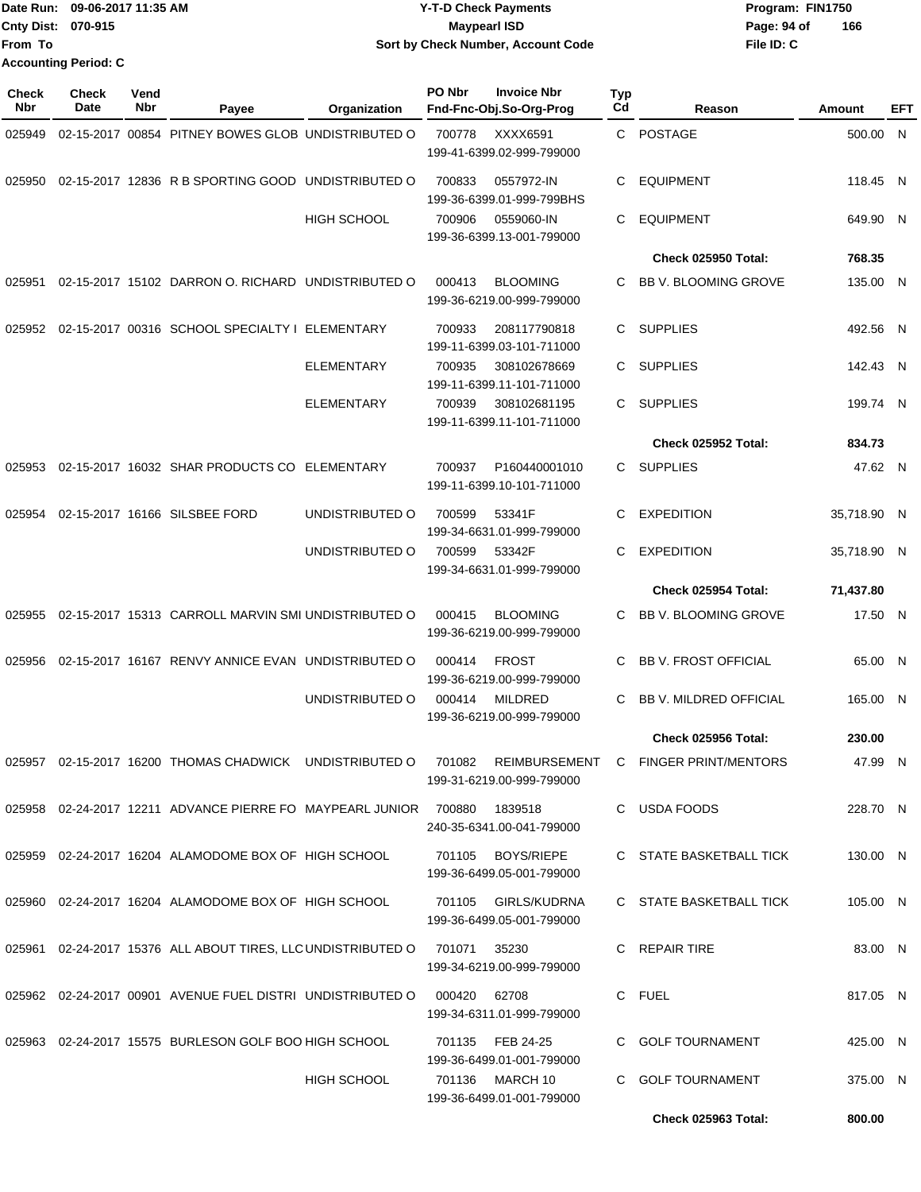Date Run: 09-06-2017 11:35 AM
Cnty Dist: 070-915
From To
Accounting Period: C

# Y-T-D Check Payments
## Maypearl ISD
### Sort by Check Number, Account Code

Program: FIN1750
File ID: C

| Check Nbr | Check Date | Vend Nbr | Payee | Organization | PO Nbr | Invoice Nbr / Fnd-Fnc-Obj.So-Org-Prog | Typ Cd | Reason | Amount | EFT |
|---|---|---|---|---|---|---|---|---|---|---|
| 025949 | 02-15-2017 | 00854 | PITNEY BOWES GLOB | UNDISTRIBUTED O | 700778 | XXXX6591 199-41-6399.02-999-799000 | C | POSTAGE | 500.00 | N |
| 025950 | 02-15-2017 | 12836 | R B SPORTING GOOD | UNDISTRIBUTED O | 700833 | 0557972-IN 199-36-6399.01-999-799BHS | C | EQUIPMENT | 118.45 | N |
| | | | | HIGH SCHOOL | 700906 | 0559060-IN 199-36-6399.13-001-799000 | C | EQUIPMENT | 649.90 | N |
| | | | | | | | | **Check 025950 Total:** | **768.35** | |
| 025951 | 02-15-2017 | 15102 | DARRON O. RICHARD | UNDISTRIBUTED O | 000413 | BLOOMING 199-36-6219.00-999-799000 | C | BB V. BLOOMING GROVE | 135.00 | N |
| 025952 | 02-15-2017 | 00316 | SCHOOL SPECIALTY I | ELEMENTARY | 700933 | 208117790818 199-11-6399.03-101-711000 | C | SUPPLIES | 492.56 | N |
| | | | | ELEMENTARY | 700935 | 308102678669 199-11-6399.11-101-711000 | C | SUPPLIES | 142.43 | N |
| | | | | ELEMENTARY | 700939 | 308102681195 199-11-6399.11-101-711000 | C | SUPPLIES | 199.74 | N |
| | | | | | | | | **Check 025952 Total:** | **834.73** | |
| 025953 | 02-15-2017 | 16032 | SHAR PRODUCTS CO | ELEMENTARY | 700937 | P160440001010 199-11-6399.10-101-711000 | C | SUPPLIES | 47.62 | N |
| 025954 | 02-15-2017 | 16166 | SILSBEE FORD | UNDISTRIBUTED O | 700599 | 53341F 199-34-6631.01-999-799000 | C | EXPEDITION | 35,718.90 | N |
| | | | | UNDISTRIBUTED O | 700599 | 53342F 199-34-6631.01-999-799000 | C | EXPEDITION | 35,718.90 | N |
| | | | | | | | | **Check 025954 Total:** | **71,437.80** | |
| 025955 | 02-15-2017 | 15313 | CARROLL MARVIN SMI | UNDISTRIBUTED O | 000415 | BLOOMING 199-36-6219.00-999-799000 | C | BB V. BLOOMING GROVE | 17.50 | N |
| 025956 | 02-15-2017 | 16167 | RENVY ANNICE EVAN | UNDISTRIBUTED O | 000414 | FROST 199-36-6219.00-999-799000 | C | BB V. FROST OFFICIAL | 65.00 | N |
| | | | | UNDISTRIBUTED O | 000414 | MILDRED 199-36-6219.00-999-799000 | C | BB V. MILDRED OFFICIAL | 165.00 | N |
| | | | | | | | | **Check 025956 Total:** | **230.00** | |
| 025957 | 02-15-2017 | 16200 | THOMAS CHADWICK | UNDISTRIBUTED O | 701082 | REIMBURSEMENT 199-31-6219.00-999-799000 | C | FINGER PRINT/MENTORS | 47.99 | N |
| 025958 | 02-24-2017 | 12211 | ADVANCE PIERRE FO | MAYPEARL JUNIOR | 700880 | 1839518 240-35-6341.00-041-799000 | C | USDA FOODS | 228.70 | N |
| 025959 | 02-24-2017 | 16204 | ALAMODOME BOX OF | HIGH SCHOOL | 701105 | BOYS/RIEPE 199-36-6499.05-001-799000 | C | STATE BASKETBALL TICK | 130.00 | N |
| 025960 | 02-24-2017 | 16204 | ALAMODOME BOX OF | HIGH SCHOOL | 701105 | GIRLS/KUDRNA 199-36-6499.05-001-799000 | C | STATE BASKETBALL TICK | 105.00 | N |
| 025961 | 02-24-2017 | 15376 | ALL ABOUT TIRES, LLC | UNDISTRIBUTED O | 701071 | 35230 199-34-6219.00-999-799000 | C | REPAIR TIRE | 83.00 | N |
| 025962 | 02-24-2017 | 00901 | AVENUE FUEL DISTRI | UNDISTRIBUTED O | 000420 | 62708 199-34-6311.01-999-799000 | C | FUEL | 817.05 | N |
| 025963 | 02-24-2017 | 15575 | BURLESON GOLF BOO | HIGH SCHOOL | 701135 | FEB 24-25 199-36-6499.01-001-799000 | C | GOLF TOURNAMENT | 425.00 | N |
| | | | | HIGH SCHOOL | 701136 | MARCH 10 199-36-6499.01-001-799000 | C | GOLF TOURNAMENT | 375.00 | N |
| | | | | | | | | **Check 025963 Total:** | **800.00** | |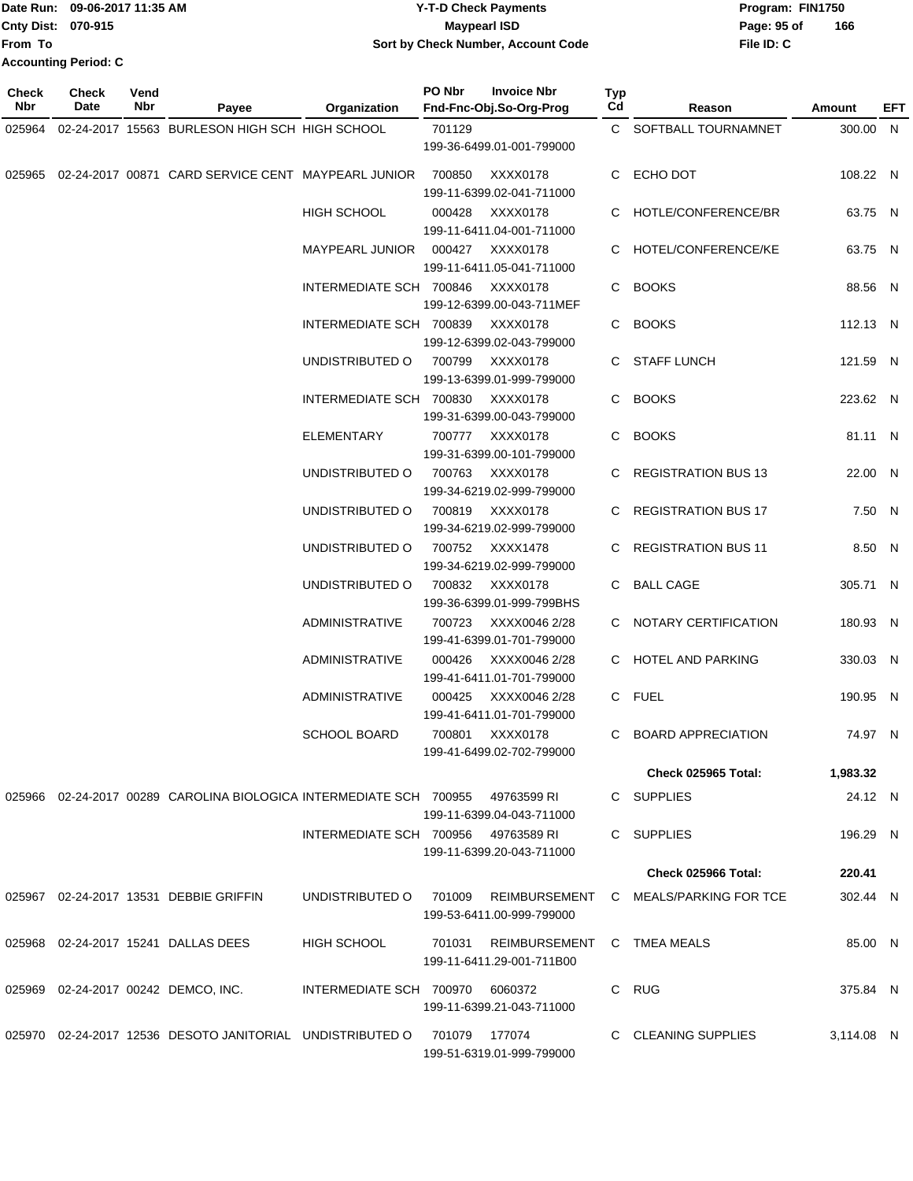Date Run: 09-06-2017 11:35 AM
Cnty Dist: 070-915
From To
Accounting Period: C

# Y-T-D Check Payments
## Maypearl ISD
### Sort by Check Number, Account Code

Program: FIN1750
File ID: C

| Check Nbr | Check Date | Vend Nbr | Payee | Organization | PO Nbr | Invoice Nbr / Fnd-Fnc-Obj.So-Org-Prog | Typ Cd | Reason | Amount | EFT |
|---|---|---|---|---|---|---|---|---|---|---|
| 025964 | 02-24-2017 | 15563 | BURLESON HIGH SCH | HIGH SCHOOL | 701129 | 199-36-6499.01-001-799000 | C | SOFTBALL TOURNAMNET | 300.00 | N |
| 025965 | 02-24-2017 | 00871 | CARD SERVICE CENT | MAYPEARL JUNIOR | 700850 | XXXX0178 199-11-6399.02-041-711000 | C | ECHO DOT | 108.22 | N |
| | | | | HIGH SCHOOL | 000428 | XXXX0178 199-11-6411.04-001-711000 | C | HOTLE/CONFERENCE/BR | 63.75 | N |
| | | | | MAYPEARL JUNIOR | 000427 | XXXX0178 199-11-6411.05-041-711000 | C | HOTEL/CONFERENCE/KE | 63.75 | N |
| | | | | INTERMEDIATE SCH | 700846 | XXXX0178 199-12-6399.00-043-711MEF | C | BOOKS | 88.56 | N |
| | | | | INTERMEDIATE SCH | 700839 | XXXX0178 199-12-6399.02-043-799000 | C | BOOKS | 112.13 | N |
| | | | | UNDISTRIBUTED O | 700799 | XXXX0178 199-13-6399.01-999-799000 | C | STAFF LUNCH | 121.59 | N |
| | | | | INTERMEDIATE SCH | 700830 | XXXX0178 199-31-6399.00-043-799000 | C | BOOKS | 223.62 | N |
| | | | | ELEMENTARY | 700777 | XXXX0178 199-31-6399.00-101-799000 | C | BOOKS | 81.11 | N |
| | | | | UNDISTRIBUTED O | 700763 | XXXX0178 199-34-6219.02-999-799000 | C | REGISTRATION BUS 13 | 22.00 | N |
| | | | | UNDISTRIBUTED O | 700819 | XXXX0178 199-34-6219.02-999-799000 | C | REGISTRATION BUS 17 | 7.50 | N |
| | | | | UNDISTRIBUTED O | 700752 | XXXX1478 199-34-6219.02-999-799000 | C | REGISTRATION BUS 11 | 8.50 | N |
| | | | | UNDISTRIBUTED O | 700832 | XXXX0178 199-36-6399.01-999-799BHS | C | BALL CAGE | 305.71 | N |
| | | | | ADMINISTRATIVE | 700723 | XXXX0046 2/28 199-41-6399.01-701-799000 | C | NOTARY CERTIFICATION | 180.93 | N |
| | | | | ADMINISTRATIVE | 000426 | XXXX0046 2/28 199-41-6411.01-701-799000 | C | HOTEL AND PARKING | 330.03 | N |
| | | | | ADMINISTRATIVE | 000425 | XXXX0046 2/28 199-41-6411.01-701-799000 | C | FUEL | 190.95 | N |
| | | | | SCHOOL BOARD | 700801 | XXXX0178 199-41-6499.02-702-799000 | C | BOARD APPRECIATION | 74.97 | N |
| | | | | | | | | **Check 025965 Total:** | **1,983.32** | |
| 025966 | 02-24-2017 | 00289 | CAROLINA BIOLOGICA | INTERMEDIATE SCH | 700955 | 49763599 RI 199-11-6399.04-043-711000 | C | SUPPLIES | 24.12 | N |
| | | | | INTERMEDIATE SCH | 700956 | 49763589 RI 199-11-6399.20-043-711000 | C | SUPPLIES | 196.29 | N |
| | | | | | | | | **Check 025966 Total:** | **220.41** | |
| 025967 | 02-24-2017 | 13531 | DEBBIE GRIFFIN | UNDISTRIBUTED O | 701009 | REIMBURSEMENT 199-53-6411.00-999-799000 | C | MEALS/PARKING FOR TCE | 302.44 | N |
| 025968 | 02-24-2017 | 15241 | DALLAS DEES | HIGH SCHOOL | 701031 | REIMBURSEMENT 199-11-6411.29-001-711B00 | C | TMEA MEALS | 85.00 | N |
| 025969 | 02-24-2017 | 00242 | DEMCO, INC. | INTERMEDIATE SCH | 700970 | 6060372 199-11-6399.21-043-711000 | C | RUG | 375.84 | N |
| 025970 | 02-24-2017 | 12536 | DESOTO JANITORIAL | UNDISTRIBUTED O | 701079 | 177074 199-51-6319.01-999-799000 | C | CLEANING SUPPLIES | 3,114.08 | N |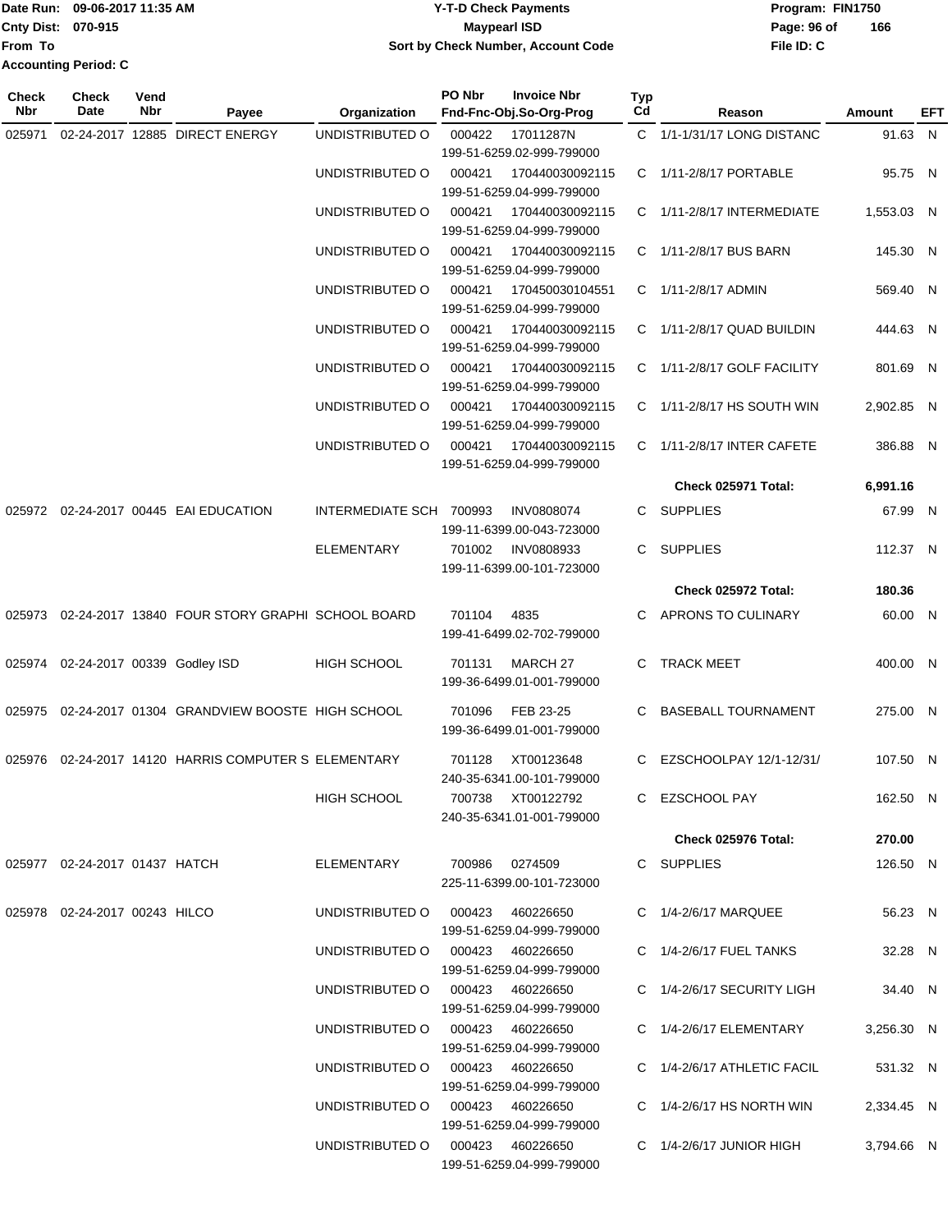Date Run: 09-06-2017 11:35 AM
Cnty Dist: 070-915
From To
Accounting Period: C

# Y-T-D Check Payments
## Maypearl ISD
### Sort by Check Number, Account Code

Program: FIN1750
File ID: C

| Check Nbr | Check Date | Vend Nbr | Payee | Organization | PO Nbr | Invoice Nbr / Fnd-Fnc-Obj.So-Org-Prog | Typ Cd | Reason | Amount | EFT |
|---|---|---|---|---|---|---|---|---|---|---|
| 025971 | 02-24-2017 | 12885 | DIRECT ENERGY | UNDISTRIBUTED O | 000422 | 17011287N 199-51-6259.02-999-799000 | C | 1/1-1/31/17 LONG DISTANC | 91.63 | N |
| | | | | UNDISTRIBUTED O | 000421 | 170440030092115 199-51-6259.04-999-799000 | C | 1/11-2/8/17 PORTABLE | 95.75 | N |
| | | | | UNDISTRIBUTED O | 000421 | 170440030092115 199-51-6259.04-999-799000 | C | 1/11-2/8/17 INTERMEDIATE | 1,553.03 | N |
| | | | | UNDISTRIBUTED O | 000421 | 170440030092115 199-51-6259.04-999-799000 | C | 1/11-2/8/17 BUS BARN | 145.30 | N |
| | | | | UNDISTRIBUTED O | 000421 | 170450030104551 199-51-6259.04-999-799000 | C | 1/11-2/8/17 ADMIN | 569.40 | N |
| | | | | UNDISTRIBUTED O | 000421 | 170440030092115 199-51-6259.04-999-799000 | C | 1/11-2/8/17 QUAD BUILDIN | 444.63 | N |
| | | | | UNDISTRIBUTED O | 000421 | 170440030092115 199-51-6259.04-999-799000 | C | 1/11-2/8/17 GOLF FACILITY | 801.69 | N |
| | | | | UNDISTRIBUTED O | 000421 | 170440030092115 199-51-6259.04-999-799000 | C | 1/11-2/8/17 HS SOUTH WIN | 2,902.85 | N |
| | | | | UNDISTRIBUTED O | 000421 | 170440030092115 199-51-6259.04-999-799000 | C | 1/11-2/8/17 INTER CAFETE | 386.88 | N |
| | | | | | | | | **Check 025971 Total:** | **6,991.16** | |
| 025972 | 02-24-2017 | 00445 | EAI EDUCATION | INTERMEDIATE SCH | 700993 | INV0808074 199-11-6399.00-043-723000 | C | SUPPLIES | 67.99 | N |
| | | | | ELEMENTARY | 701002 | INV0808933 199-11-6399.00-101-723000 | C | SUPPLIES | 112.37 | N |
| | | | | | | | | **Check 025972 Total:** | **180.36** | |
| 025973 | 02-24-2017 | 13840 | FOUR STORY GRAPHI | SCHOOL BOARD | 701104 | 4835 199-41-6499.02-702-799000 | C | APRONS TO CULINARY | 60.00 | N |
| 025974 | 02-24-2017 | 00339 | Godley ISD | HIGH SCHOOL | 701131 | MARCH 27 199-36-6499.01-001-799000 | C | TRACK MEET | 400.00 | N |
| 025975 | 02-24-2017 | 01304 | GRANDVIEW BOOSTE | HIGH SCHOOL | 701096 | FEB 23-25 199-36-6499.01-001-799000 | C | BASEBALL TOURNAMENT | 275.00 | N |
| 025976 | 02-24-2017 | 14120 | HARRIS COMPUTER S | ELEMENTARY | 701128 | XT00123648 240-35-6341.00-101-799000 | C | EZSCHOOLPAY 12/1-12/31/ | 107.50 | N |
| | | | | HIGH SCHOOL | 700738 | XT00122792 240-35-6341.01-001-799000 | C | EZSCHOOL PAY | 162.50 | N |
| | | | | | | | | **Check 025976 Total:** | **270.00** | |
| 025977 | 02-24-2017 | 01437 | HATCH | ELEMENTARY | 700986 | 0274509 225-11-6399.00-101-723000 | C | SUPPLIES | 126.50 | N |
| 025978 | 02-24-2017 | 00243 | HILCO | UNDISTRIBUTED O | 000423 | 460226650 199-51-6259.04-999-799000 | C | 1/4-2/6/17 MARQUEE | 56.23 | N |
| | | | | UNDISTRIBUTED O | 000423 | 460226650 199-51-6259.04-999-799000 | C | 1/4-2/6/17 FUEL TANKS | 32.28 | N |
| | | | | UNDISTRIBUTED O | 000423 | 460226650 199-51-6259.04-999-799000 | C | 1/4-2/6/17 SECURITY LIGH | 34.40 | N |
| | | | | UNDISTRIBUTED O | 000423 | 460226650 199-51-6259.04-999-799000 | C | 1/4-2/6/17 ELEMENTARY | 3,256.30 | N |
| | | | | UNDISTRIBUTED O | 000423 | 460226650 199-51-6259.04-999-799000 | C | 1/4-2/6/17 ATHLETIC FACIL | 531.32 | N |
| | | | | UNDISTRIBUTED O | 000423 | 460226650 199-51-6259.04-999-799000 | C | 1/4-2/6/17 HS NORTH WIN | 2,334.45 | N |
| | | | | UNDISTRIBUTED O | 000423 | 460226650 199-51-6259.04-999-799000 | C | 1/4-2/6/17 JUNIOR HIGH | 3,794.66 | N |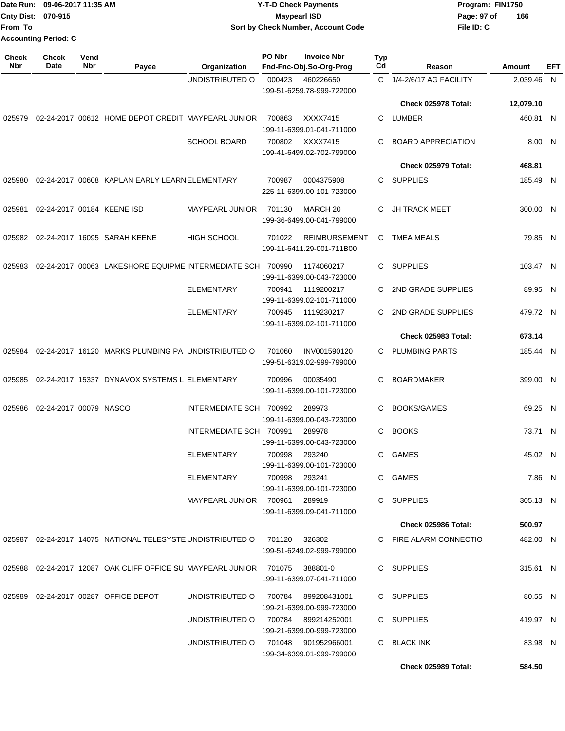Date Run: 09-06-2017 11:35 AM
Cnty Dist: 070-915
From To
Accounting Period: C

# Y-T-D Check Payments
## Maypearl ISD
### Sort by Check Number, Account Code

Program: FIN1750
File ID: C

| Check Nbr | Check Date | Vend Nbr | Payee | Organization | PO Nbr | Invoice Nbr / Fnd-Fnc-Obj.So-Org-Prog | Typ Cd | Reason | Amount | EFT |
|---|---|---|---|---|---|---|---|---|---|---|
| | | | | UNDISTRIBUTED O | 000423 | 460226650 199-51-6259.78-999-722000 | C | 1/4-2/6/17 AG FACILITY | 2,039.46 | N |
| | | | | | | | | Check 025978 Total: | 12,079.10 | |
| 025979 | 02-24-2017 | 00612 | HOME DEPOT CREDIT | MAYPEARL JUNIOR | 700863 | XXXX7415 199-11-6399.01-041-711000 | C | LUMBER | 460.81 | N |
| | | | | SCHOOL BOARD | 700802 | XXXX7415 199-41-6499.02-702-799000 | C | BOARD APPRECIATION | 8.00 | N |
| | | | | | | | | Check 025979 Total: | 468.81 | |
| 025980 | 02-24-2017 | 00608 | KAPLAN EARLY LEARN | ELEMENTARY | 700987 | 0004375908 225-11-6399.00-101-723000 | C | SUPPLIES | 185.49 | N |
| 025981 | 02-24-2017 | 00184 | KEENE ISD | MAYPEARL JUNIOR | 701130 | MARCH 20 199-36-6499.00-041-799000 | C | JH TRACK MEET | 300.00 | N |
| 025982 | 02-24-2017 | 16095 | SARAH KEENE | HIGH SCHOOL | 701022 | REIMBURSEMENT 199-11-6411.29-001-711B00 | C | TMEA MEALS | 79.85 | N |
| 025983 | 02-24-2017 | 00063 | LAKESHORE EQUIPME | INTERMEDIATE SCH | 700990 | 1174060217 199-11-6399.00-043-723000 | C | SUPPLIES | 103.47 | N |
| | | | | ELEMENTARY | 700941 | 1119200217 199-11-6399.02-101-711000 | C | 2ND GRADE SUPPLIES | 89.95 | N |
| | | | | ELEMENTARY | 700945 | 1119230217 199-11-6399.02-101-711000 | C | 2ND GRADE SUPPLIES | 479.72 | N |
| | | | | | | | | Check 025983 Total: | 673.14 | |
| 025984 | 02-24-2017 | 16120 | MARKS PLUMBING PA | UNDISTRIBUTED O | 701060 | INV001590120 199-51-6319.02-999-799000 | C | PLUMBING PARTS | 185.44 | N |
| 025985 | 02-24-2017 | 15337 | DYNAVOX SYSTEMS L | ELEMENTARY | 700996 | 00035490 199-11-6399.00-101-723000 | C | BOARDMAKER | 399.00 | N |
| 025986 | 02-24-2017 | 00079 | NASCO | INTERMEDIATE SCH | 700992 | 289973 199-11-6399.00-043-723000 | C | BOOKS/GAMES | 69.25 | N |
| | | | | INTERMEDIATE SCH | 700991 | 289978 199-11-6399.00-043-723000 | C | BOOKS | 73.71 | N |
| | | | | ELEMENTARY | 700998 | 293240 199-11-6399.00-101-723000 | C | GAMES | 45.02 | N |
| | | | | ELEMENTARY | 700998 | 293241 199-11-6399.00-101-723000 | C | GAMES | 7.86 | N |
| | | | | MAYPEARL JUNIOR | 700961 | 289919 199-11-6399.09-041-711000 | C | SUPPLIES | 305.13 | N |
| | | | | | | | | Check 025986 Total: | 500.97 | |
| 025987 | 02-24-2017 | 14075 | NATIONAL TELESYSTE | UNDISTRIBUTED O | 701120 | 326302 199-51-6249.02-999-799000 | C | FIRE ALARM CONNECTIO | 482.00 | N |
| 025988 | 02-24-2017 | 12087 | OAK CLIFF OFFICE SU | MAYPEARL JUNIOR | 701075 | 388801-0 199-11-6399.07-041-711000 | C | SUPPLIES | 315.61 | N |
| 025989 | 02-24-2017 | 00287 | OFFICE DEPOT | UNDISTRIBUTED O | 700784 | 899208431001 199-21-6399.00-999-723000 | C | SUPPLIES | 80.55 | N |
| | | | | UNDISTRIBUTED O | 700784 | 899214252001 199-21-6399.00-999-723000 | C | SUPPLIES | 419.97 | N |
| | | | | UNDISTRIBUTED O | 701048 | 901952966001 199-34-6399.01-999-799000 | C | BLACK INK | 83.98 | N |
| | | | | | | | | Check 025989 Total: | 584.50 | |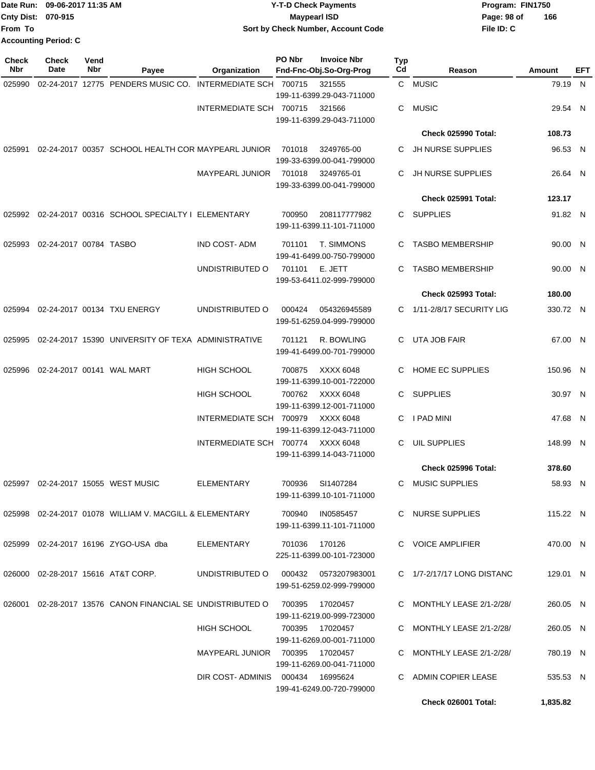Date Run: 09-06-2017 11:35 AM
Cnty Dist: 070-915
From To
Accounting Period: C

**Y-T-D Check Payments**
**Maypearl ISD**
**Sort by Check Number, Account Code**

Program: FIN1750
File ID: C

| Check Nbr | Check Date | Vend Nbr | Payee | Organization | PO Nbr | Invoice Nbr / Fnd-Fnc-Obj.So-Org-Prog | Typ Cd | Reason | Amount | EFT |
|---|---|---|---|---|---|---|---|---|---|---|
| 025990 | 02-24-2017 | 12775 | PENDERS MUSIC CO. | INTERMEDIATE SCH | 700715 | 321555 / 199-11-6399.29-043-711000 | C | MUSIC | 79.19 | N |
| | | | | INTERMEDIATE SCH | 700715 | 321566 / 199-11-6399.29-043-711000 | C | MUSIC | 29.54 | N |
| | | | | | | | | **Check 025990 Total:** | **108.73** | |
| 025991 | 02-24-2017 | 00357 | SCHOOL HEALTH COR | MAYPEARL JUNIOR | 701018 | 3249765-00 / 199-33-6399.00-041-799000 | C | JH NURSE SUPPLIES | 96.53 | N |
| | | | | MAYPEARL JUNIOR | 701018 | 3249765-01 / 199-33-6399.00-041-799000 | C | JH NURSE SUPPLIES | 26.64 | N |
| | | | | | | | | **Check 025991 Total:** | **123.17** | |
| 025992 | 02-24-2017 | 00316 | SCHOOL SPECIALTY I | ELEMENTARY | 700950 | 208117777982 / 199-11-6399.11-101-711000 | C | SUPPLIES | 91.82 | N |
| 025993 | 02-24-2017 | 00784 | TASBO | IND COST- ADM | 701101 | T. SIMMONS / 199-41-6499.00-750-799000 | C | TASBO MEMBERSHIP | 90.00 | N |
| | | | | UNDISTRIBUTED O | 701101 | E. JETT / 199-53-6411.02-999-799000 | C | TASBO MEMBERSHIP | 90.00 | N |
| | | | | | | | | **Check 025993 Total:** | **180.00** | |
| 025994 | 02-24-2017 | 00134 | TXU ENERGY | UNDISTRIBUTED O | 000424 | 054326945589 / 199-51-6259.04-999-799000 | C | 1/11-2/8/17 SECURITY LIG | 330.72 | N |
| 025995 | 02-24-2017 | 15390 | UNIVERSITY OF TEXA | ADMINISTRATIVE | 701121 | R. BOWLING / 199-41-6499.00-701-799000 | C | UTA JOB FAIR | 67.00 | N |
| 025996 | 02-24-2017 | 00141 | WAL MART | HIGH SCHOOL | 700875 | XXXX 6048 / 199-11-6399.10-001-722000 | C | HOME EC SUPPLIES | 150.96 | N |
| | | | | HIGH SCHOOL | 700762 | XXXX 6048 / 199-11-6399.12-001-711000 | C | SUPPLIES | 30.97 | N |
| | | | | INTERMEDIATE SCH | 700979 | XXXX 6048 / 199-11-6399.12-043-711000 | C | I PAD MINI | 47.68 | N |
| | | | | INTERMEDIATE SCH | 700774 | XXXX 6048 / 199-11-6399.14-043-711000 | C | UIL SUPPLIES | 148.99 | N |
| | | | | | | | | **Check 025996 Total:** | **378.60** | |
| 025997 | 02-24-2017 | 15055 | WEST MUSIC | ELEMENTARY | 700936 | SI1407284 / 199-11-6399.10-101-711000 | C | MUSIC SUPPLIES | 58.93 | N |
| 025998 | 02-24-2017 | 01078 | WILLIAM V. MACGILL & | ELEMENTARY | 700940 | IN0585457 / 199-11-6399.11-101-711000 | C | NURSE SUPPLIES | 115.22 | N |
| 025999 | 02-24-2017 | 16196 | ZYGO-USA dba | ELEMENTARY | 701036 | 170126 / 225-11-6399.00-101-723000 | C | VOICE AMPLIFIER | 470.00 | N |
| 026000 | 02-28-2017 | 15616 | AT&T CORP. | UNDISTRIBUTED O | 000432 | 0573207983001 / 199-51-6259.02-999-799000 | C | 1/7-2/17/17 LONG DISTANC | 129.01 | N |
| 026001 | 02-28-2017 | 13576 | CANON FINANCIAL SE | UNDISTRIBUTED O | 700395 | 17020457 / 199-11-6219.00-999-723000 | C | MONTHLY LEASE 2/1-2/28/ | 260.05 | N |
| | | | | HIGH SCHOOL | 700395 | 17020457 / 199-11-6269.00-001-711000 | C | MONTHLY LEASE 2/1-2/28/ | 260.05 | N |
| | | | | MAYPEARL JUNIOR | 700395 | 17020457 / 199-11-6269.00-041-711000 | C | MONTHLY LEASE 2/1-2/28/ | 780.19 | N |
| | | | | DIR COST- ADMINIS | 000434 | 16995624 / 199-41-6249.00-720-799000 | C | ADMIN COPIER LEASE | 535.53 | N |
| | | | | | | | | **Check 026001 Total:** | **1,835.82** | |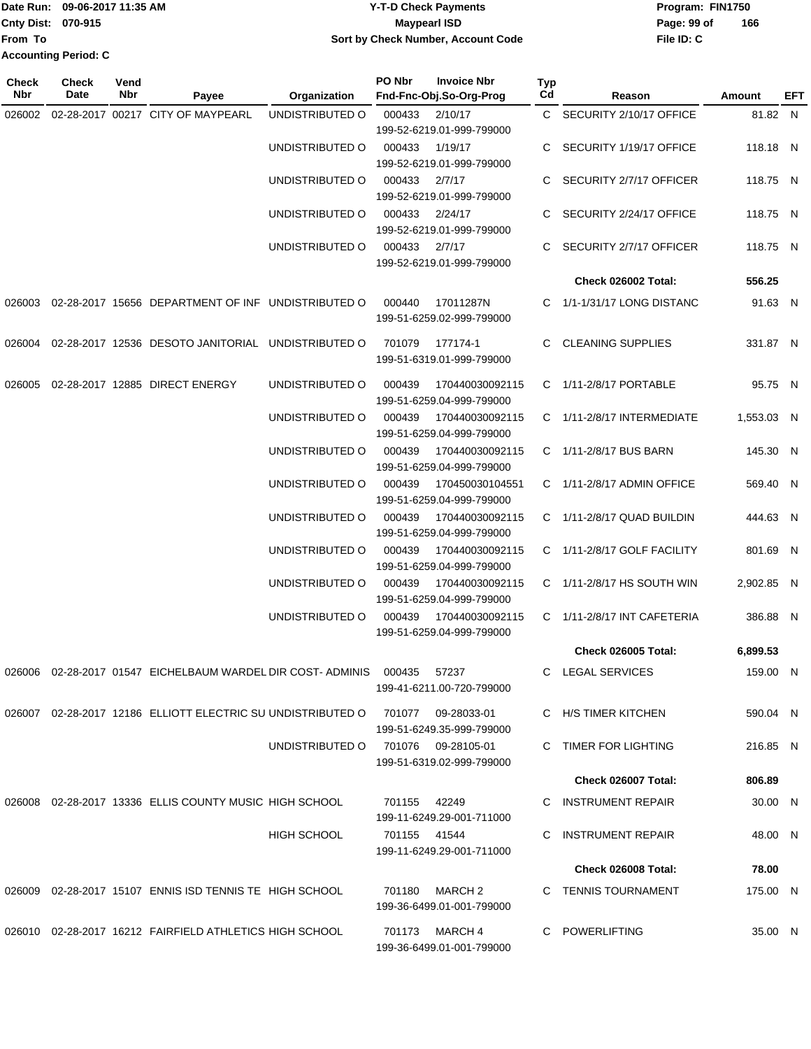Date Run: 09-06-2017 11:35 AM
Cnty Dist: 070-915
From To
Accounting Period: C

**Y-T-D Check Payments**
**Maypearl ISD**
**Sort by Check Number, Account Code**

Program: FIN1750
File ID: C

| Check Nbr | Check Date | Vend Nbr | Payee | Organization | PO Nbr | Invoice Nbr / Fnd-Fnc-Obj.So-Org-Prog | Typ Cd | Reason | Amount | EFT |
|---|---|---|---|---|---|---|---|---|---|---|
| 026002 | 02-28-2017 | 00217 | CITY OF MAYPEARL | UNDISTRIBUTED O | 000433 | 2/10/17 199-52-6219.01-999-799000 | C | SECURITY 2/10/17 OFFICE | 81.82 | N |
| | | | | UNDISTRIBUTED O | 000433 | 1/19/17 199-52-6219.01-999-799000 | C | SECURITY 1/19/17 OFFICE | 118.18 | N |
| | | | | UNDISTRIBUTED O | 000433 | 2/7/17 199-52-6219.01-999-799000 | C | SECURITY 2/7/17 OFFICER | 118.75 | N |
| | | | | UNDISTRIBUTED O | 000433 | 2/24/17 199-52-6219.01-999-799000 | C | SECURITY 2/24/17 OFFICE | 118.75 | N |
| | | | | UNDISTRIBUTED O | 000433 | 2/7/17 199-52-6219.01-999-799000 | C | SECURITY 2/7/17 OFFICER | 118.75 | N |
| | | | | | | | | **Check 026002 Total:** | **556.25** | |
| 026003 | 02-28-2017 | 15656 | DEPARTMENT OF INF | UNDISTRIBUTED O | 000440 | 17011287N 199-51-6259.02-999-799000 | C | 1/1-1/31/17 LONG DISTANC | 91.63 | N |
| 026004 | 02-28-2017 | 12536 | DESOTO JANITORIAL | UNDISTRIBUTED O | 701079 | 177174-1 199-51-6319.01-999-799000 | C | CLEANING SUPPLIES | 331.87 | N |
| 026005 | 02-28-2017 | 12885 | DIRECT ENERGY | UNDISTRIBUTED O | 000439 | 170440030092115 199-51-6259.04-999-799000 | C | 1/11-2/8/17 PORTABLE | 95.75 | N |
| | | | | UNDISTRIBUTED O | 000439 | 170440030092115 199-51-6259.04-999-799000 | C | 1/11-2/8/17 INTERMEDIATE | 1,553.03 | N |
| | | | | UNDISTRIBUTED O | 000439 | 170440030092115 199-51-6259.04-999-799000 | C | 1/11-2/8/17 BUS BARN | 145.30 | N |
| | | | | UNDISTRIBUTED O | 000439 | 170450030104551 199-51-6259.04-999-799000 | C | 1/11-2/8/17 ADMIN OFFICE | 569.40 | N |
| | | | | UNDISTRIBUTED O | 000439 | 170440030092115 199-51-6259.04-999-799000 | C | 1/11-2/8/17 QUAD BUILDIN | 444.63 | N |
| | | | | UNDISTRIBUTED O | 000439 | 170440030092115 199-51-6259.04-999-799000 | C | 1/11-2/8/17 GOLF FACILITY | 801.69 | N |
| | | | | UNDISTRIBUTED O | 000439 | 170440030092115 199-51-6259.04-999-799000 | C | 1/11-2/8/17 HS SOUTH WIN | 2,902.85 | N |
| | | | | UNDISTRIBUTED O | 000439 | 170440030092115 199-51-6259.04-999-799000 | C | 1/11-2/8/17 INT CAFETERIA | 386.88 | N |
| | | | | | | | | **Check 026005 Total:** | **6,899.53** | |
| 026006 | 02-28-2017 | 01547 | EICHELBAUM WARDEL | DIR COST- ADMINIS | 000435 | 57237 199-41-6211.00-720-799000 | C | LEGAL SERVICES | 159.00 | N |
| 026007 | 02-28-2017 | 12186 | ELLIOTT ELECTRIC SU | UNDISTRIBUTED O | 701077 | 09-28033-01 199-51-6249.35-999-799000 | C | H/S TIMER KITCHEN | 590.04 | N |
| | | | | UNDISTRIBUTED O | 701076 | 09-28105-01 199-51-6319.02-999-799000 | C | TIMER FOR LIGHTING | 216.85 | N |
| | | | | | | | | **Check 026007 Total:** | **806.89** | |
| 026008 | 02-28-2017 | 13336 | ELLIS COUNTY MUSIC | HIGH SCHOOL | 701155 | 42249 199-11-6249.29-001-711000 | C | INSTRUMENT REPAIR | 30.00 | N |
| | | | | HIGH SCHOOL | 701155 | 41544 199-11-6249.29-001-711000 | C | INSTRUMENT REPAIR | 48.00 | N |
| | | | | | | | | **Check 026008 Total:** | **78.00** | |
| 026009 | 02-28-2017 | 15107 | ENNIS ISD TENNIS TE | HIGH SCHOOL | 701180 | MARCH 2 199-36-6499.01-001-799000 | C | TENNIS TOURNAMENT | 175.00 | N |
| 026010 | 02-28-2017 | 16212 | FAIRFIELD ATHLETICS | HIGH SCHOOL | 701173 | MARCH 4 199-36-6499.01-001-799000 | C | POWERLIFTING | 35.00 | N |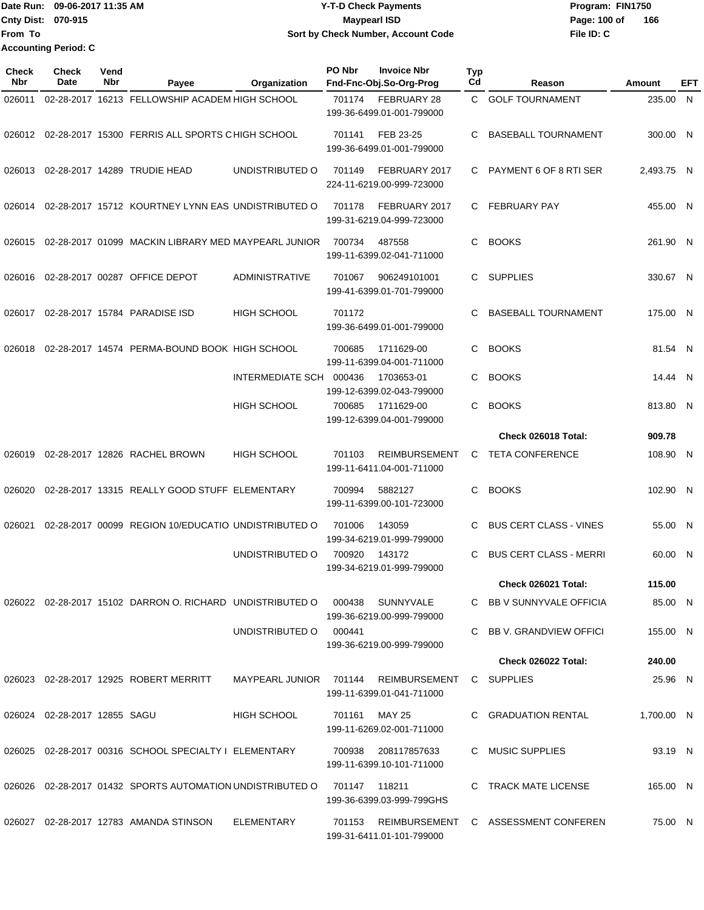Date Run: 09-06-2017 11:35 AM
Cnty Dist: 070-915
From To
Accounting Period: C

# Y-T-D Check Payments
## Maypearl ISD
### Sort by Check Number, Account Code

Program: FIN1750
File ID: C

| Check Nbr | Check Date | Vend Nbr | Payee | Organization | PO Nbr | Invoice Nbr / Fnd-Fnc-Obj.So-Org-Prog | Typ Cd | Reason | Amount | EFT |
|---|---|---|---|---|---|---|---|---|---|---|
| 026011 | 02-28-2017 | 16213 | FELLOWSHIP ACADEM | HIGH SCHOOL | 701174 | FEBRUARY 28 199-36-6499.01-001-799000 | C | GOLF TOURNAMENT | 235.00 | N |
| 026012 | 02-28-2017 | 15300 | FERRIS ALL SPORTS C | HIGH SCHOOL | 701141 | FEB 23-25 199-36-6499.01-001-799000 | C | BASEBALL TOURNAMENT | 300.00 | N |
| 026013 | 02-28-2017 | 14289 | TRUDIE HEAD | UNDISTRIBUTED O | 701149 | FEBRUARY 2017 224-11-6219.00-999-723000 | C | PAYMENT 6 OF 8 RTI SER | 2,493.75 | N |
| 026014 | 02-28-2017 | 15712 | KOURTNEY LYNN EAS | UNDISTRIBUTED O | 701178 | FEBRUARY 2017 199-31-6219.04-999-723000 | C | FEBRUARY PAY | 455.00 | N |
| 026015 | 02-28-2017 | 01099 | MACKIN LIBRARY MED | MAYPEARL JUNIOR | 700734 | 487558 199-11-6399.02-041-711000 | C | BOOKS | 261.90 | N |
| 026016 | 02-28-2017 | 00287 | OFFICE DEPOT | ADMINISTRATIVE | 701067 | 906249101001 199-41-6399.01-701-799000 | C | SUPPLIES | 330.67 | N |
| 026017 | 02-28-2017 | 15784 | PARADISE ISD | HIGH SCHOOL | 701172 | 199-36-6499.01-001-799000 | C | BASEBALL TOURNAMENT | 175.00 | N |
| 026018 | 02-28-2017 | 14574 | PERMA-BOUND BOOK | HIGH SCHOOL | 700685 | 1711629-00 199-11-6399.04-001-711000 | C | BOOKS | 81.54 | N |
| | | | | INTERMEDIATE SCH | 000436 | 1703653-01 199-12-6399.02-043-799000 | C | BOOKS | 14.44 | N |
| | | | | HIGH SCHOOL | 700685 | 1711629-00 199-12-6399.04-001-799000 | C | BOOKS | 813.80 | N |
| | | | | | | | | **Check 026018 Total:** | **909.78** | |
| 026019 | 02-28-2017 | 12826 | RACHEL BROWN | HIGH SCHOOL | 701103 | REIMBURSEMENT 199-11-6411.04-001-711000 | C | TETA CONFERENCE | 108.90 | N |
| 026020 | 02-28-2017 | 13315 | REALLY GOOD STUFF | ELEMENTARY | 700994 | 5882127 199-11-6399.00-101-723000 | C | BOOKS | 102.90 | N |
| 026021 | 02-28-2017 | 00099 | REGION 10/EDUCATIO | UNDISTRIBUTED O | 701006 | 143059 199-34-6219.01-999-799000 | C | BUS CERT CLASS - VINES | 55.00 | N |
| | | | | UNDISTRIBUTED O | 700920 | 143172 199-34-6219.01-999-799000 | C | BUS CERT CLASS - MERRI | 60.00 | N |
| | | | | | | | | **Check 026021 Total:** | **115.00** | |
| 026022 | 02-28-2017 | 15102 | DARRON O. RICHARD | UNDISTRIBUTED O | 000438 | SUNNYVALE 199-36-6219.00-999-799000 | C | BB V SUNNYVALE OFFICIA | 85.00 | N |
| | | | | UNDISTRIBUTED O | 000441 | 199-36-6219.00-999-799000 | C | BB V. GRANDVIEW OFFICI | 155.00 | N |
| | | | | | | | | **Check 026022 Total:** | **240.00** | |
| 026023 | 02-28-2017 | 12925 | ROBERT MERRITT | MAYPEARL JUNIOR | 701144 | REIMBURSEMENT 199-11-6399.01-041-711000 | C | SUPPLIES | 25.96 | N |
| 026024 | 02-28-2017 | 12855 | SAGU | HIGH SCHOOL | 701161 | MAY 25 199-11-6269.02-001-711000 | C | GRADUATION RENTAL | 1,700.00 | N |
| 026025 | 02-28-2017 | 00316 | SCHOOL SPECIALTY I | ELEMENTARY | 700938 | 208117857633 199-11-6399.10-101-711000 | C | MUSIC SUPPLIES | 93.19 | N |
| 026026 | 02-28-2017 | 01432 | SPORTS AUTOMATION | UNDISTRIBUTED O | 701147 | 118211 199-36-6399.03-999-799GHS | C | TRACK MATE LICENSE | 165.00 | N |
| 026027 | 02-28-2017 | 12783 | AMANDA STINSON | ELEMENTARY | 701153 | REIMBURSEMENT 199-31-6411.01-101-799000 | C | ASSESSMENT CONFEREN | 75.00 | N |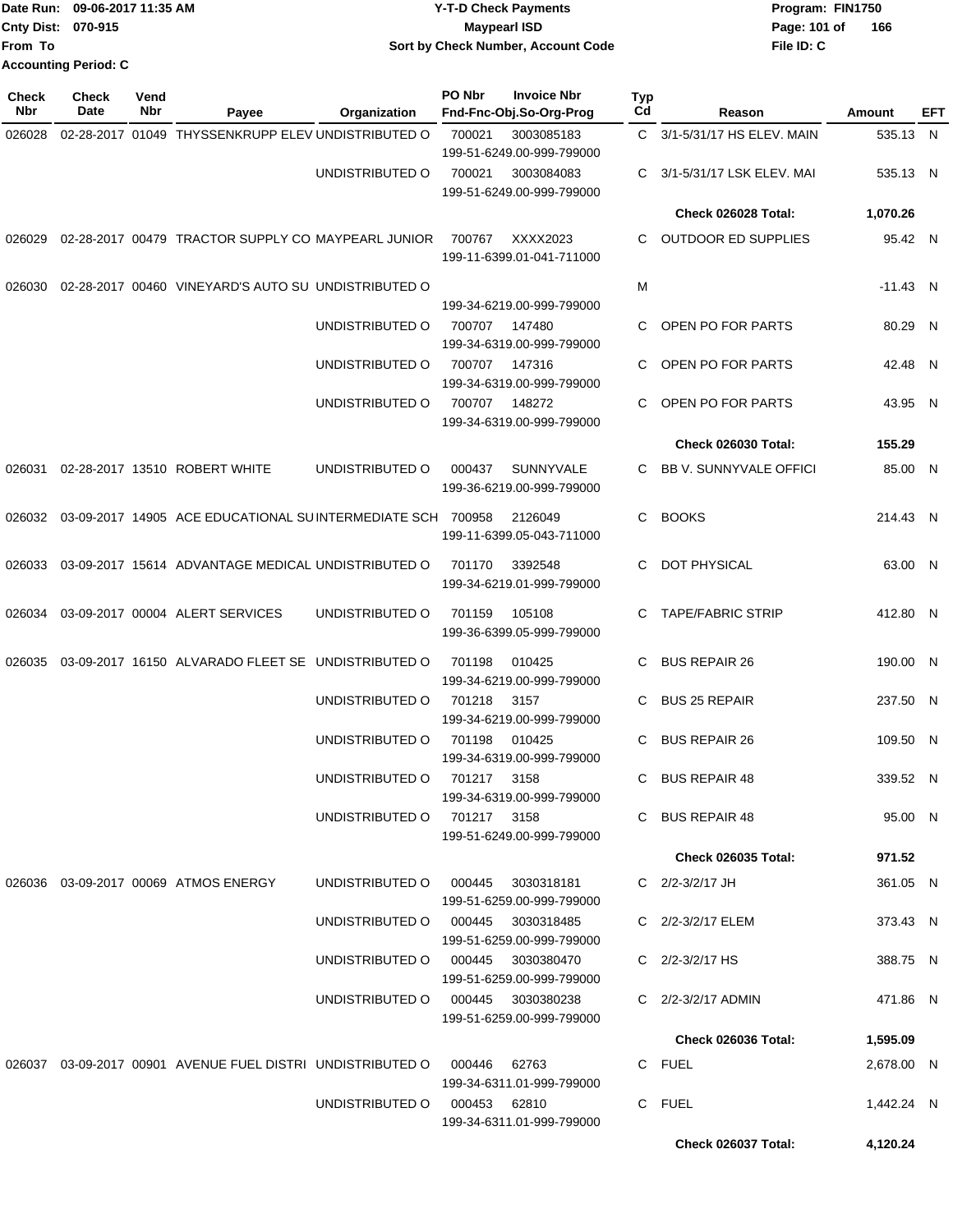Date Run: 09-06-2017 11:35 AM
Cnty Dist: 070-915
From To
Accounting Period: C

# Y-T-D Check Payments
## Maypearl ISD
### Sort by Check Number, Account Code

Program: FIN1750
File ID: C

| Check Nbr | Check Date | Vend Nbr | Payee | Organization | PO Nbr | Invoice Nbr / Fnd-Fnc-Obj.So-Org-Prog | Typ Cd | Reason | Amount | EFT |
|---|---|---|---|---|---|---|---|---|---|---|
| 026028 | 02-28-2017 | 01049 | THYSSENKRUPP ELEV | UNDISTRIBUTED O | 700021 | 3003085183 199-51-6249.00-999-799000 | C | 3/1-5/31/17 HS ELEV. MAIN | 535.13 | N |
| | | | | UNDISTRIBUTED O | 700021 | 3003084083 199-51-6249.00-999-799000 | C | 3/1-5/31/17 LSK ELEV. MAI | 535.13 | N |
| | | | | | | | | **Check 026028 Total:** | **1,070.26** | |
| 026029 | 02-28-2017 | 00479 | TRACTOR SUPPLY CO | MAYPEARL JUNIOR | 700767 | XXXX2023 199-11-6399.01-041-711000 | C | OUTDOOR ED SUPPLIES | 95.42 | N |
| 026030 | 02-28-2017 | 00460 | VINEYARD'S AUTO SU | UNDISTRIBUTED O | | 199-34-6219.00-999-799000 | M | | -11.43 | N |
| | | | | UNDISTRIBUTED O | 700707 | 147480 199-34-6319.00-999-799000 | C | OPEN PO FOR PARTS | 80.29 | N |
| | | | | UNDISTRIBUTED O | 700707 | 147316 199-34-6319.00-999-799000 | C | OPEN PO FOR PARTS | 42.48 | N |
| | | | | UNDISTRIBUTED O | 700707 | 148272 199-34-6319.00-999-799000 | C | OPEN PO FOR PARTS | 43.95 | N |
| | | | | | | | | **Check 026030 Total:** | **155.29** | |
| 026031 | 02-28-2017 | 13510 | ROBERT WHITE | UNDISTRIBUTED O | 000437 | SUNNYVALE 199-36-6219.00-999-799000 | C | BB V. SUNNYVALE OFFICI | 85.00 | N |
| 026032 | 03-09-2017 | 14905 | ACE EDUCATIONAL SU | INTERMEDIATE SCH | 700958 | 2126049 199-11-6399.05-043-711000 | C | BOOKS | 214.43 | N |
| 026033 | 03-09-2017 | 15614 | ADVANTAGE MEDICAL | UNDISTRIBUTED O | 701170 | 3392548 199-34-6219.01-999-799000 | C | DOT PHYSICAL | 63.00 | N |
| 026034 | 03-09-2017 | 00004 | ALERT SERVICES | UNDISTRIBUTED O | 701159 | 105108 199-36-6399.05-999-799000 | C | TAPE/FABRIC STRIP | 412.80 | N |
| 026035 | 03-09-2017 | 16150 | ALVARADO FLEET SE | UNDISTRIBUTED O | 701198 | 010425 199-34-6219.00-999-799000 | C | BUS REPAIR 26 | 190.00 | N |
| | | | | UNDISTRIBUTED O | 701218 | 3157 199-34-6219.00-999-799000 | C | BUS 25 REPAIR | 237.50 | N |
| | | | | UNDISTRIBUTED O | 701198 | 010425 199-34-6319.00-999-799000 | C | BUS REPAIR 26 | 109.50 | N |
| | | | | UNDISTRIBUTED O | 701217 | 3158 199-34-6319.00-999-799000 | C | BUS REPAIR 48 | 339.52 | N |
| | | | | UNDISTRIBUTED O | 701217 | 3158 199-51-6249.00-999-799000 | C | BUS REPAIR 48 | 95.00 | N |
| | | | | | | | | **Check 026035 Total:** | **971.52** | |
| 026036 | 03-09-2017 | 00069 | ATMOS ENERGY | UNDISTRIBUTED O | 000445 | 3030318181 199-51-6259.00-999-799000 | C | 2/2-3/2/17 JH | 361.05 | N |
| | | | | UNDISTRIBUTED O | 000445 | 3030318485 199-51-6259.00-999-799000 | C | 2/2-3/2/17 ELEM | 373.43 | N |
| | | | | UNDISTRIBUTED O | 000445 | 3030380470 199-51-6259.00-999-799000 | C | 2/2-3/2/17 HS | 388.75 | N |
| | | | | UNDISTRIBUTED O | 000445 | 3030380238 199-51-6259.00-999-799000 | C | 2/2-3/2/17 ADMIN | 471.86 | N |
| | | | | | | | | **Check 026036 Total:** | **1,595.09** | |
| 026037 | 03-09-2017 | 00901 | AVENUE FUEL DISTRI | UNDISTRIBUTED O | 000446 | 62763 199-34-6311.01-999-799000 | C | FUEL | 2,678.00 | N |
| | | | | UNDISTRIBUTED O | 000453 | 62810 199-34-6311.01-999-799000 | C | FUEL | 1,442.24 | N |
| | | | | | | | | **Check 026037 Total:** | **4,120.24** | |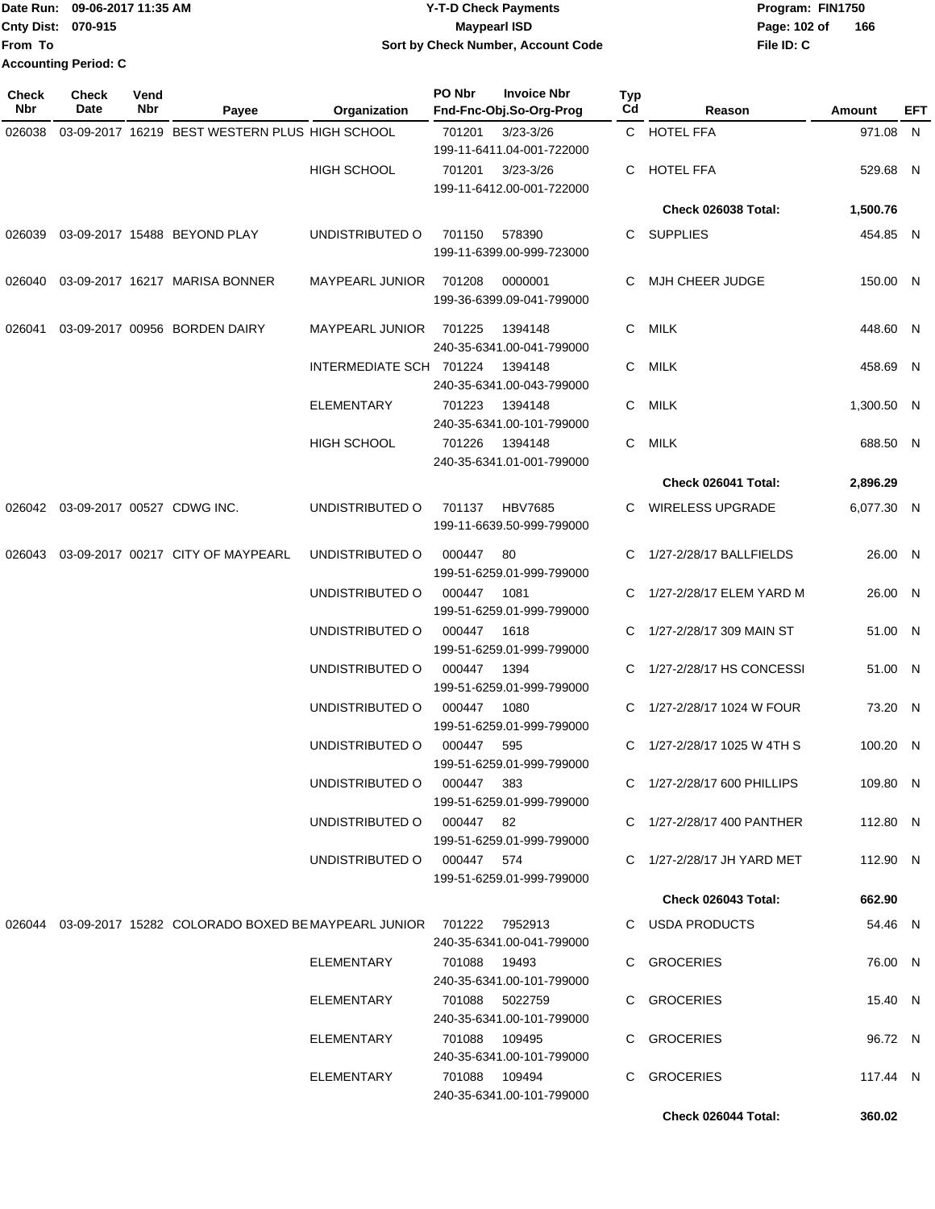Date Run: 09-06-2017 11:35 AM
Cnty Dist: 070-915
From To
Accounting Period: C

# Y-T-D Check Payments
## Maypearl ISD
### Sort by Check Number, Account Code

Program: FIN1750
File ID: C

| Check Nbr | Check Date | Vend Nbr | Payee | Organization | PO Nbr | Invoice Nbr / Fnd-Fnc-Obj.So-Org-Prog | Typ Cd | Reason | Amount | EFT |
|---|---|---|---|---|---|---|---|---|---|---|
| 026038 | 03-09-2017 | 16219 | BEST WESTERN PLUS | HIGH SCHOOL | 701201 | 3/23-3/26 199-11-6411.04-001-722000 | C | HOTEL FFA | 971.08 | N |
| | | | | HIGH SCHOOL | 701201 | 3/23-3/26 199-11-6412.00-001-722000 | C | HOTEL FFA | 529.68 | N |
| | | | | | | | | **Check 026038 Total:** | **1,500.76** | |
| 026039 | 03-09-2017 | 15488 | BEYOND PLAY | UNDISTRIBUTED O | 701150 | 578390 199-11-6399.00-999-723000 | C | SUPPLIES | 454.85 | N |
| 026040 | 03-09-2017 | 16217 | MARISA BONNER | MAYPEARL JUNIOR | 701208 | 0000001 199-36-6399.09-041-799000 | C | MJH CHEER JUDGE | 150.00 | N |
| 026041 | 03-09-2017 | 00956 | BORDEN DAIRY | MAYPEARL JUNIOR | 701225 | 1394148 240-35-6341.00-041-799000 | C | MILK | 448.60 | N |
| | | | | INTERMEDIATE SCH | 701224 | 1394148 240-35-6341.00-043-799000 | C | MILK | 458.69 | N |
| | | | | ELEMENTARY | 701223 | 1394148 240-35-6341.00-101-799000 | C | MILK | 1,300.50 | N |
| | | | | HIGH SCHOOL | 701226 | 1394148 240-35-6341.01-001-799000 | C | MILK | 688.50 | N |
| | | | | | | | | **Check 026041 Total:** | **2,896.29** | |
| 026042 | 03-09-2017 | 00527 | CDWG INC. | UNDISTRIBUTED O | 701137 | HBV7685 199-11-6639.50-999-799000 | C | WIRELESS UPGRADE | 6,077.30 | N |
| 026043 | 03-09-2017 | 00217 | CITY OF MAYPEARL | UNDISTRIBUTED O | 000447 | 80 199-51-6259.01-999-799000 | C | 1/27-2/28/17 BALLFIELDS | 26.00 | N |
| | | | | UNDISTRIBUTED O | 000447 | 1081 199-51-6259.01-999-799000 | C | 1/27-2/28/17 ELEM YARD M | 26.00 | N |
| | | | | UNDISTRIBUTED O | 000447 | 1618 199-51-6259.01-999-799000 | C | 1/27-2/28/17 309 MAIN ST | 51.00 | N |
| | | | | UNDISTRIBUTED O | 000447 | 1394 199-51-6259.01-999-799000 | C | 1/27-2/28/17 HS CONCESSI | 51.00 | N |
| | | | | UNDISTRIBUTED O | 000447 | 1080 199-51-6259.01-999-799000 | C | 1/27-2/28/17 1024 W FOUR | 73.20 | N |
| | | | | UNDISTRIBUTED O | 000447 | 595 199-51-6259.01-999-799000 | C | 1/27-2/28/17 1025 W 4TH S | 100.20 | N |
| | | | | UNDISTRIBUTED O | 000447 | 383 199-51-6259.01-999-799000 | C | 1/27-2/28/17 600 PHILLIPS | 109.80 | N |
| | | | | UNDISTRIBUTED O | 000447 | 82 199-51-6259.01-999-799000 | C | 1/27-2/28/17 400 PANTHER | 112.80 | N |
| | | | | UNDISTRIBUTED O | 000447 | 574 199-51-6259.01-999-799000 | C | 1/27-2/28/17 JH YARD MET | 112.90 | N |
| | | | | | | | | **Check 026043 Total:** | **662.90** | |
| 026044 | 03-09-2017 | 15282 | COLORADO BOXED BE | MAYPEARL JUNIOR | 701222 | 7952913 240-35-6341.00-041-799000 | C | USDA PRODUCTS | 54.46 | N |
| | | | | ELEMENTARY | 701088 | 19493 240-35-6341.00-101-799000 | C | GROCERIES | 76.00 | N |
| | | | | ELEMENTARY | 701088 | 5022759 240-35-6341.00-101-799000 | C | GROCERIES | 15.40 | N |
| | | | | ELEMENTARY | 701088 | 109495 240-35-6341.00-101-799000 | C | GROCERIES | 96.72 | N |
| | | | | ELEMENTARY | 701088 | 109494 240-35-6341.00-101-799000 | C | GROCERIES | 117.44 | N |
| | | | | | | | | **Check 026044 Total:** | **360.02** | |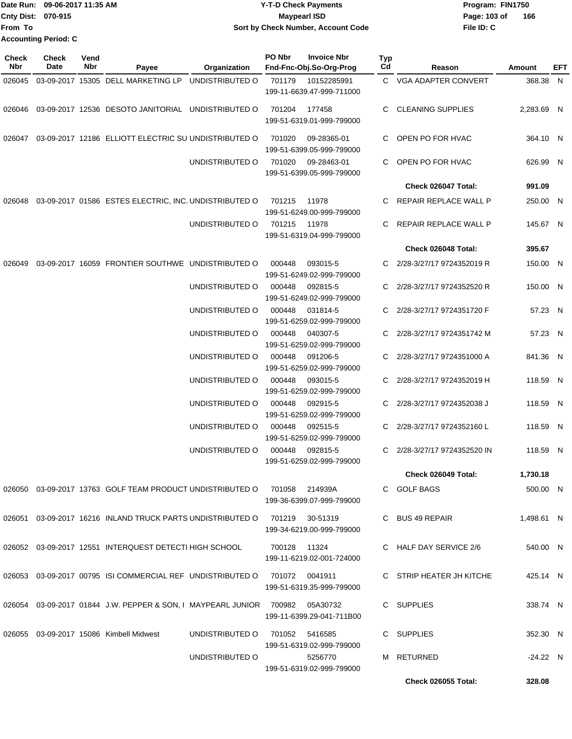Date Run: 09-06-2017 11:35 AM
Cnty Dist: 070-915
From To
Accounting Period: C

# Y-T-D Check Payments
## Maypearl ISD
### Sort by Check Number, Account Code

Program: FIN1750
File ID: C

| Check Nbr | Check Date | Vend Nbr | Payee | Organization | PO Nbr | Invoice Nbr / Fnd-Fnc-Obj.So-Org-Prog | Typ Cd | Reason | Amount | EFT |
|---|---|---|---|---|---|---|---|---|---|---|
| 026045 | 03-09-2017 | 15305 | DELL MARKETING LP | UNDISTRIBUTED O | 701179 | 10152285991 199-11-6639.47-999-711000 | C | VGA ADAPTER CONVERT | 368.38 | N |
| 026046 | 03-09-2017 | 12536 | DESOTO JANITORIAL | UNDISTRIBUTED O | 701204 | 177458 199-51-6319.01-999-799000 | C | CLEANING SUPPLIES | 2,283.69 | N |
| 026047 | 03-09-2017 | 12186 | ELLIOTT ELECTRIC SU | UNDISTRIBUTED O | 701020 | 09-28365-01 199-51-6399.05-999-799000 | C | OPEN PO FOR HVAC | 364.10 | N |
| | | | | UNDISTRIBUTED O | 701020 | 09-28463-01 199-51-6399.05-999-799000 | C | OPEN PO FOR HVAC | 626.99 | N |
| | | | | | | | | **Check 026047 Total:** | **991.09** | |
| 026048 | 03-09-2017 | 01586 | ESTES ELECTRIC, INC. | UNDISTRIBUTED O | 701215 | 11978 199-51-6249.00-999-799000 | C | REPAIR REPLACE WALL P | 250.00 | N |
| | | | | UNDISTRIBUTED O | 701215 | 11978 199-51-6319.04-999-799000 | C | REPAIR REPLACE WALL P | 145.67 | N |
| | | | | | | | | **Check 026048 Total:** | **395.67** | |
| 026049 | 03-09-2017 | 16059 | FRONTIER SOUTHWE | UNDISTRIBUTED O | 000448 | 093015-5 199-51-6249.02-999-799000 | C | 2/28-3/27/17 9724352019 R | 150.00 | N |
| | | | | UNDISTRIBUTED O | 000448 | 092815-5 199-51-6249.02-999-799000 | C | 2/28-3/27/17 9724352520 R | 150.00 | N |
| | | | | UNDISTRIBUTED O | 000448 | 031814-5 199-51-6259.02-999-799000 | C | 2/28-3/27/17 9724351720 F | 57.23 | N |
| | | | | UNDISTRIBUTED O | 000448 | 040307-5 199-51-6259.02-999-799000 | C | 2/28-3/27/17 9724351742 M | 57.23 | N |
| | | | | UNDISTRIBUTED O | 000448 | 091206-5 199-51-6259.02-999-799000 | C | 2/28-3/27/17 9724351000 A | 841.36 | N |
| | | | | UNDISTRIBUTED O | 000448 | 093015-5 199-51-6259.02-999-799000 | C | 2/28-3/27/17 9724352019 H | 118.59 | N |
| | | | | UNDISTRIBUTED O | 000448 | 092915-5 199-51-6259.02-999-799000 | C | 2/28-3/27/17 9724352038 J | 118.59 | N |
| | | | | UNDISTRIBUTED O | 000448 | 092515-5 199-51-6259.02-999-799000 | C | 2/28-3/27/17 9724352160 L | 118.59 | N |
| | | | | UNDISTRIBUTED O | 000448 | 092815-5 199-51-6259.02-999-799000 | C | 2/28-3/27/17 9724352520 IN | 118.59 | N |
| | | | | | | | | **Check 026049 Total:** | **1,730.18** | |
| 026050 | 03-09-2017 | 13763 | GOLF TEAM PRODUCT | UNDISTRIBUTED O | 701058 | 214939A 199-36-6399.07-999-799000 | C | GOLF BAGS | 500.00 | N |
| 026051 | 03-09-2017 | 16216 | INLAND TRUCK PARTS | UNDISTRIBUTED O | 701219 | 30-51319 199-34-6219.00-999-799000 | C | BUS 49 REPAIR | 1,498.61 | N |
| 026052 | 03-09-2017 | 12551 | INTERQUEST DETECTI | HIGH SCHOOL | 700128 | 11324 199-11-6219.02-001-724000 | C | HALF DAY SERVICE 2/6 | 540.00 | N |
| 026053 | 03-09-2017 | 00795 | ISI COMMERCIAL REF | UNDISTRIBUTED O | 701072 | 0041911 199-51-6319.35-999-799000 | C | STRIP HEATER JH KITCHE | 425.14 | N |
| 026054 | 03-09-2017 | 01844 | J.W. PEPPER & SON, I | MAYPEARL JUNIOR | 700982 | 05A30732 199-11-6399.29-041-711B00 | C | SUPPLIES | 338.74 | N |
| 026055 | 03-09-2017 | 15086 | Kimbell Midwest | UNDISTRIBUTED O | 701052 | 5416585 199-51-6319.02-999-799000 | C | SUPPLIES | 352.30 | N |
| | | | | UNDISTRIBUTED O | | 5256770 199-51-6319.02-999-799000 | M | RETURNED | -24.22 | N |
| | | | | | | | | **Check 026055 Total:** | **328.08** | |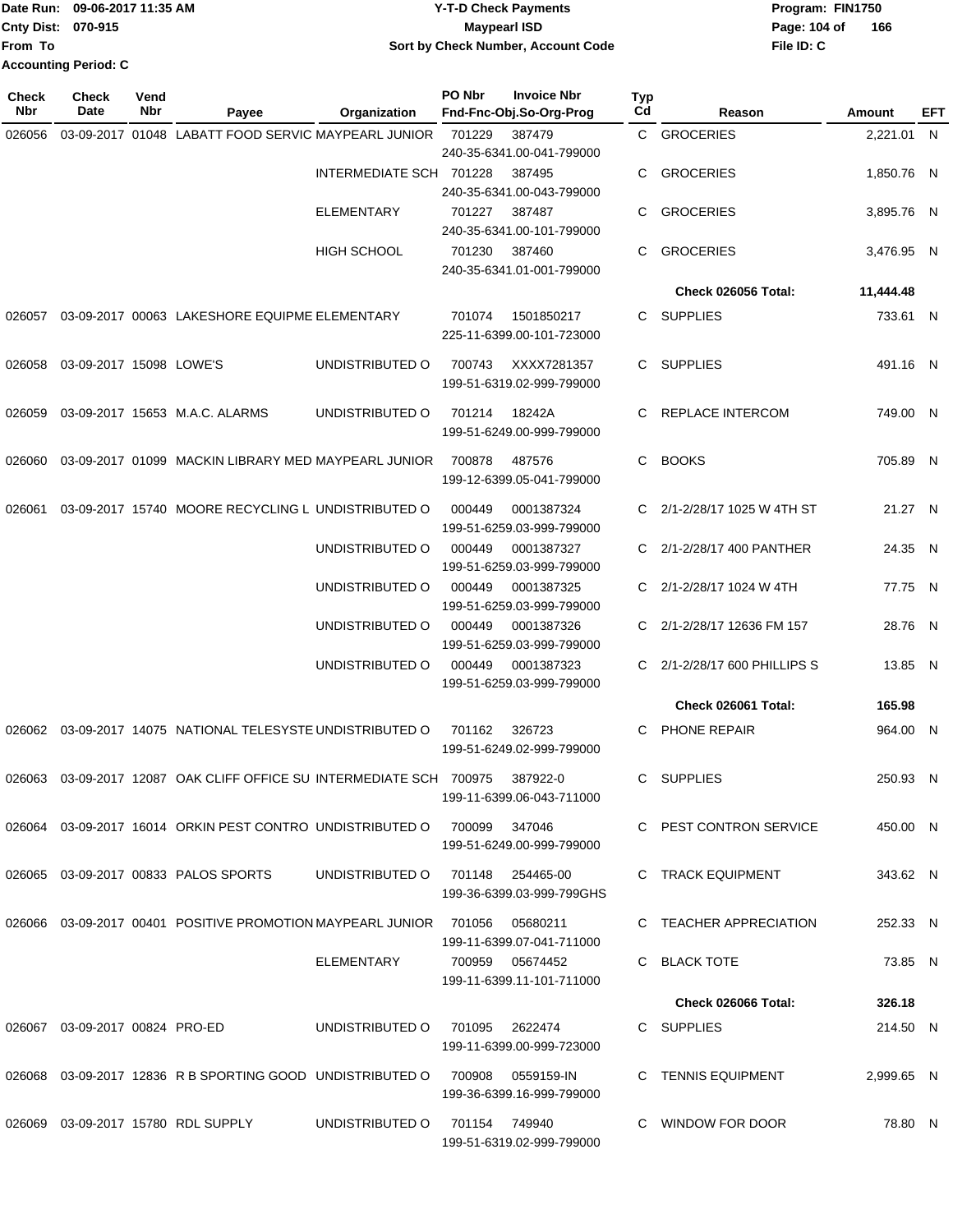**Date Run:** 09-06-2017 11:35 AM
**Cnty Dist:** 070-915
**From To**
**Accounting Period:** C

# Y-T-D Check Payments
## Maypearl ISD
### Sort by Check Number, Account Code

**Program:** FIN1750
**File ID:** C

| Check Nbr | Check Date | Vend Nbr | Payee | Organization | PO Nbr / Fnd-Fnc-Obj.So-Org-Prog | Invoice Nbr | Typ Cd | Reason | Amount | EFT |
|---|---|---|---|---|---|---|---|---|---|---|
| 026056 | 03-09-2017 | 01048 | LABATT FOOD SERVIC | MAYPEARL JUNIOR | 701229 240-35-6341.00-041-799000 | 387479 | C | GROCERIES | 2,221.01 | N |
| | | | | INTERMEDIATE SCH | 701228 240-35-6341.00-043-799000 | 387495 | C | GROCERIES | 1,850.76 | N |
| | | | | ELEMENTARY | 701227 240-35-6341.00-101-799000 | 387487 | C | GROCERIES | 3,895.76 | N |
| | | | | HIGH SCHOOL | 701230 240-35-6341.01-001-799000 | 387460 | C | GROCERIES | 3,476.95 | N |
| | | | | | | | | **Check 026056 Total:** | **11,444.48** | |
| 026057 | 03-09-2017 | 00063 | LAKESHORE EQUIPME | ELEMENTARY | 701074 225-11-6399.00-101-723000 | 1501850217 | C | SUPPLIES | 733.61 | N |
| 026058 | 03-09-2017 | 15098 | LOWE'S | UNDISTRIBUTED O | 700743 199-51-6319.02-999-799000 | XXXX7281357 | C | SUPPLIES | 491.16 | N |
| 026059 | 03-09-2017 | 15653 | M.A.C. ALARMS | UNDISTRIBUTED O | 701214 199-51-6249.00-999-799000 | 18242A | C | REPLACE INTERCOM | 749.00 | N |
| 026060 | 03-09-2017 | 01099 | MACKIN LIBRARY MED | MAYPEARL JUNIOR | 700878 199-12-6399.05-041-799000 | 487576 | C | BOOKS | 705.89 | N |
| 026061 | 03-09-2017 | 15740 | MOORE RECYCLING L | UNDISTRIBUTED O | 000449 199-51-6259.03-999-799000 | 0001387324 | C | 2/1-2/28/17 1025 W 4TH ST | 21.27 | N |
| | | | | UNDISTRIBUTED O | 000449 199-51-6259.03-999-799000 | 0001387327 | C | 2/1-2/28/17 400 PANTHER | 24.35 | N |
| | | | | UNDISTRIBUTED O | 000449 199-51-6259.03-999-799000 | 0001387325 | C | 2/1-2/28/17 1024 W 4TH | 77.75 | N |
| | | | | UNDISTRIBUTED O | 000449 199-51-6259.03-999-799000 | 0001387326 | C | 2/1-2/28/17 12636 FM 157 | 28.76 | N |
| | | | | UNDISTRIBUTED O | 000449 199-51-6259.03-999-799000 | 0001387323 | C | 2/1-2/28/17 600 PHILLIPS S | 13.85 | N |
| | | | | | | | | **Check 026061 Total:** | **165.98** | |
| 026062 | 03-09-2017 | 14075 | NATIONAL TELESYSTE | UNDISTRIBUTED O | 701162 199-51-6249.02-999-799000 | 326723 | C | PHONE REPAIR | 964.00 | N |
| 026063 | 03-09-2017 | 12087 | OAK CLIFF OFFICE SU | INTERMEDIATE SCH | 700975 199-11-6399.06-043-711000 | 387922-0 | C | SUPPLIES | 250.93 | N |
| 026064 | 03-09-2017 | 16014 | ORKIN PEST CONTRO | UNDISTRIBUTED O | 700099 199-51-6249.00-999-799000 | 347046 | C | PEST CONTRON SERVICE | 450.00 | N |
| 026065 | 03-09-2017 | 00833 | PALOS SPORTS | UNDISTRIBUTED O | 701148 199-36-6399.03-999-799GHS | 254465-00 | C | TRACK EQUIPMENT | 343.62 | N |
| 026066 | 03-09-2017 | 00401 | POSITIVE PROMOTION | MAYPEARL JUNIOR | 701056 199-11-6399.07-041-711000 | 05680211 | C | TEACHER APPRECIATION | 252.33 | N |
| | | | | ELEMENTARY | 700959 199-11-6399.11-101-711000 | 05674452 | C | BLACK TOTE | 73.85 | N |
| | | | | | | | | **Check 026066 Total:** | **326.18** | |
| 026067 | 03-09-2017 | 00824 | PRO-ED | UNDISTRIBUTED O | 701095 199-11-6399.00-999-723000 | 2622474 | C | SUPPLIES | 214.50 | N |
| 026068 | 03-09-2017 | 12836 | R B SPORTING GOOD | UNDISTRIBUTED O | 700908 199-36-6399.16-999-799000 | 0559159-IN | C | TENNIS EQUIPMENT | 2,999.65 | N |
| 026069 | 03-09-2017 | 15780 | RDL SUPPLY | UNDISTRIBUTED O | 701154 199-51-6319.02-999-799000 | 749940 | C | WINDOW FOR DOOR | 78.80 | N |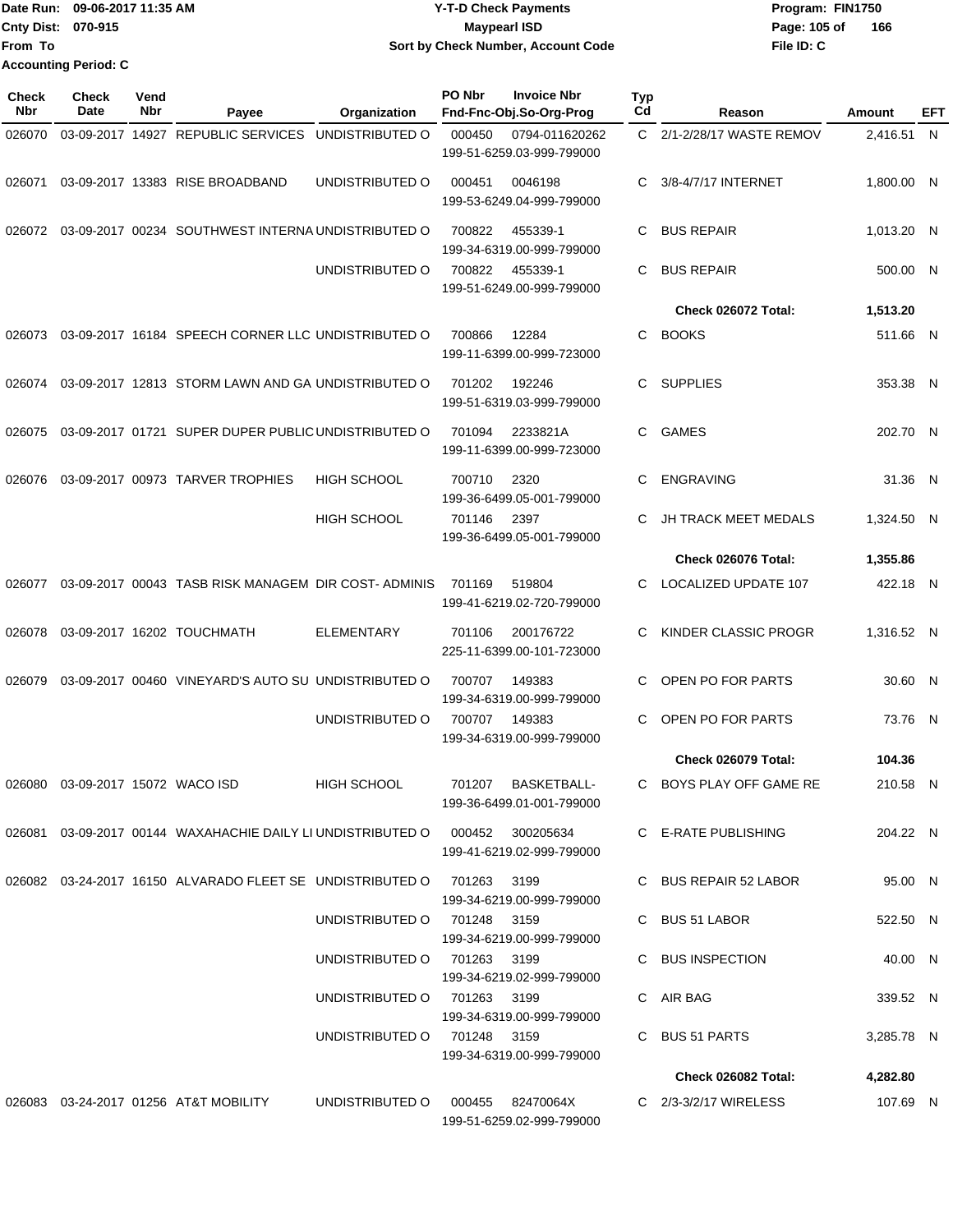Date Run: 09-06-2017 11:35 AM
Cnty Dist: 070-915
From To
Accounting Period: C

# Y-T-D Check Payments
## Maypearl ISD
### Sort by Check Number, Account Code

Program: FIN1750
File ID: C

| Check Nbr | Check Date | Vend Nbr | Payee | Organization | PO Nbr | Invoice Nbr / Fnd-Fnc-Obj.So-Org-Prog | Typ Cd | Reason | Amount | EFT |
|---|---|---|---|---|---|---|---|---|---|---|
| 026070 | 03-09-2017 | 14927 | REPUBLIC SERVICES | UNDISTRIBUTED O | 000450 | 0794-011620262 199-51-6259.03-999-799000 | C | 2/1-2/28/17 WASTE REMOV | 2,416.51 | N |
| 026071 | 03-09-2017 | 13383 | RISE BROADBAND | UNDISTRIBUTED O | 000451 | 0046198 199-53-6249.04-999-799000 | C | 3/8-4/7/17 INTERNET | 1,800.00 | N |
| 026072 | 03-09-2017 | 00234 | SOUTHWEST INTERNA | UNDISTRIBUTED O | 700822 | 455339-1 199-34-6319.00-999-799000 | C | BUS REPAIR | 1,013.20 | N |
| | | | | UNDISTRIBUTED O | 700822 | 455339-1 199-51-6249.00-999-799000 | C | BUS REPAIR | 500.00 | N |
| | | | | | | | | **Check 026072 Total:** | **1,513.20** | |
| 026073 | 03-09-2017 | 16184 | SPEECH CORNER LLC | UNDISTRIBUTED O | 700866 | 12284 199-11-6399.00-999-723000 | C | BOOKS | 511.66 | N |
| 026074 | 03-09-2017 | 12813 | STORM LAWN AND GA | UNDISTRIBUTED O | 701202 | 192246 199-51-6319.03-999-799000 | C | SUPPLIES | 353.38 | N |
| 026075 | 03-09-2017 | 01721 | SUPER DUPER PUBLIC | UNDISTRIBUTED O | 701094 | 2233821A 199-11-6399.00-999-723000 | C | GAMES | 202.70 | N |
| 026076 | 03-09-2017 | 00973 | TARVER TROPHIES | HIGH SCHOOL | 700710 | 2320 199-36-6499.05-001-799000 | C | ENGRAVING | 31.36 | N |
| | | | | HIGH SCHOOL | 701146 | 2397 199-36-6499.05-001-799000 | C | JH TRACK MEET MEDALS | 1,324.50 | N |
| | | | | | | | | **Check 026076 Total:** | **1,355.86** | |
| 026077 | 03-09-2017 | 00043 | TASB RISK MANAGEM | DIR COST- ADMINIS | 701169 | 519804 199-41-6219.02-720-799000 | C | LOCALIZED UPDATE 107 | 422.18 | N |
| 026078 | 03-09-2017 | 16202 | TOUCHMATH | ELEMENTARY | 701106 | 200176722 225-11-6399.00-101-723000 | C | KINDER CLASSIC PROGR | 1,316.52 | N |
| 026079 | 03-09-2017 | 00460 | VINEYARD'S AUTO SU | UNDISTRIBUTED O | 700707 | 149383 199-34-6319.00-999-799000 | C | OPEN PO FOR PARTS | 30.60 | N |
| | | | | UNDISTRIBUTED O | 700707 | 149383 199-34-6319.00-999-799000 | C | OPEN PO FOR PARTS | 73.76 | N |
| | | | | | | | | **Check 026079 Total:** | **104.36** | |
| 026080 | 03-09-2017 | 15072 | WACO ISD | HIGH SCHOOL | 701207 | BASKETBALL- 199-36-6499.01-001-799000 | C | BOYS PLAY OFF GAME RE | 210.58 | N |
| 026081 | 03-09-2017 | 00144 | WAXAHACHIE DAILY LI | UNDISTRIBUTED O | 000452 | 300205634 199-41-6219.02-999-799000 | C | E-RATE PUBLISHING | 204.22 | N |
| 026082 | 03-24-2017 | 16150 | ALVARADO FLEET SE | UNDISTRIBUTED O | 701263 | 3199 199-34-6219.00-999-799000 | C | BUS REPAIR 52 LABOR | 95.00 | N |
| | | | | UNDISTRIBUTED O | 701248 | 3159 199-34-6219.00-999-799000 | C | BUS 51 LABOR | 522.50 | N |
| | | | | UNDISTRIBUTED O | 701263 | 3199 199-34-6219.02-999-799000 | C | BUS INSPECTION | 40.00 | N |
| | | | | UNDISTRIBUTED O | 701263 | 3199 199-34-6319.00-999-799000 | C | AIR BAG | 339.52 | N |
| | | | | UNDISTRIBUTED O | 701248 | 3159 199-34-6319.00-999-799000 | C | BUS 51 PARTS | 3,285.78 | N |
| | | | | | | | | **Check 026082 Total:** | **4,282.80** | |
| 026083 | 03-24-2017 | 01256 | AT&T MOBILITY | UNDISTRIBUTED O | 000455 | 82470064X 199-51-6259.02-999-799000 | C | 2/3-3/2/17 WIRELESS | 107.69 | N |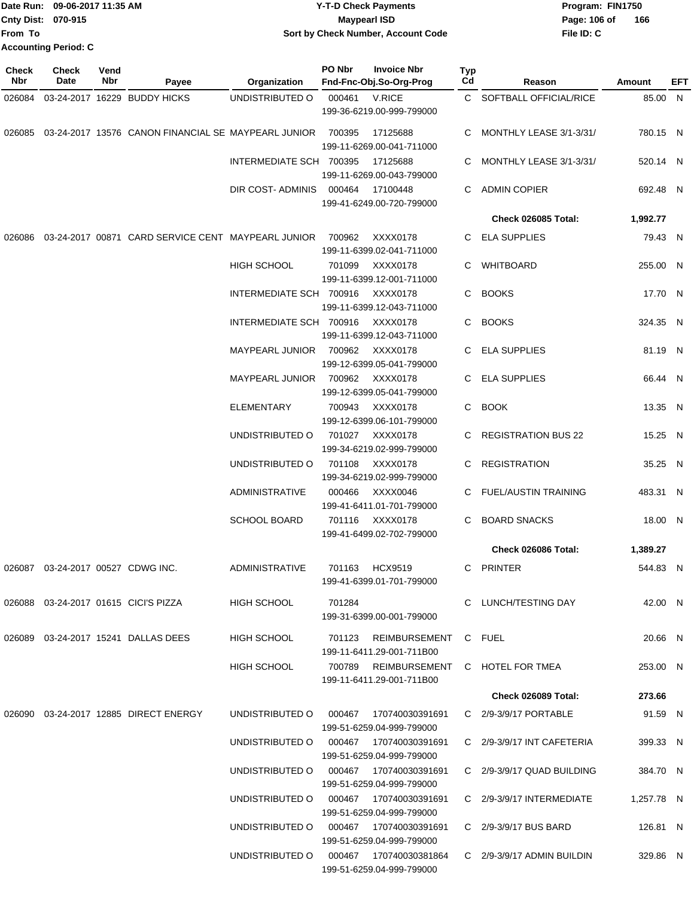Date Run: 09-06-2017 11:35 AM
Cnty Dist: 070-915
From To
Accounting Period: C

**Y-T-D Check Payments**
**Maypearl ISD**
**Sort by Check Number, Account Code**

Program: FIN1750
File ID: C

| Check Nbr | Check Date | Vend Nbr | Payee | Organization | PO Nbr / Invoice Nbr / Fnd-Fnc-Obj.So-Org-Prog | Typ Cd | Reason | Amount | EFT |
|---|---|---|---|---|---|---|---|---|---|
| 026084 | 03-24-2017 | 16229 | BUDDY HICKS | UNDISTRIBUTED O | 000461 V.RICE 199-36-6219.00-999-799000 | C | SOFTBALL OFFICIAL/RICE | 85.00 | N |
| 026085 | 03-24-2017 | 13576 | CANON FINANCIAL SE | MAYPEARL JUNIOR | 700395 17125688 199-11-6269.00-041-711000 | C | MONTHLY LEASE 3/1-3/31/ | 780.15 | N |
| | | | | INTERMEDIATE SCH | 700395 17125688 199-11-6269.00-043-799000 | C | MONTHLY LEASE 3/1-3/31/ | 520.14 | N |
| | | | | DIR COST- ADMINIS | 000464 17100448 199-41-6249.00-720-799000 | C | ADMIN COPIER | 692.48 | N |
| | | | | | | | **Check 026085 Total:** | **1,992.77** | |
| 026086 | 03-24-2017 | 00871 | CARD SERVICE CENT | MAYPEARL JUNIOR | 700962 XXXX0178 199-11-6399.02-041-711000 | C | ELA SUPPLIES | 79.43 | N |
| | | | | HIGH SCHOOL | 701099 XXXX0178 199-11-6399.12-001-711000 | C | WHITBOARD | 255.00 | N |
| | | | | INTERMEDIATE SCH | 700916 XXXX0178 199-11-6399.12-043-711000 | C | BOOKS | 17.70 | N |
| | | | | INTERMEDIATE SCH | 700916 XXXX0178 199-11-6399.12-043-711000 | C | BOOKS | 324.35 | N |
| | | | | MAYPEARL JUNIOR | 700962 XXXX0178 199-12-6399.05-041-799000 | C | ELA SUPPLIES | 81.19 | N |
| | | | | MAYPEARL JUNIOR | 700962 XXXX0178 199-12-6399.05-041-799000 | C | ELA SUPPLIES | 66.44 | N |
| | | | | ELEMENTARY | 700943 XXXX0178 199-12-6399.06-101-799000 | C | BOOK | 13.35 | N |
| | | | | UNDISTRIBUTED O | 701027 XXXX0178 199-34-6219.02-999-799000 | C | REGISTRATION BUS 22 | 15.25 | N |
| | | | | UNDISTRIBUTED O | 701108 XXXX0178 199-34-6219.02-999-799000 | C | REGISTRATION | 35.25 | N |
| | | | | ADMINISTRATIVE | 000466 XXXX0046 199-41-6411.01-701-799000 | C | FUEL/AUSTIN TRAINING | 483.31 | N |
| | | | | SCHOOL BOARD | 701116 XXXX0178 199-41-6499.02-702-799000 | C | BOARD SNACKS | 18.00 | N |
| | | | | | | | **Check 026086 Total:** | **1,389.27** | |
| 026087 | 03-24-2017 | 00527 | CDWG INC. | ADMINISTRATIVE | 701163 HCX9519 199-41-6399.01-701-799000 | C | PRINTER | 544.83 | N |
| 026088 | 03-24-2017 | 01615 | CICI'S PIZZA | HIGH SCHOOL | 701284 199-31-6399.00-001-799000 | C | LUNCH/TESTING DAY | 42.00 | N |
| 026089 | 03-24-2017 | 15241 | DALLAS DEES | HIGH SCHOOL | 701123 REIMBURSEMENT 199-11-6411.29-001-711B00 | C | FUEL | 20.66 | N |
| | | | | HIGH SCHOOL | 700789 REIMBURSEMENT 199-11-6411.29-001-711B00 | C | HOTEL FOR TMEA | 253.00 | N |
| | | | | | | | **Check 026089 Total:** | **273.66** | |
| 026090 | 03-24-2017 | 12885 | DIRECT ENERGY | UNDISTRIBUTED O | 000467 170740030391691 199-51-6259.04-999-799000 | C | 2/9-3/9/17 PORTABLE | 91.59 | N |
| | | | | UNDISTRIBUTED O | 000467 170740030391691 199-51-6259.04-999-799000 | C | 2/9-3/9/17 INT CAFETERIA | 399.33 | N |
| | | | | UNDISTRIBUTED O | 000467 170740030391691 199-51-6259.04-999-799000 | C | 2/9-3/9/17 QUAD BUILDING | 384.70 | N |
| | | | | UNDISTRIBUTED O | 000467 170740030391691 199-51-6259.04-999-799000 | C | 2/9-3/9/17 INTERMEDIATE | 1,257.78 | N |
| | | | | UNDISTRIBUTED O | 000467 170740030391691 199-51-6259.04-999-799000 | C | 2/9-3/9/17 BUS BARD | 126.81 | N |
| | | | | UNDISTRIBUTED O | 000467 170740030381864 199-51-6259.04-999-799000 | C | 2/9-3/9/17 ADMIN BUILDIN | 329.86 | N |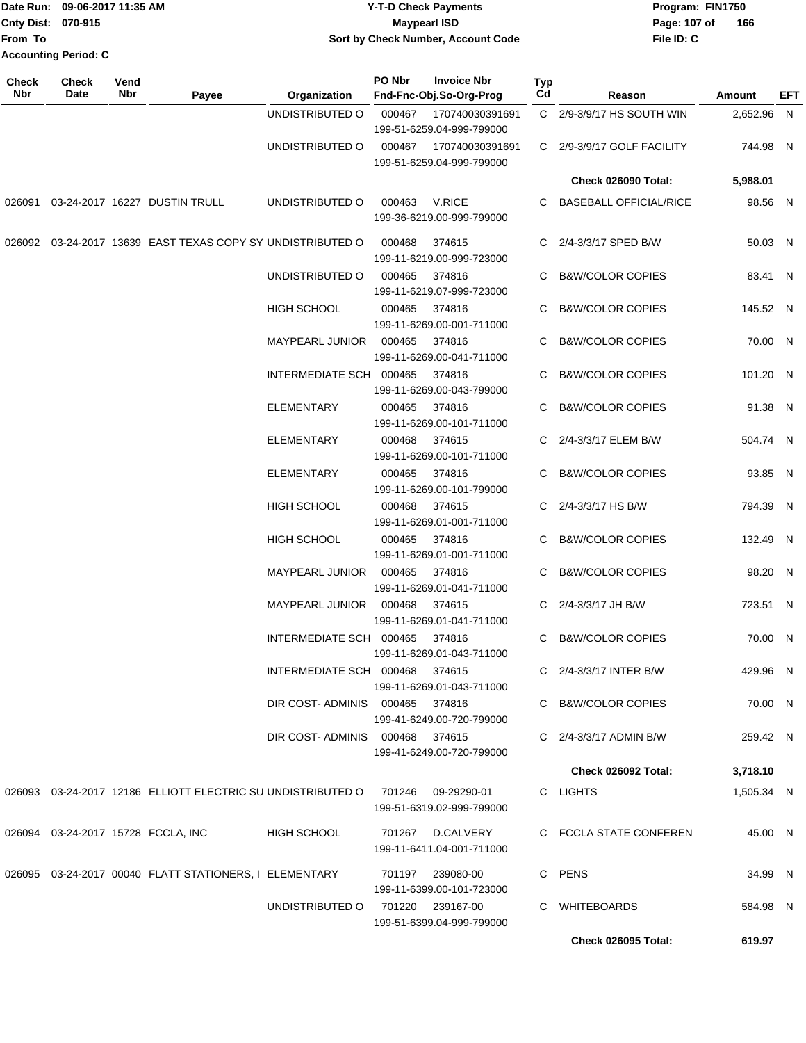Date Run: 09-06-2017 11:35 AM
Cnty Dist: 070-915
From To
Accounting Period: C

# Y-T-D Check Payments
## Maypearl ISD
### Sort by Check Number, Account Code

Program: FIN1750
File ID: C

| Check Nbr | Check Date | Vend Nbr | Payee | Organization | PO Nbr | Invoice Nbr / Fnd-Fnc-Obj.So-Org-Prog | Typ Cd | Reason | Amount | EFT |
|---|---|---|---|---|---|---|---|---|---|---|
| | | | | UNDISTRIBUTED O | 000467 | 170740030391691 / 199-51-6259.04-999-799000 | C | 2/9-3/9/17 HS SOUTH WIN | 2,652.96 | N |
| | | | | UNDISTRIBUTED O | 000467 | 170740030391691 / 199-51-6259.04-999-799000 | C | 2/9-3/9/17 GOLF FACILITY | 744.98 | N |
| | | | | | | | | **Check 026090 Total:** | **5,988.01** | |
| 026091 | 03-24-2017 | 16227 | DUSTIN TRULL | UNDISTRIBUTED O | 000463 | V.RICE / 199-36-6219.00-999-799000 | C | BASEBALL OFFICIAL/RICE | 98.56 | N |
| 026092 | 03-24-2017 | 13639 | EAST TEXAS COPY SY | UNDISTRIBUTED O | 000468 | 374615 / 199-11-6219.00-999-723000 | C | 2/4-3/3/17 SPED B/W | 50.03 | N |
| | | | | UNDISTRIBUTED O | 000465 | 374816 / 199-11-6219.07-999-723000 | C | B&W/COLOR COPIES | 83.41 | N |
| | | | | HIGH SCHOOL | 000465 | 374816 / 199-11-6269.00-001-711000 | C | B&W/COLOR COPIES | 145.52 | N |
| | | | | MAYPEARL JUNIOR | 000465 | 374816 / 199-11-6269.00-041-711000 | C | B&W/COLOR COPIES | 70.00 | N |
| | | | | INTERMEDIATE SCH | 000465 | 374816 / 199-11-6269.00-043-799000 | C | B&W/COLOR COPIES | 101.20 | N |
| | | | | ELEMENTARY | 000465 | 374816 / 199-11-6269.00-101-711000 | C | B&W/COLOR COPIES | 91.38 | N |
| | | | | ELEMENTARY | 000468 | 374615 / 199-11-6269.00-101-711000 | C | 2/4-3/3/17 ELEM B/W | 504.74 | N |
| | | | | ELEMENTARY | 000465 | 374816 / 199-11-6269.00-101-799000 | C | B&W/COLOR COPIES | 93.85 | N |
| | | | | HIGH SCHOOL | 000468 | 374615 / 199-11-6269.01-001-711000 | C | 2/4-3/3/17 HS B/W | 794.39 | N |
| | | | | HIGH SCHOOL | 000465 | 374816 / 199-11-6269.01-001-711000 | C | B&W/COLOR COPIES | 132.49 | N |
| | | | | MAYPEARL JUNIOR | 000465 | 374816 / 199-11-6269.01-041-711000 | C | B&W/COLOR COPIES | 98.20 | N |
| | | | | MAYPEARL JUNIOR | 000468 | 374615 / 199-11-6269.01-041-711000 | C | 2/4-3/3/17 JH B/W | 723.51 | N |
| | | | | INTERMEDIATE SCH | 000465 | 374816 / 199-11-6269.01-043-711000 | C | B&W/COLOR COPIES | 70.00 | N |
| | | | | INTERMEDIATE SCH | 000468 | 374615 / 199-11-6269.01-043-711000 | C | 2/4-3/3/17 INTER B/W | 429.96 | N |
| | | | | DIR COST- ADMINIS | 000465 | 374816 / 199-41-6249.00-720-799000 | C | B&W/COLOR COPIES | 70.00 | N |
| | | | | DIR COST- ADMINIS | 000468 | 374615 / 199-41-6249.00-720-799000 | C | 2/4-3/3/17 ADMIN B/W | 259.42 | N |
| | | | | | | | | **Check 026092 Total:** | **3,718.10** | |
| 026093 | 03-24-2017 | 12186 | ELLIOTT ELECTRIC SU | UNDISTRIBUTED O | 701246 | 09-29290-01 / 199-51-6319.02-999-799000 | C | LIGHTS | 1,505.34 | N |
| 026094 | 03-24-2017 | 15728 | FCCLA, INC | HIGH SCHOOL | 701267 | D.CALVERY / 199-11-6411.04-001-711000 | C | FCCLA STATE CONFEREN | 45.00 | N |
| 026095 | 03-24-2017 | 00040 | FLATT STATIONERS, I | ELEMENTARY | 701197 | 239080-00 / 199-11-6399.00-101-723000 | C | PENS | 34.99 | N |
| | | | | UNDISTRIBUTED O | 701220 | 239167-00 / 199-51-6399.04-999-799000 | C | WHITEBOARDS | 584.98 | N |
| | | | | | | | | **Check 026095 Total:** | **619.97** | |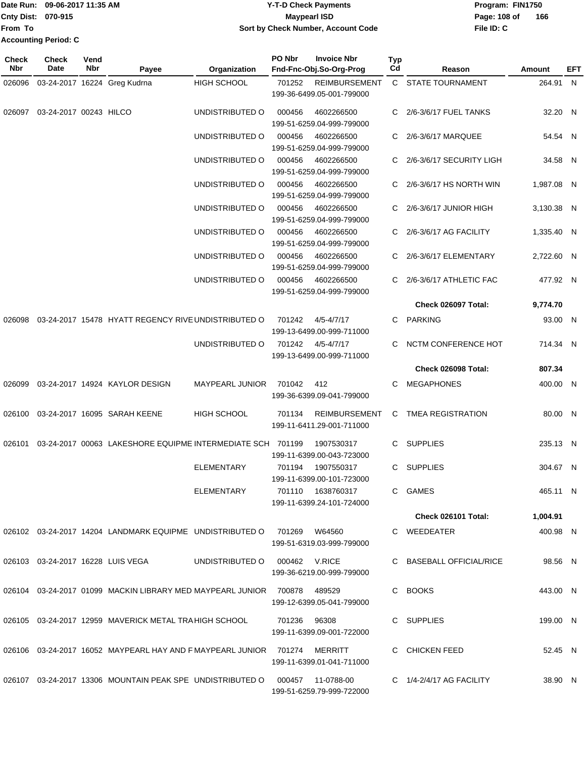Date Run: 09-06-2017 11:35 AM
Cnty Dist: 070-915
From To
Accounting Period: C

**Y-T-D Check Payments**
**Maypearl ISD**
**Sort by Check Number, Account Code**

Program: FIN1750
File ID: C

| Check Nbr | Check Date | Vend Nbr | Payee | Organization | PO Nbr | Invoice Nbr / Fnd-Fnc-Obj.So-Org-Prog | Typ Cd | Reason | Amount | EFT |
|---|---|---|---|---|---|---|---|---|---|---|
| 026096 | 03-24-2017 | 16224 | Greg Kudrna | HIGH SCHOOL | 701252 | REIMBURSEMENT 199-36-6499.05-001-799000 | C | STATE TOURNAMENT | 264.91 | N |
| 026097 | 03-24-2017 | 00243 | HILCO | UNDISTRIBUTED O | 000456 | 4602266500 199-51-6259.04-999-799000 | C | 2/6-3/6/17 FUEL TANKS | 32.20 | N |
| | | | | UNDISTRIBUTED O | 000456 | 4602266500 199-51-6259.04-999-799000 | C | 2/6-3/6/17 MARQUEE | 54.54 | N |
| | | | | UNDISTRIBUTED O | 000456 | 4602266500 199-51-6259.04-999-799000 | C | 2/6-3/6/17 SECURITY LIGH | 34.58 | N |
| | | | | UNDISTRIBUTED O | 000456 | 4602266500 199-51-6259.04-999-799000 | C | 2/6-3/6/17 HS NORTH WIN | 1,987.08 | N |
| | | | | UNDISTRIBUTED O | 000456 | 4602266500 199-51-6259.04-999-799000 | C | 2/6-3/6/17 JUNIOR HIGH | 3,130.38 | N |
| | | | | UNDISTRIBUTED O | 000456 | 4602266500 199-51-6259.04-999-799000 | C | 2/6-3/6/17 AG FACILITY | 1,335.40 | N |
| | | | | UNDISTRIBUTED O | 000456 | 4602266500 199-51-6259.04-999-799000 | C | 2/6-3/6/17 ELEMENTARY | 2,722.60 | N |
| | | | | UNDISTRIBUTED O | 000456 | 4602266500 199-51-6259.04-999-799000 | C | 2/6-3/6/17 ATHLETIC FAC | 477.92 | N |
| | | | | | | | | **Check 026097 Total:** | **9,774.70** | |
| 026098 | 03-24-2017 | 15478 | HYATT REGENCY RIVE | UNDISTRIBUTED O | 701242 | 4/5-4/7/17 199-13-6499.00-999-711000 | C | PARKING | 93.00 | N |
| | | | | UNDISTRIBUTED O | 701242 | 4/5-4/7/17 199-13-6499.00-999-711000 | C | NCTM CONFERENCE HOT | 714.34 | N |
| | | | | | | | | **Check 026098 Total:** | **807.34** | |
| 026099 | 03-24-2017 | 14924 | KAYLOR DESIGN | MAYPEARL JUNIOR | 701042 | 412 199-36-6399.09-041-799000 | C | MEGAPHONES | 400.00 | N |
| 026100 | 03-24-2017 | 16095 | SARAH KEENE | HIGH SCHOOL | 701134 | REIMBURSEMENT 199-11-6411.29-001-711000 | C | TMEA REGISTRATION | 80.00 | N |
| 026101 | 03-24-2017 | 00063 | LAKESHORE EQUIPME | INTERMEDIATE SCH | 701199 | 1907530317 199-11-6399.00-043-723000 | C | SUPPLIES | 235.13 | N |
| | | | | ELEMENTARY | 701194 | 1907550317 199-11-6399.00-101-723000 | C | SUPPLIES | 304.67 | N |
| | | | | ELEMENTARY | 701110 | 1638760317 199-11-6399.24-101-724000 | C | GAMES | 465.11 | N |
| | | | | | | | | **Check 026101 Total:** | **1,004.91** | |
| 026102 | 03-24-2017 | 14204 | LANDMARK EQUIPME | UNDISTRIBUTED O | 701269 | W64560 199-51-6319.03-999-799000 | C | WEEDEATER | 400.98 | N |
| 026103 | 03-24-2017 | 16228 | LUIS VEGA | UNDISTRIBUTED O | 000462 | V.RICE 199-36-6219.00-999-799000 | C | BASEBALL OFFICIAL/RICE | 98.56 | N |
| 026104 | 03-24-2017 | 01099 | MACKIN LIBRARY MED | MAYPEARL JUNIOR | 700878 | 489529 199-12-6399.05-041-799000 | C | BOOKS | 443.00 | N |
| 026105 | 03-24-2017 | 12959 | MAVERICK METAL TRA | HIGH SCHOOL | 701236 | 96308 199-11-6399.09-001-722000 | C | SUPPLIES | 199.00 | N |
| 026106 | 03-24-2017 | 16052 | MAYPEARL HAY AND F | MAYPEARL JUNIOR | 701274 | MERRITT 199-11-6399.01-041-711000 | C | CHICKEN FEED | 52.45 | N |
| 026107 | 03-24-2017 | 13306 | MOUNTAIN PEAK SPE | UNDISTRIBUTED O | 000457 | 11-0788-00 199-51-6259.79-999-722000 | C | 1/4-2/4/17 AG FACILITY | 38.90 | N |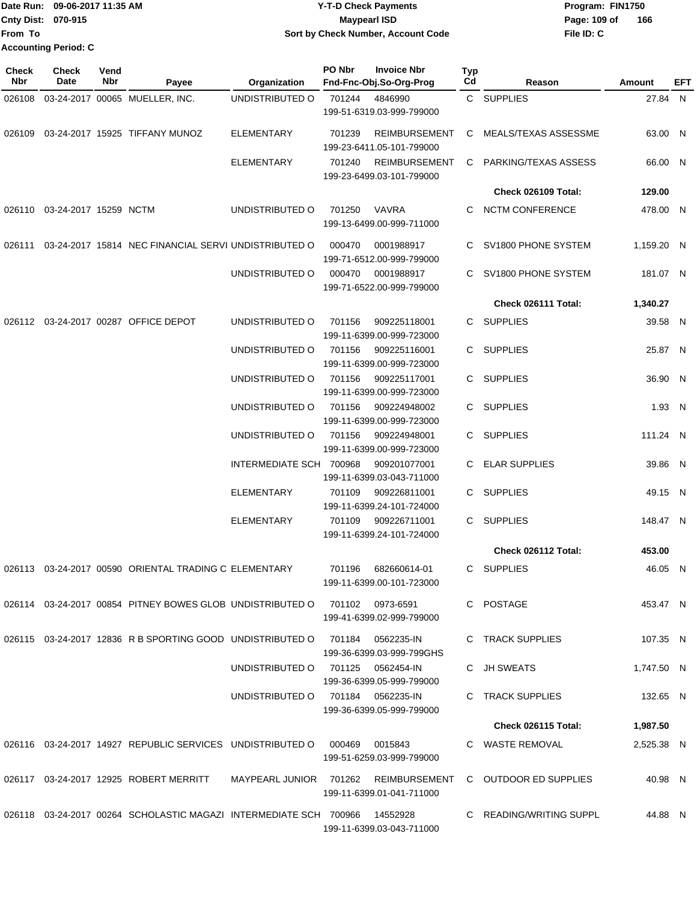Date Run: 09-06-2017 11:35 AM
Cnty Dist: 070-915
From To
Accounting Period: C

**Y-T-D Check Payments**
**Maypearl ISD**
**Sort by Check Number, Account Code**

Program: FIN1750
File ID: C

| Check Nbr | Check Date | Vend Nbr | Payee | Organization | PO Nbr | Invoice Nbr / Fnd-Fnc-Obj.So-Org-Prog | Typ Cd | Reason | Amount | EFT |
|---|---|---|---|---|---|---|---|---|---|---|
| 026108 | 03-24-2017 | 00065 | MUELLER, INC. | UNDISTRIBUTED O | 701244 | 4846990 199-51-6319.03-999-799000 | C | SUPPLIES | 27.84 | N |
| 026109 | 03-24-2017 | 15925 | TIFFANY MUNOZ | ELEMENTARY | 701239 | REIMBURSEMENT 199-23-6411.05-101-799000 | C | MEALS/TEXAS ASSESSME | 63.00 | N |
| | | | | ELEMENTARY | 701240 | REIMBURSEMENT 199-23-6499.03-101-799000 | C | PARKING/TEXAS ASSESS | 66.00 | N |
| | | | | | | | | **Check 026109 Total:** | **129.00** | |
| 026110 | 03-24-2017 | 15259 | NCTM | UNDISTRIBUTED O | 701250 | VAVRA 199-13-6499.00-999-711000 | C | NCTM CONFERENCE | 478.00 | N |
| 026111 | 03-24-2017 | 15814 | NEC FINANCIAL SERVI | UNDISTRIBUTED O | 000470 | 0001988917 199-71-6512.00-999-799000 | C | SV1800 PHONE SYSTEM | 1,159.20 | N |
| | | | | UNDISTRIBUTED O | 000470 | 0001988917 199-71-6522.00-999-799000 | C | SV1800 PHONE SYSTEM | 181.07 | N |
| | | | | | | | | **Check 026111 Total:** | **1,340.27** | |
| 026112 | 03-24-2017 | 00287 | OFFICE DEPOT | UNDISTRIBUTED O | 701156 | 909225118001 199-11-6399.00-999-723000 | C | SUPPLIES | 39.58 | N |
| | | | | UNDISTRIBUTED O | 701156 | 909225116001 199-11-6399.00-999-723000 | C | SUPPLIES | 25.87 | N |
| | | | | UNDISTRIBUTED O | 701156 | 909225117001 199-11-6399.00-999-723000 | C | SUPPLIES | 36.90 | N |
| | | | | UNDISTRIBUTED O | 701156 | 909224948002 199-11-6399.00-999-723000 | C | SUPPLIES | 1.93 | N |
| | | | | UNDISTRIBUTED O | 701156 | 909224948001 199-11-6399.00-999-723000 | C | SUPPLIES | 111.24 | N |
| | | | | INTERMEDIATE SCH | 700968 | 909201077001 199-11-6399.03-043-711000 | C | ELAR SUPPLIES | 39.86 | N |
| | | | | ELEMENTARY | 701109 | 909226811001 199-11-6399.24-101-724000 | C | SUPPLIES | 49.15 | N |
| | | | | ELEMENTARY | 701109 | 909226711001 199-11-6399.24-101-724000 | C | SUPPLIES | 148.47 | N |
| | | | | | | | | **Check 026112 Total:** | **453.00** | |
| 026113 | 03-24-2017 | 00590 | ORIENTAL TRADING C | ELEMENTARY | 701196 | 682660614-01 199-11-6399.00-101-723000 | C | SUPPLIES | 46.05 | N |
| 026114 | 03-24-2017 | 00854 | PITNEY BOWES GLOB | UNDISTRIBUTED O | 701102 | 0973-6591 199-41-6399.02-999-799000 | C | POSTAGE | 453.47 | N |
| 026115 | 03-24-2017 | 12836 | R B SPORTING GOOD | UNDISTRIBUTED O | 701184 | 0562235-IN 199-36-6399.03-999-799GHS | C | TRACK SUPPLIES | 107.35 | N |
| | | | | UNDISTRIBUTED O | 701125 | 0562454-IN 199-36-6399.05-999-799000 | C | JH SWEATS | 1,747.50 | N |
| | | | | UNDISTRIBUTED O | 701184 | 0562235-IN 199-36-6399.05-999-799000 | C | TRACK SUPPLIES | 132.65 | N |
| | | | | | | | | **Check 026115 Total:** | **1,987.50** | |
| 026116 | 03-24-2017 | 14927 | REPUBLIC SERVICES | UNDISTRIBUTED O | 000469 | 0015843 199-51-6259.03-999-799000 | C | WASTE REMOVAL | 2,525.38 | N |
| 026117 | 03-24-2017 | 12925 | ROBERT MERRITT | MAYPEARL JUNIOR | 701262 | REIMBURSEMENT 199-11-6399.01-041-711000 | C | OUTDOOR ED SUPPLIES | 40.98 | N |
| 026118 | 03-24-2017 | 00264 | SCHOLASTIC MAGAZI | INTERMEDIATE SCH | 700966 | 14552928 199-11-6399.03-043-711000 | C | READING/WRITING SUPPL | 44.88 | N |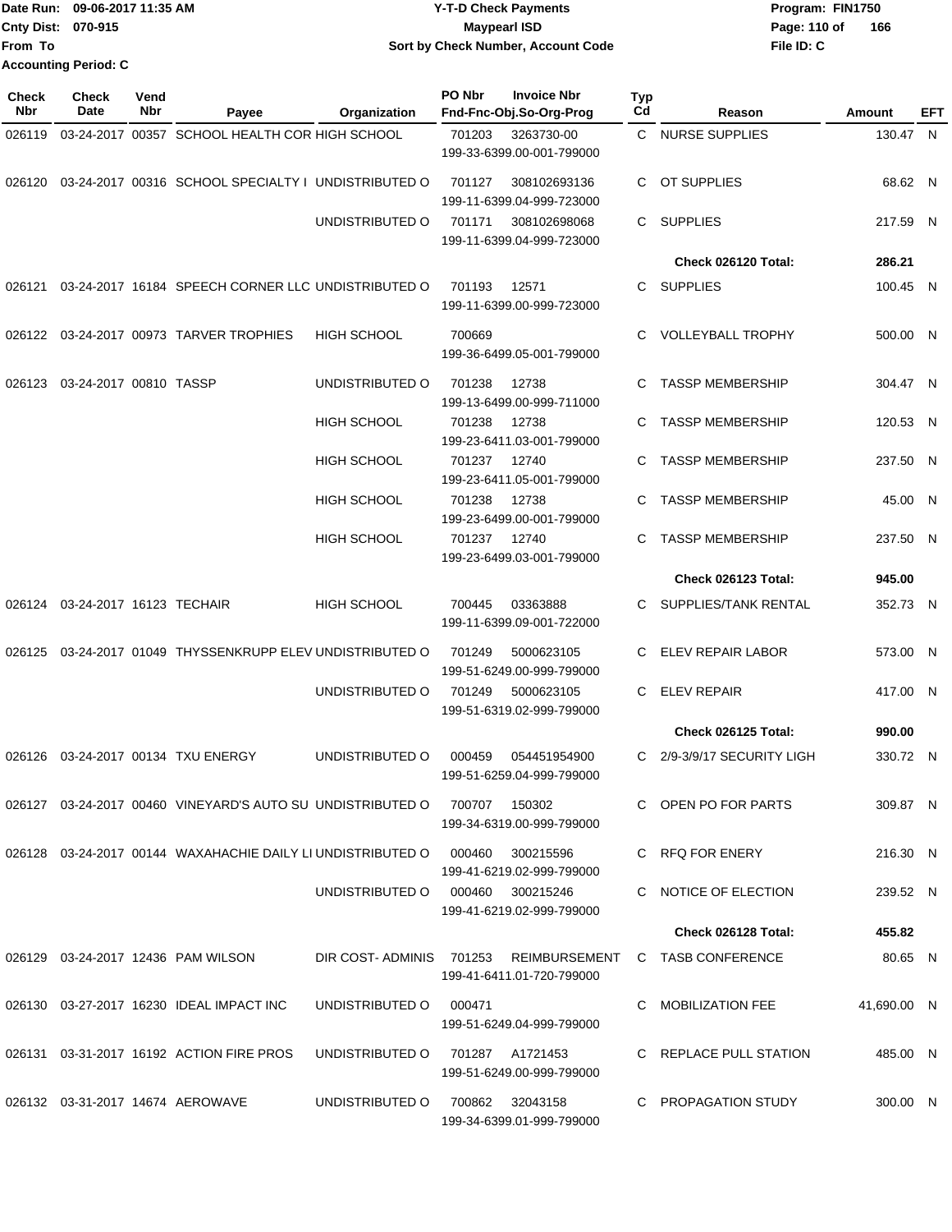Date Run: 09-06-2017 11:35 AM
Cnty Dist: 070-915
From To
Accounting Period: C

**Y-T-D Check Payments**
**Maypearl ISD**
**Sort by Check Number, Account Code**

Program: FIN1750
File ID: C

| Check Nbr | Check Date | Vend Nbr | Payee | Organization | PO Nbr | Invoice Nbr / Fnd-Fnc-Obj.So-Org-Prog | Typ Cd | Reason | Amount | EFT |
|---|---|---|---|---|---|---|---|---|---|---|
| 026119 | 03-24-2017 | 00357 | SCHOOL HEALTH COR | HIGH SCHOOL | 701203 | 3263730-00 199-33-6399.00-001-799000 | C | NURSE SUPPLIES | 130.47 | N |
| 026120 | 03-24-2017 | 00316 | SCHOOL SPECIALTY I | UNDISTRIBUTED O | 701127 | 308102693136 199-11-6399.04-999-723000 | C | OT SUPPLIES | 68.62 | N |
| | | | | UNDISTRIBUTED O | 701171 | 308102698068 199-11-6399.04-999-723000 | C | SUPPLIES | 217.59 | N |
| | | | | | | | | **Check 026120 Total:** | **286.21** | |
| 026121 | 03-24-2017 | 16184 | SPEECH CORNER LLC | UNDISTRIBUTED O | 701193 | 12571 199-11-6399.00-999-723000 | C | SUPPLIES | 100.45 | N |
| 026122 | 03-24-2017 | 00973 | TARVER TROPHIES | HIGH SCHOOL | 700669 | 199-36-6499.05-001-799000 | C | VOLLEYBALL TROPHY | 500.00 | N |
| 026123 | 03-24-2017 | 00810 | TASSP | UNDISTRIBUTED O | 701238 | 12738 199-13-6499.00-999-711000 | C | TASSP MEMBERSHIP | 304.47 | N |
| | | | | HIGH SCHOOL | 701238 | 12738 199-23-6411.03-001-799000 | C | TASSP MEMBERSHIP | 120.53 | N |
| | | | | HIGH SCHOOL | 701237 | 12740 199-23-6411.05-001-799000 | C | TASSP MEMBERSHIP | 237.50 | N |
| | | | | HIGH SCHOOL | 701238 | 12738 199-23-6499.00-001-799000 | C | TASSP MEMBERSHIP | 45.00 | N |
| | | | | HIGH SCHOOL | 701237 | 12740 199-23-6499.03-001-799000 | C | TASSP MEMBERSHIP | 237.50 | N |
| | | | | | | | | **Check 026123 Total:** | **945.00** | |
| 026124 | 03-24-2017 | 16123 | TECHAIR | HIGH SCHOOL | 700445 | 03363888 199-11-6399.09-001-722000 | C | SUPPLIES/TANK RENTAL | 352.73 | N |
| 026125 | 03-24-2017 | 01049 | THYSSENKRUPP ELEV | UNDISTRIBUTED O | 701249 | 5000623105 199-51-6249.00-999-799000 | C | ELEV REPAIR LABOR | 573.00 | N |
| | | | | UNDISTRIBUTED O | 701249 | 5000623105 199-51-6319.02-999-799000 | C | ELEV REPAIR | 417.00 | N |
| | | | | | | | | **Check 026125 Total:** | **990.00** | |
| 026126 | 03-24-2017 | 00134 | TXU ENERGY | UNDISTRIBUTED O | 000459 | 054451954900 199-51-6259.04-999-799000 | C | 2/9-3/9/17 SECURITY LIGH | 330.72 | N |
| 026127 | 03-24-2017 | 00460 | VINEYARD'S AUTO SU | UNDISTRIBUTED O | 700707 | 150302 199-34-6319.00-999-799000 | C | OPEN PO FOR PARTS | 309.87 | N |
| 026128 | 03-24-2017 | 00144 | WAXAHACHIE DAILY LI | UNDISTRIBUTED O | 000460 | 300215596 199-41-6219.02-999-799000 | C | RFQ FOR ENERY | 216.30 | N |
| | | | | UNDISTRIBUTED O | 000460 | 300215246 199-41-6219.02-999-799000 | C | NOTICE OF ELECTION | 239.52 | N |
| | | | | | | | | **Check 026128 Total:** | **455.82** | |
| 026129 | 03-24-2017 | 12436 | PAM WILSON | DIR COST- ADMINIS | 701253 | REIMBURSEMENT 199-41-6411.01-720-799000 | C | TASB CONFERENCE | 80.65 | N |
| 026130 | 03-27-2017 | 16230 | IDEAL IMPACT INC | UNDISTRIBUTED O | 000471 | 199-51-6249.04-999-799000 | C | MOBILIZATION FEE | 41,690.00 | N |
| 026131 | 03-31-2017 | 16192 | ACTION FIRE PROS | UNDISTRIBUTED O | 701287 | A1721453 199-51-6249.00-999-799000 | C | REPLACE PULL STATION | 485.00 | N |
| 026132 | 03-31-2017 | 14674 | AEROWAVE | UNDISTRIBUTED O | 700862 | 32043158 199-34-6399.01-999-799000 | C | PROPAGATION STUDY | 300.00 | N |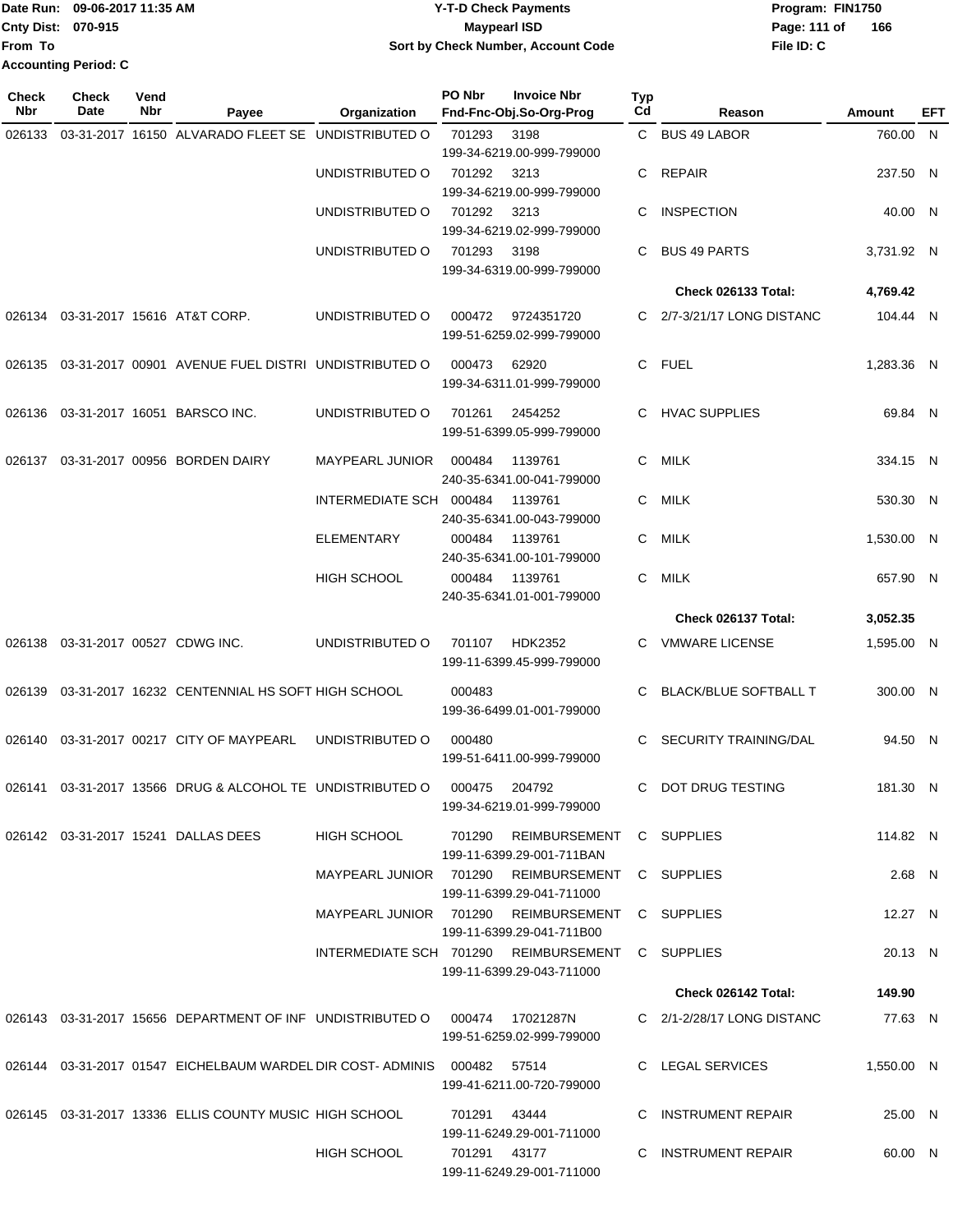Date Run: 09-06-2017 11:35 AM
Cnty Dist: 070-915
From To
Accounting Period: C

# Y-T-D Check Payments
## Maypearl ISD
### Sort by Check Number, Account Code

Program: FIN1750
File ID: C

| Check Nbr | Check Date | Vend Nbr | Payee | Organization | PO Nbr | Invoice Nbr / Fnd-Fnc-Obj.So-Org-Prog | Typ Cd | Reason | Amount | EFT |
|---|---|---|---|---|---|---|---|---|---|---|
| 026133 | 03-31-2017 | 16150 | ALVARADO FLEET SE | UNDISTRIBUTED O | 701293 | 3198 / 199-34-6219.00-999-799000 | C | BUS 49 LABOR | 760.00 | N |
| | | | | UNDISTRIBUTED O | 701292 | 3213 / 199-34-6219.00-999-799000 | C | REPAIR | 237.50 | N |
| | | | | UNDISTRIBUTED O | 701292 | 3213 / 199-34-6219.02-999-799000 | C | INSPECTION | 40.00 | N |
| | | | | UNDISTRIBUTED O | 701293 | 3198 / 199-34-6319.00-999-799000 | C | BUS 49 PARTS | 3,731.92 | N |
| | | | | | | | | **Check 026133 Total:** | **4,769.42** | |
| 026134 | 03-31-2017 | 15616 | AT&T CORP. | UNDISTRIBUTED O | 000472 | 9724351720 / 199-51-6259.02-999-799000 | C | 2/7-3/21/17 LONG DISTANC | 104.44 | N |
| 026135 | 03-31-2017 | 00901 | AVENUE FUEL DISTRI | UNDISTRIBUTED O | 000473 | 62920 / 199-34-6311.01-999-799000 | C | FUEL | 1,283.36 | N |
| 026136 | 03-31-2017 | 16051 | BARSCO INC. | UNDISTRIBUTED O | 701261 | 2454252 / 199-51-6399.05-999-799000 | C | HVAC SUPPLIES | 69.84 | N |
| 026137 | 03-31-2017 | 00956 | BORDEN DAIRY | MAYPEARL JUNIOR | 000484 | 1139761 / 240-35-6341.00-041-799000 | C | MILK | 334.15 | N |
| | | | | INTERMEDIATE SCH | 000484 | 1139761 / 240-35-6341.00-043-799000 | C | MILK | 530.30 | N |
| | | | | ELEMENTARY | 000484 | 1139761 / 240-35-6341.00-101-799000 | C | MILK | 1,530.00 | N |
| | | | | HIGH SCHOOL | 000484 | 1139761 / 240-35-6341.01-001-799000 | C | MILK | 657.90 | N |
| | | | | | | | | **Check 026137 Total:** | **3,052.35** | |
| 026138 | 03-31-2017 | 00527 | CDWG INC. | UNDISTRIBUTED O | 701107 | HDK2352 / 199-11-6399.45-999-799000 | C | VMWARE LICENSE | 1,595.00 | N |
| 026139 | 03-31-2017 | 16232 | CENTENNIAL HS SOFT | HIGH SCHOOL | 000483 | 199-36-6499.01-001-799000 | C | BLACK/BLUE SOFTBALL T | 300.00 | N |
| 026140 | 03-31-2017 | 00217 | CITY OF MAYPEARL | UNDISTRIBUTED O | 000480 | 199-51-6411.00-999-799000 | C | SECURITY TRAINING/DAL | 94.50 | N |
| 026141 | 03-31-2017 | 13566 | DRUG & ALCOHOL TE | UNDISTRIBUTED O | 000475 | 204792 / 199-34-6219.01-999-799000 | C | DOT DRUG TESTING | 181.30 | N |
| 026142 | 03-31-2017 | 15241 | DALLAS DEES | HIGH SCHOOL | 701290 | REIMBURSEMENT / 199-11-6399.29-001-711BAN | C | SUPPLIES | 114.82 | N |
| | | | | MAYPEARL JUNIOR | 701290 | REIMBURSEMENT / 199-11-6399.29-041-711000 | C | SUPPLIES | 2.68 | N |
| | | | | MAYPEARL JUNIOR | 701290 | REIMBURSEMENT / 199-11-6399.29-041-711B00 | C | SUPPLIES | 12.27 | N |
| | | | | INTERMEDIATE SCH | 701290 | REIMBURSEMENT / 199-11-6399.29-043-711000 | C | SUPPLIES | 20.13 | N |
| | | | | | | | | **Check 026142 Total:** | **149.90** | |
| 026143 | 03-31-2017 | 15656 | DEPARTMENT OF INF | UNDISTRIBUTED O | 000474 | 17021287N / 199-51-6259.02-999-799000 | C | 2/1-2/28/17 LONG DISTANC | 77.63 | N |
| 026144 | 03-31-2017 | 01547 | EICHELBAUM WARDEL | DIR COST- ADMINIS | 000482 | 57514 / 199-41-6211.00-720-799000 | C | LEGAL SERVICES | 1,550.00 | N |
| 026145 | 03-31-2017 | 13336 | ELLIS COUNTY MUSIC | HIGH SCHOOL | 701291 | 43444 / 199-11-6249.29-001-711000 | C | INSTRUMENT REPAIR | 25.00 | N |
| | | | | HIGH SCHOOL | 701291 | 43177 / 199-11-6249.29-001-711000 | C | INSTRUMENT REPAIR | 60.00 | N |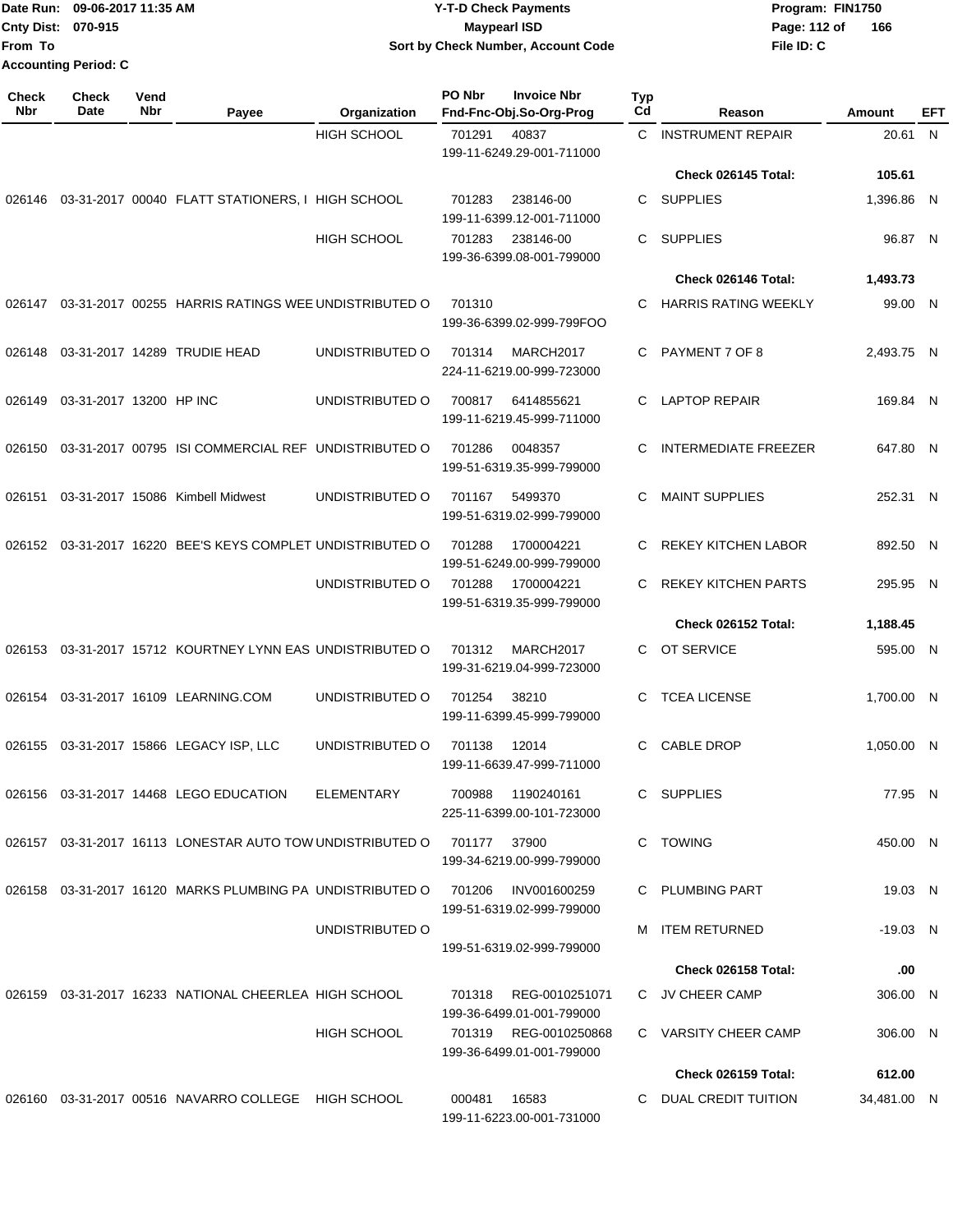Date Run: 09-06-2017 11:35 AM
Cnty Dist: 070-915
From To
Accounting Period: C

# Y-T-D Check Payments
## Maypearl ISD
### Sort by Check Number, Account Code

Program: FIN1750
File ID: C

| Check Nbr | Check Date | Vend Nbr | Payee | Organization | PO Nbr | Invoice Nbr / Fnd-Fnc-Obj.So-Org-Prog | Typ Cd | Reason | Amount | EFT |
|---|---|---|---|---|---|---|---|---|---|---|
| | | | | HIGH SCHOOL | 701291 | 40837 199-11-6249.29-001-711000 | C | INSTRUMENT REPAIR | 20.61 | N |
| | | | | | | | | Check 026145 Total: | 105.61 | |
| 026146 | 03-31-2017 | 00040 | FLATT STATIONERS, I | HIGH SCHOOL | 701283 | 238146-00 199-11-6399.12-001-711000 | C | SUPPLIES | 1,396.86 | N |
| | | | | HIGH SCHOOL | 701283 | 238146-00 199-36-6399.08-001-799000 | C | SUPPLIES | 96.87 | N |
| | | | | | | | | Check 026146 Total: | 1,493.73 | |
| 026147 | 03-31-2017 | 00255 | HARRIS RATINGS WEE | UNDISTRIBUTED O | 701310 | 199-36-6399.02-999-799FOO | C | HARRIS RATING WEEKLY | 99.00 | N |
| 026148 | 03-31-2017 | 14289 | TRUDIE HEAD | UNDISTRIBUTED O | 701314 | MARCH2017 224-11-6219.00-999-723000 | C | PAYMENT 7 OF 8 | 2,493.75 | N |
| 026149 | 03-31-2017 | 13200 | HP INC | UNDISTRIBUTED O | 700817 | 6414855621 199-11-6219.45-999-711000 | C | LAPTOP REPAIR | 169.84 | N |
| 026150 | 03-31-2017 | 00795 | ISI COMMERCIAL REF | UNDISTRIBUTED O | 701286 | 0048357 199-51-6319.35-999-799000 | C | INTERMEDIATE FREEZER | 647.80 | N |
| 026151 | 03-31-2017 | 15086 | Kimbell Midwest | UNDISTRIBUTED O | 701167 | 5499370 199-51-6319.02-999-799000 | C | MAINT SUPPLIES | 252.31 | N |
| 026152 | 03-31-2017 | 16220 | BEE'S KEYS COMPLET | UNDISTRIBUTED O | 701288 | 1700004221 199-51-6249.00-999-799000 | C | REKEY KITCHEN LABOR | 892.50 | N |
| | | | | UNDISTRIBUTED O | 701288 | 1700004221 199-51-6319.35-999-799000 | C | REKEY KITCHEN PARTS | 295.95 | N |
| | | | | | | | | Check 026152 Total: | 1,188.45 | |
| 026153 | 03-31-2017 | 15712 | KOURTNEY LYNN EAS | UNDISTRIBUTED O | 701312 | MARCH2017 199-31-6219.04-999-723000 | C | OT SERVICE | 595.00 | N |
| 026154 | 03-31-2017 | 16109 | LEARNING.COM | UNDISTRIBUTED O | 701254 | 38210 199-11-6399.45-999-799000 | C | TCEA LICENSE | 1,700.00 | N |
| 026155 | 03-31-2017 | 15866 | LEGACY ISP, LLC | UNDISTRIBUTED O | 701138 | 12014 199-11-6639.47-999-711000 | C | CABLE DROP | 1,050.00 | N |
| 026156 | 03-31-2017 | 14468 | LEGO EDUCATION | ELEMENTARY | 700988 | 1190240161 225-11-6399.00-101-723000 | C | SUPPLIES | 77.95 | N |
| 026157 | 03-31-2017 | 16113 | LONESTAR AUTO TOW | UNDISTRIBUTED O | 701177 | 37900 199-34-6219.00-999-799000 | C | TOWING | 450.00 | N |
| 026158 | 03-31-2017 | 16120 | MARKS PLUMBING PA | UNDISTRIBUTED O | 701206 | INV001600259 199-51-6319.02-999-799000 | C | PLUMBING PART | 19.03 | N |
| | | | | UNDISTRIBUTED O | | 199-51-6319.02-999-799000 | M | ITEM RETURNED | -19.03 | N |
| | | | | | | | | Check 026158 Total: | .00 | |
| 026159 | 03-31-2017 | 16233 | NATIONAL CHEERLEA | HIGH SCHOOL | 701318 | REG-0010251071 199-36-6499.01-001-799000 | C | JV CHEER CAMP | 306.00 | N |
| | | | | HIGH SCHOOL | 701319 | REG-0010250868 199-36-6499.01-001-799000 | C | VARSITY CHEER CAMP | 306.00 | N |
| | | | | | | | | Check 026159 Total: | 612.00 | |
| 026160 | 03-31-2017 | 00516 | NAVARRO COLLEGE | HIGH SCHOOL | 000481 | 16583 199-11-6223.00-001-731000 | C | DUAL CREDIT TUITION | 34,481.00 | N |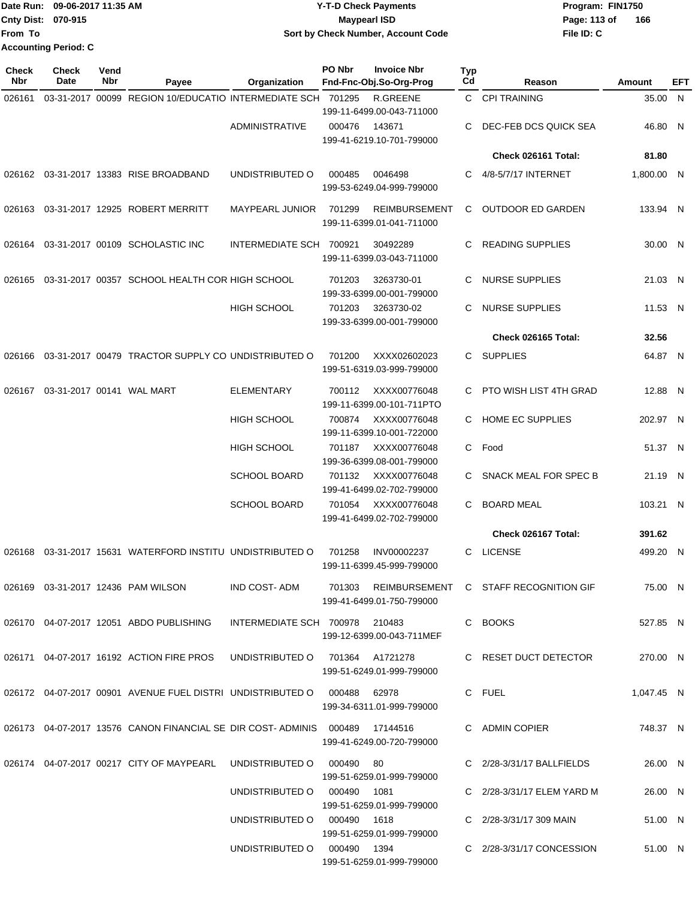Date Run: 09-06-2017 11:35 AM
Cnty Dist: 070-915
From To
Accounting Period: C

**Y-T-D Check Payments**
**Maypearl ISD**
**Sort by Check Number, Account Code**

Program: FIN1750
File ID: C

| Check Nbr | Check Date | Vend Nbr | Payee | Organization | PO Nbr | Invoice Nbr / Fnd-Fnc-Obj.So-Org-Prog | Typ Cd | Reason | Amount | EFT |
|---|---|---|---|---|---|---|---|---|---|---|
| 026161 | 03-31-2017 | 00099 | REGION 10/EDUCATIO | INTERMEDIATE SCH | 701295 | R.GREENE 199-11-6499.00-043-711000 | C | CPI TRAINING | 35.00 | N |
| | | | | ADMINISTRATIVE | 000476 | 143671 199-41-6219.10-701-799000 | C | DEC-FEB DCS QUICK SEA | 46.80 | N |
| | | | | | | | | **Check 026161 Total:** | **81.80** | |
| 026162 | 03-31-2017 | 13383 | RISE BROADBAND | UNDISTRIBUTED O | 000485 | 0046498 199-53-6249.04-999-799000 | C | 4/8-5/7/17 INTERNET | 1,800.00 | N |
| 026163 | 03-31-2017 | 12925 | ROBERT MERRITT | MAYPEARL JUNIOR | 701299 | REIMBURSEMENT 199-11-6399.01-041-711000 | C | OUTDOOR ED GARDEN | 133.94 | N |
| 026164 | 03-31-2017 | 00109 | SCHOLASTIC INC | INTERMEDIATE SCH | 700921 | 30492289 199-11-6399.03-043-711000 | C | READING SUPPLIES | 30.00 | N |
| 026165 | 03-31-2017 | 00357 | SCHOOL HEALTH COR | HIGH SCHOOL | 701203 | 3263730-01 199-33-6399.00-001-799000 | C | NURSE SUPPLIES | 21.03 | N |
| | | | | HIGH SCHOOL | 701203 | 3263730-02 199-33-6399.00-001-799000 | C | NURSE SUPPLIES | 11.53 | N |
| | | | | | | | | **Check 026165 Total:** | **32.56** | |
| 026166 | 03-31-2017 | 00479 | TRACTOR SUPPLY CO | UNDISTRIBUTED O | 701200 | XXXX02602023 199-51-6319.03-999-799000 | C | SUPPLIES | 64.87 | N |
| 026167 | 03-31-2017 | 00141 | WAL MART | ELEMENTARY | 700112 | XXXX00776048 199-11-6399.00-101-711PTO | C | PTO WISH LIST 4TH GRAD | 12.88 | N |
| | | | | HIGH SCHOOL | 700874 | XXXX00776048 199-11-6399.10-001-722000 | C | HOME EC SUPPLIES | 202.97 | N |
| | | | | HIGH SCHOOL | 701187 | XXXX00776048 199-36-6399.08-001-799000 | C | Food | 51.37 | N |
| | | | | SCHOOL BOARD | 701132 | XXXX00776048 199-41-6499.02-702-799000 | C | SNACK MEAL FOR SPEC B | 21.19 | N |
| | | | | SCHOOL BOARD | 701054 | XXXX00776048 199-41-6499.02-702-799000 | C | BOARD MEAL | 103.21 | N |
| | | | | | | | | **Check 026167 Total:** | **391.62** | |
| 026168 | 03-31-2017 | 15631 | WATERFORD INSTITU | UNDISTRIBUTED O | 701258 | INV00002237 199-11-6399.45-999-799000 | C | LICENSE | 499.20 | N |
| 026169 | 03-31-2017 | 12436 | PAM WILSON | IND COST- ADM | 701303 | REIMBURSEMENT 199-41-6499.01-750-799000 | C | STAFF RECOGNITION GIF | 75.00 | N |
| 026170 | 04-07-2017 | 12051 | ABDO PUBLISHING | INTERMEDIATE SCH | 700978 | 210483 199-12-6399.00-043-711MEF | C | BOOKS | 527.85 | N |
| 026171 | 04-07-2017 | 16192 | ACTION FIRE PROS | UNDISTRIBUTED O | 701364 | A1721278 199-51-6249.01-999-799000 | C | RESET DUCT DETECTOR | 270.00 | N |
| 026172 | 04-07-2017 | 00901 | AVENUE FUEL DISTRI | UNDISTRIBUTED O | 000488 | 62978 199-34-6311.01-999-799000 | C | FUEL | 1,047.45 | N |
| 026173 | 04-07-2017 | 13576 | CANON FINANCIAL SE | DIR COST- ADMINIS | 000489 | 17144516 199-41-6249.00-720-799000 | C | ADMIN COPIER | 748.37 | N |
| 026174 | 04-07-2017 | 00217 | CITY OF MAYPEARL | UNDISTRIBUTED O | 000490 | 80 199-51-6259.01-999-799000 | C | 2/28-3/31/17 BALLFIELDS | 26.00 | N |
| | | | | UNDISTRIBUTED O | 000490 | 1081 199-51-6259.01-999-799000 | C | 2/28-3/31/17 ELEM YARD M | 26.00 | N |
| | | | | UNDISTRIBUTED O | 000490 | 1618 199-51-6259.01-999-799000 | C | 2/28-3/31/17 309 MAIN | 51.00 | N |
| | | | | UNDISTRIBUTED O | 000490 | 1394 199-51-6259.01-999-799000 | C | 2/28-3/31/17 CONCESSION | 51.00 | N |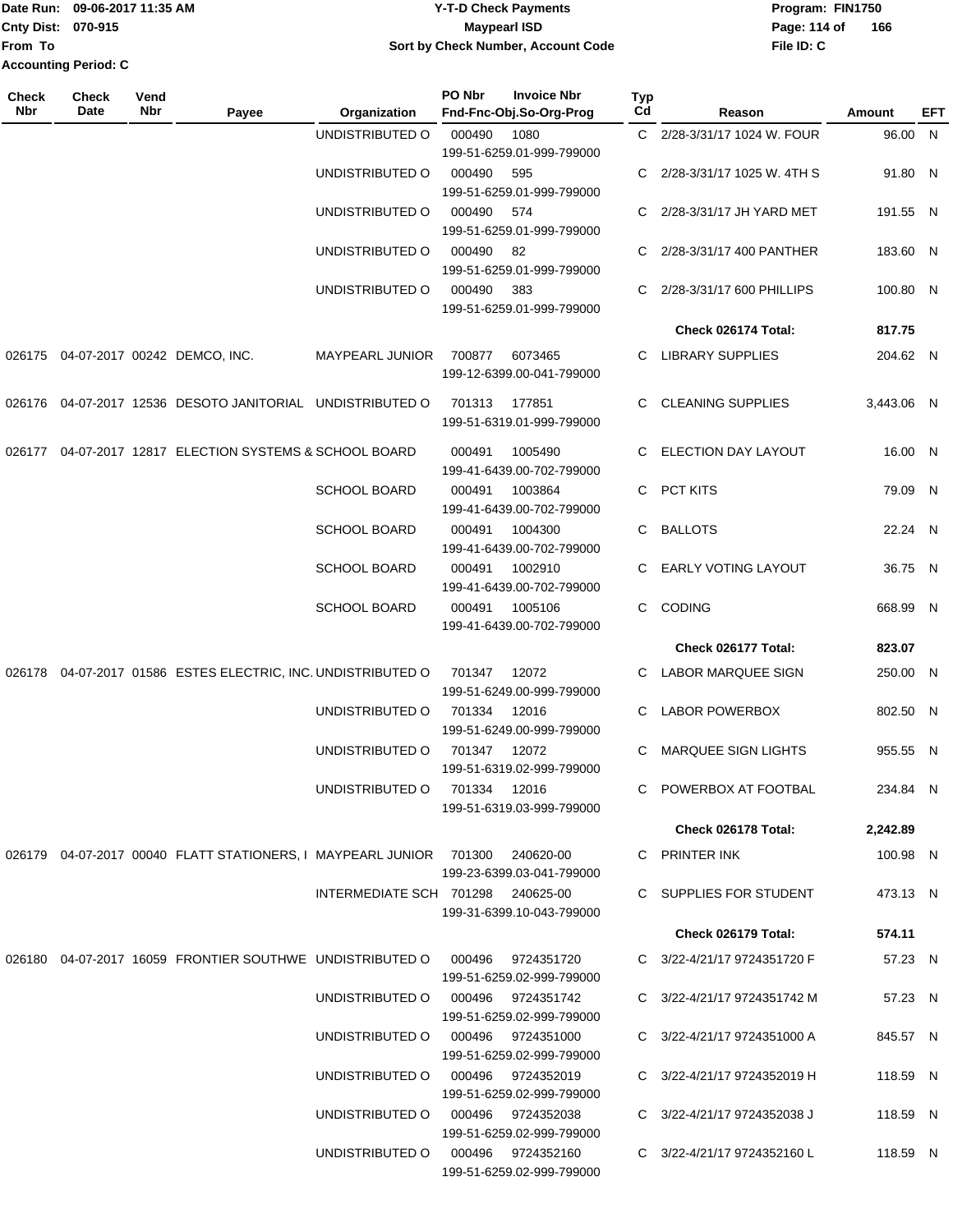Date Run: 09-06-2017 11:35 AM
Cnty Dist: 070-915
From To
Accounting Period: C

# Y-T-D Check Payments
## Maypearl ISD
### Sort by Check Number, Account Code

Program: FIN1750
File ID: C

| Check Nbr | Check Date | Vend Nbr | Payee | Organization | PO Nbr / Fnd-Fnc-Obj.So-Org-Prog | Invoice Nbr | Typ Cd | Reason | Amount | EFT |
|---|---|---|---|---|---|---|---|---|---|---|
| | | | | UNDISTRIBUTED O | 000490 / 199-51-6259.01-999-799000 | 1080 | C | 2/28-3/31/17 1024 W. FOUR | 96.00 | N |
| | | | | UNDISTRIBUTED O | 000490 / 199-51-6259.01-999-799000 | 595 | C | 2/28-3/31/17 1025 W. 4TH S | 91.80 | N |
| | | | | UNDISTRIBUTED O | 000490 / 199-51-6259.01-999-799000 | 574 | C | 2/28-3/31/17 JH YARD MET | 191.55 | N |
| | | | | UNDISTRIBUTED O | 000490 / 199-51-6259.01-999-799000 | 82 | C | 2/28-3/31/17 400 PANTHER | 183.60 | N |
| | | | | UNDISTRIBUTED O | 000490 / 199-51-6259.01-999-799000 | 383 | C | 2/28-3/31/17 600 PHILLIPS | 100.80 | N |
| | | | | | | | | **Check 026174 Total:** | **817.75** | |
| 026175 | 04-07-2017 | 00242 | DEMCO, INC. | MAYPEARL JUNIOR | 700877 / 199-12-6399.00-041-799000 | 6073465 | C | LIBRARY SUPPLIES | 204.62 | N |
| 026176 | 04-07-2017 | 12536 | DESOTO JANITORIAL | UNDISTRIBUTED O | 701313 / 199-51-6319.01-999-799000 | 177851 | C | CLEANING SUPPLIES | 3,443.06 | N |
| 026177 | 04-07-2017 | 12817 | ELECTION SYSTEMS & | SCHOOL BOARD | 000491 / 199-41-6439.00-702-799000 | 1005490 | C | ELECTION DAY LAYOUT | 16.00 | N |
| | | | | SCHOOL BOARD | 000491 / 199-41-6439.00-702-799000 | 1003864 | C | PCT KITS | 79.09 | N |
| | | | | SCHOOL BOARD | 000491 / 199-41-6439.00-702-799000 | 1004300 | C | BALLOTS | 22.24 | N |
| | | | | SCHOOL BOARD | 000491 / 199-41-6439.00-702-799000 | 1002910 | C | EARLY VOTING LAYOUT | 36.75 | N |
| | | | | SCHOOL BOARD | 000491 / 199-41-6439.00-702-799000 | 1005106 | C | CODING | 668.99 | N |
| | | | | | | | | **Check 026177 Total:** | **823.07** | |
| 026178 | 04-07-2017 | 01586 | ESTES ELECTRIC, INC. | UNDISTRIBUTED O | 701347 / 199-51-6249.00-999-799000 | 12072 | C | LABOR MARQUEE SIGN | 250.00 | N |
| | | | | UNDISTRIBUTED O | 701334 / 199-51-6249.00-999-799000 | 12016 | C | LABOR POWERBOX | 802.50 | N |
| | | | | UNDISTRIBUTED O | 701347 / 199-51-6319.02-999-799000 | 12072 | C | MARQUEE SIGN LIGHTS | 955.55 | N |
| | | | | UNDISTRIBUTED O | 701334 / 199-51-6319.03-999-799000 | 12016 | C | POWERBOX AT FOOTBAL | 234.84 | N |
| | | | | | | | | **Check 026178 Total:** | **2,242.89** | |
| 026179 | 04-07-2017 | 00040 | FLATT STATIONERS, I | MAYPEARL JUNIOR | 701300 / 199-23-6399.03-041-799000 | 240620-00 | C | PRINTER INK | 100.98 | N |
| | | | | INTERMEDIATE SCH | 701298 / 199-31-6399.10-043-799000 | 240625-00 | C | SUPPLIES FOR STUDENT | 473.13 | N |
| | | | | | | | | **Check 026179 Total:** | **574.11** | |
| 026180 | 04-07-2017 | 16059 | FRONTIER SOUTHWE | UNDISTRIBUTED O | 000496 / 199-51-6259.02-999-799000 | 9724351720 | C | 3/22-4/21/17 9724351720 F | 57.23 | N |
| | | | | UNDISTRIBUTED O | 000496 / 199-51-6259.02-999-799000 | 9724351742 | C | 3/22-4/21/17 9724351742 M | 57.23 | N |
| | | | | UNDISTRIBUTED O | 000496 / 199-51-6259.02-999-799000 | 9724351000 | C | 3/22-4/21/17 9724351000 A | 845.57 | N |
| | | | | UNDISTRIBUTED O | 000496 / 199-51-6259.02-999-799000 | 9724352019 | C | 3/22-4/21/17 9724352019 H | 118.59 | N |
| | | | | UNDISTRIBUTED O | 000496 / 199-51-6259.02-999-799000 | 9724352038 | C | 3/22-4/21/17 9724352038 J | 118.59 | N |
| | | | | UNDISTRIBUTED O | 000496 / 199-51-6259.02-999-799000 | 9724352160 | C | 3/22-4/21/17 9724352160 L | 118.59 | N |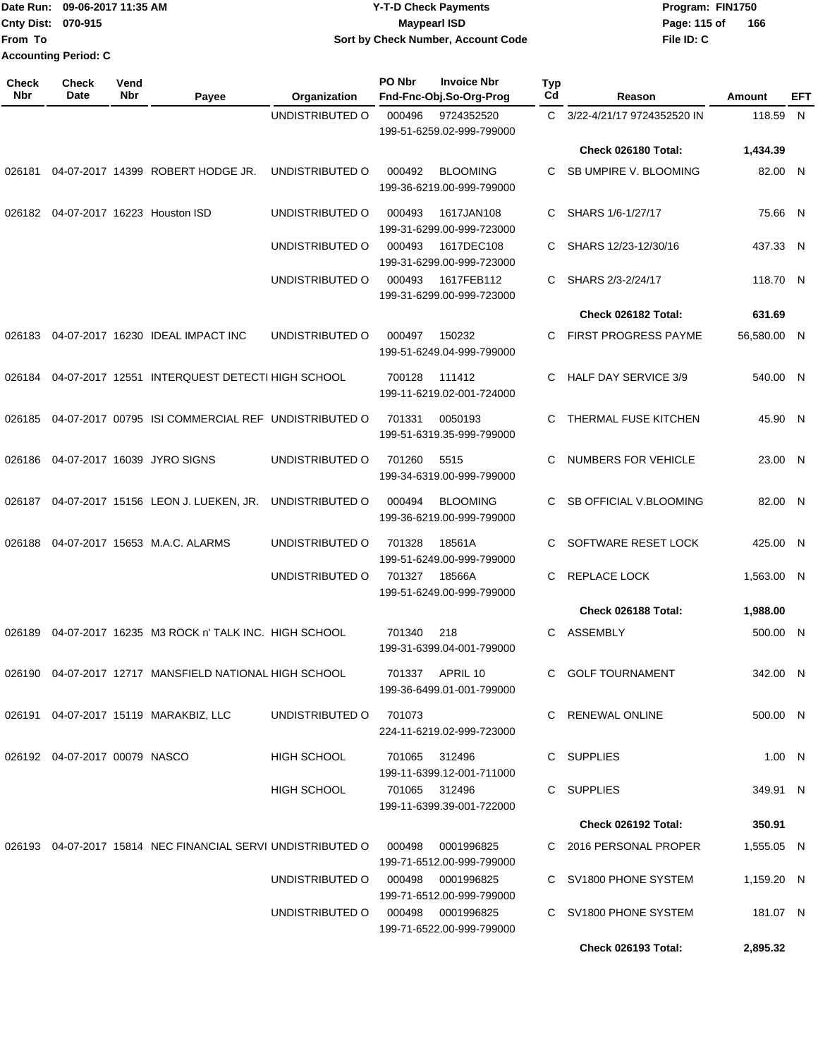Date Run: 09-06-2017 11:35 AM
Cnty Dist: 070-915
From To
Accounting Period: C

# Y-T-D Check Payments
## Maypearl ISD
### Sort by Check Number, Account Code

Program: FIN1750
File ID: C

| Check Nbr | Check Date | Vend Nbr | Payee | Organization | PO Nbr | Invoice Nbr / Fnd-Fnc-Obj.So-Org-Prog | Typ Cd | Reason | Amount | EFT |
|---|---|---|---|---|---|---|---|---|---|---|
| | | | | UNDISTRIBUTED O | 000496 | 9724352520 / 199-51-6259.02-999-799000 | C | 3/22-4/21/17 9724352520 IN | 118.59 | N |
| | | | | | | | | **Check 026180 Total:** | **1,434.39** | |
| 026181 | 04-07-2017 | 14399 | ROBERT HODGE JR. | UNDISTRIBUTED O | 000492 | BLOOMING / 199-36-6219.00-999-799000 | C | SB UMPIRE V. BLOOMING | 82.00 | N |
| 026182 | 04-07-2017 | 16223 | Houston ISD | UNDISTRIBUTED O | 000493 | 1617JAN108 / 199-31-6299.00-999-723000 | C | SHARS 1/6-1/27/17 | 75.66 | N |
| | | | | UNDISTRIBUTED O | 000493 | 1617DEC108 / 199-31-6299.00-999-723000 | C | SHARS 12/23-12/30/16 | 437.33 | N |
| | | | | UNDISTRIBUTED O | 000493 | 1617FEB112 / 199-31-6299.00-999-723000 | C | SHARS 2/3-2/24/17 | 118.70 | N |
| | | | | | | | | **Check 026182 Total:** | **631.69** | |
| 026183 | 04-07-2017 | 16230 | IDEAL IMPACT INC | UNDISTRIBUTED O | 000497 | 150232 / 199-51-6249.04-999-799000 | C | FIRST PROGRESS PAYME | 56,580.00 | N |
| 026184 | 04-07-2017 | 12551 | INTERQUEST DETECTI | HIGH SCHOOL | 700128 | 111412 / 199-11-6219.02-001-724000 | C | HALF DAY SERVICE 3/9 | 540.00 | N |
| 026185 | 04-07-2017 | 00795 | ISI COMMERCIAL REF | UNDISTRIBUTED O | 701331 | 0050193 / 199-51-6319.35-999-799000 | C | THERMAL FUSE KITCHEN | 45.90 | N |
| 026186 | 04-07-2017 | 16039 | JYRO SIGNS | UNDISTRIBUTED O | 701260 | 5515 / 199-34-6319.00-999-799000 | C | NUMBERS FOR VEHICLE | 23.00 | N |
| 026187 | 04-07-2017 | 15156 | LEON J. LUEKEN, JR. | UNDISTRIBUTED O | 000494 | BLOOMING / 199-36-6219.00-999-799000 | C | SB OFFICIAL V.BLOOMING | 82.00 | N |
| 026188 | 04-07-2017 | 15653 | M.A.C. ALARMS | UNDISTRIBUTED O | 701328 | 18561A / 199-51-6249.00-999-799000 | C | SOFTWARE RESET LOCK | 425.00 | N |
| | | | | UNDISTRIBUTED O | 701327 | 18566A / 199-51-6249.00-999-799000 | C | REPLACE LOCK | 1,563.00 | N |
| | | | | | | | | **Check 026188 Total:** | **1,988.00** | |
| 026189 | 04-07-2017 | 16235 | M3 ROCK n' TALK INC. | HIGH SCHOOL | 701340 | 218 / 199-31-6399.04-001-799000 | C | ASSEMBLY | 500.00 | N |
| 026190 | 04-07-2017 | 12717 | MANSFIELD NATIONAL | HIGH SCHOOL | 701337 | APRIL 10 / 199-36-6499.01-001-799000 | C | GOLF TOURNAMENT | 342.00 | N |
| 026191 | 04-07-2017 | 15119 | MARAKBIZ, LLC | UNDISTRIBUTED O | 701073 | 224-11-6219.02-999-723000 | C | RENEWAL ONLINE | 500.00 | N |
| 026192 | 04-07-2017 | 00079 | NASCO | HIGH SCHOOL | 701065 | 312496 / 199-11-6399.12-001-711000 | C | SUPPLIES | 1.00 | N |
| | | | | HIGH SCHOOL | 701065 | 312496 / 199-11-6399.39-001-722000 | C | SUPPLIES | 349.91 | N |
| | | | | | | | | **Check 026192 Total:** | **350.91** | |
| 026193 | 04-07-2017 | 15814 | NEC FINANCIAL SERVI | UNDISTRIBUTED O | 000498 | 0001996825 / 199-71-6512.00-999-799000 | C | 2016 PERSONAL PROPER | 1,555.05 | N |
| | | | | UNDISTRIBUTED O | 000498 | 0001996825 / 199-71-6512.00-999-799000 | C | SV1800 PHONE SYSTEM | 1,159.20 | N |
| | | | | UNDISTRIBUTED O | 000498 | 0001996825 / 199-71-6522.00-999-799000 | C | SV1800 PHONE SYSTEM | 181.07 | N |
| | | | | | | | | **Check 026193 Total:** | **2,895.32** | |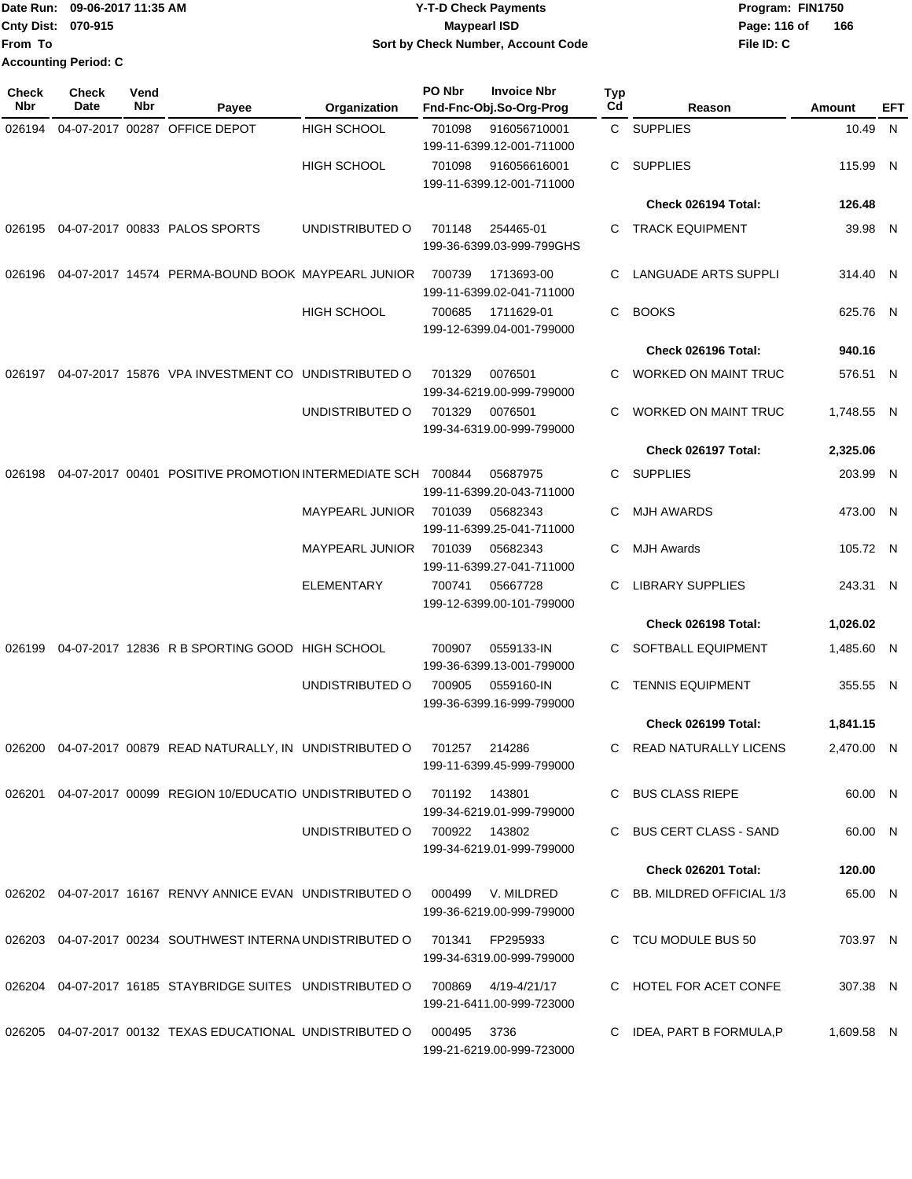Date Run: 09-06-2017 11:35 AM
Cnty Dist: 070-915
From To
Accounting Period: C

# Y-T-D Check Payments
## Maypearl ISD
### Sort by Check Number, Account Code

Program: FIN1750
File ID: C

| Check Nbr | Check Date | Vend Nbr | Payee | Organization | PO Nbr | Invoice Nbr / Fnd-Fnc-Obj.So-Org-Prog | Typ Cd | Reason | Amount | EFT |
|---|---|---|---|---|---|---|---|---|---|---|
| 026194 | 04-07-2017 | 00287 | OFFICE DEPOT | HIGH SCHOOL | 701098 | 916056710001 / 199-11-6399.12-001-711000 | C | SUPPLIES | 10.49 | N |
| | | | | HIGH SCHOOL | 701098 | 916056616001 / 199-11-6399.12-001-711000 | C | SUPPLIES | 115.99 | N |
| | | | | | | | | **Check 026194 Total:** | **126.48** | |
| 026195 | 04-07-2017 | 00833 | PALOS SPORTS | UNDISTRIBUTED O | 701148 | 254465-01 / 199-36-6399.03-999-799GHS | C | TRACK EQUIPMENT | 39.98 | N |
| 026196 | 04-07-2017 | 14574 | PERMA-BOUND BOOK | MAYPEARL JUNIOR | 700739 | 1713693-00 / 199-11-6399.02-041-711000 | C | LANGUADE ARTS SUPPLI | 314.40 | N |
| | | | | HIGH SCHOOL | 700685 | 1711629-01 / 199-12-6399.04-001-799000 | C | BOOKS | 625.76 | N |
| | | | | | | | | **Check 026196 Total:** | **940.16** | |
| 026197 | 04-07-2017 | 15876 | VPA INVESTMENT CO | UNDISTRIBUTED O | 701329 | 0076501 / 199-34-6219.00-999-799000 | C | WORKED ON MAINT TRUC | 576.51 | N |
| | | | | UNDISTRIBUTED O | 701329 | 0076501 / 199-34-6319.00-999-799000 | C | WORKED ON MAINT TRUC | 1,748.55 | N |
| | | | | | | | | **Check 026197 Total:** | **2,325.06** | |
| 026198 | 04-07-2017 | 00401 | POSITIVE PROMOTION | INTERMEDIATE SCH | 700844 | 05687975 / 199-11-6399.20-043-711000 | C | SUPPLIES | 203.99 | N |
| | | | | MAYPEARL JUNIOR | 701039 | 05682343 / 199-11-6399.25-041-711000 | C | MJH AWARDS | 473.00 | N |
| | | | | MAYPEARL JUNIOR | 701039 | 05682343 / 199-11-6399.27-041-711000 | C | MJH Awards | 105.72 | N |
| | | | | ELEMENTARY | 700741 | 05667728 / 199-12-6399.00-101-799000 | C | LIBRARY SUPPLIES | 243.31 | N |
| | | | | | | | | **Check 026198 Total:** | **1,026.02** | |
| 026199 | 04-07-2017 | 12836 | R B SPORTING GOOD | HIGH SCHOOL | 700907 | 0559133-IN / 199-36-6399.13-001-799000 | C | SOFTBALL EQUIPMENT | 1,485.60 | N |
| | | | | UNDISTRIBUTED O | 700905 | 0559160-IN / 199-36-6399.16-999-799000 | C | TENNIS EQUIPMENT | 355.55 | N |
| | | | | | | | | **Check 026199 Total:** | **1,841.15** | |
| 026200 | 04-07-2017 | 00879 | READ NATURALLY, IN | UNDISTRIBUTED O | 701257 | 214286 / 199-11-6399.45-999-799000 | C | READ NATURALLY LICENS | 2,470.00 | N |
| 026201 | 04-07-2017 | 00099 | REGION 10/EDUCATIO | UNDISTRIBUTED O | 701192 | 143801 / 199-34-6219.01-999-799000 | C | BUS CLASS RIEPE | 60.00 | N |
| | | | | UNDISTRIBUTED O | 700922 | 143802 / 199-34-6219.01-999-799000 | C | BUS CERT CLASS - SAND | 60.00 | N |
| | | | | | | | | **Check 026201 Total:** | **120.00** | |
| 026202 | 04-07-2017 | 16167 | RENVY ANNICE EVAN | UNDISTRIBUTED O | 000499 | V. MILDRED / 199-36-6219.00-999-799000 | C | BB. MILDRED OFFICIAL 1/3 | 65.00 | N |
| 026203 | 04-07-2017 | 00234 | SOUTHWEST INTERNA | UNDISTRIBUTED O | 701341 | FP295933 / 199-34-6319.00-999-799000 | C | TCU MODULE BUS 50 | 703.97 | N |
| 026204 | 04-07-2017 | 16185 | STAYBRIDGE SUITES | UNDISTRIBUTED O | 700869 | 4/19-4/21/17 / 199-21-6411.00-999-723000 | C | HOTEL FOR ACET CONFE | 307.38 | N |
| 026205 | 04-07-2017 | 00132 | TEXAS EDUCATIONAL | UNDISTRIBUTED O | 000495 | 3736 / 199-21-6219.00-999-723000 | C | IDEA, PART B FORMULA,P | 1,609.58 | N |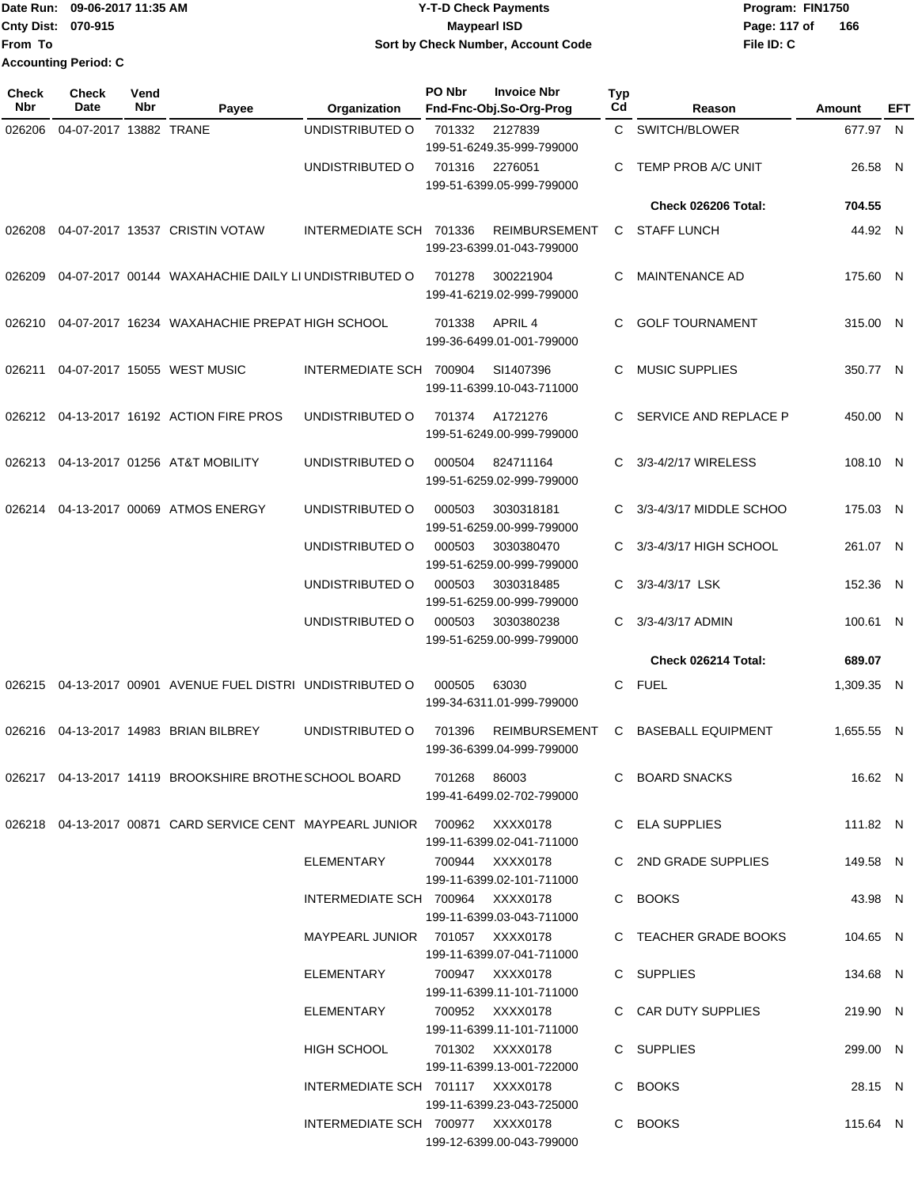Date Run: 09-06-2017 11:35 AM
Cnty Dist: 070-915
From To
Accounting Period: C

# Y-T-D Check Payments
## Maypearl ISD
### Sort by Check Number, Account Code

Program: FIN1750
File ID: C

| Check Nbr | Check Date | Vend Nbr | Payee | Organization | PO Nbr | Invoice Nbr / Fnd-Fnc-Obj.So-Org-Prog | Typ Cd | Reason | Amount | EFT |
|---|---|---|---|---|---|---|---|---|---|---|
| 026206 | 04-07-2017 | 13882 | TRANE | UNDISTRIBUTED O | 701332 | 2127839 199-51-6249.35-999-799000 | C | SWITCH/BLOWER | 677.97 | N |
| | | | | UNDISTRIBUTED O | 701316 | 2276051 199-51-6399.05-999-799000 | C | TEMP PROB A/C UNIT | 26.58 | N |
| | | | | | | | | **Check 026206 Total:** | **704.55** | |
| 026208 | 04-07-2017 | 13537 | CRISTIN VOTAW | INTERMEDIATE SCH | 701336 | REIMBURSEMENT 199-23-6399.01-043-799000 | C | STAFF LUNCH | 44.92 | N |
| 026209 | 04-07-2017 | 00144 | WAXAHACHIE DAILY LI | UNDISTRIBUTED O | 701278 | 300221904 199-41-6219.02-999-799000 | C | MAINTENANCE AD | 175.60 | N |
| 026210 | 04-07-2017 | 16234 | WAXAHACHIE PREPAT | HIGH SCHOOL | 701338 | APRIL 4 199-36-6499.01-001-799000 | C | GOLF TOURNAMENT | 315.00 | N |
| 026211 | 04-07-2017 | 15055 | WEST MUSIC | INTERMEDIATE SCH | 700904 | SI1407396 199-11-6399.10-043-711000 | C | MUSIC SUPPLIES | 350.77 | N |
| 026212 | 04-13-2017 | 16192 | ACTION FIRE PROS | UNDISTRIBUTED O | 701374 | A1721276 199-51-6249.00-999-799000 | C | SERVICE AND REPLACE P | 450.00 | N |
| 026213 | 04-13-2017 | 01256 | AT&T MOBILITY | UNDISTRIBUTED O | 000504 | 824711164 199-51-6259.02-999-799000 | C | 3/3-4/2/17 WIRELESS | 108.10 | N |
| 026214 | 04-13-2017 | 00069 | ATMOS ENERGY | UNDISTRIBUTED O | 000503 | 3030318181 199-51-6259.00-999-799000 | C | 3/3-4/3/17 MIDDLE SCHOO | 175.03 | N |
| | | | | UNDISTRIBUTED O | 000503 | 3030380470 199-51-6259.00-999-799000 | C | 3/3-4/3/17 HIGH SCHOOL | 261.07 | N |
| | | | | UNDISTRIBUTED O | 000503 | 3030318485 199-51-6259.00-999-799000 | C | 3/3-4/3/17 LSK | 152.36 | N |
| | | | | UNDISTRIBUTED O | 000503 | 3030380238 199-51-6259.00-999-799000 | C | 3/3-4/3/17 ADMIN | 100.61 | N |
| | | | | | | | | **Check 026214 Total:** | **689.07** | |
| 026215 | 04-13-2017 | 00901 | AVENUE FUEL DISTRI | UNDISTRIBUTED O | 000505 | 63030 199-34-6311.01-999-799000 | C | FUEL | 1,309.35 | N |
| 026216 | 04-13-2017 | 14983 | BRIAN BILBREY | UNDISTRIBUTED O | 701396 | REIMBURSEMENT 199-36-6399.04-999-799000 | C | BASEBALL EQUIPMENT | 1,655.55 | N |
| 026217 | 04-13-2017 | 14119 | BROOKSHIRE BROTHE | SCHOOL BOARD | 701268 | 86003 199-41-6499.02-702-799000 | C | BOARD SNACKS | 16.62 | N |
| 026218 | 04-13-2017 | 00871 | CARD SERVICE CENT | MAYPEARL JUNIOR | 700962 | XXXX0178 199-11-6399.02-041-711000 | C | ELA SUPPLIES | 111.82 | N |
| | | | | ELEMENTARY | 700944 | XXXX0178 199-11-6399.02-101-711000 | C | 2ND GRADE SUPPLIES | 149.58 | N |
| | | | | INTERMEDIATE SCH | 700964 | XXXX0178 199-11-6399.03-043-711000 | C | BOOKS | 43.98 | N |
| | | | | MAYPEARL JUNIOR | 701057 | XXXX0178 199-11-6399.07-041-711000 | C | TEACHER GRADE BOOKS | 104.65 | N |
| | | | | ELEMENTARY | 700947 | XXXX0178 199-11-6399.11-101-711000 | C | SUPPLIES | 134.68 | N |
| | | | | ELEMENTARY | 700952 | XXXX0178 199-11-6399.11-101-711000 | C | CAR DUTY SUPPLIES | 219.90 | N |
| | | | | HIGH SCHOOL | 701302 | XXXX0178 199-11-6399.13-001-722000 | C | SUPPLIES | 299.00 | N |
| | | | | INTERMEDIATE SCH | 701117 | XXXX0178 199-11-6399.23-043-725000 | C | BOOKS | 28.15 | N |
| | | | | INTERMEDIATE SCH | 700977 | XXXX0178 199-12-6399.00-043-799000 | C | BOOKS | 115.64 | N |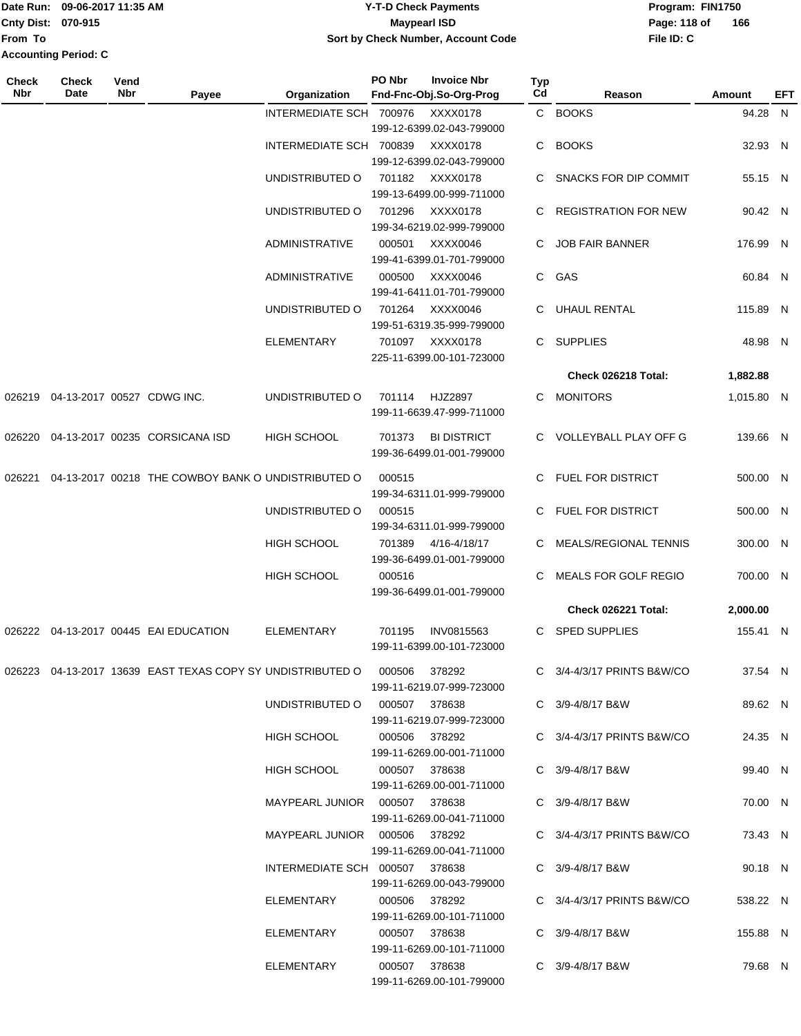| Check Nbr | Check Date | Vend Nbr | Payee | Organization | PO Nbr / Invoice Nbr / Fnd-Fnc-Obj.So-Org-Prog | Typ Cd | Reason | Amount | EFT |
|---|---|---|---|---|---|---|---|---|---|
| | | | | INTERMEDIATE SCH | 700976 XXXX0178 199-12-6399.02-043-799000 | C | BOOKS | 94.28 | N |
| | | | | INTERMEDIATE SCH | 700839 XXXX0178 199-12-6399.02-043-799000 | C | BOOKS | 32.93 | N |
| | | | | UNDISTRIBUTED O | 701182 XXXX0178 199-13-6499.00-999-711000 | C | SNACKS FOR DIP COMMIT | 55.15 | N |
| | | | | UNDISTRIBUTED O | 701296 XXXX0178 199-34-6219.02-999-799000 | C | REGISTRATION FOR NEW | 90.42 | N |
| | | | | ADMINISTRATIVE | 000501 XXXX0046 199-41-6399.01-701-799000 | C | JOB FAIR BANNER | 176.99 | N |
| | | | | ADMINISTRATIVE | 000500 XXXX0046 199-41-6411.01-701-799000 | C | GAS | 60.84 | N |
| | | | | UNDISTRIBUTED O | 701264 XXXX0046 199-51-6319.35-999-799000 | C | UHAUL RENTAL | 115.89 | N |
| | | | | ELEMENTARY | 701097 XXXX0178 225-11-6399.00-101-723000 | C | SUPPLIES | 48.98 | N |
| | | | | | | | **Check 026218 Total:** | **1,882.88** | |
| 026219 | 04-13-2017 | 00527 | CDWG INC. | UNDISTRIBUTED O | 701114 HJZ2897 199-11-6639.47-999-711000 | C | MONITORS | 1,015.80 | N |
| 026220 | 04-13-2017 | 00235 | CORSICANA ISD | HIGH SCHOOL | 701373 BI DISTRICT 199-36-6499.01-001-799000 | C | VOLLEYBALL PLAY OFF G | 139.66 | N |
| 026221 | 04-13-2017 | 00218 | THE COWBOY BANK O | UNDISTRIBUTED O | 000515 199-34-6311.01-999-799000 | C | FUEL FOR DISTRICT | 500.00 | N |
| | | | | UNDISTRIBUTED O | 000515 199-34-6311.01-999-799000 | C | FUEL FOR DISTRICT | 500.00 | N |
| | | | | HIGH SCHOOL | 701389 4/16-4/18/17 199-36-6499.01-001-799000 | C | MEALS/REGIONAL TENNIS | 300.00 | N |
| | | | | HIGH SCHOOL | 000516 199-36-6499.01-001-799000 | C | MEALS FOR GOLF REGIO | 700.00 | N |
| | | | | | | | **Check 026221 Total:** | **2,000.00** | |
| 026222 | 04-13-2017 | 00445 | EAI EDUCATION | ELEMENTARY | 701195 INV0815563 199-11-6399.00-101-723000 | C | SPED SUPPLIES | 155.41 | N |
| 026223 | 04-13-2017 | 13639 | EAST TEXAS COPY SY | UNDISTRIBUTED O | 000506 378292 199-11-6219.07-999-723000 | C | 3/4-4/3/17 PRINTS B&W/CO | 37.54 | N |
| | | | | UNDISTRIBUTED O | 000507 378638 199-11-6219.07-999-723000 | C | 3/9-4/8/17 B&W | 89.62 | N |
| | | | | HIGH SCHOOL | 000506 378292 199-11-6269.00-001-711000 | C | 3/4-4/3/17 PRINTS B&W/CO | 24.35 | N |
| | | | | HIGH SCHOOL | 000507 378638 199-11-6269.00-001-711000 | C | 3/9-4/8/17 B&W | 99.40 | N |
| | | | | MAYPEARL JUNIOR | 000507 378638 199-11-6269.00-041-711000 | C | 3/9-4/8/17 B&W | 70.00 | N |
| | | | | MAYPEARL JUNIOR | 000506 378292 199-11-6269.00-041-711000 | C | 3/4-4/3/17 PRINTS B&W/CO | 73.43 | N |
| | | | | INTERMEDIATE SCH | 000507 378638 199-11-6269.00-043-799000 | C | 3/9-4/8/17 B&W | 90.18 | N |
| | | | | ELEMENTARY | 000506 378292 199-11-6269.00-101-711000 | C | 3/4-4/3/17 PRINTS B&W/CO | 538.22 | N |
| | | | | ELEMENTARY | 000507 378638 199-11-6269.00-101-711000 | C | 3/9-4/8/17 B&W | 155.88 | N |
| | | | | ELEMENTARY | 000507 378638 199-11-6269.00-101-799000 | C | 3/9-4/8/17 B&W | 79.68 | N |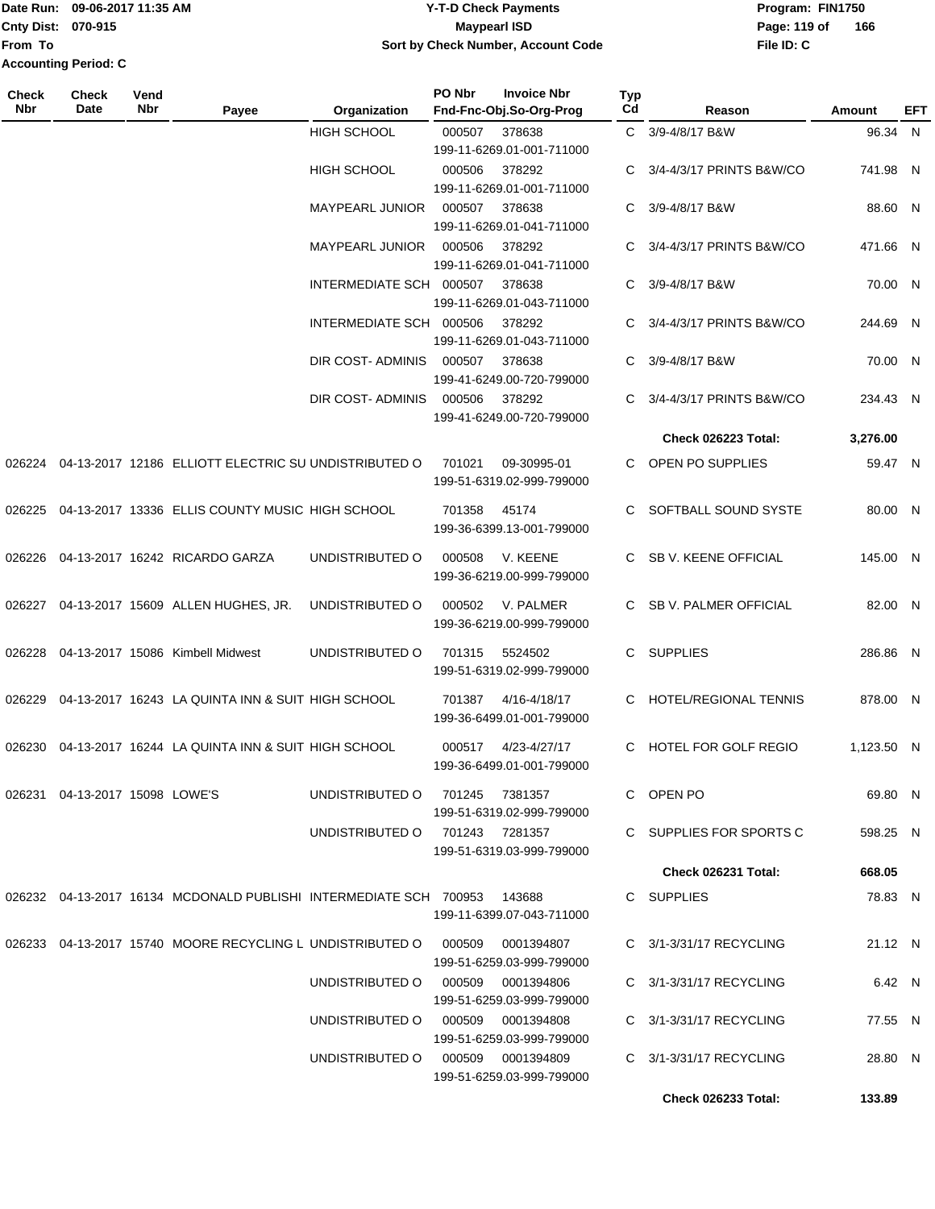Date Run: 09-06-2017 11:35 AM
Cnty Dist: 070-915
From To
Accounting Period: C

**Y-T-D Check Payments**
**Maypearl ISD**
**Sort by Check Number, Account Code**

Program: FIN1750
File ID: C

| Check Nbr | Check Date | Vend Nbr | Payee | Organization | PO Nbr | Invoice Nbr / Fnd-Fnc-Obj.So-Org-Prog | Typ Cd | Reason | Amount | EFT |
|---|---|---|---|---|---|---|---|---|---|---|
| | | | | HIGH SCHOOL | 000507 | 378638 199-11-6269.01-001-711000 | C | 3/9-4/8/17 B&W | 96.34 | N |
| | | | | HIGH SCHOOL | 000506 | 378292 199-11-6269.01-001-711000 | C | 3/4-4/3/17 PRINTS B&W/CO | 741.98 | N |
| | | | | MAYPEARL JUNIOR | 000507 | 378638 199-11-6269.01-041-711000 | C | 3/9-4/8/17 B&W | 88.60 | N |
| | | | | MAYPEARL JUNIOR | 000506 | 378292 199-11-6269.01-041-711000 | C | 3/4-4/3/17 PRINTS B&W/CO | 471.66 | N |
| | | | | INTERMEDIATE SCH | 000507 | 378638 199-11-6269.01-043-711000 | C | 3/9-4/8/17 B&W | 70.00 | N |
| | | | | INTERMEDIATE SCH | 000506 | 378292 199-11-6269.01-043-711000 | C | 3/4-4/3/17 PRINTS B&W/CO | 244.69 | N |
| | | | | DIR COST- ADMINIS | 000507 | 378638 199-41-6249.00-720-799000 | C | 3/9-4/8/17 B&W | 70.00 | N |
| | | | | DIR COST- ADMINIS | 000506 | 378292 199-41-6249.00-720-799000 | C | 3/4-4/3/17 PRINTS B&W/CO | 234.43 | N |
| | | | | | | | | **Check 026223 Total:** | **3,276.00** | |
| 026224 | 04-13-2017 | 12186 | ELLIOTT ELECTRIC SU | UNDISTRIBUTED O | 701021 | 09-30995-01 199-51-6319.02-999-799000 | C | OPEN PO SUPPLIES | 59.47 | N |
| 026225 | 04-13-2017 | 13336 | ELLIS COUNTY MUSIC | HIGH SCHOOL | 701358 | 45174 199-36-6399.13-001-799000 | C | SOFTBALL SOUND SYSTE | 80.00 | N |
| 026226 | 04-13-2017 | 16242 | RICARDO GARZA | UNDISTRIBUTED O | 000508 | V. KEENE 199-36-6219.00-999-799000 | C | SB V. KEENE OFFICIAL | 145.00 | N |
| 026227 | 04-13-2017 | 15609 | ALLEN HUGHES, JR. | UNDISTRIBUTED O | 000502 | V. PALMER 199-36-6219.00-999-799000 | C | SB V. PALMER OFFICIAL | 82.00 | N |
| 026228 | 04-13-2017 | 15086 | Kimbell Midwest | UNDISTRIBUTED O | 701315 | 5524502 199-51-6319.02-999-799000 | C | SUPPLIES | 286.86 | N |
| 026229 | 04-13-2017 | 16243 | LA QUINTA INN & SUIT | HIGH SCHOOL | 701387 | 4/16-4/18/17 199-36-6499.01-001-799000 | C | HOTEL/REGIONAL TENNIS | 878.00 | N |
| 026230 | 04-13-2017 | 16244 | LA QUINTA INN & SUIT | HIGH SCHOOL | 000517 | 4/23-4/27/17 199-36-6499.01-001-799000 | C | HOTEL FOR GOLF REGIO | 1,123.50 | N |
| 026231 | 04-13-2017 | 15098 | LOWE'S | UNDISTRIBUTED O | 701245 | 7381357 199-51-6319.02-999-799000 | C | OPEN PO | 69.80 | N |
| | | | | UNDISTRIBUTED O | 701243 | 7281357 199-51-6319.03-999-799000 | C | SUPPLIES FOR SPORTS C | 598.25 | N |
| | | | | | | | | **Check 026231 Total:** | **668.05** | |
| 026232 | 04-13-2017 | 16134 | MCDONALD PUBLISHI | INTERMEDIATE SCH | 700953 | 143688 199-11-6399.07-043-711000 | C | SUPPLIES | 78.83 | N |
| 026233 | 04-13-2017 | 15740 | MOORE RECYCLING L | UNDISTRIBUTED O | 000509 | 0001394807 199-51-6259.03-999-799000 | C | 3/1-3/31/17 RECYCLING | 21.12 | N |
| | | | | UNDISTRIBUTED O | 000509 | 0001394806 199-51-6259.03-999-799000 | C | 3/1-3/31/17 RECYCLING | 6.42 | N |
| | | | | UNDISTRIBUTED O | 000509 | 0001394808 199-51-6259.03-999-799000 | C | 3/1-3/31/17 RECYCLING | 77.55 | N |
| | | | | UNDISTRIBUTED O | 000509 | 0001394809 199-51-6259.03-999-799000 | C | 3/1-3/31/17 RECYCLING | 28.80 | N |
| | | | | | | | | **Check 026233 Total:** | **133.89** | |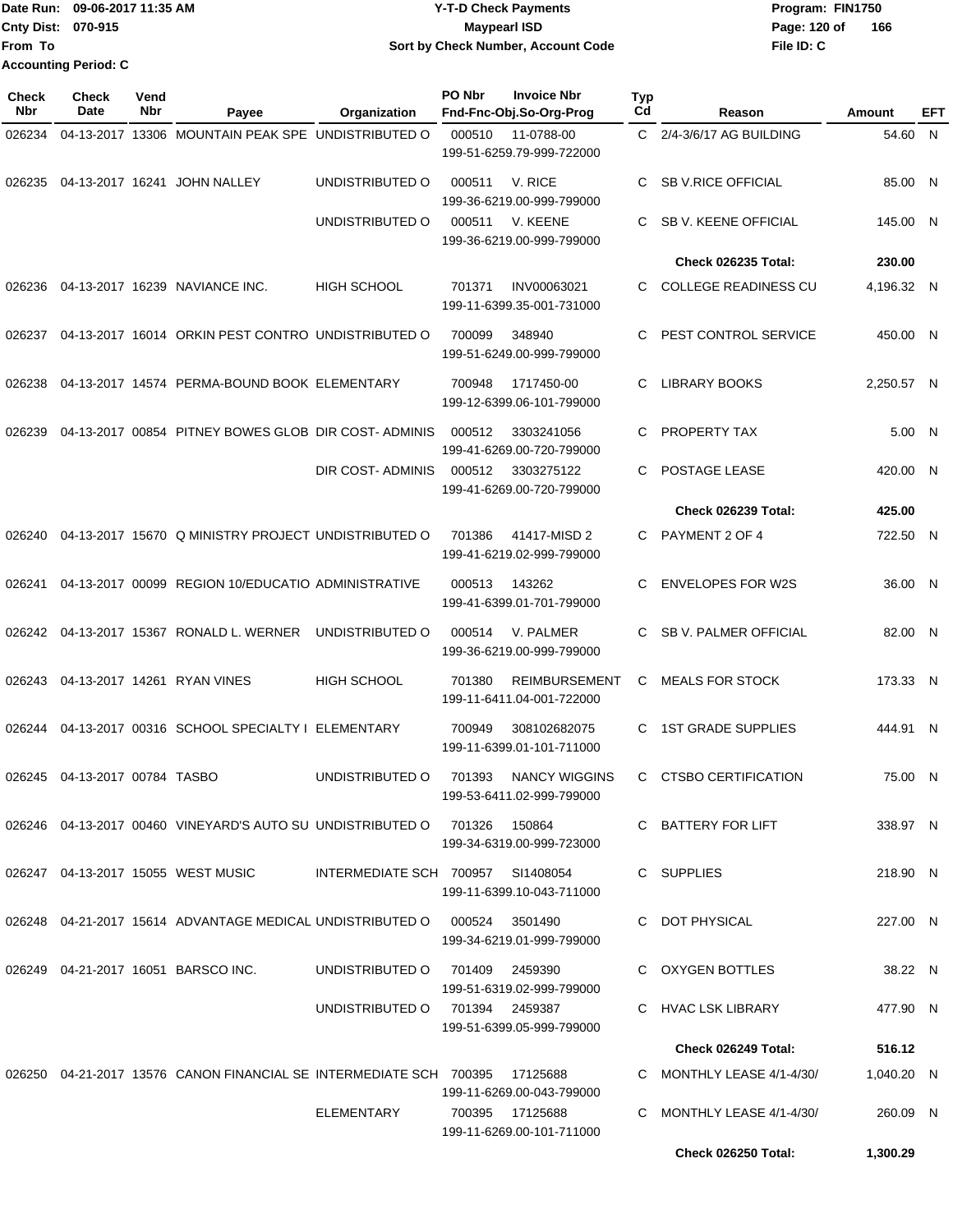Date Run: 09-06-2017 11:35 AM
Cnty Dist: 070-915
From To
Accounting Period: C

# Y-T-D Check Payments
## Maypearl ISD
### Sort by Check Number, Account Code

Program: FIN1750
File ID: C

| Check Nbr | Check Date | Vend Nbr | Payee | Organization | PO Nbr | Invoice Nbr / Fnd-Fnc-Obj.So-Org-Prog | Typ Cd | Reason | Amount | EFT |
|---|---|---|---|---|---|---|---|---|---|---|
| 026234 | 04-13-2017 | 13306 | MOUNTAIN PEAK SPE | UNDISTRIBUTED O | 000510 | 11-0788-00 199-51-6259.79-999-722000 | C | 2/4-3/6/17 AG BUILDING | 54.60 | N |
| 026235 | 04-13-2017 | 16241 | JOHN NALLEY | UNDISTRIBUTED O | 000511 | V. RICE 199-36-6219.00-999-799000 | C | SB V.RICE OFFICIAL | 85.00 | N |
| | | | | UNDISTRIBUTED O | 000511 | V. KEENE 199-36-6219.00-999-799000 | C | SB V. KEENE OFFICIAL | 145.00 | N |
| | | | | | | | | **Check 026235 Total:** | **230.00** | |
| 026236 | 04-13-2017 | 16239 | NAVIANCE INC. | HIGH SCHOOL | 701371 | INV00063021 199-11-6399.35-001-731000 | C | COLLEGE READINESS CU | 4,196.32 | N |
| 026237 | 04-13-2017 | 16014 | ORKIN PEST CONTRO | UNDISTRIBUTED O | 700099 | 348940 199-51-6249.00-999-799000 | C | PEST CONTROL SERVICE | 450.00 | N |
| 026238 | 04-13-2017 | 14574 | PERMA-BOUND BOOK | ELEMENTARY | 700948 | 1717450-00 199-12-6399.06-101-799000 | C | LIBRARY BOOKS | 2,250.57 | N |
| 026239 | 04-13-2017 | 00854 | PITNEY BOWES GLOB | DIR COST- ADMINIS | 000512 | 3303241056 199-41-6269.00-720-799000 | C | PROPERTY TAX | 5.00 | N |
| | | | | DIR COST- ADMINIS | 000512 | 3303275122 199-41-6269.00-720-799000 | C | POSTAGE LEASE | 420.00 | N |
| | | | | | | | | **Check 026239 Total:** | **425.00** | |
| 026240 | 04-13-2017 | 15670 | Q MINISTRY PROJECT | UNDISTRIBUTED O | 701386 | 41417-MISD 2 199-41-6219.02-999-799000 | C | PAYMENT 2 OF 4 | 722.50 | N |
| 026241 | 04-13-2017 | 00099 | REGION 10/EDUCATIO | ADMINISTRATIVE | 000513 | 143262 199-41-6399.01-701-799000 | C | ENVELOPES FOR W2S | 36.00 | N |
| 026242 | 04-13-2017 | 15367 | RONALD L. WERNER | UNDISTRIBUTED O | 000514 | V. PALMER 199-36-6219.00-999-799000 | C | SB V. PALMER OFFICIAL | 82.00 | N |
| 026243 | 04-13-2017 | 14261 | RYAN VINES | HIGH SCHOOL | 701380 | REIMBURSEMENT 199-11-6411.04-001-722000 | C | MEALS FOR STOCK | 173.33 | N |
| 026244 | 04-13-2017 | 00316 | SCHOOL SPECIALTY I | ELEMENTARY | 700949 | 308102682075 199-11-6399.01-101-711000 | C | 1ST GRADE SUPPLIES | 444.91 | N |
| 026245 | 04-13-2017 | 00784 | TASBO | UNDISTRIBUTED O | 701393 | NANCY WIGGINS 199-53-6411.02-999-799000 | C | CTSBO CERTIFICATION | 75.00 | N |
| 026246 | 04-13-2017 | 00460 | VINEYARD'S AUTO SU | UNDISTRIBUTED O | 701326 | 150864 199-34-6319.00-999-723000 | C | BATTERY FOR LIFT | 338.97 | N |
| 026247 | 04-13-2017 | 15055 | WEST MUSIC | INTERMEDIATE SCH | 700957 | SI1408054 199-11-6399.10-043-711000 | C | SUPPLIES | 218.90 | N |
| 026248 | 04-21-2017 | 15614 | ADVANTAGE MEDICAL | UNDISTRIBUTED O | 000524 | 3501490 199-34-6219.01-999-799000 | C | DOT PHYSICAL | 227.00 | N |
| 026249 | 04-21-2017 | 16051 | BARSCO INC. | UNDISTRIBUTED O | 701409 | 2459390 199-51-6319.02-999-799000 | C | OXYGEN BOTTLES | 38.22 | N |
| | | | | UNDISTRIBUTED O | 701394 | 2459387 199-51-6399.05-999-799000 | C | HVAC LSK LIBRARY | 477.90 | N |
| | | | | | | | | **Check 026249 Total:** | **516.12** | |
| 026250 | 04-21-2017 | 13576 | CANON FINANCIAL SE | INTERMEDIATE SCH | 700395 | 17125688 199-11-6269.00-043-799000 | C | MONTHLY LEASE 4/1-4/30/ | 1,040.20 | N |
| | | | | ELEMENTARY | 700395 | 17125688 199-11-6269.00-101-711000 | C | MONTHLY LEASE 4/1-4/30/ | 260.09 | N |
| | | | | | | | | **Check 026250 Total:** | **1,300.29** | |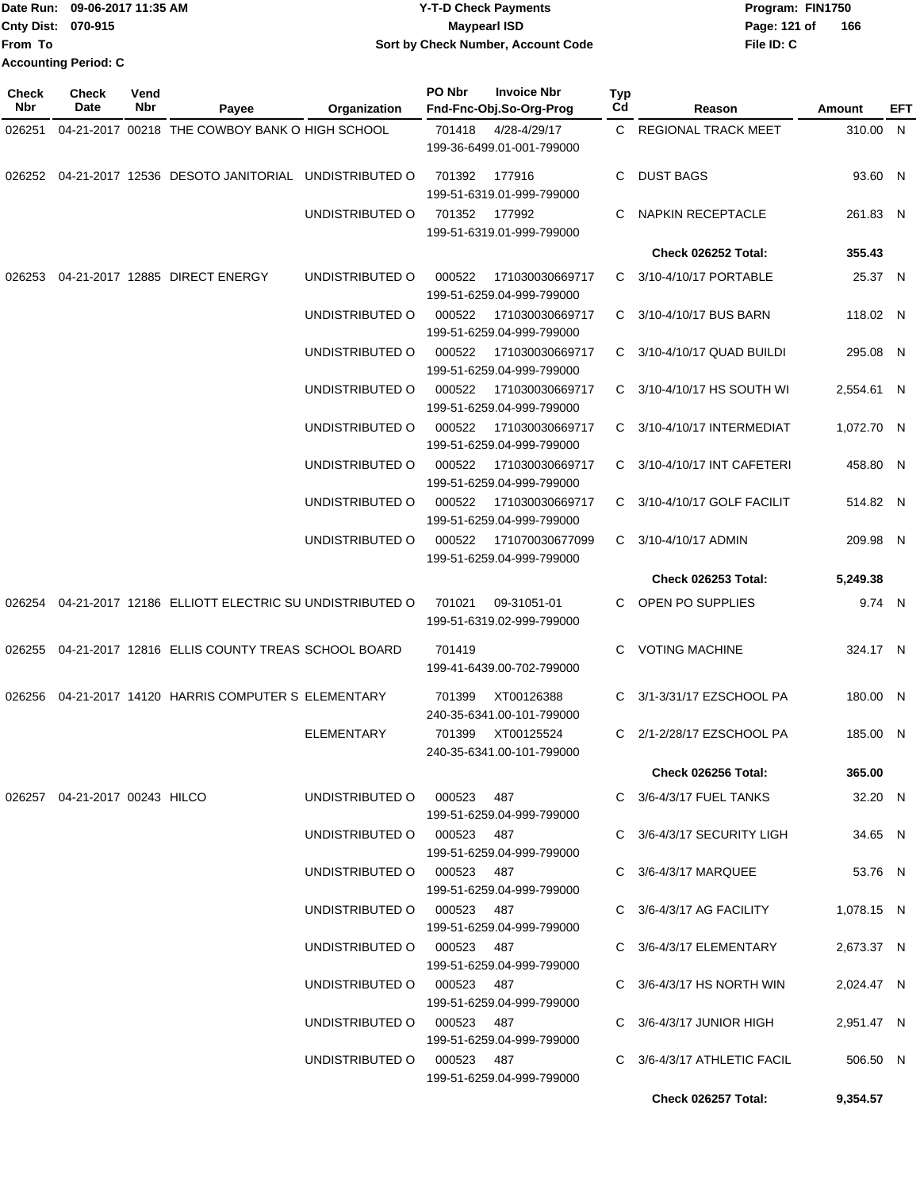Date Run: 09-06-2017 11:35 AM
Cnty Dist: 070-915
From To
Accounting Period: C

**Y-T-D Check Payments**
**Maypearl ISD**
**Sort by Check Number, Account Code**

Program: FIN1750
File ID: C

| Check Nbr | Check Date | Vend Nbr | Payee | Organization | PO Nbr | Invoice Nbr / Fnd-Fnc-Obj.So-Org-Prog | Typ Cd | Reason | Amount | EFT |
|---|---|---|---|---|---|---|---|---|---|---|
| 026251 | 04-21-2017 | 00218 | THE COWBOY BANK O | HIGH SCHOOL | 701418 | 4/28-4/29/17 199-36-6499.01-001-799000 | C | REGIONAL TRACK MEET | 310.00 | N |
| 026252 | 04-21-2017 | 12536 | DESOTO JANITORIAL | UNDISTRIBUTED O | 701392 | 177916 199-51-6319.01-999-799000 | C | DUST BAGS | 93.60 | N |
| | | | | UNDISTRIBUTED O | 701352 | 177992 199-51-6319.01-999-799000 | C | NAPKIN RECEPTACLE | 261.83 | N |
| | | | | | | | | **Check 026252 Total:** | **355.43** | |
| 026253 | 04-21-2017 | 12885 | DIRECT ENERGY | UNDISTRIBUTED O | 000522 | 171030030669717 199-51-6259.04-999-799000 | C | 3/10-4/10/17 PORTABLE | 25.37 | N |
| | | | | UNDISTRIBUTED O | 000522 | 171030030669717 199-51-6259.04-999-799000 | C | 3/10-4/10/17 BUS BARN | 118.02 | N |
| | | | | UNDISTRIBUTED O | 000522 | 171030030669717 199-51-6259.04-999-799000 | C | 3/10-4/10/17 QUAD BUILDI | 295.08 | N |
| | | | | UNDISTRIBUTED O | 000522 | 171030030669717 199-51-6259.04-999-799000 | C | 3/10-4/10/17 HS SOUTH WI | 2,554.61 | N |
| | | | | UNDISTRIBUTED O | 000522 | 171030030669717 199-51-6259.04-999-799000 | C | 3/10-4/10/17 INTERMEDIAT | 1,072.70 | N |
| | | | | UNDISTRIBUTED O | 000522 | 171030030669717 199-51-6259.04-999-799000 | C | 3/10-4/10/17 INT CAFETERI | 458.80 | N |
| | | | | UNDISTRIBUTED O | 000522 | 171030030669717 199-51-6259.04-999-799000 | C | 3/10-4/10/17 GOLF FACILIT | 514.82 | N |
| | | | | UNDISTRIBUTED O | 000522 | 171070030677099 199-51-6259.04-999-799000 | C | 3/10-4/10/17 ADMIN | 209.98 | N |
| | | | | | | | | **Check 026253 Total:** | **5,249.38** | |
| 026254 | 04-21-2017 | 12186 | ELLIOTT ELECTRIC SU | UNDISTRIBUTED O | 701021 | 09-31051-01 199-51-6319.02-999-799000 | C | OPEN PO SUPPLIES | 9.74 | N |
| 026255 | 04-21-2017 | 12816 | ELLIS COUNTY TREAS | SCHOOL BOARD | 701419 | 199-41-6439.00-702-799000 | C | VOTING MACHINE | 324.17 | N |
| 026256 | 04-21-2017 | 14120 | HARRIS COMPUTER S | ELEMENTARY | 701399 | XT00126388 240-35-6341.00-101-799000 | C | 3/1-3/31/17 EZSCHOOL PA | 180.00 | N |
| | | | | ELEMENTARY | 701399 | XT00125524 240-35-6341.00-101-799000 | C | 2/1-2/28/17 EZSCHOOL PA | 185.00 | N |
| | | | | | | | | **Check 026256 Total:** | **365.00** | |
| 026257 | 04-21-2017 | 00243 | HILCO | UNDISTRIBUTED O | 000523 | 487 199-51-6259.04-999-799000 | C | 3/6-4/3/17 FUEL TANKS | 32.20 | N |
| | | | | UNDISTRIBUTED O | 000523 | 487 199-51-6259.04-999-799000 | C | 3/6-4/3/17 SECURITY LIGH | 34.65 | N |
| | | | | UNDISTRIBUTED O | 000523 | 487 199-51-6259.04-999-799000 | C | 3/6-4/3/17 MARQUEE | 53.76 | N |
| | | | | UNDISTRIBUTED O | 000523 | 487 199-51-6259.04-999-799000 | C | 3/6-4/3/17 AG FACILITY | 1,078.15 | N |
| | | | | UNDISTRIBUTED O | 000523 | 487 199-51-6259.04-999-799000 | C | 3/6-4/3/17 ELEMENTARY | 2,673.37 | N |
| | | | | UNDISTRIBUTED O | 000523 | 487 199-51-6259.04-999-799000 | C | 3/6-4/3/17 HS NORTH WIN | 2,024.47 | N |
| | | | | UNDISTRIBUTED O | 000523 | 487 199-51-6259.04-999-799000 | C | 3/6-4/3/17 JUNIOR HIGH | 2,951.47 | N |
| | | | | UNDISTRIBUTED O | 000523 | 487 199-51-6259.04-999-799000 | C | 3/6-4/3/17 ATHLETIC FACIL | 506.50 | N |
| | | | | | | | | **Check 026257 Total:** | **9,354.57** | |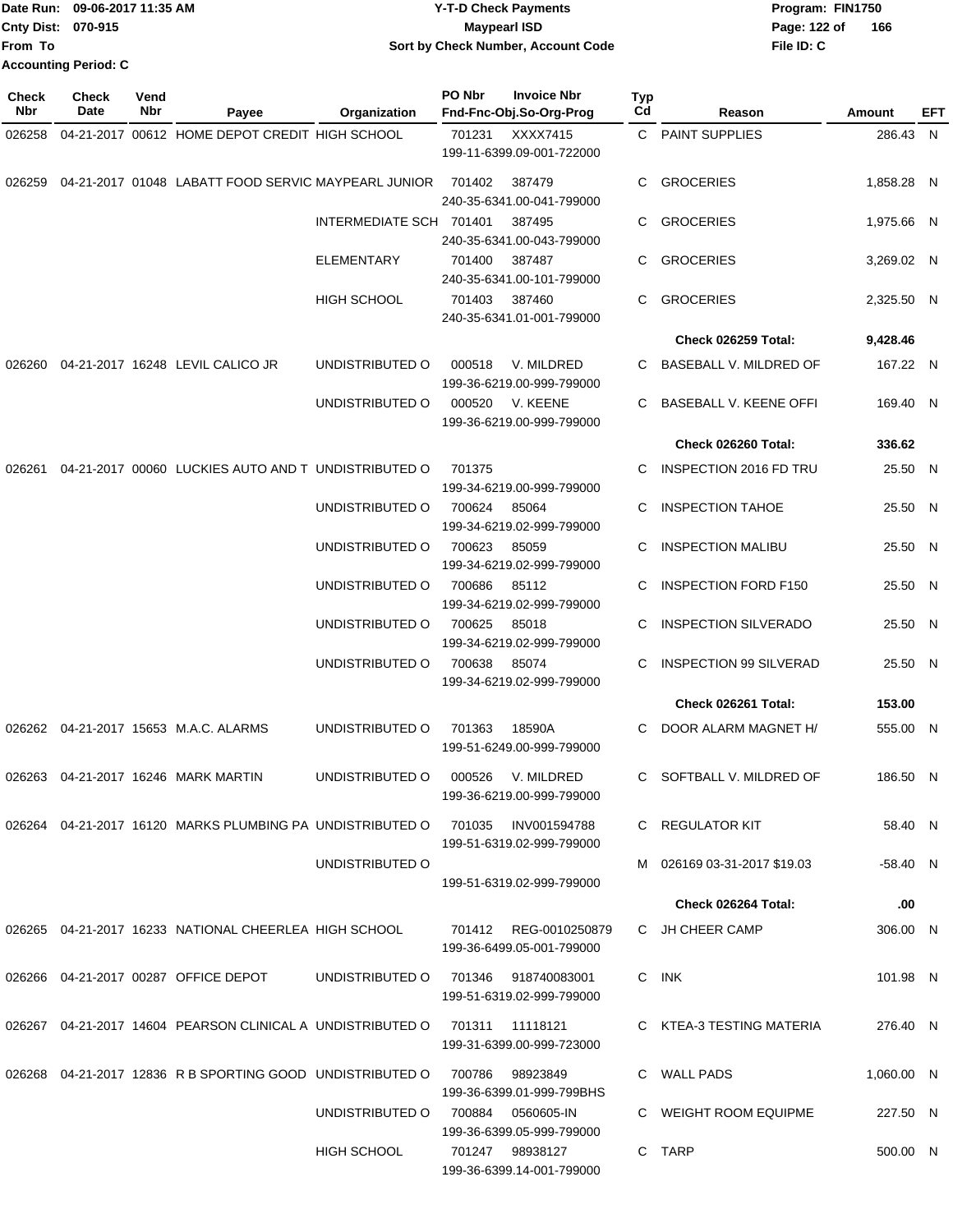Date Run: 09-06-2017 11:35 AM
Cnty Dist: 070-915
From To
Accounting Period: C

# Y-T-D Check Payments
## Maypearl ISD
### Sort by Check Number, Account Code

Program: FIN1750
File ID: C

| Check Nbr | Check Date | Vend Nbr | Payee | Organization | PO Nbr | Invoice Nbr Fnd-Fnc-Obj.So-Org-Prog | Typ Cd | Reason | Amount | EFT |
|---|---|---|---|---|---|---|---|---|---|---|
| 026258 | 04-21-2017 | 00612 | HOME DEPOT CREDIT | HIGH SCHOOL | 701231 | XXXX7415 199-11-6399.09-001-722000 | C | PAINT SUPPLIES | 286.43 | N |
| 026259 | 04-21-2017 | 01048 | LABATT FOOD SERVIC | MAYPEARL JUNIOR | 701402 | 387479 240-35-6341.00-041-799000 | C | GROCERIES | 1,858.28 | N |
| | | | | INTERMEDIATE SCH | 701401 | 387495 240-35-6341.00-043-799000 | C | GROCERIES | 1,975.66 | N |
| | | | | ELEMENTARY | 701400 | 387487 240-35-6341.00-101-799000 | C | GROCERIES | 3,269.02 | N |
| | | | | HIGH SCHOOL | 701403 | 387460 240-35-6341.01-001-799000 | C | GROCERIES | 2,325.50 | N |
| | | | | | | | | **Check 026259 Total:** | **9,428.46** | |
| 026260 | 04-21-2017 | 16248 | LEVIL CALICO JR | UNDISTRIBUTED O | 000518 | V. MILDRED 199-36-6219.00-999-799000 | C | BASEBALL V. MILDRED OF | 167.22 | N |
| | | | | UNDISTRIBUTED O | 000520 | V. KEENE 199-36-6219.00-999-799000 | C | BASEBALL V. KEENE OFFI | 169.40 | N |
| | | | | | | | | **Check 026260 Total:** | **336.62** | |
| 026261 | 04-21-2017 | 00060 | LUCKIES AUTO AND T | UNDISTRIBUTED O | 701375 | 199-34-6219.00-999-799000 | C | INSPECTION 2016 FD TRU | 25.50 | N |
| | | | | UNDISTRIBUTED O | 700624 | 85064 199-34-6219.02-999-799000 | C | INSPECTION TAHOE | 25.50 | N |
| | | | | UNDISTRIBUTED O | 700623 | 85059 199-34-6219.02-999-799000 | C | INSPECTION MALIBU | 25.50 | N |
| | | | | UNDISTRIBUTED O | 700686 | 85112 199-34-6219.02-999-799000 | C | INSPECTION FORD F150 | 25.50 | N |
| | | | | UNDISTRIBUTED O | 700625 | 85018 199-34-6219.02-999-799000 | C | INSPECTION SILVERADO | 25.50 | N |
| | | | | UNDISTRIBUTED O | 700638 | 85074 199-34-6219.02-999-799000 | C | INSPECTION 99 SILVERAD | 25.50 | N |
| | | | | | | | | **Check 026261 Total:** | **153.00** | |
| 026262 | 04-21-2017 | 15653 | M.A.C. ALARMS | UNDISTRIBUTED O | 701363 | 18590A 199-51-6249.00-999-799000 | C | DOOR ALARM MAGNET H/ | 555.00 | N |
| 026263 | 04-21-2017 | 16246 | MARK MARTIN | UNDISTRIBUTED O | 000526 | V. MILDRED 199-36-6219.00-999-799000 | C | SOFTBALL V. MILDRED OF | 186.50 | N |
| 026264 | 04-21-2017 | 16120 | MARKS PLUMBING PA | UNDISTRIBUTED O | 701035 | INV001594788 199-51-6319.02-999-799000 | C | REGULATOR KIT | 58.40 | N |
| | | | | UNDISTRIBUTED O | | 199-51-6319.02-999-799000 | M | 026169 03-31-2017 $19.03 | -58.40 | N |
| | | | | | | | | **Check 026264 Total:** | **.00** | |
| 026265 | 04-21-2017 | 16233 | NATIONAL CHEERLEA | HIGH SCHOOL | 701412 | REG-0010250879 199-36-6499.05-001-799000 | C | JH CHEER CAMP | 306.00 | N |
| 026266 | 04-21-2017 | 00287 | OFFICE DEPOT | UNDISTRIBUTED O | 701346 | 918740083001 199-51-6319.02-999-799000 | C | INK | 101.98 | N |
| 026267 | 04-21-2017 | 14604 | PEARSON CLINICAL A | UNDISTRIBUTED O | 701311 | 11118121 199-31-6399.00-999-723000 | C | KTEA-3 TESTING MATERIA | 276.40 | N |
| 026268 | 04-21-2017 | 12836 | R B SPORTING GOOD | UNDISTRIBUTED O | 700786 | 98923849 199-36-6399.01-999-799BHS | C | WALL PADS | 1,060.00 | N |
| | | | | UNDISTRIBUTED O | 700884 | 0560605-IN 199-36-6399.05-999-799000 | C | WEIGHT ROOM EQUIPME | 227.50 | N |
| | | | | HIGH SCHOOL | 701247 | 98938127 199-36-6399.14-001-799000 | C | TARP | 500.00 | N |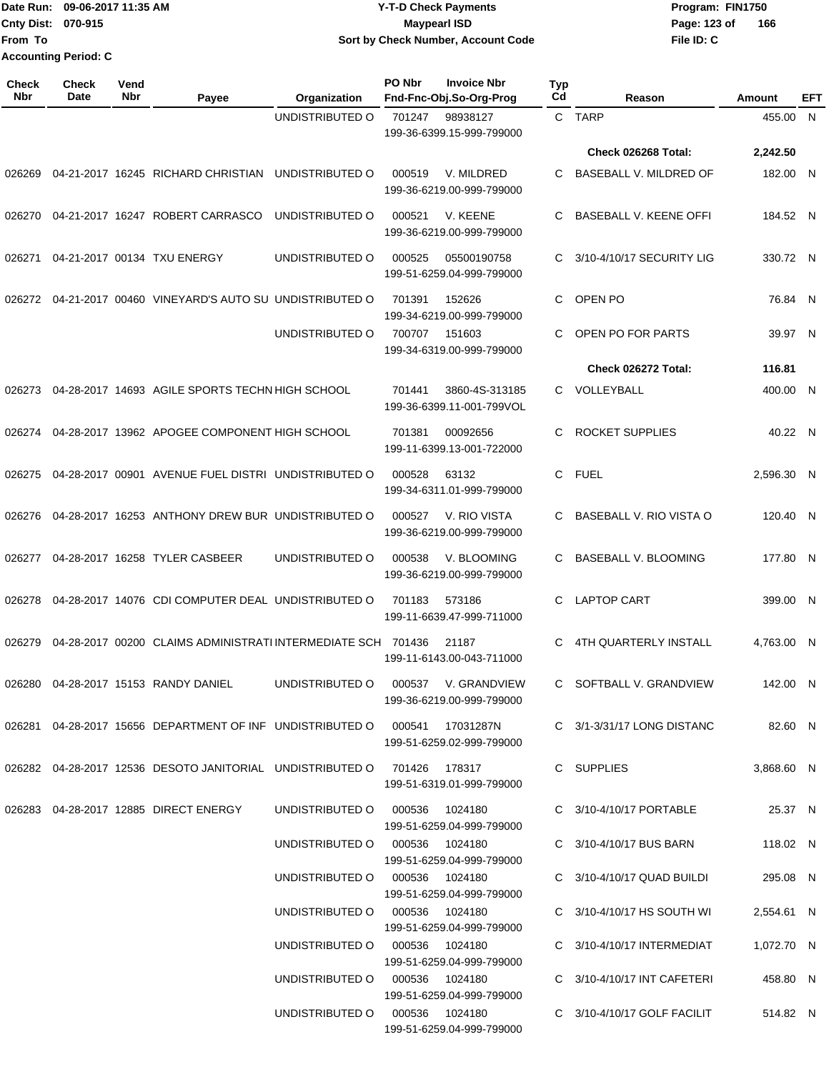Date Run: 09-06-2017 11:35 AM
Cnty Dist: 070-915
From To
Accounting Period: C

**Y-T-D Check Payments**
**Maypearl ISD**
**Sort by Check Number, Account Code**

Program: FIN1750
File ID: C

| Check Nbr | Check Date | Vend Nbr | Payee | Organization | PO Nbr | Invoice Nbr / Fnd-Fnc-Obj.So-Org-Prog | Typ Cd | Reason | Amount | EFT |
|---|---|---|---|---|---|---|---|---|---|---|
| | | | | UNDISTRIBUTED O | 701247 | 98938127 / 199-36-6399.15-999-799000 | C | TARP | 455.00 | N |
| | | | | | | | | **Check 026268 Total:** | **2,242.50** | |
| 026269 | 04-21-2017 | 16245 | RICHARD CHRISTIAN | UNDISTRIBUTED O | 000519 | V. MILDRED / 199-36-6219.00-999-799000 | C | BASEBALL V. MILDRED OF | 182.00 | N |
| 026270 | 04-21-2017 | 16247 | ROBERT CARRASCO | UNDISTRIBUTED O | 000521 | V. KEENE / 199-36-6219.00-999-799000 | C | BASEBALL V. KEENE OFFI | 184.52 | N |
| 026271 | 04-21-2017 | 00134 | TXU ENERGY | UNDISTRIBUTED O | 000525 | 05500190758 / 199-51-6259.04-999-799000 | C | 3/10-4/10/17 SECURITY LIG | 330.72 | N |
| 026272 | 04-21-2017 | 00460 | VINEYARD'S AUTO SU | UNDISTRIBUTED O | 701391 | 152626 / 199-34-6219.00-999-799000 | C | OPEN PO | 76.84 | N |
| | | | | UNDISTRIBUTED O | 700707 | 151603 / 199-34-6319.00-999-799000 | C | OPEN PO FOR PARTS | 39.97 | N |
| | | | | | | | | **Check 026272 Total:** | **116.81** | |
| 026273 | 04-28-2017 | 14693 | AGILE SPORTS TECHN | HIGH SCHOOL | 701441 | 3860-4S-313185 / 199-36-6399.11-001-799VOL | C | VOLLEYBALL | 400.00 | N |
| 026274 | 04-28-2017 | 13962 | APOGEE COMPONENT | HIGH SCHOOL | 701381 | 00092656 / 199-11-6399.13-001-722000 | C | ROCKET SUPPLIES | 40.22 | N |
| 026275 | 04-28-2017 | 00901 | AVENUE FUEL DISTRI | UNDISTRIBUTED O | 000528 | 63132 / 199-34-6311.01-999-799000 | C | FUEL | 2,596.30 | N |
| 026276 | 04-28-2017 | 16253 | ANTHONY DREW BUR | UNDISTRIBUTED O | 000527 | V. RIO VISTA / 199-36-6219.00-999-799000 | C | BASEBALL V. RIO VISTA O | 120.40 | N |
| 026277 | 04-28-2017 | 16258 | TYLER CASBEER | UNDISTRIBUTED O | 000538 | V. BLOOMING / 199-36-6219.00-999-799000 | C | BASEBALL V. BLOOMING | 177.80 | N |
| 026278 | 04-28-2017 | 14076 | CDI COMPUTER DEAL | UNDISTRIBUTED O | 701183 | 573186 / 199-11-6639.47-999-711000 | C | LAPTOP CART | 399.00 | N |
| 026279 | 04-28-2017 | 00200 | CLAIMS ADMINISTRATI | INTERMEDIATE SCH | 701436 | 21187 / 199-11-6143.00-043-711000 | C | 4TH QUARTERLY INSTALL | 4,763.00 | N |
| 026280 | 04-28-2017 | 15153 | RANDY DANIEL | UNDISTRIBUTED O | 000537 | V. GRANDVIEW / 199-36-6219.00-999-799000 | C | SOFTBALL V. GRANDVIEW | 142.00 | N |
| 026281 | 04-28-2017 | 15656 | DEPARTMENT OF INF | UNDISTRIBUTED O | 000541 | 17031287N / 199-51-6259.02-999-799000 | C | 3/1-3/31/17 LONG DISTANC | 82.60 | N |
| 026282 | 04-28-2017 | 12536 | DESOTO JANITORIAL | UNDISTRIBUTED O | 701426 | 178317 / 199-51-6319.01-999-799000 | C | SUPPLIES | 3,868.60 | N |
| 026283 | 04-28-2017 | 12885 | DIRECT ENERGY | UNDISTRIBUTED O | 000536 | 1024180 / 199-51-6259.04-999-799000 | C | 3/10-4/10/17 PORTABLE | 25.37 | N |
| | | | | UNDISTRIBUTED O | 000536 | 1024180 / 199-51-6259.04-999-799000 | C | 3/10-4/10/17 BUS BARN | 118.02 | N |
| | | | | UNDISTRIBUTED O | 000536 | 1024180 / 199-51-6259.04-999-799000 | C | 3/10-4/10/17 QUAD BUILDI | 295.08 | N |
| | | | | UNDISTRIBUTED O | 000536 | 1024180 / 199-51-6259.04-999-799000 | C | 3/10-4/10/17 HS SOUTH WI | 2,554.61 | N |
| | | | | UNDISTRIBUTED O | 000536 | 1024180 / 199-51-6259.04-999-799000 | C | 3/10-4/10/17 INTERMEDIAT | 1,072.70 | N |
| | | | | UNDISTRIBUTED O | 000536 | 1024180 / 199-51-6259.04-999-799000 | C | 3/10-4/10/17 INT CAFETERI | 458.80 | N |
| | | | | UNDISTRIBUTED O | 000536 | 1024180 / 199-51-6259.04-999-799000 | C | 3/10-4/10/17 GOLF FACILIT | 514.82 | N |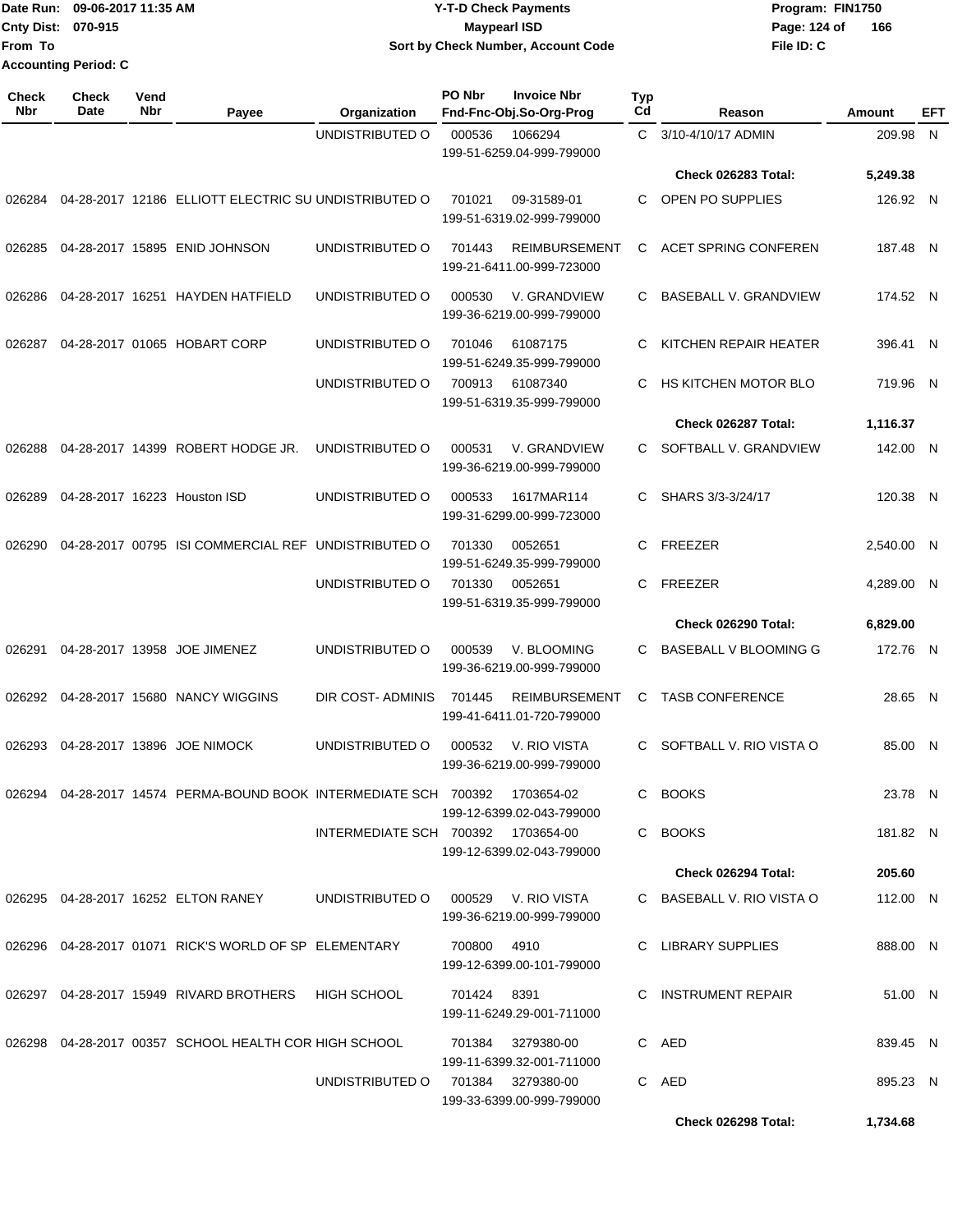Date Run: 09-06-2017 11:35 AM
Cnty Dist: 070-915
From To
Accounting Period: C

# Y-T-D Check Payments
## Maypearl ISD
### Sort by Check Number, Account Code

Program: FIN1750
File ID: C

| Check Nbr | Check Date | Vend Nbr | Payee | Organization | PO Nbr | Invoice Nbr / Fnd-Fnc-Obj.So-Org-Prog | Typ Cd | Reason | Amount | EFT |
|---|---|---|---|---|---|---|---|---|---|---|
| | | | | UNDISTRIBUTED O | 000536 | 1066294 / 199-51-6259.04-999-799000 | C | 3/10-4/10/17 ADMIN | 209.98 | N |
| | | | | | | | | **Check 026283 Total:** | **5,249.38** | |
| 026284 | 04-28-2017 | 12186 | ELLIOTT ELECTRIC SU | UNDISTRIBUTED O | 701021 | 09-31589-01 / 199-51-6319.02-999-799000 | C | OPEN PO SUPPLIES | 126.92 | N |
| 026285 | 04-28-2017 | 15895 | ENID JOHNSON | UNDISTRIBUTED O | 701443 | REIMBURSEMENT / 199-21-6411.00-999-723000 | C | ACET SPRING CONFEREN | 187.48 | N |
| 026286 | 04-28-2017 | 16251 | HAYDEN HATFIELD | UNDISTRIBUTED O | 000530 | V. GRANDVIEW / 199-36-6219.00-999-799000 | C | BASEBALL V. GRANDVIEW | 174.52 | N |
| 026287 | 04-28-2017 | 01065 | HOBART CORP | UNDISTRIBUTED O | 701046 | 61087175 / 199-51-6249.35-999-799000 | C | KITCHEN REPAIR HEATER | 396.41 | N |
| | | | | UNDISTRIBUTED O | 700913 | 61087340 / 199-51-6319.35-999-799000 | C | HS KITCHEN MOTOR BLO | 719.96 | N |
| | | | | | | | | **Check 026287 Total:** | **1,116.37** | |
| 026288 | 04-28-2017 | 14399 | ROBERT HODGE JR. | UNDISTRIBUTED O | 000531 | V. GRANDVIEW / 199-36-6219.00-999-799000 | C | SOFTBALL V. GRANDVIEW | 142.00 | N |
| 026289 | 04-28-2017 | 16223 | Houston ISD | UNDISTRIBUTED O | 000533 | 1617MAR114 / 199-31-6299.00-999-723000 | C | SHARS 3/3-3/24/17 | 120.38 | N |
| 026290 | 04-28-2017 | 00795 | ISI COMMERCIAL REF | UNDISTRIBUTED O | 701330 | 0052651 / 199-51-6249.35-999-799000 | C | FREEZER | 2,540.00 | N |
| | | | | UNDISTRIBUTED O | 701330 | 0052651 / 199-51-6319.35-999-799000 | C | FREEZER | 4,289.00 | N |
| | | | | | | | | **Check 026290 Total:** | **6,829.00** | |
| 026291 | 04-28-2017 | 13958 | JOE JIMENEZ | UNDISTRIBUTED O | 000539 | V. BLOOMING / 199-36-6219.00-999-799000 | C | BASEBALL V BLOOMING G | 172.76 | N |
| 026292 | 04-28-2017 | 15680 | NANCY WIGGINS | DIR COST- ADMINIS | 701445 | REIMBURSEMENT / 199-41-6411.01-720-799000 | C | TASB CONFERENCE | 28.65 | N |
| 026293 | 04-28-2017 | 13896 | JOE NIMOCK | UNDISTRIBUTED O | 000532 | V. RIO VISTA / 199-36-6219.00-999-799000 | C | SOFTBALL V. RIO VISTA O | 85.00 | N |
| 026294 | 04-28-2017 | 14574 | PERMA-BOUND BOOK | INTERMEDIATE SCH | 700392 | 1703654-02 / 199-12-6399.02-043-799000 | C | BOOKS | 23.78 | N |
| | | | | INTERMEDIATE SCH | 700392 | 1703654-00 / 199-12-6399.02-043-799000 | C | BOOKS | 181.82 | N |
| | | | | | | | | **Check 026294 Total:** | **205.60** | |
| 026295 | 04-28-2017 | 16252 | ELTON RANEY | UNDISTRIBUTED O | 000529 | V. RIO VISTA / 199-36-6219.00-999-799000 | C | BASEBALL V. RIO VISTA O | 112.00 | N |
| 026296 | 04-28-2017 | 01071 | RICK'S WORLD OF SP | ELEMENTARY | 700800 | 4910 / 199-12-6399.00-101-799000 | C | LIBRARY SUPPLIES | 888.00 | N |
| 026297 | 04-28-2017 | 15949 | RIVARD BROTHERS | HIGH SCHOOL | 701424 | 8391 / 199-11-6249.29-001-711000 | C | INSTRUMENT REPAIR | 51.00 | N |
| 026298 | 04-28-2017 | 00357 | SCHOOL HEALTH COR | HIGH SCHOOL | 701384 | 3279380-00 / 199-11-6399.32-001-711000 | C | AED | 839.45 | N |
| | | | | UNDISTRIBUTED O | 701384 | 3279380-00 / 199-33-6399.00-999-799000 | C | AED | 895.23 | N |
| | | | | | | | | **Check 026298 Total:** | **1,734.68** | |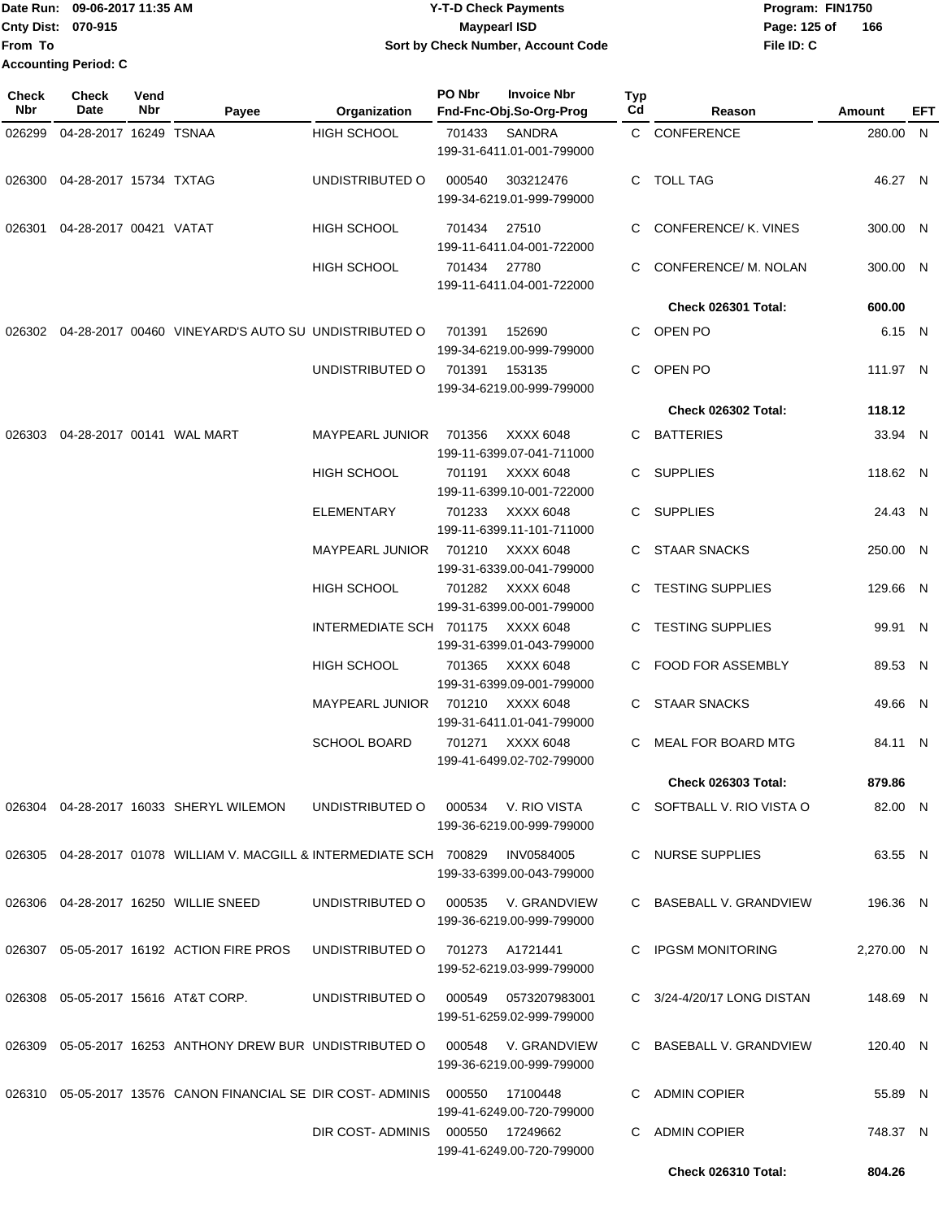Date Run: 09-06-2017 11:35 AM
Cnty Dist: 070-915
From To
Accounting Period: C

**Y-T-D Check Payments**
**Maypearl ISD**
**Sort by Check Number, Account Code**

Program: FIN1750
File ID: C

| Check Nbr | Check Date | Vend Nbr | Payee | Organization | PO Nbr | Invoice Nbr / Fnd-Fnc-Obj.So-Org-Prog | Typ Cd | Reason | Amount | EFT |
|---|---|---|---|---|---|---|---|---|---|---|
| 026299 | 04-28-2017 | 16249 | TSNAA | HIGH SCHOOL | 701433 | SANDRA 199-31-6411.01-001-799000 | C | CONFERENCE | 280.00 | N |
| 026300 | 04-28-2017 | 15734 | TXTAG | UNDISTRIBUTED O | 000540 | 303212476 199-34-6219.01-999-799000 | C | TOLL TAG | 46.27 | N |
| 026301 | 04-28-2017 | 00421 | VATAT | HIGH SCHOOL | 701434 | 27510 199-11-6411.04-001-722000 | C | CONFERENCE/ K. VINES | 300.00 | N |
| | | | | HIGH SCHOOL | 701434 | 27780 199-11-6411.04-001-722000 | C | CONFERENCE/ M. NOLAN | 300.00 | N |
| | | | | | | | | **Check 026301 Total:** | **600.00** | |
| 026302 | 04-28-2017 | 00460 | VINEYARD'S AUTO SU | UNDISTRIBUTED O | 701391 | 152690 199-34-6219.00-999-799000 | C | OPEN PO | 6.15 | N |
| | | | | UNDISTRIBUTED O | 701391 | 153135 199-34-6219.00-999-799000 | C | OPEN PO | 111.97 | N |
| | | | | | | | | **Check 026302 Total:** | **118.12** | |
| 026303 | 04-28-2017 | 00141 | WAL MART | MAYPEARL JUNIOR | 701356 | XXXX 6048 199-11-6399.07-041-711000 | C | BATTERIES | 33.94 | N |
| | | | | HIGH SCHOOL | 701191 | XXXX 6048 199-11-6399.10-001-722000 | C | SUPPLIES | 118.62 | N |
| | | | | ELEMENTARY | 701233 | XXXX 6048 199-11-6399.11-101-711000 | C | SUPPLIES | 24.43 | N |
| | | | | MAYPEARL JUNIOR | 701210 | XXXX 6048 199-31-6339.00-041-799000 | C | STAAR SNACKS | 250.00 | N |
| | | | | HIGH SCHOOL | 701282 | XXXX 6048 199-31-6399.00-001-799000 | C | TESTING SUPPLIES | 129.66 | N |
| | | | | INTERMEDIATE SCH | 701175 | XXXX 6048 199-31-6399.01-043-799000 | C | TESTING SUPPLIES | 99.91 | N |
| | | | | HIGH SCHOOL | 701365 | XXXX 6048 199-31-6399.09-001-799000 | C | FOOD FOR ASSEMBLY | 89.53 | N |
| | | | | MAYPEARL JUNIOR | 701210 | XXXX 6048 199-31-6411.01-041-799000 | C | STAAR SNACKS | 49.66 | N |
| | | | | SCHOOL BOARD | 701271 | XXXX 6048 199-41-6499.02-702-799000 | C | MEAL FOR BOARD MTG | 84.11 | N |
| | | | | | | | | **Check 026303 Total:** | **879.86** | |
| 026304 | 04-28-2017 | 16033 | SHERYL WILEMON | UNDISTRIBUTED O | 000534 | V. RIO VISTA 199-36-6219.00-999-799000 | C | SOFTBALL V. RIO VISTA O | 82.00 | N |
| 026305 | 04-28-2017 | 01078 | WILLIAM V. MACGILL & | INTERMEDIATE SCH | 700829 | INV0584005 199-33-6399.00-043-799000 | C | NURSE SUPPLIES | 63.55 | N |
| 026306 | 04-28-2017 | 16250 | WILLIE SNEED | UNDISTRIBUTED O | 000535 | V. GRANDVIEW 199-36-6219.00-999-799000 | C | BASEBALL V. GRANDVIEW | 196.36 | N |
| 026307 | 05-05-2017 | 16192 | ACTION FIRE PROS | UNDISTRIBUTED O | 701273 | A1721441 199-52-6219.03-999-799000 | C | IPGSM MONITORING | 2,270.00 | N |
| 026308 | 05-05-2017 | 15616 | AT&T CORP. | UNDISTRIBUTED O | 000549 | 0573207983001 199-51-6259.02-999-799000 | C | 3/24-4/20/17 LONG DISTAN | 148.69 | N |
| 026309 | 05-05-2017 | 16253 | ANTHONY DREW BUR | UNDISTRIBUTED O | 000548 | V. GRANDVIEW 199-36-6219.00-999-799000 | C | BASEBALL V. GRANDVIEW | 120.40 | N |
| 026310 | 05-05-2017 | 13576 | CANON FINANCIAL SE | DIR COST- ADMINIS | 000550 | 17100448 199-41-6249.00-720-799000 | C | ADMIN COPIER | 55.89 | N |
| | | | | DIR COST- ADMINIS | 000550 | 17249662 199-41-6249.00-720-799000 | C | ADMIN COPIER | 748.37 | N |
| | | | | | | | | **Check 026310 Total:** | **804.26** | |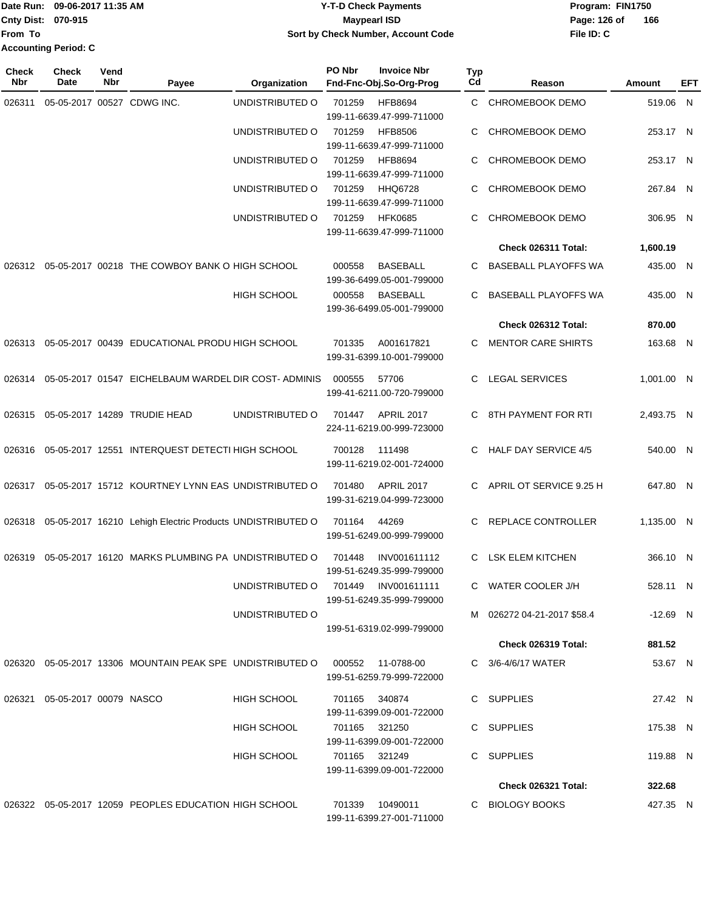Date Run: 09-06-2017 11:35 AM
Cnty Dist: 070-915
From To
Accounting Period: C

# Y-T-D Check Payments
## Maypearl ISD
### Sort by Check Number, Account Code

Program: FIN1750
File ID: C

| Check Nbr | Check Date | Vend Nbr | Payee | Organization | PO Nbr | Invoice Nbr / Fnd-Fnc-Obj.So-Org-Prog | Typ Cd | Reason | Amount | EFT |
|---|---|---|---|---|---|---|---|---|---|---|
| 026311 | 05-05-2017 | 00527 | CDWG INC. | UNDISTRIBUTED O | 701259 | HFB8694 199-11-6639.47-999-711000 | C | CHROMEBOOK DEMO | 519.06 | N |
| | | | | UNDISTRIBUTED O | 701259 | HFB8506 199-11-6639.47-999-711000 | C | CHROMEBOOK DEMO | 253.17 | N |
| | | | | UNDISTRIBUTED O | 701259 | HFB8694 199-11-6639.47-999-711000 | C | CHROMEBOOK DEMO | 253.17 | N |
| | | | | UNDISTRIBUTED O | 701259 | HHQ6728 199-11-6639.47-999-711000 | C | CHROMEBOOK DEMO | 267.84 | N |
| | | | | UNDISTRIBUTED O | 701259 | HFK0685 199-11-6639.47-999-711000 | C | CHROMEBOOK DEMO | 306.95 | N |
| | | | | | | | | **Check 026311 Total:** | **1,600.19** | |
| 026312 | 05-05-2017 | 00218 | THE COWBOY BANK O | HIGH SCHOOL | 000558 | BASEBALL 199-36-6499.05-001-799000 | C | BASEBALL PLAYOFFS WA | 435.00 | N |
| | | | | HIGH SCHOOL | 000558 | BASEBALL 199-36-6499.05-001-799000 | C | BASEBALL PLAYOFFS WA | 435.00 | N |
| | | | | | | | | **Check 026312 Total:** | **870.00** | |
| 026313 | 05-05-2017 | 00439 | EDUCATIONAL PRODU | HIGH SCHOOL | 701335 | A001617821 199-31-6399.10-001-799000 | C | MENTOR CARE SHIRTS | 163.68 | N |
| 026314 | 05-05-2017 | 01547 | EICHELBAUM WARDEL | DIR COST- ADMINIS | 000555 | 57706 199-41-6211.00-720-799000 | C | LEGAL SERVICES | 1,001.00 | N |
| 026315 | 05-05-2017 | 14289 | TRUDIE HEAD | UNDISTRIBUTED O | 701447 | APRIL 2017 224-11-6219.00-999-723000 | C | 8TH PAYMENT FOR RTI | 2,493.75 | N |
| 026316 | 05-05-2017 | 12551 | INTERQUEST DETECTI | HIGH SCHOOL | 700128 | 111498 199-11-6219.02-001-724000 | C | HALF DAY SERVICE 4/5 | 540.00 | N |
| 026317 | 05-05-2017 | 15712 | KOURTNEY LYNN EAS | UNDISTRIBUTED O | 701480 | APRIL 2017 199-31-6219.04-999-723000 | C | APRIL OT SERVICE 9.25 H | 647.80 | N |
| 026318 | 05-05-2017 | 16210 | Lehigh Electric Products | UNDISTRIBUTED O | 701164 | 44269 199-51-6249.00-999-799000 | C | REPLACE CONTROLLER | 1,135.00 | N |
| 026319 | 05-05-2017 | 16120 | MARKS PLUMBING PA | UNDISTRIBUTED O | 701448 | INV001611112 199-51-6249.35-999-799000 | C | LSK ELEM KITCHEN | 366.10 | N |
| | | | | UNDISTRIBUTED O | 701449 | INV001611111 199-51-6249.35-999-799000 | C | WATER COOLER J/H | 528.11 | N |
| | | | | UNDISTRIBUTED O | | 199-51-6319.02-999-799000 | M | 026272 04-21-2017 $58.4 | -12.69 | N |
| | | | | | | | | **Check 026319 Total:** | **881.52** | |
| 026320 | 05-05-2017 | 13306 | MOUNTAIN PEAK SPE | UNDISTRIBUTED O | 000552 | 11-0788-00 199-51-6259.79-999-722000 | C | 3/6-4/6/17 WATER | 53.67 | N |
| 026321 | 05-05-2017 | 00079 | NASCO | HIGH SCHOOL | 701165 | 340874 199-11-6399.09-001-722000 | C | SUPPLIES | 27.42 | N |
| | | | | HIGH SCHOOL | 701165 | 321250 199-11-6399.09-001-722000 | C | SUPPLIES | 175.38 | N |
| | | | | HIGH SCHOOL | 701165 | 321249 199-11-6399.09-001-722000 | C | SUPPLIES | 119.88 | N |
| | | | | | | | | **Check 026321 Total:** | **322.68** | |
| 026322 | 05-05-2017 | 12059 | PEOPLES EDUCATION | HIGH SCHOOL | 701339 | 10490011 199-11-6399.27-001-711000 | C | BIOLOGY BOOKS | 427.35 | N |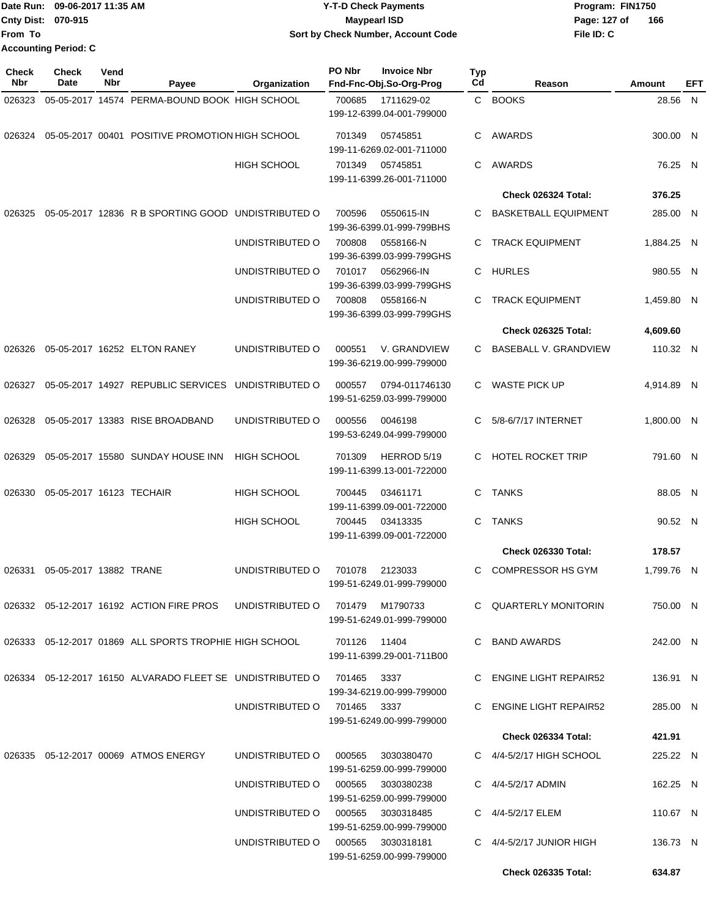Date Run: 09-06-2017 11:35 AM
Cnty Dist: 070-915
From To
Accounting Period: C

**Y-T-D Check Payments**
**Maypearl ISD**
**Sort by Check Number, Account Code**

Program: FIN1750
File ID: C

| Check Nbr | Check Date | Vend Nbr | Payee | Organization | PO Nbr | Invoice Nbr / Fnd-Fnc-Obj.So-Org-Prog | Typ Cd | Reason | Amount | EFT |
|---|---|---|---|---|---|---|---|---|---|---|
| 026323 | 05-05-2017 | 14574 | PERMA-BOUND BOOK | HIGH SCHOOL | 700685 | 1711629-02 / 199-12-6399.04-001-799000 | C | BOOKS | 28.56 | N |
| 026324 | 05-05-2017 | 00401 | POSITIVE PROMOTION | HIGH SCHOOL | 701349 | 05745851 / 199-11-6269.02-001-711000 | C | AWARDS | 300.00 | N |
| | | | | HIGH SCHOOL | 701349 | 05745851 / 199-11-6399.26-001-711000 | C | AWARDS | 76.25 | N |
| | | | | | | | | **Check 026324 Total:** | **376.25** | |
| 026325 | 05-05-2017 | 12836 | R B SPORTING GOOD | UNDISTRIBUTED O | 700596 | 0550615-IN / 199-36-6399.01-999-799BHS | C | BASKETBALL EQUIPMENT | 285.00 | N |
| | | | | UNDISTRIBUTED O | 700808 | 0558166-N / 199-36-6399.03-999-799GHS | C | TRACK EQUIPMENT | 1,884.25 | N |
| | | | | UNDISTRIBUTED O | 701017 | 0562966-IN / 199-36-6399.03-999-799GHS | C | HURLES | 980.55 | N |
| | | | | UNDISTRIBUTED O | 700808 | 0558166-N / 199-36-6399.03-999-799GHS | C | TRACK EQUIPMENT | 1,459.80 | N |
| | | | | | | | | **Check 026325 Total:** | **4,609.60** | |
| 026326 | 05-05-2017 | 16252 | ELTON RANEY | UNDISTRIBUTED O | 000551 | V. GRANDVIEW / 199-36-6219.00-999-799000 | C | BASEBALL V. GRANDVIEW | 110.32 | N |
| 026327 | 05-05-2017 | 14927 | REPUBLIC SERVICES | UNDISTRIBUTED O | 000557 | 0794-011746130 / 199-51-6259.03-999-799000 | C | WASTE PICK UP | 4,914.89 | N |
| 026328 | 05-05-2017 | 13383 | RISE BROADBAND | UNDISTRIBUTED O | 000556 | 0046198 / 199-53-6249.04-999-799000 | C | 5/8-6/7/17 INTERNET | 1,800.00 | N |
| 026329 | 05-05-2017 | 15580 | SUNDAY HOUSE INN | HIGH SCHOOL | 701309 | HERROD 5/19 / 199-11-6399.13-001-722000 | C | HOTEL ROCKET TRIP | 791.60 | N |
| 026330 | 05-05-2017 | 16123 | TECHAIR | HIGH SCHOOL | 700445 | 03461171 / 199-11-6399.09-001-722000 | C | TANKS | 88.05 | N |
| | | | | HIGH SCHOOL | 700445 | 03413335 / 199-11-6399.09-001-722000 | C | TANKS | 90.52 | N |
| | | | | | | | | **Check 026330 Total:** | **178.57** | |
| 026331 | 05-05-2017 | 13882 | TRANE | UNDISTRIBUTED O | 701078 | 2123033 / 199-51-6249.01-999-799000 | C | COMPRESSOR HS GYM | 1,799.76 | N |
| 026332 | 05-12-2017 | 16192 | ACTION FIRE PROS | UNDISTRIBUTED O | 701479 | M1790733 / 199-51-6249.01-999-799000 | C | QUARTERLY MONITORIN | 750.00 | N |
| 026333 | 05-12-2017 | 01869 | ALL SPORTS TROPHIE | HIGH SCHOOL | 701126 | 11404 / 199-11-6399.29-001-711B00 | C | BAND AWARDS | 242.00 | N |
| 026334 | 05-12-2017 | 16150 | ALVARADO FLEET SE | UNDISTRIBUTED O | 701465 | 3337 / 199-34-6219.00-999-799000 | C | ENGINE LIGHT REPAIR52 | 136.91 | N |
| | | | | UNDISTRIBUTED O | 701465 | 3337 / 199-51-6249.00-999-799000 | C | ENGINE LIGHT REPAIR52 | 285.00 | N |
| | | | | | | | | **Check 026334 Total:** | **421.91** | |
| 026335 | 05-12-2017 | 00069 | ATMOS ENERGY | UNDISTRIBUTED O | 000565 | 3030380470 / 199-51-6259.00-999-799000 | C | 4/4-5/2/17 HIGH SCHOOL | 225.22 | N |
| | | | | UNDISTRIBUTED O | 000565 | 3030380238 / 199-51-6259.00-999-799000 | C | 4/4-5/2/17 ADMIN | 162.25 | N |
| | | | | UNDISTRIBUTED O | 000565 | 3030318485 / 199-51-6259.00-999-799000 | C | 4/4-5/2/17 ELEM | 110.67 | N |
| | | | | UNDISTRIBUTED O | 000565 | 3030318181 / 199-51-6259.00-999-799000 | C | 4/4-5/2/17 JUNIOR HIGH | 136.73 | N |
| | | | | | | | | **Check 026335 Total:** | **634.87** | |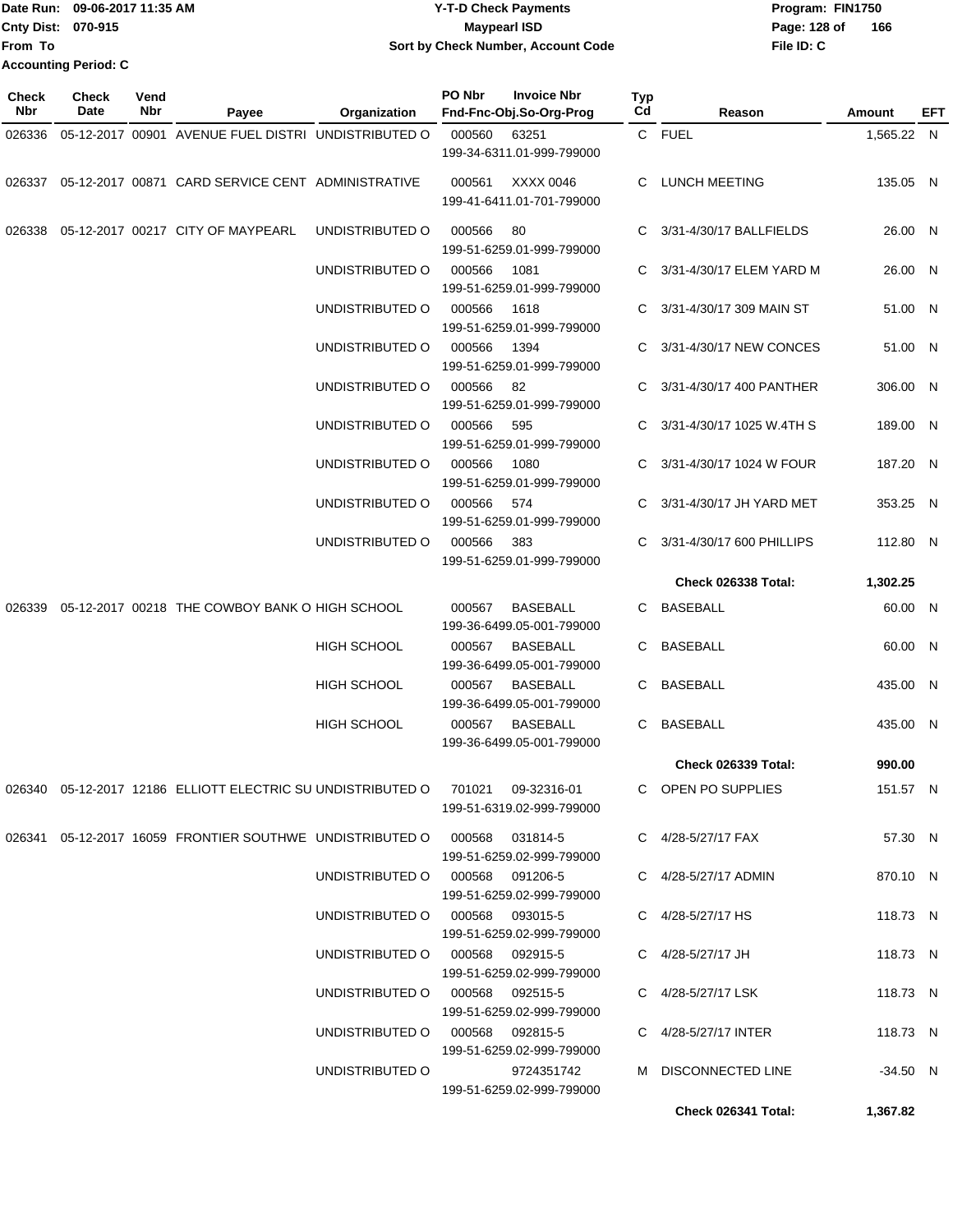Date Run: 09-06-2017 11:35 AM
Cnty Dist: 070-915
From To
Accounting Period: C

# Y-T-D Check Payments
## Maypearl ISD
### Sort by Check Number, Account Code

Program: FIN1750
File ID: C

| Check Nbr | Check Date | Vend Nbr | Payee | Organization | PO Nbr | Invoice Nbr / Fnd-Fnc-Obj.So-Org-Prog | Typ Cd | Reason | Amount | EFT |
|---|---|---|---|---|---|---|---|---|---|---|
| 026336 | 05-12-2017 | 00901 | AVENUE FUEL DISTRI | UNDISTRIBUTED O | 000560 | 63251 199-34-6311.01-999-799000 | C | FUEL | 1,565.22 | N |
| 026337 | 05-12-2017 | 00871 | CARD SERVICE CENT | ADMINISTRATIVE | 000561 | XXXX 0046 199-41-6411.01-701-799000 | C | LUNCH MEETING | 135.05 | N |
| 026338 | 05-12-2017 | 00217 | CITY OF MAYPEARL | UNDISTRIBUTED O | 000566 | 80 199-51-6259.01-999-799000 | C | 3/31-4/30/17 BALLFIELDS | 26.00 | N |
| | | | | UNDISTRIBUTED O | 000566 | 1081 199-51-6259.01-999-799000 | C | 3/31-4/30/17 ELEM YARD M | 26.00 | N |
| | | | | UNDISTRIBUTED O | 000566 | 1618 199-51-6259.01-999-799000 | C | 3/31-4/30/17 309 MAIN ST | 51.00 | N |
| | | | | UNDISTRIBUTED O | 000566 | 1394 199-51-6259.01-999-799000 | C | 3/31-4/30/17 NEW CONCES | 51.00 | N |
| | | | | UNDISTRIBUTED O | 000566 | 82 199-51-6259.01-999-799000 | C | 3/31-4/30/17 400 PANTHER | 306.00 | N |
| | | | | UNDISTRIBUTED O | 000566 | 595 199-51-6259.01-999-799000 | C | 3/31-4/30/17 1025 W.4TH S | 189.00 | N |
| | | | | UNDISTRIBUTED O | 000566 | 1080 199-51-6259.01-999-799000 | C | 3/31-4/30/17 1024 W FOUR | 187.20 | N |
| | | | | UNDISTRIBUTED O | 000566 | 574 199-51-6259.01-999-799000 | C | 3/31-4/30/17 JH YARD MET | 353.25 | N |
| | | | | UNDISTRIBUTED O | 000566 | 383 199-51-6259.01-999-799000 | C | 3/31-4/30/17 600 PHILLIPS | 112.80 | N |
| | | | | | | | | **Check 026338 Total:** | **1,302.25** | |
| 026339 | 05-12-2017 | 00218 | THE COWBOY BANK O | HIGH SCHOOL | 000567 | BASEBALL 199-36-6499.05-001-799000 | C | BASEBALL | 60.00 | N |
| | | | | HIGH SCHOOL | 000567 | BASEBALL 199-36-6499.05-001-799000 | C | BASEBALL | 60.00 | N |
| | | | | HIGH SCHOOL | 000567 | BASEBALL 199-36-6499.05-001-799000 | C | BASEBALL | 435.00 | N |
| | | | | HIGH SCHOOL | 000567 | BASEBALL 199-36-6499.05-001-799000 | C | BASEBALL | 435.00 | N |
| | | | | | | | | **Check 026339 Total:** | **990.00** | |
| 026340 | 05-12-2017 | 12186 | ELLIOTT ELECTRIC SU | UNDISTRIBUTED O | 701021 | 09-32316-01 199-51-6319.02-999-799000 | C | OPEN PO SUPPLIES | 151.57 | N |
| 026341 | 05-12-2017 | 16059 | FRONTIER SOUTHWE | UNDISTRIBUTED O | 000568 | 031814-5 199-51-6259.02-999-799000 | C | 4/28-5/27/17 FAX | 57.30 | N |
| | | | | UNDISTRIBUTED O | 000568 | 091206-5 199-51-6259.02-999-799000 | C | 4/28-5/27/17 ADMIN | 870.10 | N |
| | | | | UNDISTRIBUTED O | 000568 | 093015-5 199-51-6259.02-999-799000 | C | 4/28-5/27/17 HS | 118.73 | N |
| | | | | UNDISTRIBUTED O | 000568 | 092915-5 199-51-6259.02-999-799000 | C | 4/28-5/27/17 JH | 118.73 | N |
| | | | | UNDISTRIBUTED O | 000568 | 092515-5 199-51-6259.02-999-799000 | C | 4/28-5/27/17 LSK | 118.73 | N |
| | | | | UNDISTRIBUTED O | 000568 | 092815-5 199-51-6259.02-999-799000 | C | 4/28-5/27/17 INTER | 118.73 | N |
| | | | | UNDISTRIBUTED O | | 9724351742 199-51-6259.02-999-799000 | M | DISCONNECTED LINE | -34.50 | N |
| | | | | | | | | **Check 026341 Total:** | **1,367.82** | |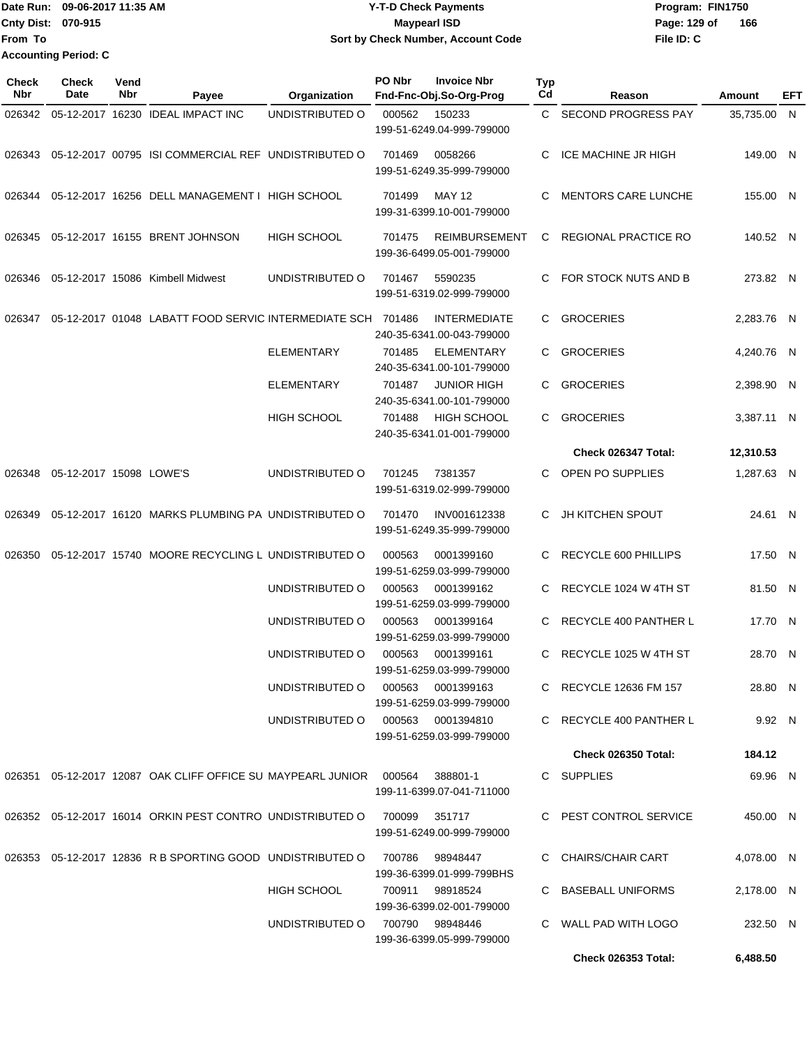Date Run: 09-06-2017 11:35 AM
Cnty Dist: 070-915
From To
Accounting Period: C

# Y-T-D Check Payments
## Maypearl ISD
### Sort by Check Number, Account Code

Program: FIN1750
File ID: C

| Check Nbr | Check Date | Vend Nbr | Payee | Organization | PO Nbr | Invoice Nbr / Fnd-Fnc-Obj.So-Org-Prog | Typ Cd | Reason | Amount | EFT |
|---|---|---|---|---|---|---|---|---|---|---|
| 026342 | 05-12-2017 | 16230 | IDEAL IMPACT INC | UNDISTRIBUTED O | 000562 | 150233 199-51-6249.04-999-799000 | C | SECOND PROGRESS PAY | 35,735.00 | N |
| 026343 | 05-12-2017 | 00795 | ISI COMMERCIAL REF | UNDISTRIBUTED O | 701469 | 0058266 199-51-6249.35-999-799000 | C | ICE MACHINE JR HIGH | 149.00 | N |
| 026344 | 05-12-2017 | 16256 | DELL MANAGEMENT I | HIGH SCHOOL | 701499 | MAY 12 199-31-6399.10-001-799000 | C | MENTORS CARE LUNCHE | 155.00 | N |
| 026345 | 05-12-2017 | 16155 | BRENT JOHNSON | HIGH SCHOOL | 701475 | REIMBURSEMENT 199-36-6499.05-001-799000 | C | REGIONAL PRACTICE RO | 140.52 | N |
| 026346 | 05-12-2017 | 15086 | Kimbell Midwest | UNDISTRIBUTED O | 701467 | 5590235 199-51-6319.02-999-799000 | C | FOR STOCK NUTS AND B | 273.82 | N |
| 026347 | 05-12-2017 | 01048 | LABATT FOOD SERVIC | INTERMEDIATE SCH | 701486 | INTERMEDIATE 240-35-6341.00-043-799000 | C | GROCERIES | 2,283.76 | N |
| | | | | ELEMENTARY | 701485 | ELEMENTARY 240-35-6341.00-101-799000 | C | GROCERIES | 4,240.76 | N |
| | | | | ELEMENTARY | 701487 | JUNIOR HIGH 240-35-6341.00-101-799000 | C | GROCERIES | 2,398.90 | N |
| | | | | HIGH SCHOOL | 701488 | HIGH SCHOOL 240-35-6341.01-001-799000 | C | GROCERIES | 3,387.11 | N |
| | | | | | | | | **Check 026347 Total:** | **12,310.53** | |
| 026348 | 05-12-2017 | 15098 | LOWE'S | UNDISTRIBUTED O | 701245 | 7381357 199-51-6319.02-999-799000 | C | OPEN PO SUPPLIES | 1,287.63 | N |
| 026349 | 05-12-2017 | 16120 | MARKS PLUMBING PA | UNDISTRIBUTED O | 701470 | INV001612338 199-51-6249.35-999-799000 | C | JH KITCHEN SPOUT | 24.61 | N |
| 026350 | 05-12-2017 | 15740 | MOORE RECYCLING L | UNDISTRIBUTED O | 000563 | 0001399160 199-51-6259.03-999-799000 | C | RECYCLE 600 PHILLIPS | 17.50 | N |
| | | | | UNDISTRIBUTED O | 000563 | 0001399162 199-51-6259.03-999-799000 | C | RECYCLE 1024 W 4TH ST | 81.50 | N |
| | | | | UNDISTRIBUTED O | 000563 | 0001399164 199-51-6259.03-999-799000 | C | RECYCLE 400 PANTHER L | 17.70 | N |
| | | | | UNDISTRIBUTED O | 000563 | 0001399161 199-51-6259.03-999-799000 | C | RECYCLE 1025 W 4TH ST | 28.70 | N |
| | | | | UNDISTRIBUTED O | 000563 | 0001399163 199-51-6259.03-999-799000 | C | RECYCLE 12636 FM 157 | 28.80 | N |
| | | | | UNDISTRIBUTED O | 000563 | 0001394810 199-51-6259.03-999-799000 | C | RECYCLE 400 PANTHER L | 9.92 | N |
| | | | | | | | | **Check 026350 Total:** | **184.12** | |
| 026351 | 05-12-2017 | 12087 | OAK CLIFF OFFICE SU | MAYPEARL JUNIOR | 000564 | 388801-1 199-11-6399.07-041-711000 | C | SUPPLIES | 69.96 | N |
| 026352 | 05-12-2017 | 16014 | ORKIN PEST CONTRO | UNDISTRIBUTED O | 700099 | 351717 199-51-6249.00-999-799000 | C | PEST CONTROL SERVICE | 450.00 | N |
| 026353 | 05-12-2017 | 12836 | R B SPORTING GOOD | UNDISTRIBUTED O | 700786 | 98948447 199-36-6399.01-999-799BHS | C | CHAIRS/CHAIR CART | 4,078.00 | N |
| | | | | HIGH SCHOOL | 700911 | 98918524 199-36-6399.02-001-799000 | C | BASEBALL UNIFORMS | 2,178.00 | N |
| | | | | UNDISTRIBUTED O | 700790 | 98948446 199-36-6399.05-999-799000 | C | WALL PAD WITH LOGO | 232.50 | N |
| | | | | | | | | **Check 026353 Total:** | **6,488.50** | |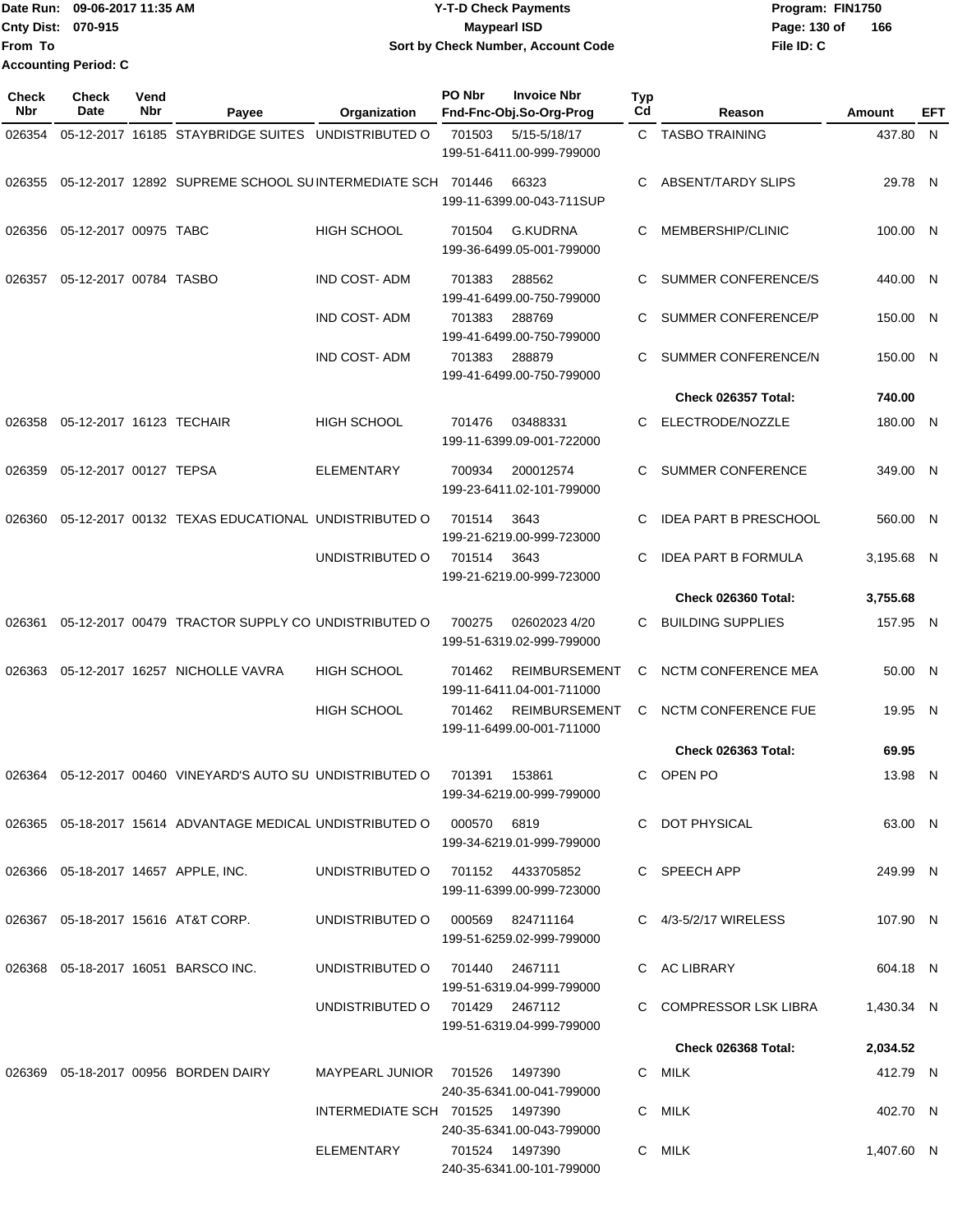Date Run: 09-06-2017 11:35 AM
Cnty Dist: 070-915
From To
Accounting Period: C

# Y-T-D Check Payments
## Maypearl ISD
### Sort by Check Number, Account Code

Program: FIN1750
File ID: C

| Check Nbr | Check Date | Vend Nbr | Payee | Organization | PO Nbr | Invoice Nbr / Fnd-Fnc-Obj.So-Org-Prog | Typ Cd | Reason | Amount | EFT |
|---|---|---|---|---|---|---|---|---|---|---|
| 026354 | 05-12-2017 | 16185 | STAYBRIDGE SUITES | UNDISTRIBUTED O | 701503 | 5/15-5/18/17 199-51-6411.00-999-799000 | C | TASBO TRAINING | 437.80 | N |
| 026355 | 05-12-2017 | 12892 | SUPREME SCHOOL SU | INTERMEDIATE SCH | 701446 | 66323 199-11-6399.00-043-711SUP | C | ABSENT/TARDY SLIPS | 29.78 | N |
| 026356 | 05-12-2017 | 00975 | TABC | HIGH SCHOOL | 701504 | G.KUDRNA 199-36-6499.05-001-799000 | C | MEMBERSHIP/CLINIC | 100.00 | N |
| 026357 | 05-12-2017 | 00784 | TASBO | IND COST- ADM | 701383 | 288562 199-41-6499.00-750-799000 | C | SUMMER CONFERENCE/S | 440.00 | N |
| | | | | IND COST- ADM | 701383 | 288769 199-41-6499.00-750-799000 | C | SUMMER CONFERENCE/P | 150.00 | N |
| | | | | IND COST- ADM | 701383 | 288879 199-41-6499.00-750-799000 | C | SUMMER CONFERENCE/N | 150.00 | N |
| | | | | | | | | **Check 026357 Total:** | **740.00** | |
| 026358 | 05-12-2017 | 16123 | TECHAIR | HIGH SCHOOL | 701476 | 03488331 199-11-6399.09-001-722000 | C | ELECTRODE/NOZZLE | 180.00 | N |
| 026359 | 05-12-2017 | 00127 | TEPSA | ELEMENTARY | 700934 | 200012574 199-23-6411.02-101-799000 | C | SUMMER CONFERENCE | 349.00 | N |
| 026360 | 05-12-2017 | 00132 | TEXAS EDUCATIONAL | UNDISTRIBUTED O | 701514 | 3643 199-21-6219.00-999-723000 | C | IDEA PART B PRESCHOOL | 560.00 | N |
| | | | | UNDISTRIBUTED O | 701514 | 3643 199-21-6219.00-999-723000 | C | IDEA PART B FORMULA | 3,195.68 | N |
| | | | | | | | | **Check 026360 Total:** | **3,755.68** | |
| 026361 | 05-12-2017 | 00479 | TRACTOR SUPPLY CO | UNDISTRIBUTED O | 700275 | 02602023 4/20 199-51-6319.02-999-799000 | C | BUILDING SUPPLIES | 157.95 | N |
| 026363 | 05-12-2017 | 16257 | NICHOLLE VAVRA | HIGH SCHOOL | 701462 | REIMBURSEMENT 199-11-6411.04-001-711000 | C | NCTM CONFERENCE MEA | 50.00 | N |
| | | | | HIGH SCHOOL | 701462 | REIMBURSEMENT 199-11-6499.00-001-711000 | C | NCTM CONFERENCE FUE | 19.95 | N |
| | | | | | | | | **Check 026363 Total:** | **69.95** | |
| 026364 | 05-12-2017 | 00460 | VINEYARD'S AUTO SU | UNDISTRIBUTED O | 701391 | 153861 199-34-6219.00-999-799000 | C | OPEN PO | 13.98 | N |
| 026365 | 05-18-2017 | 15614 | ADVANTAGE MEDICAL | UNDISTRIBUTED O | 000570 | 6819 199-34-6219.01-999-799000 | C | DOT PHYSICAL | 63.00 | N |
| 026366 | 05-18-2017 | 14657 | APPLE, INC. | UNDISTRIBUTED O | 701152 | 4433705852 199-11-6399.00-999-723000 | C | SPEECH APP | 249.99 | N |
| 026367 | 05-18-2017 | 15616 | AT&T CORP. | UNDISTRIBUTED O | 000569 | 824711164 199-51-6259.02-999-799000 | C | 4/3-5/2/17 WIRELESS | 107.90 | N |
| 026368 | 05-18-2017 | 16051 | BARSCO INC. | UNDISTRIBUTED O | 701440 | 2467111 199-51-6319.04-999-799000 | C | AC LIBRARY | 604.18 | N |
| | | | | UNDISTRIBUTED O | 701429 | 2467112 199-51-6319.04-999-799000 | C | COMPRESSOR LSK LIBRA | 1,430.34 | N |
| | | | | | | | | **Check 026368 Total:** | **2,034.52** | |
| 026369 | 05-18-2017 | 00956 | BORDEN DAIRY | MAYPEARL JUNIOR | 701526 | 1497390 240-35-6341.00-041-799000 | C | MILK | 412.79 | N |
| | | | | INTERMEDIATE SCH | 701525 | 1497390 240-35-6341.00-043-799000 | C | MILK | 402.70 | N |
| | | | | ELEMENTARY | 701524 | 1497390 240-35-6341.00-101-799000 | C | MILK | 1,407.60 | N |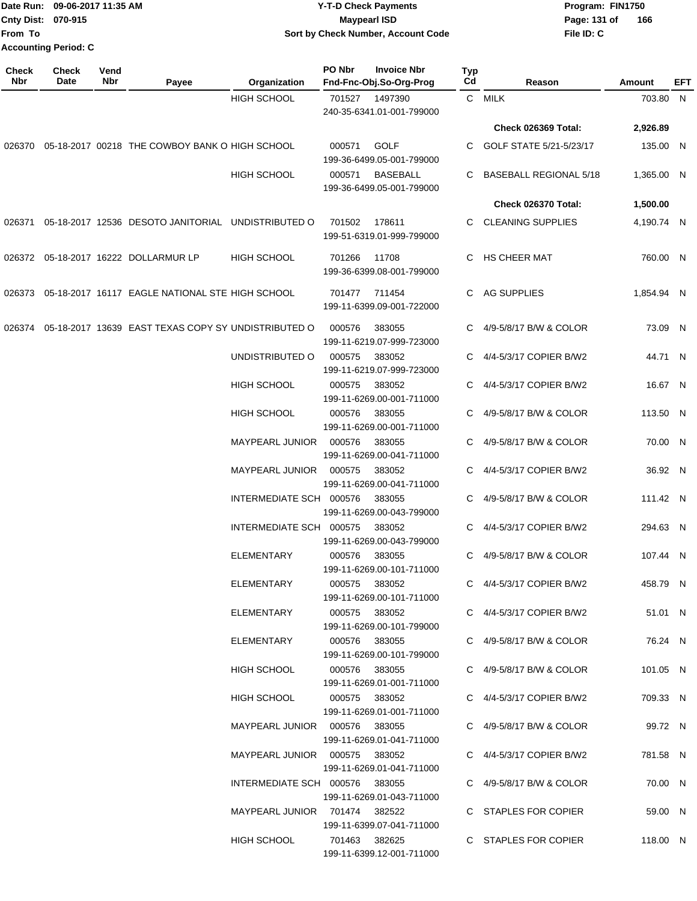| Check Nbr | Check Date | Vend Nbr | Payee | Organization | PO Nbr | Invoice Nbr / Fnd-Fnc-Obj.So-Org-Prog | Typ Cd | Reason | Amount | EFT |
|---|---|---|---|---|---|---|---|---|---|---|
| | | | | HIGH SCHOOL | 701527 | 1497390 240-35-6341.01-001-799000 | C | MILK | 703.80 | N |
| | | | | | | | | **Check 026369 Total:** | **2,926.89** | |
| 026370 | 05-18-2017 | 00218 | THE COWBOY BANK O | HIGH SCHOOL | 000571 | GOLF 199-36-6499.05-001-799000 | C | GOLF STATE 5/21-5/23/17 | 135.00 | N |
| | | | | HIGH SCHOOL | 000571 | BASEBALL 199-36-6499.05-001-799000 | C | BASEBALL REGIONAL 5/18 | 1,365.00 | N |
| | | | | | | | | **Check 026370 Total:** | **1,500.00** | |
| 026371 | 05-18-2017 | 12536 | DESOTO JANITORIAL | UNDISTRIBUTED O | 701502 | 178611 199-51-6319.01-999-799000 | C | CLEANING SUPPLIES | 4,190.74 | N |
| 026372 | 05-18-2017 | 16222 | DOLLARMUR LP | HIGH SCHOOL | 701266 | 11708 199-36-6399.08-001-799000 | C | HS CHEER MAT | 760.00 | N |
| 026373 | 05-18-2017 | 16117 | EAGLE NATIONAL STE | HIGH SCHOOL | 701477 | 711454 199-11-6399.09-001-722000 | C | AG SUPPLIES | 1,854.94 | N |
| 026374 | 05-18-2017 | 13639 | EAST TEXAS COPY SY | UNDISTRIBUTED O | 000576 | 383055 199-11-6219.07-999-723000 | C | 4/9-5/8/17 B/W & COLOR | 73.09 | N |
| | | | | UNDISTRIBUTED O | 000575 | 383052 199-11-6219.07-999-723000 | C | 4/4-5/3/17 COPIER B/W2 | 44.71 | N |
| | | | | HIGH SCHOOL | 000575 | 383052 199-11-6269.00-001-711000 | C | 4/4-5/3/17 COPIER B/W2 | 16.67 | N |
| | | | | HIGH SCHOOL | 000576 | 383055 199-11-6269.00-001-711000 | C | 4/9-5/8/17 B/W & COLOR | 113.50 | N |
| | | | | MAYPEARL JUNIOR | 000576 | 383055 199-11-6269.00-041-711000 | C | 4/9-5/8/17 B/W & COLOR | 70.00 | N |
| | | | | MAYPEARL JUNIOR | 000575 | 383052 199-11-6269.00-041-711000 | C | 4/4-5/3/17 COPIER B/W2 | 36.92 | N |
| | | | | INTERMEDIATE SCH | 000576 | 383055 199-11-6269.00-043-799000 | C | 4/9-5/8/17 B/W & COLOR | 111.42 | N |
| | | | | INTERMEDIATE SCH | 000575 | 383052 199-11-6269.00-043-799000 | C | 4/4-5/3/17 COPIER B/W2 | 294.63 | N |
| | | | | ELEMENTARY | 000576 | 383055 199-11-6269.00-101-711000 | C | 4/9-5/8/17 B/W & COLOR | 107.44 | N |
| | | | | ELEMENTARY | 000575 | 383052 199-11-6269.00-101-711000 | C | 4/4-5/3/17 COPIER B/W2 | 458.79 | N |
| | | | | ELEMENTARY | 000575 | 383052 199-11-6269.00-101-799000 | C | 4/4-5/3/17 COPIER B/W2 | 51.01 | N |
| | | | | ELEMENTARY | 000576 | 383055 199-11-6269.00-101-799000 | C | 4/9-5/8/17 B/W & COLOR | 76.24 | N |
| | | | | HIGH SCHOOL | 000576 | 383055 199-11-6269.01-001-711000 | C | 4/9-5/8/17 B/W & COLOR | 101.05 | N |
| | | | | HIGH SCHOOL | 000575 | 383052 199-11-6269.01-001-711000 | C | 4/4-5/3/17 COPIER B/W2 | 709.33 | N |
| | | | | MAYPEARL JUNIOR | 000576 | 383055 199-11-6269.01-041-711000 | C | 4/9-5/8/17 B/W & COLOR | 99.72 | N |
| | | | | MAYPEARL JUNIOR | 000575 | 383052 199-11-6269.01-041-711000 | C | 4/4-5/3/17 COPIER B/W2 | 781.58 | N |
| | | | | INTERMEDIATE SCH | 000576 | 383055 199-11-6269.01-043-711000 | C | 4/9-5/8/17 B/W & COLOR | 70.00 | N |
| | | | | MAYPEARL JUNIOR | 701474 | 382522 199-11-6399.07-041-711000 | C | STAPLES FOR COPIER | 59.00 | N |
| | | | | HIGH SCHOOL | 701463 | 382625 199-11-6399.12-001-711000 | C | STAPLES FOR COPIER | 118.00 | N |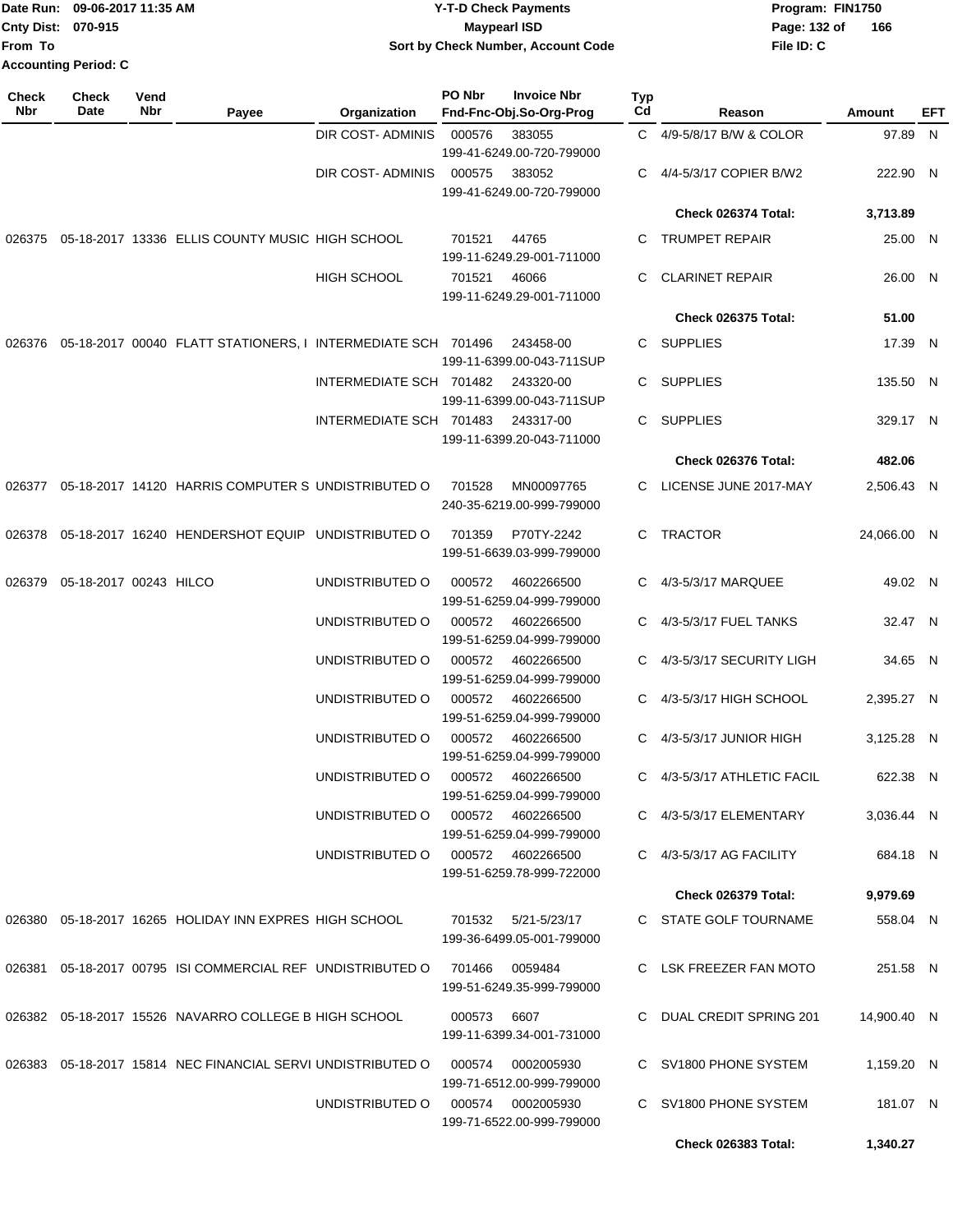Date Run: 09-06-2017 11:35 AM
Cnty Dist: 070-915
From To
Accounting Period: C

# Y-T-D Check Payments
## Maypearl ISD
### Sort by Check Number, Account Code

Program: FIN1750
File ID: C

| Check Nbr | Check Date | Vend Nbr | Payee | Organization | PO Nbr | Invoice Nbr / Fnd-Fnc-Obj.So-Org-Prog | Typ Cd | Reason | Amount | EFT |
|---|---|---|---|---|---|---|---|---|---|---|
| | | | | DIR COST- ADMINIS | 000576 | 383055 / 199-41-6249.00-720-799000 | C | 4/9-5/8/17 B/W & COLOR | 97.89 | N |
| | | | | DIR COST- ADMINIS | 000575 | 383052 / 199-41-6249.00-720-799000 | C | 4/4-5/3/17 COPIER B/W2 | 222.90 | N |
| | | | | | | | | **Check 026374 Total:** | **3,713.89** | |
| 026375 | 05-18-2017 | 13336 | ELLIS COUNTY MUSIC | HIGH SCHOOL | 701521 | 44765 / 199-11-6249.29-001-711000 | C | TRUMPET REPAIR | 25.00 | N |
| | | | | HIGH SCHOOL | 701521 | 46066 / 199-11-6249.29-001-711000 | C | CLARINET REPAIR | 26.00 | N |
| | | | | | | | | **Check 026375 Total:** | **51.00** | |
| 026376 | 05-18-2017 | 00040 | FLATT STATIONERS, I | INTERMEDIATE SCH | 701496 | 243458-00 / 199-11-6399.00-043-711SUP | C | SUPPLIES | 17.39 | N |
| | | | | INTERMEDIATE SCH | 701482 | 243320-00 / 199-11-6399.00-043-711SUP | C | SUPPLIES | 135.50 | N |
| | | | | INTERMEDIATE SCH | 701483 | 243317-00 / 199-11-6399.20-043-711000 | C | SUPPLIES | 329.17 | N |
| | | | | | | | | **Check 026376 Total:** | **482.06** | |
| 026377 | 05-18-2017 | 14120 | HARRIS COMPUTER S | UNDISTRIBUTED O | 701528 | MN00097765 / 240-35-6219.00-999-799000 | C | LICENSE JUNE 2017-MAY | 2,506.43 | N |
| 026378 | 05-18-2017 | 16240 | HENDERSHOT EQUIP | UNDISTRIBUTED O | 701359 | P70TY-2242 / 199-51-6639.03-999-799000 | C | TRACTOR | 24,066.00 | N |
| 026379 | 05-18-2017 | 00243 | HILCO | UNDISTRIBUTED O | 000572 | 4602266500 / 199-51-6259.04-999-799000 | C | 4/3-5/3/17 MARQUEE | 49.02 | N |
| | | | | UNDISTRIBUTED O | 000572 | 4602266500 / 199-51-6259.04-999-799000 | C | 4/3-5/3/17 FUEL TANKS | 32.47 | N |
| | | | | UNDISTRIBUTED O | 000572 | 4602266500 / 199-51-6259.04-999-799000 | C | 4/3-5/3/17 SECURITY LIGH | 34.65 | N |
| | | | | UNDISTRIBUTED O | 000572 | 4602266500 / 199-51-6259.04-999-799000 | C | 4/3-5/3/17 HIGH SCHOOL | 2,395.27 | N |
| | | | | UNDISTRIBUTED O | 000572 | 4602266500 / 199-51-6259.04-999-799000 | C | 4/3-5/3/17 JUNIOR HIGH | 3,125.28 | N |
| | | | | UNDISTRIBUTED O | 000572 | 4602266500 / 199-51-6259.04-999-799000 | C | 4/3-5/3/17 ATHLETIC FACIL | 622.38 | N |
| | | | | UNDISTRIBUTED O | 000572 | 4602266500 / 199-51-6259.04-999-799000 | C | 4/3-5/3/17 ELEMENTARY | 3,036.44 | N |
| | | | | UNDISTRIBUTED O | 000572 | 4602266500 / 199-51-6259.78-999-722000 | C | 4/3-5/3/17 AG FACILITY | 684.18 | N |
| | | | | | | | | **Check 026379 Total:** | **9,979.69** | |
| 026380 | 05-18-2017 | 16265 | HOLIDAY INN EXPRES | HIGH SCHOOL | 701532 | 5/21-5/23/17 / 199-36-6499.05-001-799000 | C | STATE GOLF TOURNAME | 558.04 | N |
| 026381 | 05-18-2017 | 00795 | ISI COMMERCIAL REF | UNDISTRIBUTED O | 701466 | 0059484 / 199-51-6249.35-999-799000 | C | LSK FREEZER FAN MOTO | 251.58 | N |
| 026382 | 05-18-2017 | 15526 | NAVARRO COLLEGE B | HIGH SCHOOL | 000573 | 6607 / 199-11-6399.34-001-731000 | C | DUAL CREDIT SPRING 201 | 14,900.40 | N |
| 026383 | 05-18-2017 | 15814 | NEC FINANCIAL SERVI | UNDISTRIBUTED O | 000574 | 0002005930 / 199-71-6512.00-999-799000 | C | SV1800 PHONE SYSTEM | 1,159.20 | N |
| | | | | UNDISTRIBUTED O | 000574 | 0002005930 / 199-71-6522.00-999-799000 | C | SV1800 PHONE SYSTEM | 181.07 | N |
| | | | | | | | | **Check 026383 Total:** | **1,340.27** | |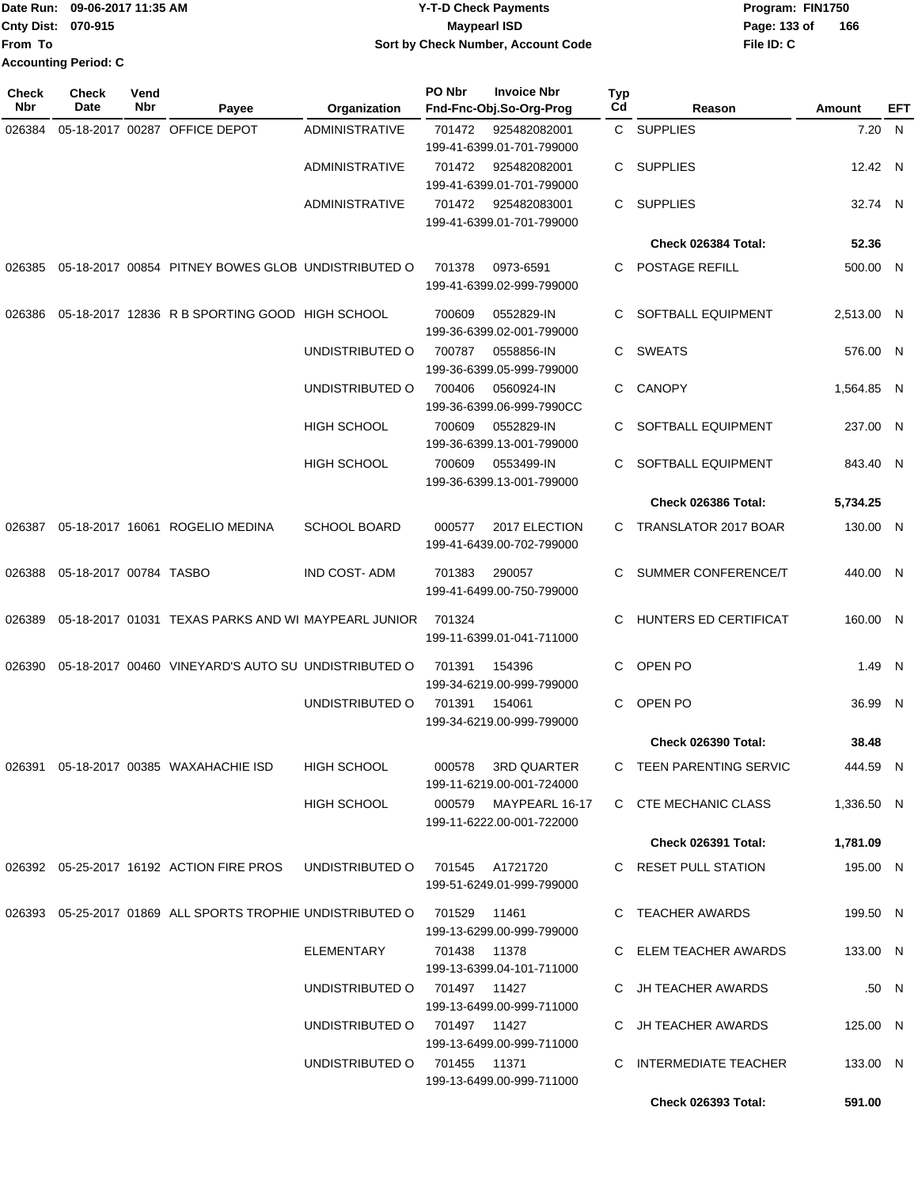Date Run: 09-06-2017 11:35 AM
Cnty Dist: 070-915
From To
Accounting Period: C

# Y-T-D Check Payments
## Maypearl ISD
### Sort by Check Number, Account Code

Program: FIN1750
File ID: C

| Check Nbr | Check Date | Vend Nbr | Payee | Organization | PO Nbr | Invoice Nbr / Fnd-Fnc-Obj.So-Org-Prog | Typ Cd | Reason | Amount | EFT |
|---|---|---|---|---|---|---|---|---|---|---|
| 026384 | 05-18-2017 | 00287 | OFFICE DEPOT | ADMINISTRATIVE | 701472 | 925482082001 199-41-6399.01-701-799000 | C | SUPPLIES | 7.20 | N |
| | | | | ADMINISTRATIVE | 701472 | 925482082001 199-41-6399.01-701-799000 | C | SUPPLIES | 12.42 | N |
| | | | | ADMINISTRATIVE | 701472 | 925482083001 199-41-6399.01-701-799000 | C | SUPPLIES | 32.74 | N |
| | | | | | | | | **Check 026384 Total:** | **52.36** | |
| 026385 | 05-18-2017 | 00854 | PITNEY BOWES GLOB | UNDISTRIBUTED O | 701378 | 0973-6591 199-41-6399.02-999-799000 | C | POSTAGE REFILL | 500.00 | N |
| 026386 | 05-18-2017 | 12836 | R B SPORTING GOOD | HIGH SCHOOL | 700609 | 0552829-IN 199-36-6399.02-001-799000 | C | SOFTBALL EQUIPMENT | 2,513.00 | N |
| | | | | UNDISTRIBUTED O | 700787 | 0558856-IN 199-36-6399.05-999-799000 | C | SWEATS | 576.00 | N |
| | | | | UNDISTRIBUTED O | 700406 | 0560924-IN 199-36-6399.06-999-7990CC | C | CANOPY | 1,564.85 | N |
| | | | | HIGH SCHOOL | 700609 | 0552829-IN 199-36-6399.13-001-799000 | C | SOFTBALL EQUIPMENT | 237.00 | N |
| | | | | HIGH SCHOOL | 700609 | 0553499-IN 199-36-6399.13-001-799000 | C | SOFTBALL EQUIPMENT | 843.40 | N |
| | | | | | | | | **Check 026386 Total:** | **5,734.25** | |
| 026387 | 05-18-2017 | 16061 | ROGELIO MEDINA | SCHOOL BOARD | 000577 | 2017 ELECTION 199-41-6439.00-702-799000 | C | TRANSLATOR 2017 BOAR | 130.00 | N |
| 026388 | 05-18-2017 | 00784 | TASBO | IND COST- ADM | 701383 | 290057 199-41-6499.00-750-799000 | C | SUMMER CONFERENCE/T | 440.00 | N |
| 026389 | 05-18-2017 | 01031 | TEXAS PARKS AND WI | MAYPEARL JUNIOR | 701324 | 199-11-6399.01-041-711000 | C | HUNTERS ED CERTIFICAT | 160.00 | N |
| 026390 | 05-18-2017 | 00460 | VINEYARD'S AUTO SU | UNDISTRIBUTED O | 701391 | 154396 199-34-6219.00-999-799000 | C | OPEN PO | 1.49 | N |
| | | | | UNDISTRIBUTED O | 701391 | 154061 199-34-6219.00-999-799000 | C | OPEN PO | 36.99 | N |
| | | | | | | | | **Check 026390 Total:** | **38.48** | |
| 026391 | 05-18-2017 | 00385 | WAXAHACHIE ISD | HIGH SCHOOL | 000578 | 3RD QUARTER 199-11-6219.00-001-724000 | C | TEEN PARENTING SERVIC | 444.59 | N |
| | | | | HIGH SCHOOL | 000579 | MAYPEARL 16-17 199-11-6222.00-001-722000 | C | CTE MECHANIC CLASS | 1,336.50 | N |
| | | | | | | | | **Check 026391 Total:** | **1,781.09** | |
| 026392 | 05-25-2017 | 16192 | ACTION FIRE PROS | UNDISTRIBUTED O | 701545 | A1721720 199-51-6249.01-999-799000 | C | RESET PULL STATION | 195.00 | N |
| 026393 | 05-25-2017 | 01869 | ALL SPORTS TROPHIE | UNDISTRIBUTED O | 701529 | 11461 199-13-6299.00-999-799000 | C | TEACHER AWARDS | 199.50 | N |
| | | | | ELEMENTARY | 701438 | 11378 199-13-6399.04-101-711000 | C | ELEM TEACHER AWARDS | 133.00 | N |
| | | | | UNDISTRIBUTED O | 701497 | 11427 199-13-6499.00-999-711000 | C | JH TEACHER AWARDS | .50 | N |
| | | | | UNDISTRIBUTED O | 701497 | 11427 199-13-6499.00-999-711000 | C | JH TEACHER AWARDS | 125.00 | N |
| | | | | UNDISTRIBUTED O | 701455 | 11371 199-13-6499.00-999-711000 | C | INTERMEDIATE TEACHER | 133.00 | N |
| | | | | | | | | **Check 026393 Total:** | **591.00** | |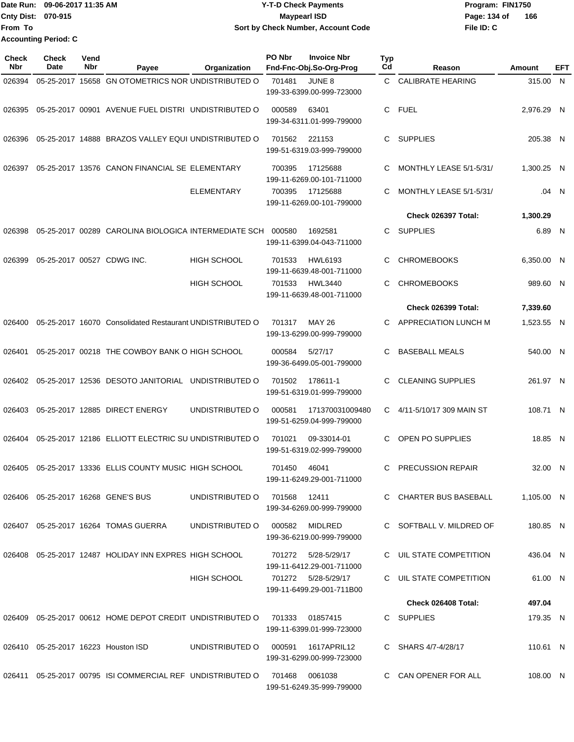Date Run: 09-06-2017 11:35 AM
Cnty Dist: 070-915
From To
Accounting Period: C

**Y-T-D Check Payments**
**Maypearl ISD**
**Sort by Check Number, Account Code**

Program: FIN1750
File ID: C

| Check Nbr | Check Date | Vend Nbr | Payee | Organization | PO Nbr | Invoice Nbr / Fnd-Fnc-Obj.So-Org-Prog | Typ Cd | Reason | Amount | EFT |
|---|---|---|---|---|---|---|---|---|---|---|
| 026394 | 05-25-2017 | 15658 | GN OTOMETRICS NOR | UNDISTRIBUTED O | 701481 | JUNE 8 / 199-33-6399.00-999-723000 | C | CALIBRATE HEARING | 315.00 | N |
| 026395 | 05-25-2017 | 00901 | AVENUE FUEL DISTRI | UNDISTRIBUTED O | 000589 | 63401 / 199-34-6311.01-999-799000 | C | FUEL | 2,976.29 | N |
| 026396 | 05-25-2017 | 14888 | BRAZOS VALLEY EQUI | UNDISTRIBUTED O | 701562 | 221153 / 199-51-6319.03-999-799000 | C | SUPPLIES | 205.38 | N |
| 026397 | 05-25-2017 | 13576 | CANON FINANCIAL SE | ELEMENTARY | 700395 | 17125688 / 199-11-6269.00-101-711000 | C | MONTHLY LEASE 5/1-5/31/ | 1,300.25 | N |
| | | | | ELEMENTARY | 700395 | 17125688 / 199-11-6269.00-101-799000 | C | MONTHLY LEASE 5/1-5/31/ | .04 | N |
| | | | | | | | | **Check 026397 Total:** | **1,300.29** | |
| 026398 | 05-25-2017 | 00289 | CAROLINA BIOLOGICA | INTERMEDIATE SCH | 000580 | 1692581 / 199-11-6399.04-043-711000 | C | SUPPLIES | 6.89 | N |
| 026399 | 05-25-2017 | 00527 | CDWG INC. | HIGH SCHOOL | 701533 | HWL6193 / 199-11-6639.48-001-711000 | C | CHROMEBOOKS | 6,350.00 | N |
| | | | | HIGH SCHOOL | 701533 | HWL3440 / 199-11-6639.48-001-711000 | C | CHROMEBOOKS | 989.60 | N |
| | | | | | | | | **Check 026399 Total:** | **7,339.60** | |
| 026400 | 05-25-2017 | 16070 | Consolidated Restaurant | UNDISTRIBUTED O | 701317 | MAY 26 / 199-13-6299.00-999-799000 | C | APPRECIATION LUNCH M | 1,523.55 | N |
| 026401 | 05-25-2017 | 00218 | THE COWBOY BANK O | HIGH SCHOOL | 000584 | 5/27/17 / 199-36-6499.05-001-799000 | C | BASEBALL MEALS | 540.00 | N |
| 026402 | 05-25-2017 | 12536 | DESOTO JANITORIAL | UNDISTRIBUTED O | 701502 | 178611-1 / 199-51-6319.01-999-799000 | C | CLEANING SUPPLIES | 261.97 | N |
| 026403 | 05-25-2017 | 12885 | DIRECT ENERGY | UNDISTRIBUTED O | 000581 | 171370031009480 / 199-51-6259.04-999-799000 | C | 4/11-5/10/17 309 MAIN ST | 108.71 | N |
| 026404 | 05-25-2017 | 12186 | ELLIOTT ELECTRIC SU | UNDISTRIBUTED O | 701021 | 09-33014-01 / 199-51-6319.02-999-799000 | C | OPEN PO SUPPLIES | 18.85 | N |
| 026405 | 05-25-2017 | 13336 | ELLIS COUNTY MUSIC | HIGH SCHOOL | 701450 | 46041 / 199-11-6249.29-001-711000 | C | PRECUSSION REPAIR | 32.00 | N |
| 026406 | 05-25-2017 | 16268 | GENE'S BUS | UNDISTRIBUTED O | 701568 | 12411 / 199-34-6269.00-999-799000 | C | CHARTER BUS BASEBALL | 1,105.00 | N |
| 026407 | 05-25-2017 | 16264 | TOMAS GUERRA | UNDISTRIBUTED O | 000582 | MIDLRED / 199-36-6219.00-999-799000 | C | SOFTBALL V. MILDRED OF | 180.85 | N |
| 026408 | 05-25-2017 | 12487 | HOLIDAY INN EXPRES | HIGH SCHOOL | 701272 | 5/28-5/29/17 / 199-11-6412.29-001-711000 | C | UIL STATE COMPETITION | 436.04 | N |
| | | | | HIGH SCHOOL | 701272 | 5/28-5/29/17 / 199-11-6499.29-001-711B00 | C | UIL STATE COMPETITION | 61.00 | N |
| | | | | | | | | **Check 026408 Total:** | **497.04** | |
| 026409 | 05-25-2017 | 00612 | HOME DEPOT CREDIT | UNDISTRIBUTED O | 701333 | 01857415 / 199-11-6399.01-999-723000 | C | SUPPLIES | 179.35 | N |
| 026410 | 05-25-2017 | 16223 | Houston ISD | UNDISTRIBUTED O | 000591 | 1617APRIL12 / 199-31-6299.00-999-723000 | C | SHARS 4/7-4/28/17 | 110.61 | N |
| 026411 | 05-25-2017 | 00795 | ISI COMMERCIAL REF | UNDISTRIBUTED O | 701468 | 0061038 / 199-51-6249.35-999-799000 | C | CAN OPENER FOR ALL | 108.00 | N |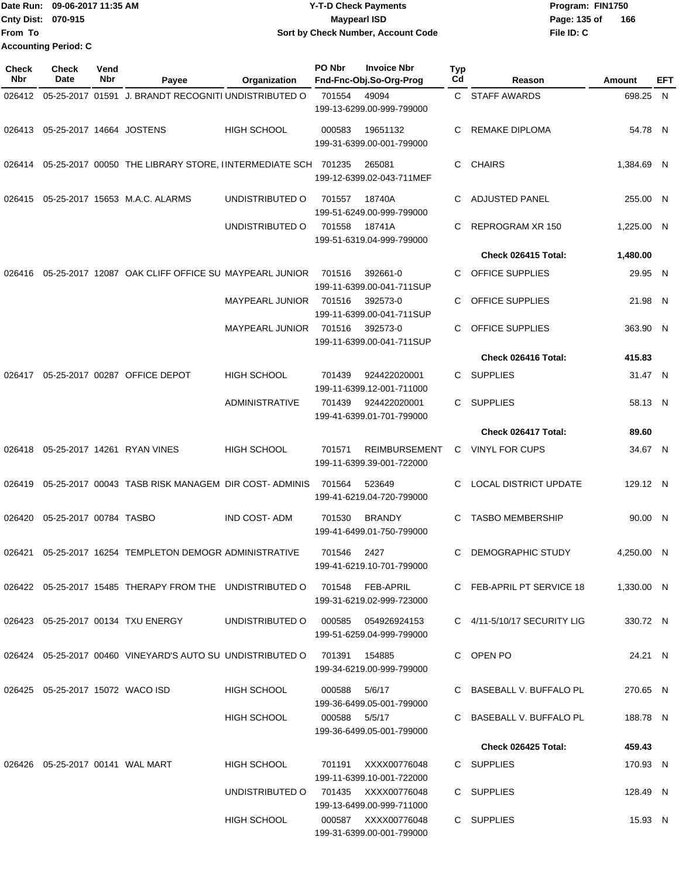Date Run: 09-06-2017 11:35 AM
Cnty Dist: 070-915
From To
Accounting Period: C

# Y-T-D Check Payments
## Maypearl ISD
### Sort by Check Number, Account Code

Program: FIN1750
File ID: C

| Check Nbr | Check Date | Vend Nbr | Payee | Organization | PO Nbr | Invoice Nbr / Fnd-Fnc-Obj.So-Org-Prog | Typ Cd | Reason | Amount | EFT |
|---|---|---|---|---|---|---|---|---|---|---|
| 026412 | 05-25-2017 | 01591 | J. BRANDT RECOGNITI | UNDISTRIBUTED O | 701554 | 49094 199-13-6299.00-999-799000 | C | STAFF AWARDS | 698.25 | N |
| 026413 | 05-25-2017 | 14664 | JOSTENS | HIGH SCHOOL | 000583 | 19651132 199-31-6399.00-001-799000 | C | REMAKE DIPLOMA | 54.78 | N |
| 026414 | 05-25-2017 | 00050 | THE LIBRARY STORE, I | INTERMEDIATE SCH | 701235 | 265081 199-12-6399.02-043-711MEF | C | CHAIRS | 1,384.69 | N |
| 026415 | 05-25-2017 | 15653 | M.A.C. ALARMS | UNDISTRIBUTED O | 701557 | 18740A 199-51-6249.00-999-799000 | C | ADJUSTED PANEL | 255.00 | N |
| | | | | UNDISTRIBUTED O | 701558 | 18741A 199-51-6319.04-999-799000 | C | REPROGRAM XR 150 | 1,225.00 | N |
| | | | | | | | | **Check 026415 Total:** | **1,480.00** | |
| 026416 | 05-25-2017 | 12087 | OAK CLIFF OFFICE SU | MAYPEARL JUNIOR | 701516 | 392661-0 199-11-6399.00-041-711SUP | C | OFFICE SUPPLIES | 29.95 | N |
| | | | | MAYPEARL JUNIOR | 701516 | 392573-0 199-11-6399.00-041-711SUP | C | OFFICE SUPPLIES | 21.98 | N |
| | | | | MAYPEARL JUNIOR | 701516 | 392573-0 199-11-6399.00-041-711SUP | C | OFFICE SUPPLIES | 363.90 | N |
| | | | | | | | | **Check 026416 Total:** | **415.83** | |
| 026417 | 05-25-2017 | 00287 | OFFICE DEPOT | HIGH SCHOOL | 701439 | 924422020001 199-11-6399.12-001-711000 | C | SUPPLIES | 31.47 | N |
| | | | | ADMINISTRATIVE | 701439 | 924422020001 199-41-6399.01-701-799000 | C | SUPPLIES | 58.13 | N |
| | | | | | | | | **Check 026417 Total:** | **89.60** | |
| 026418 | 05-25-2017 | 14261 | RYAN VINES | HIGH SCHOOL | 701571 | REIMBURSEMENT 199-11-6399.39-001-722000 | C | VINYL FOR CUPS | 34.67 | N |
| 026419 | 05-25-2017 | 00043 | TASB RISK MANAGEM | DIR COST- ADMINIS | 701564 | 523649 199-41-6219.04-720-799000 | C | LOCAL DISTRICT UPDATE | 129.12 | N |
| 026420 | 05-25-2017 | 00784 | TASBO | IND COST- ADM | 701530 | BRANDY 199-41-6499.01-750-799000 | C | TASBO MEMBERSHIP | 90.00 | N |
| 026421 | 05-25-2017 | 16254 | TEMPLETON DEMOGR | ADMINISTRATIVE | 701546 | 2427 199-41-6219.10-701-799000 | C | DEMOGRAPHIC STUDY | 4,250.00 | N |
| 026422 | 05-25-2017 | 15485 | THERAPY FROM THE | UNDISTRIBUTED O | 701548 | FEB-APRIL 199-31-6219.02-999-723000 | C | FEB-APRIL PT SERVICE 18 | 1,330.00 | N |
| 026423 | 05-25-2017 | 00134 | TXU ENERGY | UNDISTRIBUTED O | 000585 | 054926924153 199-51-6259.04-999-799000 | C | 4/11-5/10/17 SECURITY LIG | 330.72 | N |
| 026424 | 05-25-2017 | 00460 | VINEYARD'S AUTO SU | UNDISTRIBUTED O | 701391 | 154885 199-34-6219.00-999-799000 | C | OPEN PO | 24.21 | N |
| 026425 | 05-25-2017 | 15072 | WACO ISD | HIGH SCHOOL | 000588 | 5/6/17 199-36-6499.05-001-799000 | C | BASEBALL V. BUFFALO PL | 270.65 | N |
| | | | | HIGH SCHOOL | 000588 | 5/5/17 199-36-6499.05-001-799000 | C | BASEBALL V. BUFFALO PL | 188.78 | N |
| | | | | | | | | **Check 026425 Total:** | **459.43** | |
| 026426 | 05-25-2017 | 00141 | WAL MART | HIGH SCHOOL | 701191 | XXXX00776048 199-11-6399.10-001-722000 | C | SUPPLIES | 170.93 | N |
| | | | | UNDISTRIBUTED O | 701435 | XXXX00776048 199-13-6499.00-999-711000 | C | SUPPLIES | 128.49 | N |
| | | | | HIGH SCHOOL | 000587 | XXXX00776048 199-31-6399.00-001-799000 | C | SUPPLIES | 15.93 | N |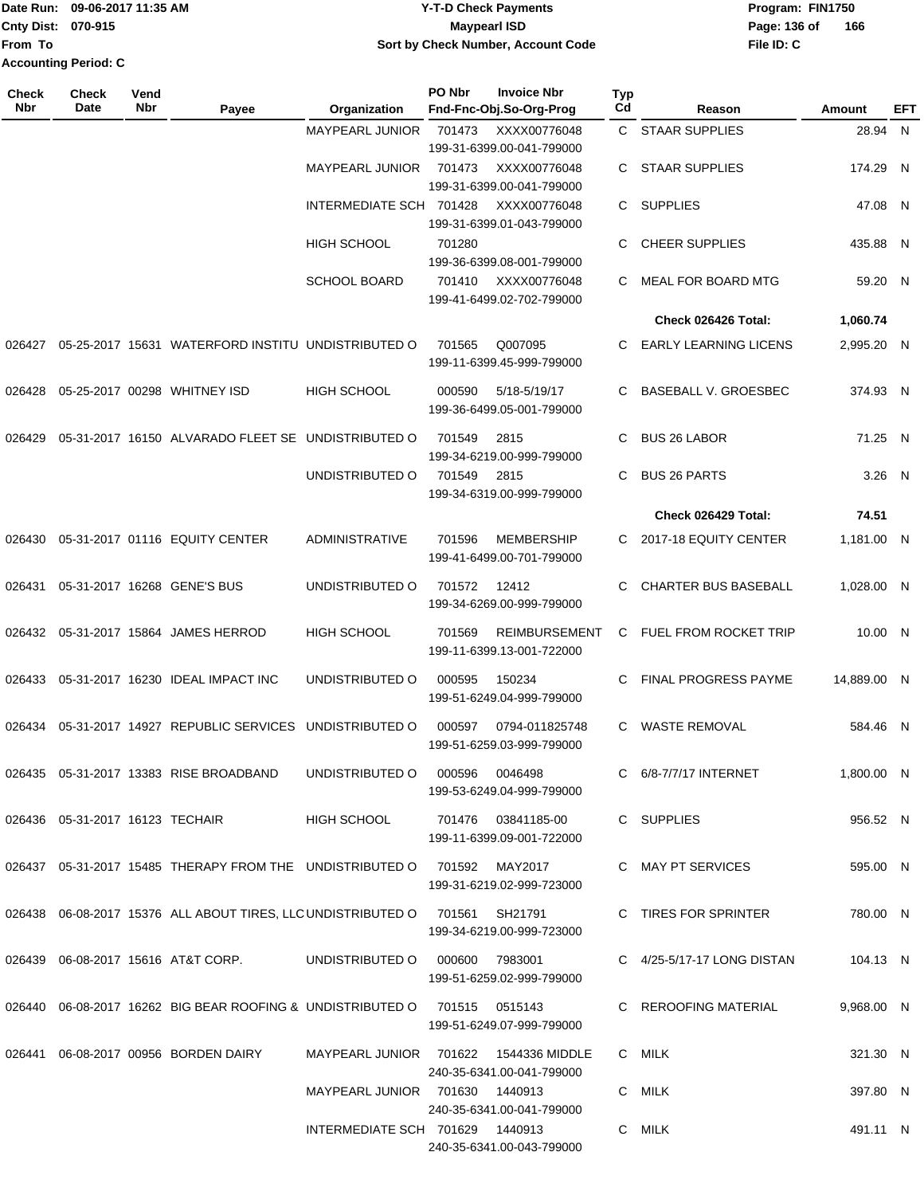| Check Nbr | Check Date | Vend Nbr | Payee | Organization | PO Nbr / Invoice Nbr / Fnd-Fnc-Obj.So-Org-Prog | Typ Cd | Reason | Amount | EFT |
|---|---|---|---|---|---|---|---|---|---|
| | | | | MAYPEARL JUNIOR | 701473 XXXX00776048 199-31-6399.00-041-799000 | C | STAAR SUPPLIES | 28.94 | N |
| | | | | MAYPEARL JUNIOR | 701473 XXXX00776048 199-31-6399.00-041-799000 | C | STAAR SUPPLIES | 174.29 | N |
| | | | | INTERMEDIATE SCH | 701428 XXXX00776048 199-31-6399.01-043-799000 | C | SUPPLIES | 47.08 | N |
| | | | | HIGH SCHOOL | 701280 199-36-6399.08-001-799000 | C | CHEER SUPPLIES | 435.88 | N |
| | | | | SCHOOL BOARD | 701410 XXXX00776048 199-41-6499.02-702-799000 | C | MEAL FOR BOARD MTG | 59.20 | N |
| | | | | | | | **Check 026426 Total:** | **1,060.74** | |
| 026427 | 05-25-2017 | 15631 | WATERFORD INSTITU | UNDISTRIBUTED O | 701565 Q007095 199-11-6399.45-999-799000 | C | EARLY LEARNING LICENS | 2,995.20 | N |
| 026428 | 05-25-2017 | 00298 | WHITNEY ISD | HIGH SCHOOL | 000590 5/18-5/19/17 199-36-6499.05-001-799000 | C | BASEBALL V. GROESBEC | 374.93 | N |
| 026429 | 05-31-2017 | 16150 | ALVARADO FLEET SE | UNDISTRIBUTED O | 701549 2815 199-34-6219.00-999-799000 | C | BUS 26 LABOR | 71.25 | N |
| | | | | UNDISTRIBUTED O | 701549 2815 199-34-6319.00-999-799000 | C | BUS 26 PARTS | 3.26 | N |
| | | | | | | | **Check 026429 Total:** | **74.51** | |
| 026430 | 05-31-2017 | 01116 | EQUITY CENTER | ADMINISTRATIVE | 701596 MEMBERSHIP 199-41-6499.00-701-799000 | C | 2017-18 EQUITY CENTER | 1,181.00 | N |
| 026431 | 05-31-2017 | 16268 | GENE'S BUS | UNDISTRIBUTED O | 701572 12412 199-34-6269.00-999-799000 | C | CHARTER BUS BASEBALL | 1,028.00 | N |
| 026432 | 05-31-2017 | 15864 | JAMES HERROD | HIGH SCHOOL | 701569 REIMBURSEMENT 199-11-6399.13-001-722000 | C | FUEL FROM ROCKET TRIP | 10.00 | N |
| 026433 | 05-31-2017 | 16230 | IDEAL IMPACT INC | UNDISTRIBUTED O | 000595 150234 199-51-6249.04-999-799000 | C | FINAL PROGRESS PAYME | 14,889.00 | N |
| 026434 | 05-31-2017 | 14927 | REPUBLIC SERVICES | UNDISTRIBUTED O | 000597 0794-011825748 199-51-6259.03-999-799000 | C | WASTE REMOVAL | 584.46 | N |
| 026435 | 05-31-2017 | 13383 | RISE BROADBAND | UNDISTRIBUTED O | 000596 0046498 199-53-6249.04-999-799000 | C | 6/8-7/7/17 INTERNET | 1,800.00 | N |
| 026436 | 05-31-2017 | 16123 | TECHAIR | HIGH SCHOOL | 701476 03841185-00 199-11-6399.09-001-722000 | C | SUPPLIES | 956.52 | N |
| 026437 | 05-31-2017 | 15485 | THERAPY FROM THE | UNDISTRIBUTED O | 701592 MAY2017 199-31-6219.02-999-723000 | C | MAY PT SERVICES | 595.00 | N |
| 026438 | 06-08-2017 | 15376 | ALL ABOUT TIRES, LLC | UNDISTRIBUTED O | 701561 SH21791 199-34-6219.00-999-723000 | C | TIRES FOR SPRINTER | 780.00 | N |
| 026439 | 06-08-2017 | 15616 | AT&T CORP. | UNDISTRIBUTED O | 000600 7983001 199-51-6259.02-999-799000 | C | 4/25-5/17-17 LONG DISTAN | 104.13 | N |
| 026440 | 06-08-2017 | 16262 | BIG BEAR ROOFING & | UNDISTRIBUTED O | 701515 0515143 199-51-6249.07-999-799000 | C | REROOFING MATERIAL | 9,968.00 | N |
| 026441 | 06-08-2017 | 00956 | BORDEN DAIRY | MAYPEARL JUNIOR | 701622 1544336 MIDDLE 240-35-6341.00-041-799000 | C | MILK | 321.30 | N |
| | | | | MAYPEARL JUNIOR | 701630 1440913 240-35-6341.00-041-799000 | C | MILK | 397.80 | N |
| | | | | INTERMEDIATE SCH | 701629 1440913 240-35-6341.00-043-799000 | C | MILK | 491.11 | N |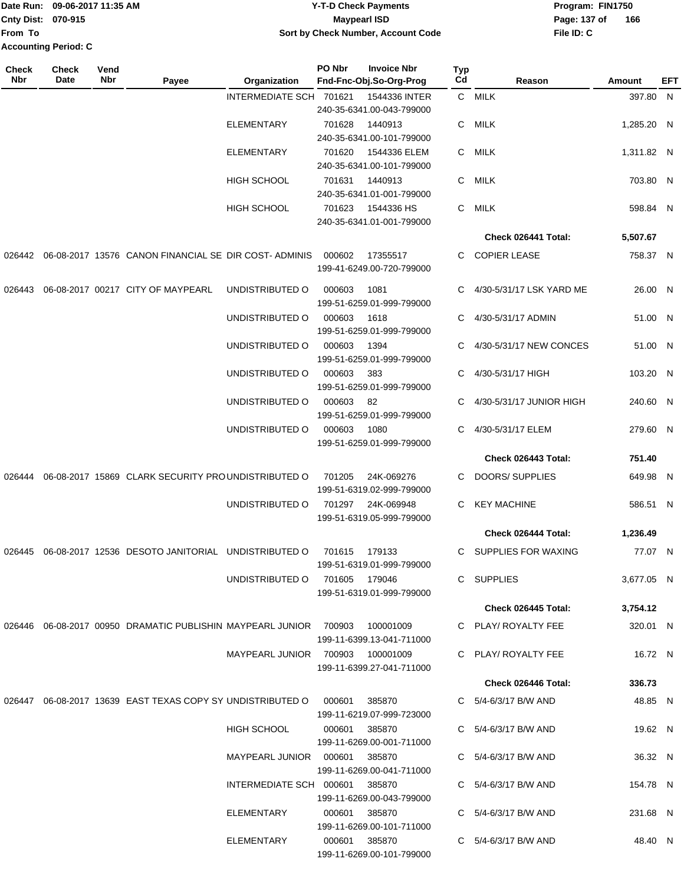Date Run: 09-06-2017 11:35 AM
Cnty Dist: 070-915
From To
Accounting Period: C

**Y-T-D Check Payments**
**Maypearl ISD**
**Sort by Check Number, Account Code**

Program: FIN1750
File ID: C

| Check Nbr | Check Date | Vend Nbr | Payee | Organization | PO Nbr / Fnd-Fnc-Obj.So-Org-Prog | Invoice Nbr | Typ Cd | Reason | Amount | EFT |
|---|---|---|---|---|---|---|---|---|---|---|
| | | | | INTERMEDIATE SCH | 701621 / 240-35-6341.00-043-799000 | 1544336 INTER | C | MILK | 397.80 | N |
| | | | | ELEMENTARY | 701628 / 240-35-6341.00-101-799000 | 1440913 | C | MILK | 1,285.20 | N |
| | | | | ELEMENTARY | 701620 / 240-35-6341.00-101-799000 | 1544336 ELEM | C | MILK | 1,311.82 | N |
| | | | | HIGH SCHOOL | 701631 / 240-35-6341.01-001-799000 | 1440913 | C | MILK | 703.80 | N |
| | | | | HIGH SCHOOL | 701623 / 240-35-6341.01-001-799000 | 1544336 HS | C | MILK | 598.84 | N |
| | | | | | | | | **Check 026441 Total:** | **5,507.67** | |
| 026442 | 06-08-2017 | 13576 | CANON FINANCIAL SE | DIR COST- ADMINIS | 000602 / 199-41-6249.00-720-799000 | 17355517 | C | COPIER LEASE | 758.37 | N |
| 026443 | 06-08-2017 | 00217 | CITY OF MAYPEARL | UNDISTRIBUTED O | 000603 / 199-51-6259.01-999-799000 | 1081 | C | 4/30-5/31/17 LSK YARD ME | 26.00 | N |
| | | | | UNDISTRIBUTED O | 000603 / 199-51-6259.01-999-799000 | 1618 | C | 4/30-5/31/17 ADMIN | 51.00 | N |
| | | | | UNDISTRIBUTED O | 000603 / 199-51-6259.01-999-799000 | 1394 | C | 4/30-5/31/17 NEW CONCES | 51.00 | N |
| | | | | UNDISTRIBUTED O | 000603 / 199-51-6259.01-999-799000 | 383 | C | 4/30-5/31/17 HIGH | 103.20 | N |
| | | | | UNDISTRIBUTED O | 000603 / 199-51-6259.01-999-799000 | 82 | C | 4/30-5/31/17 JUNIOR HIGH | 240.60 | N |
| | | | | UNDISTRIBUTED O | 000603 / 199-51-6259.01-999-799000 | 1080 | C | 4/30-5/31/17 ELEM | 279.60 | N |
| | | | | | | | | **Check 026443 Total:** | **751.40** | |
| 026444 | 06-08-2017 | 15869 | CLARK SECURITY PRO | UNDISTRIBUTED O | 701205 / 199-51-6319.02-999-799000 | 24K-069276 | C | DOORS/ SUPPLIES | 649.98 | N |
| | | | | UNDISTRIBUTED O | 701297 / 199-51-6319.05-999-799000 | 24K-069948 | C | KEY MACHINE | 586.51 | N |
| | | | | | | | | **Check 026444 Total:** | **1,236.49** | |
| 026445 | 06-08-2017 | 12536 | DESOTO JANITORIAL | UNDISTRIBUTED O | 701615 / 199-51-6319.01-999-799000 | 179133 | C | SUPPLIES FOR WAXING | 77.07 | N |
| | | | | UNDISTRIBUTED O | 701605 / 199-51-6319.01-999-799000 | 179046 | C | SUPPLIES | 3,677.05 | N |
| | | | | | | | | **Check 026445 Total:** | **3,754.12** | |
| 026446 | 06-08-2017 | 00950 | DRAMATIC PUBLISHIN | MAYPEARL JUNIOR | 700903 / 199-11-6399.13-041-711000 | 100001009 | C | PLAY/ ROYALTY FEE | 320.01 | N |
| | | | | MAYPEARL JUNIOR | 700903 / 199-11-6399.27-041-711000 | 100001009 | C | PLAY/ ROYALTY FEE | 16.72 | N |
| | | | | | | | | **Check 026446 Total:** | **336.73** | |
| 026447 | 06-08-2017 | 13639 | EAST TEXAS COPY SY | UNDISTRIBUTED O | 000601 / 199-11-6219.07-999-723000 | 385870 | C | 5/4-6/3/17 B/W AND | 48.85 | N |
| | | | | HIGH SCHOOL | 000601 / 199-11-6269.00-001-711000 | 385870 | C | 5/4-6/3/17 B/W AND | 19.62 | N |
| | | | | MAYPEARL JUNIOR | 000601 / 199-11-6269.00-041-711000 | 385870 | C | 5/4-6/3/17 B/W AND | 36.32 | N |
| | | | | INTERMEDIATE SCH | 000601 / 199-11-6269.00-043-799000 | 385870 | C | 5/4-6/3/17 B/W AND | 154.78 | N |
| | | | | ELEMENTARY | 000601 / 199-11-6269.00-101-711000 | 385870 | C | 5/4-6/3/17 B/W AND | 231.68 | N |
| | | | | ELEMENTARY | 000601 / 199-11-6269.00-101-799000 | 385870 | C | 5/4-6/3/17 B/W AND | 48.40 | N |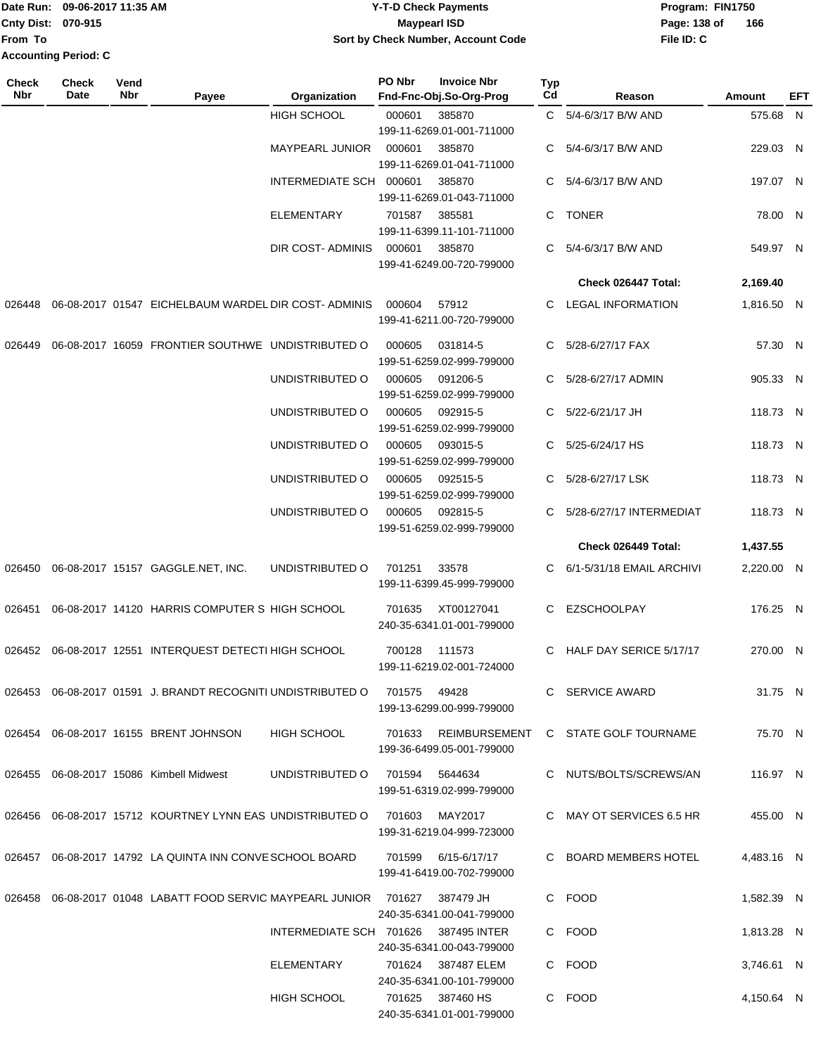Date Run: 09-06-2017 11:35 AM
Cnty Dist: 070-915
From To
Accounting Period: C

**Y-T-D Check Payments**
**Maypearl ISD**
**Sort by Check Number, Account Code**

Program: FIN1750
File ID: C

| Check Nbr | Check Date | Vend Nbr | Payee | Organization | PO Nbr | Invoice Nbr Fnd-Fnc-Obj.So-Org-Prog | Typ Cd | Reason | Amount | EFT |
|---|---|---|---|---|---|---|---|---|---|---|
| | | | | HIGH SCHOOL | 000601 | 385870 199-11-6269.01-001-711000 | C | 5/4-6/3/17 B/W AND | 575.68 | N |
| | | | | MAYPEARL JUNIOR | 000601 | 385870 199-11-6269.01-041-711000 | C | 5/4-6/3/17 B/W AND | 229.03 | N |
| | | | | INTERMEDIATE SCH | 000601 | 385870 199-11-6269.01-043-711000 | C | 5/4-6/3/17 B/W AND | 197.07 | N |
| | | | | ELEMENTARY | 701587 | 385581 199-11-6399.11-101-711000 | C | TONER | 78.00 | N |
| | | | | DIR COST- ADMINIS | 000601 | 385870 199-41-6249.00-720-799000 | C | 5/4-6/3/17 B/W AND | 549.97 | N |
| | | | | | | | | **Check 026447 Total:** | **2,169.40** | |
| 026448 | 06-08-2017 | 01547 | EICHELBAUM WARDEL | DIR COST- ADMINIS | 000604 | 57912 199-41-6211.00-720-799000 | C | LEGAL INFORMATION | 1,816.50 | N |
| 026449 | 06-08-2017 | 16059 | FRONTIER SOUTHWE | UNDISTRIBUTED O | 000605 | 031814-5 199-51-6259.02-999-799000 | C | 5/28-6/27/17 FAX | 57.30 | N |
| | | | | UNDISTRIBUTED O | 000605 | 091206-5 199-51-6259.02-999-799000 | C | 5/28-6/27/17 ADMIN | 905.33 | N |
| | | | | UNDISTRIBUTED O | 000605 | 092915-5 199-51-6259.02-999-799000 | C | 5/22-6/21/17 JH | 118.73 | N |
| | | | | UNDISTRIBUTED O | 000605 | 093015-5 199-51-6259.02-999-799000 | C | 5/25-6/24/17 HS | 118.73 | N |
| | | | | UNDISTRIBUTED O | 000605 | 092515-5 199-51-6259.02-999-799000 | C | 5/28-6/27/17 LSK | 118.73 | N |
| | | | | UNDISTRIBUTED O | 000605 | 092815-5 199-51-6259.02-999-799000 | C | 5/28-6/27/17 INTERMEDIAT | 118.73 | N |
| | | | | | | | | **Check 026449 Total:** | **1,437.55** | |
| 026450 | 06-08-2017 | 15157 | GAGGLE.NET, INC. | UNDISTRIBUTED O | 701251 | 33578 199-11-6399.45-999-799000 | C | 6/1-5/31/18 EMAIL ARCHIVI | 2,220.00 | N |
| 026451 | 06-08-2017 | 14120 | HARRIS COMPUTER S | HIGH SCHOOL | 701635 | XT00127041 240-35-6341.01-001-799000 | C | EZSCHOOLPAY | 176.25 | N |
| 026452 | 06-08-2017 | 12551 | INTERQUEST DETECTI | HIGH SCHOOL | 700128 | 111573 199-11-6219.02-001-724000 | C | HALF DAY SERICE 5/17/17 | 270.00 | N |
| 026453 | 06-08-2017 | 01591 | J. BRANDT RECOGNITI | UNDISTRIBUTED O | 701575 | 49428 199-13-6299.00-999-799000 | C | SERVICE AWARD | 31.75 | N |
| 026454 | 06-08-2017 | 16155 | BRENT JOHNSON | HIGH SCHOOL | 701633 | REIMBURSEMENT 199-36-6499.05-001-799000 | C | STATE GOLF TOURNAME | 75.70 | N |
| 026455 | 06-08-2017 | 15086 | Kimbell Midwest | UNDISTRIBUTED O | 701594 | 5644634 199-51-6319.02-999-799000 | C | NUTS/BOLTS/SCREWS/AN | 116.97 | N |
| 026456 | 06-08-2017 | 15712 | KOURTNEY LYNN EAS | UNDISTRIBUTED O | 701603 | MAY2017 199-31-6219.04-999-723000 | C | MAY OT SERVICES 6.5 HR | 455.00 | N |
| 026457 | 06-08-2017 | 14792 | LA QUINTA INN CONVE | SCHOOL BOARD | 701599 | 6/15-6/17/17 199-41-6419.00-702-799000 | C | BOARD MEMBERS HOTEL | 4,483.16 | N |
| 026458 | 06-08-2017 | 01048 | LABATT FOOD SERVIC | MAYPEARL JUNIOR | 701627 | 387479 JH 240-35-6341.00-041-799000 | C | FOOD | 1,582.39 | N |
| | | | | INTERMEDIATE SCH | 701626 | 387495 INTER 240-35-6341.00-043-799000 | C | FOOD | 1,813.28 | N |
| | | | | ELEMENTARY | 701624 | 387487 ELEM 240-35-6341.00-101-799000 | C | FOOD | 3,746.61 | N |
| | | | | HIGH SCHOOL | 701625 | 387460 HS 240-35-6341.01-001-799000 | C | FOOD | 4,150.64 | N |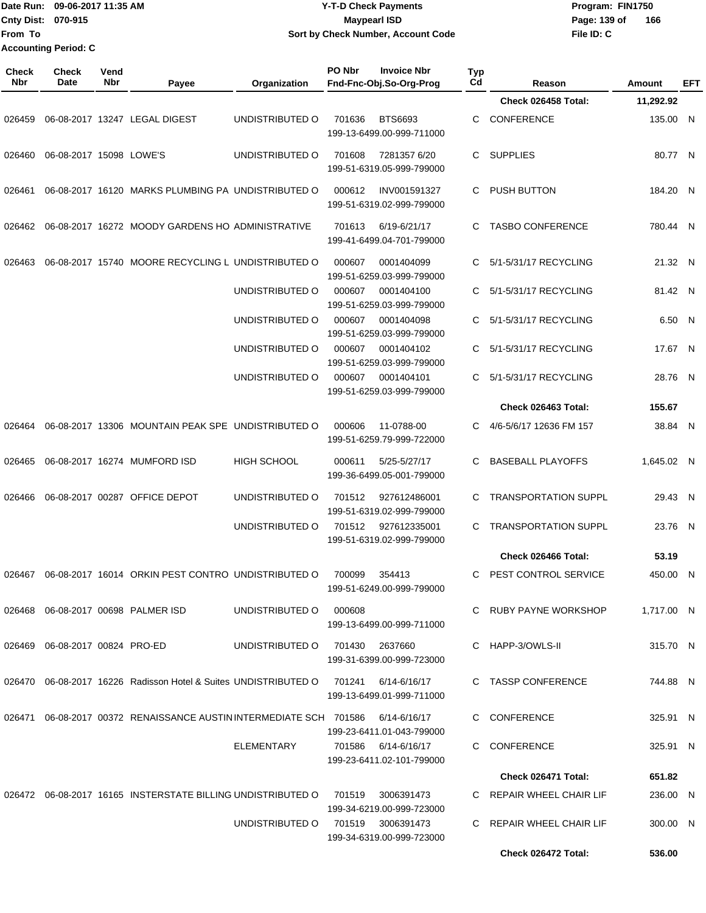Date Run: 09-06-2017 11:35 AM
Cnty Dist: 070-915
From To
Accounting Period: C

# Y-T-D Check Payments
## Maypearl ISD
### Sort by Check Number, Account Code

Program: FIN1750
File ID: C

| Check Nbr | Check Date | Vend Nbr | Payee | Organization | PO Nbr | Invoice Nbr / Fnd-Fnc-Obj.So-Org-Prog | Typ Cd | Reason | Amount | EFT |
|---|---|---|---|---|---|---|---|---|---|---|
| | | | | | | | | Check 026458 Total: | 11,292.92 | |
| 026459 | 06-08-2017 | 13247 | LEGAL DIGEST | UNDISTRIBUTED O | 701636 | BTS6693 199-13-6499.00-999-711000 | C | CONFERENCE | 135.00 | N |
| 026460 | 06-08-2017 | 15098 | LOWE'S | UNDISTRIBUTED O | 701608 | 7281357 6/20 199-51-6319.05-999-799000 | C | SUPPLIES | 80.77 | N |
| 026461 | 06-08-2017 | 16120 | MARKS PLUMBING PA | UNDISTRIBUTED O | 000612 | INV001591327 199-51-6319.02-999-799000 | C | PUSH BUTTON | 184.20 | N |
| 026462 | 06-08-2017 | 16272 | MOODY GARDENS HO | ADMINISTRATIVE | 701613 | 6/19-6/21/17 199-41-6499.04-701-799000 | C | TASBO CONFERENCE | 780.44 | N |
| 026463 | 06-08-2017 | 15740 | MOORE RECYCLING L | UNDISTRIBUTED O | 000607 | 0001404099 199-51-6259.03-999-799000 | C | 5/1-5/31/17 RECYCLING | 21.32 | N |
| | | | | UNDISTRIBUTED O | 000607 | 0001404100 199-51-6259.03-999-799000 | C | 5/1-5/31/17 RECYCLING | 81.42 | N |
| | | | | UNDISTRIBUTED O | 000607 | 0001404098 199-51-6259.03-999-799000 | C | 5/1-5/31/17 RECYCLING | 6.50 | N |
| | | | | UNDISTRIBUTED O | 000607 | 0001404102 199-51-6259.03-999-799000 | C | 5/1-5/31/17 RECYCLING | 17.67 | N |
| | | | | UNDISTRIBUTED O | 000607 | 0001404101 199-51-6259.03-999-799000 | C | 5/1-5/31/17 RECYCLING | 28.76 | N |
| | | | | | | | | Check 026463 Total: | 155.67 | |
| 026464 | 06-08-2017 | 13306 | MOUNTAIN PEAK SPE | UNDISTRIBUTED O | 000606 | 11-0788-00 199-51-6259.79-999-722000 | C | 4/6-5/6/17 12636 FM 157 | 38.84 | N |
| 026465 | 06-08-2017 | 16274 | MUMFORD ISD | HIGH SCHOOL | 000611 | 5/25-5/27/17 199-36-6499.05-001-799000 | C | BASEBALL PLAYOFFS | 1,645.02 | N |
| 026466 | 06-08-2017 | 00287 | OFFICE DEPOT | UNDISTRIBUTED O | 701512 | 927612486001 199-51-6319.02-999-799000 | C | TRANSPORTATION SUPPL | 29.43 | N |
| | | | | UNDISTRIBUTED O | 701512 | 927612335001 199-51-6319.02-999-799000 | C | TRANSPORTATION SUPPL | 23.76 | N |
| | | | | | | | | Check 026466 Total: | 53.19 | |
| 026467 | 06-08-2017 | 16014 | ORKIN PEST CONTRO | UNDISTRIBUTED O | 700099 | 354413 199-51-6249.00-999-799000 | C | PEST CONTROL SERVICE | 450.00 | N |
| 026468 | 06-08-2017 | 00698 | PALMER ISD | UNDISTRIBUTED O | 000608 | 199-13-6499.00-999-711000 | C | RUBY PAYNE WORKSHOP | 1,717.00 | N |
| 026469 | 06-08-2017 | 00824 | PRO-ED | UNDISTRIBUTED O | 701430 | 2637660 199-31-6399.00-999-723000 | C | HAPP-3/OWLS-II | 315.70 | N |
| 026470 | 06-08-2017 | 16226 | Radisson Hotel & Suites | UNDISTRIBUTED O | 701241 | 6/14-6/16/17 199-13-6499.01-999-711000 | C | TASSP CONFERENCE | 744.88 | N |
| 026471 | 06-08-2017 | 00372 | RENAISSANCE AUSTIN | INTERMEDIATE SCH | 701586 | 6/14-6/16/17 199-23-6411.01-043-799000 | C | CONFERENCE | 325.91 | N |
| | | | | ELEMENTARY | 701586 | 6/14-6/16/17 199-23-6411.02-101-799000 | C | CONFERENCE | 325.91 | N |
| | | | | | | | | Check 026471 Total: | 651.82 | |
| 026472 | 06-08-2017 | 16165 | INSTERSTATE BILLING | UNDISTRIBUTED O | 701519 | 3006391473 199-34-6219.00-999-723000 | C | REPAIR WHEEL CHAIR LIF | 236.00 | N |
| | | | | UNDISTRIBUTED O | 701519 | 3006391473 199-34-6319.00-999-723000 | C | REPAIR WHEEL CHAIR LIF | 300.00 | N |
| | | | | | | | | Check 026472 Total: | 536.00 | |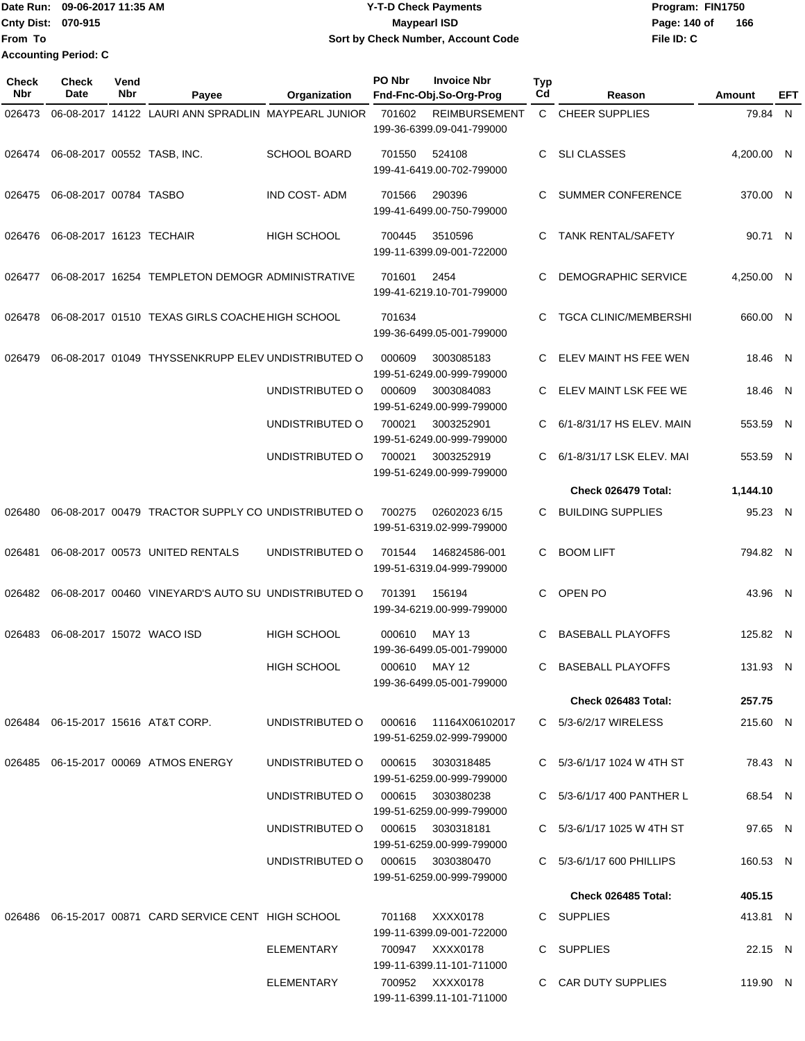Date Run: 09-06-2017 11:35 AM
Cnty Dist: 070-915
From To
Accounting Period: C

**Y-T-D Check Payments**
**Maypearl ISD**
**Sort by Check Number, Account Code**

Program: FIN1750
File ID: C

| Check Nbr | Check Date | Vend Nbr | Payee | Organization | PO Nbr | Invoice Nbr / Fnd-Fnc-Obj.So-Org-Prog | Typ Cd | Reason | Amount | EFT |
|---|---|---|---|---|---|---|---|---|---|---|
| 026473 | 06-08-2017 | 14122 | LAURI ANN SPRADLIN | MAYPEARL JUNIOR | 701602 | REIMBURSEMENT 199-36-6399.09-041-799000 | C | CHEER SUPPLIES | 79.84 | N |
| 026474 | 06-08-2017 | 00552 | TASB, INC. | SCHOOL BOARD | 701550 | 524108 199-41-6419.00-702-799000 | C | SLI CLASSES | 4,200.00 | N |
| 026475 | 06-08-2017 | 00784 | TASBO | IND COST- ADM | 701566 | 290396 199-41-6499.00-750-799000 | C | SUMMER CONFERENCE | 370.00 | N |
| 026476 | 06-08-2017 | 16123 | TECHAIR | HIGH SCHOOL | 700445 | 3510596 199-11-6399.09-001-722000 | C | TANK RENTAL/SAFETY | 90.71 | N |
| 026477 | 06-08-2017 | 16254 | TEMPLETON DEMOGR | ADMINISTRATIVE | 701601 | 2454 199-41-6219.10-701-799000 | C | DEMOGRAPHIC SERVICE | 4,250.00 | N |
| 026478 | 06-08-2017 | 01510 | TEXAS GIRLS COACHE | HIGH SCHOOL | 701634 | 199-36-6499.05-001-799000 | C | TGCA CLINIC/MEMBERSHI | 660.00 | N |
| 026479 | 06-08-2017 | 01049 | THYSSENKRUPP ELEV | UNDISTRIBUTED O | 000609 | 3003085183 199-51-6249.00-999-799000 | C | ELEV MAINT HS FEE WEN | 18.46 | N |
| | | | | UNDISTRIBUTED O | 000609 | 3003084083 199-51-6249.00-999-799000 | C | ELEV MAINT LSK FEE WE | 18.46 | N |
| | | | | UNDISTRIBUTED O | 700021 | 3003252901 199-51-6249.00-999-799000 | C | 6/1-8/31/17 HS ELEV. MAIN | 553.59 | N |
| | | | | UNDISTRIBUTED O | 700021 | 3003252919 199-51-6249.00-999-799000 | C | 6/1-8/31/17 LSK ELEV. MAI | 553.59 | N |
| | | | | | | | | **Check 026479 Total:** | **1,144.10** | |
| 026480 | 06-08-2017 | 00479 | TRACTOR SUPPLY CO | UNDISTRIBUTED O | 700275 | 02602023 6/15 199-51-6319.02-999-799000 | C | BUILDING SUPPLIES | 95.23 | N |
| 026481 | 06-08-2017 | 00573 | UNITED RENTALS | UNDISTRIBUTED O | 701544 | 146824586-001 199-51-6319.04-999-799000 | C | BOOM LIFT | 794.82 | N |
| 026482 | 06-08-2017 | 00460 | VINEYARD'S AUTO SU | UNDISTRIBUTED O | 701391 | 156194 199-34-6219.00-999-799000 | C | OPEN PO | 43.96 | N |
| 026483 | 06-08-2017 | 15072 | WACO ISD | HIGH SCHOOL | 000610 | MAY 13 199-36-6499.05-001-799000 | C | BASEBALL PLAYOFFS | 125.82 | N |
| | | | | HIGH SCHOOL | 000610 | MAY 12 199-36-6499.05-001-799000 | C | BASEBALL PLAYOFFS | 131.93 | N |
| | | | | | | | | **Check 026483 Total:** | **257.75** | |
| 026484 | 06-15-2017 | 15616 | AT&T CORP. | UNDISTRIBUTED O | 000616 | 11164X06102017 199-51-6259.02-999-799000 | C | 5/3-6/2/17 WIRELESS | 215.60 | N |
| 026485 | 06-15-2017 | 00069 | ATMOS ENERGY | UNDISTRIBUTED O | 000615 | 3030318485 199-51-6259.00-999-799000 | C | 5/3-6/1/17 1024 W 4TH ST | 78.43 | N |
| | | | | UNDISTRIBUTED O | 000615 | 3030380238 199-51-6259.00-999-799000 | C | 5/3-6/1/17 400 PANTHER L | 68.54 | N |
| | | | | UNDISTRIBUTED O | 000615 | 3030318181 199-51-6259.00-999-799000 | C | 5/3-6/1/17 1025 W 4TH ST | 97.65 | N |
| | | | | UNDISTRIBUTED O | 000615 | 3030380470 199-51-6259.00-999-799000 | C | 5/3-6/1/17 600 PHILLIPS | 160.53 | N |
| | | | | | | | | **Check 026485 Total:** | **405.15** | |
| 026486 | 06-15-2017 | 00871 | CARD SERVICE CENT | HIGH SCHOOL | 701168 | XXXX0178 199-11-6399.09-001-722000 | C | SUPPLIES | 413.81 | N |
| | | | | ELEMENTARY | 700947 | XXXX0178 199-11-6399.11-101-711000 | C | SUPPLIES | 22.15 | N |
| | | | | ELEMENTARY | 700952 | XXXX0178 199-11-6399.11-101-711000 | C | CAR DUTY SUPPLIES | 119.90 | N |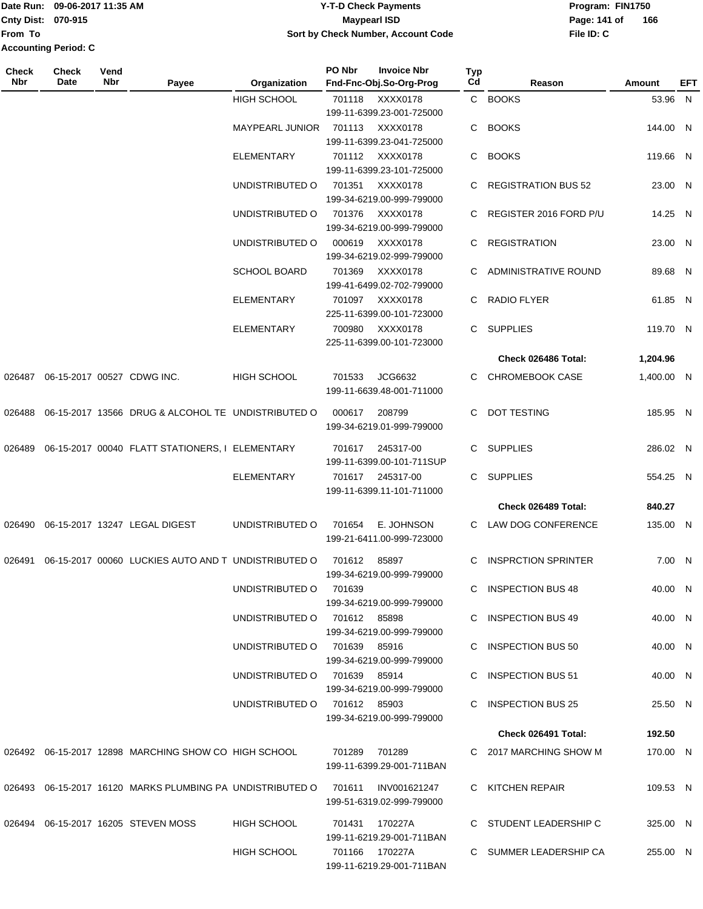Date Run: 09-06-2017 11:35 AM
Cnty Dist: 070-915
From To
Accounting Period: C

# Y-T-D Check Payments
## Maypearl ISD
### Sort by Check Number, Account Code

Program: FIN1750
File ID: C

| Check Nbr | Check Date | Vend Nbr | Payee | Organization | PO Nbr / Invoice Nbr / Fnd-Fnc-Obj.So-Org-Prog | Typ Cd | Reason | Amount | EFT |
|---|---|---|---|---|---|---|---|---|---|
| | | | | HIGH SCHOOL | 701118 XXXX0178 199-11-6399.23-001-725000 | C | BOOKS | 53.96 | N |
| | | | | MAYPEARL JUNIOR | 701113 XXXX0178 199-11-6399.23-041-725000 | C | BOOKS | 144.00 | N |
| | | | | ELEMENTARY | 701112 XXXX0178 199-11-6399.23-101-725000 | C | BOOKS | 119.66 | N |
| | | | | UNDISTRIBUTED O | 701351 XXXX0178 199-34-6219.00-999-799000 | C | REGISTRATION BUS 52 | 23.00 | N |
| | | | | UNDISTRIBUTED O | 701376 XXXX0178 199-34-6219.00-999-799000 | C | REGISTER 2016 FORD P/U | 14.25 | N |
| | | | | UNDISTRIBUTED O | 000619 XXXX0178 199-34-6219.02-999-799000 | C | REGISTRATION | 23.00 | N |
| | | | | SCHOOL BOARD | 701369 XXXX0178 199-41-6499.02-702-799000 | C | ADMINISTRATIVE ROUND | 89.68 | N |
| | | | | ELEMENTARY | 701097 XXXX0178 225-11-6399.00-101-723000 | C | RADIO FLYER | 61.85 | N |
| | | | | ELEMENTARY | 700980 XXXX0178 225-11-6399.00-101-723000 | C | SUPPLIES | 119.70 | N |
| | | | | | | | **Check 026486 Total:** | **1,204.96** | |
| 026487 | 06-15-2017 | 00527 | CDWG INC. | HIGH SCHOOL | 701533 JCG6632 199-11-6639.48-001-711000 | C | CHROMEBOOK CASE | 1,400.00 | N |
| 026488 | 06-15-2017 | 13566 | DRUG & ALCOHOL TE | UNDISTRIBUTED O | 000617 208799 199-34-6219.01-999-799000 | C | DOT TESTING | 185.95 | N |
| 026489 | 06-15-2017 | 00040 | FLATT STATIONERS, I | ELEMENTARY | 701617 245317-00 199-11-6399.00-101-711SUP | C | SUPPLIES | 286.02 | N |
| | | | | ELEMENTARY | 701617 245317-00 199-11-6399.11-101-711000 | C | SUPPLIES | 554.25 | N |
| | | | | | | | **Check 026489 Total:** | **840.27** | |
| 026490 | 06-15-2017 | 13247 | LEGAL DIGEST | UNDISTRIBUTED O | 701654 E. JOHNSON 199-21-6411.00-999-723000 | C | LAW DOG CONFERENCE | 135.00 | N |
| 026491 | 06-15-2017 | 00060 | LUCKIES AUTO AND T | UNDISTRIBUTED O | 701612 85897 199-34-6219.00-999-799000 | C | INSPRCTION SPRINTER | 7.00 | N |
| | | | | UNDISTRIBUTED O | 701639 199-34-6219.00-999-799000 | C | INSPECTION BUS 48 | 40.00 | N |
| | | | | UNDISTRIBUTED O | 701612 85898 199-34-6219.00-999-799000 | C | INSPECTION BUS 49 | 40.00 | N |
| | | | | UNDISTRIBUTED O | 701639 85916 199-34-6219.00-999-799000 | C | INSPECTION BUS 50 | 40.00 | N |
| | | | | UNDISTRIBUTED O | 701639 85914 199-34-6219.00-999-799000 | C | INSPECTION BUS 51 | 40.00 | N |
| | | | | UNDISTRIBUTED O | 701612 85903 199-34-6219.00-999-799000 | C | INSPECTION BUS 25 | 25.50 | N |
| | | | | | | | **Check 026491 Total:** | **192.50** | |
| 026492 | 06-15-2017 | 12898 | MARCHING SHOW CO | HIGH SCHOOL | 701289 701289 199-11-6399.29-001-711BAN | C | 2017 MARCHING SHOW M | 170.00 | N |
| 026493 | 06-15-2017 | 16120 | MARKS PLUMBING PA | UNDISTRIBUTED O | 701611 INV001621247 199-51-6319.02-999-799000 | C | KITCHEN REPAIR | 109.53 | N |
| 026494 | 06-15-2017 | 16205 | STEVEN MOSS | HIGH SCHOOL | 701431 170227A 199-11-6219.29-001-711BAN | C | STUDENT LEADERSHIP C | 325.00 | N |
| | | | | HIGH SCHOOL | 701166 170227A 199-11-6219.29-001-711BAN | C | SUMMER LEADERSHIP CA | 255.00 | N |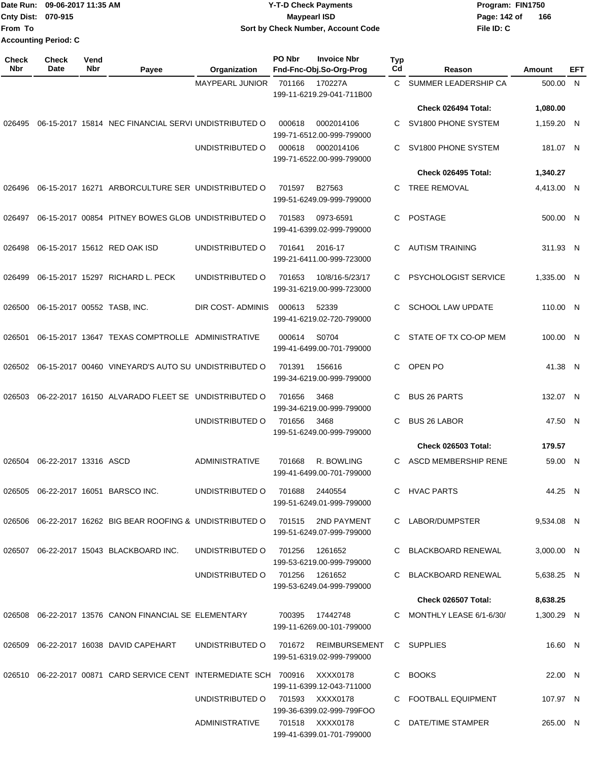Date Run: 09-06-2017 11:35 AM
Cnty Dist: 070-915
From To
Accounting Period: C

# Y-T-D Check Payments
## Maypearl ISD
### Sort by Check Number, Account Code

Program: FIN1750
File ID: C

| Check Nbr | Check Date | Vend Nbr | Payee | Organization | PO Nbr | Invoice Nbr / Fnd-Fnc-Obj.So-Org-Prog | Typ Cd | Reason | Amount | EFT |
|---|---|---|---|---|---|---|---|---|---|---|
| | | | | MAYPEARL JUNIOR | 701166 | 170227A<br>199-11-6219.29-041-711B00 | C | SUMMER LEADERSHIP CA | 500.00 | N |
| | | | | | | | | **Check 026494 Total:** | **1,080.00** | |
| 026495 | 06-15-2017 | 15814 | NEC FINANCIAL SERVI | UNDISTRIBUTED O | 000618 | 0002014106<br>199-71-6512.00-999-799000 | C | SV1800 PHONE SYSTEM | 1,159.20 | N |
| | | | | UNDISTRIBUTED O | 000618 | 0002014106<br>199-71-6522.00-999-799000 | C | SV1800 PHONE SYSTEM | 181.07 | N |
| | | | | | | | | **Check 026495 Total:** | **1,340.27** | |
| 026496 | 06-15-2017 | 16271 | ARBORCULTURE SER | UNDISTRIBUTED O | 701597 | B27563<br>199-51-6249.09-999-799000 | C | TREE REMOVAL | 4,413.00 | N |
| 026497 | 06-15-2017 | 00854 | PITNEY BOWES GLOB | UNDISTRIBUTED O | 701583 | 0973-6591<br>199-41-6399.02-999-799000 | C | POSTAGE | 500.00 | N |
| 026498 | 06-15-2017 | 15612 | RED OAK ISD | UNDISTRIBUTED O | 701641 | 2016-17<br>199-21-6411.00-999-723000 | C | AUTISM TRAINING | 311.93 | N |
| 026499 | 06-15-2017 | 15297 | RICHARD L. PECK | UNDISTRIBUTED O | 701653 | 10/8/16-5/23/17<br>199-31-6219.00-999-723000 | C | PSYCHOLOGIST SERVICE | 1,335.00 | N |
| 026500 | 06-15-2017 | 00552 | TASB, INC. | DIR COST- ADMINIS | 000613 | 52339<br>199-41-6219.02-720-799000 | C | SCHOOL LAW UPDATE | 110.00 | N |
| 026501 | 06-15-2017 | 13647 | TEXAS COMPTROLLE | ADMINISTRATIVE | 000614 | S0704<br>199-41-6499.00-701-799000 | C | STATE OF TX CO-OP MEM | 100.00 | N |
| 026502 | 06-15-2017 | 00460 | VINEYARD'S AUTO SU | UNDISTRIBUTED O | 701391 | 156616<br>199-34-6219.00-999-799000 | C | OPEN PO | 41.38 | N |
| 026503 | 06-22-2017 | 16150 | ALVARADO FLEET SE | UNDISTRIBUTED O | 701656 | 3468<br>199-34-6219.00-999-799000 | C | BUS 26 PARTS | 132.07 | N |
| | | | | UNDISTRIBUTED O | 701656 | 3468<br>199-51-6249.00-999-799000 | C | BUS 26 LABOR | 47.50 | N |
| | | | | | | | | **Check 026503 Total:** | **179.57** | |
| 026504 | 06-22-2017 | 13316 | ASCD | ADMINISTRATIVE | 701668 | R. BOWLING<br>199-41-6499.00-701-799000 | C | ASCD MEMBERSHIP RENE | 59.00 | N |
| 026505 | 06-22-2017 | 16051 | BARSCO INC. | UNDISTRIBUTED O | 701688 | 2440554<br>199-51-6249.01-999-799000 | C | HVAC PARTS | 44.25 | N |
| 026506 | 06-22-2017 | 16262 | BIG BEAR ROOFING & | UNDISTRIBUTED O | 701515 | 2ND PAYMENT<br>199-51-6249.07-999-799000 | C | LABOR/DUMPSTER | 9,534.08 | N |
| 026507 | 06-22-2017 | 15043 | BLACKBOARD INC. | UNDISTRIBUTED O | 701256 | 1261652<br>199-53-6219.00-999-799000 | C | BLACKBOARD RENEWAL | 3,000.00 | N |
| | | | | UNDISTRIBUTED O | 701256 | 1261652<br>199-53-6249.04-999-799000 | C | BLACKBOARD RENEWAL | 5,638.25 | N |
| | | | | | | | | **Check 026507 Total:** | **8,638.25** | |
| 026508 | 06-22-2017 | 13576 | CANON FINANCIAL SE | ELEMENTARY | 700395 | 17442748<br>199-11-6269.00-101-799000 | C | MONTHLY LEASE 6/1-6/30/ | 1,300.29 | N |
| 026509 | 06-22-2017 | 16038 | DAVID CAPEHART | UNDISTRIBUTED O | 701672 | REIMBURSEMENT<br>199-51-6319.02-999-799000 | C | SUPPLIES | 16.60 | N |
| 026510 | 06-22-2017 | 00871 | CARD SERVICE CENT | INTERMEDIATE SCH | 700916 | XXXX0178<br>199-11-6399.12-043-711000 | C | BOOKS | 22.00 | N |
| | | | | UNDISTRIBUTED O | 701593 | XXXX0178<br>199-36-6399.02-999-799FOO | C | FOOTBALL EQUIPMENT | 107.97 | N |
| | | | | ADMINISTRATIVE | 701518 | XXXX0178<br>199-41-6399.01-701-799000 | C | DATE/TIME STAMPER | 265.00 | N |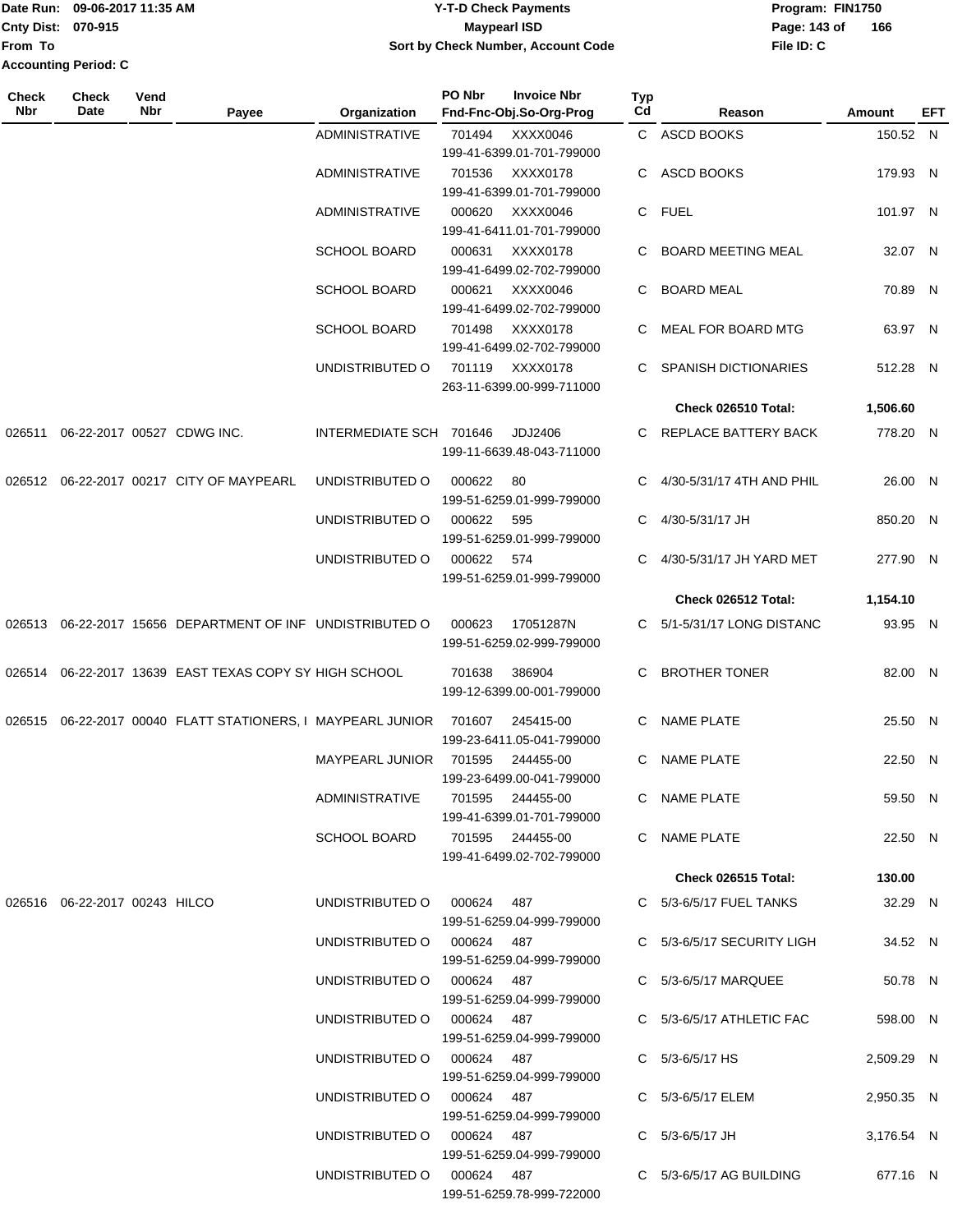| Check Nbr | Check Date | Vend Nbr | Payee | Organization | PO Nbr / Invoice Nbr / Fnd-Fnc-Obj.So-Org-Prog | Typ Cd | Reason | Amount | EFT |
|---|---|---|---|---|---|---|---|---|---|
| | | | | ADMINISTRATIVE | 701494 XXXX0046 199-41-6399.01-701-799000 | C | ASCD BOOKS | 150.52 | N |
| | | | | ADMINISTRATIVE | 701536 XXXX0178 199-41-6399.01-701-799000 | C | ASCD BOOKS | 179.93 | N |
| | | | | ADMINISTRATIVE | 000620 XXXX0046 199-41-6411.01-701-799000 | C | FUEL | 101.97 | N |
| | | | | SCHOOL BOARD | 000631 XXXX0178 199-41-6499.02-702-799000 | C | BOARD MEETING MEAL | 32.07 | N |
| | | | | SCHOOL BOARD | 000621 XXXX0046 199-41-6499.02-702-799000 | C | BOARD MEAL | 70.89 | N |
| | | | | SCHOOL BOARD | 701498 XXXX0178 199-41-6499.02-702-799000 | C | MEAL FOR BOARD MTG | 63.97 | N |
| | | | | UNDISTRIBUTED O | 701119 XXXX0178 263-11-6399.00-999-711000 | C | SPANISH DICTIONARIES | 512.28 | N |
| | | | | | | | **Check 026510 Total:** | **1,506.60** | |
| 026511 | 06-22-2017 | 00527 | CDWG INC. | INTERMEDIATE SCH | 701646 JDJ2406 199-11-6639.48-043-711000 | C | REPLACE BATTERY BACK | 778.20 | N |
| 026512 | 06-22-2017 | 00217 | CITY OF MAYPEARL | UNDISTRIBUTED O | 000622 80 199-51-6259.01-999-799000 | C | 4/30-5/31/17 4TH AND PHIL | 26.00 | N |
| | | | | UNDISTRIBUTED O | 000622 595 199-51-6259.01-999-799000 | C | 4/30-5/31/17 JH | 850.20 | N |
| | | | | UNDISTRIBUTED O | 000622 574 199-51-6259.01-999-799000 | C | 4/30-5/31/17 JH YARD MET | 277.90 | N |
| | | | | | | | **Check 026512 Total:** | **1,154.10** | |
| 026513 | 06-22-2017 | 15656 | DEPARTMENT OF INF | UNDISTRIBUTED O | 000623 17051287N 199-51-6259.02-999-799000 | C | 5/1-5/31/17 LONG DISTANC | 93.95 | N |
| 026514 | 06-22-2017 | 13639 | EAST TEXAS COPY SY | HIGH SCHOOL | 701638 386904 199-12-6399.00-001-799000 | C | BROTHER TONER | 82.00 | N |
| 026515 | 06-22-2017 | 00040 | FLATT STATIONERS, I | MAYPEARL JUNIOR | 701607 245415-00 199-23-6411.05-041-799000 | C | NAME PLATE | 25.50 | N |
| | | | | MAYPEARL JUNIOR | 701595 244455-00 199-23-6499.00-041-799000 | C | NAME PLATE | 22.50 | N |
| | | | | ADMINISTRATIVE | 701595 244455-00 199-41-6399.01-701-799000 | C | NAME PLATE | 59.50 | N |
| | | | | SCHOOL BOARD | 701595 244455-00 199-41-6499.02-702-799000 | C | NAME PLATE | 22.50 | N |
| | | | | | | | **Check 026515 Total:** | **130.00** | |
| 026516 | 06-22-2017 | 00243 | HILCO | UNDISTRIBUTED O | 000624 487 199-51-6259.04-999-799000 | C | 5/3-6/5/17 FUEL TANKS | 32.29 | N |
| | | | | UNDISTRIBUTED O | 000624 487 199-51-6259.04-999-799000 | C | 5/3-6/5/17 SECURITY LIGH | 34.52 | N |
| | | | | UNDISTRIBUTED O | 000624 487 199-51-6259.04-999-799000 | C | 5/3-6/5/17 MARQUEE | 50.78 | N |
| | | | | UNDISTRIBUTED O | 000624 487 199-51-6259.04-999-799000 | C | 5/3-6/5/17 ATHLETIC FAC | 598.00 | N |
| | | | | UNDISTRIBUTED O | 000624 487 199-51-6259.04-999-799000 | C | 5/3-6/5/17 HS | 2,509.29 | N |
| | | | | UNDISTRIBUTED O | 000624 487 199-51-6259.04-999-799000 | C | 5/3-6/5/17 ELEM | 2,950.35 | N |
| | | | | UNDISTRIBUTED O | 000624 487 199-51-6259.04-999-799000 | C | 5/3-6/5/17 JH | 3,176.54 | N |
| | | | | UNDISTRIBUTED O | 000624 487 199-51-6259.78-999-722000 | C | 5/3-6/5/17 AG BUILDING | 677.16 | N |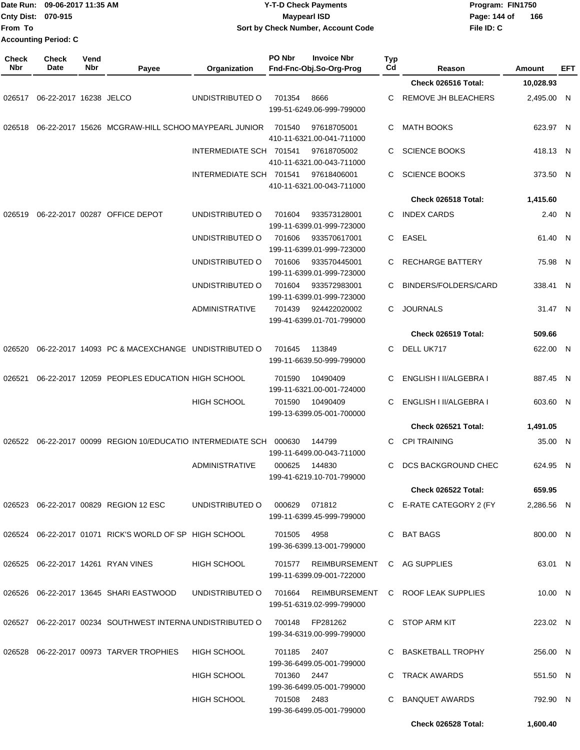Date Run: 09-06-2017 11:35 AM
Cnty Dist: 070-915
From To
Accounting Period: C

**Y-T-D Check Payments**
**Maypearl ISD**
**Sort by Check Number, Account Code**

Program: FIN1750
File ID: C

| Check Nbr | Check Date | Vend Nbr | Payee | Organization | PO Nbr | Invoice Nbr / Fnd-Fnc-Obj.So-Org-Prog | Typ Cd | Reason | Amount | EFT |
|---|---|---|---|---|---|---|---|---|---|---|
| | | | | | | | | **Check 026516 Total:** | **10,028.93** | |
| 026517 | 06-22-2017 | 16238 | JELCO | UNDISTRIBUTED O | 701354 | 8666 / 199-51-6249.06-999-799000 | C | REMOVE JH BLEACHERS | 2,495.00 | N |
| 026518 | 06-22-2017 | 15626 | MCGRAW-HILL SCHOO | MAYPEARL JUNIOR | 701540 | 97618705001 / 410-11-6321.00-041-711000 | C | MATH BOOKS | 623.97 | N |
| | | | | INTERMEDIATE SCH | 701541 | 97618705002 / 410-11-6321.00-043-711000 | C | SCIENCE BOOKS | 418.13 | N |
| | | | | INTERMEDIATE SCH | 701541 | 97618406001 / 410-11-6321.00-043-711000 | C | SCIENCE BOOKS | 373.50 | N |
| | | | | | | | | **Check 026518 Total:** | **1,415.60** | |
| 026519 | 06-22-2017 | 00287 | OFFICE DEPOT | UNDISTRIBUTED O | 701604 | 933573128001 / 199-11-6399.01-999-723000 | C | INDEX CARDS | 2.40 | N |
| | | | | UNDISTRIBUTED O | 701606 | 933570617001 / 199-11-6399.01-999-723000 | C | EASEL | 61.40 | N |
| | | | | UNDISTRIBUTED O | 701606 | 933570445001 / 199-11-6399.01-999-723000 | C | RECHARGE BATTERY | 75.98 | N |
| | | | | UNDISTRIBUTED O | 701604 | 933572983001 / 199-11-6399.01-999-723000 | C | BINDERS/FOLDERS/CARD | 338.41 | N |
| | | | | ADMINISTRATIVE | 701439 | 924422020002 / 199-41-6399.01-701-799000 | C | JOURNALS | 31.47 | N |
| | | | | | | | | **Check 026519 Total:** | **509.66** | |
| 026520 | 06-22-2017 | 14093 | PC & MACEXCHANGE | UNDISTRIBUTED O | 701645 | 113849 / 199-11-6639.50-999-799000 | C | DELL UK717 | 622.00 | N |
| 026521 | 06-22-2017 | 12059 | PEOPLES EDUCATION | HIGH SCHOOL | 701590 | 10490409 / 199-11-6321.00-001-724000 | C | ENGLISH I II/ALGEBRA I | 887.45 | N |
| | | | | HIGH SCHOOL | 701590 | 10490409 / 199-13-6399.05-001-700000 | C | ENGLISH I II/ALGEBRA I | 603.60 | N |
| | | | | | | | | **Check 026521 Total:** | **1,491.05** | |
| 026522 | 06-22-2017 | 00099 | REGION 10/EDUCATIO | INTERMEDIATE SCH | 000630 | 144799 / 199-11-6499.00-043-711000 | C | CPI TRAINING | 35.00 | N |
| | | | | ADMINISTRATIVE | 000625 | 144830 / 199-41-6219.10-701-799000 | C | DCS BACKGROUND CHEC | 624.95 | N |
| | | | | | | | | **Check 026522 Total:** | **659.95** | |
| 026523 | 06-22-2017 | 00829 | REGION 12 ESC | UNDISTRIBUTED O | 000629 | 071812 / 199-11-6399.45-999-799000 | C | E-RATE CATEGORY 2 (FY | 2,286.56 | N |
| 026524 | 06-22-2017 | 01071 | RICK'S WORLD OF SP | HIGH SCHOOL | 701505 | 4958 / 199-36-6399.13-001-799000 | C | BAT BAGS | 800.00 | N |
| 026525 | 06-22-2017 | 14261 | RYAN VINES | HIGH SCHOOL | 701577 | REIMBURSEMENT / 199-11-6399.09-001-722000 | C | AG SUPPLIES | 63.01 | N |
| 026526 | 06-22-2017 | 13645 | SHARI EASTWOOD | UNDISTRIBUTED O | 701664 | REIMBURSEMENT / 199-51-6319.02-999-799000 | C | ROOF LEAK SUPPLIES | 10.00 | N |
| 026527 | 06-22-2017 | 00234 | SOUTHWEST INTERNA | UNDISTRIBUTED O | 700148 | FP281262 / 199-34-6319.00-999-799000 | C | STOP ARM KIT | 223.02 | N |
| 026528 | 06-22-2017 | 00973 | TARVER TROPHIES | HIGH SCHOOL | 701185 | 2407 / 199-36-6499.05-001-799000 | C | BASKETBALL TROPHY | 256.00 | N |
| | | | | HIGH SCHOOL | 701360 | 2447 / 199-36-6499.05-001-799000 | C | TRACK AWARDS | 551.50 | N |
| | | | | HIGH SCHOOL | 701508 | 2483 / 199-36-6499.05-001-799000 | C | BANQUET AWARDS | 792.90 | N |
| | | | | | | | | **Check 026528 Total:** | **1,600.40** | |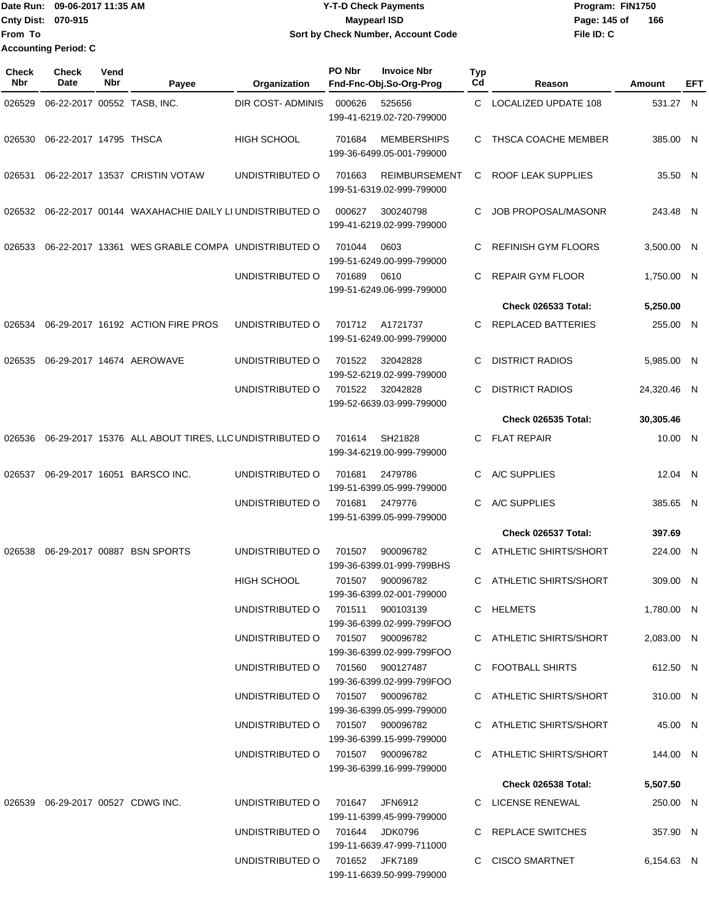Date Run: 09-06-2017 11:35 AM
Cnty Dist: 070-915
From To
Accounting Period: C

**Y-T-D Check Payments**
**Maypearl ISD**
**Sort by Check Number, Account Code**

Program: FIN1750
File ID: C

| Check Nbr | Check Date | Vend Nbr | Payee | Organization | PO Nbr | Invoice Nbr / Fnd-Fnc-Obj.So-Org-Prog | Typ Cd | Reason | Amount | EFT |
|---|---|---|---|---|---|---|---|---|---|---|
| 026529 | 06-22-2017 | 00552 | TASB, INC. | DIR COST- ADMINIS | 000626 | 525656 199-41-6219.02-720-799000 | C | LOCALIZED UPDATE 108 | 531.27 | N |
| 026530 | 06-22-2017 | 14795 | THSCA | HIGH SCHOOL | 701684 | MEMBERSHIPS 199-36-6499.05-001-799000 | C | THSCA COACHE MEMBER | 385.00 | N |
| 026531 | 06-22-2017 | 13537 | CRISTIN VOTAW | UNDISTRIBUTED O | 701663 | REIMBURSEMENT 199-51-6319.02-999-799000 | C | ROOF LEAK SUPPLIES | 35.50 | N |
| 026532 | 06-22-2017 | 00144 | WAXAHACHIE DAILY LI | UNDISTRIBUTED O | 000627 | 300240798 199-41-6219.02-999-799000 | C | JOB PROPOSAL/MASONR | 243.48 | N |
| 026533 | 06-22-2017 | 13361 | WES GRABLE COMPA | UNDISTRIBUTED O | 701044 | 0603 199-51-6249.00-999-799000 | C | REFINISH GYM FLOORS | 3,500.00 | N |
| | | | | UNDISTRIBUTED O | 701689 | 0610 199-51-6249.06-999-799000 | C | REPAIR GYM FLOOR | 1,750.00 | N |
| | | | | | | | | **Check 026533 Total:** | **5,250.00** | |
| 026534 | 06-29-2017 | 16192 | ACTION FIRE PROS | UNDISTRIBUTED O | 701712 | A1721737 199-51-6249.00-999-799000 | C | REPLACED BATTERIES | 255.00 | N |
| 026535 | 06-29-2017 | 14674 | AEROWAVE | UNDISTRIBUTED O | 701522 | 32042828 199-52-6219.02-999-799000 | C | DISTRICT RADIOS | 5,985.00 | N |
| | | | | UNDISTRIBUTED O | 701522 | 32042828 199-52-6639.03-999-799000 | C | DISTRICT RADIOS | 24,320.46 | N |
| | | | | | | | | **Check 026535 Total:** | **30,305.46** | |
| 026536 | 06-29-2017 | 15376 | ALL ABOUT TIRES, LLC | UNDISTRIBUTED O | 701614 | SH21828 199-34-6219.00-999-799000 | C | FLAT REPAIR | 10.00 | N |
| 026537 | 06-29-2017 | 16051 | BARSCO INC. | UNDISTRIBUTED O | 701681 | 2479786 199-51-6399.05-999-799000 | C | A/C SUPPLIES | 12.04 | N |
| | | | | UNDISTRIBUTED O | 701681 | 2479776 199-51-6399.05-999-799000 | C | A/C SUPPLIES | 385.65 | N |
| | | | | | | | | **Check 026537 Total:** | **397.69** | |
| 026538 | 06-29-2017 | 00887 | BSN SPORTS | UNDISTRIBUTED O | 701507 | 900096782 199-36-6399.01-999-799BHS | C | ATHLETIC SHIRTS/SHORT | 224.00 | N |
| | | | | HIGH SCHOOL | 701507 | 900096782 199-36-6399.02-001-799000 | C | ATHLETIC SHIRTS/SHORT | 309.00 | N |
| | | | | UNDISTRIBUTED O | 701511 | 900103139 199-36-6399.02-999-799FOO | C | HELMETS | 1,780.00 | N |
| | | | | UNDISTRIBUTED O | 701507 | 900096782 199-36-6399.02-999-799FOO | C | ATHLETIC SHIRTS/SHORT | 2,083.00 | N |
| | | | | UNDISTRIBUTED O | 701560 | 900127487 199-36-6399.02-999-799FOO | C | FOOTBALL SHIRTS | 612.50 | N |
| | | | | UNDISTRIBUTED O | 701507 | 900096782 199-36-6399.05-999-799000 | C | ATHLETIC SHIRTS/SHORT | 310.00 | N |
| | | | | UNDISTRIBUTED O | 701507 | 900096782 199-36-6399.15-999-799000 | C | ATHLETIC SHIRTS/SHORT | 45.00 | N |
| | | | | UNDISTRIBUTED O | 701507 | 900096782 199-36-6399.16-999-799000 | C | ATHLETIC SHIRTS/SHORT | 144.00 | N |
| | | | | | | | | **Check 026538 Total:** | **5,507.50** | |
| 026539 | 06-29-2017 | 00527 | CDWG INC. | UNDISTRIBUTED O | 701647 | JFN6912 199-11-6399.45-999-799000 | C | LICENSE RENEWAL | 250.00 | N |
| | | | | UNDISTRIBUTED O | 701644 | JDK0796 199-11-6639.47-999-711000 | C | REPLACE SWITCHES | 357.90 | N |
| | | | | UNDISTRIBUTED O | 701652 | JFK7189 199-11-6639.50-999-799000 | C | CISCO SMARTNET | 6,154.63 | N |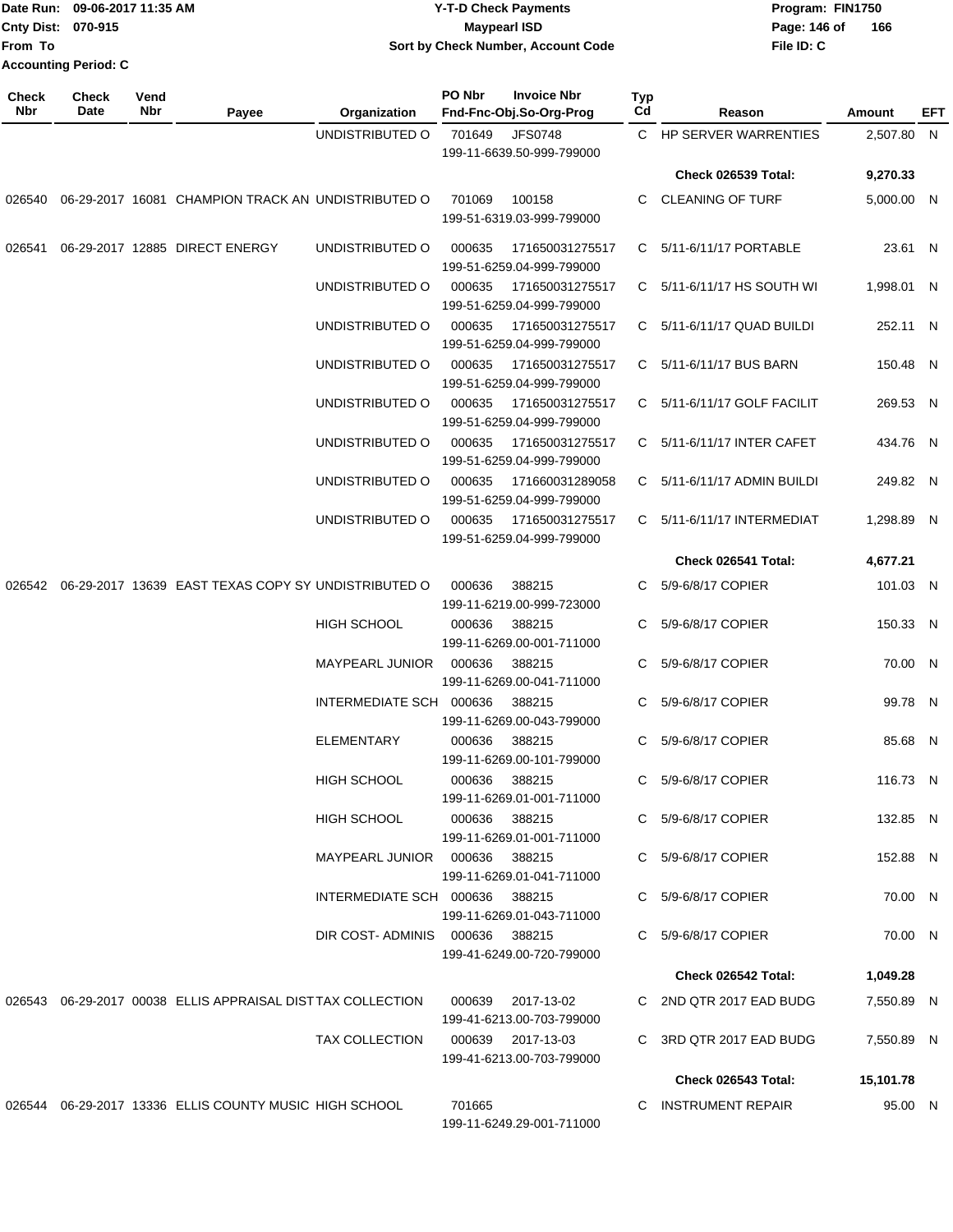Date Run: 09-06-2017 11:35 AM
Cnty Dist: 070-915
From To
Accounting Period: C

**Y-T-D Check Payments**
**Maypearl ISD**
**Sort by Check Number, Account Code**

Program: FIN1750
File ID: C

| Check Nbr | Check Date | Vend Nbr | Payee | Organization | PO Nbr | Invoice Nbr / Fnd-Fnc-Obj.So-Org-Prog | Typ Cd | Reason | Amount | EFT |
|---|---|---|---|---|---|---|---|---|---|---|
| | | | | UNDISTRIBUTED O | 701649 | JFS0748<br>199-11-6639.50-999-799000 | C | HP SERVER WARRENTIES | 2,507.80 | N |
| | | | | | | | | **Check 026539 Total:** | **9,270.33** | |
| 026540 | 06-29-2017 | 16081 | CHAMPION TRACK AN | UNDISTRIBUTED O | 701069 | 100158<br>199-51-6319.03-999-799000 | C | CLEANING OF TURF | 5,000.00 | N |
| 026541 | 06-29-2017 | 12885 | DIRECT ENERGY | UNDISTRIBUTED O | 000635 | 171650031275517<br>199-51-6259.04-999-799000 | C | 5/11-6/11/17 PORTABLE | 23.61 | N |
| | | | | UNDISTRIBUTED O | 000635 | 171650031275517<br>199-51-6259.04-999-799000 | C | 5/11-6/11/17 HS SOUTH WI | 1,998.01 | N |
| | | | | UNDISTRIBUTED O | 000635 | 171650031275517<br>199-51-6259.04-999-799000 | C | 5/11-6/11/17 QUAD BUILDI | 252.11 | N |
| | | | | UNDISTRIBUTED O | 000635 | 171650031275517<br>199-51-6259.04-999-799000 | C | 5/11-6/11/17 BUS BARN | 150.48 | N |
| | | | | UNDISTRIBUTED O | 000635 | 171650031275517<br>199-51-6259.04-999-799000 | C | 5/11-6/11/17 GOLF FACILIT | 269.53 | N |
| | | | | UNDISTRIBUTED O | 000635 | 171650031275517<br>199-51-6259.04-999-799000 | C | 5/11-6/11/17 INTER CAFET | 434.76 | N |
| | | | | UNDISTRIBUTED O | 000635 | 171660031289058<br>199-51-6259.04-999-799000 | C | 5/11-6/11/17 ADMIN BUILDI | 249.82 | N |
| | | | | UNDISTRIBUTED O | 000635 | 171650031275517<br>199-51-6259.04-999-799000 | C | 5/11-6/11/17 INTERMEDIAT | 1,298.89 | N |
| | | | | | | | | **Check 026541 Total:** | **4,677.21** | |
| 026542 | 06-29-2017 | 13639 | EAST TEXAS COPY SY | UNDISTRIBUTED O | 000636 | 388215<br>199-11-6219.00-999-723000 | C | 5/9-6/8/17 COPIER | 101.03 | N |
| | | | | HIGH SCHOOL | 000636 | 388215<br>199-11-6269.00-001-711000 | C | 5/9-6/8/17 COPIER | 150.33 | N |
| | | | | MAYPEARL JUNIOR | 000636 | 388215<br>199-11-6269.00-041-711000 | C | 5/9-6/8/17 COPIER | 70.00 | N |
| | | | | INTERMEDIATE SCH | 000636 | 388215<br>199-11-6269.00-043-799000 | C | 5/9-6/8/17 COPIER | 99.78 | N |
| | | | | ELEMENTARY | 000636 | 388215<br>199-11-6269.00-101-799000 | C | 5/9-6/8/17 COPIER | 85.68 | N |
| | | | | HIGH SCHOOL | 000636 | 388215<br>199-11-6269.01-001-711000 | C | 5/9-6/8/17 COPIER | 116.73 | N |
| | | | | HIGH SCHOOL | 000636 | 388215<br>199-11-6269.01-001-711000 | C | 5/9-6/8/17 COPIER | 132.85 | N |
| | | | | MAYPEARL JUNIOR | 000636 | 388215<br>199-11-6269.01-041-711000 | C | 5/9-6/8/17 COPIER | 152.88 | N |
| | | | | INTERMEDIATE SCH | 000636 | 388215<br>199-11-6269.01-043-711000 | C | 5/9-6/8/17 COPIER | 70.00 | N |
| | | | | DIR COST- ADMINIS | 000636 | 388215<br>199-41-6249.00-720-799000 | C | 5/9-6/8/17 COPIER | 70.00 | N |
| | | | | | | | | **Check 026542 Total:** | **1,049.28** | |
| 026543 | 06-29-2017 | 00038 | ELLIS APPRAISAL DIST | TAX COLLECTION | 000639 | 2017-13-02<br>199-41-6213.00-703-799000 | C | 2ND QTR 2017 EAD BUDG | 7,550.89 | N |
| | | | | TAX COLLECTION | 000639 | 2017-13-03<br>199-41-6213.00-703-799000 | C | 3RD QTR 2017 EAD BUDG | 7,550.89 | N |
| | | | | | | | | **Check 026543 Total:** | **15,101.78** | |
| 026544 | 06-29-2017 | 13336 | ELLIS COUNTY MUSIC | HIGH SCHOOL | 701665 | 199-11-6249.29-001-711000 | C | INSTRUMENT REPAIR | 95.00 | N |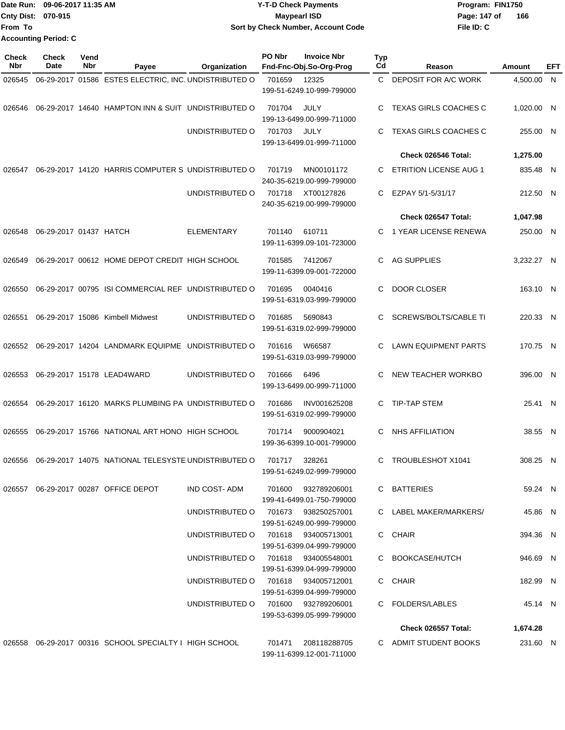Date Run: 09-06-2017 11:35 AM
Cnty Dist: 070-915
From To
Accounting Period: C

# Y-T-D Check Payments
## Maypearl ISD
### Sort by Check Number, Account Code

Program: FIN1750
File ID: C

| Check Nbr | Check Date | Vend Nbr | Payee | Organization | PO Nbr | Invoice Nbr / Fnd-Fnc-Obj.So-Org-Prog | Typ Cd | Reason | Amount | EFT |
|---|---|---|---|---|---|---|---|---|---|---|
| 026545 | 06-29-2017 | 01586 | ESTES ELECTRIC, INC. | UNDISTRIBUTED O | 701659 | 12325 / 199-51-6249.10-999-799000 | C | DEPOSIT FOR A/C WORK | 4,500.00 | N |
| 026546 | 06-29-2017 | 14640 | HAMPTON INN & SUIT | UNDISTRIBUTED O | 701704 | JULY / 199-13-6499.00-999-711000 | C | TEXAS GIRLS COACHES C | 1,020.00 | N |
| | | | | UNDISTRIBUTED O | 701703 | JULY / 199-13-6499.01-999-711000 | C | TEXAS GIRLS COACHES C | 255.00 | N |
| | | | | | | | | **Check 026546 Total:** | **1,275.00** | |
| 026547 | 06-29-2017 | 14120 | HARRIS COMPUTER S | UNDISTRIBUTED O | 701719 | MN00101172 / 240-35-6219.00-999-799000 | C | ETRITION LICENSE AUG 1 | 835.48 | N |
| | | | | UNDISTRIBUTED O | 701718 | XT00127826 / 240-35-6219.00-999-799000 | C | EZPAY 5/1-5/31/17 | 212.50 | N |
| | | | | | | | | **Check 026547 Total:** | **1,047.98** | |
| 026548 | 06-29-2017 | 01437 | HATCH | ELEMENTARY | 701140 | 610711 / 199-11-6399.09-101-723000 | C | 1 YEAR LICENSE RENEWA | 250.00 | N |
| 026549 | 06-29-2017 | 00612 | HOME DEPOT CREDIT | HIGH SCHOOL | 701585 | 7412067 / 199-11-6399.09-001-722000 | C | AG SUPPLIES | 3,232.27 | N |
| 026550 | 06-29-2017 | 00795 | ISI COMMERCIAL REF | UNDISTRIBUTED O | 701695 | 0040416 / 199-51-6319.03-999-799000 | C | DOOR CLOSER | 163.10 | N |
| 026551 | 06-29-2017 | 15086 | Kimbell Midwest | UNDISTRIBUTED O | 701685 | 5690843 / 199-51-6319.02-999-799000 | C | SCREWS/BOLTS/CABLE TI | 220.33 | N |
| 026552 | 06-29-2017 | 14204 | LANDMARK EQUIPME | UNDISTRIBUTED O | 701616 | W66587 / 199-51-6319.03-999-799000 | C | LAWN EQUIPMENT PARTS | 170.75 | N |
| 026553 | 06-29-2017 | 15178 | LEAD4WARD | UNDISTRIBUTED O | 701666 | 6496 / 199-13-6499.00-999-711000 | C | NEW TEACHER WORKBO | 396.00 | N |
| 026554 | 06-29-2017 | 16120 | MARKS PLUMBING PA | UNDISTRIBUTED O | 701686 | INV001625208 / 199-51-6319.02-999-799000 | C | TIP-TAP STEM | 25.41 | N |
| 026555 | 06-29-2017 | 15766 | NATIONAL ART HONO | HIGH SCHOOL | 701714 | 9000904021 / 199-36-6399.10-001-799000 | C | NHS AFFILIATION | 38.55 | N |
| 026556 | 06-29-2017 | 14075 | NATIONAL TELESYSTE | UNDISTRIBUTED O | 701717 | 328261 / 199-51-6249.02-999-799000 | C | TROUBLESHOT X1041 | 308.25 | N |
| 026557 | 06-29-2017 | 00287 | OFFICE DEPOT | IND COST- ADM | 701600 | 932789206001 / 199-41-6499.01-750-799000 | C | BATTERIES | 59.24 | N |
| | | | | UNDISTRIBUTED O | 701673 | 938250257001 / 199-51-6249.00-999-799000 | C | LABEL MAKER/MARKERS/ | 45.86 | N |
| | | | | UNDISTRIBUTED O | 701618 | 934005713001 / 199-51-6399.04-999-799000 | C | CHAIR | 394.36 | N |
| | | | | UNDISTRIBUTED O | 701618 | 934005548001 / 199-51-6399.04-999-799000 | C | BOOKCASE/HUTCH | 946.69 | N |
| | | | | UNDISTRIBUTED O | 701618 | 934005712001 / 199-51-6399.04-999-799000 | C | CHAIR | 182.99 | N |
| | | | | UNDISTRIBUTED O | 701600 | 932789206001 / 199-53-6399.05-999-799000 | C | FOLDERS/LABLES | 45.14 | N |
| | | | | | | | | **Check 026557 Total:** | **1,674.28** | |
| 026558 | 06-29-2017 | 00316 | SCHOOL SPECIALTY I | HIGH SCHOOL | 701471 | 208118288705 / 199-11-6399.12-001-711000 | C | ADMIT STUDENT BOOKS | 231.60 | N |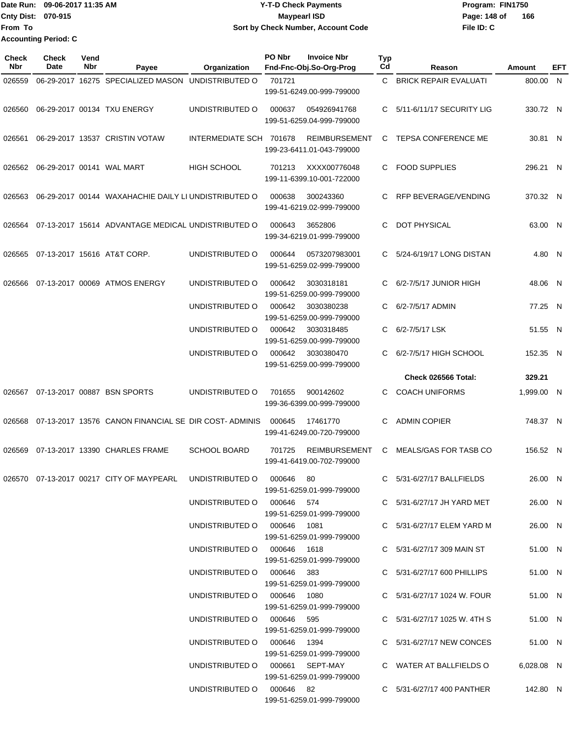Date Run: 09-06-2017 11:35 AM
Cnty Dist: 070-915
From To
Accounting Period: C

# Y-T-D Check Payments
## Maypearl ISD
### Sort by Check Number, Account Code

Program: FIN1750
File ID: C

| Check Nbr | Check Date | Vend Nbr | Payee | Organization | PO Nbr | Invoice Nbr / Fnd-Fnc-Obj.So-Org-Prog | Typ Cd | Reason | Amount | EFT |
|---|---|---|---|---|---|---|---|---|---|---|
| 026559 | 06-29-2017 | 16275 | SPECIALIZED MASON | UNDISTRIBUTED O | 701721 | 199-51-6249.00-999-799000 | C | BRICK REPAIR EVALUATI | 800.00 | N |
| 026560 | 06-29-2017 | 00134 | TXU ENERGY | UNDISTRIBUTED O | 000637 | 054926941768 199-51-6259.04-999-799000 | C | 5/11-6/11/17 SECURITY LIG | 330.72 | N |
| 026561 | 06-29-2017 | 13537 | CRISTIN VOTAW | INTERMEDIATE SCH | 701678 | REIMBURSEMENT 199-23-6411.01-043-799000 | C | TEPSA CONFERENCE ME | 30.81 | N |
| 026562 | 06-29-2017 | 00141 | WAL MART | HIGH SCHOOL | 701213 | XXXX00776048 199-11-6399.10-001-722000 | C | FOOD SUPPLIES | 296.21 | N |
| 026563 | 06-29-2017 | 00144 | WAXAHACHIE DAILY LI | UNDISTRIBUTED O | 000638 | 300243360 199-41-6219.02-999-799000 | C | RFP BEVERAGE/VENDING | 370.32 | N |
| 026564 | 07-13-2017 | 15614 | ADVANTAGE MEDICAL | UNDISTRIBUTED O | 000643 | 3652806 199-34-6219.01-999-799000 | C | DOT PHYSICAL | 63.00 | N |
| 026565 | 07-13-2017 | 15616 | AT&T CORP. | UNDISTRIBUTED O | 000644 | 0573207983001 199-51-6259.02-999-799000 | C | 5/24-6/19/17 LONG DISTAN | 4.80 | N |
| 026566 | 07-13-2017 | 00069 | ATMOS ENERGY | UNDISTRIBUTED O | 000642 | 3030318181 199-51-6259.00-999-799000 | C | 6/2-7/5/17 JUNIOR HIGH | 48.06 | N |
| | | | | UNDISTRIBUTED O | 000642 | 3030380238 199-51-6259.00-999-799000 | C | 6/2-7/5/17 ADMIN | 77.25 | N |
| | | | | UNDISTRIBUTED O | 000642 | 3030318485 199-51-6259.00-999-799000 | C | 6/2-7/5/17 LSK | 51.55 | N |
| | | | | UNDISTRIBUTED O | 000642 | 3030380470 199-51-6259.00-999-799000 | C | 6/2-7/5/17 HIGH SCHOOL | 152.35 | N |
| | | | | | | | | **Check 026566 Total:** | **329.21** | |
| 026567 | 07-13-2017 | 00887 | BSN SPORTS | UNDISTRIBUTED O | 701655 | 900142602 199-36-6399.00-999-799000 | C | COACH UNIFORMS | 1,999.00 | N |
| 026568 | 07-13-2017 | 13576 | CANON FINANCIAL SE | DIR COST- ADMINIS | 000645 | 17461770 199-41-6249.00-720-799000 | C | ADMIN COPIER | 748.37 | N |
| 026569 | 07-13-2017 | 13390 | CHARLES FRAME | SCHOOL BOARD | 701725 | REIMBURSEMENT 199-41-6419.00-702-799000 | C | MEALS/GAS FOR TASB CO | 156.52 | N |
| 026570 | 07-13-2017 | 00217 | CITY OF MAYPEARL | UNDISTRIBUTED O | 000646 | 80 199-51-6259.01-999-799000 | C | 5/31-6/27/17 BALLFIELDS | 26.00 | N |
| | | | | UNDISTRIBUTED O | 000646 | 574 199-51-6259.01-999-799000 | C | 5/31-6/27/17 JH YARD MET | 26.00 | N |
| | | | | UNDISTRIBUTED O | 000646 | 1081 199-51-6259.01-999-799000 | C | 5/31-6/27/17 ELEM YARD M | 26.00 | N |
| | | | | UNDISTRIBUTED O | 000646 | 1618 199-51-6259.01-999-799000 | C | 5/31-6/27/17 309 MAIN ST | 51.00 | N |
| | | | | UNDISTRIBUTED O | 000646 | 383 199-51-6259.01-999-799000 | C | 5/31-6/27/17 600 PHILLIPS | 51.00 | N |
| | | | | UNDISTRIBUTED O | 000646 | 1080 199-51-6259.01-999-799000 | C | 5/31-6/27/17 1024 W. FOUR | 51.00 | N |
| | | | | UNDISTRIBUTED O | 000646 | 595 199-51-6259.01-999-799000 | C | 5/31-6/27/17 1025 W. 4TH S | 51.00 | N |
| | | | | UNDISTRIBUTED O | 000646 | 1394 199-51-6259.01-999-799000 | C | 5/31-6/27/17 NEW CONCES | 51.00 | N |
| | | | | UNDISTRIBUTED O | 000661 | SEPT-MAY 199-51-6259.01-999-799000 | C | WATER AT BALLFIELDS O | 6,028.08 | N |
| | | | | UNDISTRIBUTED O | 000646 | 82 199-51-6259.01-999-799000 | C | 5/31-6/27/17 400 PANTHER | 142.80 | N |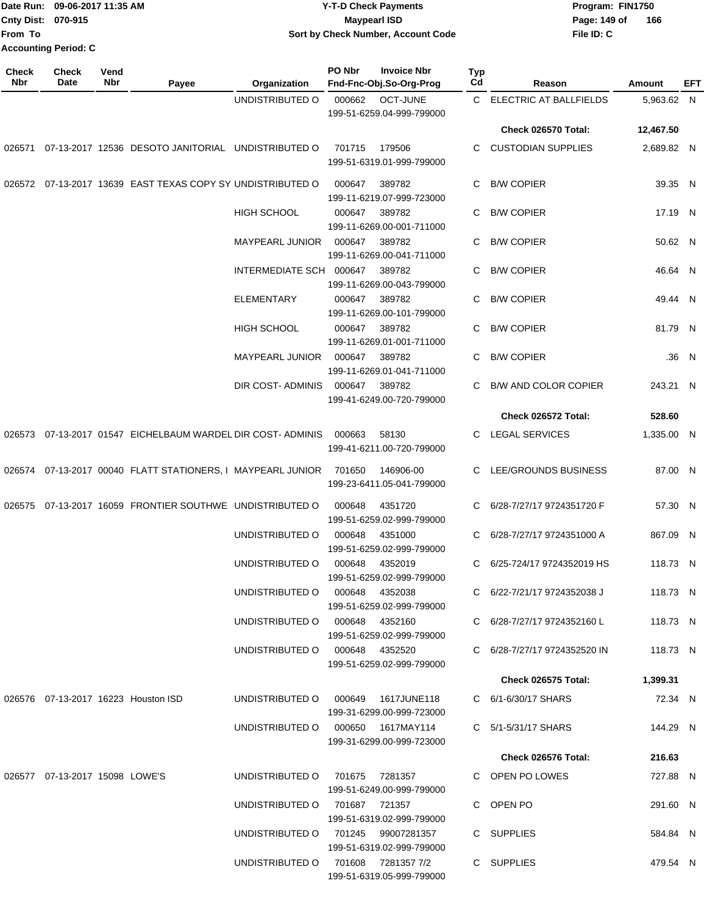| Check Nbr | Check Date | Vend Nbr | Payee | Organization | PO Nbr | Invoice Nbr Fnd-Fnc-Obj.So-Org-Prog | Typ Cd | Reason | Amount | EFT |
|---|---|---|---|---|---|---|---|---|---|---|
| | | | | UNDISTRIBUTED O | 000662 | OCT-JUNE 199-51-6259.04-999-799000 | C | ELECTRIC AT BALLFIELDS | 5,963.62 | N |
| | | | | | | | | **Check 026570 Total:** | **12,467.50** | |
| 026571 | 07-13-2017 | 12536 | DESOTO JANITORIAL | UNDISTRIBUTED O | 701715 | 179506 199-51-6319.01-999-799000 | C | CUSTODIAN SUPPLIES | 2,689.82 | N |
| 026572 | 07-13-2017 | 13639 | EAST TEXAS COPY SY | UNDISTRIBUTED O | 000647 | 389782 199-11-6219.07-999-723000 | C | B/W COPIER | 39.35 | N |
| | | | | HIGH SCHOOL | 000647 | 389782 199-11-6269.00-001-711000 | C | B/W COPIER | 17.19 | N |
| | | | | MAYPEARL JUNIOR | 000647 | 389782 199-11-6269.00-041-711000 | C | B/W COPIER | 50.62 | N |
| | | | | INTERMEDIATE SCH | 000647 | 389782 199-11-6269.00-043-799000 | C | B/W COPIER | 46.64 | N |
| | | | | ELEMENTARY | 000647 | 389782 199-11-6269.00-101-799000 | C | B/W COPIER | 49.44 | N |
| | | | | HIGH SCHOOL | 000647 | 389782 199-11-6269.01-001-711000 | C | B/W COPIER | 81.79 | N |
| | | | | MAYPEARL JUNIOR | 000647 | 389782 199-11-6269.01-041-711000 | C | B/W COPIER | .36 | N |
| | | | | DIR COST- ADMINIS | 000647 | 389782 199-41-6249.00-720-799000 | C | B/W AND COLOR COPIER | 243.21 | N |
| | | | | | | | | **Check 026572 Total:** | **528.60** | |
| 026573 | 07-13-2017 | 01547 | EICHELBAUM WARDEL | DIR COST- ADMINIS | 000663 | 58130 199-41-6211.00-720-799000 | C | LEGAL SERVICES | 1,335.00 | N |
| 026574 | 07-13-2017 | 00040 | FLATT STATIONERS, I | MAYPEARL JUNIOR | 701650 | 146906-00 199-23-6411.05-041-799000 | C | LEE/GROUNDS BUSINESS | 87.00 | N |
| 026575 | 07-13-2017 | 16059 | FRONTIER SOUTHWE | UNDISTRIBUTED O | 000648 | 4351720 199-51-6259.02-999-799000 | C | 6/28-7/27/17 9724351720 F | 57.30 | N |
| | | | | UNDISTRIBUTED O | 000648 | 4351000 199-51-6259.02-999-799000 | C | 6/28-7/27/17 9724351000 A | 867.09 | N |
| | | | | UNDISTRIBUTED O | 000648 | 4352019 199-51-6259.02-999-799000 | C | 6/25-724/17 9724352019 HS | 118.73 | N |
| | | | | UNDISTRIBUTED O | 000648 | 4352038 199-51-6259.02-999-799000 | C | 6/22-7/21/17 9724352038 J | 118.73 | N |
| | | | | UNDISTRIBUTED O | 000648 | 4352160 199-51-6259.02-999-799000 | C | 6/28-7/27/17 9724352160 L | 118.73 | N |
| | | | | UNDISTRIBUTED O | 000648 | 4352520 199-51-6259.02-999-799000 | C | 6/28-7/27/17 9724352520 IN | 118.73 | N |
| | | | | | | | | **Check 026575 Total:** | **1,399.31** | |
| 026576 | 07-13-2017 | 16223 | Houston ISD | UNDISTRIBUTED O | 000649 | 1617JUNE118 199-31-6299.00-999-723000 | C | 6/1-6/30/17 SHARS | 72.34 | N |
| | | | | UNDISTRIBUTED O | 000650 | 1617MAY114 199-31-6299.00-999-723000 | C | 5/1-5/31/17 SHARS | 144.29 | N |
| | | | | | | | | **Check 026576 Total:** | **216.63** | |
| 026577 | 07-13-2017 | 15098 | LOWE'S | UNDISTRIBUTED O | 701675 | 7281357 199-51-6249.00-999-799000 | C | OPEN PO LOWES | 727.88 | N |
| | | | | UNDISTRIBUTED O | 701687 | 721357 199-51-6319.02-999-799000 | C | OPEN PO | 291.60 | N |
| | | | | UNDISTRIBUTED O | 701245 | 99007281357 199-51-6319.02-999-799000 | C | SUPPLIES | 584.84 | N |
| | | | | UNDISTRIBUTED O | 701608 | 7281357 7/2 199-51-6319.05-999-799000 | C | SUPPLIES | 479.54 | N |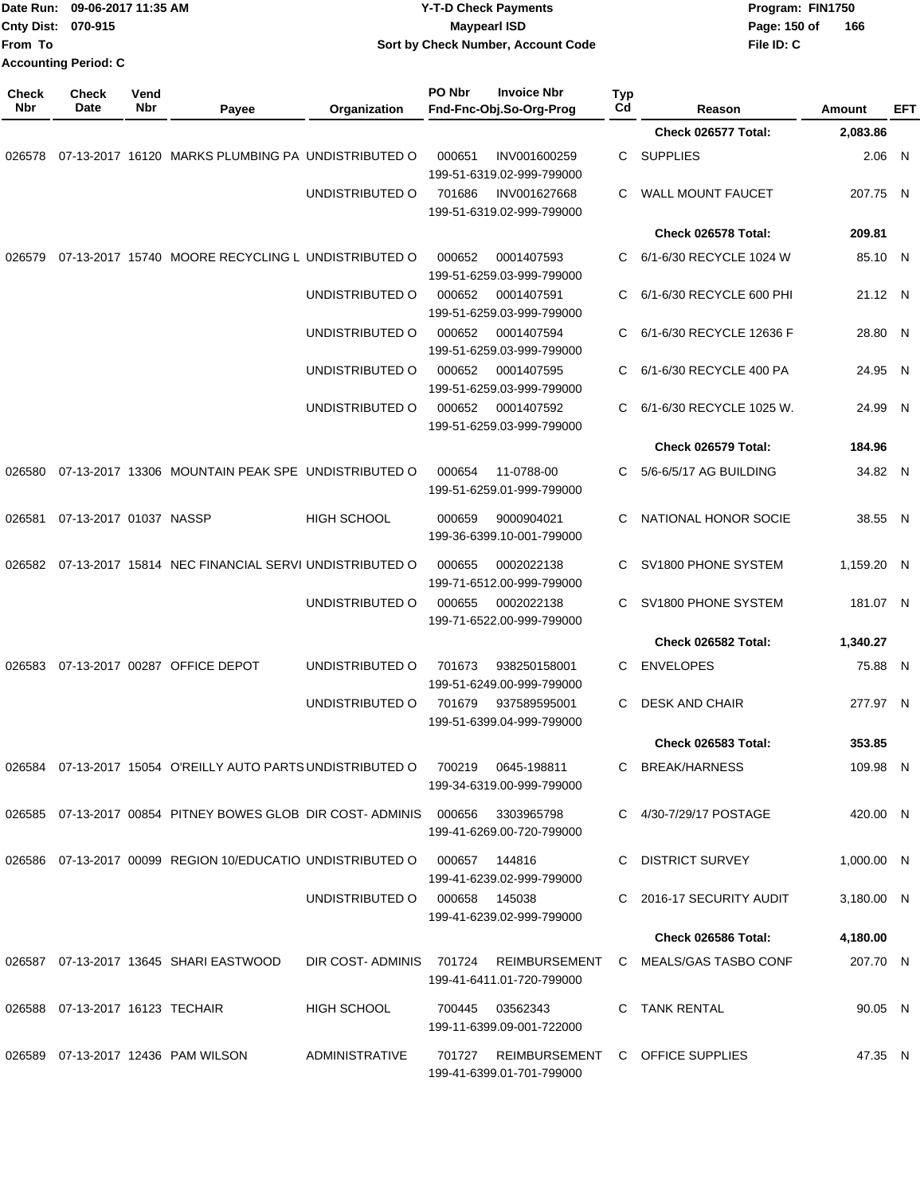Date Run: 09-06-2017 11:35 AM
Cnty Dist: 070-915
From To
Accounting Period: C

**Y-T-D Check Payments**
**Maypearl ISD**
**Sort by Check Number, Account Code**

Program: FIN1750
File ID: C

| Check Nbr | Check Date | Vend Nbr | Payee | Organization | PO Nbr | Invoice Nbr Fnd-Fnc-Obj.So-Org-Prog | Typ Cd | Reason | Amount | EFT |
|---|---|---|---|---|---|---|---|---|---|---|
| | | | | | | | | **Check 026577 Total:** | **2,083.86** | |
| 026578 | 07-13-2017 | 16120 | MARKS PLUMBING PA | UNDISTRIBUTED O | 000651 | INV001600259 199-51-6319.02-999-799000 | C | SUPPLIES | 2.06 | N |
| | | | | UNDISTRIBUTED O | 701686 | INV001627668 199-51-6319.02-999-799000 | C | WALL MOUNT FAUCET | 207.75 | N |
| | | | | | | | | **Check 026578 Total:** | **209.81** | |
| 026579 | 07-13-2017 | 15740 | MOORE RECYCLING L | UNDISTRIBUTED O | 000652 | 0001407593 199-51-6259.03-999-799000 | C | 6/1-6/30 RECYCLE 1024 W | 85.10 | N |
| | | | | UNDISTRIBUTED O | 000652 | 0001407591 199-51-6259.03-999-799000 | C | 6/1-6/30 RECYCLE 600 PHI | 21.12 | N |
| | | | | UNDISTRIBUTED O | 000652 | 0001407594 199-51-6259.03-999-799000 | C | 6/1-6/30 RECYCLE 12636 F | 28.80 | N |
| | | | | UNDISTRIBUTED O | 000652 | 0001407595 199-51-6259.03-999-799000 | C | 6/1-6/30 RECYCLE 400 PA | 24.95 | N |
| | | | | UNDISTRIBUTED O | 000652 | 0001407592 199-51-6259.03-999-799000 | C | 6/1-6/30 RECYCLE 1025 W. | 24.99 | N |
| | | | | | | | | **Check 026579 Total:** | **184.96** | |
| 026580 | 07-13-2017 | 13306 | MOUNTAIN PEAK SPE | UNDISTRIBUTED O | 000654 | 11-0788-00 199-51-6259.01-999-799000 | C | 5/6-6/5/17 AG BUILDING | 34.82 | N |
| 026581 | 07-13-2017 | 01037 | NASSP | HIGH SCHOOL | 000659 | 9000904021 199-36-6399.10-001-799000 | C | NATIONAL HONOR SOCIE | 38.55 | N |
| 026582 | 07-13-2017 | 15814 | NEC FINANCIAL SERVI | UNDISTRIBUTED O | 000655 | 0002022138 199-71-6512.00-999-799000 | C | SV1800 PHONE SYSTEM | 1,159.20 | N |
| | | | | UNDISTRIBUTED O | 000655 | 0002022138 199-71-6522.00-999-799000 | C | SV1800 PHONE SYSTEM | 181.07 | N |
| | | | | | | | | **Check 026582 Total:** | **1,340.27** | |
| 026583 | 07-13-2017 | 00287 | OFFICE DEPOT | UNDISTRIBUTED O | 701673 | 938250158001 199-51-6249.00-999-799000 | C | ENVELOPES | 75.88 | N |
| | | | | UNDISTRIBUTED O | 701679 | 937589595001 199-51-6399.04-999-799000 | C | DESK AND CHAIR | 277.97 | N |
| | | | | | | | | **Check 026583 Total:** | **353.85** | |
| 026584 | 07-13-2017 | 15054 | O'REILLY AUTO PARTS | UNDISTRIBUTED O | 700219 | 0645-198811 199-34-6319.00-999-799000 | C | BREAK/HARNESS | 109.98 | N |
| 026585 | 07-13-2017 | 00854 | PITNEY BOWES GLOB | DIR COST- ADMINIS | 000656 | 3303965798 199-41-6269.00-720-799000 | C | 4/30-7/29/17 POSTAGE | 420.00 | N |
| 026586 | 07-13-2017 | 00099 | REGION 10/EDUCATIO | UNDISTRIBUTED O | 000657 | 144816 199-41-6239.02-999-799000 | C | DISTRICT SURVEY | 1,000.00 | N |
| | | | | UNDISTRIBUTED O | 000658 | 145038 199-41-6239.02-999-799000 | C | 2016-17 SECURITY AUDIT | 3,180.00 | N |
| | | | | | | | | **Check 026586 Total:** | **4,180.00** | |
| 026587 | 07-13-2017 | 13645 | SHARI EASTWOOD | DIR COST- ADMINIS | 701724 | REIMBURSEMENT 199-41-6411.01-720-799000 | C | MEALS/GAS TASBO CONF | 207.70 | N |
| 026588 | 07-13-2017 | 16123 | TECHAIR | HIGH SCHOOL | 700445 | 03562343 199-11-6399.09-001-722000 | C | TANK RENTAL | 90.05 | N |
| 026589 | 07-13-2017 | 12436 | PAM WILSON | ADMINISTRATIVE | 701727 | REIMBURSEMENT 199-41-6399.01-701-799000 | C | OFFICE SUPPLIES | 47.35 | N |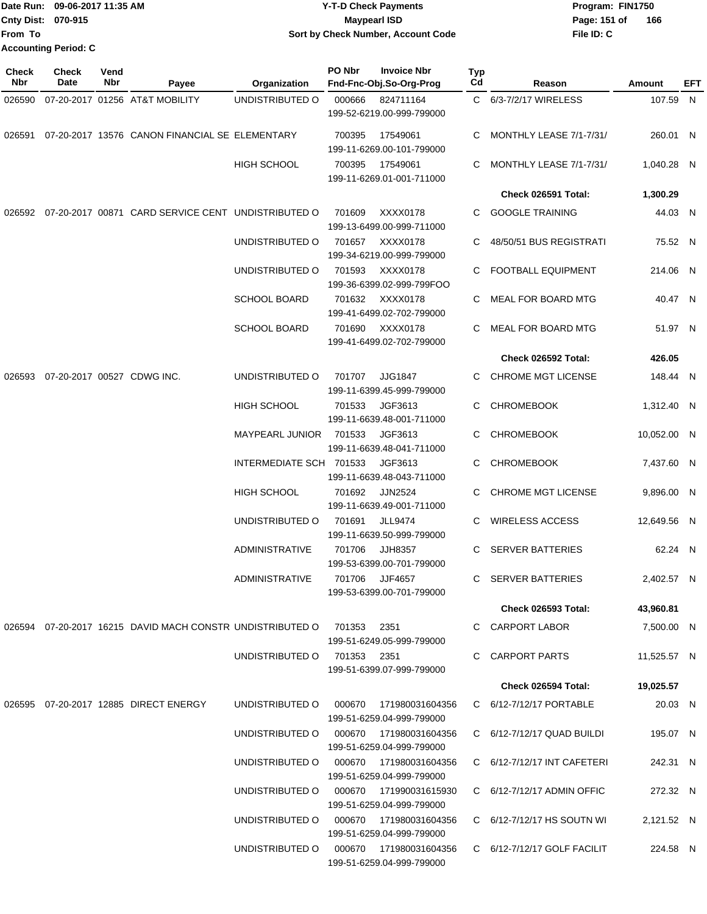Date Run: 09-06-2017 11:35 AM
Cnty Dist: 070-915
From To
Accounting Period: C

**Y-T-D Check Payments**
**Maypearl ISD**
**Sort by Check Number, Account Code**

Program: FIN1750
File ID: C

| Check Nbr | Check Date | Vend Nbr | Payee | Organization | PO Nbr / Fnd-Fnc-Obj.So-Org-Prog | Invoice Nbr | Typ Cd | Reason | Amount | EFT |
|---|---|---|---|---|---|---|---|---|---|---|
| 026590 | 07-20-2017 | 01256 | AT&T MOBILITY | UNDISTRIBUTED O | 000666 199-52-6219.00-999-799000 | 824711164 | C | 6/3-7/2/17 WIRELESS | 107.59 | N |
| 026591 | 07-20-2017 | 13576 | CANON FINANCIAL SE | ELEMENTARY | 700395 199-11-6269.00-101-799000 | 17549061 | C | MONTHLY LEASE 7/1-7/31/ | 260.01 | N |
| | | | | HIGH SCHOOL | 700395 199-11-6269.01-001-711000 | 17549061 | C | MONTHLY LEASE 7/1-7/31/ | 1,040.28 | N |
| | | | | | | | | **Check 026591 Total:** | **1,300.29** | |
| 026592 | 07-20-2017 | 00871 | CARD SERVICE CENT | UNDISTRIBUTED O | 701609 199-13-6499.00-999-711000 | XXXX0178 | C | GOOGLE TRAINING | 44.03 | N |
| | | | | UNDISTRIBUTED O | 701657 199-34-6219.00-999-799000 | XXXX0178 | C | 48/50/51 BUS REGISTRATI | 75.52 | N |
| | | | | UNDISTRIBUTED O | 701593 199-36-6399.02-999-799FOO | XXXX0178 | C | FOOTBALL EQUIPMENT | 214.06 | N |
| | | | | SCHOOL BOARD | 701632 199-41-6499.02-702-799000 | XXXX0178 | C | MEAL FOR BOARD MTG | 40.47 | N |
| | | | | SCHOOL BOARD | 701690 199-41-6499.02-702-799000 | XXXX0178 | C | MEAL FOR BOARD MTG | 51.97 | N |
| | | | | | | | | **Check 026592 Total:** | **426.05** | |
| 026593 | 07-20-2017 | 00527 | CDWG INC. | UNDISTRIBUTED O | 701707 199-11-6399.45-999-799000 | JJG1847 | C | CHROME MGT LICENSE | 148.44 | N |
| | | | | HIGH SCHOOL | 701533 199-11-6639.48-001-711000 | JGF3613 | C | CHROMEBOOK | 1,312.40 | N |
| | | | | MAYPEARL JUNIOR | 701533 199-11-6639.48-041-711000 | JGF3613 | C | CHROMEBOOK | 10,052.00 | N |
| | | | | INTERMEDIATE SCH | 701533 199-11-6639.48-043-711000 | JGF3613 | C | CHROMEBOOK | 7,437.60 | N |
| | | | | HIGH SCHOOL | 701692 199-11-6639.49-001-711000 | JJN2524 | C | CHROME MGT LICENSE | 9,896.00 | N |
| | | | | UNDISTRIBUTED O | 701691 199-11-6639.50-999-799000 | JLL9474 | C | WIRELESS ACCESS | 12,649.56 | N |
| | | | | ADMINISTRATIVE | 701706 199-53-6399.00-701-799000 | JJH8357 | C | SERVER BATTERIES | 62.24 | N |
| | | | | ADMINISTRATIVE | 701706 199-53-6399.00-701-799000 | JJF4657 | C | SERVER BATTERIES | 2,402.57 | N |
| | | | | | | | | **Check 026593 Total:** | **43,960.81** | |
| 026594 | 07-20-2017 | 16215 | DAVID MACH CONSTR | UNDISTRIBUTED O | 701353 199-51-6249.05-999-799000 | 2351 | C | CARPORT LABOR | 7,500.00 | N |
| | | | | UNDISTRIBUTED O | 701353 199-51-6399.07-999-799000 | 2351 | C | CARPORT PARTS | 11,525.57 | N |
| | | | | | | | | **Check 026594 Total:** | **19,025.57** | |
| 026595 | 07-20-2017 | 12885 | DIRECT ENERGY | UNDISTRIBUTED O | 000670 199-51-6259.04-999-799000 | 171980031604356 | C | 6/12-7/12/17 PORTABLE | 20.03 | N |
| | | | | UNDISTRIBUTED O | 000670 199-51-6259.04-999-799000 | 171980031604356 | C | 6/12-7/12/17 QUAD BUILDI | 195.07 | N |
| | | | | UNDISTRIBUTED O | 000670 199-51-6259.04-999-799000 | 171980031604356 | C | 6/12-7/12/17 INT CAFETERI | 242.31 | N |
| | | | | UNDISTRIBUTED O | 000670 199-51-6259.04-999-799000 | 171990031615930 | C | 6/12-7/12/17 ADMIN OFFIC | 272.32 | N |
| | | | | UNDISTRIBUTED O | 000670 199-51-6259.04-999-799000 | 171980031604356 | C | 6/12-7/12/17 HS SOUTN WI | 2,121.52 | N |
| | | | | UNDISTRIBUTED O | 000670 199-51-6259.04-999-799000 | 171980031604356 | C | 6/12-7/12/17 GOLF FACILIT | 224.58 | N |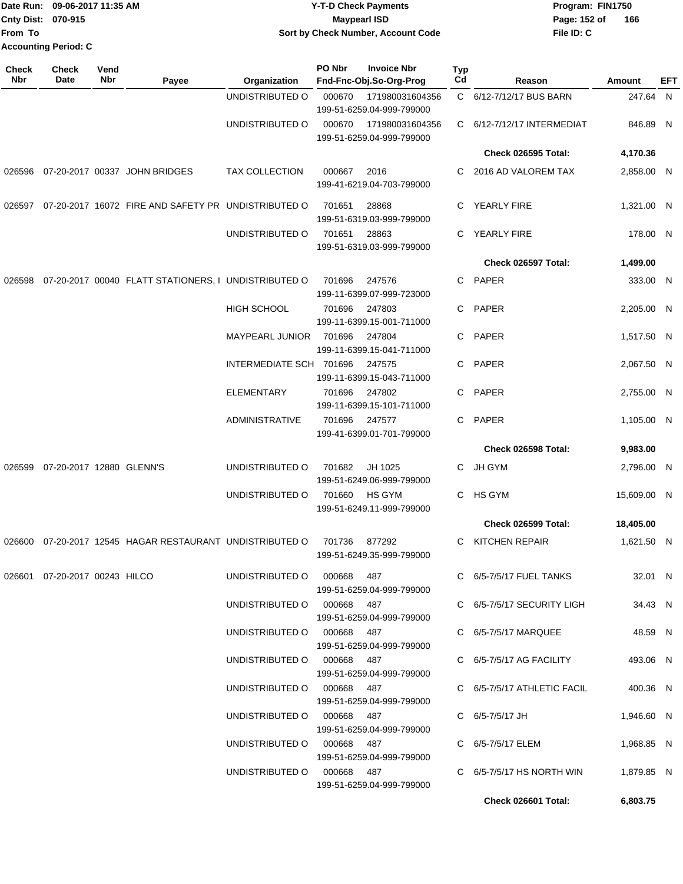Date Run: 09-06-2017 11:35 AM
Cnty Dist: 070-915
From To
Accounting Period: C

# Y-T-D Check Payments
## Maypearl ISD
### Sort by Check Number, Account Code

Program: FIN1750
File ID: C

| Check Nbr | Check Date | Vend Nbr | Payee | Organization | PO Nbr | Invoice Nbr Fnd-Fnc-Obj.So-Org-Prog | Typ Cd | Reason | Amount | EFT |
|---|---|---|---|---|---|---|---|---|---|---|
| | | | | UNDISTRIBUTED O | 000670 | 171980031604356 199-51-6259.04-999-799000 | C | 6/12-7/12/17 BUS BARN | 247.64 | N |
| | | | | UNDISTRIBUTED O | 000670 | 171980031604356 199-51-6259.04-999-799000 | C | 6/12-7/12/17 INTERMEDIAT | 846.89 | N |
| | | | | | | | | **Check 026595 Total:** | **4,170.36** | |
| 026596 | 07-20-2017 | 00337 | JOHN BRIDGES | TAX COLLECTION | 000667 | 2016 199-41-6219.04-703-799000 | C | 2016 AD VALOREM TAX | 2,858.00 | N |
| 026597 | 07-20-2017 | 16072 | FIRE AND SAFETY PR | UNDISTRIBUTED O | 701651 | 28868 199-51-6319.03-999-799000 | C | YEARLY FIRE | 1,321.00 | N |
| | | | | UNDISTRIBUTED O | 701651 | 28863 199-51-6319.03-999-799000 | C | YEARLY FIRE | 178.00 | N |
| | | | | | | | | **Check 026597 Total:** | **1,499.00** | |
| 026598 | 07-20-2017 | 00040 | FLATT STATIONERS, I | UNDISTRIBUTED O | 701696 | 247576 199-11-6399.07-999-723000 | C | PAPER | 333.00 | N |
| | | | | HIGH SCHOOL | 701696 | 247803 199-11-6399.15-001-711000 | C | PAPER | 2,205.00 | N |
| | | | | MAYPEARL JUNIOR | 701696 | 247804 199-11-6399.15-041-711000 | C | PAPER | 1,517.50 | N |
| | | | | INTERMEDIATE SCH | 701696 | 247575 199-11-6399.15-043-711000 | C | PAPER | 2,067.50 | N |
| | | | | ELEMENTARY | 701696 | 247802 199-11-6399.15-101-711000 | C | PAPER | 2,755.00 | N |
| | | | | ADMINISTRATIVE | 701696 | 247577 199-41-6399.01-701-799000 | C | PAPER | 1,105.00 | N |
| | | | | | | | | **Check 026598 Total:** | **9,983.00** | |
| 026599 | 07-20-2017 | 12880 | GLENN'S | UNDISTRIBUTED O | 701682 | JH 1025 199-51-6249.06-999-799000 | C | JH GYM | 2,796.00 | N |
| | | | | UNDISTRIBUTED O | 701660 | HS GYM 199-51-6249.11-999-799000 | C | HS GYM | 15,609.00 | N |
| | | | | | | | | **Check 026599 Total:** | **18,405.00** | |
| 026600 | 07-20-2017 | 12545 | HAGAR RESTAURANT | UNDISTRIBUTED O | 701736 | 877292 199-51-6249.35-999-799000 | C | KITCHEN REPAIR | 1,621.50 | N |
| 026601 | 07-20-2017 | 00243 | HILCO | UNDISTRIBUTED O | 000668 | 487 199-51-6259.04-999-799000 | C | 6/5-7/5/17 FUEL TANKS | 32.01 | N |
| | | | | UNDISTRIBUTED O | 000668 | 487 199-51-6259.04-999-799000 | C | 6/5-7/5/17 SECURITY LIGH | 34.43 | N |
| | | | | UNDISTRIBUTED O | 000668 | 487 199-51-6259.04-999-799000 | C | 6/5-7/5/17 MARQUEE | 48.59 | N |
| | | | | UNDISTRIBUTED O | 000668 | 487 199-51-6259.04-999-799000 | C | 6/5-7/5/17 AG FACILITY | 493.06 | N |
| | | | | UNDISTRIBUTED O | 000668 | 487 199-51-6259.04-999-799000 | C | 6/5-7/5/17 ATHLETIC FACIL | 400.36 | N |
| | | | | UNDISTRIBUTED O | 000668 | 487 199-51-6259.04-999-799000 | C | 6/5-7/5/17 JH | 1,946.60 | N |
| | | | | UNDISTRIBUTED O | 000668 | 487 199-51-6259.04-999-799000 | C | 6/5-7/5/17 ELEM | 1,968.85 | N |
| | | | | UNDISTRIBUTED O | 000668 | 487 199-51-6259.04-999-799000 | C | 6/5-7/5/17 HS NORTH WIN | 1,879.85 | N |
| | | | | | | | | **Check 026601 Total:** | **6,803.75** | |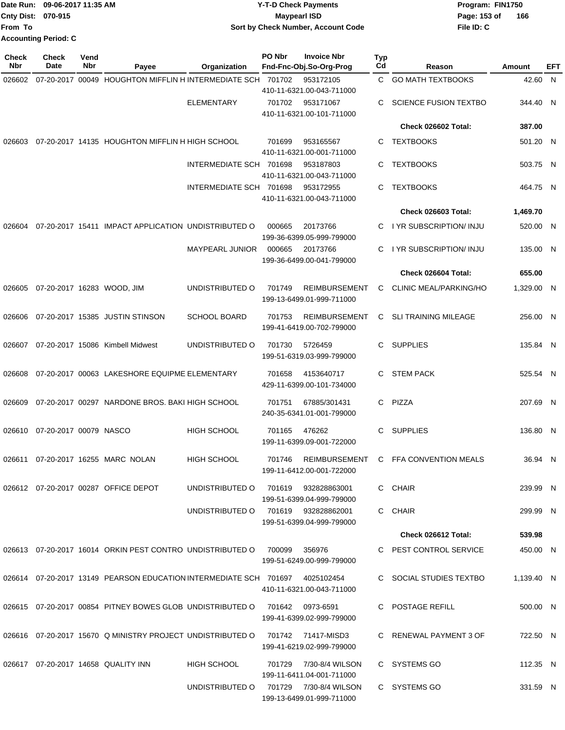Date Run: 09-06-2017 11:35 AM
Cnty Dist: 070-915
From To
Accounting Period: C

**Y-T-D Check Payments**
**Maypearl ISD**
**Sort by Check Number, Account Code**

Program: FIN1750
File ID: C

| Check Nbr | Check Date | Vend Nbr | Payee | Organization | PO Nbr | Invoice Nbr / Fnd-Fnc-Obj.So-Org-Prog | Typ Cd | Reason | Amount | EFT |
|---|---|---|---|---|---|---|---|---|---|---|
| 026602 | 07-20-2017 | 00049 | HOUGHTON MIFFLIN H | INTERMEDIATE SCH | 701702 | 953172105<br>410-11-6321.00-043-711000 | C | GO MATH TEXTBOOKS | 42.60 | N |
| | | | | ELEMENTARY | 701702 | 953171067<br>410-11-6321.00-101-711000 | C | SCIENCE FUSION TEXTBO | 344.40 | N |
| | | | | | | | | **Check 026602 Total:** | **387.00** | |
| 026603 | 07-20-2017 | 14135 | HOUGHTON MIFFLIN H | HIGH SCHOOL | 701699 | 953165567<br>410-11-6321.00-001-711000 | C | TEXTBOOKS | 501.20 | N |
| | | | | INTERMEDIATE SCH | 701698 | 953187803<br>410-11-6321.00-043-711000 | C | TEXTBOOKS | 503.75 | N |
| | | | | INTERMEDIATE SCH | 701698 | 953172955<br>410-11-6321.00-043-711000 | C | TEXTBOOKS | 464.75 | N |
| | | | | | | | | **Check 026603 Total:** | **1,469.70** | |
| 026604 | 07-20-2017 | 15411 | IMPACT APPLICATION | UNDISTRIBUTED O | 000665 | 20173766<br>199-36-6399.05-999-799000 | C | I YR SUBSCRIPTION/ INJU | 520.00 | N |
| | | | | MAYPEARL JUNIOR | 000665 | 20173766<br>199-36-6499.00-041-799000 | C | I YR SUBSCRIPTION/ INJU | 135.00 | N |
| | | | | | | | | **Check 026604 Total:** | **655.00** | |
| 026605 | 07-20-2017 | 16283 | WOOD, JIM | UNDISTRIBUTED O | 701749 | REIMBURSEMENT<br>199-13-6499.01-999-711000 | C | CLINIC MEAL/PARKING/HO | 1,329.00 | N |
| 026606 | 07-20-2017 | 15385 | JUSTIN STINSON | SCHOOL BOARD | 701753 | REIMBURSEMENT<br>199-41-6419.00-702-799000 | C | SLI TRAINING MILEAGE | 256.00 | N |
| 026607 | 07-20-2017 | 15086 | Kimbell Midwest | UNDISTRIBUTED O | 701730 | 5726459<br>199-51-6319.03-999-799000 | C | SUPPLIES | 135.84 | N |
| 026608 | 07-20-2017 | 00063 | LAKESHORE EQUIPME | ELEMENTARY | 701658 | 4153640717<br>429-11-6399.00-101-734000 | C | STEM PACK | 525.54 | N |
| 026609 | 07-20-2017 | 00297 | NARDONE BROS. BAKI | HIGH SCHOOL | 701751 | 67885/301431<br>240-35-6341.01-001-799000 | C | PIZZA | 207.69 | N |
| 026610 | 07-20-2017 | 00079 | NASCO | HIGH SCHOOL | 701165 | 476262<br>199-11-6399.09-001-722000 | C | SUPPLIES | 136.80 | N |
| 026611 | 07-20-2017 | 16255 | MARC NOLAN | HIGH SCHOOL | 701746 | REIMBURSEMENT<br>199-11-6412.00-001-722000 | C | FFA CONVENTION MEALS | 36.94 | N |
| 026612 | 07-20-2017 | 00287 | OFFICE DEPOT | UNDISTRIBUTED O | 701619 | 932828863001<br>199-51-6399.04-999-799000 | C | CHAIR | 239.99 | N |
| | | | | UNDISTRIBUTED O | 701619 | 932828862001<br>199-51-6399.04-999-799000 | C | CHAIR | 299.99 | N |
| | | | | | | | | **Check 026612 Total:** | **539.98** | |
| 026613 | 07-20-2017 | 16014 | ORKIN PEST CONTRO | UNDISTRIBUTED O | 700099 | 356976<br>199-51-6249.00-999-799000 | C | PEST CONTROL SERVICE | 450.00 | N |
| 026614 | 07-20-2017 | 13149 | PEARSON EDUCATION | INTERMEDIATE SCH | 701697 | 4025102454<br>410-11-6321.00-043-711000 | C | SOCIAL STUDIES TEXTBO | 1,139.40 | N |
| 026615 | 07-20-2017 | 00854 | PITNEY BOWES GLOB | UNDISTRIBUTED O | 701642 | 0973-6591<br>199-41-6399.02-999-799000 | C | POSTAGE REFILL | 500.00 | N |
| 026616 | 07-20-2017 | 15670 | Q MINISTRY PROJECT | UNDISTRIBUTED O | 701742 | 71417-MISD3<br>199-41-6219.02-999-799000 | C | RENEWAL PAYMENT 3 OF | 722.50 | N |
| 026617 | 07-20-2017 | 14658 | QUALITY INN | HIGH SCHOOL | 701729 | 7/30-8/4 WILSON<br>199-11-6411.04-001-711000 | C | SYSTEMS GO | 112.35 | N |
| | | | | UNDISTRIBUTED O | 701729 | 7/30-8/4 WILSON<br>199-13-6499.01-999-711000 | C | SYSTEMS GO | 331.59 | N |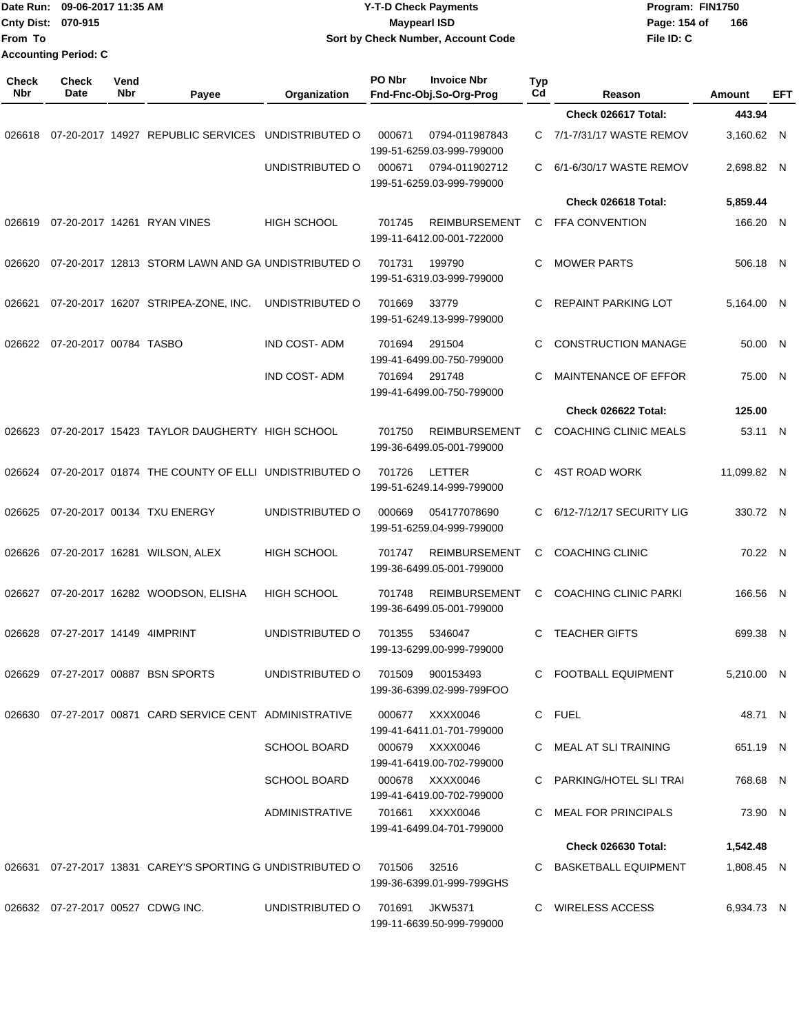Date Run: 09-06-2017 11:35 AM
Cnty Dist: 070-915
From To
Accounting Period: C

**Y-T-D Check Payments**
**Maypearl ISD**
**Sort by Check Number, Account Code**

Program: FIN1750
File ID: C

| Check Nbr | Check Date | Vend Nbr | Payee | Organization | PO Nbr | Invoice Nbr / Fnd-Fnc-Obj.So-Org-Prog | Typ Cd | Reason | Amount | EFT |
|---|---|---|---|---|---|---|---|---|---|---|
| | | | | | | | | **Check 026617 Total:** | **443.94** | |
| 026618 | 07-20-2017 | 14927 | REPUBLIC SERVICES | UNDISTRIBUTED O | 000671 | 0794-011987843 199-51-6259.03-999-799000 | C | 7/1-7/31/17 WASTE REMOV | 3,160.62 | N |
| | | | | UNDISTRIBUTED O | 000671 | 0794-011902712 199-51-6259.03-999-799000 | C | 6/1-6/30/17 WASTE REMOV | 2,698.82 | N |
| | | | | | | | | **Check 026618 Total:** | **5,859.44** | |
| 026619 | 07-20-2017 | 14261 | RYAN VINES | HIGH SCHOOL | 701745 | REIMBURSEMENT 199-11-6412.00-001-722000 | C | FFA CONVENTION | 166.20 | N |
| 026620 | 07-20-2017 | 12813 | STORM LAWN AND GA | UNDISTRIBUTED O | 701731 | 199790 199-51-6319.03-999-799000 | C | MOWER PARTS | 506.18 | N |
| 026621 | 07-20-2017 | 16207 | STRIPEA-ZONE, INC. | UNDISTRIBUTED O | 701669 | 33779 199-51-6249.13-999-799000 | C | REPAINT PARKING LOT | 5,164.00 | N |
| 026622 | 07-20-2017 | 00784 | TASBO | IND COST- ADM | 701694 | 291504 199-41-6499.00-750-799000 | C | CONSTRUCTION MANAGE | 50.00 | N |
| | | | | IND COST- ADM | 701694 | 291748 199-41-6499.00-750-799000 | C | MAINTENANCE OF EFFOR | 75.00 | N |
| | | | | | | | | **Check 026622 Total:** | **125.00** | |
| 026623 | 07-20-2017 | 15423 | TAYLOR DAUGHERTY | HIGH SCHOOL | 701750 | REIMBURSEMENT 199-36-6499.05-001-799000 | C | COACHING CLINIC MEALS | 53.11 | N |
| 026624 | 07-20-2017 | 01874 | THE COUNTY OF ELLI | UNDISTRIBUTED O | 701726 | LETTER 199-51-6249.14-999-799000 | C | 4ST ROAD WORK | 11,099.82 | N |
| 026625 | 07-20-2017 | 00134 | TXU ENERGY | UNDISTRIBUTED O | 000669 | 054177078690 199-51-6259.04-999-799000 | C | 6/12-7/12/17 SECURITY LIG | 330.72 | N |
| 026626 | 07-20-2017 | 16281 | WILSON, ALEX | HIGH SCHOOL | 701747 | REIMBURSEMENT 199-36-6499.05-001-799000 | C | COACHING CLINIC | 70.22 | N |
| 026627 | 07-20-2017 | 16282 | WOODSON, ELISHA | HIGH SCHOOL | 701748 | REIMBURSEMENT 199-36-6499.05-001-799000 | C | COACHING CLINIC PARKI | 166.56 | N |
| 026628 | 07-27-2017 | 14149 | 4IMPRINT | UNDISTRIBUTED O | 701355 | 5346047 199-13-6299.00-999-799000 | C | TEACHER GIFTS | 699.38 | N |
| 026629 | 07-27-2017 | 00887 | BSN SPORTS | UNDISTRIBUTED O | 701509 | 900153493 199-36-6399.02-999-799FOO | C | FOOTBALL EQUIPMENT | 5,210.00 | N |
| 026630 | 07-27-2017 | 00871 | CARD SERVICE CENT | ADMINISTRATIVE | 000677 | XXXX0046 199-41-6411.01-701-799000 | C | FUEL | 48.71 | N |
| | | | | SCHOOL BOARD | 000679 | XXXX0046 199-41-6419.00-702-799000 | C | MEAL AT SLI TRAINING | 651.19 | N |
| | | | | SCHOOL BOARD | 000678 | XXXX0046 199-41-6419.00-702-799000 | C | PARKING/HOTEL SLI TRAI | 768.68 | N |
| | | | | ADMINISTRATIVE | 701661 | XXXX0046 199-41-6499.04-701-799000 | C | MEAL FOR PRINCIPALS | 73.90 | N |
| | | | | | | | | **Check 026630 Total:** | **1,542.48** | |
| 026631 | 07-27-2017 | 13831 | CAREY'S SPORTING G | UNDISTRIBUTED O | 701506 | 32516 199-36-6399.01-999-799GHS | C | BASKETBALL EQUIPMENT | 1,808.45 | N |
| 026632 | 07-27-2017 | 00527 | CDWG INC. | UNDISTRIBUTED O | 701691 | JKW5371 199-11-6639.50-999-799000 | C | WIRELESS ACCESS | 6,934.73 | N |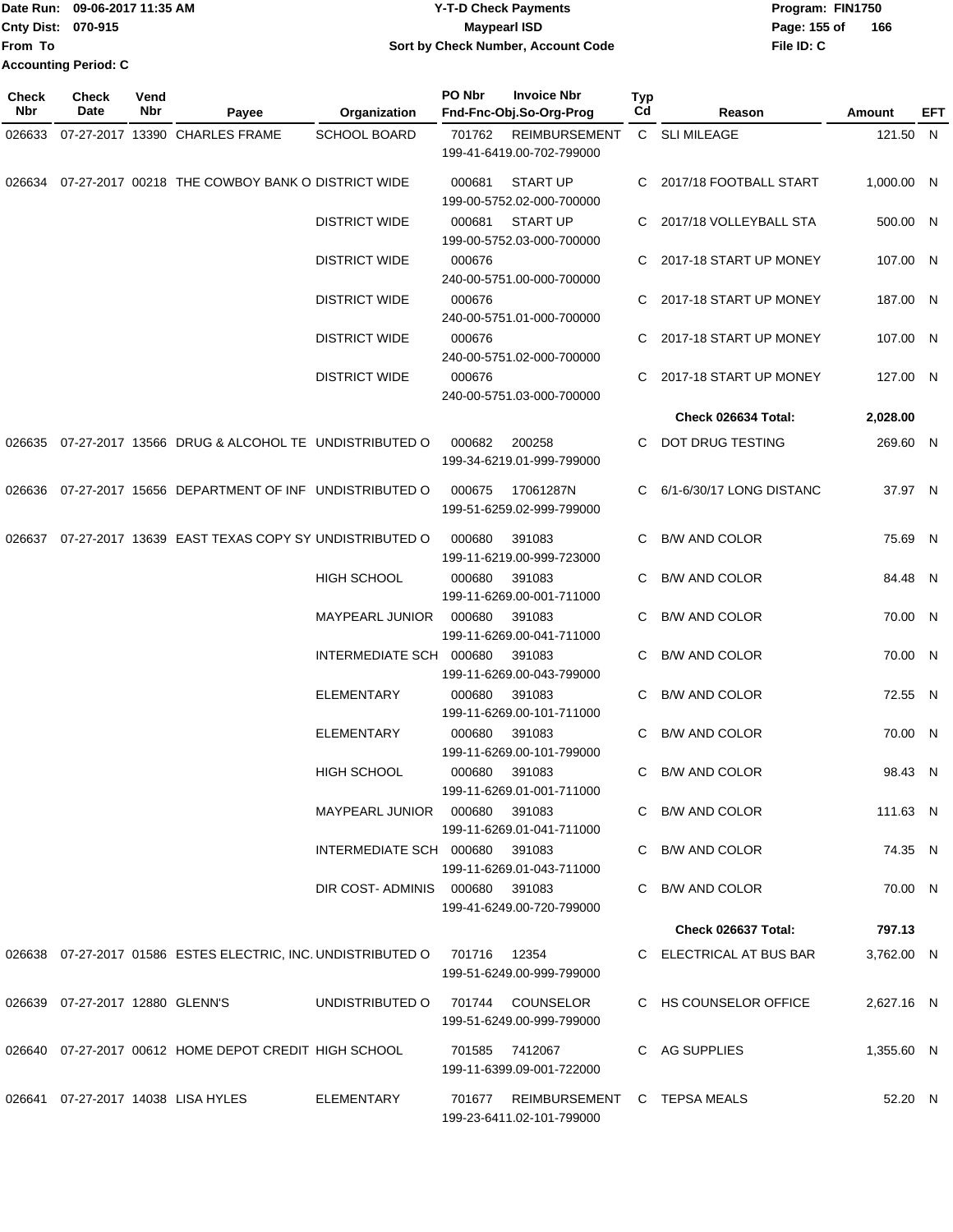Date Run: 09-06-2017 11:35 AM
Cnty Dist: 070-915
From To
Accounting Period: C

**Y-T-D Check Payments**
**Maypearl ISD**
**Sort by Check Number, Account Code**

Program: FIN1750
File ID: C

| Check Nbr | Check Date | Vend Nbr | Payee | Organization | PO Nbr | Invoice Nbr / Fnd-Fnc-Obj.So-Org-Prog | Typ Cd | Reason | Amount | EFT |
|---|---|---|---|---|---|---|---|---|---|---|
| 026633 | 07-27-2017 | 13390 | CHARLES FRAME | SCHOOL BOARD | 701762 | REIMBURSEMENT 199-41-6419.00-702-799000 | C | SLI MILEAGE | 121.50 | N |
| 026634 | 07-27-2017 | 00218 | THE COWBOY BANK O | DISTRICT WIDE | 000681 | START UP 199-00-5752.02-000-700000 | C | 2017/18 FOOTBALL START | 1,000.00 | N |
| | | | | DISTRICT WIDE | 000681 | START UP 199-00-5752.03-000-700000 | C | 2017/18 VOLLEYBALL STA | 500.00 | N |
| | | | | DISTRICT WIDE | 000676 | 240-00-5751.00-000-700000 | C | 2017-18 START UP MONEY | 107.00 | N |
| | | | | DISTRICT WIDE | 000676 | 240-00-5751.01-000-700000 | C | 2017-18 START UP MONEY | 187.00 | N |
| | | | | DISTRICT WIDE | 000676 | 240-00-5751.02-000-700000 | C | 2017-18 START UP MONEY | 107.00 | N |
| | | | | DISTRICT WIDE | 000676 | 240-00-5751.03-000-700000 | C | 2017-18 START UP MONEY | 127.00 | N |
| | | | | | | | | **Check 026634 Total:** | **2,028.00** | |
| 026635 | 07-27-2017 | 13566 | DRUG & ALCOHOL TE | UNDISTRIBUTED O | 000682 | 200258 199-34-6219.01-999-799000 | C | DOT DRUG TESTING | 269.60 | N |
| 026636 | 07-27-2017 | 15656 | DEPARTMENT OF INF | UNDISTRIBUTED O | 000675 | 17061287N 199-51-6259.02-999-799000 | C | 6/1-6/30/17 LONG DISTANC | 37.97 | N |
| 026637 | 07-27-2017 | 13639 | EAST TEXAS COPY SY | UNDISTRIBUTED O | 000680 | 391083 199-11-6219.00-999-723000 | C | B/W AND COLOR | 75.69 | N |
| | | | | HIGH SCHOOL | 000680 | 391083 199-11-6269.00-001-711000 | C | B/W AND COLOR | 84.48 | N |
| | | | | MAYPEARL JUNIOR | 000680 | 391083 199-11-6269.00-041-711000 | C | B/W AND COLOR | 70.00 | N |
| | | | | INTERMEDIATE SCH | 000680 | 391083 199-11-6269.00-043-799000 | C | B/W AND COLOR | 70.00 | N |
| | | | | ELEMENTARY | 000680 | 391083 199-11-6269.00-101-711000 | C | B/W AND COLOR | 72.55 | N |
| | | | | ELEMENTARY | 000680 | 391083 199-11-6269.00-101-799000 | C | B/W AND COLOR | 70.00 | N |
| | | | | HIGH SCHOOL | 000680 | 391083 199-11-6269.01-001-711000 | C | B/W AND COLOR | 98.43 | N |
| | | | | MAYPEARL JUNIOR | 000680 | 391083 199-11-6269.01-041-711000 | C | B/W AND COLOR | 111.63 | N |
| | | | | INTERMEDIATE SCH | 000680 | 391083 199-11-6269.01-043-711000 | C | B/W AND COLOR | 74.35 | N |
| | | | | DIR COST- ADMINIS | 000680 | 391083 199-41-6249.00-720-799000 | C | B/W AND COLOR | 70.00 | N |
| | | | | | | | | **Check 026637 Total:** | **797.13** | |
| 026638 | 07-27-2017 | 01586 | ESTES ELECTRIC, INC. | UNDISTRIBUTED O | 701716 | 12354 199-51-6249.00-999-799000 | C | ELECTRICAL AT BUS BAR | 3,762.00 | N |
| 026639 | 07-27-2017 | 12880 | GLENN'S | UNDISTRIBUTED O | 701744 | COUNSELOR 199-51-6249.00-999-799000 | C | HS COUNSELOR OFFICE | 2,627.16 | N |
| 026640 | 07-27-2017 | 00612 | HOME DEPOT CREDIT | HIGH SCHOOL | 701585 | 7412067 199-11-6399.09-001-722000 | C | AG SUPPLIES | 1,355.60 | N |
| 026641 | 07-27-2017 | 14038 | LISA HYLES | ELEMENTARY | 701677 | REIMBURSEMENT 199-23-6411.02-101-799000 | C | TEPSA MEALS | 52.20 | N |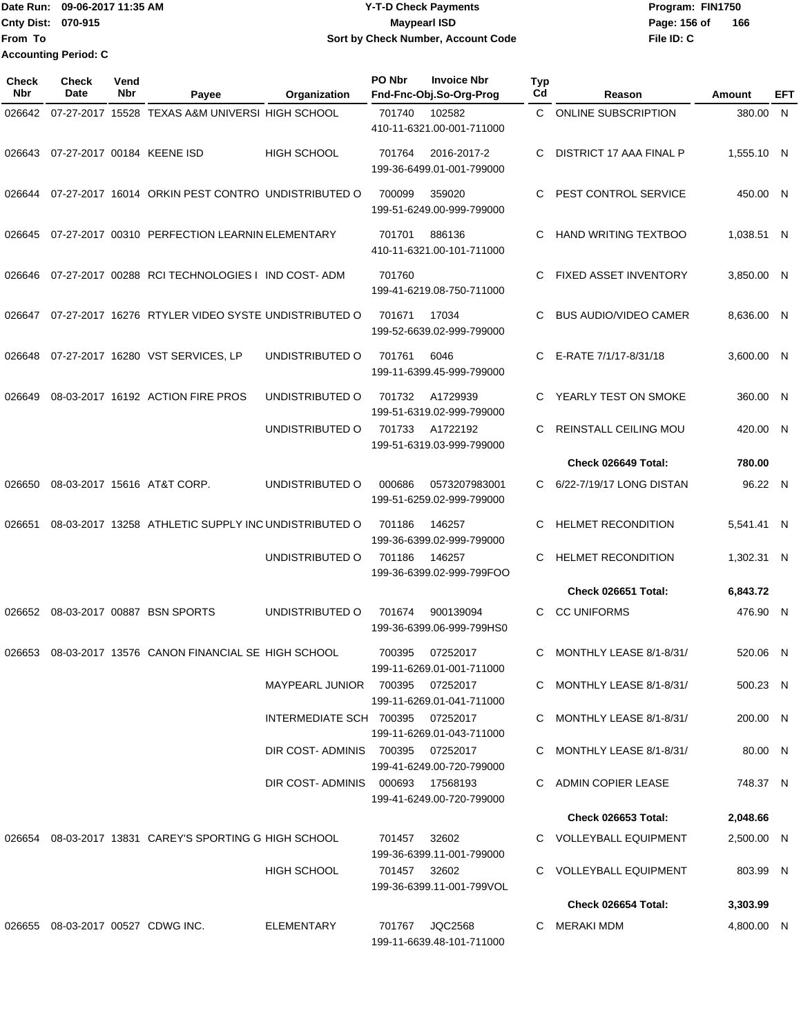Date Run: 09-06-2017 11:35 AM
Cnty Dist: 070-915
From To
Accounting Period: C

**Y-T-D Check Payments**
**Maypearl ISD**
**Sort by Check Number, Account Code**

Program: FIN1750
File ID: C

| Check Nbr | Check Date | Vend Nbr | Payee | Organization | PO Nbr | Invoice Nbr / Fnd-Fnc-Obj.So-Org-Prog | Typ Cd | Reason | Amount | EFT |
|---|---|---|---|---|---|---|---|---|---|---|
| 026642 | 07-27-2017 | 15528 | TEXAS A&M UNIVERSI | HIGH SCHOOL | 701740 | 102582 / 410-11-6321.00-001-711000 | C | ONLINE SUBSCRIPTION | 380.00 | N |
| 026643 | 07-27-2017 | 00184 | KEENE ISD | HIGH SCHOOL | 701764 | 2016-2017-2 / 199-36-6499.01-001-799000 | C | DISTRICT 17 AAA FINAL P | 1,555.10 | N |
| 026644 | 07-27-2017 | 16014 | ORKIN PEST CONTRO | UNDISTRIBUTED O | 700099 | 359020 / 199-51-6249.00-999-799000 | C | PEST CONTROL SERVICE | 450.00 | N |
| 026645 | 07-27-2017 | 00310 | PERFECTION LEARNIN | ELEMENTARY | 701701 | 886136 / 410-11-6321.00-101-711000 | C | HAND WRITING TEXTBOO | 1,038.51 | N |
| 026646 | 07-27-2017 | 00288 | RCI TECHNOLOGIES I | IND COST- ADM | 701760 | 199-41-6219.08-750-711000 | C | FIXED ASSET INVENTORY | 3,850.00 | N |
| 026647 | 07-27-2017 | 16276 | RTYLER VIDEO SYSTE | UNDISTRIBUTED O | 701671 | 17034 / 199-52-6639.02-999-799000 | C | BUS AUDIO/VIDEO CAMER | 8,636.00 | N |
| 026648 | 07-27-2017 | 16280 | VST SERVICES, LP | UNDISTRIBUTED O | 701761 | 6046 / 199-11-6399.45-999-799000 | C | E-RATE 7/1/17-8/31/18 | 3,600.00 | N |
| 026649 | 08-03-2017 | 16192 | ACTION FIRE PROS | UNDISTRIBUTED O | 701732 | A1729939 / 199-51-6319.02-999-799000 | C | YEARLY TEST ON SMOKE | 360.00 | N |
| | | | | UNDISTRIBUTED O | 701733 | A1722192 / 199-51-6319.03-999-799000 | C | REINSTALL CEILING MOU | 420.00 | N |
| | | | | | | | | **Check 026649 Total:** | **780.00** | |
| 026650 | 08-03-2017 | 15616 | AT&T CORP. | UNDISTRIBUTED O | 000686 | 0573207983001 / 199-51-6259.02-999-799000 | C | 6/22-7/19/17 LONG DISTAN | 96.22 | N |
| 026651 | 08-03-2017 | 13258 | ATHLETIC SUPPLY INC | UNDISTRIBUTED O | 701186 | 146257 / 199-36-6399.02-999-799000 | C | HELMET RECONDITION | 5,541.41 | N |
| | | | | UNDISTRIBUTED O | 701186 | 146257 / 199-36-6399.02-999-799FOO | C | HELMET RECONDITION | 1,302.31 | N |
| | | | | | | | | **Check 026651 Total:** | **6,843.72** | |
| 026652 | 08-03-2017 | 00887 | BSN SPORTS | UNDISTRIBUTED O | 701674 | 900139094 / 199-36-6399.06-999-799HS0 | C | CC UNIFORMS | 476.90 | N |
| 026653 | 08-03-2017 | 13576 | CANON FINANCIAL SE | HIGH SCHOOL | 700395 | 07252017 / 199-11-6269.01-001-711000 | C | MONTHLY LEASE 8/1-8/31/ | 520.06 | N |
| | | | | MAYPEARL JUNIOR | 700395 | 07252017 / 199-11-6269.01-041-711000 | C | MONTHLY LEASE 8/1-8/31/ | 500.23 | N |
| | | | | INTERMEDIATE SCH | 700395 | 07252017 / 199-11-6269.01-043-711000 | C | MONTHLY LEASE 8/1-8/31/ | 200.00 | N |
| | | | | DIR COST- ADMINIS | 700395 | 07252017 / 199-41-6249.00-720-799000 | C | MONTHLY LEASE 8/1-8/31/ | 80.00 | N |
| | | | | DIR COST- ADMINIS | 000693 | 17568193 / 199-41-6249.00-720-799000 | C | ADMIN COPIER LEASE | 748.37 | N |
| | | | | | | | | **Check 026653 Total:** | **2,048.66** | |
| 026654 | 08-03-2017 | 13831 | CAREY'S SPORTING G | HIGH SCHOOL | 701457 | 32602 / 199-36-6399.11-001-799000 | C | VOLLEYBALL EQUIPMENT | 2,500.00 | N |
| | | | | HIGH SCHOOL | 701457 | 32602 / 199-36-6399.11-001-799VOL | C | VOLLEYBALL EQUIPMENT | 803.99 | N |
| | | | | | | | | **Check 026654 Total:** | **3,303.99** | |
| 026655 | 08-03-2017 | 00527 | CDWG INC. | ELEMENTARY | 701767 | JQC2568 / 199-11-6639.48-101-711000 | C | MERAKI MDM | 4,800.00 | N |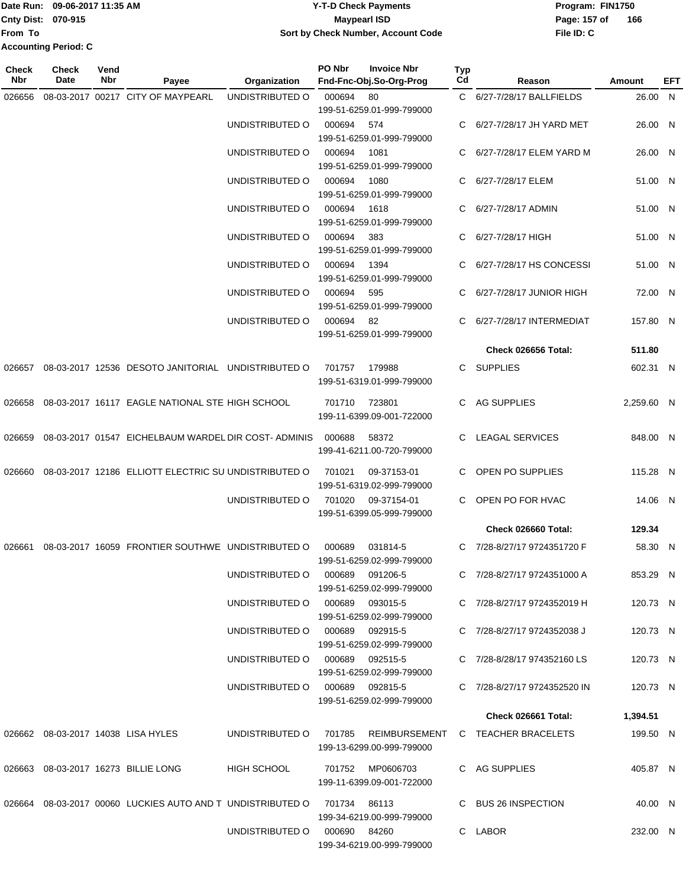Date Run: 09-06-2017 11:35 AM
Cnty Dist: 070-915
From To
Accounting Period: C

# Y-T-D Check Payments
## Maypearl ISD
### Sort by Check Number, Account Code

Program: FIN1750
File ID: C

| Check Nbr | Check Date | Vend Nbr | Payee | Organization | PO Nbr | Invoice Nbr / Fnd-Fnc-Obj.So-Org-Prog | Typ Cd | Reason | Amount | EFT |
|---|---|---|---|---|---|---|---|---|---|---|
| 026656 | 08-03-2017 | 00217 | CITY OF MAYPEARL | UNDISTRIBUTED O | 000694 | 80 / 199-51-6259.01-999-799000 | C | 6/27-7/28/17 BALLFIELDS | 26.00 | N |
| | | | | UNDISTRIBUTED O | 000694 | 574 / 199-51-6259.01-999-799000 | C | 6/27-7/28/17 JH YARD MET | 26.00 | N |
| | | | | UNDISTRIBUTED O | 000694 | 1081 / 199-51-6259.01-999-799000 | C | 6/27-7/28/17 ELEM YARD M | 26.00 | N |
| | | | | UNDISTRIBUTED O | 000694 | 1080 / 199-51-6259.01-999-799000 | C | 6/27-7/28/17 ELEM | 51.00 | N |
| | | | | UNDISTRIBUTED O | 000694 | 1618 / 199-51-6259.01-999-799000 | C | 6/27-7/28/17 ADMIN | 51.00 | N |
| | | | | UNDISTRIBUTED O | 000694 | 383 / 199-51-6259.01-999-799000 | C | 6/27-7/28/17 HIGH | 51.00 | N |
| | | | | UNDISTRIBUTED O | 000694 | 1394 / 199-51-6259.01-999-799000 | C | 6/27-7/28/17 HS CONCESSI | 51.00 | N |
| | | | | UNDISTRIBUTED O | 000694 | 595 / 199-51-6259.01-999-799000 | C | 6/27-7/28/17 JUNIOR HIGH | 72.00 | N |
| | | | | UNDISTRIBUTED O | 000694 | 82 / 199-51-6259.01-999-799000 | C | 6/27-7/28/17 INTERMEDIAT | 157.80 | N |
| | | | | | | | | **Check 026656 Total:** | **511.80** | |
| 026657 | 08-03-2017 | 12536 | DESOTO JANITORIAL | UNDISTRIBUTED O | 701757 | 179988 / 199-51-6319.01-999-799000 | C | SUPPLIES | 602.31 | N |
| 026658 | 08-03-2017 | 16117 | EAGLE NATIONAL STE | HIGH SCHOOL | 701710 | 723801 / 199-11-6399.09-001-722000 | C | AG SUPPLIES | 2,259.60 | N |
| 026659 | 08-03-2017 | 01547 | EICHELBAUM WARDEL | DIR COST- ADMINIS | 000688 | 58372 / 199-41-6211.00-720-799000 | C | LEAGAL SERVICES | 848.00 | N |
| 026660 | 08-03-2017 | 12186 | ELLIOTT ELECTRIC SU | UNDISTRIBUTED O | 701021 | 09-37153-01 / 199-51-6319.02-999-799000 | C | OPEN PO SUPPLIES | 115.28 | N |
| | | | | UNDISTRIBUTED O | 701020 | 09-37154-01 / 199-51-6399.05-999-799000 | C | OPEN PO FOR HVAC | 14.06 | N |
| | | | | | | | | **Check 026660 Total:** | **129.34** | |
| 026661 | 08-03-2017 | 16059 | FRONTIER SOUTHWE | UNDISTRIBUTED O | 000689 | 031814-5 / 199-51-6259.02-999-799000 | C | 7/28-8/27/17 9724351720 F | 58.30 | N |
| | | | | UNDISTRIBUTED O | 000689 | 091206-5 / 199-51-6259.02-999-799000 | C | 7/28-8/27/17 9724351000 A | 853.29 | N |
| | | | | UNDISTRIBUTED O | 000689 | 093015-5 / 199-51-6259.02-999-799000 | C | 7/28-8/27/17 9724352019 H | 120.73 | N |
| | | | | UNDISTRIBUTED O | 000689 | 092915-5 / 199-51-6259.02-999-799000 | C | 7/28-8/27/17 9724352038 J | 120.73 | N |
| | | | | UNDISTRIBUTED O | 000689 | 092515-5 / 199-51-6259.02-999-799000 | C | 7/28-8/28/17 974352160 LS | 120.73 | N |
| | | | | UNDISTRIBUTED O | 000689 | 092815-5 / 199-51-6259.02-999-799000 | C | 7/28-8/27/17 9724352520 IN | 120.73 | N |
| | | | | | | | | **Check 026661 Total:** | **1,394.51** | |
| 026662 | 08-03-2017 | 14038 | LISA HYLES | UNDISTRIBUTED O | 701785 | REIMBURSEMENT / 199-13-6299.00-999-799000 | C | TEACHER BRACELETS | 199.50 | N |
| 026663 | 08-03-2017 | 16273 | BILLIE LONG | HIGH SCHOOL | 701752 | MP0606703 / 199-11-6399.09-001-722000 | C | AG SUPPLIES | 405.87 | N |
| 026664 | 08-03-2017 | 00060 | LUCKIES AUTO AND T | UNDISTRIBUTED O | 701734 | 86113 / 199-34-6219.00-999-799000 | C | BUS 26 INSPECTION | 40.00 | N |
| | | | | UNDISTRIBUTED O | 000690 | 84260 / 199-34-6219.00-999-799000 | C | LABOR | 232.00 | N |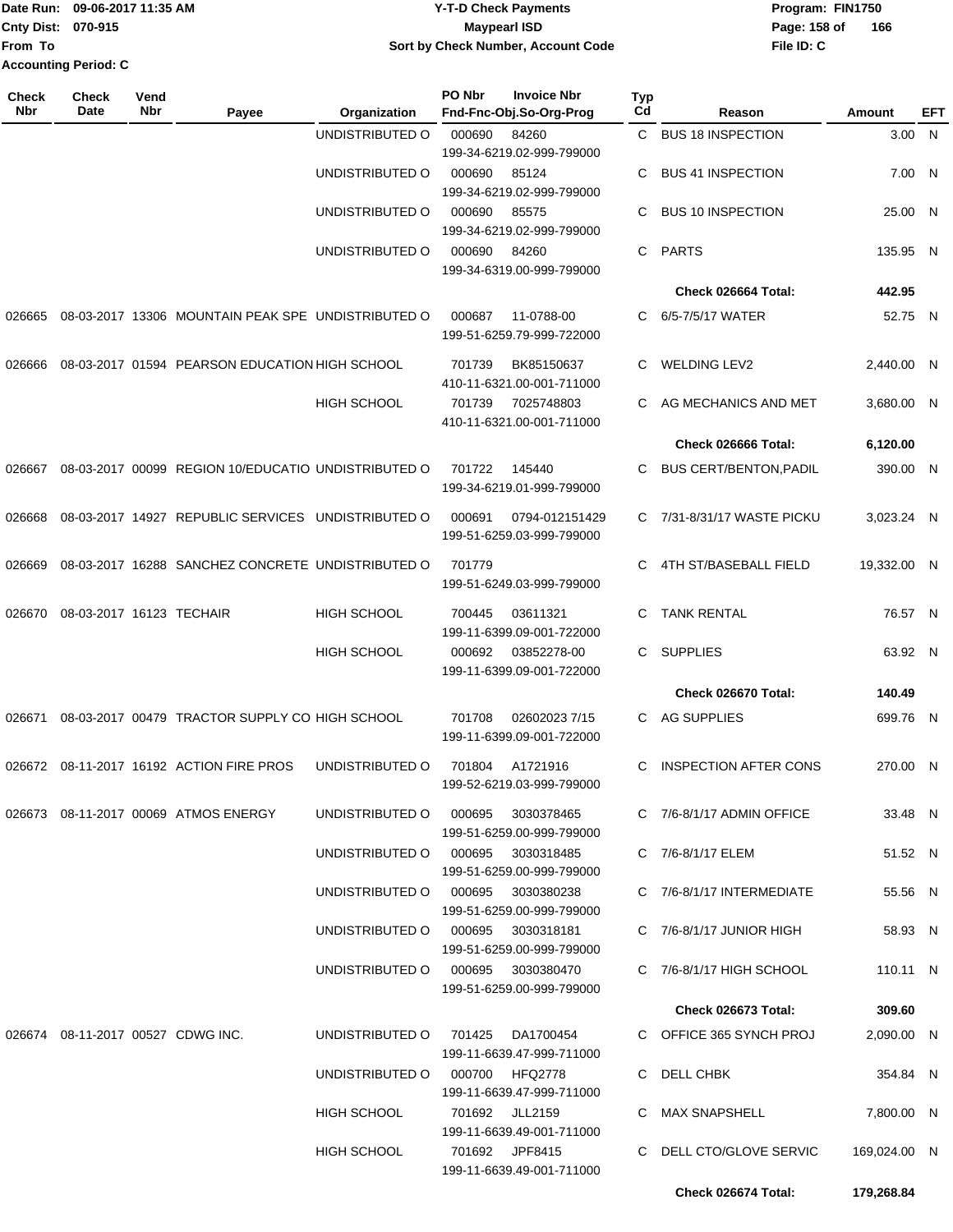| Check Nbr | Check Date | Vend Nbr | Payee | Organization | PO Nbr | Invoice Nbr / Fnd-Fnc-Obj.So-Org-Prog | Typ Cd | Reason | Amount | EFT |
|---|---|---|---|---|---|---|---|---|---|---|
| | | | | UNDISTRIBUTED O | 000690 | 84260 199-34-6219.02-999-799000 | C | BUS 18 INSPECTION | 3.00 | N |
| | | | | UNDISTRIBUTED O | 000690 | 85124 199-34-6219.02-999-799000 | C | BUS 41 INSPECTION | 7.00 | N |
| | | | | UNDISTRIBUTED O | 000690 | 85575 199-34-6219.02-999-799000 | C | BUS 10 INSPECTION | 25.00 | N |
| | | | | UNDISTRIBUTED O | 000690 | 84260 199-34-6319.00-999-799000 | C | PARTS | 135.95 | N |
| | | | | | | | | **Check 026664 Total:** | **442.95** | |
| 026665 | 08-03-2017 | 13306 | MOUNTAIN PEAK SPE | UNDISTRIBUTED O | 000687 | 11-0788-00 199-51-6259.79-999-722000 | C | 6/5-7/5/17 WATER | 52.75 | N |
| 026666 | 08-03-2017 | 01594 | PEARSON EDUCATION | HIGH SCHOOL | 701739 | BK85150637 410-11-6321.00-001-711000 | C | WELDING LEV2 | 2,440.00 | N |
| | | | | HIGH SCHOOL | 701739 | 7025748803 410-11-6321.00-001-711000 | C | AG MECHANICS AND MET | 3,680.00 | N |
| | | | | | | | | **Check 026666 Total:** | **6,120.00** | |
| 026667 | 08-03-2017 | 00099 | REGION 10/EDUCATIO | UNDISTRIBUTED O | 701722 | 145440 199-34-6219.01-999-799000 | C | BUS CERT/BENTON,PADIL | 390.00 | N |
| 026668 | 08-03-2017 | 14927 | REPUBLIC SERVICES | UNDISTRIBUTED O | 000691 | 0794-012151429 199-51-6259.03-999-799000 | C | 7/31-8/31/17 WASTE PICKU | 3,023.24 | N |
| 026669 | 08-03-2017 | 16288 | SANCHEZ CONCRETE | UNDISTRIBUTED O | 701779 | 199-51-6249.03-999-799000 | C | 4TH ST/BASEBALL FIELD | 19,332.00 | N |
| 026670 | 08-03-2017 | 16123 | TECHAIR | HIGH SCHOOL | 700445 | 03611321 199-11-6399.09-001-722000 | C | TANK RENTAL | 76.57 | N |
| | | | | HIGH SCHOOL | 000692 | 03852278-00 199-11-6399.09-001-722000 | C | SUPPLIES | 63.92 | N |
| | | | | | | | | **Check 026670 Total:** | **140.49** | |
| 026671 | 08-03-2017 | 00479 | TRACTOR SUPPLY CO | HIGH SCHOOL | 701708 | 02602023 7/15 199-11-6399.09-001-722000 | C | AG SUPPLIES | 699.76 | N |
| 026672 | 08-11-2017 | 16192 | ACTION FIRE PROS | UNDISTRIBUTED O | 701804 | A1721916 199-52-6219.03-999-799000 | C | INSPECTION AFTER CONS | 270.00 | N |
| 026673 | 08-11-2017 | 00069 | ATMOS ENERGY | UNDISTRIBUTED O | 000695 | 3030378465 199-51-6259.00-999-799000 | C | 7/6-8/1/17 ADMIN OFFICE | 33.48 | N |
| | | | | UNDISTRIBUTED O | 000695 | 3030318485 199-51-6259.00-999-799000 | C | 7/6-8/1/17 ELEM | 51.52 | N |
| | | | | UNDISTRIBUTED O | 000695 | 3030380238 199-51-6259.00-999-799000 | C | 7/6-8/1/17 INTERMEDIATE | 55.56 | N |
| | | | | UNDISTRIBUTED O | 000695 | 3030318181 199-51-6259.00-999-799000 | C | 7/6-8/1/17 JUNIOR HIGH | 58.93 | N |
| | | | | UNDISTRIBUTED O | 000695 | 3030380470 199-51-6259.00-999-799000 | C | 7/6-8/1/17 HIGH SCHOOL | 110.11 | N |
| | | | | | | | | **Check 026673 Total:** | **309.60** | |
| 026674 | 08-11-2017 | 00527 | CDWG INC. | UNDISTRIBUTED O | 701425 | DA1700454 199-11-6639.47-999-711000 | C | OFFICE 365 SYNCH PROJ | 2,090.00 | N |
| | | | | UNDISTRIBUTED O | 000700 | HFQ2778 199-11-6639.47-999-711000 | C | DELL CHBK | 354.84 | N |
| | | | | HIGH SCHOOL | 701692 | JLL2159 199-11-6639.49-001-711000 | C | MAX SNAPSHELL | 7,800.00 | N |
| | | | | HIGH SCHOOL | 701692 | JPF8415 199-11-6639.49-001-711000 | C | DELL CTO/GLOVE SERVIC | 169,024.00 | N |
| | | | | | | | | **Check 026674 Total:** | **179,268.84** | |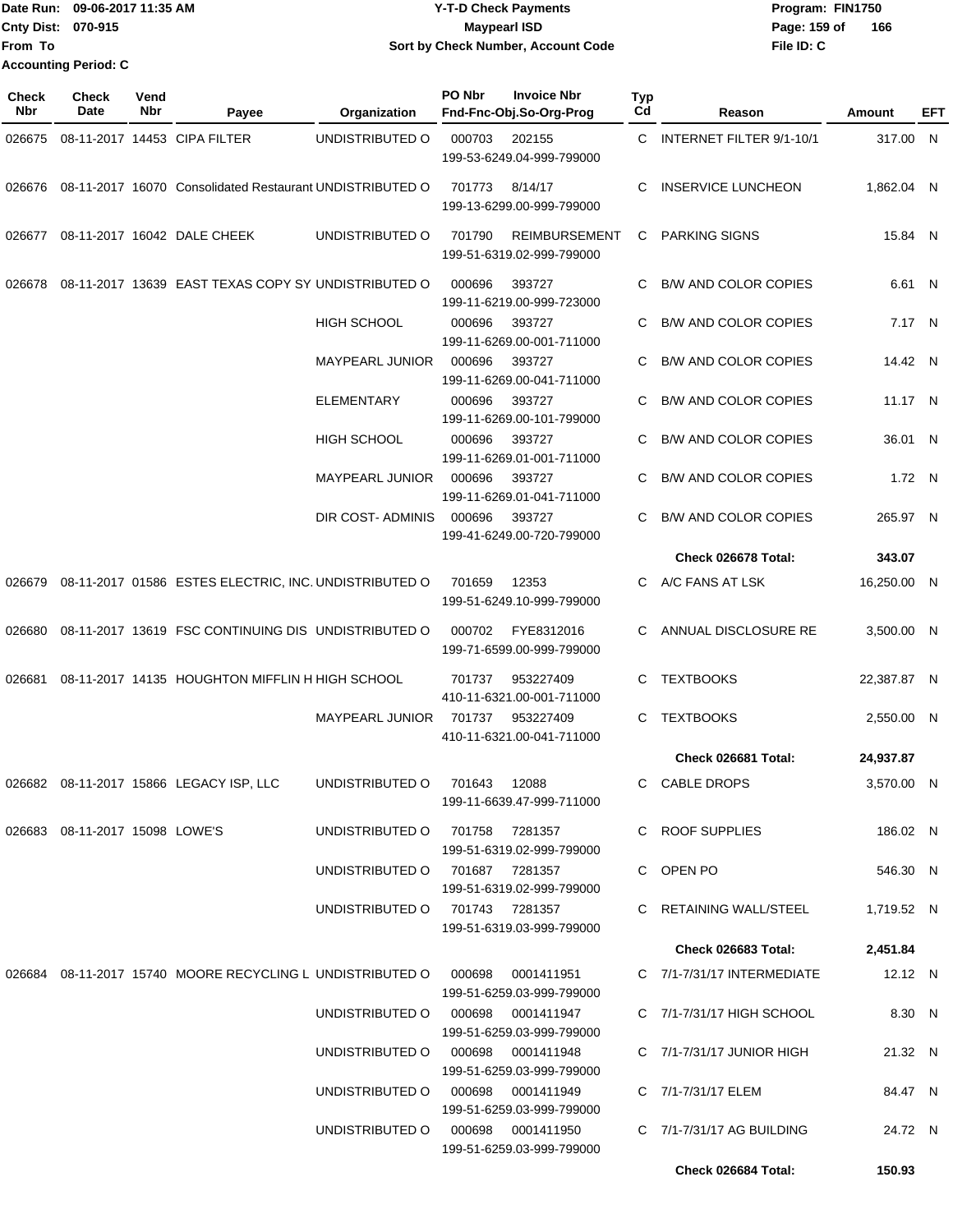Date Run: 09-06-2017 11:35 AM
Cnty Dist: 070-915
From To
Accounting Period: C

# Y-T-D Check Payments
## Maypearl ISD
### Sort by Check Number, Account Code

Program: FIN1750
File ID: C

| Check Nbr | Check Date | Vend Nbr | Payee | Organization | PO Nbr | Invoice Nbr / Fnd-Fnc-Obj.So-Org-Prog | Typ Cd | Reason | Amount | EFT |
|---|---|---|---|---|---|---|---|---|---|---|
| 026675 | 08-11-2017 | 14453 | CIPA FILTER | UNDISTRIBUTED O | 000703 | 202155 199-53-6249.04-999-799000 | C | INTERNET FILTER 9/1-10/1 | 317.00 | N |
| 026676 | 08-11-2017 | 16070 | Consolidated Restaurant | UNDISTRIBUTED O | 701773 | 8/14/17 199-13-6299.00-999-799000 | C | INSERVICE LUNCHEON | 1,862.04 | N |
| 026677 | 08-11-2017 | 16042 | DALE CHEEK | UNDISTRIBUTED O | 701790 | REIMBURSEMENT 199-51-6319.02-999-799000 | C | PARKING SIGNS | 15.84 | N |
| 026678 | 08-11-2017 | 13639 | EAST TEXAS COPY SY | UNDISTRIBUTED O | 000696 | 393727 199-11-6219.00-999-723000 | C | B/W AND COLOR COPIES | 6.61 | N |
| | | | | HIGH SCHOOL | 000696 | 393727 199-11-6269.00-001-711000 | C | B/W AND COLOR COPIES | 7.17 | N |
| | | | | MAYPEARL JUNIOR | 000696 | 393727 199-11-6269.00-041-711000 | C | B/W AND COLOR COPIES | 14.42 | N |
| | | | | ELEMENTARY | 000696 | 393727 199-11-6269.00-101-799000 | C | B/W AND COLOR COPIES | 11.17 | N |
| | | | | HIGH SCHOOL | 000696 | 393727 199-11-6269.01-001-711000 | C | B/W AND COLOR COPIES | 36.01 | N |
| | | | | MAYPEARL JUNIOR | 000696 | 393727 199-11-6269.01-041-711000 | C | B/W AND COLOR COPIES | 1.72 | N |
| | | | | DIR COST- ADMINIS | 000696 | 393727 199-41-6249.00-720-799000 | C | B/W AND COLOR COPIES | 265.97 | N |
| | | | | | | | | **Check 026678 Total:** | **343.07** | |
| 026679 | 08-11-2017 | 01586 | ESTES ELECTRIC, INC. | UNDISTRIBUTED O | 701659 | 12353 199-51-6249.10-999-799000 | C | A/C FANS AT LSK | 16,250.00 | N |
| 026680 | 08-11-2017 | 13619 | FSC CONTINUING DIS | UNDISTRIBUTED O | 000702 | FYE8312016 199-71-6599.00-999-799000 | C | ANNUAL DISCLOSURE RE | 3,500.00 | N |
| 026681 | 08-11-2017 | 14135 | HOUGHTON MIFFLIN H | HIGH SCHOOL | 701737 | 953227409 410-11-6321.00-001-711000 | C | TEXTBOOKS | 22,387.87 | N |
| | | | | MAYPEARL JUNIOR | 701737 | 953227409 410-11-6321.00-041-711000 | C | TEXTBOOKS | 2,550.00 | N |
| | | | | | | | | **Check 026681 Total:** | **24,937.87** | |
| 026682 | 08-11-2017 | 15866 | LEGACY ISP, LLC | UNDISTRIBUTED O | 701643 | 12088 199-11-6639.47-999-711000 | C | CABLE DROPS | 3,570.00 | N |
| 026683 | 08-11-2017 | 15098 | LOWE'S | UNDISTRIBUTED O | 701758 | 7281357 199-51-6319.02-999-799000 | C | ROOF SUPPLIES | 186.02 | N |
| | | | | UNDISTRIBUTED O | 701687 | 7281357 199-51-6319.02-999-799000 | C | OPEN PO | 546.30 | N |
| | | | | UNDISTRIBUTED O | 701743 | 7281357 199-51-6319.03-999-799000 | C | RETAINING WALL/STEEL | 1,719.52 | N |
| | | | | | | | | **Check 026683 Total:** | **2,451.84** | |
| 026684 | 08-11-2017 | 15740 | MOORE RECYCLING L | UNDISTRIBUTED O | 000698 | 0001411951 199-51-6259.03-999-799000 | C | 7/1-7/31/17 INTERMEDIATE | 12.12 | N |
| | | | | UNDISTRIBUTED O | 000698 | 0001411947 199-51-6259.03-999-799000 | C | 7/1-7/31/17 HIGH SCHOOL | 8.30 | N |
| | | | | UNDISTRIBUTED O | 000698 | 0001411948 199-51-6259.03-999-799000 | C | 7/1-7/31/17 JUNIOR HIGH | 21.32 | N |
| | | | | UNDISTRIBUTED O | 000698 | 0001411949 199-51-6259.03-999-799000 | C | 7/1-7/31/17 ELEM | 84.47 | N |
| | | | | UNDISTRIBUTED O | 000698 | 0001411950 199-51-6259.03-999-799000 | C | 7/1-7/31/17 AG BUILDING | 24.72 | N |
| | | | | | | | | **Check 026684 Total:** | **150.93** | |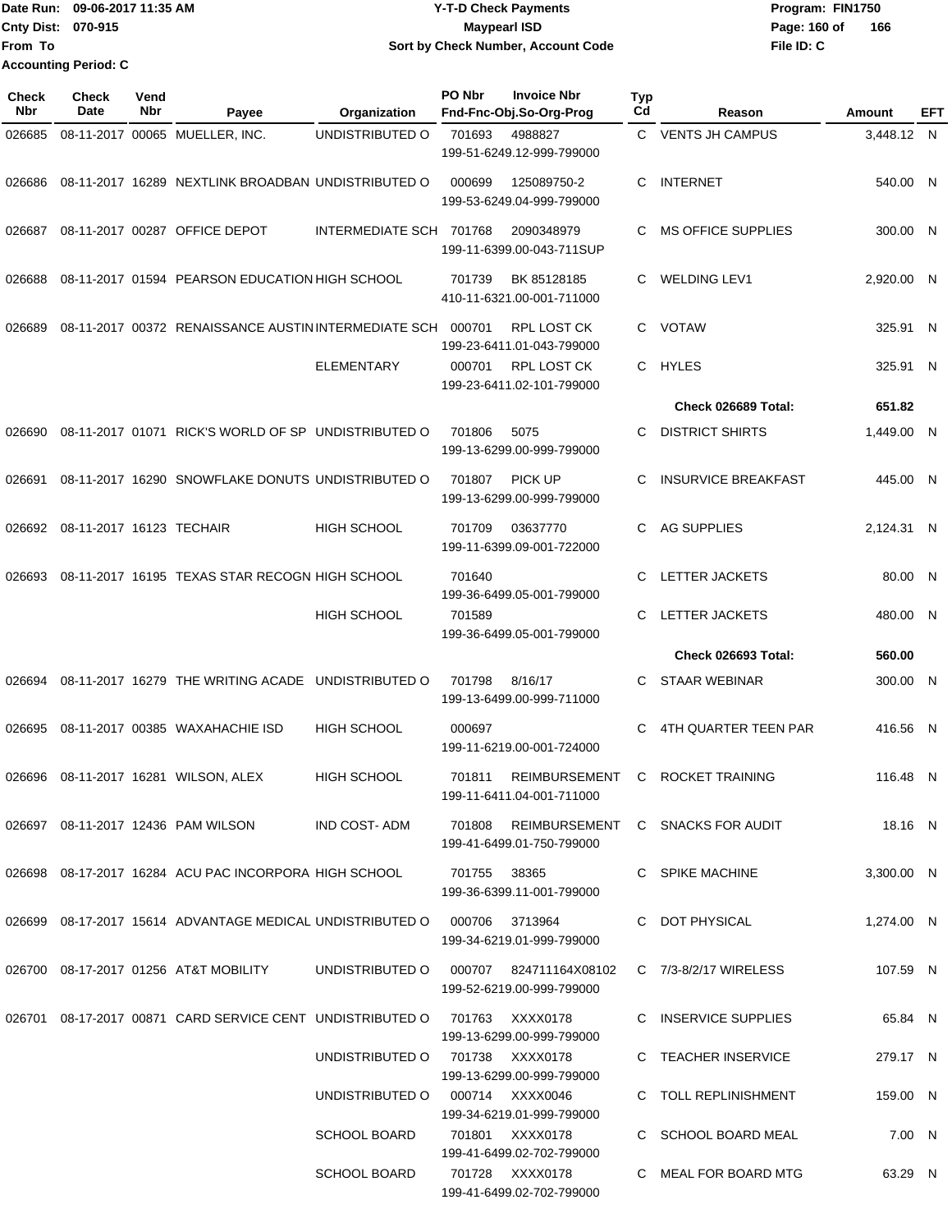Date Run: 09-06-2017 11:35 AM
Cnty Dist: 070-915
From To
Accounting Period: C

# Y-T-D Check Payments
## Maypearl ISD
### Sort by Check Number, Account Code

Program: FIN1750
File ID: C

| Check Nbr | Check Date | Vend Nbr | Payee | Organization | PO Nbr | Invoice Nbr / Fnd-Fnc-Obj.So-Org-Prog | Typ Cd | Reason | Amount | EFT |
|---|---|---|---|---|---|---|---|---|---|---|
| 026685 | 08-11-2017 | 00065 | MUELLER, INC. | UNDISTRIBUTED O | 701693 | 4988827 199-51-6249.12-999-799000 | C | VENTS JH CAMPUS | 3,448.12 | N |
| 026686 | 08-11-2017 | 16289 | NEXTLINK BROADBAN | UNDISTRIBUTED O | 000699 | 125089750-2 199-53-6249.04-999-799000 | C | INTERNET | 540.00 | N |
| 026687 | 08-11-2017 | 00287 | OFFICE DEPOT | INTERMEDIATE SCH | 701768 | 2090348979 199-11-6399.00-043-711SUP | C | MS OFFICE SUPPLIES | 300.00 | N |
| 026688 | 08-11-2017 | 01594 | PEARSON EDUCATION | HIGH SCHOOL | 701739 | BK 85128185 410-11-6321.00-001-711000 | C | WELDING LEV1 | 2,920.00 | N |
| 026689 | 08-11-2017 | 00372 | RENAISSANCE AUSTIN | INTERMEDIATE SCH | 000701 | RPL LOST CK 199-23-6411.01-043-799000 | C | VOTAW | 325.91 | N |
| | | | | ELEMENTARY | 000701 | RPL LOST CK 199-23-6411.02-101-799000 | C | HYLES | 325.91 | N |
| | | | | | | | | **Check 026689 Total:** | **651.82** | |
| 026690 | 08-11-2017 | 01071 | RICK'S WORLD OF SP | UNDISTRIBUTED O | 701806 | 5075 199-13-6299.00-999-799000 | C | DISTRICT SHIRTS | 1,449.00 | N |
| 026691 | 08-11-2017 | 16290 | SNOWFLAKE DONUTS | UNDISTRIBUTED O | 701807 | PICK UP 199-13-6299.00-999-799000 | C | INSURVICE BREAKFAST | 445.00 | N |
| 026692 | 08-11-2017 | 16123 | TECHAIR | HIGH SCHOOL | 701709 | 03637770 199-11-6399.09-001-722000 | C | AG SUPPLIES | 2,124.31 | N |
| 026693 | 08-11-2017 | 16195 | TEXAS STAR RECOGN | HIGH SCHOOL | 701640 | 199-36-6499.05-001-799000 | C | LETTER JACKETS | 80.00 | N |
| | | | | HIGH SCHOOL | 701589 | 199-36-6499.05-001-799000 | C | LETTER JACKETS | 480.00 | N |
| | | | | | | | | **Check 026693 Total:** | **560.00** | |
| 026694 | 08-11-2017 | 16279 | THE WRITING ACADE | UNDISTRIBUTED O | 701798 | 8/16/17 199-13-6499.00-999-711000 | C | STAAR WEBINAR | 300.00 | N |
| 026695 | 08-11-2017 | 00385 | WAXAHACHIE ISD | HIGH SCHOOL | 000697 | 199-11-6219.00-001-724000 | C | 4TH QUARTER TEEN PAR | 416.56 | N |
| 026696 | 08-11-2017 | 16281 | WILSON, ALEX | HIGH SCHOOL | 701811 | REIMBURSEMENT 199-11-6411.04-001-711000 | C | ROCKET TRAINING | 116.48 | N |
| 026697 | 08-11-2017 | 12436 | PAM WILSON | IND COST- ADM | 701808 | REIMBURSEMENT 199-41-6499.01-750-799000 | C | SNACKS FOR AUDIT | 18.16 | N |
| 026698 | 08-17-2017 | 16284 | ACU PAC INCORPORA | HIGH SCHOOL | 701755 | 38365 199-36-6399.11-001-799000 | C | SPIKE MACHINE | 3,300.00 | N |
| 026699 | 08-17-2017 | 15614 | ADVANTAGE MEDICAL | UNDISTRIBUTED O | 000706 | 3713964 199-34-6219.01-999-799000 | C | DOT PHYSICAL | 1,274.00 | N |
| 026700 | 08-17-2017 | 01256 | AT&T MOBILITY | UNDISTRIBUTED O | 000707 | 824711164X08102 199-52-6219.00-999-799000 | C | 7/3-8/2/17 WIRELESS | 107.59 | N |
| 026701 | 08-17-2017 | 00871 | CARD SERVICE CENT | UNDISTRIBUTED O | 701763 | XXXX0178 199-13-6299.00-999-799000 | C | INSERVICE SUPPLIES | 65.84 | N |
| | | | | UNDISTRIBUTED O | 701738 | XXXX0178 199-13-6299.00-999-799000 | C | TEACHER INSERVICE | 279.17 | N |
| | | | | UNDISTRIBUTED O | 000714 | XXXX0046 199-34-6219.01-999-799000 | C | TOLL REPLINISHMENT | 159.00 | N |
| | | | | SCHOOL BOARD | 701801 | XXXX0178 199-41-6499.02-702-799000 | C | SCHOOL BOARD MEAL | 7.00 | N |
| | | | | SCHOOL BOARD | 701728 | XXXX0178 199-41-6499.02-702-799000 | C | MEAL FOR BOARD MTG | 63.29 | N |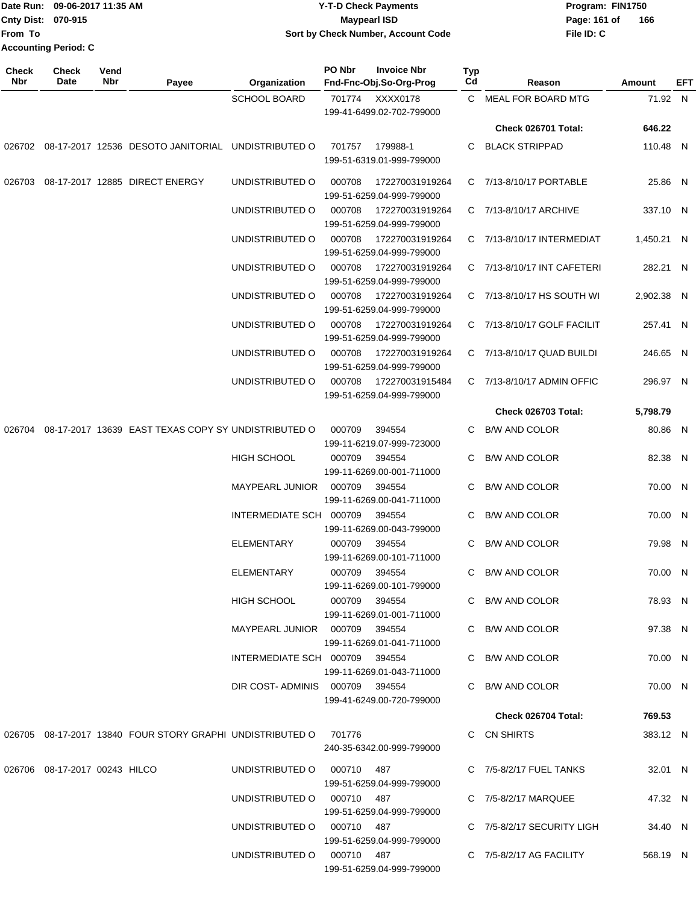Date Run: 09-06-2017 11:35 AM
Cnty Dist: 070-915
From To
Accounting Period: C

**Y-T-D Check Payments**
**Maypearl ISD**
**Sort by Check Number, Account Code**

Program: FIN1750
File ID: C

| Check Nbr | Check Date | Vend Nbr | Payee | Organization | PO Nbr / Invoice Nbr / Fnd-Fnc-Obj.So-Org-Prog | Typ Cd | Reason | Amount | EFT |
|---|---|---|---|---|---|---|---|---|---|
| | | | | SCHOOL BOARD | 701774 XXXX0178 199-41-6499.02-702-799000 | C | MEAL FOR BOARD MTG | 71.92 | N |
| | | | | | | | **Check 026701 Total:** | **646.22** | |
| 026702 | 08-17-2017 | 12536 | DESOTO JANITORIAL | UNDISTRIBUTED O | 701757 179988-1 199-51-6319.01-999-799000 | C | BLACK STRIPPAD | 110.48 | N |
| 026703 | 08-17-2017 | 12885 | DIRECT ENERGY | UNDISTRIBUTED O | 000708 172270031919264 199-51-6259.04-999-799000 | C | 7/13-8/10/17 PORTABLE | 25.86 | N |
| | | | | UNDISTRIBUTED O | 000708 172270031919264 199-51-6259.04-999-799000 | C | 7/13-8/10/17 ARCHIVE | 337.10 | N |
| | | | | UNDISTRIBUTED O | 000708 172270031919264 199-51-6259.04-999-799000 | C | 7/13-8/10/17 INTERMEDIAT | 1,450.21 | N |
| | | | | UNDISTRIBUTED O | 000708 172270031919264 199-51-6259.04-999-799000 | C | 7/13-8/10/17 INT CAFETERI | 282.21 | N |
| | | | | UNDISTRIBUTED O | 000708 172270031919264 199-51-6259.04-999-799000 | C | 7/13-8/10/17 HS SOUTH WI | 2,902.38 | N |
| | | | | UNDISTRIBUTED O | 000708 172270031919264 199-51-6259.04-999-799000 | C | 7/13-8/10/17 GOLF FACILIT | 257.41 | N |
| | | | | UNDISTRIBUTED O | 000708 172270031919264 199-51-6259.04-999-799000 | C | 7/13-8/10/17 QUAD BUILDI | 246.65 | N |
| | | | | UNDISTRIBUTED O | 000708 172270031915484 199-51-6259.04-999-799000 | C | 7/13-8/10/17 ADMIN OFFIC | 296.97 | N |
| | | | | | | | **Check 026703 Total:** | **5,798.79** | |
| 026704 | 08-17-2017 | 13639 | EAST TEXAS COPY SY | UNDISTRIBUTED O | 000709 394554 199-11-6219.07-999-723000 | C | B/W AND COLOR | 80.86 | N |
| | | | | HIGH SCHOOL | 000709 394554 199-11-6269.00-001-711000 | C | B/W AND COLOR | 82.38 | N |
| | | | | MAYPEARL JUNIOR | 000709 394554 199-11-6269.00-041-711000 | C | B/W AND COLOR | 70.00 | N |
| | | | | INTERMEDIATE SCH | 000709 394554 199-11-6269.00-043-799000 | C | B/W AND COLOR | 70.00 | N |
| | | | | ELEMENTARY | 000709 394554 199-11-6269.00-101-711000 | C | B/W AND COLOR | 79.98 | N |
| | | | | ELEMENTARY | 000709 394554 199-11-6269.00-101-799000 | C | B/W AND COLOR | 70.00 | N |
| | | | | HIGH SCHOOL | 000709 394554 199-11-6269.01-001-711000 | C | B/W AND COLOR | 78.93 | N |
| | | | | MAYPEARL JUNIOR | 000709 394554 199-11-6269.01-041-711000 | C | B/W AND COLOR | 97.38 | N |
| | | | | INTERMEDIATE SCH | 000709 394554 199-11-6269.01-043-711000 | C | B/W AND COLOR | 70.00 | N |
| | | | | DIR COST- ADMINIS | 000709 394554 199-41-6249.00-720-799000 | C | B/W AND COLOR | 70.00 | N |
| | | | | | | | **Check 026704 Total:** | **769.53** | |
| 026705 | 08-17-2017 | 13840 | FOUR STORY GRAPHI | UNDISTRIBUTED O | 701776 240-35-6342.00-999-799000 | C | CN SHIRTS | 383.12 | N |
| 026706 | 08-17-2017 | 00243 | HILCO | UNDISTRIBUTED O | 000710 487 199-51-6259.04-999-799000 | C | 7/5-8/2/17 FUEL TANKS | 32.01 | N |
| | | | | UNDISTRIBUTED O | 000710 487 199-51-6259.04-999-799000 | C | 7/5-8/2/17 MARQUEE | 47.32 | N |
| | | | | UNDISTRIBUTED O | 000710 487 199-51-6259.04-999-799000 | C | 7/5-8/2/17 SECURITY LIGH | 34.40 | N |
| | | | | UNDISTRIBUTED O | 000710 487 199-51-6259.04-999-799000 | C | 7/5-8/2/17 AG FACILITY | 568.19 | N |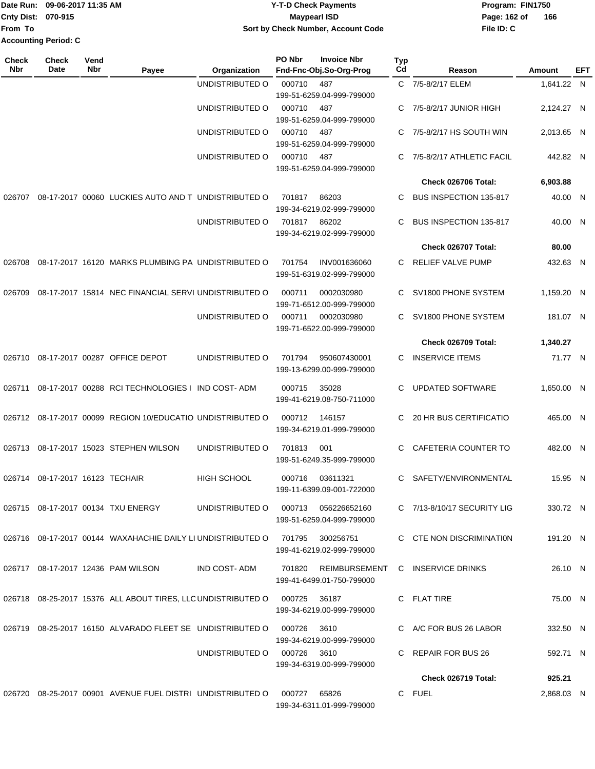Date Run: 09-06-2017 11:35 AM
Cnty Dist: 070-915
From To
Accounting Period: C

# Y-T-D Check Payments
## Maypearl ISD
### Sort by Check Number, Account Code

Program: FIN1750
File ID: C

| Check Nbr | Check Date | Vend Nbr | Payee | Organization | PO Nbr | Invoice Nbr / Fnd-Fnc-Obj.So-Org-Prog | Typ Cd | Reason | Amount | EFT |
|---|---|---|---|---|---|---|---|---|---|---|
| | | | | UNDISTRIBUTED O | 000710 | 487 / 199-51-6259.04-999-799000 | C | 7/5-8/2/17 ELEM | 1,641.22 | N |
| | | | | UNDISTRIBUTED O | 000710 | 487 / 199-51-6259.04-999-799000 | C | 7/5-8/2/17 JUNIOR HIGH | 2,124.27 | N |
| | | | | UNDISTRIBUTED O | 000710 | 487 / 199-51-6259.04-999-799000 | C | 7/5-8/2/17 HS SOUTH WIN | 2,013.65 | N |
| | | | | UNDISTRIBUTED O | 000710 | 487 / 199-51-6259.04-999-799000 | C | 7/5-8/2/17 ATHLETIC FACIL | 442.82 | N |
| | | | | | | | | **Check 026706 Total:** | **6,903.88** | |
| 026707 | 08-17-2017 | 00060 | LUCKIES AUTO AND T | UNDISTRIBUTED O | 701817 | 86203 / 199-34-6219.02-999-799000 | C | BUS INSPECTION 135-817 | 40.00 | N |
| | | | | UNDISTRIBUTED O | 701817 | 86202 / 199-34-6219.02-999-799000 | C | BUS INSPECTION 135-817 | 40.00 | N |
| | | | | | | | | **Check 026707 Total:** | **80.00** | |
| 026708 | 08-17-2017 | 16120 | MARKS PLUMBING PA | UNDISTRIBUTED O | 701754 | INV001636060 / 199-51-6319.02-999-799000 | C | RELIEF VALVE PUMP | 432.63 | N |
| 026709 | 08-17-2017 | 15814 | NEC FINANCIAL SERVI | UNDISTRIBUTED O | 000711 | 0002030980 / 199-71-6512.00-999-799000 | C | SV1800 PHONE SYSTEM | 1,159.20 | N |
| | | | | UNDISTRIBUTED O | 000711 | 0002030980 / 199-71-6522.00-999-799000 | C | SV1800 PHONE SYSTEM | 181.07 | N |
| | | | | | | | | **Check 026709 Total:** | **1,340.27** | |
| 026710 | 08-17-2017 | 00287 | OFFICE DEPOT | UNDISTRIBUTED O | 701794 | 950607430001 / 199-13-6299.00-999-799000 | C | INSERVICE ITEMS | 71.77 | N |
| 026711 | 08-17-2017 | 00288 | RCI TECHNOLOGIES I | IND COST- ADM | 000715 | 35028 / 199-41-6219.08-750-711000 | C | UPDATED SOFTWARE | 1,650.00 | N |
| 026712 | 08-17-2017 | 00099 | REGION 10/EDUCATIO | UNDISTRIBUTED O | 000712 | 146157 / 199-34-6219.01-999-799000 | C | 20 HR BUS CERTIFICATIO | 465.00 | N |
| 026713 | 08-17-2017 | 15023 | STEPHEN WILSON | UNDISTRIBUTED O | 701813 | 001 / 199-51-6249.35-999-799000 | C | CAFETERIA COUNTER TO | 482.00 | N |
| 026714 | 08-17-2017 | 16123 | TECHAIR | HIGH SCHOOL | 000716 | 03611321 / 199-11-6399.09-001-722000 | C | SAFETY/ENVIRONMENTAL | 15.95 | N |
| 026715 | 08-17-2017 | 00134 | TXU ENERGY | UNDISTRIBUTED O | 000713 | 056226652160 / 199-51-6259.04-999-799000 | C | 7/13-8/10/17 SECURITY LIG | 330.72 | N |
| 026716 | 08-17-2017 | 00144 | WAXAHACHIE DAILY LI | UNDISTRIBUTED O | 701795 | 300256751 / 199-41-6219.02-999-799000 | C | CTE NON DISCRIMINATI0N | 191.20 | N |
| 026717 | 08-17-2017 | 12436 | PAM WILSON | IND COST- ADM | 701820 | REIMBURSEMENT / 199-41-6499.01-750-799000 | C | INSERVICE DRINKS | 26.10 | N |
| 026718 | 08-25-2017 | 15376 | ALL ABOUT TIRES, LLC | UNDISTRIBUTED O | 000725 | 36187 / 199-34-6219.00-999-799000 | C | FLAT TIRE | 75.00 | N |
| 026719 | 08-25-2017 | 16150 | ALVARADO FLEET SE | UNDISTRIBUTED O | 000726 | 3610 / 199-34-6219.00-999-799000 | C | A/C FOR BUS 26 LABOR | 332.50 | N |
| | | | | UNDISTRIBUTED O | 000726 | 3610 / 199-34-6319.00-999-799000 | C | REPAIR FOR BUS 26 | 592.71 | N |
| | | | | | | | | **Check 026719 Total:** | **925.21** | |
| 026720 | 08-25-2017 | 00901 | AVENUE FUEL DISTRI | UNDISTRIBUTED O | 000727 | 65826 / 199-34-6311.01-999-799000 | C | FUEL | 2,868.03 | N |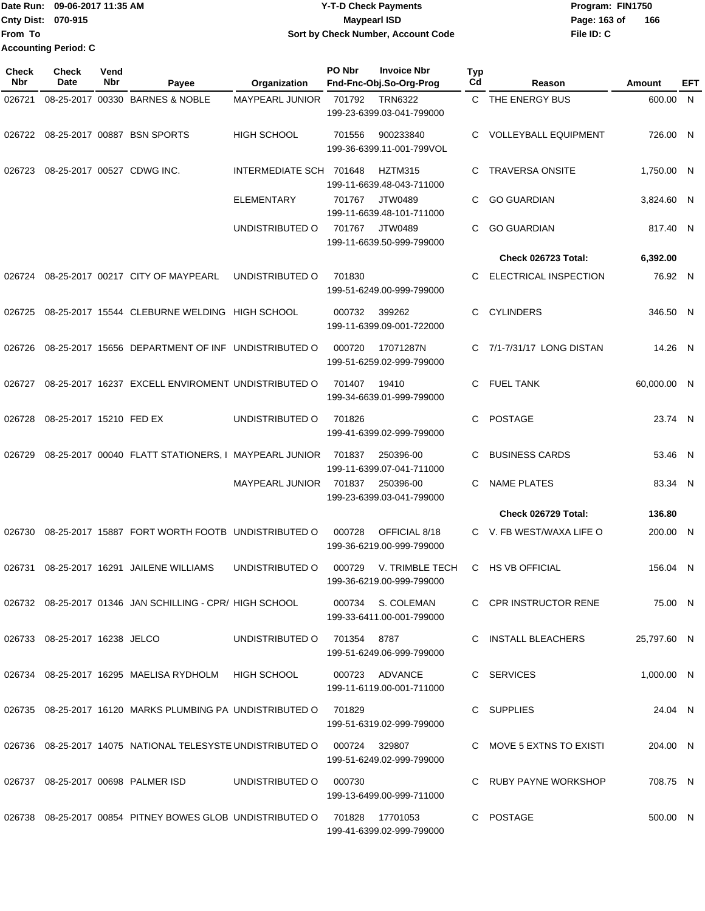Date Run: 09-06-2017 11:35 AM
Cnty Dist: 070-915
From To
Accounting Period: C

# Y-T-D Check Payments
## Maypearl ISD
### Sort by Check Number, Account Code

Program: FIN1750
File ID: C

| Check Nbr | Check Date | Vend Nbr | Payee | Organization | PO Nbr | Invoice Nbr / Fnd-Fnc-Obj.So-Org-Prog | Typ Cd | Reason | Amount | EFT |
|---|---|---|---|---|---|---|---|---|---|---|
| 026721 | 08-25-2017 | 00330 | BARNES & NOBLE | MAYPEARL JUNIOR | 701792 | TRN6322 / 199-23-6399.03-041-799000 | C | THE ENERGY BUS | 600.00 | N |
| 026722 | 08-25-2017 | 00887 | BSN SPORTS | HIGH SCHOOL | 701556 | 900233840 / 199-36-6399.11-001-799VOL | C | VOLLEYBALL EQUIPMENT | 726.00 | N |
| 026723 | 08-25-2017 | 00527 | CDWG INC. | INTERMEDIATE SCH | 701648 | HZTM315 / 199-11-6639.48-043-711000 | C | TRAVERSA ONSITE | 1,750.00 | N |
| | | | | ELEMENTARY | 701767 | JTW0489 / 199-11-6639.48-101-711000 | C | GO GUARDIAN | 3,824.60 | N |
| | | | | UNDISTRIBUTED O | 701767 | JTW0489 / 199-11-6639.50-999-799000 | C | GO GUARDIAN | 817.40 | N |
| | | | | | | | | **Check 026723 Total:** | **6,392.00** | |
| 026724 | 08-25-2017 | 00217 | CITY OF MAYPEARL | UNDISTRIBUTED O | 701830 | 199-51-6249.00-999-799000 | C | ELECTRICAL INSPECTION | 76.92 | N |
| 026725 | 08-25-2017 | 15544 | CLEBURNE WELDING | HIGH SCHOOL | 000732 | 399262 / 199-11-6399.09-001-722000 | C | CYLINDERS | 346.50 | N |
| 026726 | 08-25-2017 | 15656 | DEPARTMENT OF INF | UNDISTRIBUTED O | 000720 | 17071287N / 199-51-6259.02-999-799000 | C | 7/1-7/31/17 LONG DISTAN | 14.26 | N |
| 026727 | 08-25-2017 | 16237 | EXCELL ENVIROMENT | UNDISTRIBUTED O | 701407 | 19410 / 199-34-6639.01-999-799000 | C | FUEL TANK | 60,000.00 | N |
| 026728 | 08-25-2017 | 15210 | FED EX | UNDISTRIBUTED O | 701826 | 199-41-6399.02-999-799000 | C | POSTAGE | 23.74 | N |
| 026729 | 08-25-2017 | 00040 | FLATT STATIONERS, I | MAYPEARL JUNIOR | 701837 | 250396-00 / 199-11-6399.07-041-711000 | C | BUSINESS CARDS | 53.46 | N |
| | | | | MAYPEARL JUNIOR | 701837 | 250396-00 / 199-23-6399.03-041-799000 | C | NAME PLATES | 83.34 | N |
| | | | | | | | | **Check 026729 Total:** | **136.80** | |
| 026730 | 08-25-2017 | 15887 | FORT WORTH FOOTB | UNDISTRIBUTED O | 000728 | OFFICIAL 8/18 / 199-36-6219.00-999-799000 | C | V. FB WEST/WAXA LIFE O | 200.00 | N |
| 026731 | 08-25-2017 | 16291 | JAILENE WILLIAMS | UNDISTRIBUTED O | 000729 | V. TRIMBLE TECH / 199-36-6219.00-999-799000 | C | HS VB OFFICIAL | 156.04 | N |
| 026732 | 08-25-2017 | 01346 | JAN SCHILLING - CPR/ | HIGH SCHOOL | 000734 | S. COLEMAN / 199-33-6411.00-001-799000 | C | CPR INSTRUCTOR RENE | 75.00 | N |
| 026733 | 08-25-2017 | 16238 | JELCO | UNDISTRIBUTED O | 701354 | 8787 / 199-51-6249.06-999-799000 | C | INSTALL BLEACHERS | 25,797.60 | N |
| 026734 | 08-25-2017 | 16295 | MAELISA RYDHOLM | HIGH SCHOOL | 000723 | ADVANCE / 199-11-6119.00-001-711000 | C | SERVICES | 1,000.00 | N |
| 026735 | 08-25-2017 | 16120 | MARKS PLUMBING PA | UNDISTRIBUTED O | 701829 | 199-51-6319.02-999-799000 | C | SUPPLIES | 24.04 | N |
| 026736 | 08-25-2017 | 14075 | NATIONAL TELESYSTE | UNDISTRIBUTED O | 000724 | 329807 / 199-51-6249.02-999-799000 | C | MOVE 5 EXTNS TO EXISTI | 204.00 | N |
| 026737 | 08-25-2017 | 00698 | PALMER ISD | UNDISTRIBUTED O | 000730 | 199-13-6499.00-999-711000 | C | RUBY PAYNE WORKSHOP | 708.75 | N |
| 026738 | 08-25-2017 | 00854 | PITNEY BOWES GLOB | UNDISTRIBUTED O | 701828 | 17701053 / 199-41-6399.02-999-799000 | C | POSTAGE | 500.00 | N |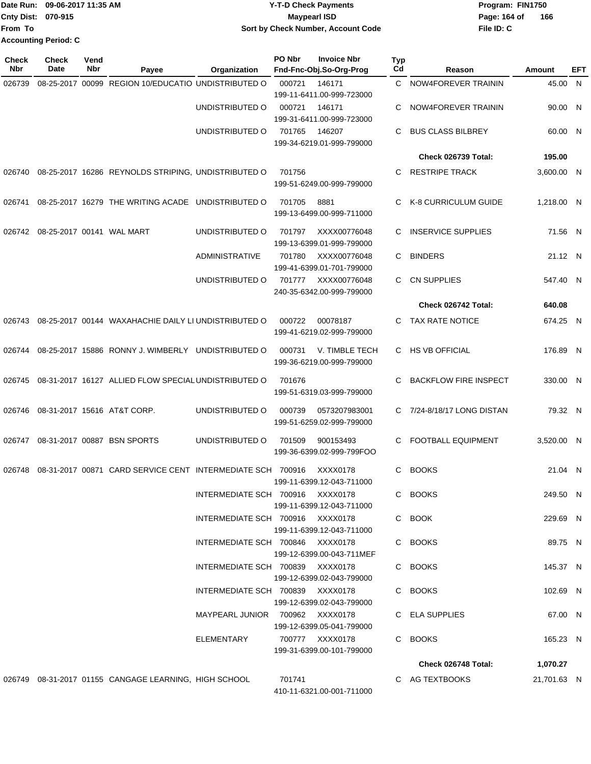Date Run: 09-06-2017 11:35 AM
Cnty Dist: 070-915
From To
Accounting Period: C

# Y-T-D Check Payments
## Maypearl ISD
### Sort by Check Number, Account Code

Program: FIN1750
File ID: C

| Check Nbr | Check Date | Vend Nbr | Payee | Organization | PO Nbr | Invoice Nbr / Fnd-Fnc-Obj.So-Org-Prog | Typ Cd | Reason | Amount | EFT |
|---|---|---|---|---|---|---|---|---|---|---|
| 026739 | 08-25-2017 | 00099 | REGION 10/EDUCATIO | UNDISTRIBUTED O | 000721 | 146171 / 199-11-6411.00-999-723000 | C | NOW4FOREVER TRAININ | 45.00 | N |
| | | | | UNDISTRIBUTED O | 000721 | 146171 / 199-31-6411.00-999-723000 | C | NOW4FOREVER TRAININ | 90.00 | N |
| | | | | UNDISTRIBUTED O | 701765 | 146207 / 199-34-6219.01-999-799000 | C | BUS CLASS BILBREY | 60.00 | N |
| | | | | | | | | **Check 026739 Total:** | **195.00** | |
| 026740 | 08-25-2017 | 16286 | REYNOLDS STRIPING, | UNDISTRIBUTED O | 701756 | 199-51-6249.00-999-799000 | C | RESTRIPE TRACK | 3,600.00 | N |
| 026741 | 08-25-2017 | 16279 | THE WRITING ACADE | UNDISTRIBUTED O | 701705 | 8881 / 199-13-6499.00-999-711000 | C | K-8 CURRICULUM GUIDE | 1,218.00 | N |
| 026742 | 08-25-2017 | 00141 | WAL MART | UNDISTRIBUTED O | 701797 | XXXX00776048 / 199-13-6399.01-999-799000 | C | INSERVICE SUPPLIES | 71.56 | N |
| | | | | ADMINISTRATIVE | 701780 | XXXX00776048 / 199-41-6399.01-701-799000 | C | BINDERS | 21.12 | N |
| | | | | UNDISTRIBUTED O | 701777 | XXXX00776048 / 240-35-6342.00-999-799000 | C | CN SUPPLIES | 547.40 | N |
| | | | | | | | | **Check 026742 Total:** | **640.08** | |
| 026743 | 08-25-2017 | 00144 | WAXAHACHIE DAILY LI | UNDISTRIBUTED O | 000722 | 00078187 / 199-41-6219.02-999-799000 | C | TAX RATE NOTICE | 674.25 | N |
| 026744 | 08-25-2017 | 15886 | RONNY J. WIMBERLY | UNDISTRIBUTED O | 000731 | V. TIMBLE TECH / 199-36-6219.00-999-799000 | C | HS VB OFFICIAL | 176.89 | N |
| 026745 | 08-31-2017 | 16127 | ALLIED FLOW SPECIAL | UNDISTRIBUTED O | 701676 | 199-51-6319.03-999-799000 | C | BACKFLOW FIRE INSPECT | 330.00 | N |
| 026746 | 08-31-2017 | 15616 | AT&T CORP. | UNDISTRIBUTED O | 000739 | 0573207983001 / 199-51-6259.02-999-799000 | C | 7/24-8/18/17 LONG DISTAN | 79.32 | N |
| 026747 | 08-31-2017 | 00887 | BSN SPORTS | UNDISTRIBUTED O | 701509 | 900153493 / 199-36-6399.02-999-799FOO | C | FOOTBALL EQUIPMENT | 3,520.00 | N |
| 026748 | 08-31-2017 | 00871 | CARD SERVICE CENT | INTERMEDIATE SCH | 700916 | XXXX0178 / 199-11-6399.12-043-711000 | C | BOOKS | 21.04 | N |
| | | | | INTERMEDIATE SCH | 700916 | XXXX0178 / 199-11-6399.12-043-711000 | C | BOOKS | 249.50 | N |
| | | | | INTERMEDIATE SCH | 700916 | XXXX0178 / 199-11-6399.12-043-711000 | C | BOOK | 229.69 | N |
| | | | | INTERMEDIATE SCH | 700846 | XXXX0178 / 199-12-6399.00-043-711MEF | C | BOOKS | 89.75 | N |
| | | | | INTERMEDIATE SCH | 700839 | XXXX0178 / 199-12-6399.02-043-799000 | C | BOOKS | 145.37 | N |
| | | | | INTERMEDIATE SCH | 700839 | XXXX0178 / 199-12-6399.02-043-799000 | C | BOOKS | 102.69 | N |
| | | | | MAYPEARL JUNIOR | 700962 | XXXX0178 / 199-12-6399.05-041-799000 | C | ELA SUPPLIES | 67.00 | N |
| | | | | ELEMENTARY | 700777 | XXXX0178 / 199-31-6399.00-101-799000 | C | BOOKS | 165.23 | N |
| | | | | | | | | **Check 026748 Total:** | **1,070.27** | |
| 026749 | 08-31-2017 | 01155 | CANGAGE LEARNING, | HIGH SCHOOL | 701741 | 410-11-6321.00-001-711000 | C | AG TEXTBOOKS | 21,701.63 | N |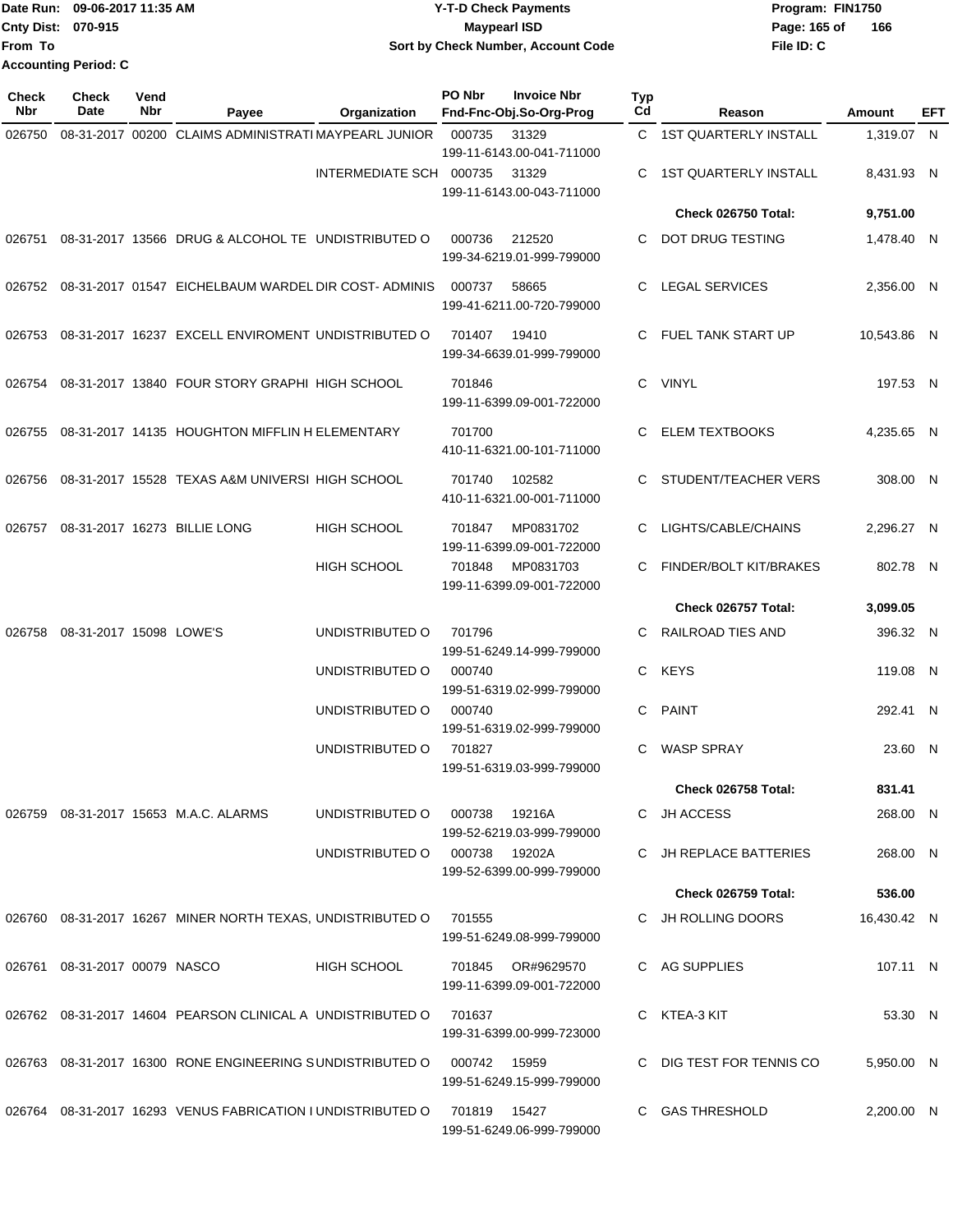**Date Run:** 09-06-2017 11:35 AM
**Cnty Dist:** 070-915
**From To**
**Accounting Period:** C

# Y-T-D Check Payments
## Maypearl ISD
### Sort by Check Number, Account Code

**Program:** FIN1750
**File ID:** C

| Check Nbr | Check Date | Vend Nbr | Payee | Organization | PO Nbr | Invoice Nbr / Fnd-Fnc-Obj.So-Org-Prog | Typ Cd | Reason | Amount | EFT |
|---|---|---|---|---|---|---|---|---|---|---|
| 026750 | 08-31-2017 | 00200 | CLAIMS ADMINISTRATI | MAYPEARL JUNIOR | 000735 | 31329 / 199-11-6143.00-041-711000 | C | 1ST QUARTERLY INSTALL | 1,319.07 | N |
| | | | | INTERMEDIATE SCH | 000735 | 31329 / 199-11-6143.00-043-711000 | C | 1ST QUARTERLY INSTALL | 8,431.93 | N |
| | | | | | | | | **Check 026750 Total:** | **9,751.00** | |
| 026751 | 08-31-2017 | 13566 | DRUG & ALCOHOL TE | UNDISTRIBUTED O | 000736 | 212520 / 199-34-6219.01-999-799000 | C | DOT DRUG TESTING | 1,478.40 | N |
| 026752 | 08-31-2017 | 01547 | EICHELBAUM WARDEL | DIR COST- ADMINIS | 000737 | 58665 / 199-41-6211.00-720-799000 | C | LEGAL SERVICES | 2,356.00 | N |
| 026753 | 08-31-2017 | 16237 | EXCELL ENVIROMENT | UNDISTRIBUTED O | 701407 | 19410 / 199-34-6639.01-999-799000 | C | FUEL TANK START UP | 10,543.86 | N |
| 026754 | 08-31-2017 | 13840 | FOUR STORY GRAPHI | HIGH SCHOOL | 701846 | 199-11-6399.09-001-722000 | C | VINYL | 197.53 | N |
| 026755 | 08-31-2017 | 14135 | HOUGHTON MIFFLIN H | ELEMENTARY | 701700 | 410-11-6321.00-101-711000 | C | ELEM TEXTBOOKS | 4,235.65 | N |
| 026756 | 08-31-2017 | 15528 | TEXAS A&M UNIVERSI | HIGH SCHOOL | 701740 | 102582 / 410-11-6321.00-001-711000 | C | STUDENT/TEACHER VERS | 308.00 | N |
| 026757 | 08-31-2017 | 16273 | BILLIE LONG | HIGH SCHOOL | 701847 | MP0831702 / 199-11-6399.09-001-722000 | C | LIGHTS/CABLE/CHAINS | 2,296.27 | N |
| | | | | HIGH SCHOOL | 701848 | MP0831703 / 199-11-6399.09-001-722000 | C | FINDER/BOLT KIT/BRAKES | 802.78 | N |
| | | | | | | | | **Check 026757 Total:** | **3,099.05** | |
| 026758 | 08-31-2017 | 15098 | LOWE'S | UNDISTRIBUTED O | 701796 | 199-51-6249.14-999-799000 | C | RAILROAD TIES AND | 396.32 | N |
| | | | | UNDISTRIBUTED O | 000740 | 199-51-6319.02-999-799000 | C | KEYS | 119.08 | N |
| | | | | UNDISTRIBUTED O | 000740 | 199-51-6319.02-999-799000 | C | PAINT | 292.41 | N |
| | | | | UNDISTRIBUTED O | 701827 | 199-51-6319.03-999-799000 | C | WASP SPRAY | 23.60 | N |
| | | | | | | | | **Check 026758 Total:** | **831.41** | |
| 026759 | 08-31-2017 | 15653 | M.A.C. ALARMS | UNDISTRIBUTED O | 000738 | 19216A / 199-52-6219.03-999-799000 | C | JH ACCESS | 268.00 | N |
| | | | | UNDISTRIBUTED O | 000738 | 19202A / 199-52-6399.00-999-799000 | C | JH REPLACE BATTERIES | 268.00 | N |
| | | | | | | | | **Check 026759 Total:** | **536.00** | |
| 026760 | 08-31-2017 | 16267 | MINER NORTH TEXAS, | UNDISTRIBUTED O | 701555 | 199-51-6249.08-999-799000 | C | JH ROLLING DOORS | 16,430.42 | N |
| 026761 | 08-31-2017 | 00079 | NASCO | HIGH SCHOOL | 701845 | OR#9629570 / 199-11-6399.09-001-722000 | C | AG SUPPLIES | 107.11 | N |
| 026762 | 08-31-2017 | 14604 | PEARSON CLINICAL A | UNDISTRIBUTED O | 701637 | 199-31-6399.00-999-723000 | C | KTEA-3 KIT | 53.30 | N |
| 026763 | 08-31-2017 | 16300 | RONE ENGINEERING S | UNDISTRIBUTED O | 000742 | 15959 / 199-51-6249.15-999-799000 | C | DIG TEST FOR TENNIS CO | 5,950.00 | N |
| 026764 | 08-31-2017 | 16293 | VENUS FABRICATION I | UNDISTRIBUTED O | 701819 | 15427 / 199-51-6249.06-999-799000 | C | GAS THRESHOLD | 2,200.00 | N |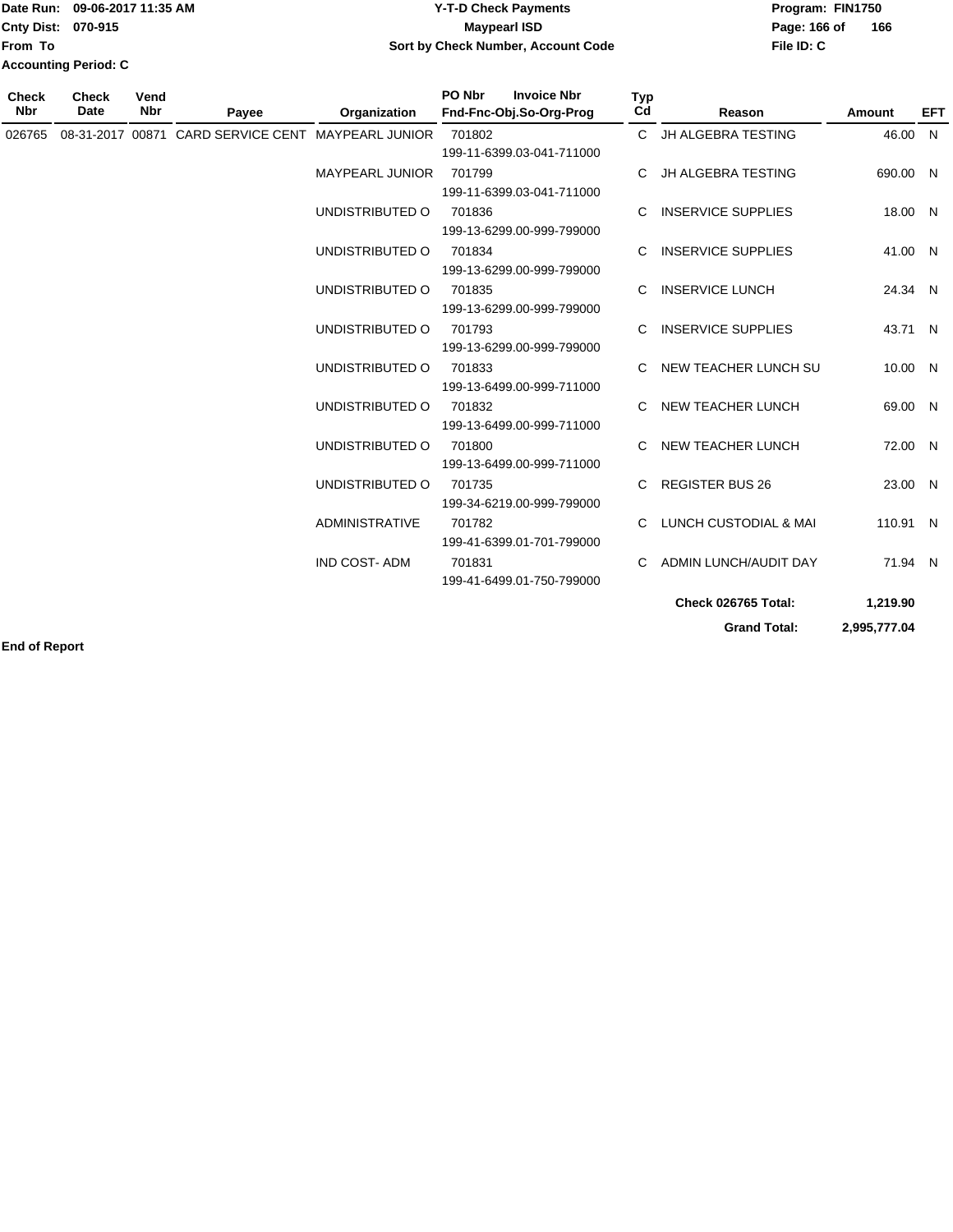Date Run: 09-06-2017 11:35 AM
Cnty Dist: 070-915
From To
Accounting Period: C

**Y-T-D Check Payments**
**Maypearl ISD**
**Sort by Check Number, Account Code**

Program: FIN1750
File ID: C

| Check Nbr | Check Date | Vend Nbr | Payee | Organization | PO Nbr / Invoice Nbr / Fnd-Fnc-Obj.So-Org-Prog | Typ Cd | Reason | Amount | EFT |
|---|---|---|---|---|---|---|---|---|---|
| 026765 | 08-31-2017 | 00871 | CARD SERVICE CENT | MAYPEARL JUNIOR | 701802 199-11-6399.03-041-711000 | C | JH ALGEBRA TESTING | 46.00 | N |
| | | | | MAYPEARL JUNIOR | 701799 199-11-6399.03-041-711000 | C | JH ALGEBRA TESTING | 690.00 | N |
| | | | | UNDISTRIBUTED O | 701836 199-13-6299.00-999-799000 | C | INSERVICE SUPPLIES | 18.00 | N |
| | | | | UNDISTRIBUTED O | 701834 199-13-6299.00-999-799000 | C | INSERVICE SUPPLIES | 41.00 | N |
| | | | | UNDISTRIBUTED O | 701835 199-13-6299.00-999-799000 | C | INSERVICE LUNCH | 24.34 | N |
| | | | | UNDISTRIBUTED O | 701793 199-13-6299.00-999-799000 | C | INSERVICE SUPPLIES | 43.71 | N |
| | | | | UNDISTRIBUTED O | 701833 199-13-6499.00-999-711000 | C | NEW TEACHER LUNCH SU | 10.00 | N |
| | | | | UNDISTRIBUTED O | 701832 199-13-6499.00-999-711000 | C | NEW TEACHER LUNCH | 69.00 | N |
| | | | | UNDISTRIBUTED O | 701800 199-13-6499.00-999-711000 | C | NEW TEACHER LUNCH | 72.00 | N |
| | | | | UNDISTRIBUTED O | 701735 199-34-6219.00-999-799000 | C | REGISTER BUS 26 | 23.00 | N |
| | | | | ADMINISTRATIVE | 701782 199-41-6399.01-701-799000 | C | LUNCH CUSTODIAL & MAI | 110.91 | N |
| | | | | IND COST- ADM | 701831 199-41-6499.01-750-799000 | C | ADMIN LUNCH/AUDIT DAY | 71.94 | N |
| | | | | | | | **Check 026765 Total:** | **1,219.90** | |
| | | | | | | | **Grand Total:** | **2,995,777.04** | |

**End of Report**